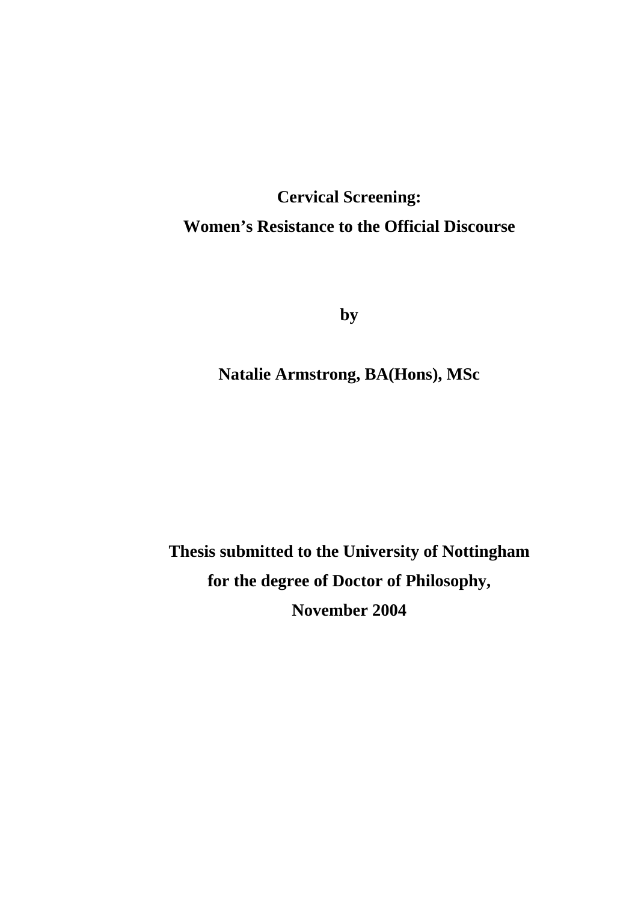# Cervical Screening: Women's Resistance to the Official Discourse

**by**

**Natalie Armstrong, BA(Hons), MSc**

**Thesis submitted to the University of Nottingham for the degree of Doctor of Philosophy, November 2004**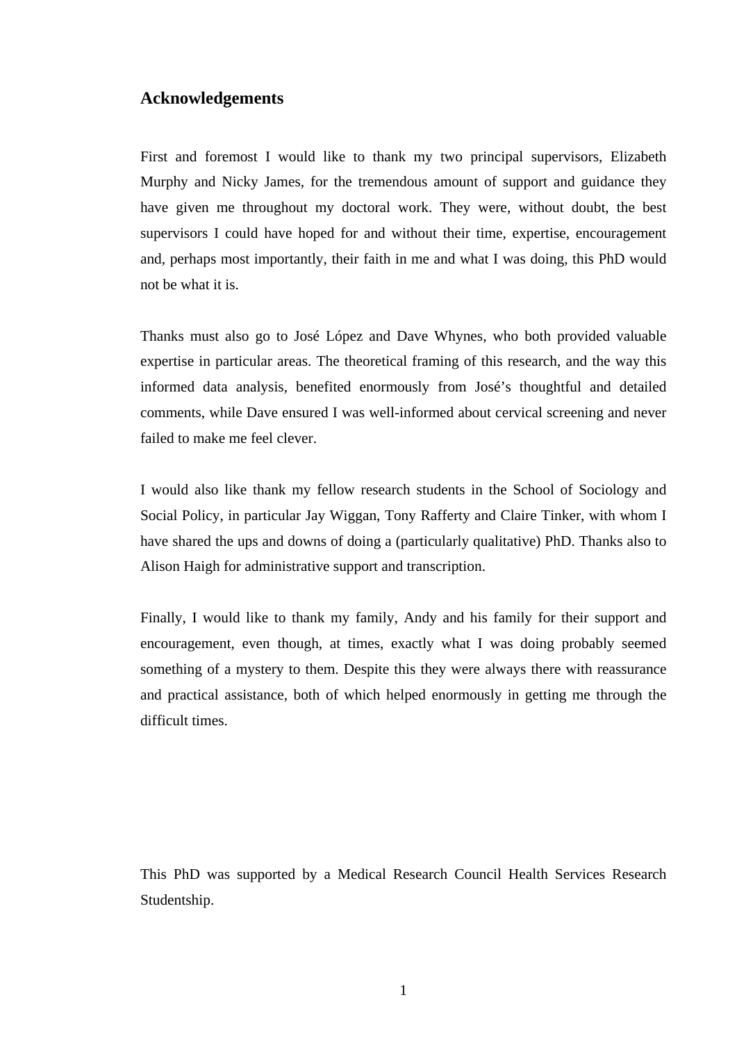## Acknowledgements

First and foremost I would like to thank my two principal supervisors, Elizabeth Murphy and Nicky James, for the tremendous amount of support and guidance they have given me throughout my doctoral work. They were, without doubt, the best supervisors I could have hoped for and without their time, expertise, encouragement and, perhaps most importantly, their faith in me and what I was doing, this PhD would not be what it is.

Thanks must also go to José López and Dave Whynes, who both provided valuable expertise in particular areas. The theoretical framing of this research, and the way this informed data analysis, benefited enormously from José's thoughtful and detailed comments, while Dave ensured I was well-informed about cervical screening and never failed to make me feel clever.

I would also like thank my fellow research students in the School of Sociology and Social Policy, in particular Jay Wiggan, Tony Rafferty and Claire Tinker, with whom I have shared the ups and downs of doing a (particularly qualitative) PhD. Thanks also to Alison Haigh for administrative support and transcription.

Finally, I would like to thank my family, Andy and his family for their support and encouragement, even though, at times, exactly what I was doing probably seemed something of a mystery to them. Despite this they were always there with reassurance and practical assistance, both of which helped enormously in getting me through the difficult times.

This PhD was supported by a Medical Research Council Health Services Research Studentship.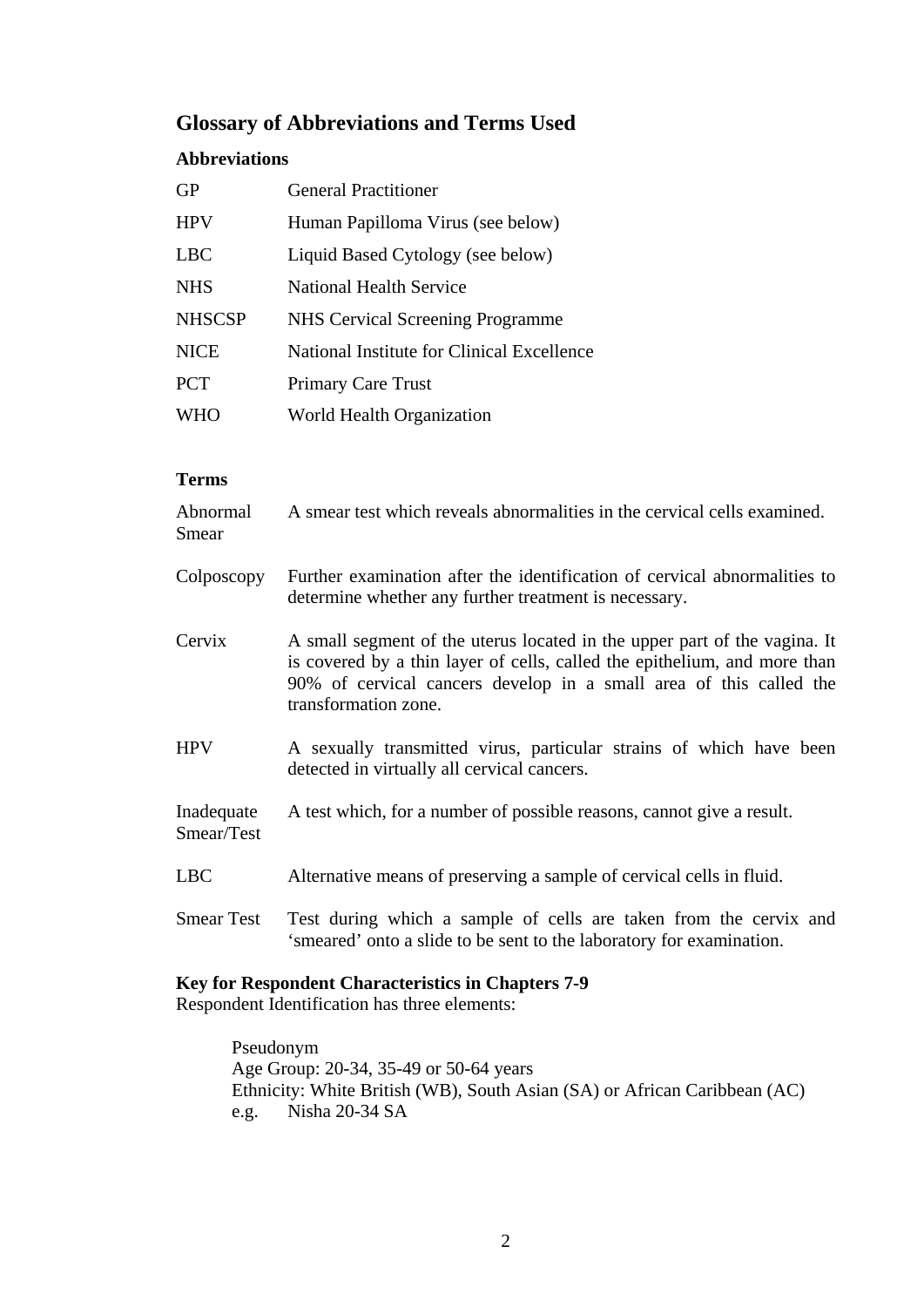## Glossary of Abbreviations and Terms Used

### Abbreviations

| | |
|---|---|
| GP | General Practitioner |
| HPV | Human Papilloma Virus (see below) |
| LBC | Liquid Based Cytology (see below) |
| NHS | National Health Service |
| NHSCSP | NHS Cervical Screening Programme |
| NICE | National Institute for Clinical Excellence |
| PCT | Primary Care Trust |
| WHO | World Health Organization |

### Terms

| | |
|---|---|
| Abnormal Smear | A smear test which reveals abnormalities in the cervical cells examined. |
| Colposcopy | Further examination after the identification of cervical abnormalities to determine whether any further treatment is necessary. |
| Cervix | A small segment of the uterus located in the upper part of the vagina. It is covered by a thin layer of cells, called the epithelium, and more than 90% of cervical cancers develop in a small area of this called the transformation zone. |
| HPV | A sexually transmitted virus, particular strains of which have been detected in virtually all cervical cancers. |
| Inadequate Smear/Test | A test which, for a number of possible reasons, cannot give a result. |
| LBC | Alternative means of preserving a sample of cervical cells in fluid. |
| Smear Test | Test during which a sample of cells are taken from the cervix and 'smeared' onto a slide to be sent to the laboratory for examination. |

**Key for Respondent Characteristics in Chapters 7-9**

Respondent Identification has three elements:

Pseudonym
Age Group: 20-34, 35-49 or 50-64 years
Ethnicity: White British (WB), South Asian (SA) or African Caribbean (AC)
e.g. Nisha 20-34 SA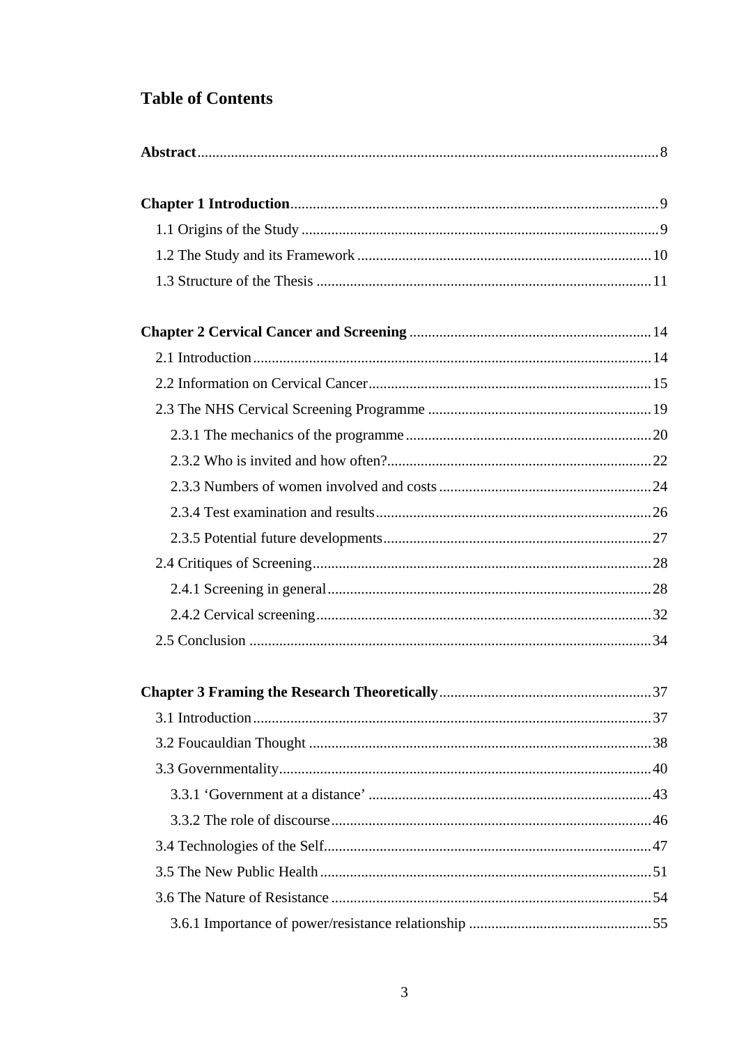## Table of Contents

**Abstract** 8

**Chapter 1 Introduction** 9

- 1.1 Origins of the Study 9
- 1.2 The Study and its Framework 10
- 1.3 Structure of the Thesis 11

**Chapter 2 Cervical Cancer and Screening** 14

- 2.1 Introduction 14
- 2.2 Information on Cervical Cancer 15
- 2.3 The NHS Cervical Screening Programme 19
  - 2.3.1 The mechanics of the programme 20
  - 2.3.2 Who is invited and how often? 22
  - 2.3.3 Numbers of women involved and costs 24
  - 2.3.4 Test examination and results 26
  - 2.3.5 Potential future developments 27
- 2.4 Critiques of Screening 28
  - 2.4.1 Screening in general 28
  - 2.4.2 Cervical screening 32
- 2.5 Conclusion 34

**Chapter 3 Framing the Research Theoretically** 37

- 3.1 Introduction 37
- 3.2 Foucauldian Thought 38
- 3.3 Governmentality 40
  - 3.3.1 'Government at a distance' 43
  - 3.3.2 The role of discourse 46
- 3.4 Technologies of the Self 47
- 3.5 The New Public Health 51
- 3.6 The Nature of Resistance 54
  - 3.6.1 Importance of power/resistance relationship 55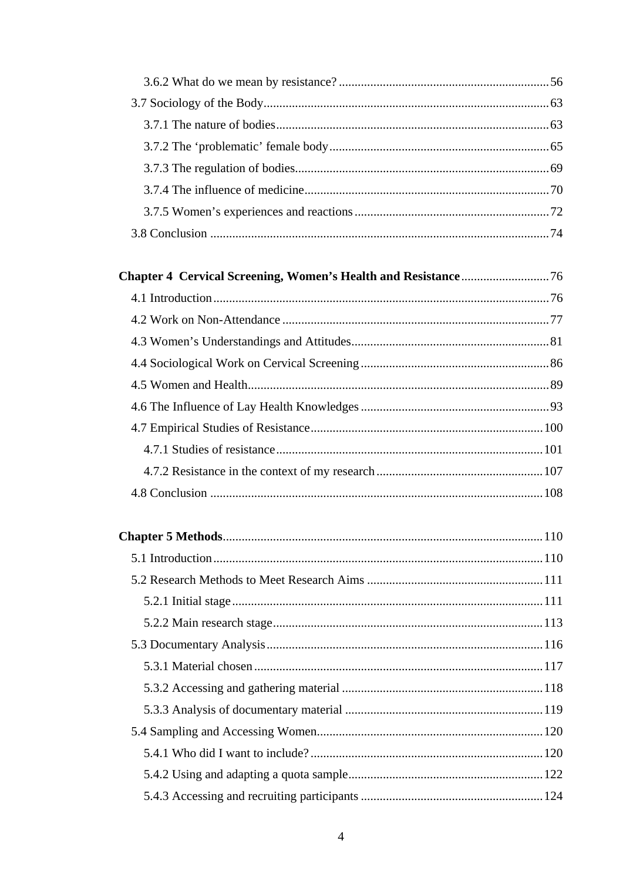3.6.2 What do we mean by resistance? ... 56

3.7 Sociology of the Body ... 63

3.7.1 The nature of bodies ... 63

3.7.2 The 'problematic' female body ... 65

3.7.3 The regulation of bodies ... 69

3.7.4 The influence of medicine ... 70

3.7.5 Women's experiences and reactions ... 72

3.8 Conclusion ... 74

**Chapter 4 Cervical Screening, Women's Health and Resistance** ... 76

4.1 Introduction ... 76

4.2 Work on Non-Attendance ... 77

4.3 Women's Understandings and Attitudes ... 81

4.4 Sociological Work on Cervical Screening ... 86

4.5 Women and Health ... 89

4.6 The Influence of Lay Health Knowledges ... 93

4.7 Empirical Studies of Resistance ... 100

4.7.1 Studies of resistance ... 101

4.7.2 Resistance in the context of my research ... 107

4.8 Conclusion ... 108

**Chapter 5 Methods** ... 110

5.1 Introduction ... 110

5.2 Research Methods to Meet Research Aims ... 111

5.2.1 Initial stage ... 111

5.2.2 Main research stage ... 113

5.3 Documentary Analysis ... 116

5.3.1 Material chosen ... 117

5.3.2 Accessing and gathering material ... 118

5.3.3 Analysis of documentary material ... 119

5.4 Sampling and Accessing Women ... 120

5.4.1 Who did I want to include? ... 120

5.4.2 Using and adapting a quota sample ... 122

5.4.3 Accessing and recruiting participants ... 124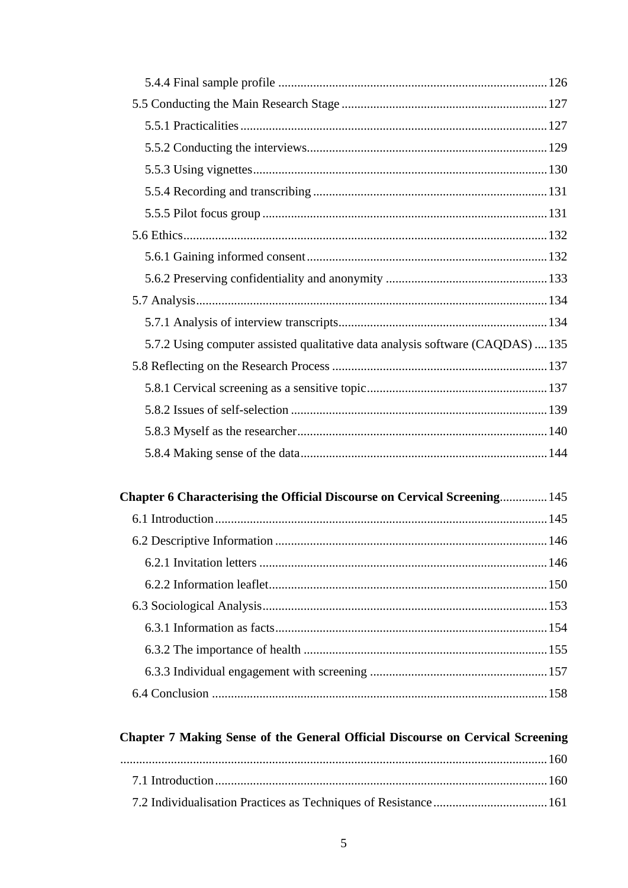5.4.4 Final sample profile ..... 126

5.5 Conducting the Main Research Stage ..... 127

5.5.1 Practicalities ..... 127

5.5.2 Conducting the interviews ..... 129

5.5.3 Using vignettes ..... 130

5.5.4 Recording and transcribing ..... 131

5.5.5 Pilot focus group ..... 131

5.6 Ethics ..... 132

5.6.1 Gaining informed consent ..... 132

5.6.2 Preserving confidentiality and anonymity ..... 133

5.7 Analysis ..... 134

5.7.1 Analysis of interview transcripts ..... 134

5.7.2 Using computer assisted qualitative data analysis software (CAQDAS) ..... 135

5.8 Reflecting on the Research Process ..... 137

5.8.1 Cervical screening as a sensitive topic ..... 137

5.8.2 Issues of self-selection ..... 139

5.8.3 Myself as the researcher ..... 140

5.8.4 Making sense of the data ..... 144

**Chapter 6 Characterising the Official Discourse on Cervical Screening** ..... 145

6.1 Introduction ..... 145

6.2 Descriptive Information ..... 146

6.2.1 Invitation letters ..... 146

6.2.2 Information leaflet ..... 150

6.3 Sociological Analysis ..... 153

6.3.1 Information as facts ..... 154

6.3.2 The importance of health ..... 155

6.3.3 Individual engagement with screening ..... 157

6.4 Conclusion ..... 158

**Chapter 7 Making Sense of the General Official Discourse on Cervical Screening** ..... 160

7.1 Introduction ..... 160

7.2 Individualisation Practices as Techniques of Resistance ..... 161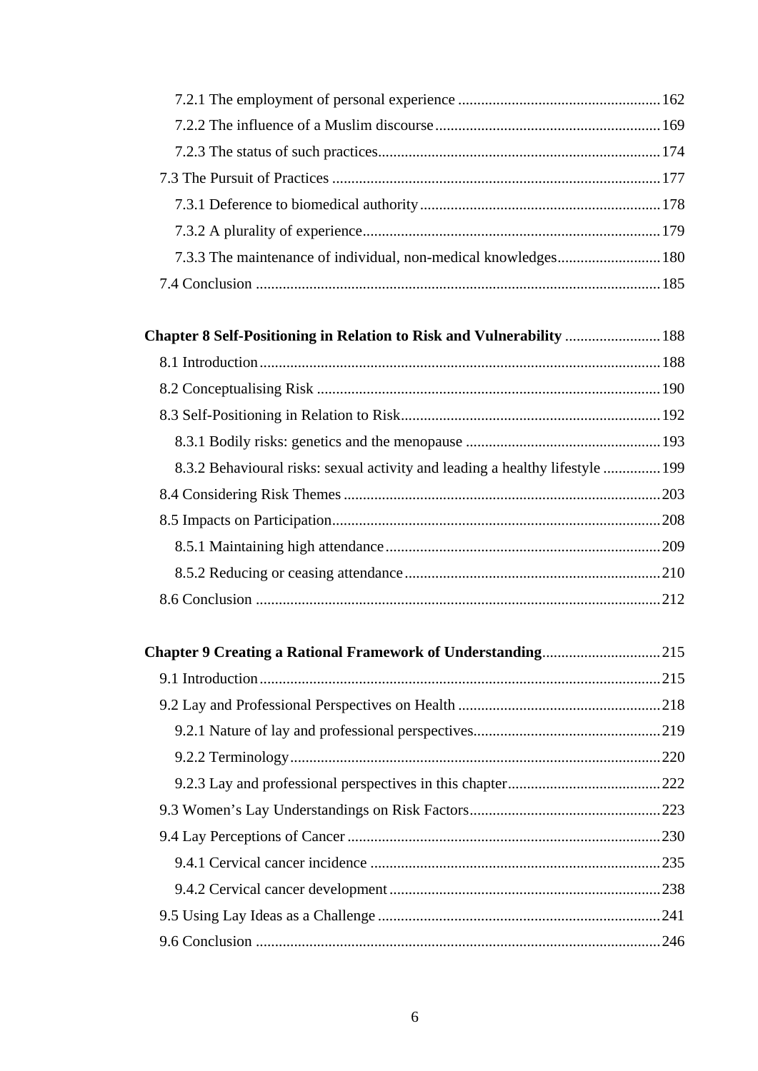7.2.1 The employment of personal experience ..................................................... 162
7.2.2 The influence of a Muslim discourse ........................................................... 169
7.2.3 The status of such practices ......................................................................... 174
7.3 The Pursuit of Practices ...................................................................................... 177
7.3.1 Deference to biomedical authority ............................................................... 178
7.3.2 A plurality of experience ............................................................................... 179
7.3.3 The maintenance of individual, non-medical knowledges ........................... 180
7.4 Conclusion .......................................................................................................... 185

**Chapter 8 Self-Positioning in Relation to Risk and Vulnerability** ......................... 188
8.1 Introduction ......................................................................................................... 188
8.2 Conceptualising Risk .......................................................................................... 190
8.3 Self-Positioning in Relation to Risk ................................................................... 192
8.3.1 Bodily risks: genetics and the menopause ................................................... 193
8.3.2 Behavioural risks: sexual activity and leading a healthy lifestyle ............... 199
8.4 Considering Risk Themes ................................................................................... 203
8.5 Impacts on Participation ..................................................................................... 208
8.5.1 Maintaining high attendance ........................................................................ 209
8.5.2 Reducing or ceasing attendance ................................................................... 210
8.6 Conclusion .......................................................................................................... 212

**Chapter 9 Creating a Rational Framework of Understanding** ............................... 215
9.1 Introduction ......................................................................................................... 215
9.2 Lay and Professional Perspectives on Health ..................................................... 218
9.2.1 Nature of lay and professional perspectives ................................................. 219
9.2.2 Terminology ................................................................................................. 220
9.2.3 Lay and professional perspectives in this chapter ........................................ 222
9.3 Women's Lay Understandings on Risk Factors .................................................. 223
9.4 Lay Perceptions of Cancer .................................................................................. 230
9.4.1 Cervical cancer incidence ............................................................................ 235
9.4.2 Cervical cancer development ....................................................................... 238
9.5 Using Lay Ideas as a Challenge .......................................................................... 241
9.6 Conclusion .......................................................................................................... 246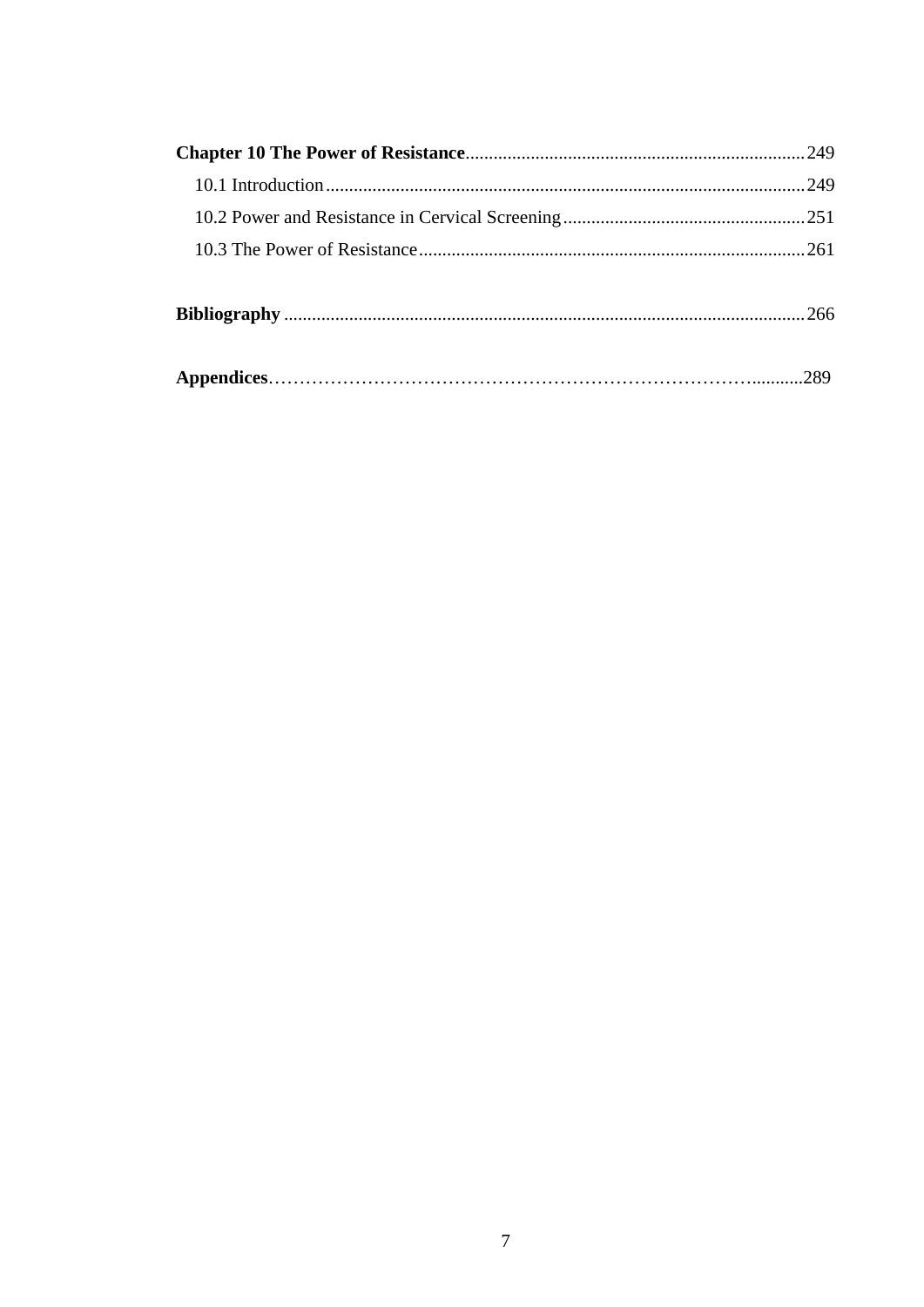**Chapter 10 The Power of Resistance** ........................................................................ 249

10.1 Introduction ...................................................................................................... 249

10.2 Power and Resistance in Cervical Screening .................................................... 251

10.3 The Power of Resistance .................................................................................. 261

**Bibliography** ............................................................................................................... 266

**Appendices**………………………………………………………………………..........289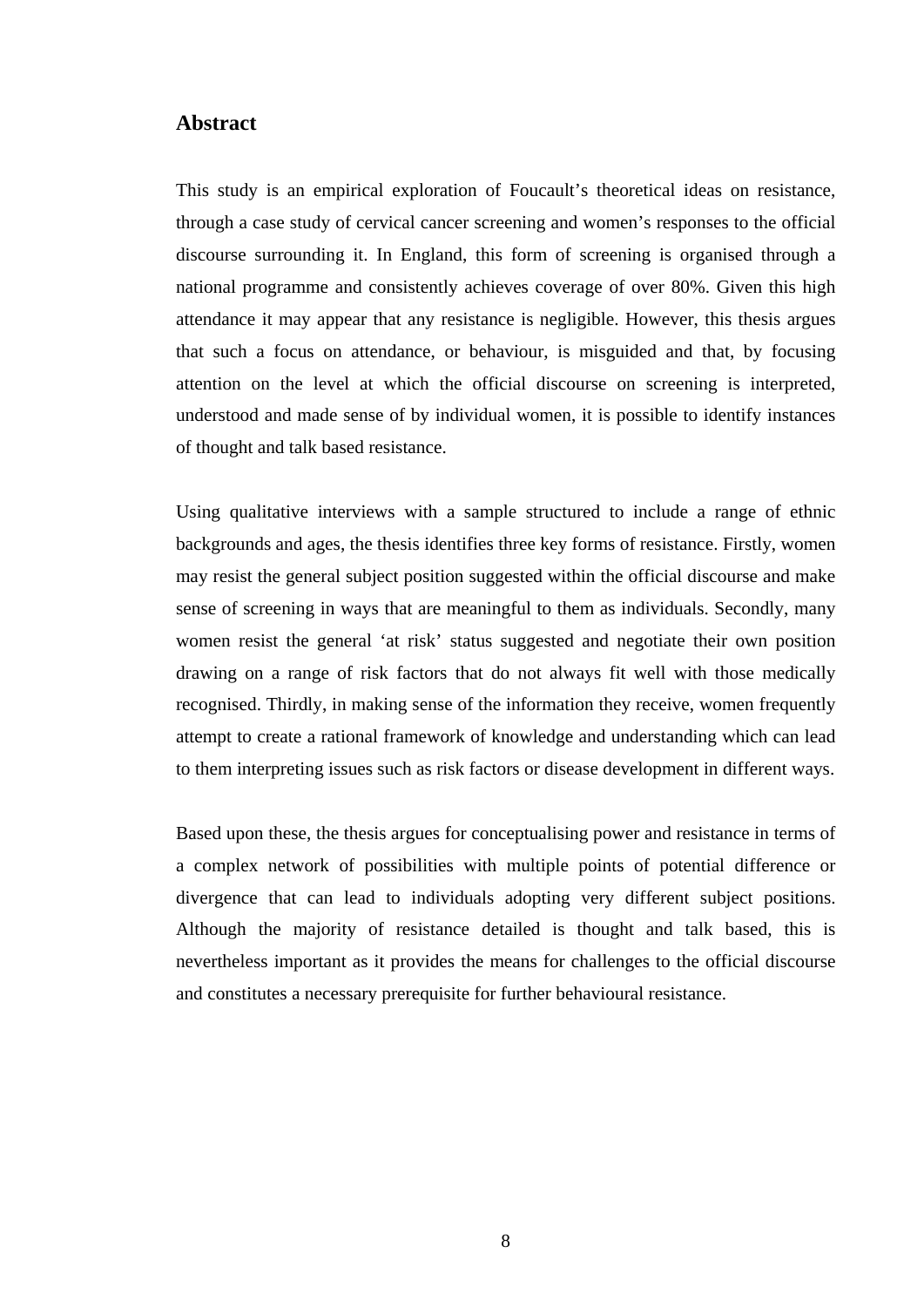## Abstract

This study is an empirical exploration of Foucault's theoretical ideas on resistance, through a case study of cervical cancer screening and women's responses to the official discourse surrounding it. In England, this form of screening is organised through a national programme and consistently achieves coverage of over 80%. Given this high attendance it may appear that any resistance is negligible. However, this thesis argues that such a focus on attendance, or behaviour, is misguided and that, by focusing attention on the level at which the official discourse on screening is interpreted, understood and made sense of by individual women, it is possible to identify instances of thought and talk based resistance.

Using qualitative interviews with a sample structured to include a range of ethnic backgrounds and ages, the thesis identifies three key forms of resistance. Firstly, women may resist the general subject position suggested within the official discourse and make sense of screening in ways that are meaningful to them as individuals. Secondly, many women resist the general 'at risk' status suggested and negotiate their own position drawing on a range of risk factors that do not always fit well with those medically recognised. Thirdly, in making sense of the information they receive, women frequently attempt to create a rational framework of knowledge and understanding which can lead to them interpreting issues such as risk factors or disease development in different ways.

Based upon these, the thesis argues for conceptualising power and resistance in terms of a complex network of possibilities with multiple points of potential difference or divergence that can lead to individuals adopting very different subject positions. Although the majority of resistance detailed is thought and talk based, this is nevertheless important as it provides the means for challenges to the official discourse and constitutes a necessary prerequisite for further behavioural resistance.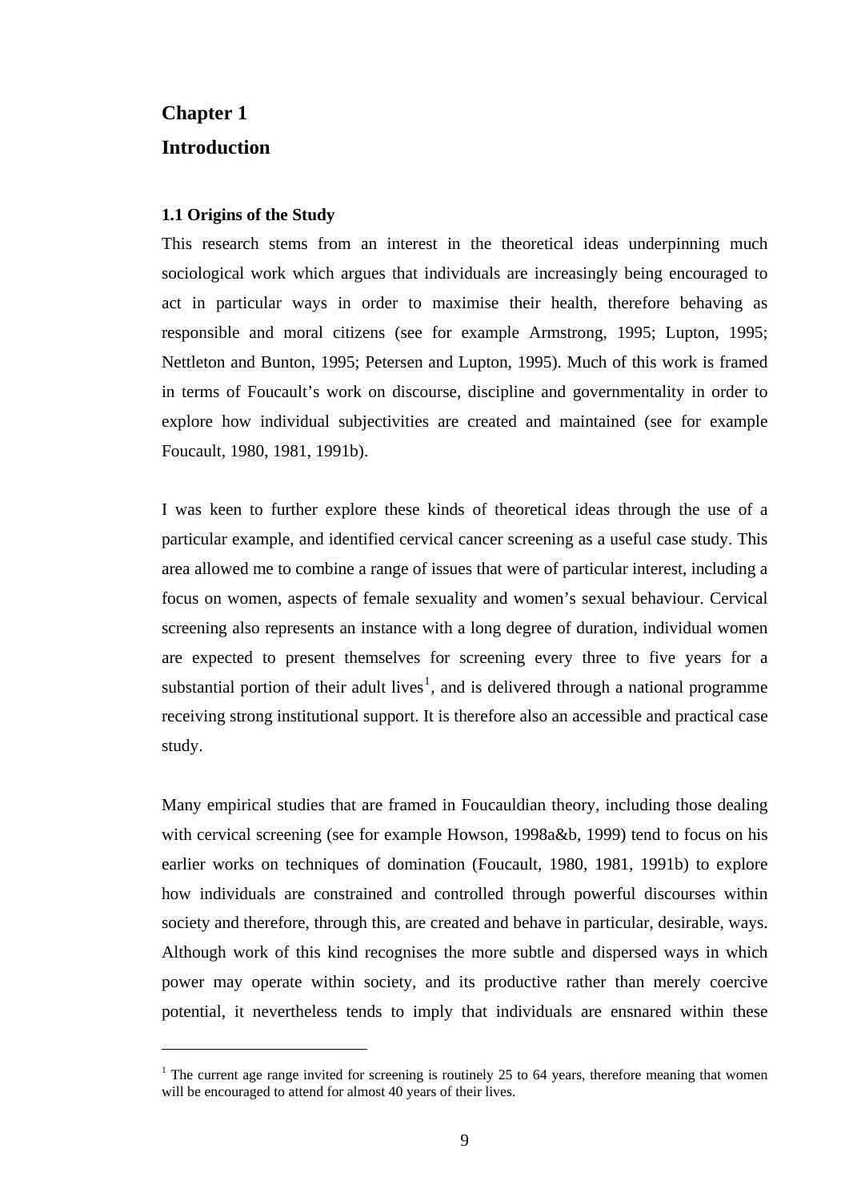# Chapter 1

# Introduction

### 1.1 Origins of the Study

This research stems from an interest in the theoretical ideas underpinning much sociological work which argues that individuals are increasingly being encouraged to act in particular ways in order to maximise their health, therefore behaving as responsible and moral citizens (see for example Armstrong, 1995; Lupton, 1995; Nettleton and Bunton, 1995; Petersen and Lupton, 1995). Much of this work is framed in terms of Foucault's work on discourse, discipline and governmentality in order to explore how individual subjectivities are created and maintained (see for example Foucault, 1980, 1981, 1991b).

I was keen to further explore these kinds of theoretical ideas through the use of a particular example, and identified cervical cancer screening as a useful case study. This area allowed me to combine a range of issues that were of particular interest, including a focus on women, aspects of female sexuality and women's sexual behaviour. Cervical screening also represents an instance with a long degree of duration, individual women are expected to present themselves for screening every three to five years for a substantial portion of their adult lives[1], and is delivered through a national programme receiving strong institutional support. It is therefore also an accessible and practical case study.

Many empirical studies that are framed in Foucauldian theory, including those dealing with cervical screening (see for example Howson, 1998a&b, 1999) tend to focus on his earlier works on techniques of domination (Foucault, 1980, 1981, 1991b) to explore how individuals are constrained and controlled through powerful discourses within society and therefore, through this, are created and behave in particular, desirable, ways. Although work of this kind recognises the more subtle and dispersed ways in which power may operate within society, and its productive rather than merely coercive potential, it nevertheless tends to imply that individuals are ensnared within these

---

[1] The current age range invited for screening is routinely 25 to 64 years, therefore meaning that women will be encouraged to attend for almost 40 years of their lives.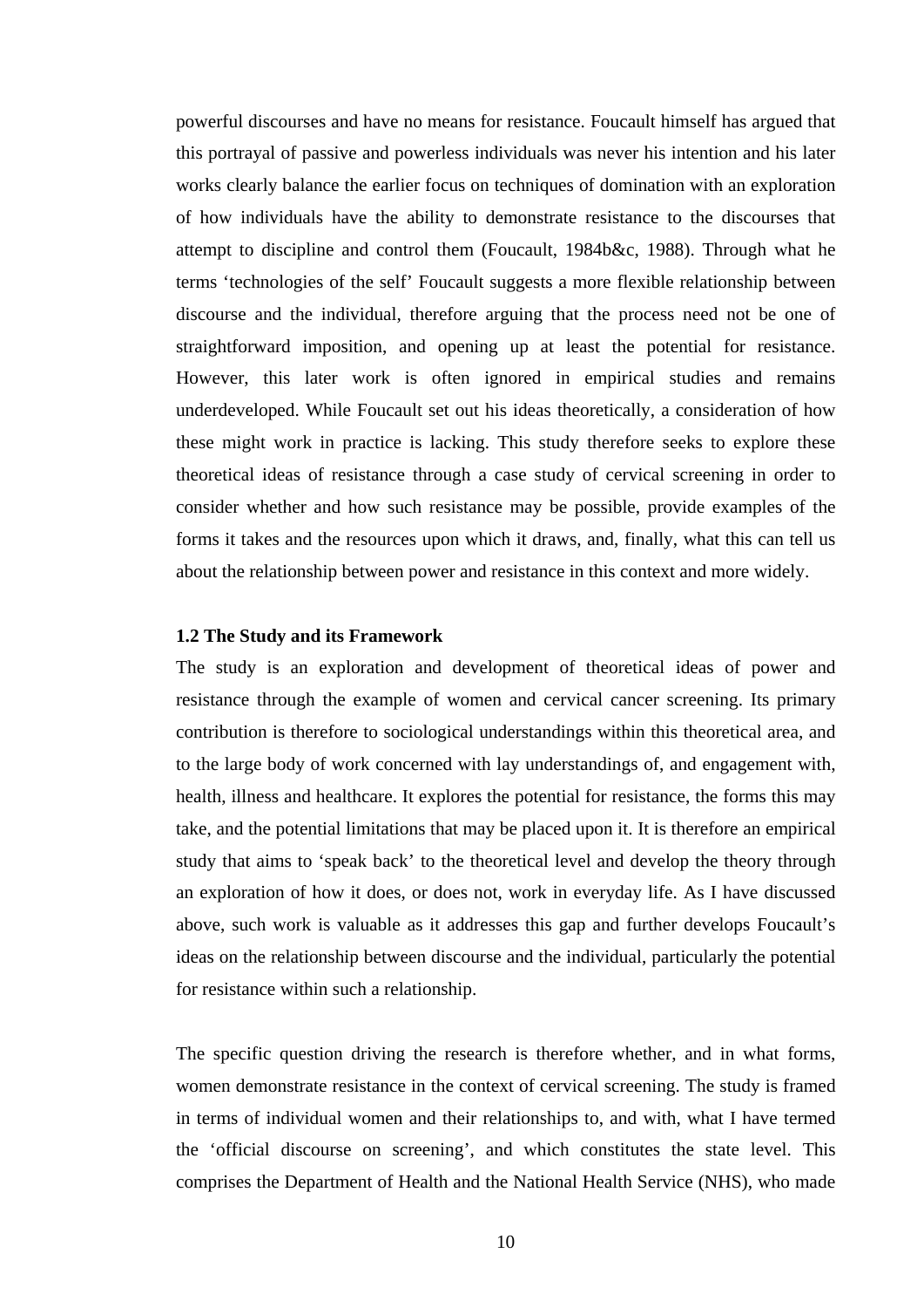powerful discourses and have no means for resistance. Foucault himself has argued that this portrayal of passive and powerless individuals was never his intention and his later works clearly balance the earlier focus on techniques of domination with an exploration of how individuals have the ability to demonstrate resistance to the discourses that attempt to discipline and control them (Foucault, 1984b&c, 1988). Through what he terms 'technologies of the self' Foucault suggests a more flexible relationship between discourse and the individual, therefore arguing that the process need not be one of straightforward imposition, and opening up at least the potential for resistance. However, this later work is often ignored in empirical studies and remains underdeveloped. While Foucault set out his ideas theoretically, a consideration of how these might work in practice is lacking. This study therefore seeks to explore these theoretical ideas of resistance through a case study of cervical screening in order to consider whether and how such resistance may be possible, provide examples of the forms it takes and the resources upon which it draws, and, finally, what this can tell us about the relationship between power and resistance in this context and more widely.

### 1.2 The Study and its Framework

The study is an exploration and development of theoretical ideas of power and resistance through the example of women and cervical cancer screening. Its primary contribution is therefore to sociological understandings within this theoretical area, and to the large body of work concerned with lay understandings of, and engagement with, health, illness and healthcare. It explores the potential for resistance, the forms this may take, and the potential limitations that may be placed upon it. It is therefore an empirical study that aims to 'speak back' to the theoretical level and develop the theory through an exploration of how it does, or does not, work in everyday life. As I have discussed above, such work is valuable as it addresses this gap and further develops Foucault's ideas on the relationship between discourse and the individual, particularly the potential for resistance within such a relationship.

The specific question driving the research is therefore whether, and in what forms, women demonstrate resistance in the context of cervical screening. The study is framed in terms of individual women and their relationships to, and with, what I have termed the 'official discourse on screening', and which constitutes the state level. This comprises the Department of Health and the National Health Service (NHS), who made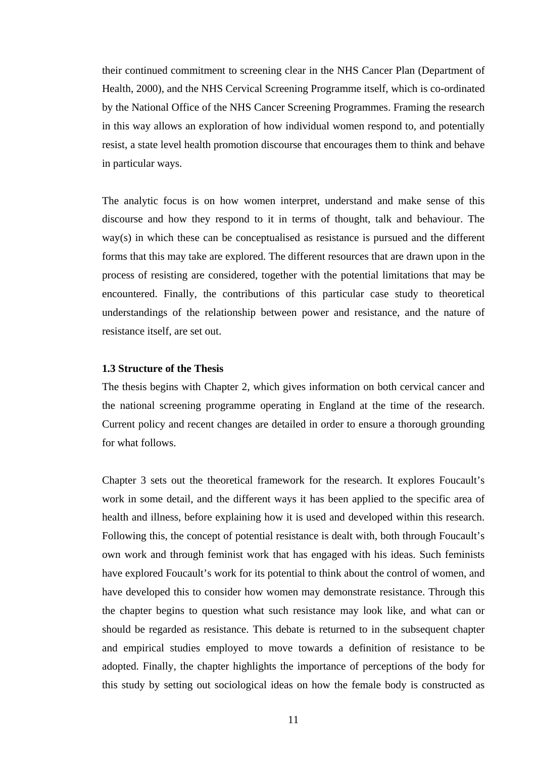their continued commitment to screening clear in the NHS Cancer Plan (Department of Health, 2000), and the NHS Cervical Screening Programme itself, which is co-ordinated by the National Office of the NHS Cancer Screening Programmes. Framing the research in this way allows an exploration of how individual women respond to, and potentially resist, a state level health promotion discourse that encourages them to think and behave in particular ways.

The analytic focus is on how women interpret, understand and make sense of this discourse and how they respond to it in terms of thought, talk and behaviour. The way(s) in which these can be conceptualised as resistance is pursued and the different forms that this may take are explored. The different resources that are drawn upon in the process of resisting are considered, together with the potential limitations that may be encountered. Finally, the contributions of this particular case study to theoretical understandings of the relationship between power and resistance, and the nature of resistance itself, are set out.

### 1.3 Structure of the Thesis

The thesis begins with Chapter 2, which gives information on both cervical cancer and the national screening programme operating in England at the time of the research. Current policy and recent changes are detailed in order to ensure a thorough grounding for what follows.

Chapter 3 sets out the theoretical framework for the research. It explores Foucault's work in some detail, and the different ways it has been applied to the specific area of health and illness, before explaining how it is used and developed within this research. Following this, the concept of potential resistance is dealt with, both through Foucault's own work and through feminist work that has engaged with his ideas. Such feminists have explored Foucault's work for its potential to think about the control of women, and have developed this to consider how women may demonstrate resistance. Through this the chapter begins to question what such resistance may look like, and what can or should be regarded as resistance. This debate is returned to in the subsequent chapter and empirical studies employed to move towards a definition of resistance to be adopted. Finally, the chapter highlights the importance of perceptions of the body for this study by setting out sociological ideas on how the female body is constructed as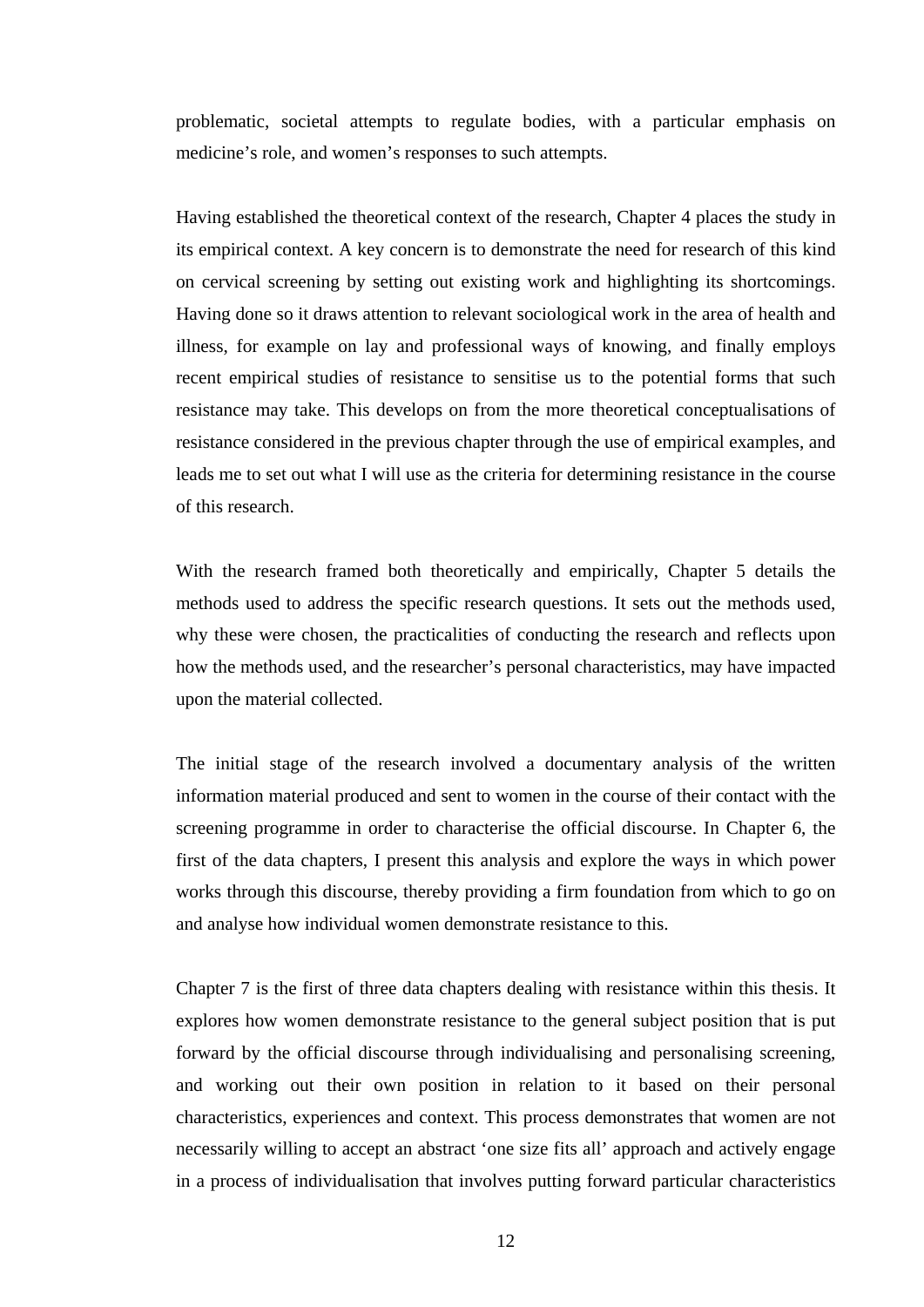problematic, societal attempts to regulate bodies, with a particular emphasis on medicine's role, and women's responses to such attempts.

Having established the theoretical context of the research, Chapter 4 places the study in its empirical context. A key concern is to demonstrate the need for research of this kind on cervical screening by setting out existing work and highlighting its shortcomings. Having done so it draws attention to relevant sociological work in the area of health and illness, for example on lay and professional ways of knowing, and finally employs recent empirical studies of resistance to sensitise us to the potential forms that such resistance may take. This develops on from the more theoretical conceptualisations of resistance considered in the previous chapter through the use of empirical examples, and leads me to set out what I will use as the criteria for determining resistance in the course of this research.

With the research framed both theoretically and empirically, Chapter 5 details the methods used to address the specific research questions. It sets out the methods used, why these were chosen, the practicalities of conducting the research and reflects upon how the methods used, and the researcher's personal characteristics, may have impacted upon the material collected.

The initial stage of the research involved a documentary analysis of the written information material produced and sent to women in the course of their contact with the screening programme in order to characterise the official discourse. In Chapter 6, the first of the data chapters, I present this analysis and explore the ways in which power works through this discourse, thereby providing a firm foundation from which to go on and analyse how individual women demonstrate resistance to this.

Chapter 7 is the first of three data chapters dealing with resistance within this thesis. It explores how women demonstrate resistance to the general subject position that is put forward by the official discourse through individualising and personalising screening, and working out their own position in relation to it based on their personal characteristics, experiences and context. This process demonstrates that women are not necessarily willing to accept an abstract 'one size fits all' approach and actively engage in a process of individualisation that involves putting forward particular characteristics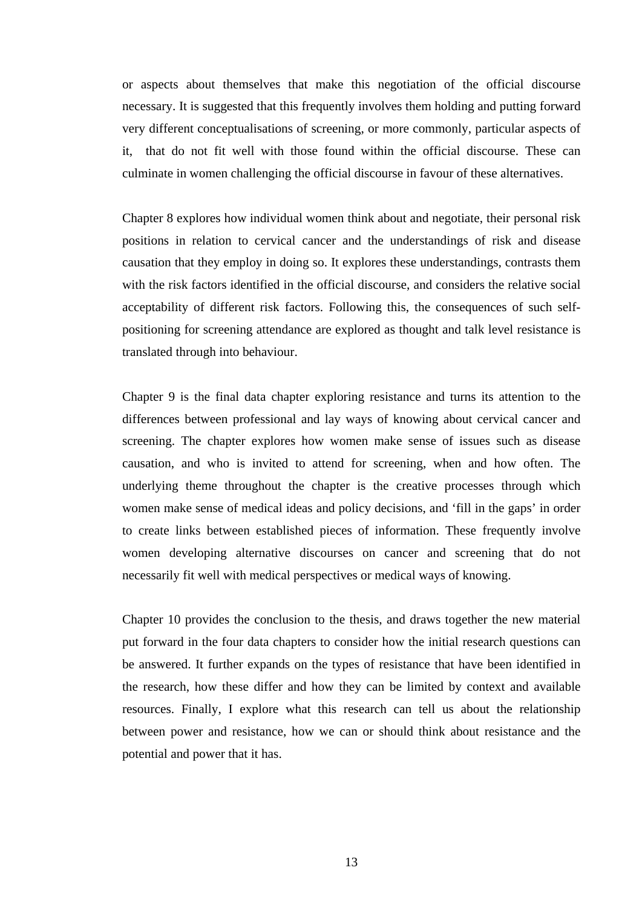or aspects about themselves that make this negotiation of the official discourse necessary. It is suggested that this frequently involves them holding and putting forward very different conceptualisations of screening, or more commonly, particular aspects of it, that do not fit well with those found within the official discourse. These can culminate in women challenging the official discourse in favour of these alternatives.

Chapter 8 explores how individual women think about and negotiate, their personal risk positions in relation to cervical cancer and the understandings of risk and disease causation that they employ in doing so. It explores these understandings, contrasts them with the risk factors identified in the official discourse, and considers the relative social acceptability of different risk factors. Following this, the consequences of such self-positioning for screening attendance are explored as thought and talk level resistance is translated through into behaviour.

Chapter 9 is the final data chapter exploring resistance and turns its attention to the differences between professional and lay ways of knowing about cervical cancer and screening. The chapter explores how women make sense of issues such as disease causation, and who is invited to attend for screening, when and how often. The underlying theme throughout the chapter is the creative processes through which women make sense of medical ideas and policy decisions, and 'fill in the gaps' in order to create links between established pieces of information. These frequently involve women developing alternative discourses on cancer and screening that do not necessarily fit well with medical perspectives or medical ways of knowing.

Chapter 10 provides the conclusion to the thesis, and draws together the new material put forward in the four data chapters to consider how the initial research questions can be answered. It further expands on the types of resistance that have been identified in the research, how these differ and how they can be limited by context and available resources. Finally, I explore what this research can tell us about the relationship between power and resistance, how we can or should think about resistance and the potential and power that it has.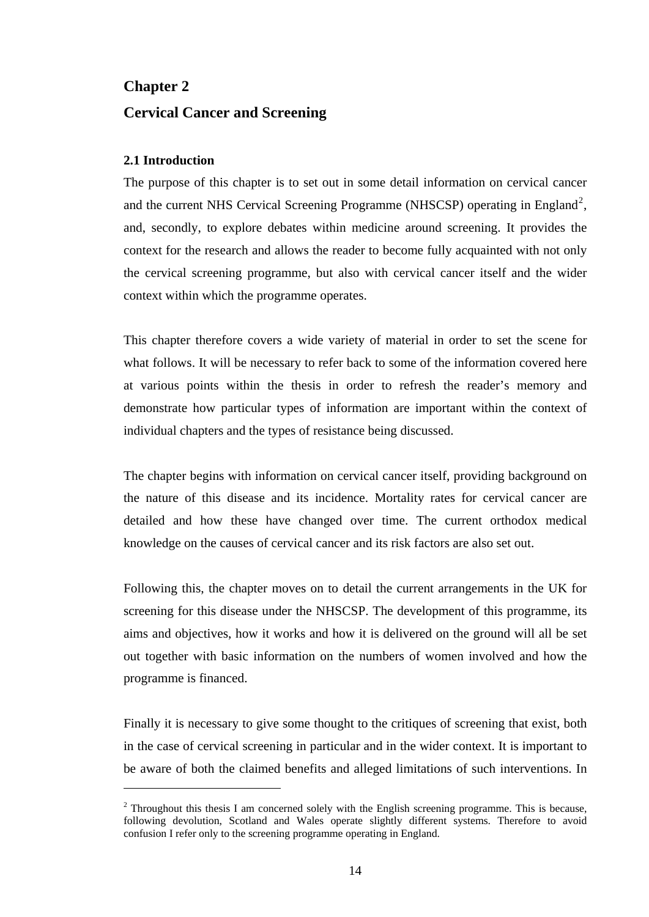# Chapter 2

# Cervical Cancer and Screening

## 2.1 Introduction

The purpose of this chapter is to set out in some detail information on cervical cancer and the current NHS Cervical Screening Programme (NHSCSP) operating in England[2], and, secondly, to explore debates within medicine around screening. It provides the context for the research and allows the reader to become fully acquainted with not only the cervical screening programme, but also with cervical cancer itself and the wider context within which the programme operates.

This chapter therefore covers a wide variety of material in order to set the scene for what follows. It will be necessary to refer back to some of the information covered here at various points within the thesis in order to refresh the reader's memory and demonstrate how particular types of information are important within the context of individual chapters and the types of resistance being discussed.

The chapter begins with information on cervical cancer itself, providing background on the nature of this disease and its incidence. Mortality rates for cervical cancer are detailed and how these have changed over time. The current orthodox medical knowledge on the causes of cervical cancer and its risk factors are also set out.

Following this, the chapter moves on to detail the current arrangements in the UK for screening for this disease under the NHSCSP. The development of this programme, its aims and objectives, how it works and how it is delivered on the ground will all be set out together with basic information on the numbers of women involved and how the programme is financed.

Finally it is necessary to give some thought to the critiques of screening that exist, both in the case of cervical screening in particular and in the wider context. It is important to be aware of both the claimed benefits and alleged limitations of such interventions. In

---

[2] Throughout this thesis I am concerned solely with the English screening programme. This is because, following devolution, Scotland and Wales operate slightly different systems. Therefore to avoid confusion I refer only to the screening programme operating in England.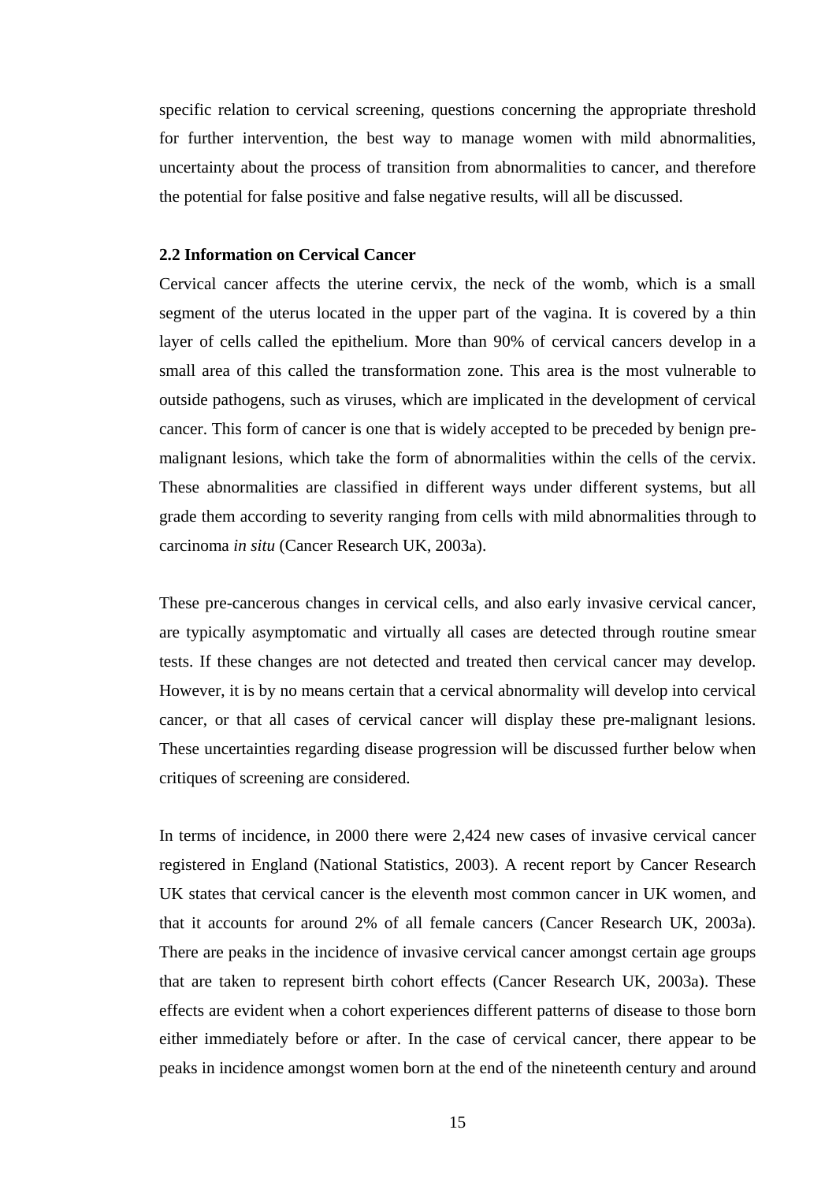specific relation to cervical screening, questions concerning the appropriate threshold for further intervention, the best way to manage women with mild abnormalities, uncertainty about the process of transition from abnormalities to cancer, and therefore the potential for false positive and false negative results, will all be discussed.

### 2.2 Information on Cervical Cancer

Cervical cancer affects the uterine cervix, the neck of the womb, which is a small segment of the uterus located in the upper part of the vagina. It is covered by a thin layer of cells called the epithelium. More than 90% of cervical cancers develop in a small area of this called the transformation zone. This area is the most vulnerable to outside pathogens, such as viruses, which are implicated in the development of cervical cancer. This form of cancer is one that is widely accepted to be preceded by benign pre-malignant lesions, which take the form of abnormalities within the cells of the cervix. These abnormalities are classified in different ways under different systems, but all grade them according to severity ranging from cells with mild abnormalities through to carcinoma *in situ* (Cancer Research UK, 2003a).

These pre-cancerous changes in cervical cells, and also early invasive cervical cancer, are typically asymptomatic and virtually all cases are detected through routine smear tests. If these changes are not detected and treated then cervical cancer may develop. However, it is by no means certain that a cervical abnormality will develop into cervical cancer, or that all cases of cervical cancer will display these pre-malignant lesions. These uncertainties regarding disease progression will be discussed further below when critiques of screening are considered.

In terms of incidence, in 2000 there were 2,424 new cases of invasive cervical cancer registered in England (National Statistics, 2003). A recent report by Cancer Research UK states that cervical cancer is the eleventh most common cancer in UK women, and that it accounts for around 2% of all female cancers (Cancer Research UK, 2003a). There are peaks in the incidence of invasive cervical cancer amongst certain age groups that are taken to represent birth cohort effects (Cancer Research UK, 2003a). These effects are evident when a cohort experiences different patterns of disease to those born either immediately before or after. In the case of cervical cancer, there appear to be peaks in incidence amongst women born at the end of the nineteenth century and around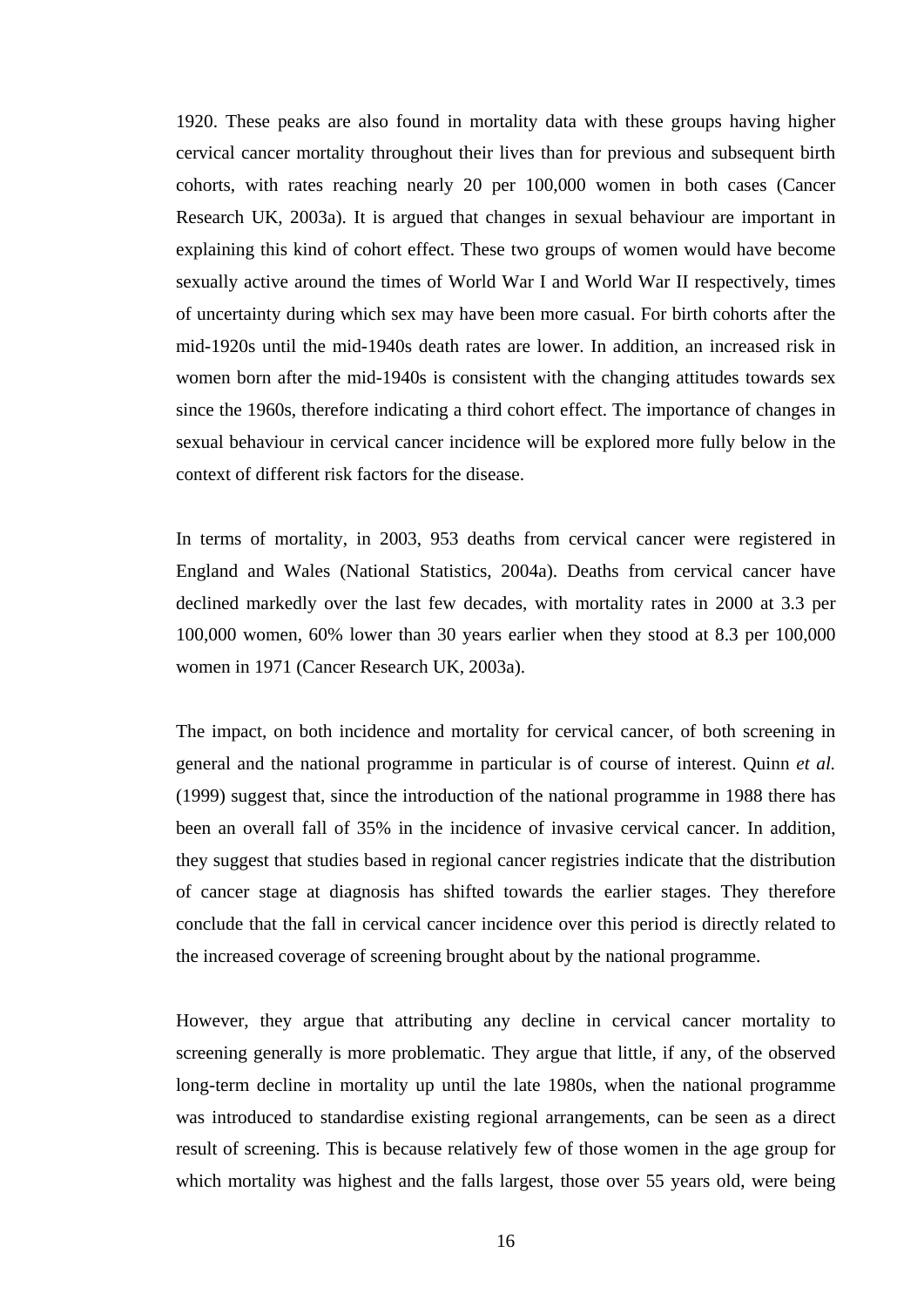1920. These peaks are also found in mortality data with these groups having higher cervical cancer mortality throughout their lives than for previous and subsequent birth cohorts, with rates reaching nearly 20 per 100,000 women in both cases (Cancer Research UK, 2003a). It is argued that changes in sexual behaviour are important in explaining this kind of cohort effect. These two groups of women would have become sexually active around the times of World War I and World War II respectively, times of uncertainty during which sex may have been more casual. For birth cohorts after the mid-1920s until the mid-1940s death rates are lower. In addition, an increased risk in women born after the mid-1940s is consistent with the changing attitudes towards sex since the 1960s, therefore indicating a third cohort effect. The importance of changes in sexual behaviour in cervical cancer incidence will be explored more fully below in the context of different risk factors for the disease.

In terms of mortality, in 2003, 953 deaths from cervical cancer were registered in England and Wales (National Statistics, 2004a). Deaths from cervical cancer have declined markedly over the last few decades, with mortality rates in 2000 at 3.3 per 100,000 women, 60% lower than 30 years earlier when they stood at 8.3 per 100,000 women in 1971 (Cancer Research UK, 2003a).

The impact, on both incidence and mortality for cervical cancer, of both screening in general and the national programme in particular is of course of interest. Quinn *et al.* (1999) suggest that, since the introduction of the national programme in 1988 there has been an overall fall of 35% in the incidence of invasive cervical cancer. In addition, they suggest that studies based in regional cancer registries indicate that the distribution of cancer stage at diagnosis has shifted towards the earlier stages. They therefore conclude that the fall in cervical cancer incidence over this period is directly related to the increased coverage of screening brought about by the national programme.

However, they argue that attributing any decline in cervical cancer mortality to screening generally is more problematic. They argue that little, if any, of the observed long-term decline in mortality up until the late 1980s, when the national programme was introduced to standardise existing regional arrangements, can be seen as a direct result of screening. This is because relatively few of those women in the age group for which mortality was highest and the falls largest, those over 55 years old, were being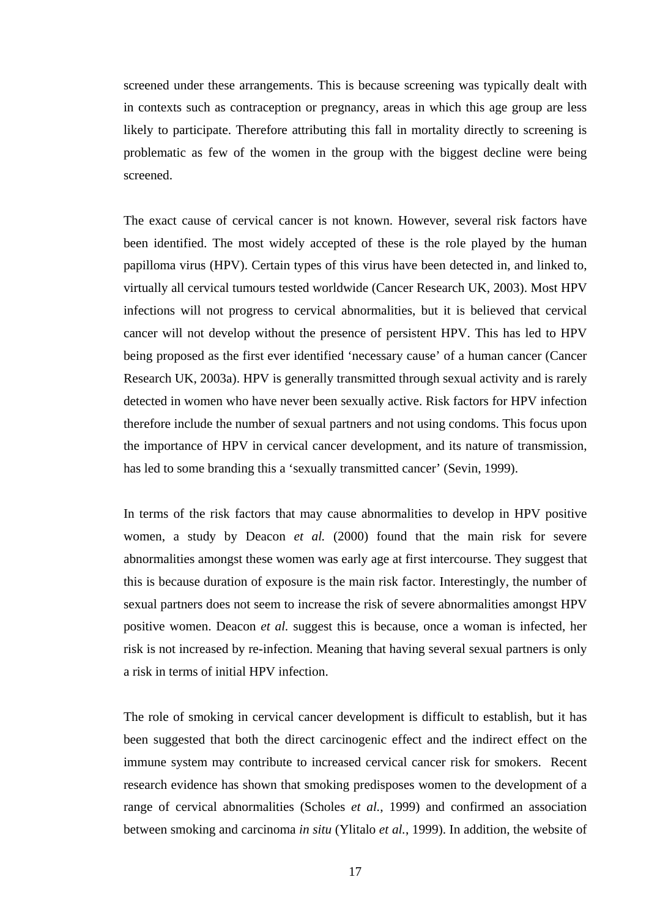screened under these arrangements. This is because screening was typically dealt with in contexts such as contraception or pregnancy, areas in which this age group are less likely to participate. Therefore attributing this fall in mortality directly to screening is problematic as few of the women in the group with the biggest decline were being screened.

The exact cause of cervical cancer is not known. However, several risk factors have been identified. The most widely accepted of these is the role played by the human papilloma virus (HPV). Certain types of this virus have been detected in, and linked to, virtually all cervical tumours tested worldwide (Cancer Research UK, 2003). Most HPV infections will not progress to cervical abnormalities, but it is believed that cervical cancer will not develop without the presence of persistent HPV. This has led to HPV being proposed as the first ever identified 'necessary cause' of a human cancer (Cancer Research UK, 2003a). HPV is generally transmitted through sexual activity and is rarely detected in women who have never been sexually active. Risk factors for HPV infection therefore include the number of sexual partners and not using condoms. This focus upon the importance of HPV in cervical cancer development, and its nature of transmission, has led to some branding this a 'sexually transmitted cancer' (Sevin, 1999).

In terms of the risk factors that may cause abnormalities to develop in HPV positive women, a study by Deacon *et al.* (2000) found that the main risk for severe abnormalities amongst these women was early age at first intercourse. They suggest that this is because duration of exposure is the main risk factor. Interestingly, the number of sexual partners does not seem to increase the risk of severe abnormalities amongst HPV positive women. Deacon *et al.* suggest this is because, once a woman is infected, her risk is not increased by re-infection. Meaning that having several sexual partners is only a risk in terms of initial HPV infection.

The role of smoking in cervical cancer development is difficult to establish, but it has been suggested that both the direct carcinogenic effect and the indirect effect on the immune system may contribute to increased cervical cancer risk for smokers. Recent research evidence has shown that smoking predisposes women to the development of a range of cervical abnormalities (Scholes *et al.*, 1999) and confirmed an association between smoking and carcinoma *in situ* (Ylitalo *et al.*, 1999). In addition, the website of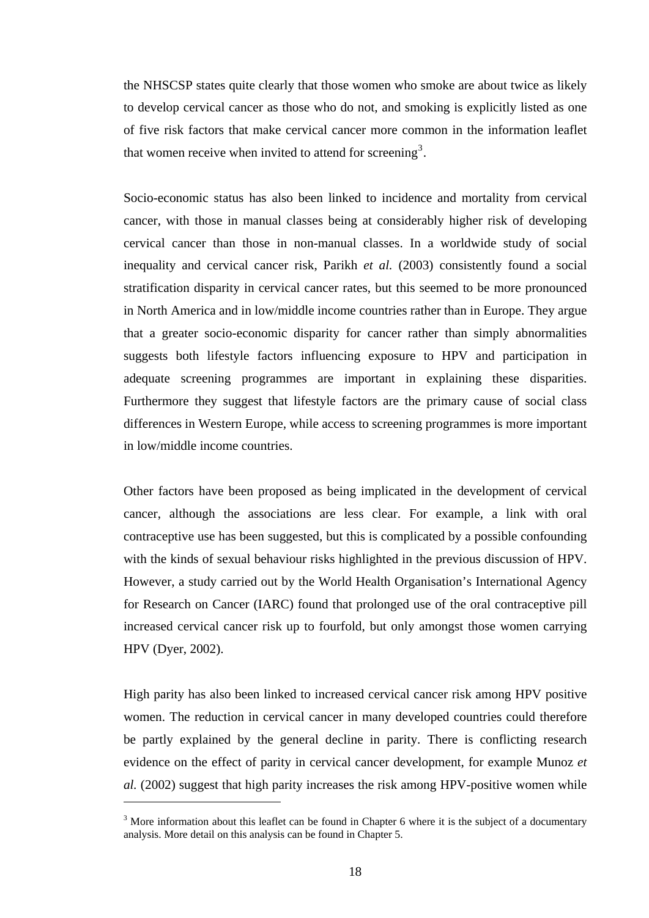the NHSCSP states quite clearly that those women who smoke are about twice as likely to develop cervical cancer as those who do not, and smoking is explicitly listed as one of five risk factors that make cervical cancer more common in the information leaflet that women receive when invited to attend for screening[3].

Socio-economic status has also been linked to incidence and mortality from cervical cancer, with those in manual classes being at considerably higher risk of developing cervical cancer than those in non-manual classes. In a worldwide study of social inequality and cervical cancer risk, Parikh *et al.* (2003) consistently found a social stratification disparity in cervical cancer rates, but this seemed to be more pronounced in North America and in low/middle income countries rather than in Europe. They argue that a greater socio-economic disparity for cancer rather than simply abnormalities suggests both lifestyle factors influencing exposure to HPV and participation in adequate screening programmes are important in explaining these disparities. Furthermore they suggest that lifestyle factors are the primary cause of social class differences in Western Europe, while access to screening programmes is more important in low/middle income countries.

Other factors have been proposed as being implicated in the development of cervical cancer, although the associations are less clear. For example, a link with oral contraceptive use has been suggested, but this is complicated by a possible confounding with the kinds of sexual behaviour risks highlighted in the previous discussion of HPV. However, a study carried out by the World Health Organisation's International Agency for Research on Cancer (IARC) found that prolonged use of the oral contraceptive pill increased cervical cancer risk up to fourfold, but only amongst those women carrying HPV (Dyer, 2002).

High parity has also been linked to increased cervical cancer risk among HPV positive women. The reduction in cervical cancer in many developed countries could therefore be partly explained by the general decline in parity. There is conflicting research evidence on the effect of parity in cervical cancer development, for example Munoz *et al.* (2002) suggest that high parity increases the risk among HPV-positive women while

[3] More information about this leaflet can be found in Chapter 6 where it is the subject of a documentary analysis. More detail on this analysis can be found in Chapter 5.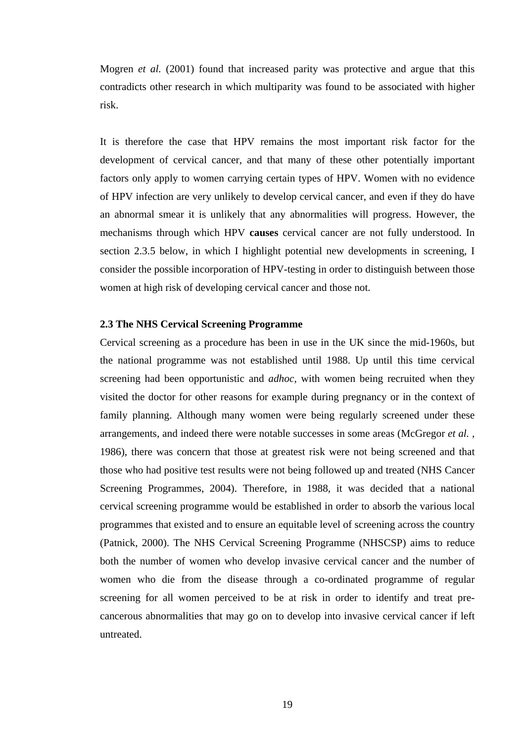Mogren *et al.* (2001) found that increased parity was protective and argue that this contradicts other research in which multiparity was found to be associated with higher risk.

It is therefore the case that HPV remains the most important risk factor for the development of cervical cancer, and that many of these other potentially important factors only apply to women carrying certain types of HPV. Women with no evidence of HPV infection are very unlikely to develop cervical cancer, and even if they do have an abnormal smear it is unlikely that any abnormalities will progress. However, the mechanisms through which HPV **causes** cervical cancer are not fully understood. In section 2.3.5 below, in which I highlight potential new developments in screening, I consider the possible incorporation of HPV-testing in order to distinguish between those women at high risk of developing cervical cancer and those not.

### 2.3 The NHS Cervical Screening Programme

Cervical screening as a procedure has been in use in the UK since the mid-1960s, but the national programme was not established until 1988. Up until this time cervical screening had been opportunistic and *adhoc*, with women being recruited when they visited the doctor for other reasons for example during pregnancy or in the context of family planning. Although many women were being regularly screened under these arrangements, and indeed there were notable successes in some areas (McGregor *et al.* , 1986), there was concern that those at greatest risk were not being screened and that those who had positive test results were not being followed up and treated (NHS Cancer Screening Programmes, 2004). Therefore, in 1988, it was decided that a national cervical screening programme would be established in order to absorb the various local programmes that existed and to ensure an equitable level of screening across the country (Patnick, 2000). The NHS Cervical Screening Programme (NHSCSP) aims to reduce both the number of women who develop invasive cervical cancer and the number of women who die from the disease through a co-ordinated programme of regular screening for all women perceived to be at risk in order to identify and treat pre-cancerous abnormalities that may go on to develop into invasive cervical cancer if left untreated.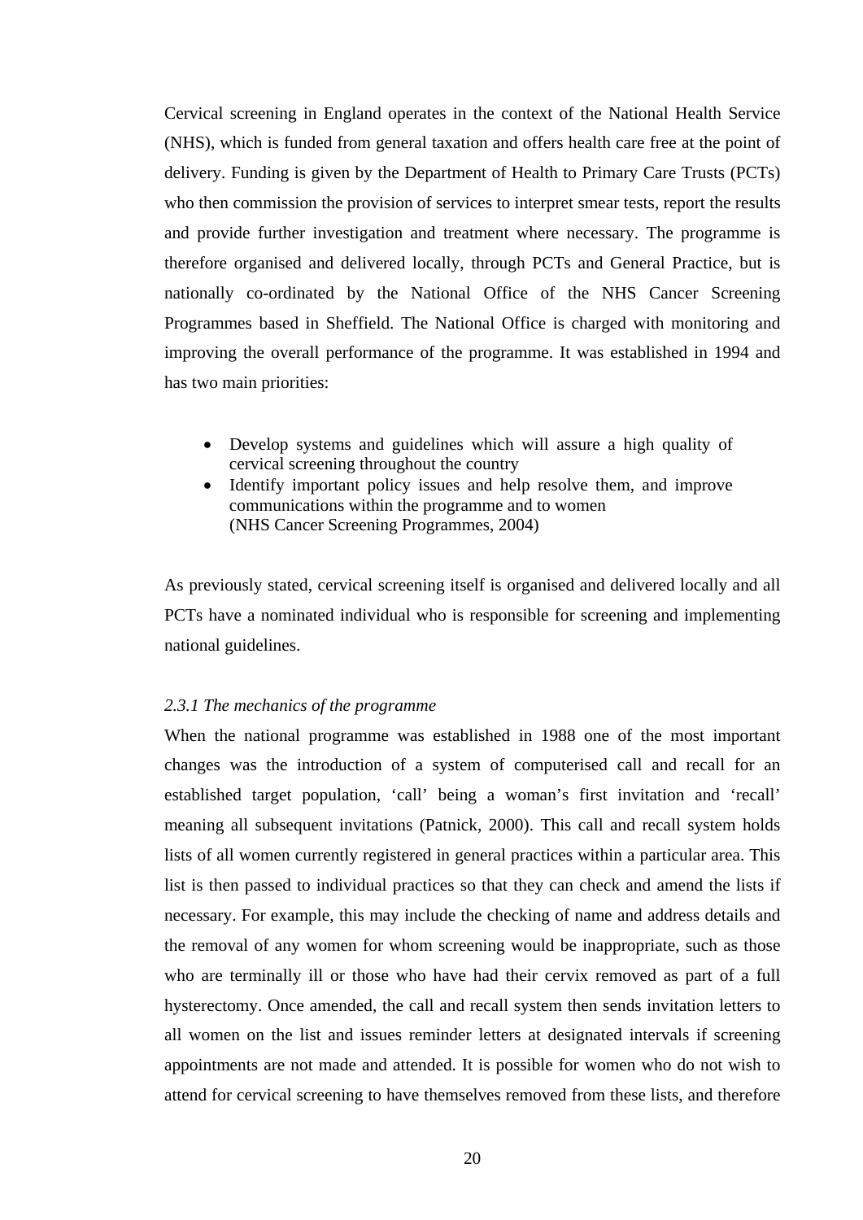Cervical screening in England operates in the context of the National Health Service (NHS), which is funded from general taxation and offers health care free at the point of delivery. Funding is given by the Department of Health to Primary Care Trusts (PCTs) who then commission the provision of services to interpret smear tests, report the results and provide further investigation and treatment where necessary. The programme is therefore organised and delivered locally, through PCTs and General Practice, but is nationally co-ordinated by the National Office of the NHS Cancer Screening Programmes based in Sheffield. The National Office is charged with monitoring and improving the overall performance of the programme. It was established in 1994 and has two main priorities:

- Develop systems and guidelines which will assure a high quality of cervical screening throughout the country
- Identify important policy issues and help resolve them, and improve communications within the programme and to women
  (NHS Cancer Screening Programmes, 2004)

As previously stated, cervical screening itself is organised and delivered locally and all PCTs have a nominated individual who is responsible for screening and implementing national guidelines.

*2.3.1 The mechanics of the programme*

When the national programme was established in 1988 one of the most important changes was the introduction of a system of computerised call and recall for an established target population, 'call' being a woman's first invitation and 'recall' meaning all subsequent invitations (Patnick, 2000). This call and recall system holds lists of all women currently registered in general practices within a particular area. This list is then passed to individual practices so that they can check and amend the lists if necessary. For example, this may include the checking of name and address details and the removal of any women for whom screening would be inappropriate, such as those who are terminally ill or those who have had their cervix removed as part of a full hysterectomy. Once amended, the call and recall system then sends invitation letters to all women on the list and issues reminder letters at designated intervals if screening appointments are not made and attended. It is possible for women who do not wish to attend for cervical screening to have themselves removed from these lists, and therefore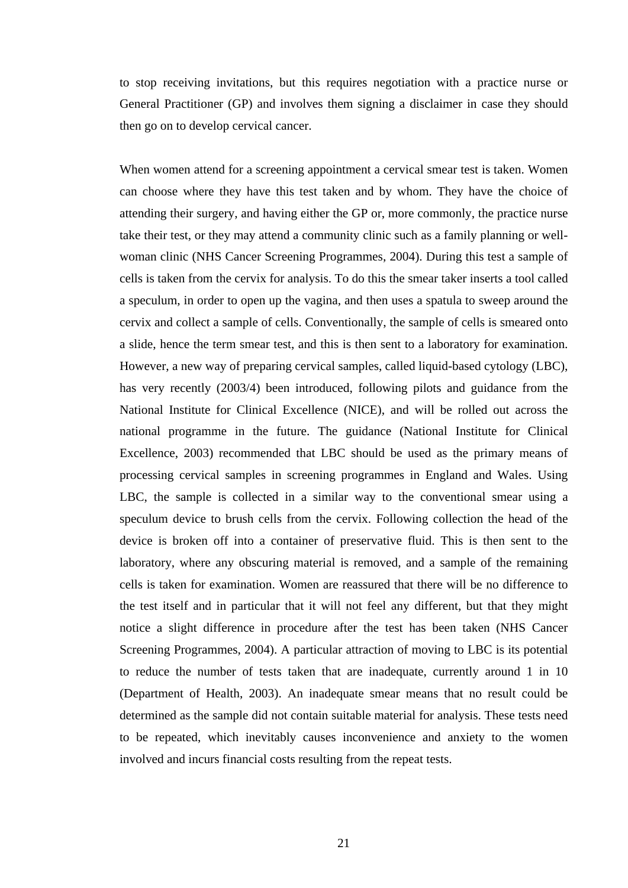to stop receiving invitations, but this requires negotiation with a practice nurse or General Practitioner (GP) and involves them signing a disclaimer in case they should then go on to develop cervical cancer.

When women attend for a screening appointment a cervical smear test is taken. Women can choose where they have this test taken and by whom. They have the choice of attending their surgery, and having either the GP or, more commonly, the practice nurse take their test, or they may attend a community clinic such as a family planning or well-woman clinic (NHS Cancer Screening Programmes, 2004). During this test a sample of cells is taken from the cervix for analysis. To do this the smear taker inserts a tool called a speculum, in order to open up the vagina, and then uses a spatula to sweep around the cervix and collect a sample of cells. Conventionally, the sample of cells is smeared onto a slide, hence the term smear test, and this is then sent to a laboratory for examination. However, a new way of preparing cervical samples, called liquid-based cytology (LBC), has very recently (2003/4) been introduced, following pilots and guidance from the National Institute for Clinical Excellence (NICE), and will be rolled out across the national programme in the future. The guidance (National Institute for Clinical Excellence, 2003) recommended that LBC should be used as the primary means of processing cervical samples in screening programmes in England and Wales. Using LBC, the sample is collected in a similar way to the conventional smear using a speculum device to brush cells from the cervix. Following collection the head of the device is broken off into a container of preservative fluid. This is then sent to the laboratory, where any obscuring material is removed, and a sample of the remaining cells is taken for examination. Women are reassured that there will be no difference to the test itself and in particular that it will not feel any different, but that they might notice a slight difference in procedure after the test has been taken (NHS Cancer Screening Programmes, 2004). A particular attraction of moving to LBC is its potential to reduce the number of tests taken that are inadequate, currently around 1 in 10 (Department of Health, 2003). An inadequate smear means that no result could be determined as the sample did not contain suitable material for analysis. These tests need to be repeated, which inevitably causes inconvenience and anxiety to the women involved and incurs financial costs resulting from the repeat tests.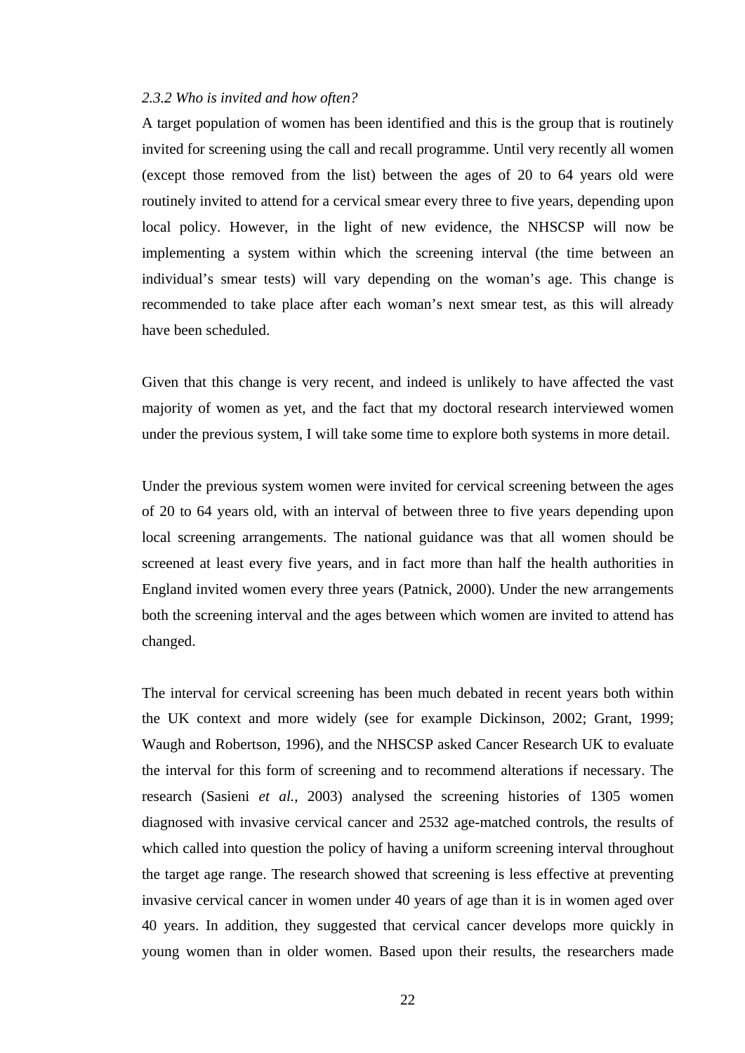*2.3.2 Who is invited and how often?*

A target population of women has been identified and this is the group that is routinely invited for screening using the call and recall programme. Until very recently all women (except those removed from the list) between the ages of 20 to 64 years old were routinely invited to attend for a cervical smear every three to five years, depending upon local policy. However, in the light of new evidence, the NHSCSP will now be implementing a system within which the screening interval (the time between an individual's smear tests) will vary depending on the woman's age. This change is recommended to take place after each woman's next smear test, as this will already have been scheduled.

Given that this change is very recent, and indeed is unlikely to have affected the vast majority of women as yet, and the fact that my doctoral research interviewed women under the previous system, I will take some time to explore both systems in more detail.

Under the previous system women were invited for cervical screening between the ages of 20 to 64 years old, with an interval of between three to five years depending upon local screening arrangements. The national guidance was that all women should be screened at least every five years, and in fact more than half the health authorities in England invited women every three years (Patnick, 2000). Under the new arrangements both the screening interval and the ages between which women are invited to attend has changed.

The interval for cervical screening has been much debated in recent years both within the UK context and more widely (see for example Dickinson, 2002; Grant, 1999; Waugh and Robertson, 1996), and the NHSCSP asked Cancer Research UK to evaluate the interval for this form of screening and to recommend alterations if necessary. The research (Sasieni *et al.*, 2003) analysed the screening histories of 1305 women diagnosed with invasive cervical cancer and 2532 age-matched controls, the results of which called into question the policy of having a uniform screening interval throughout the target age range. The research showed that screening is less effective at preventing invasive cervical cancer in women under 40 years of age than it is in women aged over 40 years. In addition, they suggested that cervical cancer develops more quickly in young women than in older women. Based upon their results, the researchers made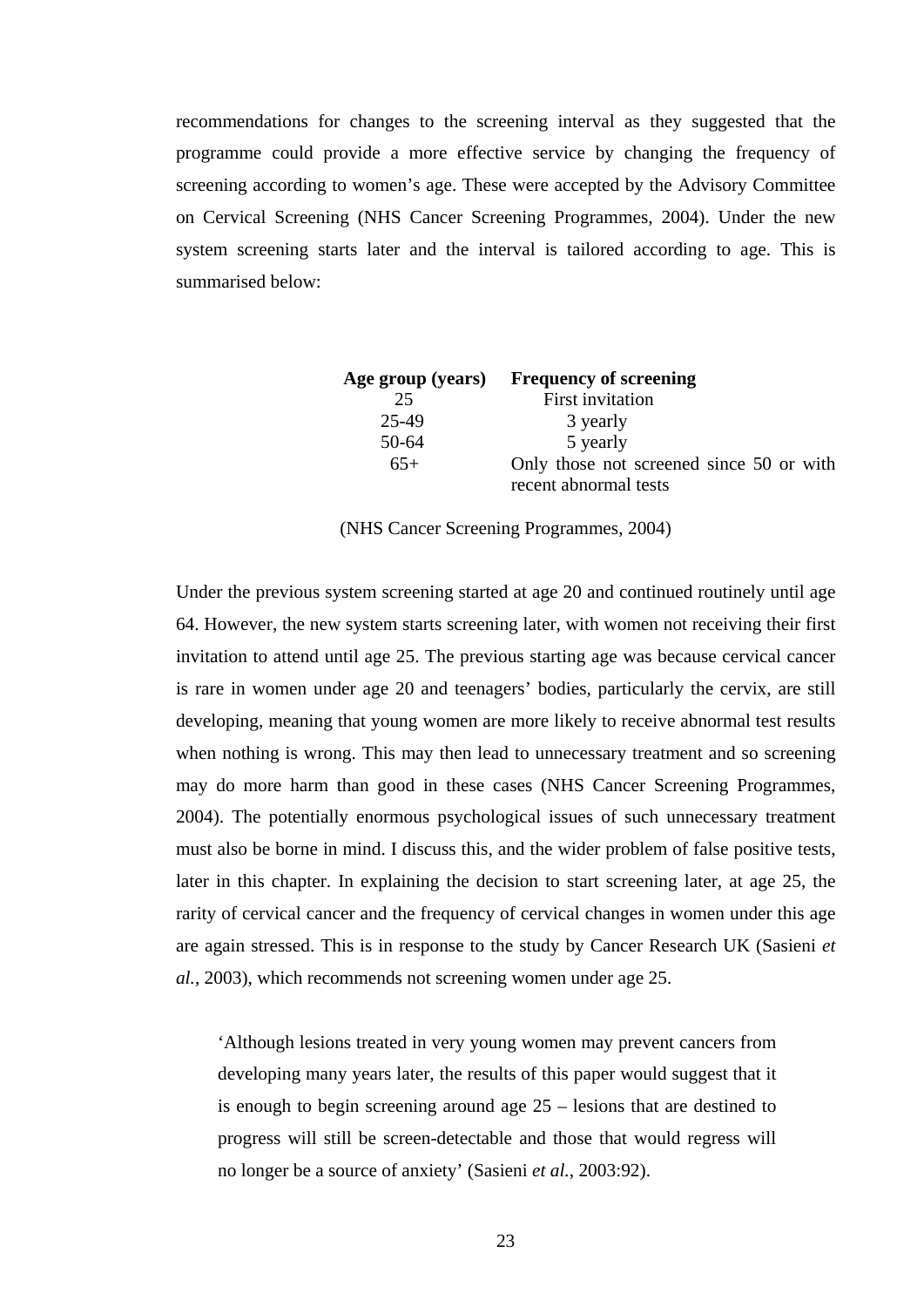recommendations for changes to the screening interval as they suggested that the programme could provide a more effective service by changing the frequency of screening according to women's age. These were accepted by the Advisory Committee on Cervical Screening (NHS Cancer Screening Programmes, 2004). Under the new system screening starts later and the interval is tailored according to age. This is summarised below:

| **Age group (years)** | **Frequency of screening** |
|---|---|
| 25 | First invitation |
| 25-49 | 3 yearly |
| 50-64 | 5 yearly |
| 65+ | Only those not screened since 50 or with recent abnormal tests |

(NHS Cancer Screening Programmes, 2004)

Under the previous system screening started at age 20 and continued routinely until age 64. However, the new system starts screening later, with women not receiving their first invitation to attend until age 25. The previous starting age was because cervical cancer is rare in women under age 20 and teenagers' bodies, particularly the cervix, are still developing, meaning that young women are more likely to receive abnormal test results when nothing is wrong. This may then lead to unnecessary treatment and so screening may do more harm than good in these cases (NHS Cancer Screening Programmes, 2004). The potentially enormous psychological issues of such unnecessary treatment must also be borne in mind. I discuss this, and the wider problem of false positive tests, later in this chapter. In explaining the decision to start screening later, at age 25, the rarity of cervical cancer and the frequency of cervical changes in women under this age are again stressed. This is in response to the study by Cancer Research UK (Sasieni *et al.*, 2003), which recommends not screening women under age 25.

> 'Although lesions treated in very young women may prevent cancers from developing many years later, the results of this paper would suggest that it is enough to begin screening around age 25 – lesions that are destined to progress will still be screen-detectable and those that would regress will no longer be a source of anxiety' (Sasieni *et al.*, 2003:92).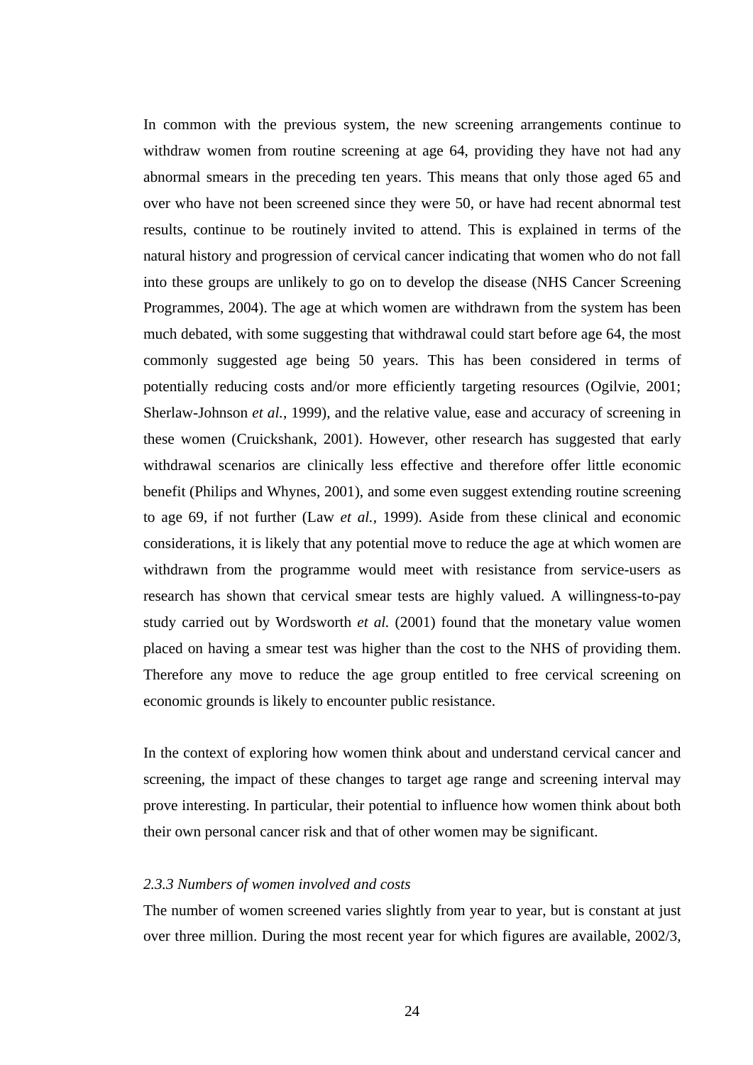In common with the previous system, the new screening arrangements continue to withdraw women from routine screening at age 64, providing they have not had any abnormal smears in the preceding ten years. This means that only those aged 65 and over who have not been screened since they were 50, or have had recent abnormal test results, continue to be routinely invited to attend. This is explained in terms of the natural history and progression of cervical cancer indicating that women who do not fall into these groups are unlikely to go on to develop the disease (NHS Cancer Screening Programmes, 2004). The age at which women are withdrawn from the system has been much debated, with some suggesting that withdrawal could start before age 64, the most commonly suggested age being 50 years. This has been considered in terms of potentially reducing costs and/or more efficiently targeting resources (Ogilvie, 2001; Sherlaw-Johnson *et al.*, 1999), and the relative value, ease and accuracy of screening in these women (Cruickshank, 2001). However, other research has suggested that early withdrawal scenarios are clinically less effective and therefore offer little economic benefit (Philips and Whynes, 2001), and some even suggest extending routine screening to age 69, if not further (Law *et al.*, 1999). Aside from these clinical and economic considerations, it is likely that any potential move to reduce the age at which women are withdrawn from the programme would meet with resistance from service-users as research has shown that cervical smear tests are highly valued. A willingness-to-pay study carried out by Wordsworth *et al.* (2001) found that the monetary value women placed on having a smear test was higher than the cost to the NHS of providing them. Therefore any move to reduce the age group entitled to free cervical screening on economic grounds is likely to encounter public resistance.

In the context of exploring how women think about and understand cervical cancer and screening, the impact of these changes to target age range and screening interval may prove interesting. In particular, their potential to influence how women think about both their own personal cancer risk and that of other women may be significant.

### *2.3.3 Numbers of women involved and costs*

The number of women screened varies slightly from year to year, but is constant at just over three million. During the most recent year for which figures are available, 2002/3,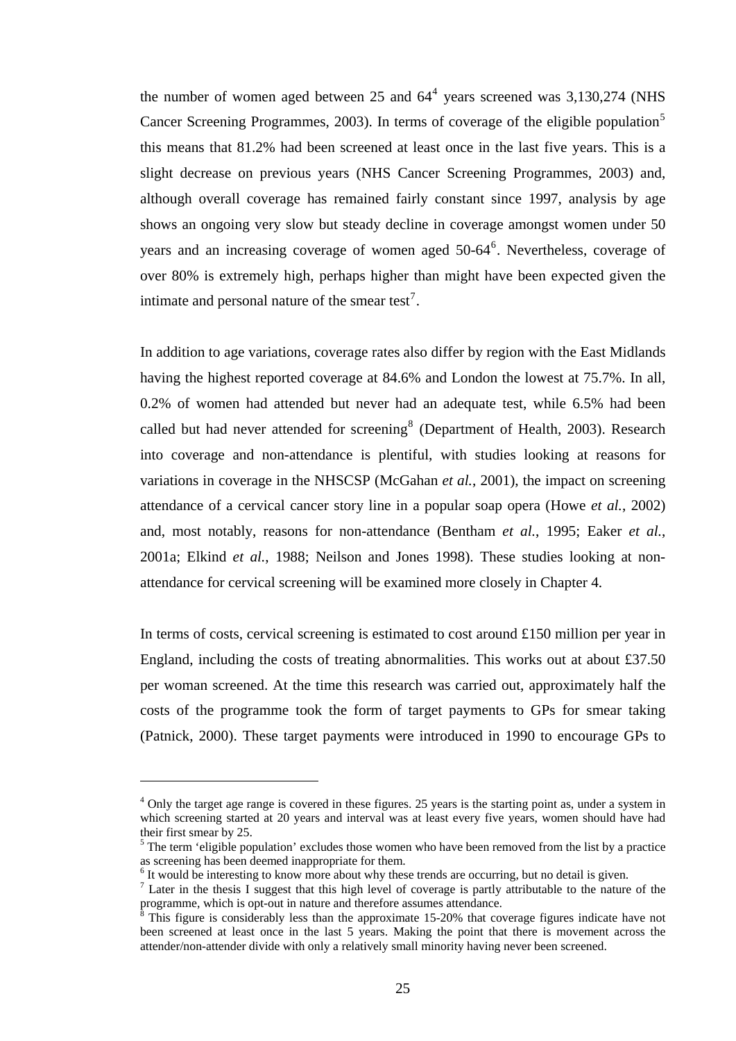the number of women aged between 25 and 64[4] years screened was 3,130,274 (NHS Cancer Screening Programmes, 2003). In terms of coverage of the eligible population[5] this means that 81.2% had been screened at least once in the last five years. This is a slight decrease on previous years (NHS Cancer Screening Programmes, 2003) and, although overall coverage has remained fairly constant since 1997, analysis by age shows an ongoing very slow but steady decline in coverage amongst women under 50 years and an increasing coverage of women aged 50-64[6]. Nevertheless, coverage of over 80% is extremely high, perhaps higher than might have been expected given the intimate and personal nature of the smear test[7].

In addition to age variations, coverage rates also differ by region with the East Midlands having the highest reported coverage at 84.6% and London the lowest at 75.7%. In all, 0.2% of women had attended but never had an adequate test, while 6.5% had been called but had never attended for screening[8] (Department of Health, 2003). Research into coverage and non-attendance is plentiful, with studies looking at reasons for variations in coverage in the NHSCSP (McGahan *et al.*, 2001), the impact on screening attendance of a cervical cancer story line in a popular soap opera (Howe *et al.*, 2002) and, most notably, reasons for non-attendance (Bentham *et al.*, 1995; Eaker *et al.*, 2001a; Elkind *et al.*, 1988; Neilson and Jones 1998). These studies looking at non-attendance for cervical screening will be examined more closely in Chapter 4.

In terms of costs, cervical screening is estimated to cost around £150 million per year in England, including the costs of treating abnormalities. This works out at about £37.50 per woman screened. At the time this research was carried out, approximately half the costs of the programme took the form of target payments to GPs for smear taking (Patnick, 2000). These target payments were introduced in 1990 to encourage GPs to

---

[4] Only the target age range is covered in these figures. 25 years is the starting point as, under a system in which screening started at 20 years and interval was at least every five years, women should have had their first smear by 25.

[5] The term 'eligible population' excludes those women who have been removed from the list by a practice as screening has been deemed inappropriate for them.

[6] It would be interesting to know more about why these trends are occurring, but no detail is given.

[7] Later in the thesis I suggest that this high level of coverage is partly attributable to the nature of the programme, which is opt-out in nature and therefore assumes attendance.

[8] This figure is considerably less than the approximate 15-20% that coverage figures indicate have not been screened at least once in the last 5 years. Making the point that there is movement across the attender/non-attender divide with only a relatively small minority having never been screened.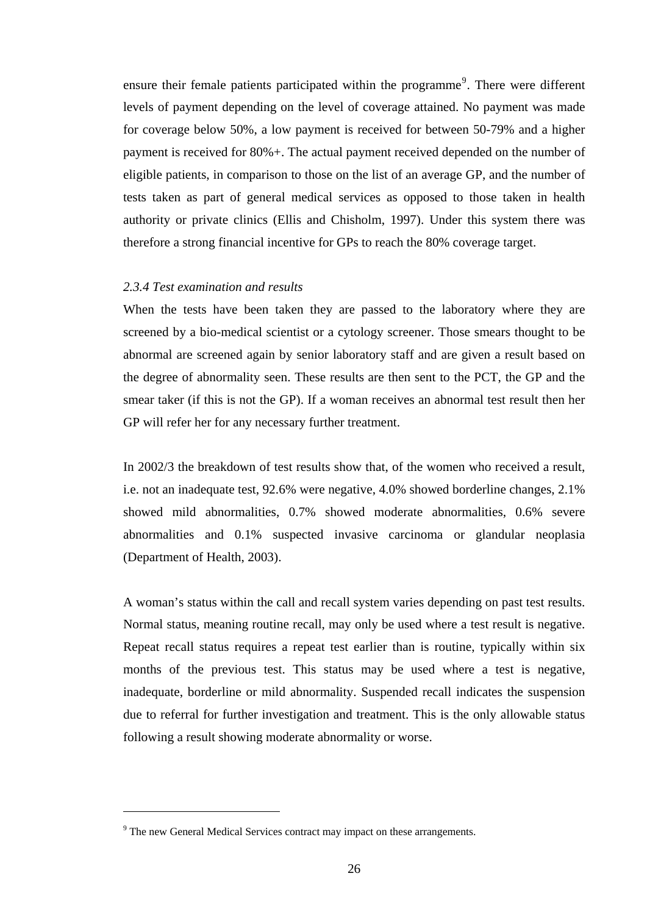ensure their female patients participated within the programme[9]. There were different levels of payment depending on the level of coverage attained. No payment was made for coverage below 50%, a low payment is received for between 50-79% and a higher payment is received for 80%+. The actual payment received depended on the number of eligible patients, in comparison to those on the list of an average GP, and the number of tests taken as part of general medical services as opposed to those taken in health authority or private clinics (Ellis and Chisholm, 1997). Under this system there was therefore a strong financial incentive for GPs to reach the 80% coverage target.

*2.3.4 Test examination and results*

When the tests have been taken they are passed to the laboratory where they are screened by a bio-medical scientist or a cytology screener. Those smears thought to be abnormal are screened again by senior laboratory staff and are given a result based on the degree of abnormality seen. These results are then sent to the PCT, the GP and the smear taker (if this is not the GP). If a woman receives an abnormal test result then her GP will refer her for any necessary further treatment.

In 2002/3 the breakdown of test results show that, of the women who received a result, i.e. not an inadequate test, 92.6% were negative, 4.0% showed borderline changes, 2.1% showed mild abnormalities, 0.7% showed moderate abnormalities, 0.6% severe abnormalities and 0.1% suspected invasive carcinoma or glandular neoplasia (Department of Health, 2003).

A woman's status within the call and recall system varies depending on past test results. Normal status, meaning routine recall, may only be used where a test result is negative. Repeat recall status requires a repeat test earlier than is routine, typically within six months of the previous test. This status may be used where a test is negative, inadequate, borderline or mild abnormality. Suspended recall indicates the suspension due to referral for further investigation and treatment. This is the only allowable status following a result showing moderate abnormality or worse.

[9] The new General Medical Services contract may impact on these arrangements.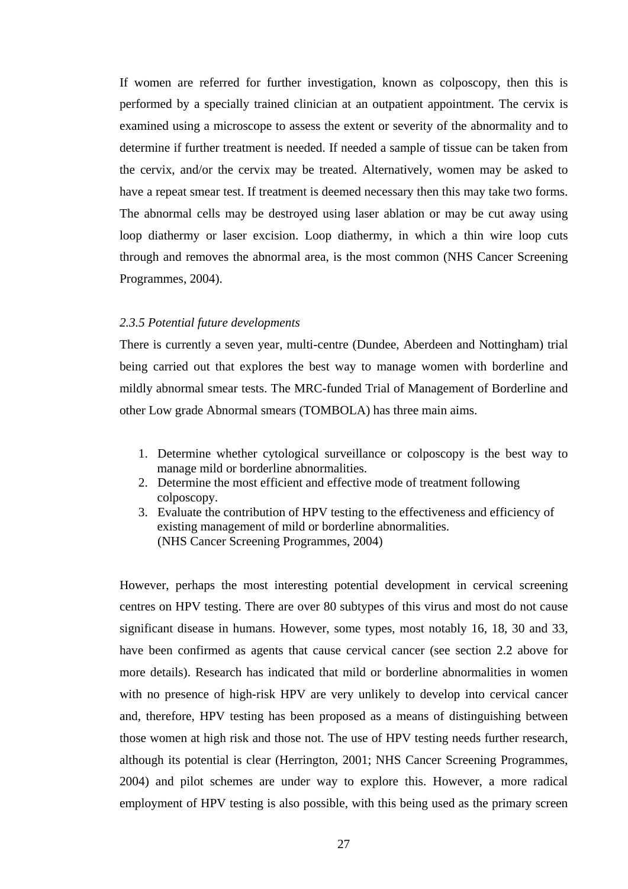If women are referred for further investigation, known as colposcopy, then this is performed by a specially trained clinician at an outpatient appointment. The cervix is examined using a microscope to assess the extent or severity of the abnormality and to determine if further treatment is needed. If needed a sample of tissue can be taken from the cervix, and/or the cervix may be treated. Alternatively, women may be asked to have a repeat smear test. If treatment is deemed necessary then this may take two forms. The abnormal cells may be destroyed using laser ablation or may be cut away using loop diathermy or laser excision. Loop diathermy, in which a thin wire loop cuts through and removes the abnormal area, is the most common (NHS Cancer Screening Programmes, 2004).

*2.3.5 Potential future developments*

There is currently a seven year, multi-centre (Dundee, Aberdeen and Nottingham) trial being carried out that explores the best way to manage women with borderline and mildly abnormal smear tests. The MRC-funded Trial of Management of Borderline and other Low grade Abnormal smears (TOMBOLA) has three main aims.

1. Determine whether cytological surveillance or colposcopy is the best way to manage mild or borderline abnormalities.
2. Determine the most efficient and effective mode of treatment following colposcopy.
3. Evaluate the contribution of HPV testing to the effectiveness and efficiency of existing management of mild or borderline abnormalities.
(NHS Cancer Screening Programmes, 2004)

However, perhaps the most interesting potential development in cervical screening centres on HPV testing. There are over 80 subtypes of this virus and most do not cause significant disease in humans. However, some types, most notably 16, 18, 30 and 33, have been confirmed as agents that cause cervical cancer (see section 2.2 above for more details). Research has indicated that mild or borderline abnormalities in women with no presence of high-risk HPV are very unlikely to develop into cervical cancer and, therefore, HPV testing has been proposed as a means of distinguishing between those women at high risk and those not. The use of HPV testing needs further research, although its potential is clear (Herrington, 2001; NHS Cancer Screening Programmes, 2004) and pilot schemes are under way to explore this. However, a more radical employment of HPV testing is also possible, with this being used as the primary screen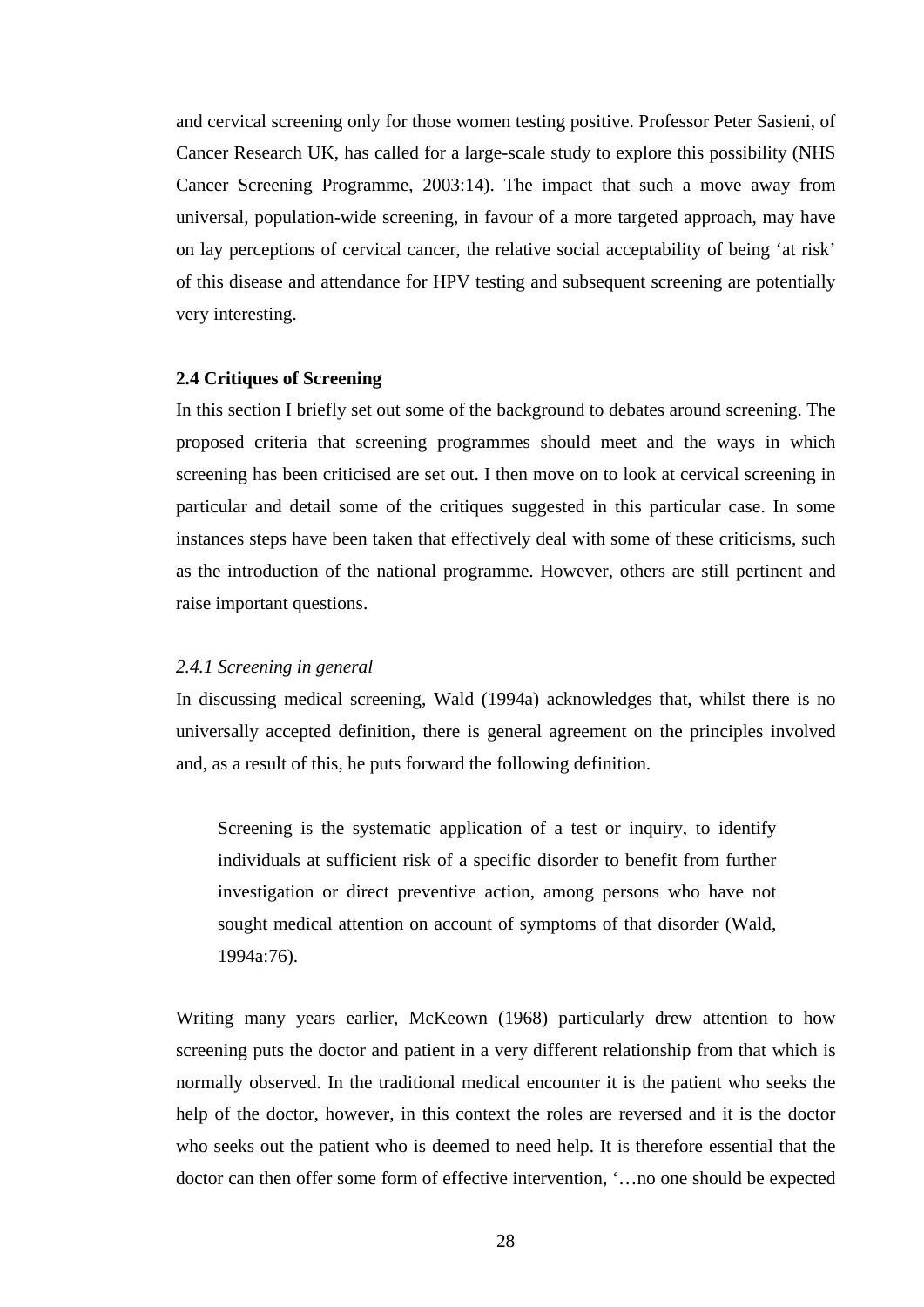and cervical screening only for those women testing positive. Professor Peter Sasieni, of Cancer Research UK, has called for a large-scale study to explore this possibility (NHS Cancer Screening Programme, 2003:14). The impact that such a move away from universal, population-wide screening, in favour of a more targeted approach, may have on lay perceptions of cervical cancer, the relative social acceptability of being 'at risk' of this disease and attendance for HPV testing and subsequent screening are potentially very interesting.

**2.4 Critiques of Screening**

In this section I briefly set out some of the background to debates around screening. The proposed criteria that screening programmes should meet and the ways in which screening has been criticised are set out. I then move on to look at cervical screening in particular and detail some of the critiques suggested in this particular case. In some instances steps have been taken that effectively deal with some of these criticisms, such as the introduction of the national programme. However, others are still pertinent and raise important questions.

*2.4.1 Screening in general*

In discussing medical screening, Wald (1994a) acknowledges that, whilst there is no universally accepted definition, there is general agreement on the principles involved and, as a result of this, he puts forward the following definition.

> Screening is the systematic application of a test or inquiry, to identify individuals at sufficient risk of a specific disorder to benefit from further investigation or direct preventive action, among persons who have not sought medical attention on account of symptoms of that disorder (Wald, 1994a:76).

Writing many years earlier, McKeown (1968) particularly drew attention to how screening puts the doctor and patient in a very different relationship from that which is normally observed. In the traditional medical encounter it is the patient who seeks the help of the doctor, however, in this context the roles are reversed and it is the doctor who seeks out the patient who is deemed to need help. It is therefore essential that the doctor can then offer some form of effective intervention, '…no one should be expected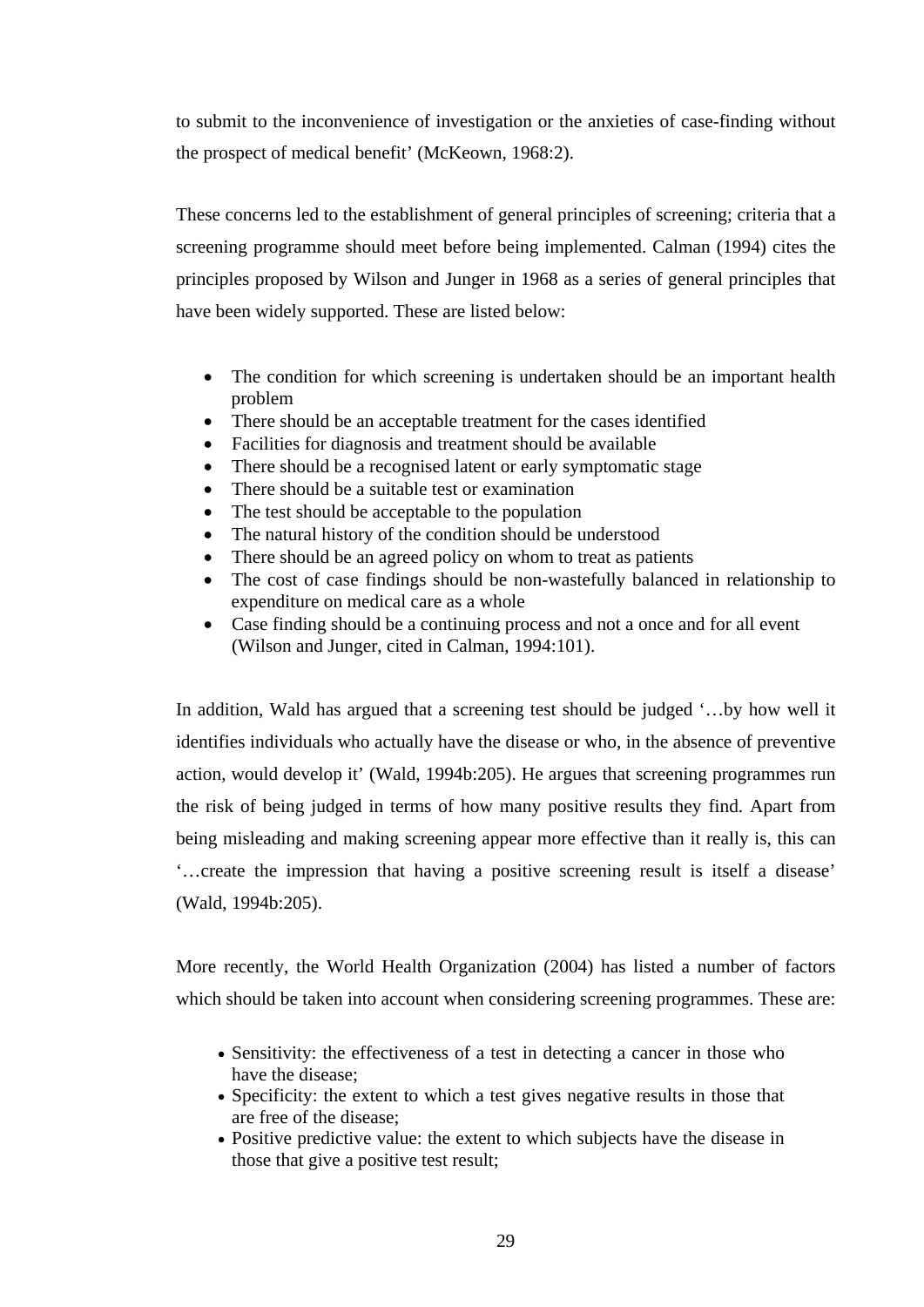to submit to the inconvenience of investigation or the anxieties of case-finding without the prospect of medical benefit' (McKeown, 1968:2).

These concerns led to the establishment of general principles of screening; criteria that a screening programme should meet before being implemented. Calman (1994) cites the principles proposed by Wilson and Junger in 1968 as a series of general principles that have been widely supported. These are listed below:

- The condition for which screening is undertaken should be an important health problem
- There should be an acceptable treatment for the cases identified
- Facilities for diagnosis and treatment should be available
- There should be a recognised latent or early symptomatic stage
- There should be a suitable test or examination
- The test should be acceptable to the population
- The natural history of the condition should be understood
- There should be an agreed policy on whom to treat as patients
- The cost of case findings should be non-wastefully balanced in relationship to expenditure on medical care as a whole
- Case finding should be a continuing process and not a once and for all event (Wilson and Junger, cited in Calman, 1994:101).

In addition, Wald has argued that a screening test should be judged '…by how well it identifies individuals who actually have the disease or who, in the absence of preventive action, would develop it' (Wald, 1994b:205). He argues that screening programmes run the risk of being judged in terms of how many positive results they find. Apart from being misleading and making screening appear more effective than it really is, this can '…create the impression that having a positive screening result is itself a disease' (Wald, 1994b:205).

More recently, the World Health Organization (2004) has listed a number of factors which should be taken into account when considering screening programmes. These are:

- Sensitivity: the effectiveness of a test in detecting a cancer in those who have the disease;
- Specificity: the extent to which a test gives negative results in those that are free of the disease;
- Positive predictive value: the extent to which subjects have the disease in those that give a positive test result;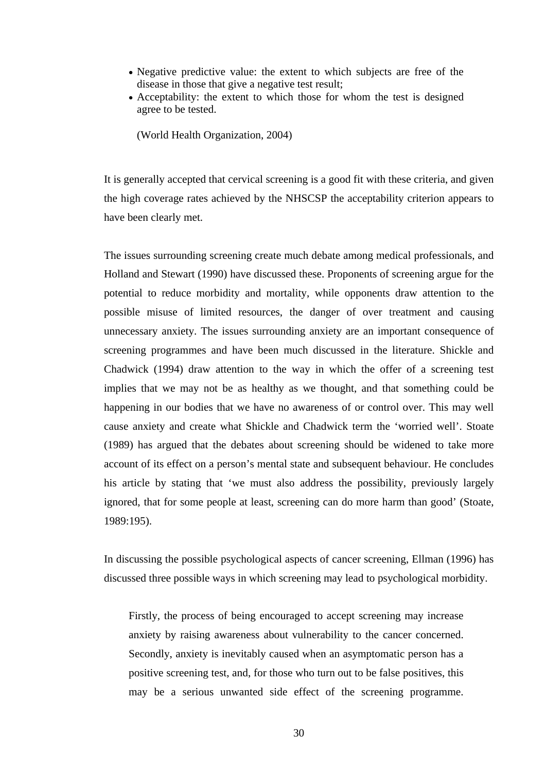- Negative predictive value: the extent to which subjects are free of the disease in those that give a negative test result;
- Acceptability: the extent to which those for whom the test is designed agree to be tested.

  (World Health Organization, 2004)

It is generally accepted that cervical screening is a good fit with these criteria, and given the high coverage rates achieved by the NHSCSP the acceptability criterion appears to have been clearly met.

The issues surrounding screening create much debate among medical professionals, and Holland and Stewart (1990) have discussed these. Proponents of screening argue for the potential to reduce morbidity and mortality, while opponents draw attention to the possible misuse of limited resources, the danger of over treatment and causing unnecessary anxiety. The issues surrounding anxiety are an important consequence of screening programmes and have been much discussed in the literature. Shickle and Chadwick (1994) draw attention to the way in which the offer of a screening test implies that we may not be as healthy as we thought, and that something could be happening in our bodies that we have no awareness of or control over. This may well cause anxiety and create what Shickle and Chadwick term the 'worried well'. Stoate (1989) has argued that the debates about screening should be widened to take more account of its effect on a person's mental state and subsequent behaviour. He concludes his article by stating that 'we must also address the possibility, previously largely ignored, that for some people at least, screening can do more harm than good' (Stoate, 1989:195).

In discussing the possible psychological aspects of cancer screening, Ellman (1996) has discussed three possible ways in which screening may lead to psychological morbidity.

> Firstly, the process of being encouraged to accept screening may increase anxiety by raising awareness about vulnerability to the cancer concerned. Secondly, anxiety is inevitably caused when an asymptomatic person has a positive screening test, and, for those who turn out to be false positives, this may be a serious unwanted side effect of the screening programme.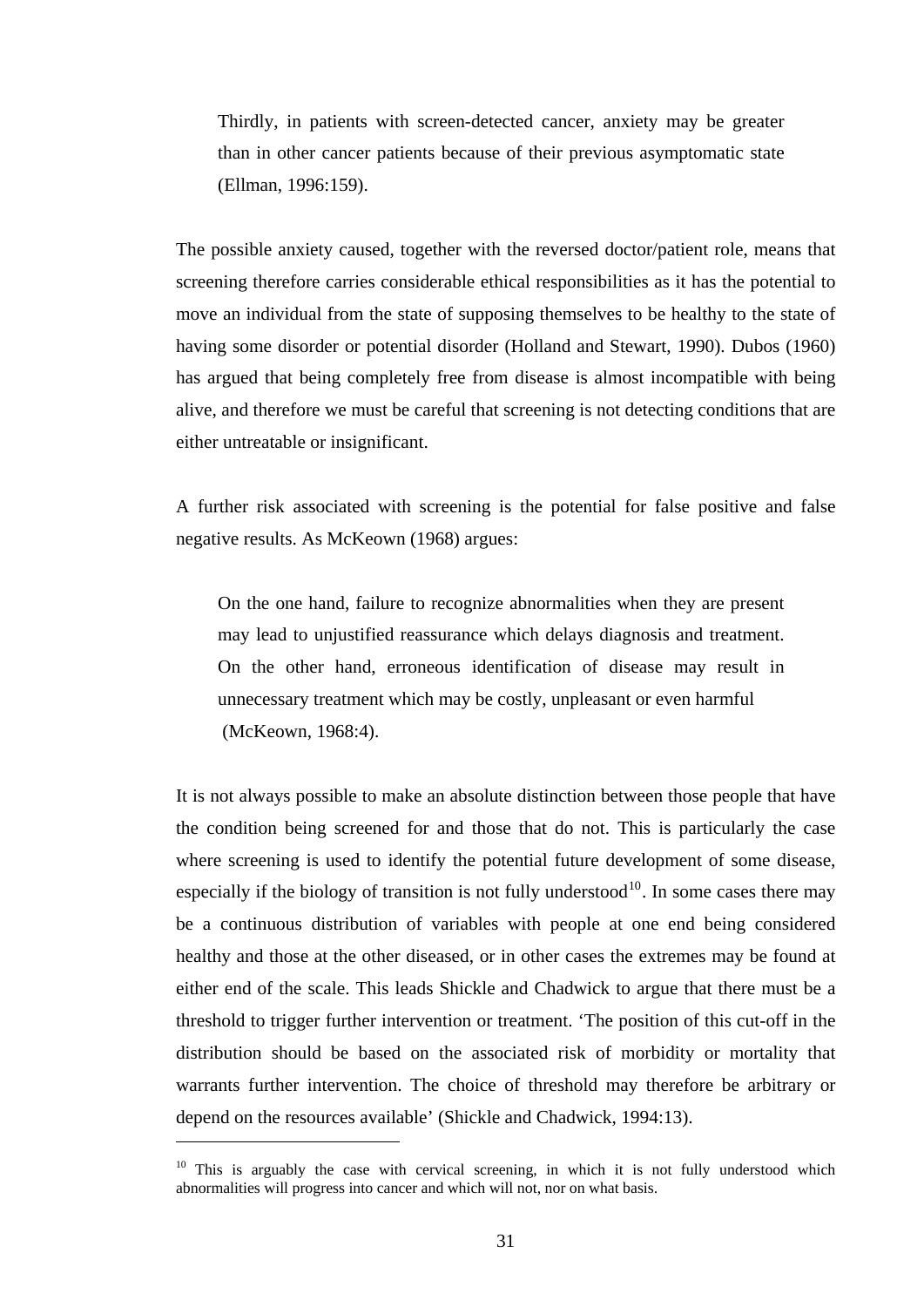> Thirdly, in patients with screen-detected cancer, anxiety may be greater than in other cancer patients because of their previous asymptomatic state (Ellman, 1996:159).

The possible anxiety caused, together with the reversed doctor/patient role, means that screening therefore carries considerable ethical responsibilities as it has the potential to move an individual from the state of supposing themselves to be healthy to the state of having some disorder or potential disorder (Holland and Stewart, 1990). Dubos (1960) has argued that being completely free from disease is almost incompatible with being alive, and therefore we must be careful that screening is not detecting conditions that are either untreatable or insignificant.

A further risk associated with screening is the potential for false positive and false negative results. As McKeown (1968) argues:

> On the one hand, failure to recognize abnormalities when they are present may lead to unjustified reassurance which delays diagnosis and treatment. On the other hand, erroneous identification of disease may result in unnecessary treatment which may be costly, unpleasant or even harmful (McKeown, 1968:4).

It is not always possible to make an absolute distinction between those people that have the condition being screened for and those that do not. This is particularly the case where screening is used to identify the potential future development of some disease, especially if the biology of transition is not fully understood[10]. In some cases there may be a continuous distribution of variables with people at one end being considered healthy and those at the other diseased, or in other cases the extremes may be found at either end of the scale. This leads Shickle and Chadwick to argue that there must be a threshold to trigger further intervention or treatment. 'The position of this cut-off in the distribution should be based on the associated risk of morbidity or mortality that warrants further intervention. The choice of threshold may therefore be arbitrary or depend on the resources available' (Shickle and Chadwick, 1994:13).

---

[10] This is arguably the case with cervical screening, in which it is not fully understood which abnormalities will progress into cancer and which will not, nor on what basis.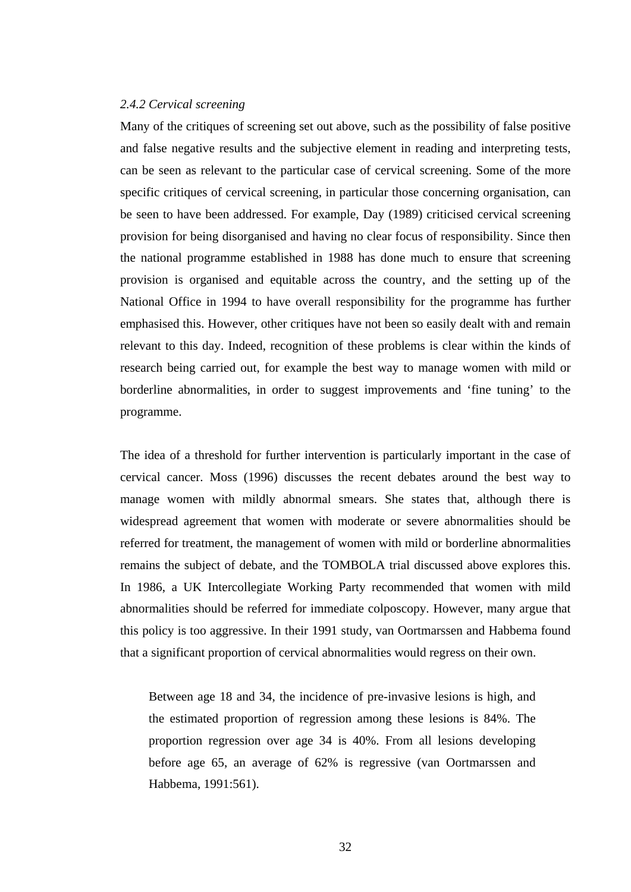*2.4.2 Cervical screening*

Many of the critiques of screening set out above, such as the possibility of false positive and false negative results and the subjective element in reading and interpreting tests, can be seen as relevant to the particular case of cervical screening. Some of the more specific critiques of cervical screening, in particular those concerning organisation, can be seen to have been addressed. For example, Day (1989) criticised cervical screening provision for being disorganised and having no clear focus of responsibility. Since then the national programme established in 1988 has done much to ensure that screening provision is organised and equitable across the country, and the setting up of the National Office in 1994 to have overall responsibility for the programme has further emphasised this. However, other critiques have not been so easily dealt with and remain relevant to this day. Indeed, recognition of these problems is clear within the kinds of research being carried out, for example the best way to manage women with mild or borderline abnormalities, in order to suggest improvements and 'fine tuning' to the programme.

The idea of a threshold for further intervention is particularly important in the case of cervical cancer. Moss (1996) discusses the recent debates around the best way to manage women with mildly abnormal smears. She states that, although there is widespread agreement that women with moderate or severe abnormalities should be referred for treatment, the management of women with mild or borderline abnormalities remains the subject of debate, and the TOMBOLA trial discussed above explores this. In 1986, a UK Intercollegiate Working Party recommended that women with mild abnormalities should be referred for immediate colposcopy. However, many argue that this policy is too aggressive. In their 1991 study, van Oortmarssen and Habbema found that a significant proportion of cervical abnormalities would regress on their own.

> Between age 18 and 34, the incidence of pre-invasive lesions is high, and the estimated proportion of regression among these lesions is 84%. The proportion regression over age 34 is 40%. From all lesions developing before age 65, an average of 62% is regressive (van Oortmarssen and Habbema, 1991:561).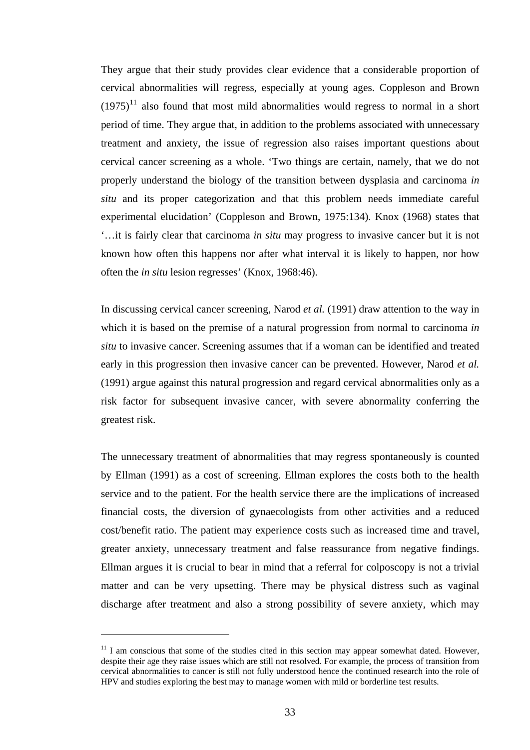They argue that their study provides clear evidence that a considerable proportion of cervical abnormalities will regress, especially at young ages. Coppleson and Brown (1975)[11] also found that most mild abnormalities would regress to normal in a short period of time. They argue that, in addition to the problems associated with unnecessary treatment and anxiety, the issue of regression also raises important questions about cervical cancer screening as a whole. 'Two things are certain, namely, that we do not properly understand the biology of the transition between dysplasia and carcinoma *in situ* and its proper categorization and that this problem needs immediate careful experimental elucidation' (Coppleson and Brown, 1975:134). Knox (1968) states that '…it is fairly clear that carcinoma *in situ* may progress to invasive cancer but it is not known how often this happens nor after what interval it is likely to happen, nor how often the *in situ* lesion regresses' (Knox, 1968:46).

In discussing cervical cancer screening, Narod *et al.* (1991) draw attention to the way in which it is based on the premise of a natural progression from normal to carcinoma *in situ* to invasive cancer. Screening assumes that if a woman can be identified and treated early in this progression then invasive cancer can be prevented. However, Narod *et al.* (1991) argue against this natural progression and regard cervical abnormalities only as a risk factor for subsequent invasive cancer, with severe abnormality conferring the greatest risk.

The unnecessary treatment of abnormalities that may regress spontaneously is counted by Ellman (1991) as a cost of screening. Ellman explores the costs both to the health service and to the patient. For the health service there are the implications of increased financial costs, the diversion of gynaecologists from other activities and a reduced cost/benefit ratio. The patient may experience costs such as increased time and travel, greater anxiety, unnecessary treatment and false reassurance from negative findings. Ellman argues it is crucial to bear in mind that a referral for colposcopy is not a trivial matter and can be very upsetting. There may be physical distress such as vaginal discharge after treatment and also a strong possibility of severe anxiety, which may

---

[11] I am conscious that some of the studies cited in this section may appear somewhat dated. However, despite their age they raise issues which are still not resolved. For example, the process of transition from cervical abnormalities to cancer is still not fully understood hence the continued research into the role of HPV and studies exploring the best may to manage women with mild or borderline test results.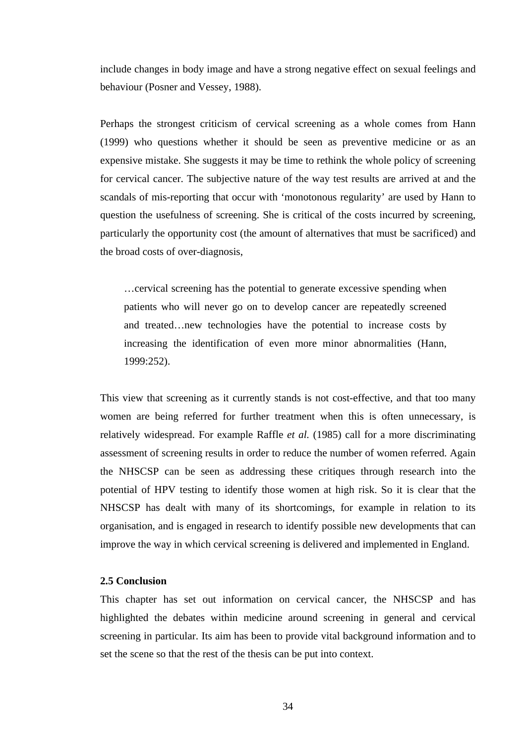include changes in body image and have a strong negative effect on sexual feelings and behaviour (Posner and Vessey, 1988).

Perhaps the strongest criticism of cervical screening as a whole comes from Hann (1999) who questions whether it should be seen as preventive medicine or as an expensive mistake. She suggests it may be time to rethink the whole policy of screening for cervical cancer. The subjective nature of the way test results are arrived at and the scandals of mis-reporting that occur with 'monotonous regularity' are used by Hann to question the usefulness of screening. She is critical of the costs incurred by screening, particularly the opportunity cost (the amount of alternatives that must be sacrificed) and the broad costs of over-diagnosis,

> …cervical screening has the potential to generate excessive spending when patients who will never go on to develop cancer are repeatedly screened and treated…new technologies have the potential to increase costs by increasing the identification of even more minor abnormalities (Hann, 1999:252).

This view that screening as it currently stands is not cost-effective, and that too many women are being referred for further treatment when this is often unnecessary, is relatively widespread. For example Raffle *et al.* (1985) call for a more discriminating assessment of screening results in order to reduce the number of women referred. Again the NHSCSP can be seen as addressing these critiques through research into the potential of HPV testing to identify those women at high risk. So it is clear that the NHSCSP has dealt with many of its shortcomings, for example in relation to its organisation, and is engaged in research to identify possible new developments that can improve the way in which cervical screening is delivered and implemented in England.

### 2.5 Conclusion

This chapter has set out information on cervical cancer, the NHSCSP and has highlighted the debates within medicine around screening in general and cervical screening in particular. Its aim has been to provide vital background information and to set the scene so that the rest of the thesis can be put into context.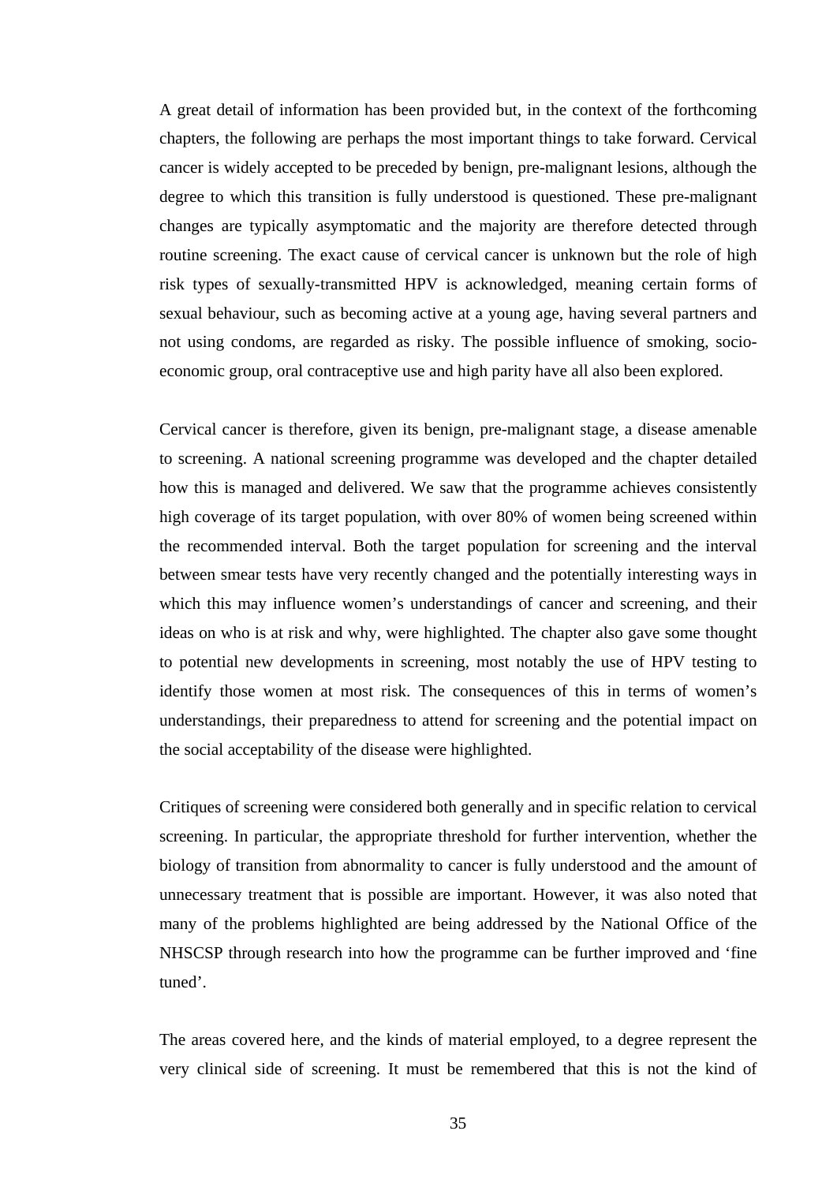A great detail of information has been provided but, in the context of the forthcoming chapters, the following are perhaps the most important things to take forward. Cervical cancer is widely accepted to be preceded by benign, pre-malignant lesions, although the degree to which this transition is fully understood is questioned. These pre-malignant changes are typically asymptomatic and the majority are therefore detected through routine screening. The exact cause of cervical cancer is unknown but the role of high risk types of sexually-transmitted HPV is acknowledged, meaning certain forms of sexual behaviour, such as becoming active at a young age, having several partners and not using condoms, are regarded as risky. The possible influence of smoking, socio-economic group, oral contraceptive use and high parity have all also been explored.

Cervical cancer is therefore, given its benign, pre-malignant stage, a disease amenable to screening. A national screening programme was developed and the chapter detailed how this is managed and delivered. We saw that the programme achieves consistently high coverage of its target population, with over 80% of women being screened within the recommended interval. Both the target population for screening and the interval between smear tests have very recently changed and the potentially interesting ways in which this may influence women's understandings of cancer and screening, and their ideas on who is at risk and why, were highlighted. The chapter also gave some thought to potential new developments in screening, most notably the use of HPV testing to identify those women at most risk. The consequences of this in terms of women's understandings, their preparedness to attend for screening and the potential impact on the social acceptability of the disease were highlighted.

Critiques of screening were considered both generally and in specific relation to cervical screening. In particular, the appropriate threshold for further intervention, whether the biology of transition from abnormality to cancer is fully understood and the amount of unnecessary treatment that is possible are important. However, it was also noted that many of the problems highlighted are being addressed by the National Office of the NHSCSP through research into how the programme can be further improved and 'fine tuned'.

The areas covered here, and the kinds of material employed, to a degree represent the very clinical side of screening. It must be remembered that this is not the kind of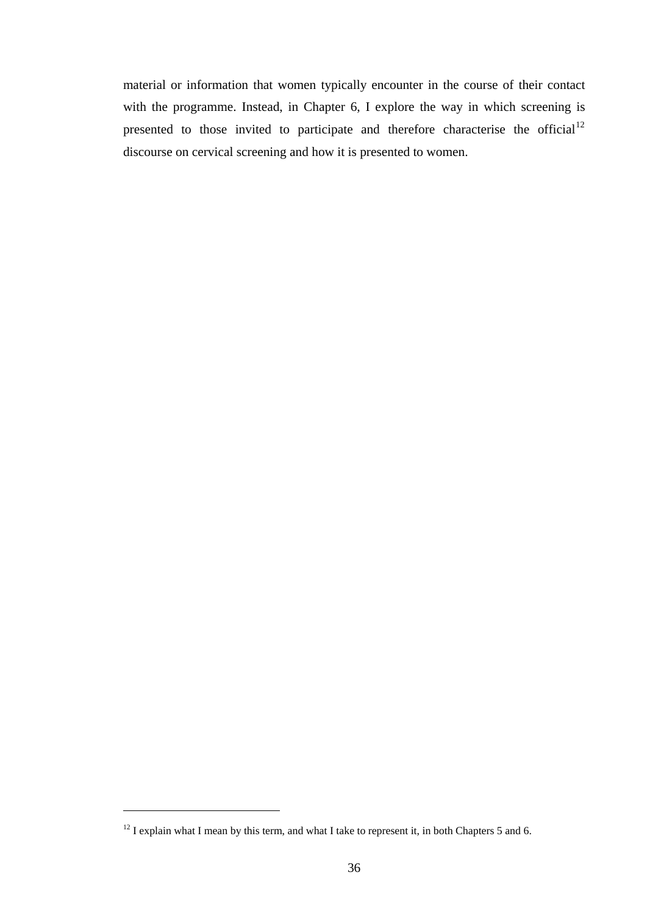material or information that women typically encounter in the course of their contact with the programme. Instead, in Chapter 6, I explore the way in which screening is presented to those invited to participate and therefore characterise the official[12] discourse on cervical screening and how it is presented to women.

[12] I explain what I mean by this term, and what I take to represent it, in both Chapters 5 and 6.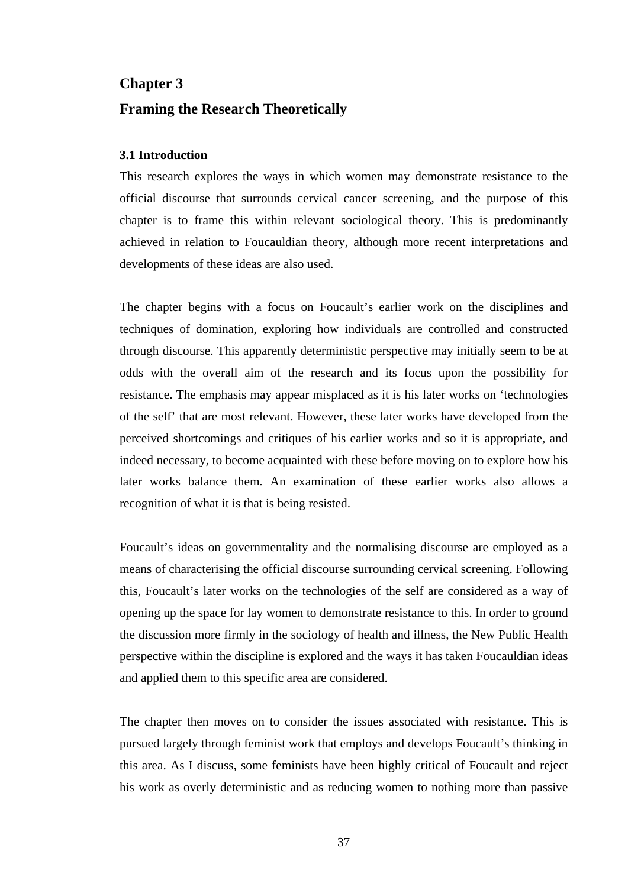# Chapter 3

# Framing the Research Theoretically

### 3.1 Introduction

This research explores the ways in which women may demonstrate resistance to the official discourse that surrounds cervical cancer screening, and the purpose of this chapter is to frame this within relevant sociological theory. This is predominantly achieved in relation to Foucauldian theory, although more recent interpretations and developments of these ideas are also used.

The chapter begins with a focus on Foucault's earlier work on the disciplines and techniques of domination, exploring how individuals are controlled and constructed through discourse. This apparently deterministic perspective may initially seem to be at odds with the overall aim of the research and its focus upon the possibility for resistance. The emphasis may appear misplaced as it is his later works on 'technologies of the self' that are most relevant. However, these later works have developed from the perceived shortcomings and critiques of his earlier works and so it is appropriate, and indeed necessary, to become acquainted with these before moving on to explore how his later works balance them. An examination of these earlier works also allows a recognition of what it is that is being resisted.

Foucault's ideas on governmentality and the normalising discourse are employed as a means of characterising the official discourse surrounding cervical screening. Following this, Foucault's later works on the technologies of the self are considered as a way of opening up the space for lay women to demonstrate resistance to this. In order to ground the discussion more firmly in the sociology of health and illness, the New Public Health perspective within the discipline is explored and the ways it has taken Foucauldian ideas and applied them to this specific area are considered.

The chapter then moves on to consider the issues associated with resistance. This is pursued largely through feminist work that employs and develops Foucault's thinking in this area. As I discuss, some feminists have been highly critical of Foucault and reject his work as overly deterministic and as reducing women to nothing more than passive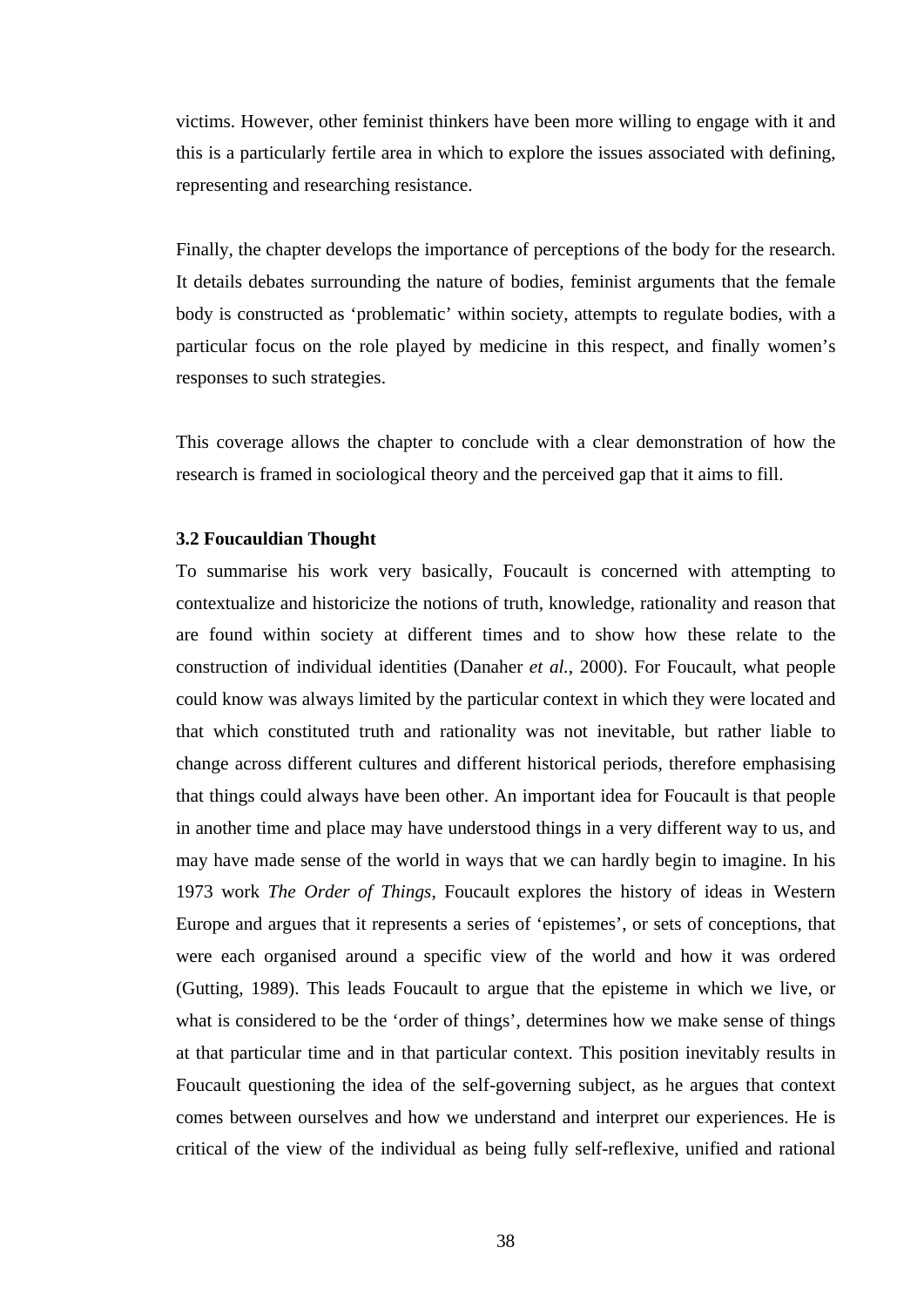victims. However, other feminist thinkers have been more willing to engage with it and this is a particularly fertile area in which to explore the issues associated with defining, representing and researching resistance.

Finally, the chapter develops the importance of perceptions of the body for the research. It details debates surrounding the nature of bodies, feminist arguments that the female body is constructed as 'problematic' within society, attempts to regulate bodies, with a particular focus on the role played by medicine in this respect, and finally women's responses to such strategies.

This coverage allows the chapter to conclude with a clear demonstration of how the research is framed in sociological theory and the perceived gap that it aims to fill.

### 3.2 Foucauldian Thought

To summarise his work very basically, Foucault is concerned with attempting to contextualize and historicize the notions of truth, knowledge, rationality and reason that are found within society at different times and to show how these relate to the construction of individual identities (Danaher *et al.*, 2000). For Foucault, what people could know was always limited by the particular context in which they were located and that which constituted truth and rationality was not inevitable, but rather liable to change across different cultures and different historical periods, therefore emphasising that things could always have been other. An important idea for Foucault is that people in another time and place may have understood things in a very different way to us, and may have made sense of the world in ways that we can hardly begin to imagine. In his 1973 work *The Order of Things*, Foucault explores the history of ideas in Western Europe and argues that it represents a series of 'epistemes', or sets of conceptions, that were each organised around a specific view of the world and how it was ordered (Gutting, 1989). This leads Foucault to argue that the episteme in which we live, or what is considered to be the 'order of things', determines how we make sense of things at that particular time and in that particular context. This position inevitably results in Foucault questioning the idea of the self-governing subject, as he argues that context comes between ourselves and how we understand and interpret our experiences. He is critical of the view of the individual as being fully self-reflexive, unified and rational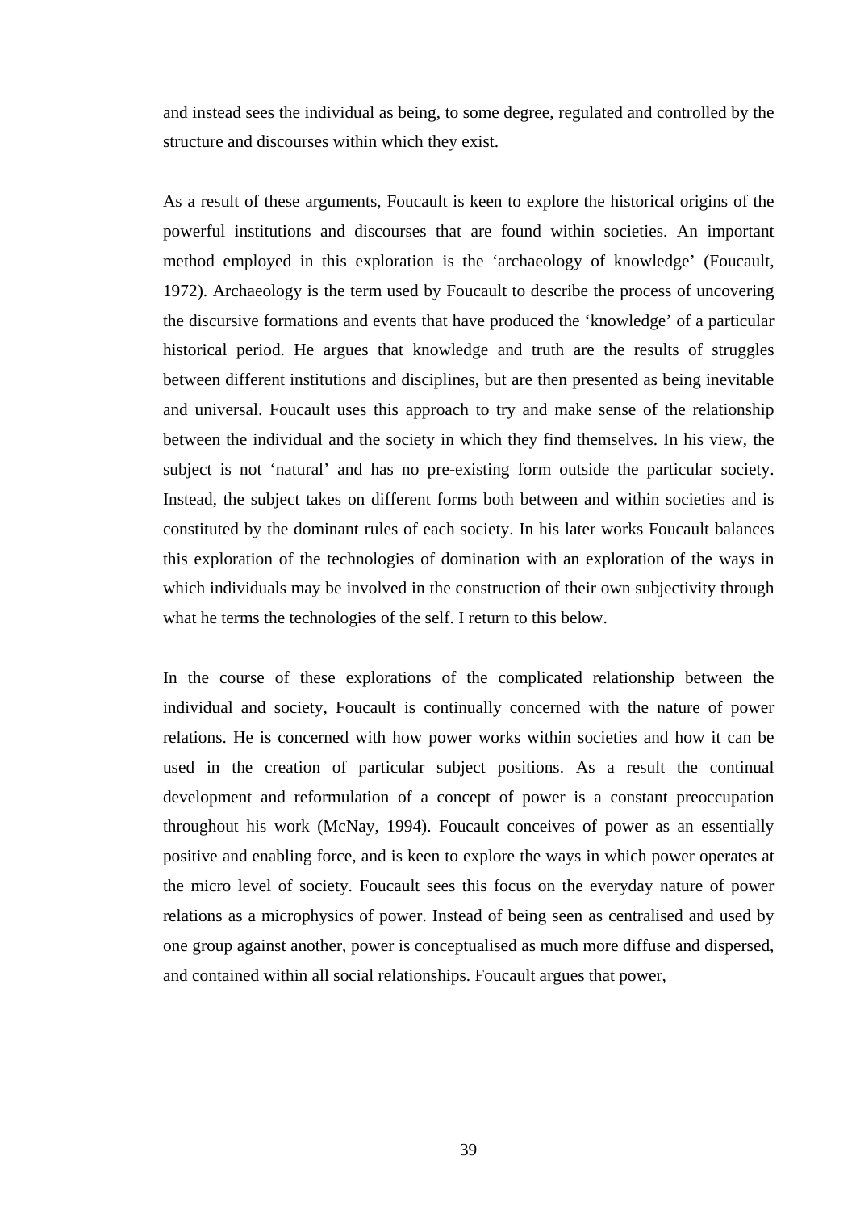and instead sees the individual as being, to some degree, regulated and controlled by the structure and discourses within which they exist.

As a result of these arguments, Foucault is keen to explore the historical origins of the powerful institutions and discourses that are found within societies. An important method employed in this exploration is the ‘archaeology of knowledge’ (Foucault, 1972). Archaeology is the term used by Foucault to describe the process of uncovering the discursive formations and events that have produced the ‘knowledge’ of a particular historical period. He argues that knowledge and truth are the results of struggles between different institutions and disciplines, but are then presented as being inevitable and universal. Foucault uses this approach to try and make sense of the relationship between the individual and the society in which they find themselves. In his view, the subject is not ‘natural’ and has no pre-existing form outside the particular society. Instead, the subject takes on different forms both between and within societies and is constituted by the dominant rules of each society. In his later works Foucault balances this exploration of the technologies of domination with an exploration of the ways in which individuals may be involved in the construction of their own subjectivity through what he terms the technologies of the self. I return to this below.

In the course of these explorations of the complicated relationship between the individual and society, Foucault is continually concerned with the nature of power relations. He is concerned with how power works within societies and how it can be used in the creation of particular subject positions. As a result the continual development and reformulation of a concept of power is a constant preoccupation throughout his work (McNay, 1994). Foucault conceives of power as an essentially positive and enabling force, and is keen to explore the ways in which power operates at the micro level of society. Foucault sees this focus on the everyday nature of power relations as a microphysics of power. Instead of being seen as centralised and used by one group against another, power is conceptualised as much more diffuse and dispersed, and contained within all social relationships. Foucault argues that power,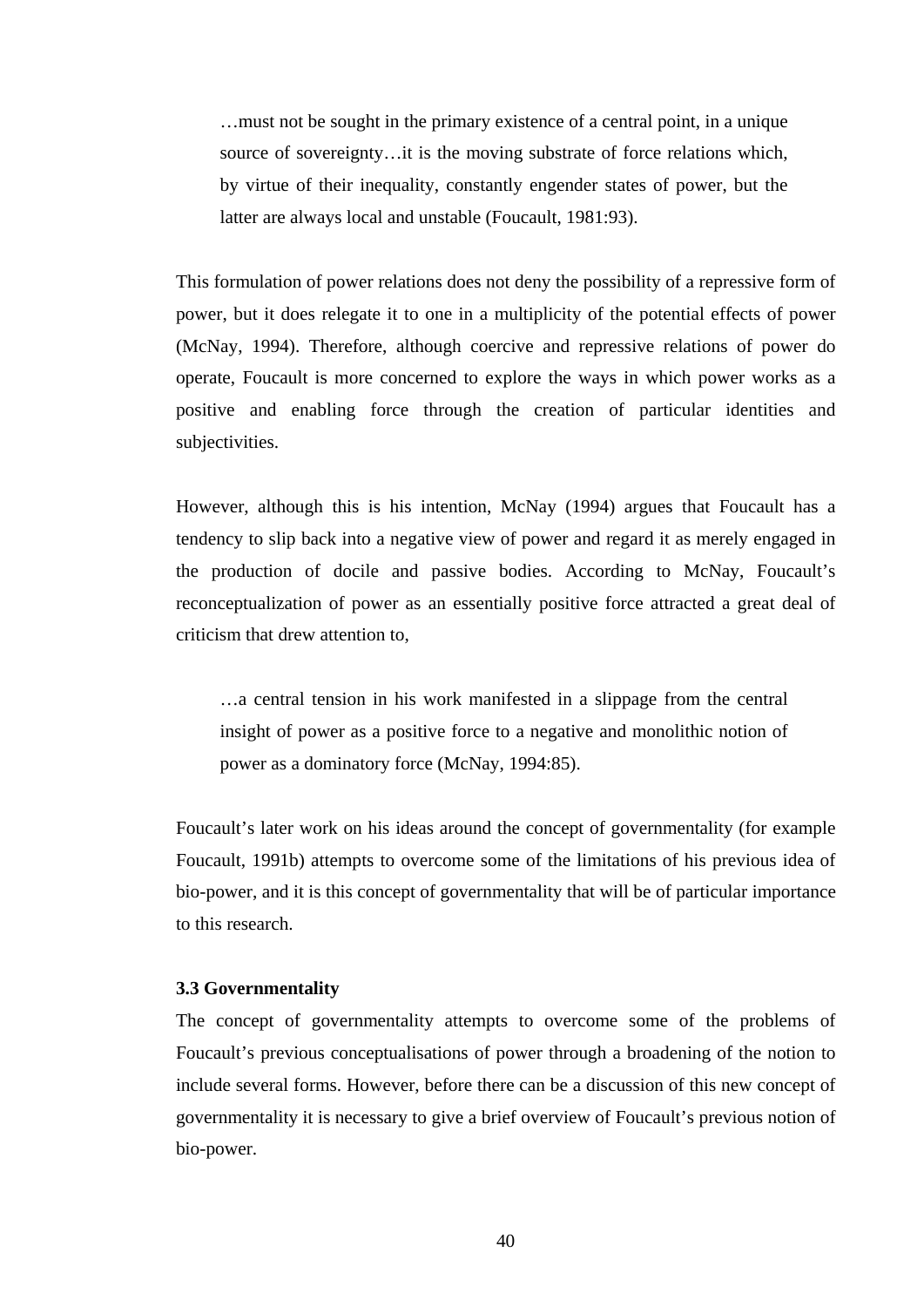> …must not be sought in the primary existence of a central point, in a unique source of sovereignty…it is the moving substrate of force relations which, by virtue of their inequality, constantly engender states of power, but the latter are always local and unstable (Foucault, 1981:93).

This formulation of power relations does not deny the possibility of a repressive form of power, but it does relegate it to one in a multiplicity of the potential effects of power (McNay, 1994). Therefore, although coercive and repressive relations of power do operate, Foucault is more concerned to explore the ways in which power works as a positive and enabling force through the creation of particular identities and subjectivities.

However, although this is his intention, McNay (1994) argues that Foucault has a tendency to slip back into a negative view of power and regard it as merely engaged in the production of docile and passive bodies. According to McNay, Foucault's reconceptualization of power as an essentially positive force attracted a great deal of criticism that drew attention to,

> …a central tension in his work manifested in a slippage from the central insight of power as a positive force to a negative and monolithic notion of power as a dominatory force (McNay, 1994:85).

Foucault's later work on his ideas around the concept of governmentality (for example Foucault, 1991b) attempts to overcome some of the limitations of his previous idea of bio-power, and it is this concept of governmentality that will be of particular importance to this research.

### 3.3 Governmentality

The concept of governmentality attempts to overcome some of the problems of Foucault's previous conceptualisations of power through a broadening of the notion to include several forms. However, before there can be a discussion of this new concept of governmentality it is necessary to give a brief overview of Foucault's previous notion of bio-power.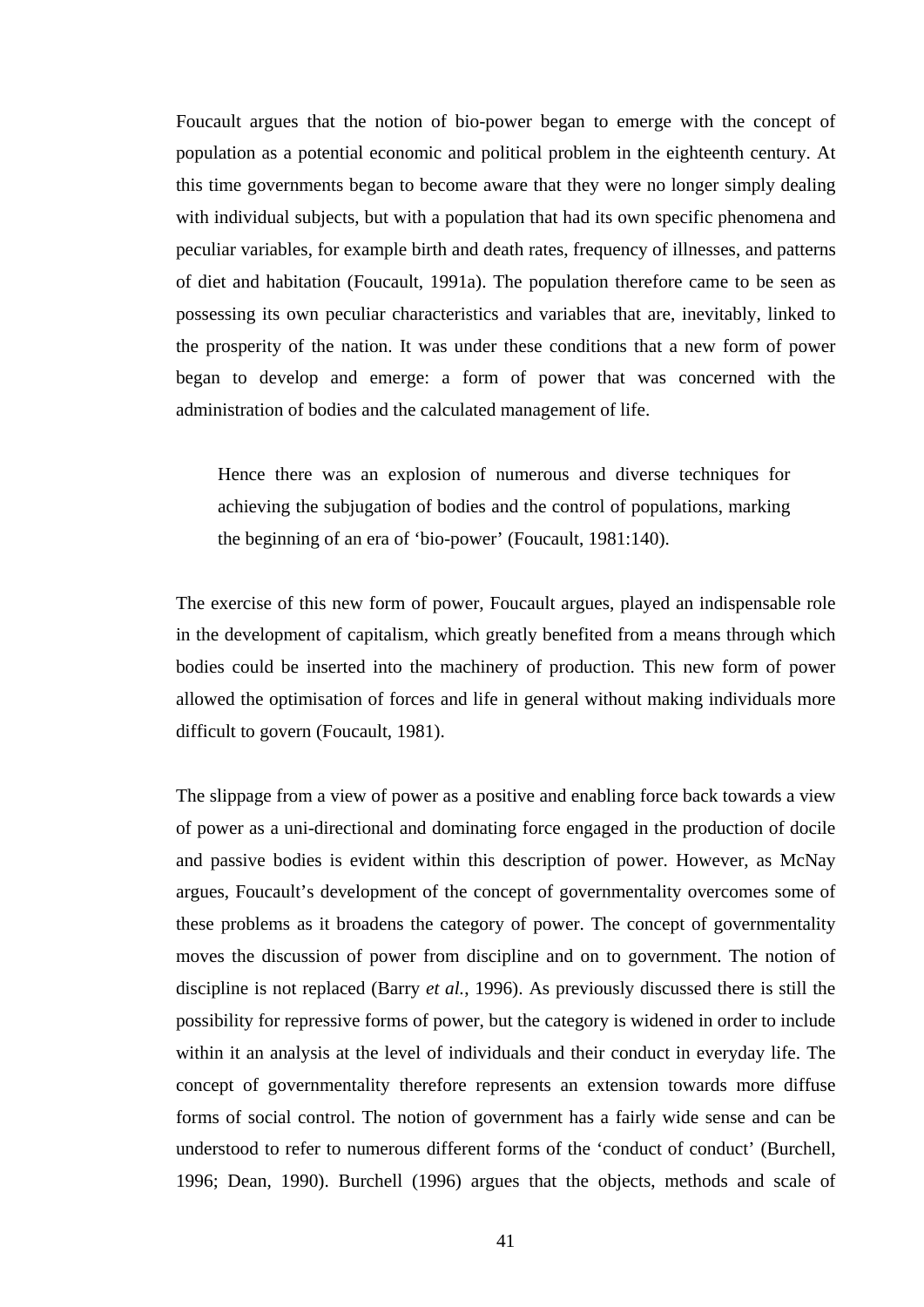Foucault argues that the notion of bio-power began to emerge with the concept of population as a potential economic and political problem in the eighteenth century. At this time governments began to become aware that they were no longer simply dealing with individual subjects, but with a population that had its own specific phenomena and peculiar variables, for example birth and death rates, frequency of illnesses, and patterns of diet and habitation (Foucault, 1991a). The population therefore came to be seen as possessing its own peculiar characteristics and variables that are, inevitably, linked to the prosperity of the nation. It was under these conditions that a new form of power began to develop and emerge: a form of power that was concerned with the administration of bodies and the calculated management of life.

> Hence there was an explosion of numerous and diverse techniques for achieving the subjugation of bodies and the control of populations, marking the beginning of an era of 'bio-power' (Foucault, 1981:140).

The exercise of this new form of power, Foucault argues, played an indispensable role in the development of capitalism, which greatly benefited from a means through which bodies could be inserted into the machinery of production. This new form of power allowed the optimisation of forces and life in general without making individuals more difficult to govern (Foucault, 1981).

The slippage from a view of power as a positive and enabling force back towards a view of power as a uni-directional and dominating force engaged in the production of docile and passive bodies is evident within this description of power. However, as McNay argues, Foucault's development of the concept of governmentality overcomes some of these problems as it broadens the category of power. The concept of governmentality moves the discussion of power from discipline and on to government. The notion of discipline is not replaced (Barry *et al.*, 1996). As previously discussed there is still the possibility for repressive forms of power, but the category is widened in order to include within it an analysis at the level of individuals and their conduct in everyday life. The concept of governmentality therefore represents an extension towards more diffuse forms of social control. The notion of government has a fairly wide sense and can be understood to refer to numerous different forms of the 'conduct of conduct' (Burchell, 1996; Dean, 1990). Burchell (1996) argues that the objects, methods and scale of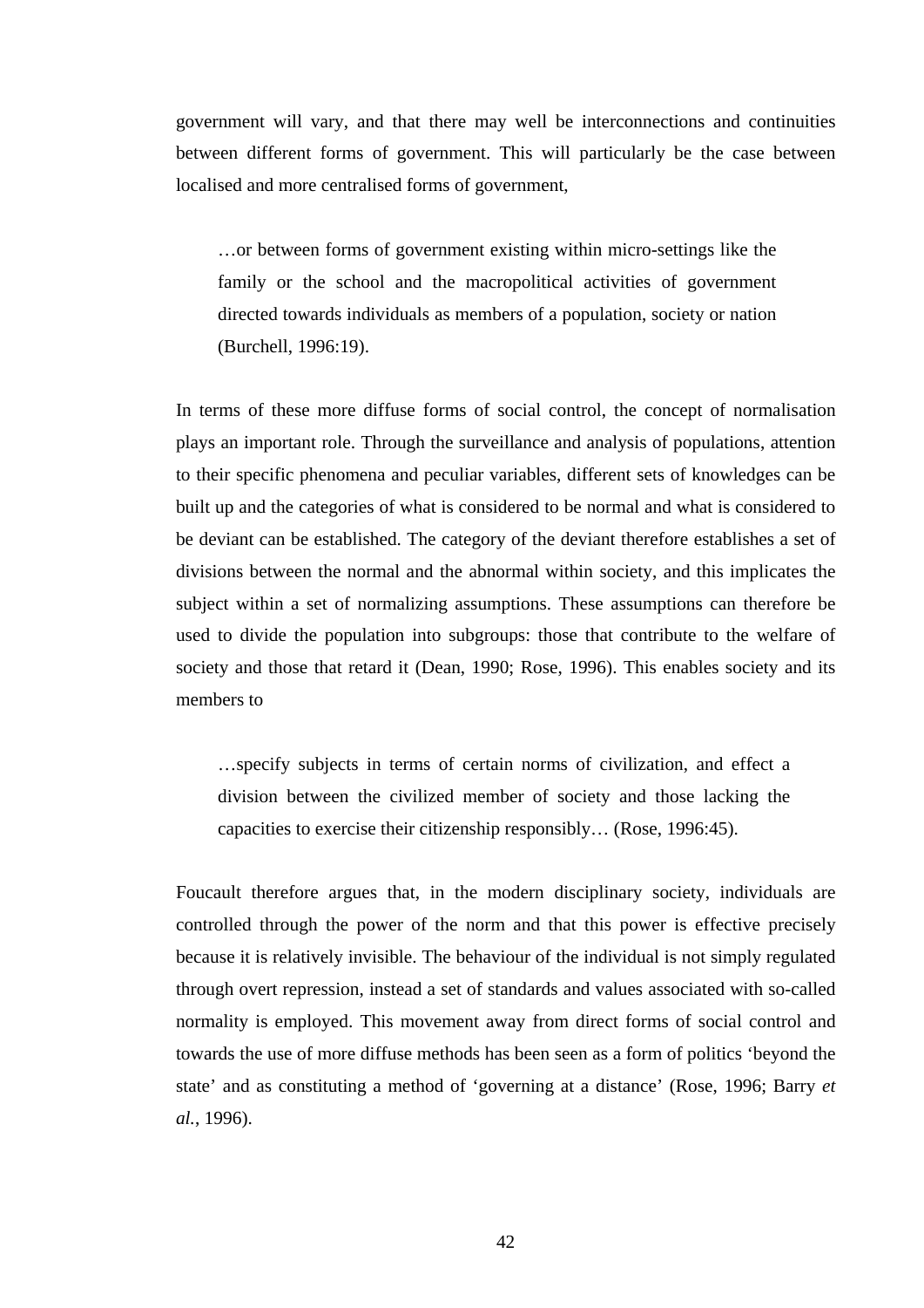government will vary, and that there may well be interconnections and continuities between different forms of government. This will particularly be the case between localised and more centralised forms of government,

> …or between forms of government existing within micro-settings like the family or the school and the macropolitical activities of government directed towards individuals as members of a population, society or nation (Burchell, 1996:19).

In terms of these more diffuse forms of social control, the concept of normalisation plays an important role. Through the surveillance and analysis of populations, attention to their specific phenomena and peculiar variables, different sets of knowledges can be built up and the categories of what is considered to be normal and what is considered to be deviant can be established. The category of the deviant therefore establishes a set of divisions between the normal and the abnormal within society, and this implicates the subject within a set of normalizing assumptions. These assumptions can therefore be used to divide the population into subgroups: those that contribute to the welfare of society and those that retard it (Dean, 1990; Rose, 1996). This enables society and its members to

> …specify subjects in terms of certain norms of civilization, and effect a division between the civilized member of society and those lacking the capacities to exercise their citizenship responsibly… (Rose, 1996:45).

Foucault therefore argues that, in the modern disciplinary society, individuals are controlled through the power of the norm and that this power is effective precisely because it is relatively invisible. The behaviour of the individual is not simply regulated through overt repression, instead a set of standards and values associated with so-called normality is employed. This movement away from direct forms of social control and towards the use of more diffuse methods has been seen as a form of politics 'beyond the state' and as constituting a method of 'governing at a distance' (Rose, 1996; Barry *et al.*, 1996).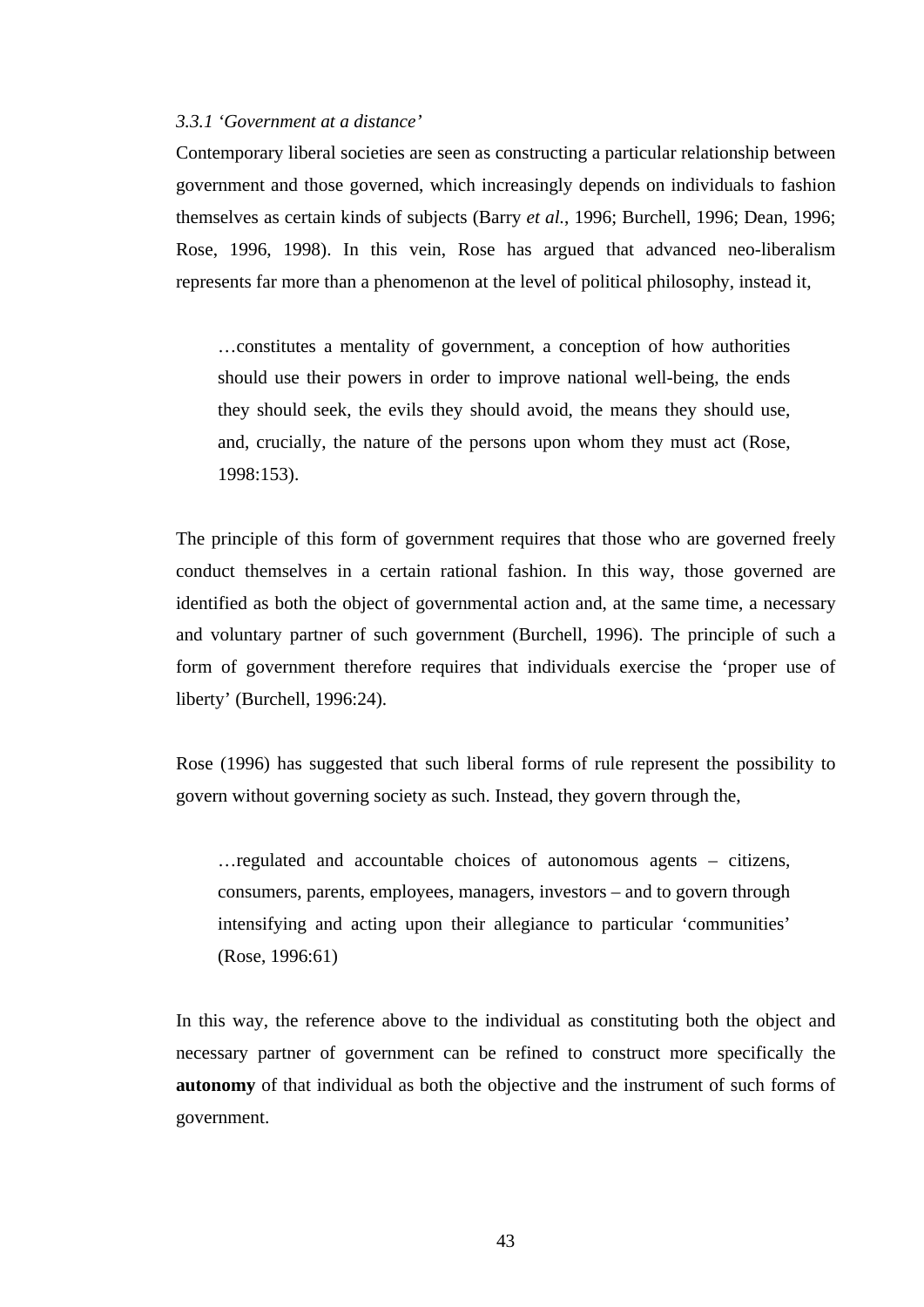### *3.3.1 'Government at a distance'*

Contemporary liberal societies are seen as constructing a particular relationship between government and those governed, which increasingly depends on individuals to fashion themselves as certain kinds of subjects (Barry *et al.*, 1996; Burchell, 1996; Dean, 1996; Rose, 1996, 1998). In this vein, Rose has argued that advanced neo-liberalism represents far more than a phenomenon at the level of political philosophy, instead it,

> …constitutes a mentality of government, a conception of how authorities should use their powers in order to improve national well-being, the ends they should seek, the evils they should avoid, the means they should use, and, crucially, the nature of the persons upon whom they must act (Rose, 1998:153).

The principle of this form of government requires that those who are governed freely conduct themselves in a certain rational fashion. In this way, those governed are identified as both the object of governmental action and, at the same time, a necessary and voluntary partner of such government (Burchell, 1996). The principle of such a form of government therefore requires that individuals exercise the 'proper use of liberty' (Burchell, 1996:24).

Rose (1996) has suggested that such liberal forms of rule represent the possibility to govern without governing society as such. Instead, they govern through the,

> …regulated and accountable choices of autonomous agents – citizens, consumers, parents, employees, managers, investors – and to govern through intensifying and acting upon their allegiance to particular 'communities' (Rose, 1996:61)

In this way, the reference above to the individual as constituting both the object and necessary partner of government can be refined to construct more specifically the **autonomy** of that individual as both the objective and the instrument of such forms of government.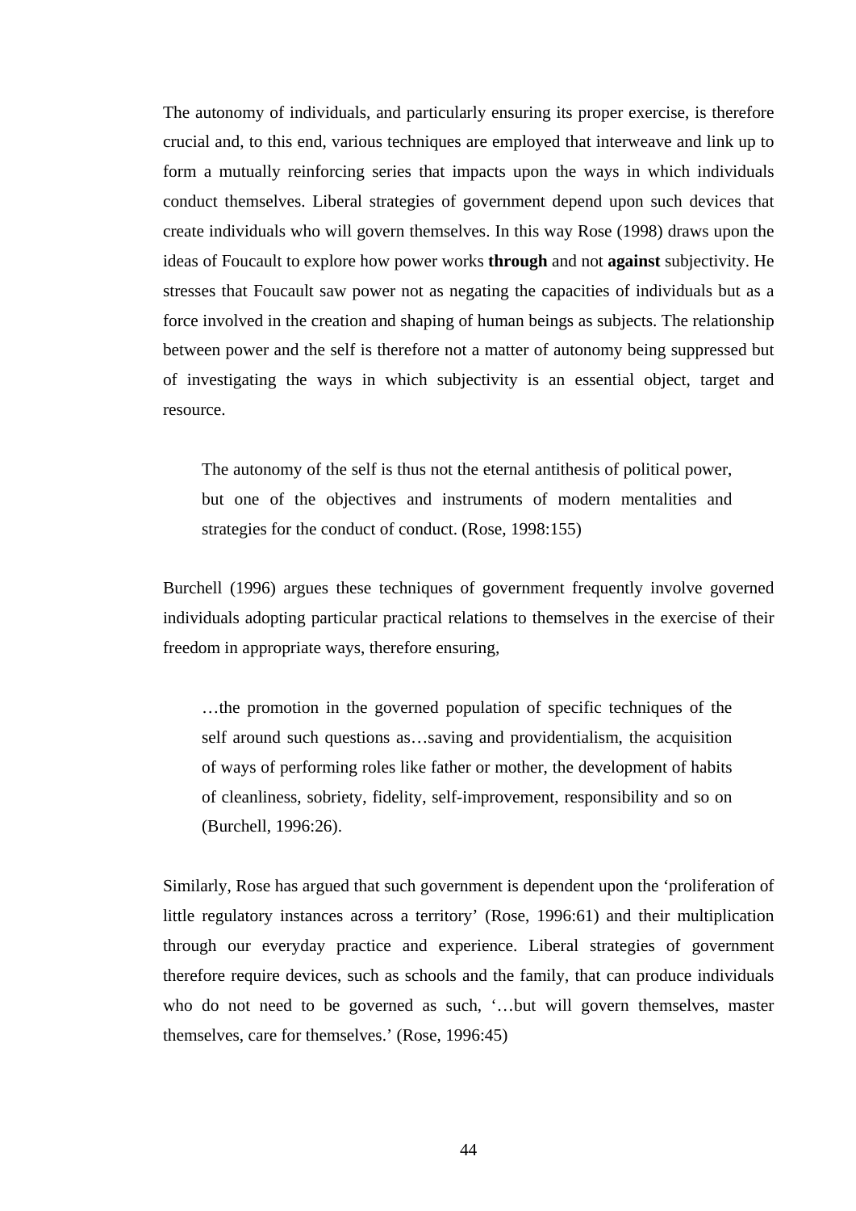The autonomy of individuals, and particularly ensuring its proper exercise, is therefore crucial and, to this end, various techniques are employed that interweave and link up to form a mutually reinforcing series that impacts upon the ways in which individuals conduct themselves. Liberal strategies of government depend upon such devices that create individuals who will govern themselves. In this way Rose (1998) draws upon the ideas of Foucault to explore how power works **through** and not **against** subjectivity. He stresses that Foucault saw power not as negating the capacities of individuals but as a force involved in the creation and shaping of human beings as subjects. The relationship between power and the self is therefore not a matter of autonomy being suppressed but of investigating the ways in which subjectivity is an essential object, target and resource.

> The autonomy of the self is thus not the eternal antithesis of political power, but one of the objectives and instruments of modern mentalities and strategies for the conduct of conduct. (Rose, 1998:155)

Burchell (1996) argues these techniques of government frequently involve governed individuals adopting particular practical relations to themselves in the exercise of their freedom in appropriate ways, therefore ensuring,

> …the promotion in the governed population of specific techniques of the self around such questions as…saving and providentialism, the acquisition of ways of performing roles like father or mother, the development of habits of cleanliness, sobriety, fidelity, self-improvement, responsibility and so on (Burchell, 1996:26).

Similarly, Rose has argued that such government is dependent upon the 'proliferation of little regulatory instances across a territory' (Rose, 1996:61) and their multiplication through our everyday practice and experience. Liberal strategies of government therefore require devices, such as schools and the family, that can produce individuals who do not need to be governed as such, '…but will govern themselves, master themselves, care for themselves.' (Rose, 1996:45)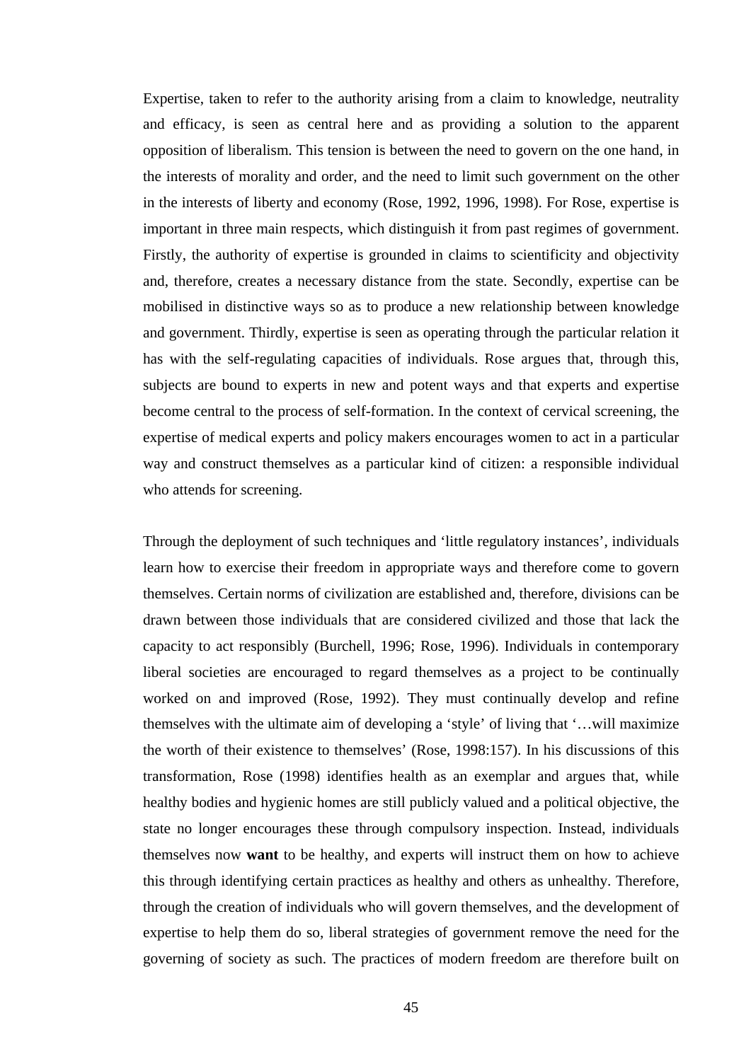Expertise, taken to refer to the authority arising from a claim to knowledge, neutrality and efficacy, is seen as central here and as providing a solution to the apparent opposition of liberalism. This tension is between the need to govern on the one hand, in the interests of morality and order, and the need to limit such government on the other in the interests of liberty and economy (Rose, 1992, 1996, 1998). For Rose, expertise is important in three main respects, which distinguish it from past regimes of government. Firstly, the authority of expertise is grounded in claims to scientificity and objectivity and, therefore, creates a necessary distance from the state. Secondly, expertise can be mobilised in distinctive ways so as to produce a new relationship between knowledge and government. Thirdly, expertise is seen as operating through the particular relation it has with the self-regulating capacities of individuals. Rose argues that, through this, subjects are bound to experts in new and potent ways and that experts and expertise become central to the process of self-formation. In the context of cervical screening, the expertise of medical experts and policy makers encourages women to act in a particular way and construct themselves as a particular kind of citizen: a responsible individual who attends for screening.

Through the deployment of such techniques and 'little regulatory instances', individuals learn how to exercise their freedom in appropriate ways and therefore come to govern themselves. Certain norms of civilization are established and, therefore, divisions can be drawn between those individuals that are considered civilized and those that lack the capacity to act responsibly (Burchell, 1996; Rose, 1996). Individuals in contemporary liberal societies are encouraged to regard themselves as a project to be continually worked on and improved (Rose, 1992). They must continually develop and refine themselves with the ultimate aim of developing a 'style' of living that '…will maximize the worth of their existence to themselves' (Rose, 1998:157). In his discussions of this transformation, Rose (1998) identifies health as an exemplar and argues that, while healthy bodies and hygienic homes are still publicly valued and a political objective, the state no longer encourages these through compulsory inspection. Instead, individuals themselves now **want** to be healthy, and experts will instruct them on how to achieve this through identifying certain practices as healthy and others as unhealthy. Therefore, through the creation of individuals who will govern themselves, and the development of expertise to help them do so, liberal strategies of government remove the need for the governing of society as such. The practices of modern freedom are therefore built on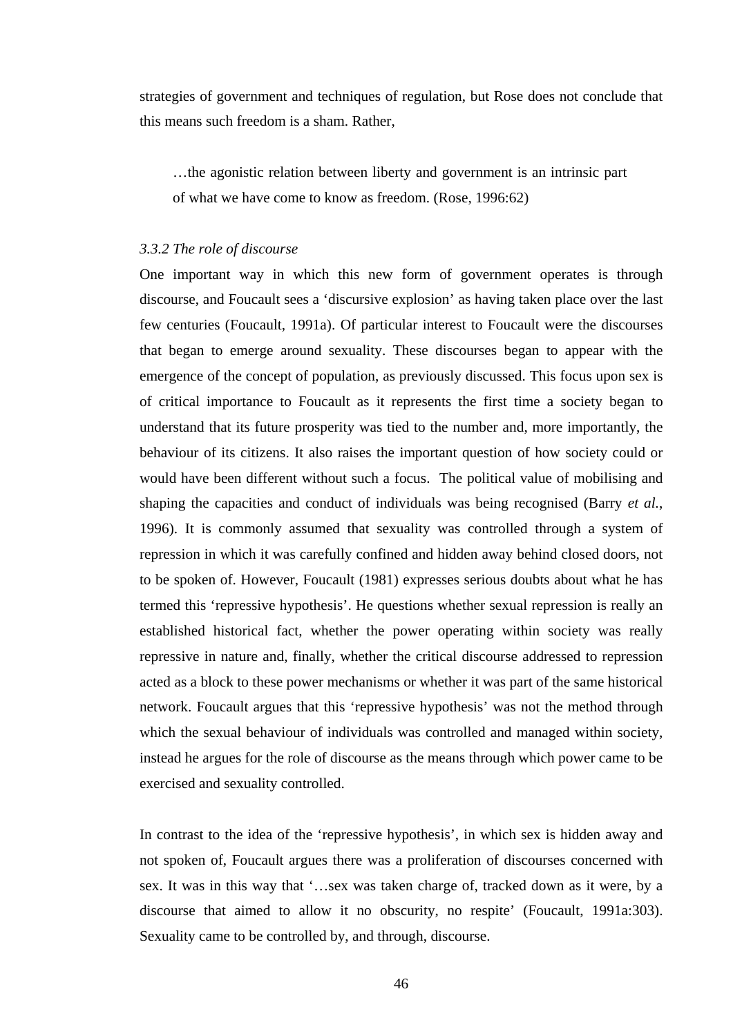strategies of government and techniques of regulation, but Rose does not conclude that this means such freedom is a sham. Rather,

> …the agonistic relation between liberty and government is an intrinsic part of what we have come to know as freedom. (Rose, 1996:62)

*3.3.2 The role of discourse*

One important way in which this new form of government operates is through discourse, and Foucault sees a 'discursive explosion' as having taken place over the last few centuries (Foucault, 1991a). Of particular interest to Foucault were the discourses that began to emerge around sexuality. These discourses began to appear with the emergence of the concept of population, as previously discussed. This focus upon sex is of critical importance to Foucault as it represents the first time a society began to understand that its future prosperity was tied to the number and, more importantly, the behaviour of its citizens. It also raises the important question of how society could or would have been different without such a focus. The political value of mobilising and shaping the capacities and conduct of individuals was being recognised (Barry *et al.*, 1996). It is commonly assumed that sexuality was controlled through a system of repression in which it was carefully confined and hidden away behind closed doors, not to be spoken of. However, Foucault (1981) expresses serious doubts about what he has termed this 'repressive hypothesis'. He questions whether sexual repression is really an established historical fact, whether the power operating within society was really repressive in nature and, finally, whether the critical discourse addressed to repression acted as a block to these power mechanisms or whether it was part of the same historical network. Foucault argues that this 'repressive hypothesis' was not the method through which the sexual behaviour of individuals was controlled and managed within society, instead he argues for the role of discourse as the means through which power came to be exercised and sexuality controlled.

In contrast to the idea of the 'repressive hypothesis', in which sex is hidden away and not spoken of, Foucault argues there was a proliferation of discourses concerned with sex. It was in this way that '…sex was taken charge of, tracked down as it were, by a discourse that aimed to allow it no obscurity, no respite' (Foucault, 1991a:303). Sexuality came to be controlled by, and through, discourse.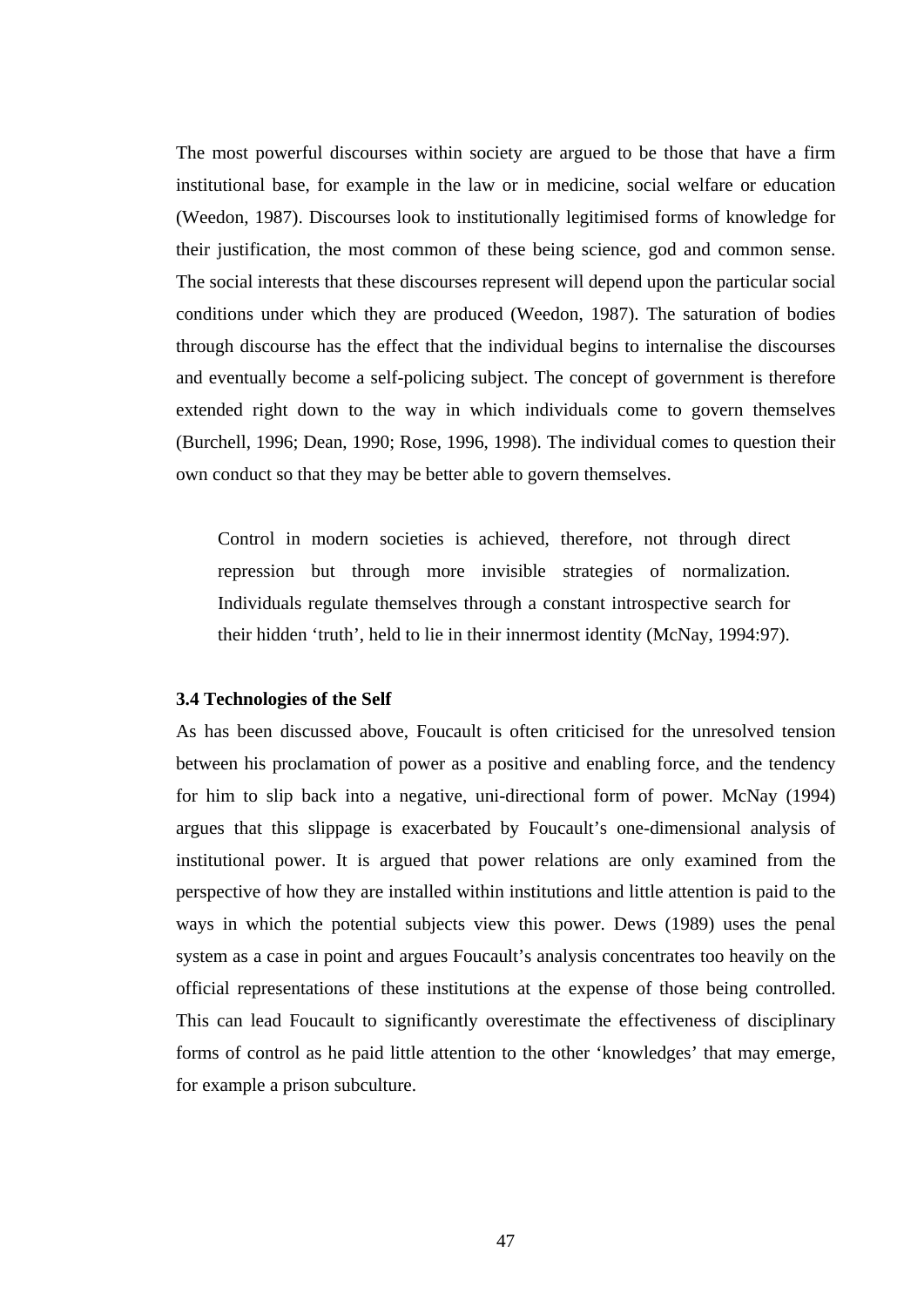The most powerful discourses within society are argued to be those that have a firm institutional base, for example in the law or in medicine, social welfare or education (Weedon, 1987). Discourses look to institutionally legitimised forms of knowledge for their justification, the most common of these being science, god and common sense. The social interests that these discourses represent will depend upon the particular social conditions under which they are produced (Weedon, 1987). The saturation of bodies through discourse has the effect that the individual begins to internalise the discourses and eventually become a self-policing subject. The concept of government is therefore extended right down to the way in which individuals come to govern themselves (Burchell, 1996; Dean, 1990; Rose, 1996, 1998). The individual comes to question their own conduct so that they may be better able to govern themselves.

> Control in modern societies is achieved, therefore, not through direct repression but through more invisible strategies of normalization. Individuals regulate themselves through a constant introspective search for their hidden 'truth', held to lie in their innermost identity (McNay, 1994:97).

### 3.4 Technologies of the Self

As has been discussed above, Foucault is often criticised for the unresolved tension between his proclamation of power as a positive and enabling force, and the tendency for him to slip back into a negative, uni-directional form of power. McNay (1994) argues that this slippage is exacerbated by Foucault's one-dimensional analysis of institutional power. It is argued that power relations are only examined from the perspective of how they are installed within institutions and little attention is paid to the ways in which the potential subjects view this power. Dews (1989) uses the penal system as a case in point and argues Foucault's analysis concentrates too heavily on the official representations of these institutions at the expense of those being controlled. This can lead Foucault to significantly overestimate the effectiveness of disciplinary forms of control as he paid little attention to the other 'knowledges' that may emerge, for example a prison subculture.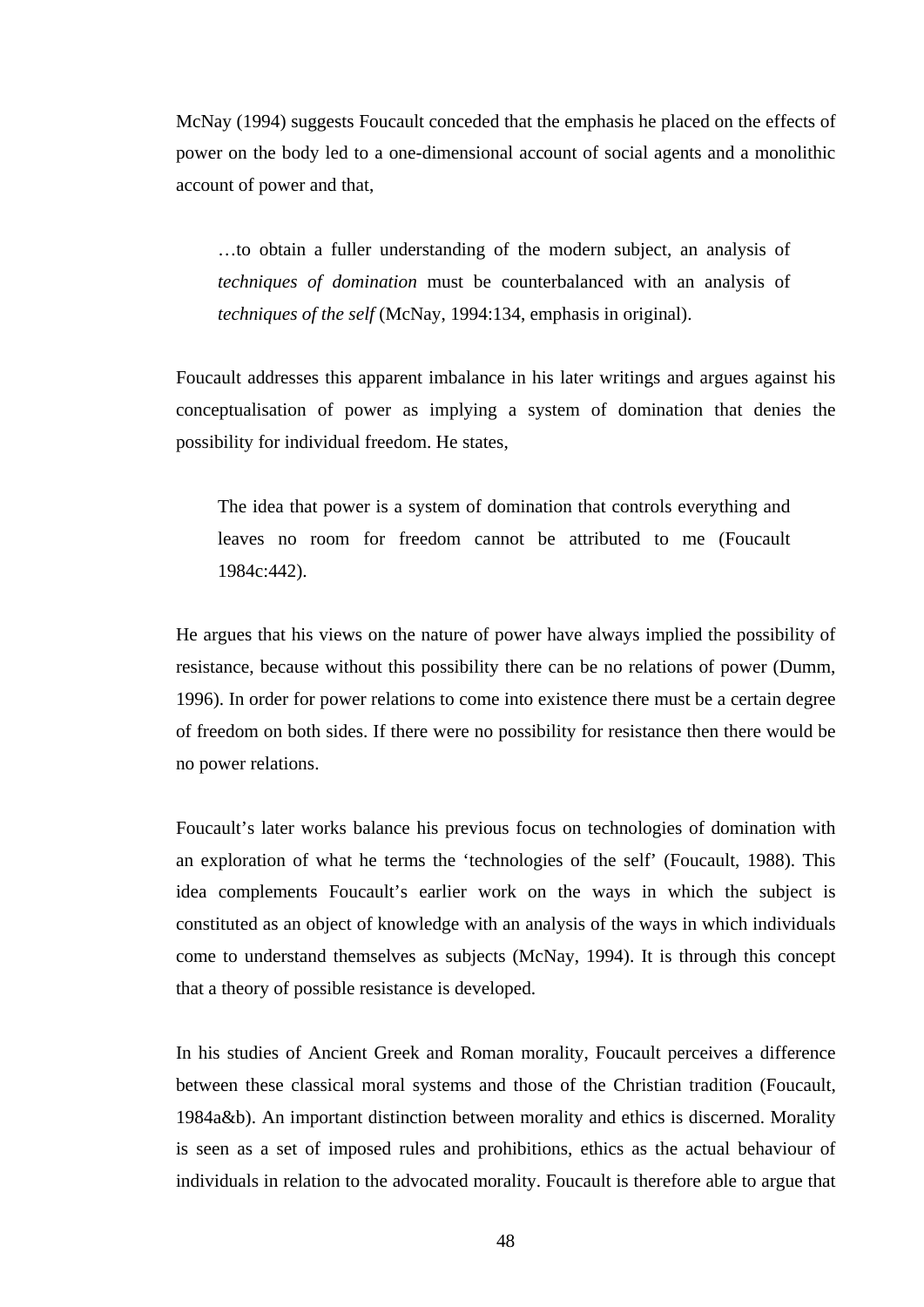McNay (1994) suggests Foucault conceded that the emphasis he placed on the effects of power on the body led to a one-dimensional account of social agents and a monolithic account of power and that,

> …to obtain a fuller understanding of the modern subject, an analysis of *techniques of domination* must be counterbalanced with an analysis of *techniques of the self* (McNay, 1994:134, emphasis in original).

Foucault addresses this apparent imbalance in his later writings and argues against his conceptualisation of power as implying a system of domination that denies the possibility for individual freedom. He states,

> The idea that power is a system of domination that controls everything and leaves no room for freedom cannot be attributed to me (Foucault 1984c:442).

He argues that his views on the nature of power have always implied the possibility of resistance, because without this possibility there can be no relations of power (Dumm, 1996). In order for power relations to come into existence there must be a certain degree of freedom on both sides. If there were no possibility for resistance then there would be no power relations.

Foucault's later works balance his previous focus on technologies of domination with an exploration of what he terms the 'technologies of the self' (Foucault, 1988). This idea complements Foucault's earlier work on the ways in which the subject is constituted as an object of knowledge with an analysis of the ways in which individuals come to understand themselves as subjects (McNay, 1994). It is through this concept that a theory of possible resistance is developed.

In his studies of Ancient Greek and Roman morality, Foucault perceives a difference between these classical moral systems and those of the Christian tradition (Foucault, 1984a&b). An important distinction between morality and ethics is discerned. Morality is seen as a set of imposed rules and prohibitions, ethics as the actual behaviour of individuals in relation to the advocated morality. Foucault is therefore able to argue that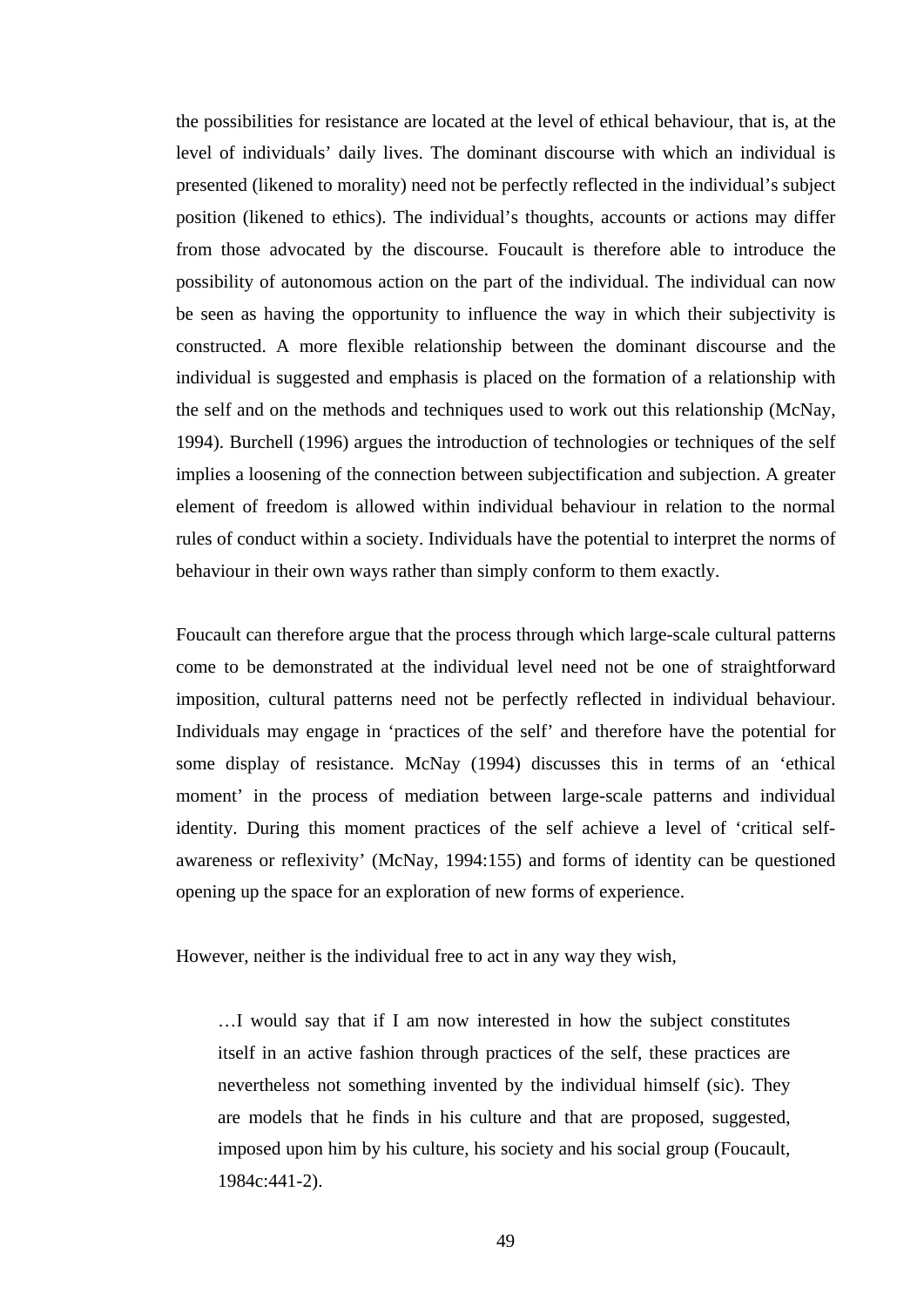the possibilities for resistance are located at the level of ethical behaviour, that is, at the level of individuals' daily lives. The dominant discourse with which an individual is presented (likened to morality) need not be perfectly reflected in the individual's subject position (likened to ethics). The individual's thoughts, accounts or actions may differ from those advocated by the discourse. Foucault is therefore able to introduce the possibility of autonomous action on the part of the individual. The individual can now be seen as having the opportunity to influence the way in which their subjectivity is constructed. A more flexible relationship between the dominant discourse and the individual is suggested and emphasis is placed on the formation of a relationship with the self and on the methods and techniques used to work out this relationship (McNay, 1994). Burchell (1996) argues the introduction of technologies or techniques of the self implies a loosening of the connection between subjectification and subjection. A greater element of freedom is allowed within individual behaviour in relation to the normal rules of conduct within a society. Individuals have the potential to interpret the norms of behaviour in their own ways rather than simply conform to them exactly.

Foucault can therefore argue that the process through which large-scale cultural patterns come to be demonstrated at the individual level need not be one of straightforward imposition, cultural patterns need not be perfectly reflected in individual behaviour. Individuals may engage in 'practices of the self' and therefore have the potential for some display of resistance. McNay (1994) discusses this in terms of an 'ethical moment' in the process of mediation between large-scale patterns and individual identity. During this moment practices of the self achieve a level of 'critical self-awareness or reflexivity' (McNay, 1994:155) and forms of identity can be questioned opening up the space for an exploration of new forms of experience.

However, neither is the individual free to act in any way they wish,

> …I would say that if I am now interested in how the subject constitutes itself in an active fashion through practices of the self, these practices are nevertheless not something invented by the individual himself (sic). They are models that he finds in his culture and that are proposed, suggested, imposed upon him by his culture, his society and his social group (Foucault, 1984c:441-2).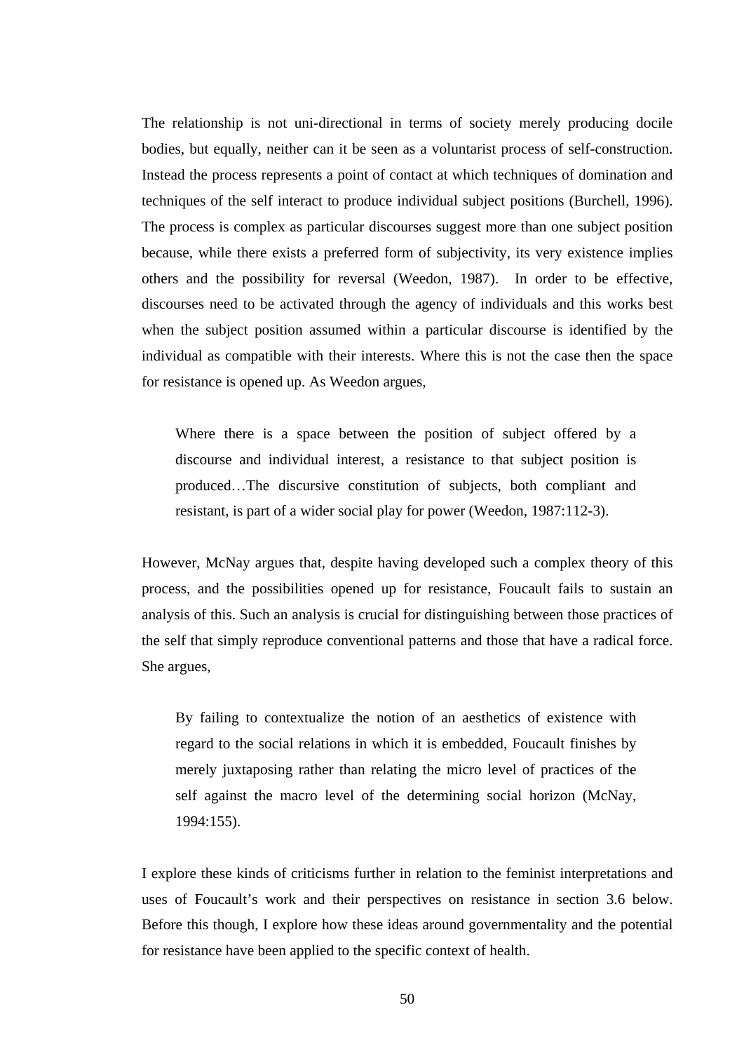The relationship is not uni-directional in terms of society merely producing docile bodies, but equally, neither can it be seen as a voluntarist process of self-construction. Instead the process represents a point of contact at which techniques of domination and techniques of the self interact to produce individual subject positions (Burchell, 1996). The process is complex as particular discourses suggest more than one subject position because, while there exists a preferred form of subjectivity, its very existence implies others and the possibility for reversal (Weedon, 1987). In order to be effective, discourses need to be activated through the agency of individuals and this works best when the subject position assumed within a particular discourse is identified by the individual as compatible with their interests. Where this is not the case then the space for resistance is opened up. As Weedon argues,

> Where there is a space between the position of subject offered by a discourse and individual interest, a resistance to that subject position is produced…The discursive constitution of subjects, both compliant and resistant, is part of a wider social play for power (Weedon, 1987:112-3).

However, McNay argues that, despite having developed such a complex theory of this process, and the possibilities opened up for resistance, Foucault fails to sustain an analysis of this. Such an analysis is crucial for distinguishing between those practices of the self that simply reproduce conventional patterns and those that have a radical force. She argues,

> By failing to contextualize the notion of an aesthetics of existence with regard to the social relations in which it is embedded, Foucault finishes by merely juxtaposing rather than relating the micro level of practices of the self against the macro level of the determining social horizon (McNay, 1994:155).

I explore these kinds of criticisms further in relation to the feminist interpretations and uses of Foucault's work and their perspectives on resistance in section 3.6 below. Before this though, I explore how these ideas around governmentality and the potential for resistance have been applied to the specific context of health.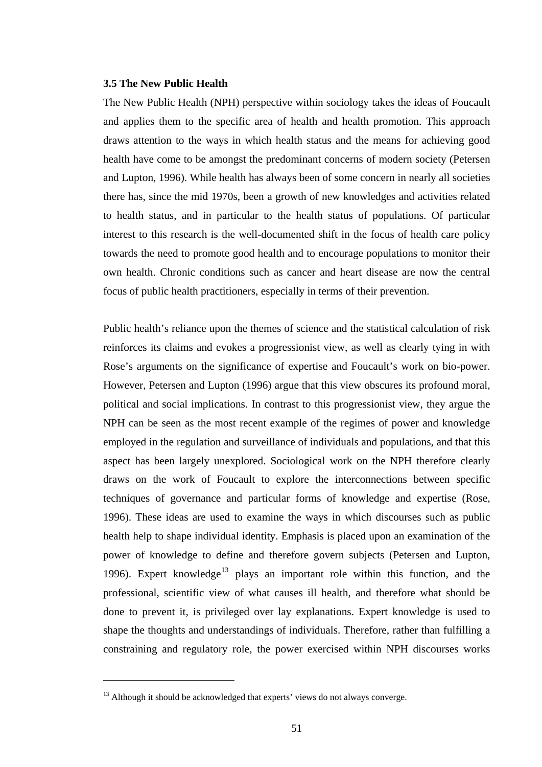### 3.5 The New Public Health

The New Public Health (NPH) perspective within sociology takes the ideas of Foucault and applies them to the specific area of health and health promotion. This approach draws attention to the ways in which health status and the means for achieving good health have come to be amongst the predominant concerns of modern society (Petersen and Lupton, 1996). While health has always been of some concern in nearly all societies there has, since the mid 1970s, been a growth of new knowledges and activities related to health status, and in particular to the health status of populations. Of particular interest to this research is the well-documented shift in the focus of health care policy towards the need to promote good health and to encourage populations to monitor their own health. Chronic conditions such as cancer and heart disease are now the central focus of public health practitioners, especially in terms of their prevention.

Public health's reliance upon the themes of science and the statistical calculation of risk reinforces its claims and evokes a progressionist view, as well as clearly tying in with Rose's arguments on the significance of expertise and Foucault's work on bio-power. However, Petersen and Lupton (1996) argue that this view obscures its profound moral, political and social implications. In contrast to this progressionist view, they argue the NPH can be seen as the most recent example of the regimes of power and knowledge employed in the regulation and surveillance of individuals and populations, and that this aspect has been largely unexplored. Sociological work on the NPH therefore clearly draws on the work of Foucault to explore the interconnections between specific techniques of governance and particular forms of knowledge and expertise (Rose, 1996). These ideas are used to examine the ways in which discourses such as public health help to shape individual identity. Emphasis is placed upon an examination of the power of knowledge to define and therefore govern subjects (Petersen and Lupton, 1996). Expert knowledge[13] plays an important role within this function, and the professional, scientific view of what causes ill health, and therefore what should be done to prevent it, is privileged over lay explanations. Expert knowledge is used to shape the thoughts and understandings of individuals. Therefore, rather than fulfilling a constraining and regulatory role, the power exercised within NPH discourses works

[13] Although it should be acknowledged that experts' views do not always converge.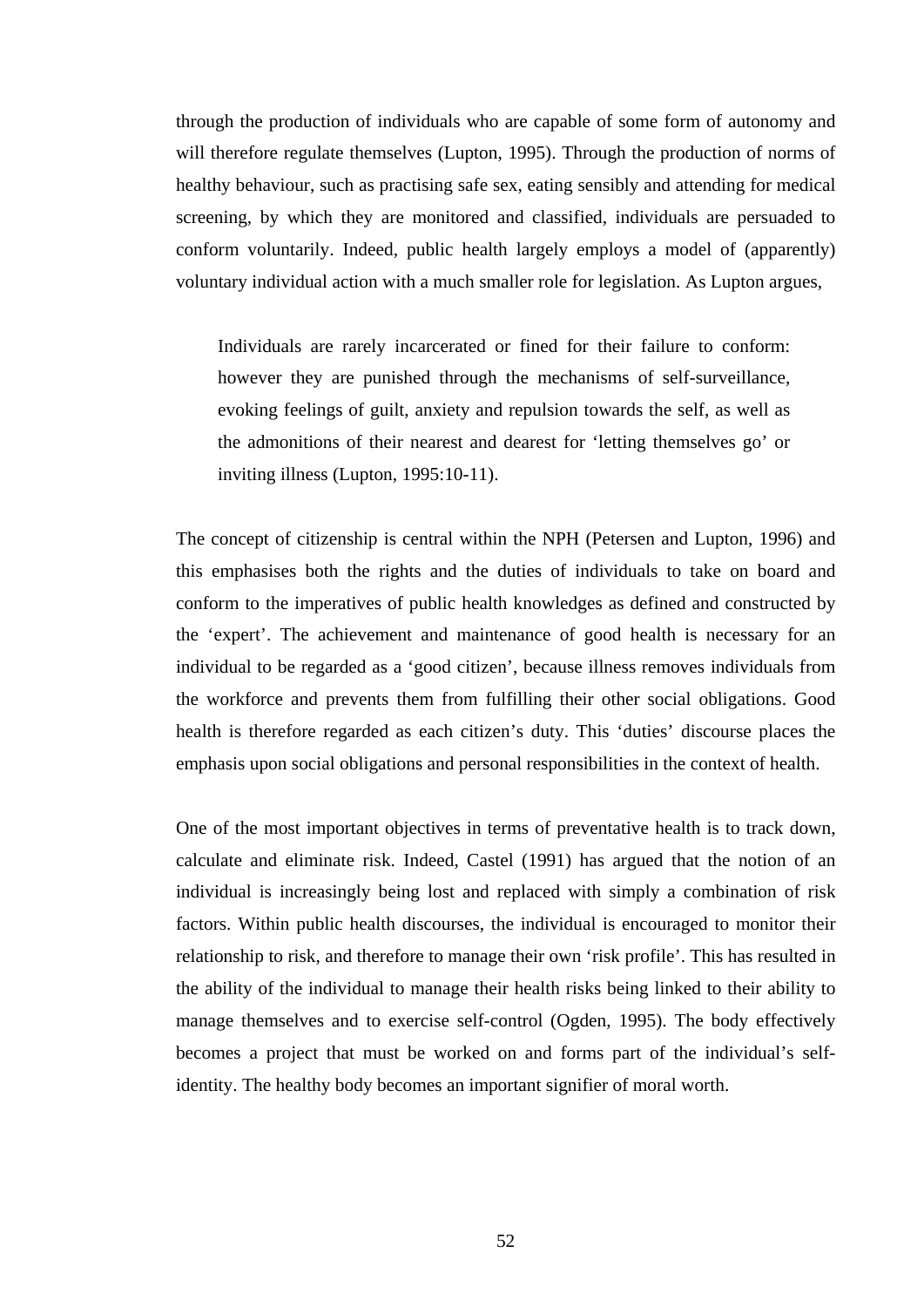through the production of individuals who are capable of some form of autonomy and will therefore regulate themselves (Lupton, 1995). Through the production of norms of healthy behaviour, such as practising safe sex, eating sensibly and attending for medical screening, by which they are monitored and classified, individuals are persuaded to conform voluntarily. Indeed, public health largely employs a model of (apparently) voluntary individual action with a much smaller role for legislation. As Lupton argues,

> Individuals are rarely incarcerated or fined for their failure to conform: however they are punished through the mechanisms of self-surveillance, evoking feelings of guilt, anxiety and repulsion towards the self, as well as the admonitions of their nearest and dearest for 'letting themselves go' or inviting illness (Lupton, 1995:10-11).

The concept of citizenship is central within the NPH (Petersen and Lupton, 1996) and this emphasises both the rights and the duties of individuals to take on board and conform to the imperatives of public health knowledges as defined and constructed by the 'expert'. The achievement and maintenance of good health is necessary for an individual to be regarded as a 'good citizen', because illness removes individuals from the workforce and prevents them from fulfilling their other social obligations. Good health is therefore regarded as each citizen's duty. This 'duties' discourse places the emphasis upon social obligations and personal responsibilities in the context of health.

One of the most important objectives in terms of preventative health is to track down, calculate and eliminate risk. Indeed, Castel (1991) has argued that the notion of an individual is increasingly being lost and replaced with simply a combination of risk factors. Within public health discourses, the individual is encouraged to monitor their relationship to risk, and therefore to manage their own 'risk profile'. This has resulted in the ability of the individual to manage their health risks being linked to their ability to manage themselves and to exercise self-control (Ogden, 1995). The body effectively becomes a project that must be worked on and forms part of the individual's self-identity. The healthy body becomes an important signifier of moral worth.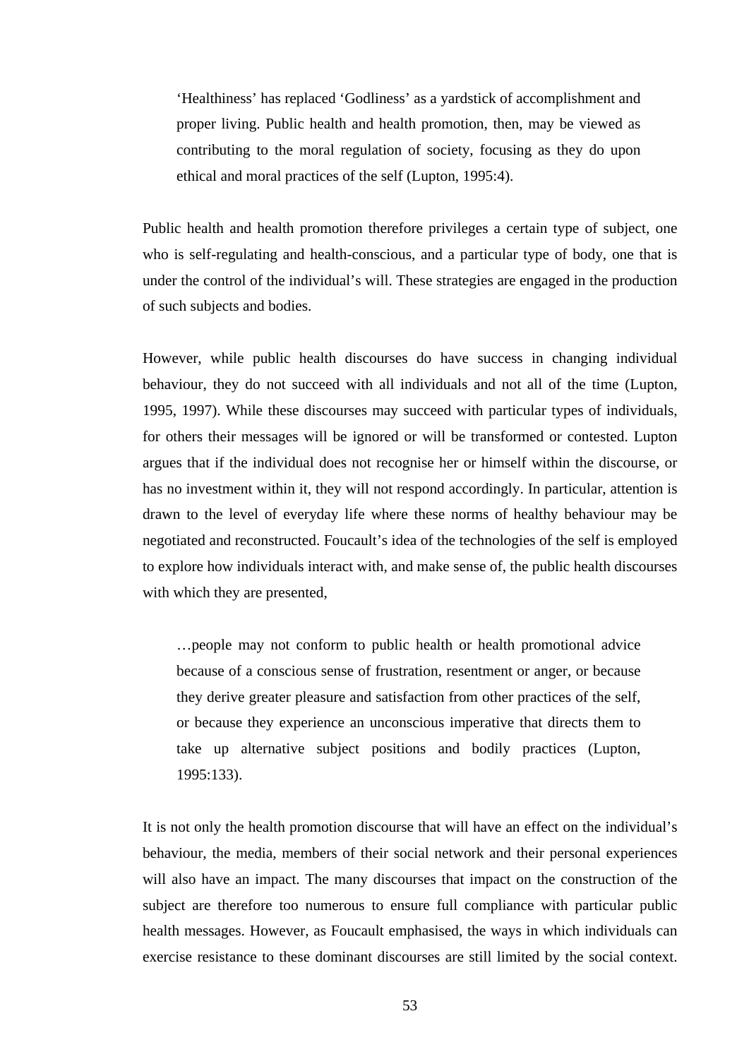> ‘Healthiness’ has replaced ‘Godliness’ as a yardstick of accomplishment and proper living. Public health and health promotion, then, may be viewed as contributing to the moral regulation of society, focusing as they do upon ethical and moral practices of the self (Lupton, 1995:4).

Public health and health promotion therefore privileges a certain type of subject, one who is self-regulating and health-conscious, and a particular type of body, one that is under the control of the individual’s will. These strategies are engaged in the production of such subjects and bodies.

However, while public health discourses do have success in changing individual behaviour, they do not succeed with all individuals and not all of the time (Lupton, 1995, 1997). While these discourses may succeed with particular types of individuals, for others their messages will be ignored or will be transformed or contested. Lupton argues that if the individual does not recognise her or himself within the discourse, or has no investment within it, they will not respond accordingly. In particular, attention is drawn to the level of everyday life where these norms of healthy behaviour may be negotiated and reconstructed. Foucault’s idea of the technologies of the self is employed to explore how individuals interact with, and make sense of, the public health discourses with which they are presented,

> …people may not conform to public health or health promotional advice because of a conscious sense of frustration, resentment or anger, or because they derive greater pleasure and satisfaction from other practices of the self, or because they experience an unconscious imperative that directs them to take up alternative subject positions and bodily practices (Lupton, 1995:133).

It is not only the health promotion discourse that will have an effect on the individual’s behaviour, the media, members of their social network and their personal experiences will also have an impact. The many discourses that impact on the construction of the subject are therefore too numerous to ensure full compliance with particular public health messages. However, as Foucault emphasised, the ways in which individuals can exercise resistance to these dominant discourses are still limited by the social context.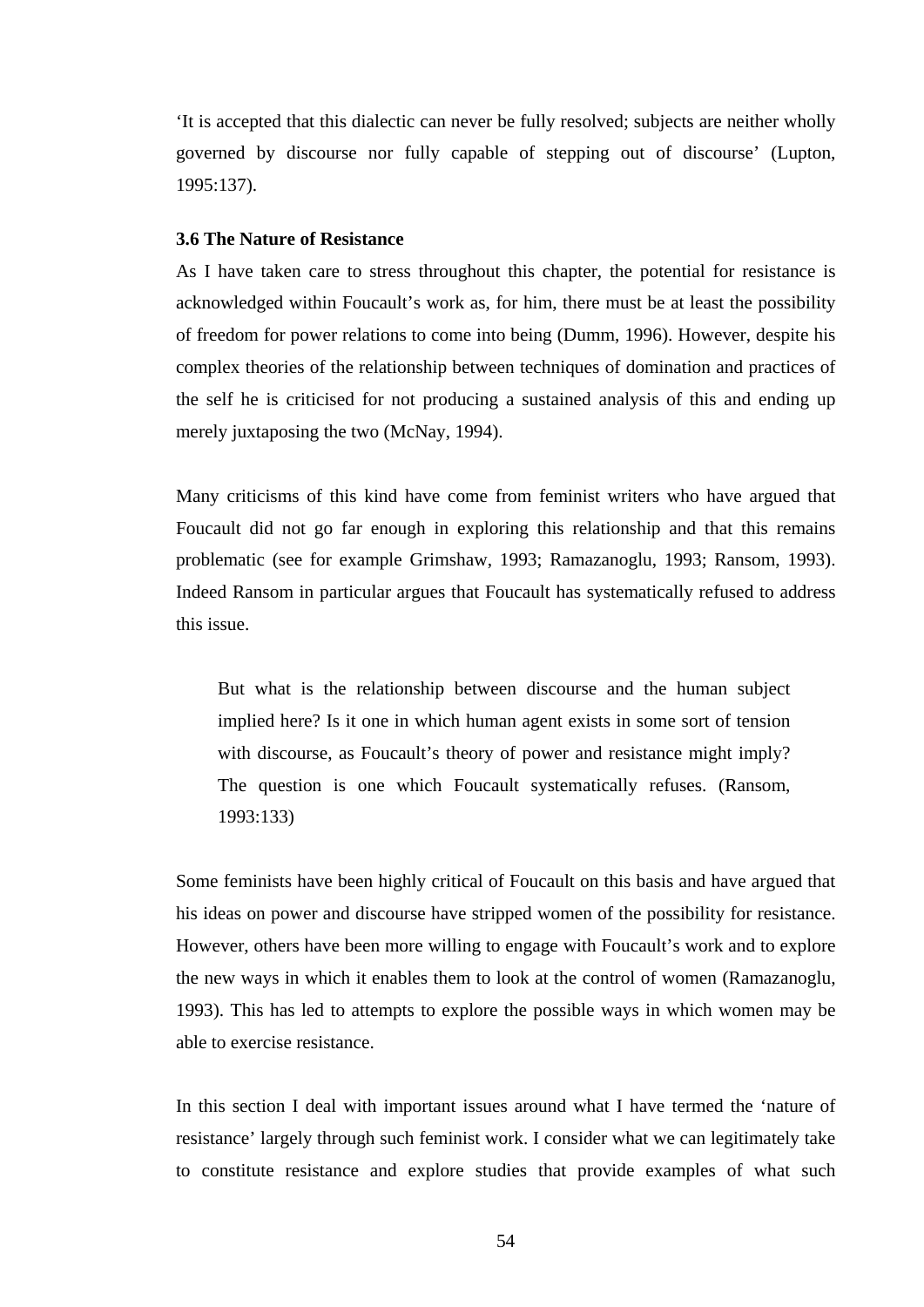'It is accepted that this dialectic can never be fully resolved; subjects are neither wholly governed by discourse nor fully capable of stepping out of discourse' (Lupton, 1995:137).

### 3.6 The Nature of Resistance

As I have taken care to stress throughout this chapter, the potential for resistance is acknowledged within Foucault's work as, for him, there must be at least the possibility of freedom for power relations to come into being (Dumm, 1996). However, despite his complex theories of the relationship between techniques of domination and practices of the self he is criticised for not producing a sustained analysis of this and ending up merely juxtaposing the two (McNay, 1994).

Many criticisms of this kind have come from feminist writers who have argued that Foucault did not go far enough in exploring this relationship and that this remains problematic (see for example Grimshaw, 1993; Ramazanoglu, 1993; Ransom, 1993). Indeed Ransom in particular argues that Foucault has systematically refused to address this issue.

> But what is the relationship between discourse and the human subject implied here? Is it one in which human agent exists in some sort of tension with discourse, as Foucault's theory of power and resistance might imply? The question is one which Foucault systematically refuses. (Ransom, 1993:133)

Some feminists have been highly critical of Foucault on this basis and have argued that his ideas on power and discourse have stripped women of the possibility for resistance. However, others have been more willing to engage with Foucault's work and to explore the new ways in which it enables them to look at the control of women (Ramazanoglu, 1993). This has led to attempts to explore the possible ways in which women may be able to exercise resistance.

In this section I deal with important issues around what I have termed the 'nature of resistance' largely through such feminist work. I consider what we can legitimately take to constitute resistance and explore studies that provide examples of what such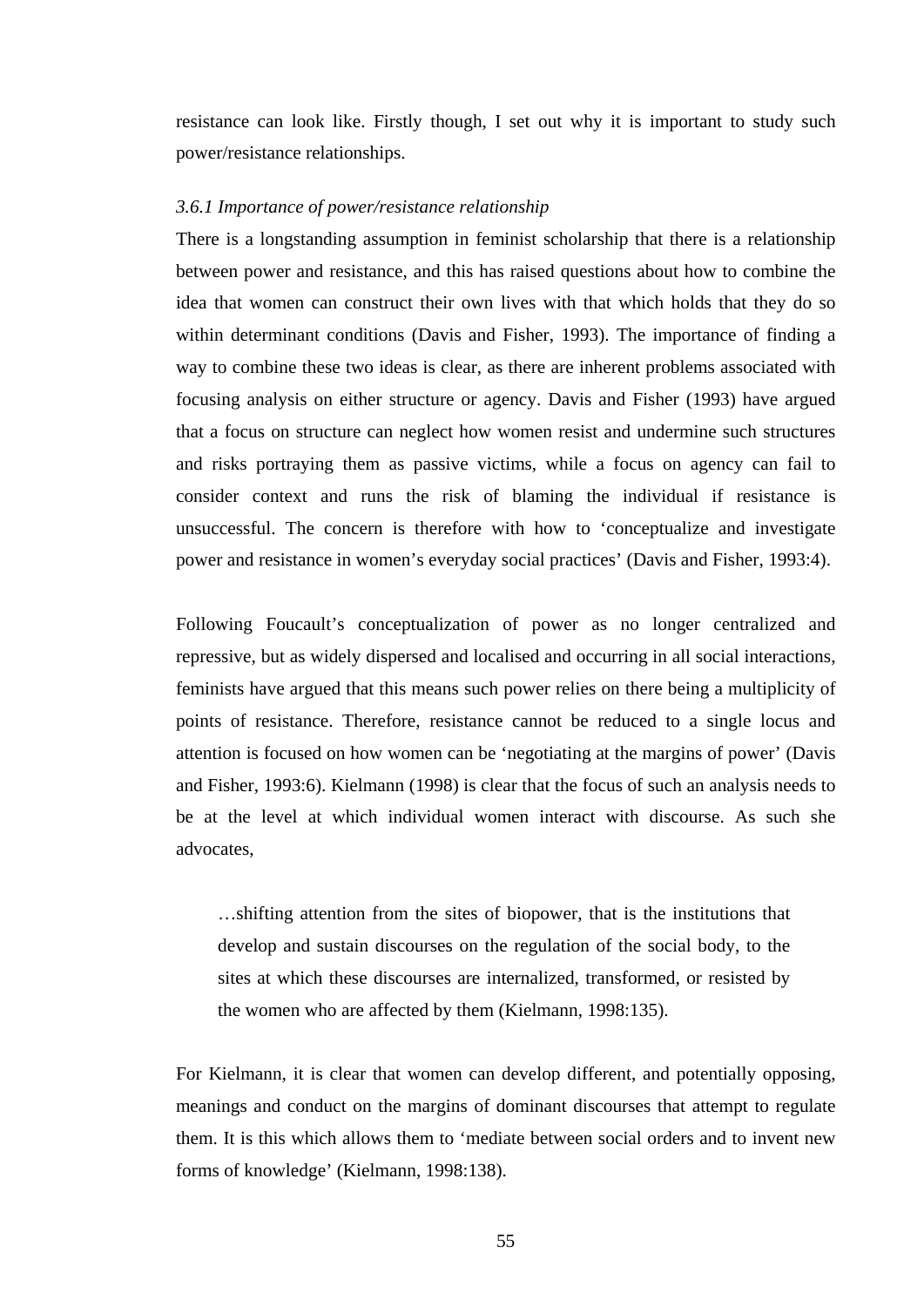resistance can look like. Firstly though, I set out why it is important to study such power/resistance relationships.

### *3.6.1 Importance of power/resistance relationship*

There is a longstanding assumption in feminist scholarship that there is a relationship between power and resistance, and this has raised questions about how to combine the idea that women can construct their own lives with that which holds that they do so within determinant conditions (Davis and Fisher, 1993). The importance of finding a way to combine these two ideas is clear, as there are inherent problems associated with focusing analysis on either structure or agency. Davis and Fisher (1993) have argued that a focus on structure can neglect how women resist and undermine such structures and risks portraying them as passive victims, while a focus on agency can fail to consider context and runs the risk of blaming the individual if resistance is unsuccessful. The concern is therefore with how to 'conceptualize and investigate power and resistance in women's everyday social practices' (Davis and Fisher, 1993:4).

Following Foucault's conceptualization of power as no longer centralized and repressive, but as widely dispersed and localised and occurring in all social interactions, feminists have argued that this means such power relies on there being a multiplicity of points of resistance. Therefore, resistance cannot be reduced to a single locus and attention is focused on how women can be 'negotiating at the margins of power' (Davis and Fisher, 1993:6). Kielmann (1998) is clear that the focus of such an analysis needs to be at the level at which individual women interact with discourse. As such she advocates,

> …shifting attention from the sites of biopower, that is the institutions that develop and sustain discourses on the regulation of the social body, to the sites at which these discourses are internalized, transformed, or resisted by the women who are affected by them (Kielmann, 1998:135).

For Kielmann, it is clear that women can develop different, and potentially opposing, meanings and conduct on the margins of dominant discourses that attempt to regulate them. It is this which allows them to 'mediate between social orders and to invent new forms of knowledge' (Kielmann, 1998:138).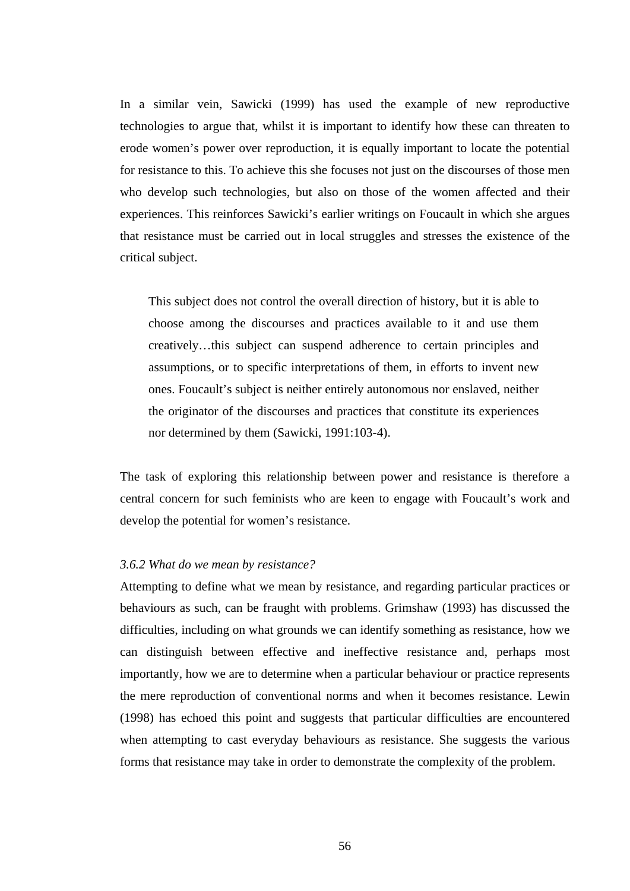In a similar vein, Sawicki (1999) has used the example of new reproductive technologies to argue that, whilst it is important to identify how these can threaten to erode women's power over reproduction, it is equally important to locate the potential for resistance to this. To achieve this she focuses not just on the discourses of those men who develop such technologies, but also on those of the women affected and their experiences. This reinforces Sawicki's earlier writings on Foucault in which she argues that resistance must be carried out in local struggles and stresses the existence of the critical subject.

> This subject does not control the overall direction of history, but it is able to choose among the discourses and practices available to it and use them creatively…this subject can suspend adherence to certain principles and assumptions, or to specific interpretations of them, in efforts to invent new ones. Foucault's subject is neither entirely autonomous nor enslaved, neither the originator of the discourses and practices that constitute its experiences nor determined by them (Sawicki, 1991:103-4).

The task of exploring this relationship between power and resistance is therefore a central concern for such feminists who are keen to engage with Foucault's work and develop the potential for women's resistance.

*3.6.2 What do we mean by resistance?*

Attempting to define what we mean by resistance, and regarding particular practices or behaviours as such, can be fraught with problems. Grimshaw (1993) has discussed the difficulties, including on what grounds we can identify something as resistance, how we can distinguish between effective and ineffective resistance and, perhaps most importantly, how we are to determine when a particular behaviour or practice represents the mere reproduction of conventional norms and when it becomes resistance. Lewin (1998) has echoed this point and suggests that particular difficulties are encountered when attempting to cast everyday behaviours as resistance. She suggests the various forms that resistance may take in order to demonstrate the complexity of the problem.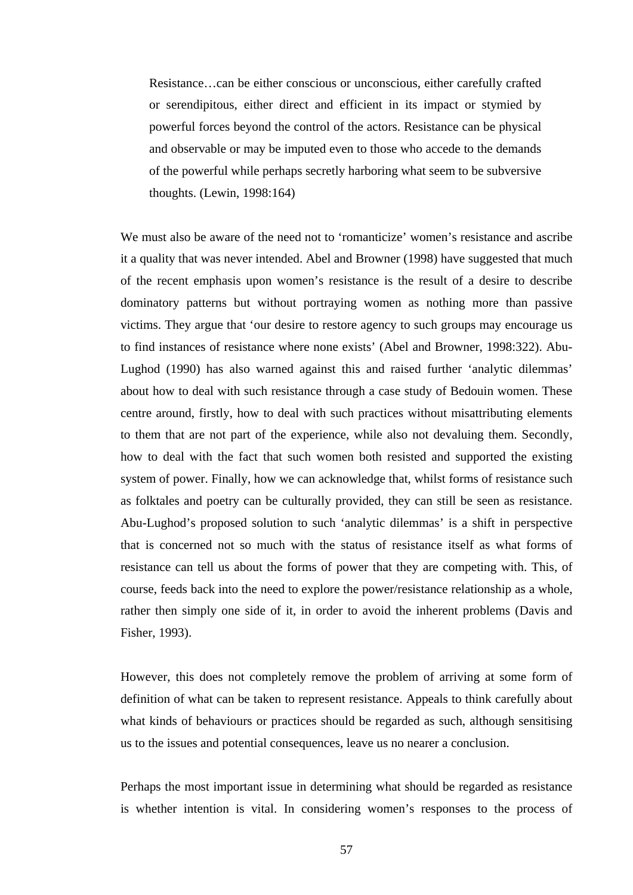> Resistance…can be either conscious or unconscious, either carefully crafted or serendipitous, either direct and efficient in its impact or stymied by powerful forces beyond the control of the actors. Resistance can be physical and observable or may be imputed even to those who accede to the demands of the powerful while perhaps secretly harboring what seem to be subversive thoughts. (Lewin, 1998:164)

We must also be aware of the need not to 'romanticize' women's resistance and ascribe it a quality that was never intended. Abel and Browner (1998) have suggested that much of the recent emphasis upon women's resistance is the result of a desire to describe dominatory patterns but without portraying women as nothing more than passive victims. They argue that 'our desire to restore agency to such groups may encourage us to find instances of resistance where none exists' (Abel and Browner, 1998:322). Abu-Lughod (1990) has also warned against this and raised further 'analytic dilemmas' about how to deal with such resistance through a case study of Bedouin women. These centre around, firstly, how to deal with such practices without misattributing elements to them that are not part of the experience, while also not devaluing them. Secondly, how to deal with the fact that such women both resisted and supported the existing system of power. Finally, how we can acknowledge that, whilst forms of resistance such as folktales and poetry can be culturally provided, they can still be seen as resistance. Abu-Lughod's proposed solution to such 'analytic dilemmas' is a shift in perspective that is concerned not so much with the status of resistance itself as what forms of resistance can tell us about the forms of power that they are competing with. This, of course, feeds back into the need to explore the power/resistance relationship as a whole, rather then simply one side of it, in order to avoid the inherent problems (Davis and Fisher, 1993).

However, this does not completely remove the problem of arriving at some form of definition of what can be taken to represent resistance. Appeals to think carefully about what kinds of behaviours or practices should be regarded as such, although sensitising us to the issues and potential consequences, leave us no nearer a conclusion.

Perhaps the most important issue in determining what should be regarded as resistance is whether intention is vital. In considering women's responses to the process of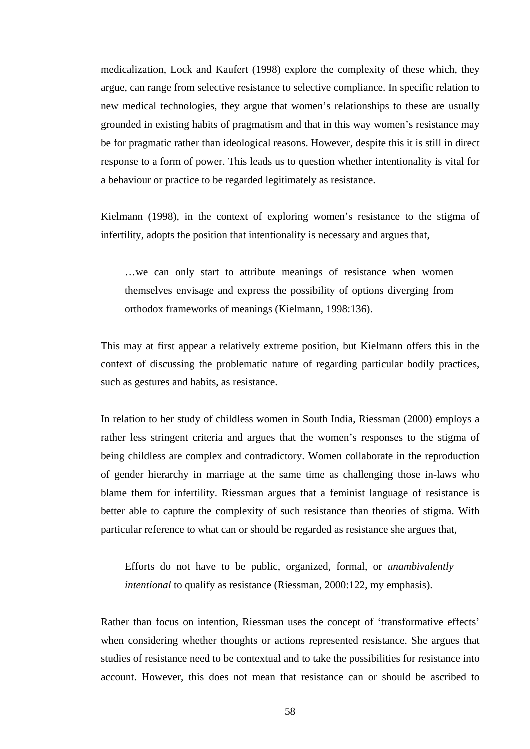medicalization, Lock and Kaufert (1998) explore the complexity of these which, they argue, can range from selective resistance to selective compliance. In specific relation to new medical technologies, they argue that women's relationships to these are usually grounded in existing habits of pragmatism and that in this way women's resistance may be for pragmatic rather than ideological reasons. However, despite this it is still in direct response to a form of power. This leads us to question whether intentionality is vital for a behaviour or practice to be regarded legitimately as resistance.

Kielmann (1998), in the context of exploring women's resistance to the stigma of infertility, adopts the position that intentionality is necessary and argues that,

> …we can only start to attribute meanings of resistance when women themselves envisage and express the possibility of options diverging from orthodox frameworks of meanings (Kielmann, 1998:136).

This may at first appear a relatively extreme position, but Kielmann offers this in the context of discussing the problematic nature of regarding particular bodily practices, such as gestures and habits, as resistance.

In relation to her study of childless women in South India, Riessman (2000) employs a rather less stringent criteria and argues that the women's responses to the stigma of being childless are complex and contradictory. Women collaborate in the reproduction of gender hierarchy in marriage at the same time as challenging those in-laws who blame them for infertility. Riessman argues that a feminist language of resistance is better able to capture the complexity of such resistance than theories of stigma. With particular reference to what can or should be regarded as resistance she argues that,

> Efforts do not have to be public, organized, formal, or *unambivalently intentional* to qualify as resistance (Riessman, 2000:122, my emphasis).

Rather than focus on intention, Riessman uses the concept of 'transformative effects' when considering whether thoughts or actions represented resistance. She argues that studies of resistance need to be contextual and to take the possibilities for resistance into account. However, this does not mean that resistance can or should be ascribed to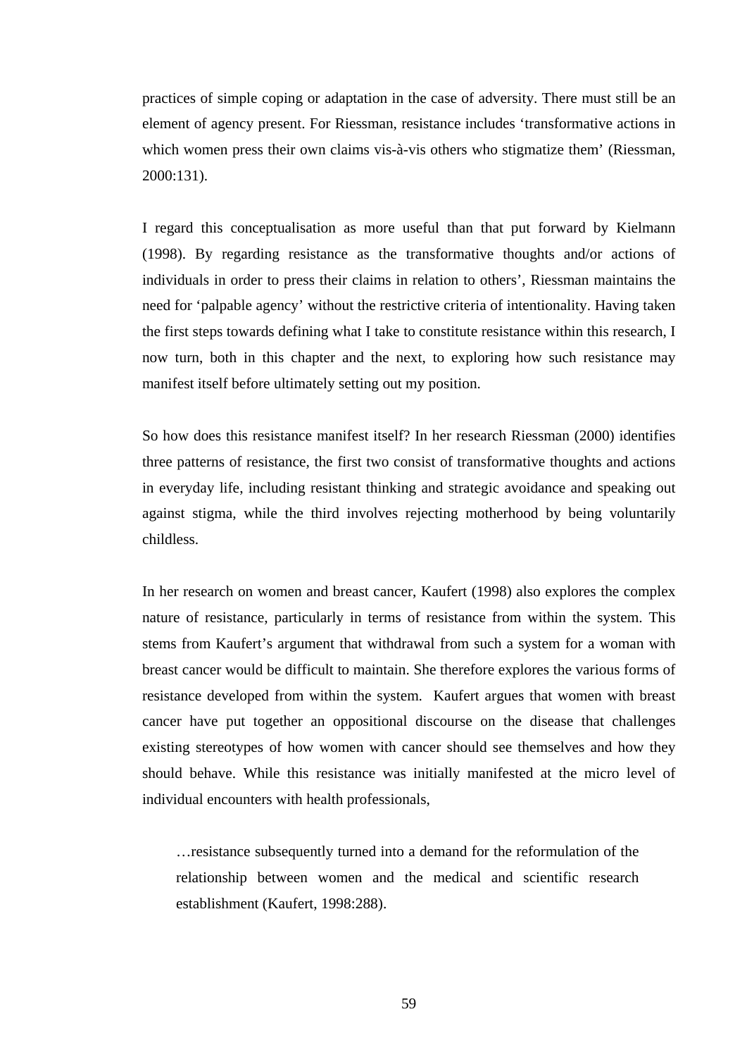practices of simple coping or adaptation in the case of adversity. There must still be an element of agency present. For Riessman, resistance includes 'transformative actions in which women press their own claims vis-à-vis others who stigmatize them' (Riessman, 2000:131).

I regard this conceptualisation as more useful than that put forward by Kielmann (1998). By regarding resistance as the transformative thoughts and/or actions of individuals in order to press their claims in relation to others', Riessman maintains the need for 'palpable agency' without the restrictive criteria of intentionality. Having taken the first steps towards defining what I take to constitute resistance within this research, I now turn, both in this chapter and the next, to exploring how such resistance may manifest itself before ultimately setting out my position.

So how does this resistance manifest itself? In her research Riessman (2000) identifies three patterns of resistance, the first two consist of transformative thoughts and actions in everyday life, including resistant thinking and strategic avoidance and speaking out against stigma, while the third involves rejecting motherhood by being voluntarily childless.

In her research on women and breast cancer, Kaufert (1998) also explores the complex nature of resistance, particularly in terms of resistance from within the system. This stems from Kaufert's argument that withdrawal from such a system for a woman with breast cancer would be difficult to maintain. She therefore explores the various forms of resistance developed from within the system. Kaufert argues that women with breast cancer have put together an oppositional discourse on the disease that challenges existing stereotypes of how women with cancer should see themselves and how they should behave. While this resistance was initially manifested at the micro level of individual encounters with health professionals,

> …resistance subsequently turned into a demand for the reformulation of the relationship between women and the medical and scientific research establishment (Kaufert, 1998:288).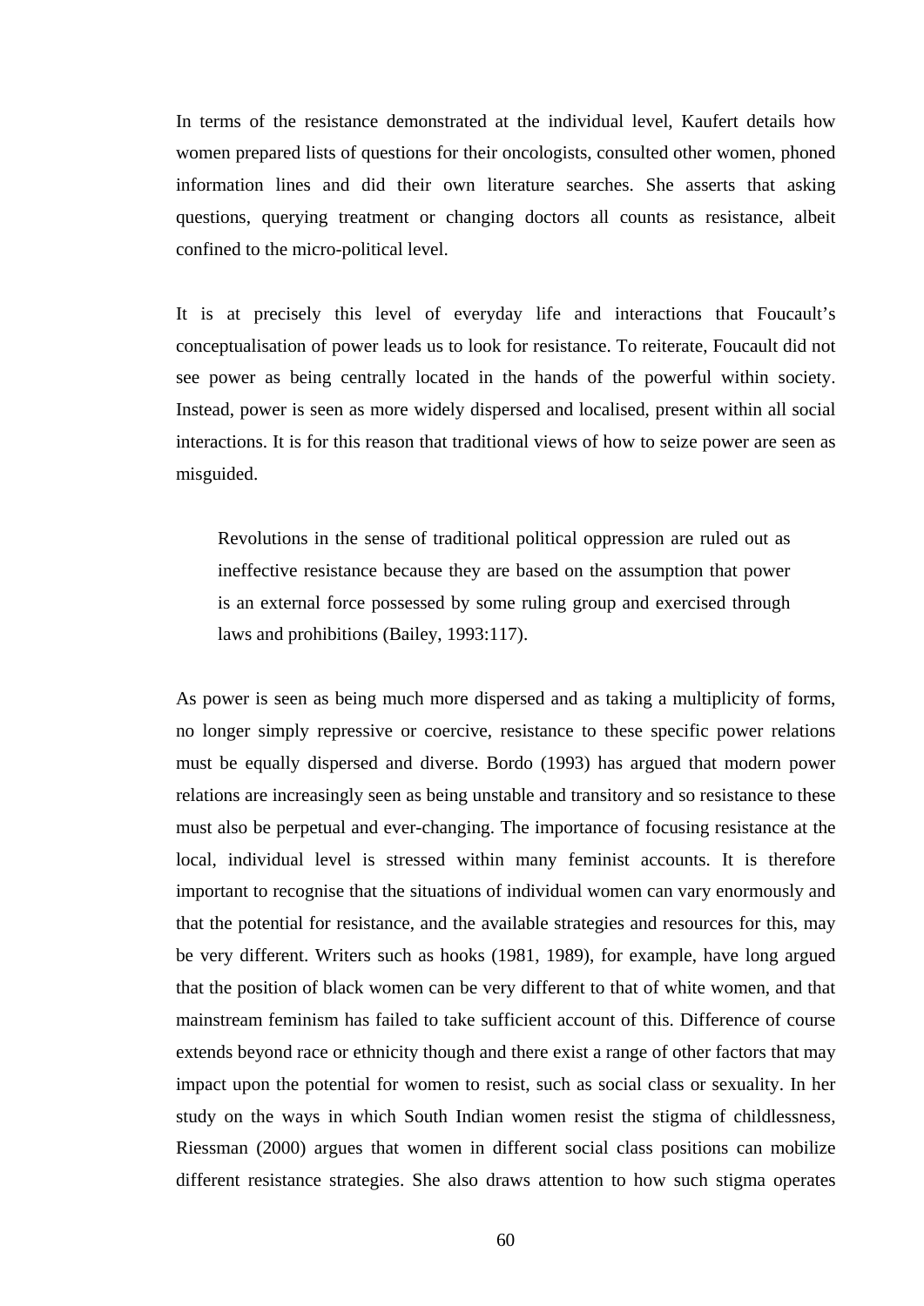In terms of the resistance demonstrated at the individual level, Kaufert details how women prepared lists of questions for their oncologists, consulted other women, phoned information lines and did their own literature searches. She asserts that asking questions, querying treatment or changing doctors all counts as resistance, albeit confined to the micro-political level.

It is at precisely this level of everyday life and interactions that Foucault's conceptualisation of power leads us to look for resistance. To reiterate, Foucault did not see power as being centrally located in the hands of the powerful within society. Instead, power is seen as more widely dispersed and localised, present within all social interactions. It is for this reason that traditional views of how to seize power are seen as misguided.

> Revolutions in the sense of traditional political oppression are ruled out as ineffective resistance because they are based on the assumption that power is an external force possessed by some ruling group and exercised through laws and prohibitions (Bailey, 1993:117).

As power is seen as being much more dispersed and as taking a multiplicity of forms, no longer simply repressive or coercive, resistance to these specific power relations must be equally dispersed and diverse. Bordo (1993) has argued that modern power relations are increasingly seen as being unstable and transitory and so resistance to these must also be perpetual and ever-changing. The importance of focusing resistance at the local, individual level is stressed within many feminist accounts. It is therefore important to recognise that the situations of individual women can vary enormously and that the potential for resistance, and the available strategies and resources for this, may be very different. Writers such as hooks (1981, 1989), for example, have long argued that the position of black women can be very different to that of white women, and that mainstream feminism has failed to take sufficient account of this. Difference of course extends beyond race or ethnicity though and there exist a range of other factors that may impact upon the potential for women to resist, such as social class or sexuality. In her study on the ways in which South Indian women resist the stigma of childlessness, Riessman (2000) argues that women in different social class positions can mobilize different resistance strategies. She also draws attention to how such stigma operates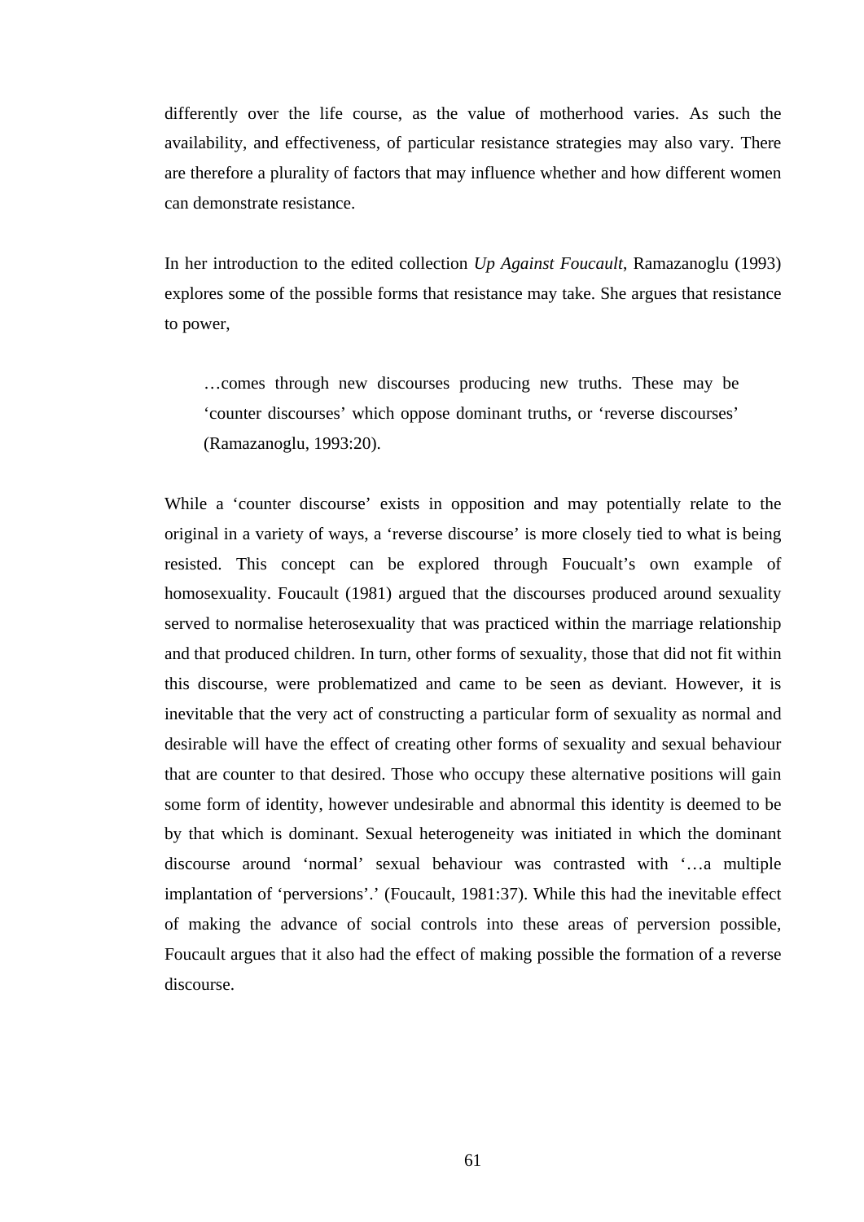differently over the life course, as the value of motherhood varies. As such the availability, and effectiveness, of particular resistance strategies may also vary. There are therefore a plurality of factors that may influence whether and how different women can demonstrate resistance.

In her introduction to the edited collection *Up Against Foucault*, Ramazanoglu (1993) explores some of the possible forms that resistance may take. She argues that resistance to power,

> …comes through new discourses producing new truths. These may be 'counter discourses' which oppose dominant truths, or 'reverse discourses' (Ramazanoglu, 1993:20).

While a 'counter discourse' exists in opposition and may potentially relate to the original in a variety of ways, a 'reverse discourse' is more closely tied to what is being resisted. This concept can be explored through Foucualt's own example of homosexuality. Foucault (1981) argued that the discourses produced around sexuality served to normalise heterosexuality that was practiced within the marriage relationship and that produced children. In turn, other forms of sexuality, those that did not fit within this discourse, were problematized and came to be seen as deviant. However, it is inevitable that the very act of constructing a particular form of sexuality as normal and desirable will have the effect of creating other forms of sexuality and sexual behaviour that are counter to that desired. Those who occupy these alternative positions will gain some form of identity, however undesirable and abnormal this identity is deemed to be by that which is dominant. Sexual heterogeneity was initiated in which the dominant discourse around 'normal' sexual behaviour was contrasted with '…a multiple implantation of 'perversions'.' (Foucault, 1981:37). While this had the inevitable effect of making the advance of social controls into these areas of perversion possible, Foucault argues that it also had the effect of making possible the formation of a reverse discourse.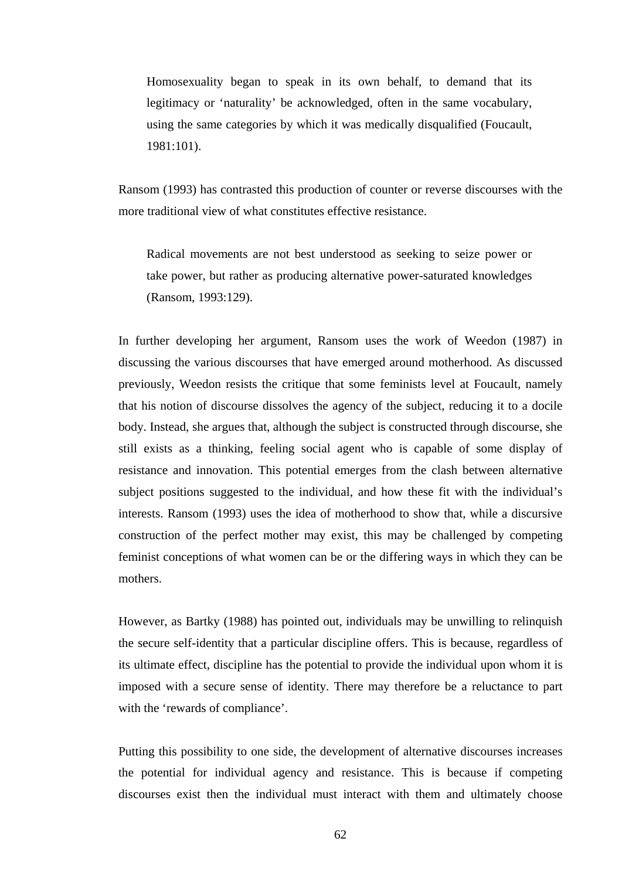> Homosexuality began to speak in its own behalf, to demand that its legitimacy or 'naturality' be acknowledged, often in the same vocabulary, using the same categories by which it was medically disqualified (Foucault, 1981:101).

Ransom (1993) has contrasted this production of counter or reverse discourses with the more traditional view of what constitutes effective resistance.

> Radical movements are not best understood as seeking to seize power or take power, but rather as producing alternative power-saturated knowledges (Ransom, 1993:129).

In further developing her argument, Ransom uses the work of Weedon (1987) in discussing the various discourses that have emerged around motherhood. As discussed previously, Weedon resists the critique that some feminists level at Foucault, namely that his notion of discourse dissolves the agency of the subject, reducing it to a docile body. Instead, she argues that, although the subject is constructed through discourse, she still exists as a thinking, feeling social agent who is capable of some display of resistance and innovation. This potential emerges from the clash between alternative subject positions suggested to the individual, and how these fit with the individual's interests. Ransom (1993) uses the idea of motherhood to show that, while a discursive construction of the perfect mother may exist, this may be challenged by competing feminist conceptions of what women can be or the differing ways in which they can be mothers.

However, as Bartky (1988) has pointed out, individuals may be unwilling to relinquish the secure self-identity that a particular discipline offers. This is because, regardless of its ultimate effect, discipline has the potential to provide the individual upon whom it is imposed with a secure sense of identity. There may therefore be a reluctance to part with the 'rewards of compliance'.

Putting this possibility to one side, the development of alternative discourses increases the potential for individual agency and resistance. This is because if competing discourses exist then the individual must interact with them and ultimately choose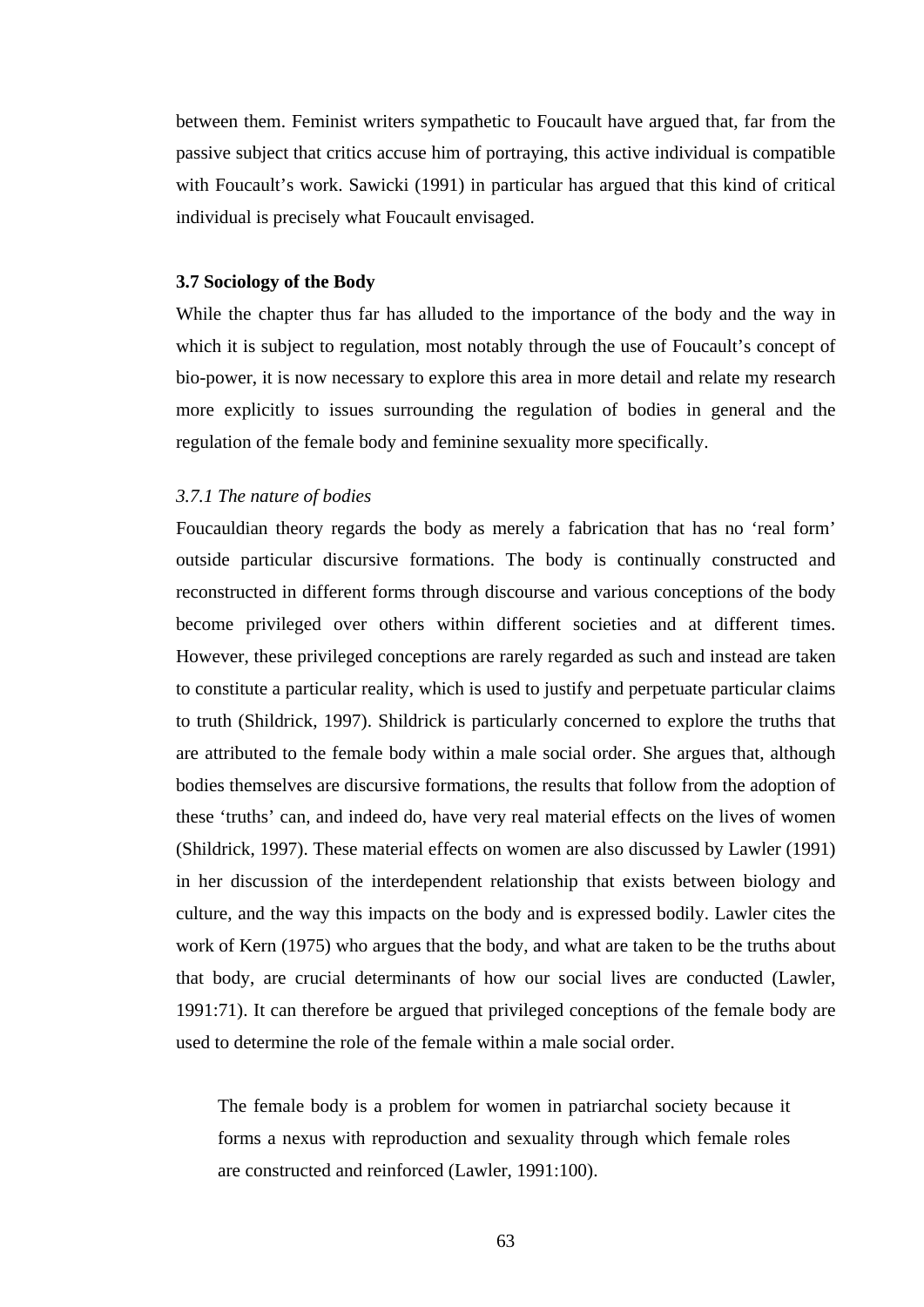between them. Feminist writers sympathetic to Foucault have argued that, far from the passive subject that critics accuse him of portraying, this active individual is compatible with Foucault's work. Sawicki (1991) in particular has argued that this kind of critical individual is precisely what Foucault envisaged.

### 3.7 Sociology of the Body

While the chapter thus far has alluded to the importance of the body and the way in which it is subject to regulation, most notably through the use of Foucault's concept of bio-power, it is now necessary to explore this area in more detail and relate my research more explicitly to issues surrounding the regulation of bodies in general and the regulation of the female body and feminine sexuality more specifically.

#### *3.7.1 The nature of bodies*

Foucauldian theory regards the body as merely a fabrication that has no 'real form' outside particular discursive formations. The body is continually constructed and reconstructed in different forms through discourse and various conceptions of the body become privileged over others within different societies and at different times. However, these privileged conceptions are rarely regarded as such and instead are taken to constitute a particular reality, which is used to justify and perpetuate particular claims to truth (Shildrick, 1997). Shildrick is particularly concerned to explore the truths that are attributed to the female body within a male social order. She argues that, although bodies themselves are discursive formations, the results that follow from the adoption of these 'truths' can, and indeed do, have very real material effects on the lives of women (Shildrick, 1997). These material effects on women are also discussed by Lawler (1991) in her discussion of the interdependent relationship that exists between biology and culture, and the way this impacts on the body and is expressed bodily. Lawler cites the work of Kern (1975) who argues that the body, and what are taken to be the truths about that body, are crucial determinants of how our social lives are conducted (Lawler, 1991:71). It can therefore be argued that privileged conceptions of the female body are used to determine the role of the female within a male social order.

> The female body is a problem for women in patriarchal society because it forms a nexus with reproduction and sexuality through which female roles are constructed and reinforced (Lawler, 1991:100).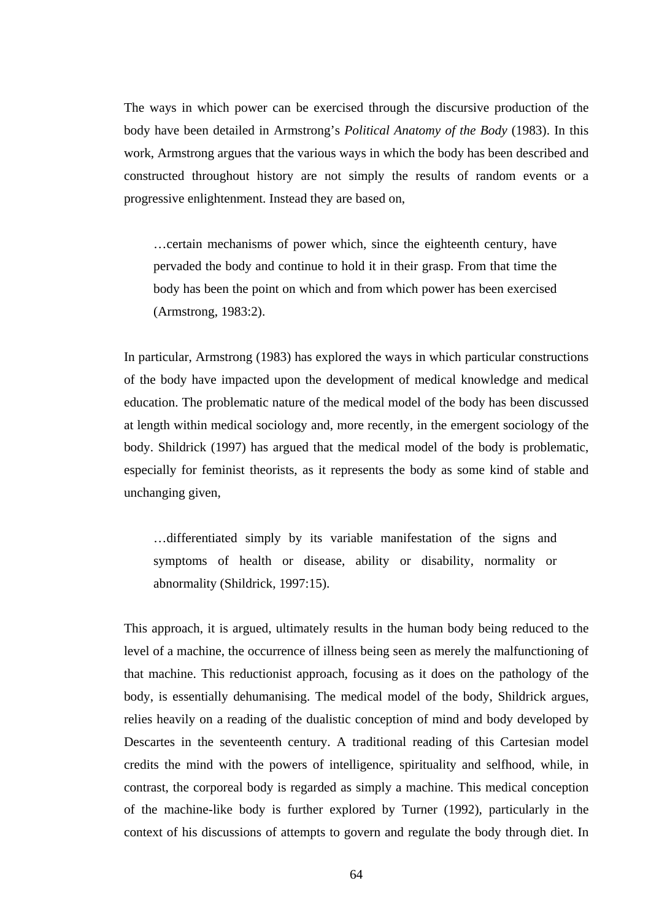The ways in which power can be exercised through the discursive production of the body have been detailed in Armstrong's *Political Anatomy of the Body* (1983). In this work, Armstrong argues that the various ways in which the body has been described and constructed throughout history are not simply the results of random events or a progressive enlightenment. Instead they are based on,

> …certain mechanisms of power which, since the eighteenth century, have pervaded the body and continue to hold it in their grasp. From that time the body has been the point on which and from which power has been exercised (Armstrong, 1983:2).

In particular, Armstrong (1983) has explored the ways in which particular constructions of the body have impacted upon the development of medical knowledge and medical education. The problematic nature of the medical model of the body has been discussed at length within medical sociology and, more recently, in the emergent sociology of the body. Shildrick (1997) has argued that the medical model of the body is problematic, especially for feminist theorists, as it represents the body as some kind of stable and unchanging given,

> …differentiated simply by its variable manifestation of the signs and symptoms of health or disease, ability or disability, normality or abnormality (Shildrick, 1997:15).

This approach, it is argued, ultimately results in the human body being reduced to the level of a machine, the occurrence of illness being seen as merely the malfunctioning of that machine. This reductionist approach, focusing as it does on the pathology of the body, is essentially dehumanising. The medical model of the body, Shildrick argues, relies heavily on a reading of the dualistic conception of mind and body developed by Descartes in the seventeenth century. A traditional reading of this Cartesian model credits the mind with the powers of intelligence, spirituality and selfhood, while, in contrast, the corporeal body is regarded as simply a machine. This medical conception of the machine-like body is further explored by Turner (1992), particularly in the context of his discussions of attempts to govern and regulate the body through diet. In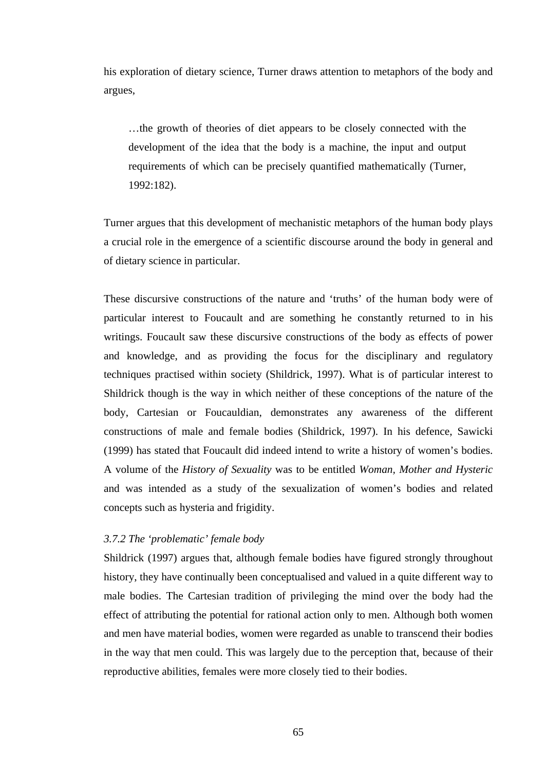his exploration of dietary science, Turner draws attention to metaphors of the body and argues,

> …the growth of theories of diet appears to be closely connected with the development of the idea that the body is a machine, the input and output requirements of which can be precisely quantified mathematically (Turner, 1992:182).

Turner argues that this development of mechanistic metaphors of the human body plays a crucial role in the emergence of a scientific discourse around the body in general and of dietary science in particular.

These discursive constructions of the nature and 'truths' of the human body were of particular interest to Foucault and are something he constantly returned to in his writings. Foucault saw these discursive constructions of the body as effects of power and knowledge, and as providing the focus for the disciplinary and regulatory techniques practised within society (Shildrick, 1997). What is of particular interest to Shildrick though is the way in which neither of these conceptions of the nature of the body, Cartesian or Foucauldian, demonstrates any awareness of the different constructions of male and female bodies (Shildrick, 1997). In his defence, Sawicki (1999) has stated that Foucault did indeed intend to write a history of women's bodies. A volume of the *History of Sexuality* was to be entitled *Woman, Mother and Hysteric* and was intended as a study of the sexualization of women's bodies and related concepts such as hysteria and frigidity.

### *3.7.2 The 'problematic' female body*

Shildrick (1997) argues that, although female bodies have figured strongly throughout history, they have continually been conceptualised and valued in a quite different way to male bodies. The Cartesian tradition of privileging the mind over the body had the effect of attributing the potential for rational action only to men. Although both women and men have material bodies, women were regarded as unable to transcend their bodies in the way that men could. This was largely due to the perception that, because of their reproductive abilities, females were more closely tied to their bodies.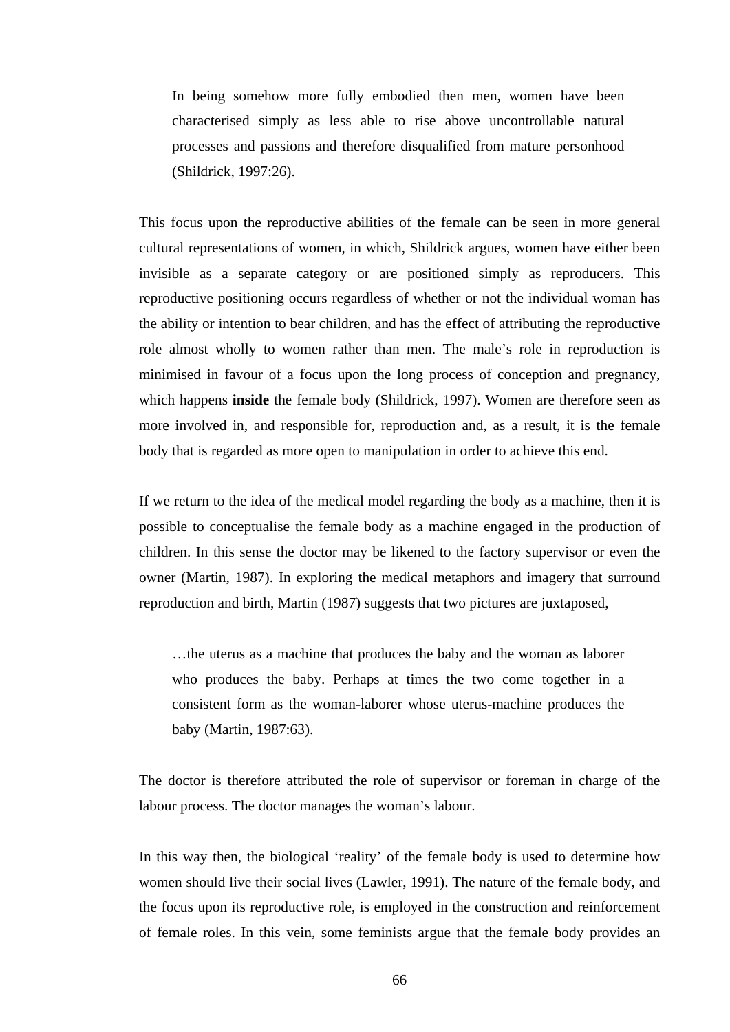> In being somehow more fully embodied then men, women have been characterised simply as less able to rise above uncontrollable natural processes and passions and therefore disqualified from mature personhood (Shildrick, 1997:26).

This focus upon the reproductive abilities of the female can be seen in more general cultural representations of women, in which, Shildrick argues, women have either been invisible as a separate category or are positioned simply as reproducers. This reproductive positioning occurs regardless of whether or not the individual woman has the ability or intention to bear children, and has the effect of attributing the reproductive role almost wholly to women rather than men. The male's role in reproduction is minimised in favour of a focus upon the long process of conception and pregnancy, which happens **inside** the female body (Shildrick, 1997). Women are therefore seen as more involved in, and responsible for, reproduction and, as a result, it is the female body that is regarded as more open to manipulation in order to achieve this end.

If we return to the idea of the medical model regarding the body as a machine, then it is possible to conceptualise the female body as a machine engaged in the production of children. In this sense the doctor may be likened to the factory supervisor or even the owner (Martin, 1987). In exploring the medical metaphors and imagery that surround reproduction and birth, Martin (1987) suggests that two pictures are juxtaposed,

> …the uterus as a machine that produces the baby and the woman as laborer who produces the baby. Perhaps at times the two come together in a consistent form as the woman-laborer whose uterus-machine produces the baby (Martin, 1987:63).

The doctor is therefore attributed the role of supervisor or foreman in charge of the labour process. The doctor manages the woman's labour.

In this way then, the biological 'reality' of the female body is used to determine how women should live their social lives (Lawler, 1991). The nature of the female body, and the focus upon its reproductive role, is employed in the construction and reinforcement of female roles. In this vein, some feminists argue that the female body provides an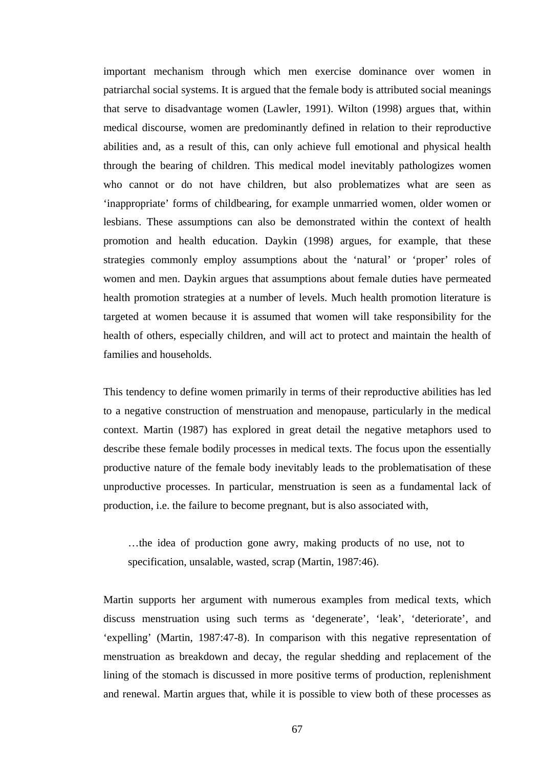important mechanism through which men exercise dominance over women in patriarchal social systems. It is argued that the female body is attributed social meanings that serve to disadvantage women (Lawler, 1991). Wilton (1998) argues that, within medical discourse, women are predominantly defined in relation to their reproductive abilities and, as a result of this, can only achieve full emotional and physical health through the bearing of children. This medical model inevitably pathologizes women who cannot or do not have children, but also problematizes what are seen as 'inappropriate' forms of childbearing, for example unmarried women, older women or lesbians. These assumptions can also be demonstrated within the context of health promotion and health education. Daykin (1998) argues, for example, that these strategies commonly employ assumptions about the 'natural' or 'proper' roles of women and men. Daykin argues that assumptions about female duties have permeated health promotion strategies at a number of levels. Much health promotion literature is targeted at women because it is assumed that women will take responsibility for the health of others, especially children, and will act to protect and maintain the health of families and households.

This tendency to define women primarily in terms of their reproductive abilities has led to a negative construction of menstruation and menopause, particularly in the medical context. Martin (1987) has explored in great detail the negative metaphors used to describe these female bodily processes in medical texts. The focus upon the essentially productive nature of the female body inevitably leads to the problematisation of these unproductive processes. In particular, menstruation is seen as a fundamental lack of production, i.e. the failure to become pregnant, but is also associated with,

> …the idea of production gone awry, making products of no use, not to specification, unsalable, wasted, scrap (Martin, 1987:46).

Martin supports her argument with numerous examples from medical texts, which discuss menstruation using such terms as 'degenerate', 'leak', 'deteriorate', and 'expelling' (Martin, 1987:47-8). In comparison with this negative representation of menstruation as breakdown and decay, the regular shedding and replacement of the lining of the stomach is discussed in more positive terms of production, replenishment and renewal. Martin argues that, while it is possible to view both of these processes as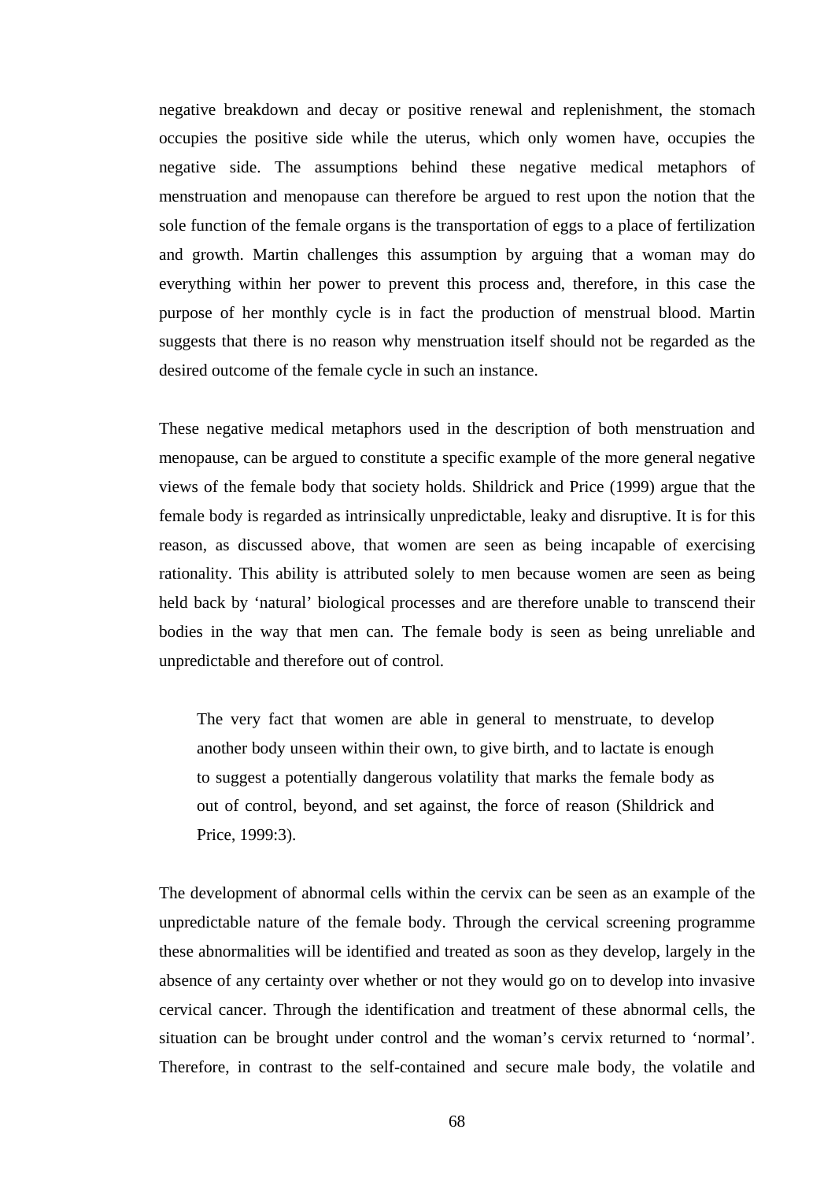negative breakdown and decay or positive renewal and replenishment, the stomach occupies the positive side while the uterus, which only women have, occupies the negative side. The assumptions behind these negative medical metaphors of menstruation and menopause can therefore be argued to rest upon the notion that the sole function of the female organs is the transportation of eggs to a place of fertilization and growth. Martin challenges this assumption by arguing that a woman may do everything within her power to prevent this process and, therefore, in this case the purpose of her monthly cycle is in fact the production of menstrual blood. Martin suggests that there is no reason why menstruation itself should not be regarded as the desired outcome of the female cycle in such an instance.

These negative medical metaphors used in the description of both menstruation and menopause, can be argued to constitute a specific example of the more general negative views of the female body that society holds. Shildrick and Price (1999) argue that the female body is regarded as intrinsically unpredictable, leaky and disruptive. It is for this reason, as discussed above, that women are seen as being incapable of exercising rationality. This ability is attributed solely to men because women are seen as being held back by 'natural' biological processes and are therefore unable to transcend their bodies in the way that men can. The female body is seen as being unreliable and unpredictable and therefore out of control.

> The very fact that women are able in general to menstruate, to develop another body unseen within their own, to give birth, and to lactate is enough to suggest a potentially dangerous volatility that marks the female body as out of control, beyond, and set against, the force of reason (Shildrick and Price, 1999:3).

The development of abnormal cells within the cervix can be seen as an example of the unpredictable nature of the female body. Through the cervical screening programme these abnormalities will be identified and treated as soon as they develop, largely in the absence of any certainty over whether or not they would go on to develop into invasive cervical cancer. Through the identification and treatment of these abnormal cells, the situation can be brought under control and the woman's cervix returned to 'normal'. Therefore, in contrast to the self-contained and secure male body, the volatile and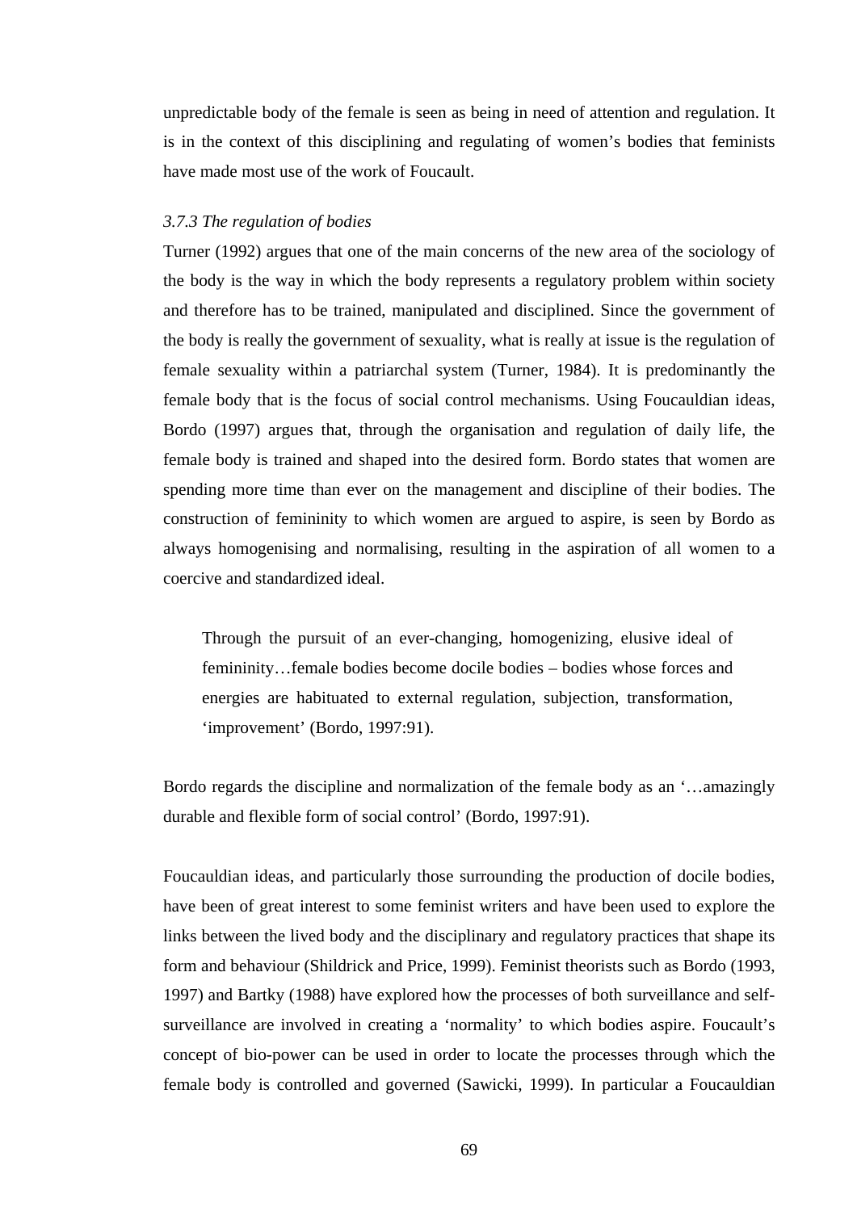unpredictable body of the female is seen as being in need of attention and regulation. It is in the context of this disciplining and regulating of women's bodies that feminists have made most use of the work of Foucault.

### *3.7.3 The regulation of bodies*

Turner (1992) argues that one of the main concerns of the new area of the sociology of the body is the way in which the body represents a regulatory problem within society and therefore has to be trained, manipulated and disciplined. Since the government of the body is really the government of sexuality, what is really at issue is the regulation of female sexuality within a patriarchal system (Turner, 1984). It is predominantly the female body that is the focus of social control mechanisms. Using Foucauldian ideas, Bordo (1997) argues that, through the organisation and regulation of daily life, the female body is trained and shaped into the desired form. Bordo states that women are spending more time than ever on the management and discipline of their bodies. The construction of femininity to which women are argued to aspire, is seen by Bordo as always homogenising and normalising, resulting in the aspiration of all women to a coercive and standardized ideal.

> Through the pursuit of an ever-changing, homogenizing, elusive ideal of femininity…female bodies become docile bodies – bodies whose forces and energies are habituated to external regulation, subjection, transformation, 'improvement' (Bordo, 1997:91).

Bordo regards the discipline and normalization of the female body as an '…amazingly durable and flexible form of social control' (Bordo, 1997:91).

Foucauldian ideas, and particularly those surrounding the production of docile bodies, have been of great interest to some feminist writers and have been used to explore the links between the lived body and the disciplinary and regulatory practices that shape its form and behaviour (Shildrick and Price, 1999). Feminist theorists such as Bordo (1993, 1997) and Bartky (1988) have explored how the processes of both surveillance and self-surveillance are involved in creating a 'normality' to which bodies aspire. Foucault's concept of bio-power can be used in order to locate the processes through which the female body is controlled and governed (Sawicki, 1999). In particular a Foucauldian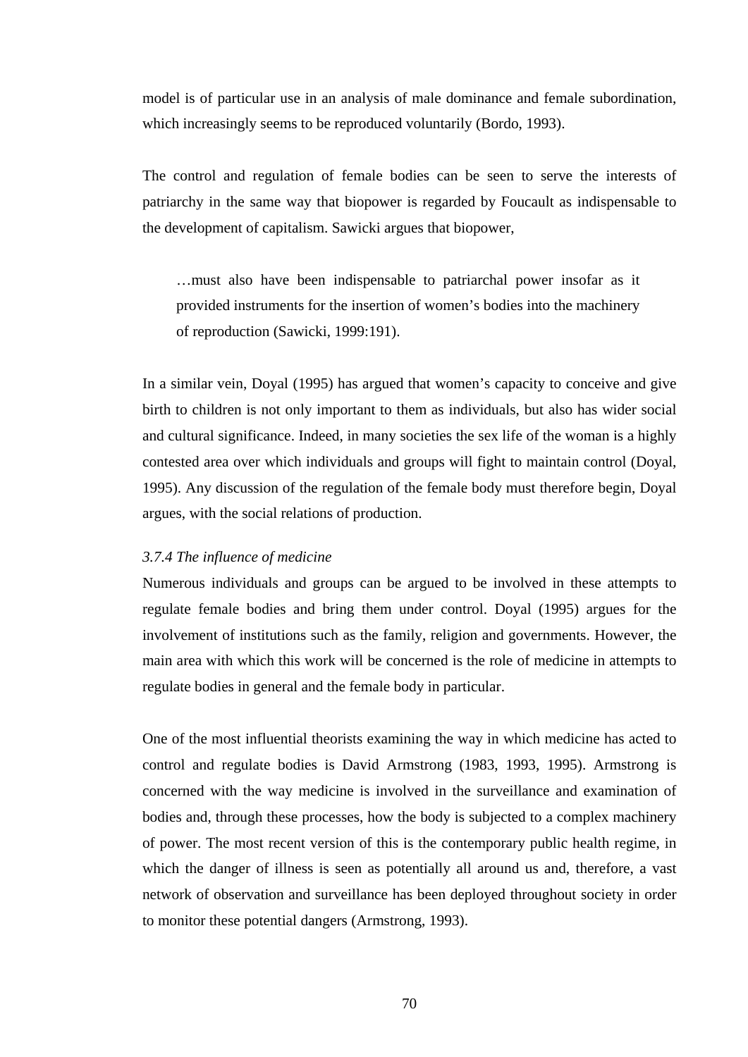model is of particular use in an analysis of male dominance and female subordination, which increasingly seems to be reproduced voluntarily (Bordo, 1993).

The control and regulation of female bodies can be seen to serve the interests of patriarchy in the same way that biopower is regarded by Foucault as indispensable to the development of capitalism. Sawicki argues that biopower,

> …must also have been indispensable to patriarchal power insofar as it provided instruments for the insertion of women's bodies into the machinery of reproduction (Sawicki, 1999:191).

In a similar vein, Doyal (1995) has argued that women's capacity to conceive and give birth to children is not only important to them as individuals, but also has wider social and cultural significance. Indeed, in many societies the sex life of the woman is a highly contested area over which individuals and groups will fight to maintain control (Doyal, 1995). Any discussion of the regulation of the female body must therefore begin, Doyal argues, with the social relations of production.

### *3.7.4 The influence of medicine*

Numerous individuals and groups can be argued to be involved in these attempts to regulate female bodies and bring them under control. Doyal (1995) argues for the involvement of institutions such as the family, religion and governments. However, the main area with which this work will be concerned is the role of medicine in attempts to regulate bodies in general and the female body in particular.

One of the most influential theorists examining the way in which medicine has acted to control and regulate bodies is David Armstrong (1983, 1993, 1995). Armstrong is concerned with the way medicine is involved in the surveillance and examination of bodies and, through these processes, how the body is subjected to a complex machinery of power. The most recent version of this is the contemporary public health regime, in which the danger of illness is seen as potentially all around us and, therefore, a vast network of observation and surveillance has been deployed throughout society in order to monitor these potential dangers (Armstrong, 1993).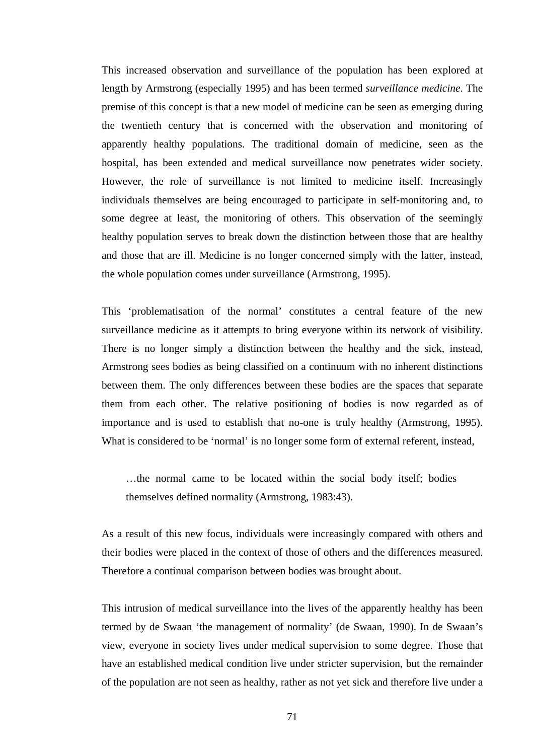This increased observation and surveillance of the population has been explored at length by Armstrong (especially 1995) and has been termed *surveillance medicine*. The premise of this concept is that a new model of medicine can be seen as emerging during the twentieth century that is concerned with the observation and monitoring of apparently healthy populations. The traditional domain of medicine, seen as the hospital, has been extended and medical surveillance now penetrates wider society. However, the role of surveillance is not limited to medicine itself. Increasingly individuals themselves are being encouraged to participate in self-monitoring and, to some degree at least, the monitoring of others. This observation of the seemingly healthy population serves to break down the distinction between those that are healthy and those that are ill. Medicine is no longer concerned simply with the latter, instead, the whole population comes under surveillance (Armstrong, 1995).

This 'problematisation of the normal' constitutes a central feature of the new surveillance medicine as it attempts to bring everyone within its network of visibility. There is no longer simply a distinction between the healthy and the sick, instead, Armstrong sees bodies as being classified on a continuum with no inherent distinctions between them. The only differences between these bodies are the spaces that separate them from each other. The relative positioning of bodies is now regarded as of importance and is used to establish that no-one is truly healthy (Armstrong, 1995). What is considered to be 'normal' is no longer some form of external referent, instead,

> …the normal came to be located within the social body itself; bodies themselves defined normality (Armstrong, 1983:43).

As a result of this new focus, individuals were increasingly compared with others and their bodies were placed in the context of those of others and the differences measured. Therefore a continual comparison between bodies was brought about.

This intrusion of medical surveillance into the lives of the apparently healthy has been termed by de Swaan 'the management of normality' (de Swaan, 1990). In de Swaan's view, everyone in society lives under medical supervision to some degree. Those that have an established medical condition live under stricter supervision, but the remainder of the population are not seen as healthy, rather as not yet sick and therefore live under a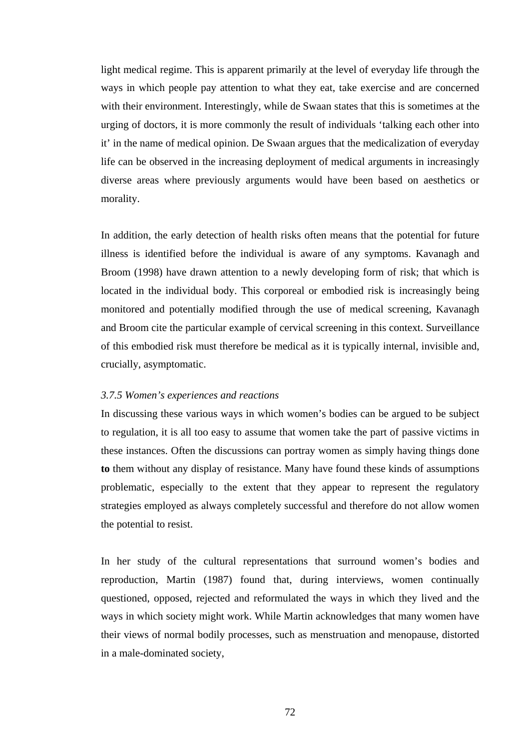light medical regime. This is apparent primarily at the level of everyday life through the ways in which people pay attention to what they eat, take exercise and are concerned with their environment. Interestingly, while de Swaan states that this is sometimes at the urging of doctors, it is more commonly the result of individuals 'talking each other into it' in the name of medical opinion. De Swaan argues that the medicalization of everyday life can be observed in the increasing deployment of medical arguments in increasingly diverse areas where previously arguments would have been based on aesthetics or morality.

In addition, the early detection of health risks often means that the potential for future illness is identified before the individual is aware of any symptoms. Kavanagh and Broom (1998) have drawn attention to a newly developing form of risk; that which is located in the individual body. This corporeal or embodied risk is increasingly being monitored and potentially modified through the use of medical screening, Kavanagh and Broom cite the particular example of cervical screening in this context. Surveillance of this embodied risk must therefore be medical as it is typically internal, invisible and, crucially, asymptomatic.

### *3.7.5 Women's experiences and reactions*

In discussing these various ways in which women's bodies can be argued to be subject to regulation, it is all too easy to assume that women take the part of passive victims in these instances. Often the discussions can portray women as simply having things done **to** them without any display of resistance. Many have found these kinds of assumptions problematic, especially to the extent that they appear to represent the regulatory strategies employed as always completely successful and therefore do not allow women the potential to resist.

In her study of the cultural representations that surround women's bodies and reproduction, Martin (1987) found that, during interviews, women continually questioned, opposed, rejected and reformulated the ways in which they lived and the ways in which society might work. While Martin acknowledges that many women have their views of normal bodily processes, such as menstruation and menopause, distorted in a male-dominated society,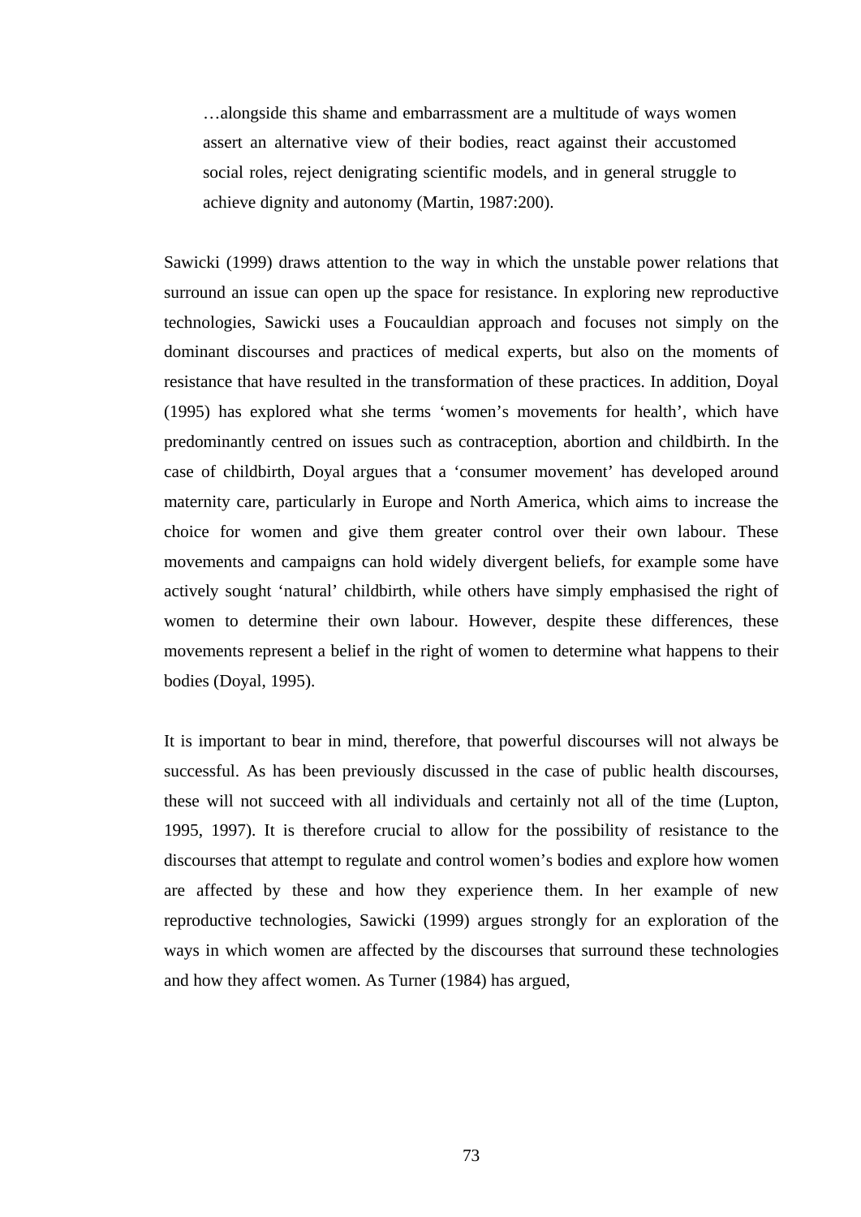> …alongside this shame and embarrassment are a multitude of ways women assert an alternative view of their bodies, react against their accustomed social roles, reject denigrating scientific models, and in general struggle to achieve dignity and autonomy (Martin, 1987:200).

Sawicki (1999) draws attention to the way in which the unstable power relations that surround an issue can open up the space for resistance. In exploring new reproductive technologies, Sawicki uses a Foucauldian approach and focuses not simply on the dominant discourses and practices of medical experts, but also on the moments of resistance that have resulted in the transformation of these practices. In addition, Doyal (1995) has explored what she terms 'women's movements for health', which have predominantly centred on issues such as contraception, abortion and childbirth. In the case of childbirth, Doyal argues that a 'consumer movement' has developed around maternity care, particularly in Europe and North America, which aims to increase the choice for women and give them greater control over their own labour. These movements and campaigns can hold widely divergent beliefs, for example some have actively sought 'natural' childbirth, while others have simply emphasised the right of women to determine their own labour. However, despite these differences, these movements represent a belief in the right of women to determine what happens to their bodies (Doyal, 1995).

It is important to bear in mind, therefore, that powerful discourses will not always be successful. As has been previously discussed in the case of public health discourses, these will not succeed with all individuals and certainly not all of the time (Lupton, 1995, 1997). It is therefore crucial to allow for the possibility of resistance to the discourses that attempt to regulate and control women's bodies and explore how women are affected by these and how they experience them. In her example of new reproductive technologies, Sawicki (1999) argues strongly for an exploration of the ways in which women are affected by the discourses that surround these technologies and how they affect women. As Turner (1984) has argued,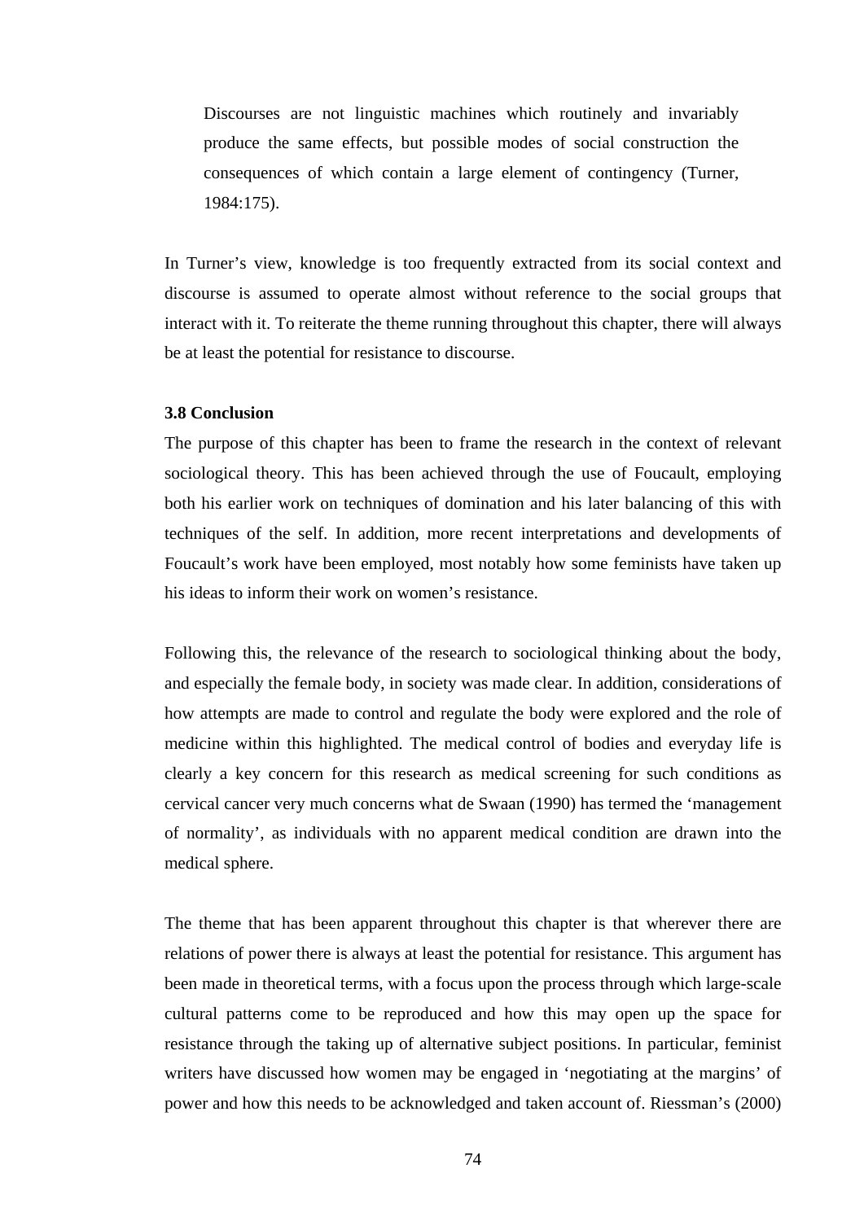> Discourses are not linguistic machines which routinely and invariably produce the same effects, but possible modes of social construction the consequences of which contain a large element of contingency (Turner, 1984:175).

In Turner's view, knowledge is too frequently extracted from its social context and discourse is assumed to operate almost without reference to the social groups that interact with it. To reiterate the theme running throughout this chapter, there will always be at least the potential for resistance to discourse.

### 3.8 Conclusion

The purpose of this chapter has been to frame the research in the context of relevant sociological theory. This has been achieved through the use of Foucault, employing both his earlier work on techniques of domination and his later balancing of this with techniques of the self. In addition, more recent interpretations and developments of Foucault's work have been employed, most notably how some feminists have taken up his ideas to inform their work on women's resistance.

Following this, the relevance of the research to sociological thinking about the body, and especially the female body, in society was made clear. In addition, considerations of how attempts are made to control and regulate the body were explored and the role of medicine within this highlighted. The medical control of bodies and everyday life is clearly a key concern for this research as medical screening for such conditions as cervical cancer very much concerns what de Swaan (1990) has termed the 'management of normality', as individuals with no apparent medical condition are drawn into the medical sphere.

The theme that has been apparent throughout this chapter is that wherever there are relations of power there is always at least the potential for resistance. This argument has been made in theoretical terms, with a focus upon the process through which large-scale cultural patterns come to be reproduced and how this may open up the space for resistance through the taking up of alternative subject positions. In particular, feminist writers have discussed how women may be engaged in 'negotiating at the margins' of power and how this needs to be acknowledged and taken account of. Riessman's (2000)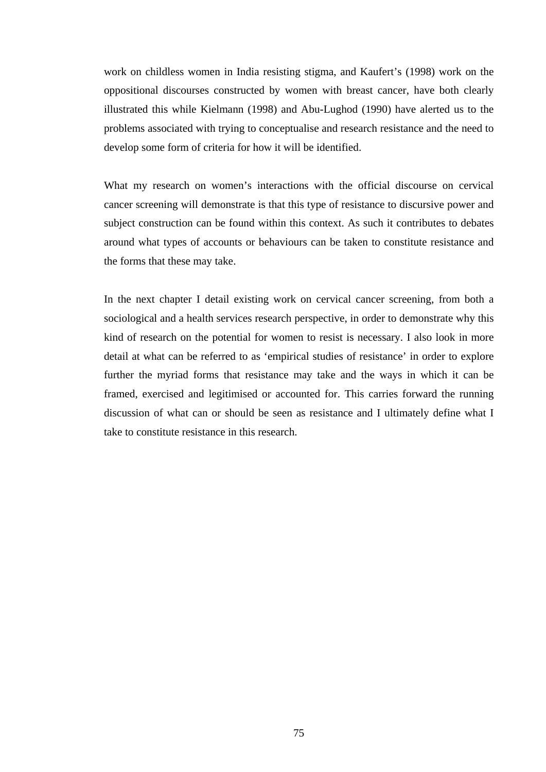work on childless women in India resisting stigma, and Kaufert's (1998) work on the oppositional discourses constructed by women with breast cancer, have both clearly illustrated this while Kielmann (1998) and Abu-Lughod (1990) have alerted us to the problems associated with trying to conceptualise and research resistance and the need to develop some form of criteria for how it will be identified.

What my research on women's interactions with the official discourse on cervical cancer screening will demonstrate is that this type of resistance to discursive power and subject construction can be found within this context. As such it contributes to debates around what types of accounts or behaviours can be taken to constitute resistance and the forms that these may take.

In the next chapter I detail existing work on cervical cancer screening, from both a sociological and a health services research perspective, in order to demonstrate why this kind of research on the potential for women to resist is necessary. I also look in more detail at what can be referred to as 'empirical studies of resistance' in order to explore further the myriad forms that resistance may take and the ways in which it can be framed, exercised and legitimised or accounted for. This carries forward the running discussion of what can or should be seen as resistance and I ultimately define what I take to constitute resistance in this research.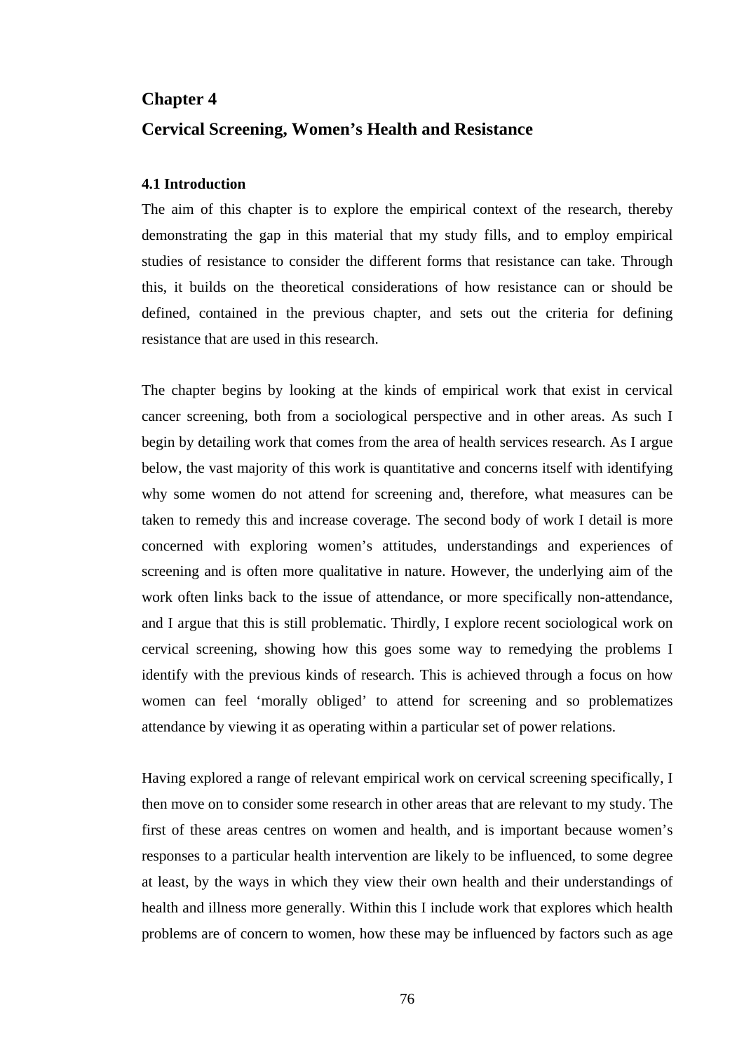# Chapter 4

# Cervical Screening, Women's Health and Resistance

## 4.1 Introduction

The aim of this chapter is to explore the empirical context of the research, thereby demonstrating the gap in this material that my study fills, and to employ empirical studies of resistance to consider the different forms that resistance can take. Through this, it builds on the theoretical considerations of how resistance can or should be defined, contained in the previous chapter, and sets out the criteria for defining resistance that are used in this research.

The chapter begins by looking at the kinds of empirical work that exist in cervical cancer screening, both from a sociological perspective and in other areas. As such I begin by detailing work that comes from the area of health services research. As I argue below, the vast majority of this work is quantitative and concerns itself with identifying why some women do not attend for screening and, therefore, what measures can be taken to remedy this and increase coverage. The second body of work I detail is more concerned with exploring women's attitudes, understandings and experiences of screening and is often more qualitative in nature. However, the underlying aim of the work often links back to the issue of attendance, or more specifically non-attendance, and I argue that this is still problematic. Thirdly, I explore recent sociological work on cervical screening, showing how this goes some way to remedying the problems I identify with the previous kinds of research. This is achieved through a focus on how women can feel 'morally obliged' to attend for screening and so problematizes attendance by viewing it as operating within a particular set of power relations.

Having explored a range of relevant empirical work on cervical screening specifically, I then move on to consider some research in other areas that are relevant to my study. The first of these areas centres on women and health, and is important because women's responses to a particular health intervention are likely to be influenced, to some degree at least, by the ways in which they view their own health and their understandings of health and illness more generally. Within this I include work that explores which health problems are of concern to women, how these may be influenced by factors such as age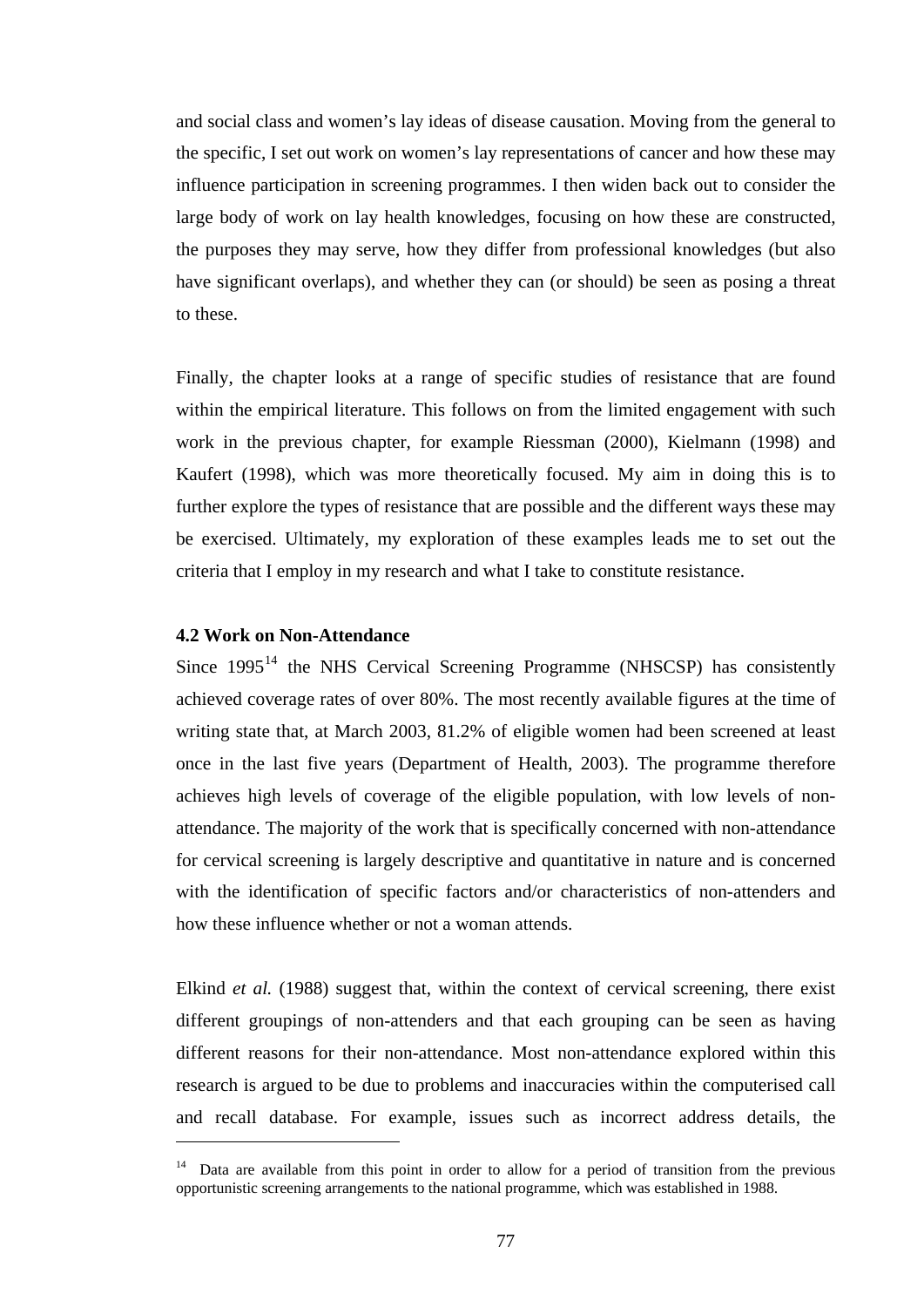and social class and women's lay ideas of disease causation. Moving from the general to the specific, I set out work on women's lay representations of cancer and how these may influence participation in screening programmes. I then widen back out to consider the large body of work on lay health knowledges, focusing on how these are constructed, the purposes they may serve, how they differ from professional knowledges (but also have significant overlaps), and whether they can (or should) be seen as posing a threat to these.

Finally, the chapter looks at a range of specific studies of resistance that are found within the empirical literature. This follows on from the limited engagement with such work in the previous chapter, for example Riessman (2000), Kielmann (1998) and Kaufert (1998), which was more theoretically focused. My aim in doing this is to further explore the types of resistance that are possible and the different ways these may be exercised. Ultimately, my exploration of these examples leads me to set out the criteria that I employ in my research and what I take to constitute resistance.

### 4.2 Work on Non-Attendance

Since 1995[14] the NHS Cervical Screening Programme (NHSCSP) has consistently achieved coverage rates of over 80%. The most recently available figures at the time of writing state that, at March 2003, 81.2% of eligible women had been screened at least once in the last five years (Department of Health, 2003). The programme therefore achieves high levels of coverage of the eligible population, with low levels of non-attendance. The majority of the work that is specifically concerned with non-attendance for cervical screening is largely descriptive and quantitative in nature and is concerned with the identification of specific factors and/or characteristics of non-attenders and how these influence whether or not a woman attends.

Elkind *et al.* (1988) suggest that, within the context of cervical screening, there exist different groupings of non-attenders and that each grouping can be seen as having different reasons for their non-attendance. Most non-attendance explored within this research is argued to be due to problems and inaccuracies within the computerised call and recall database. For example, issues such as incorrect address details, the

[14] Data are available from this point in order to allow for a period of transition from the previous opportunistic screening arrangements to the national programme, which was established in 1988.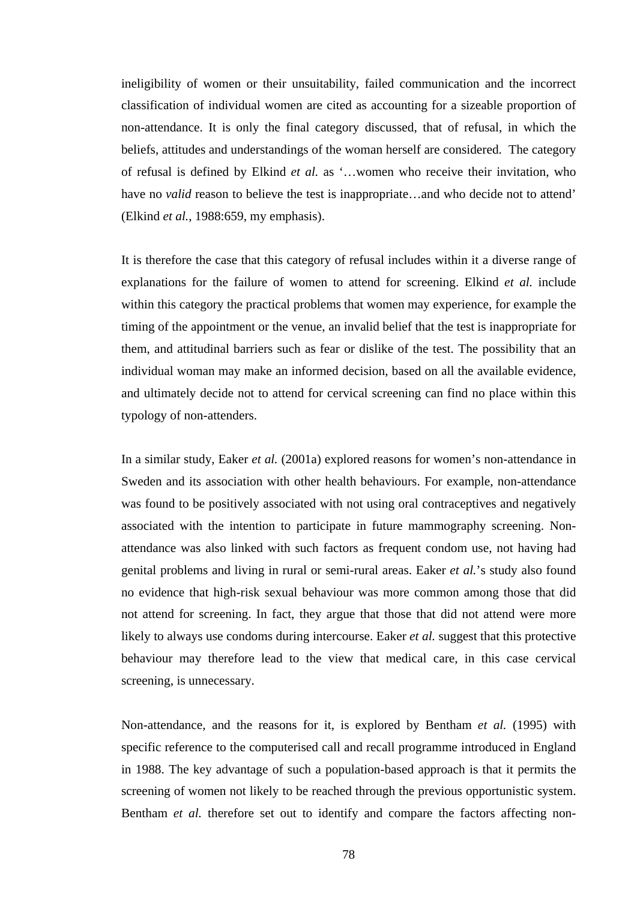ineligibility of women or their unsuitability, failed communication and the incorrect classification of individual women are cited as accounting for a sizeable proportion of non-attendance. It is only the final category discussed, that of refusal, in which the beliefs, attitudes and understandings of the woman herself are considered. The category of refusal is defined by Elkind *et al.* as '…women who receive their invitation, who have no *valid* reason to believe the test is inappropriate…and who decide not to attend' (Elkind *et al.*, 1988:659, my emphasis).

It is therefore the case that this category of refusal includes within it a diverse range of explanations for the failure of women to attend for screening. Elkind *et al.* include within this category the practical problems that women may experience, for example the timing of the appointment or the venue, an invalid belief that the test is inappropriate for them, and attitudinal barriers such as fear or dislike of the test. The possibility that an individual woman may make an informed decision, based on all the available evidence, and ultimately decide not to attend for cervical screening can find no place within this typology of non-attenders.

In a similar study, Eaker *et al.* (2001a) explored reasons for women's non-attendance in Sweden and its association with other health behaviours. For example, non-attendance was found to be positively associated with not using oral contraceptives and negatively associated with the intention to participate in future mammography screening. Non-attendance was also linked with such factors as frequent condom use, not having had genital problems and living in rural or semi-rural areas. Eaker *et al.*'s study also found no evidence that high-risk sexual behaviour was more common among those that did not attend for screening. In fact, they argue that those that did not attend were more likely to always use condoms during intercourse. Eaker *et al.* suggest that this protective behaviour may therefore lead to the view that medical care, in this case cervical screening, is unnecessary.

Non-attendance, and the reasons for it, is explored by Bentham *et al.* (1995) with specific reference to the computerised call and recall programme introduced in England in 1988. The key advantage of such a population-based approach is that it permits the screening of women not likely to be reached through the previous opportunistic system. Bentham *et al.* therefore set out to identify and compare the factors affecting non-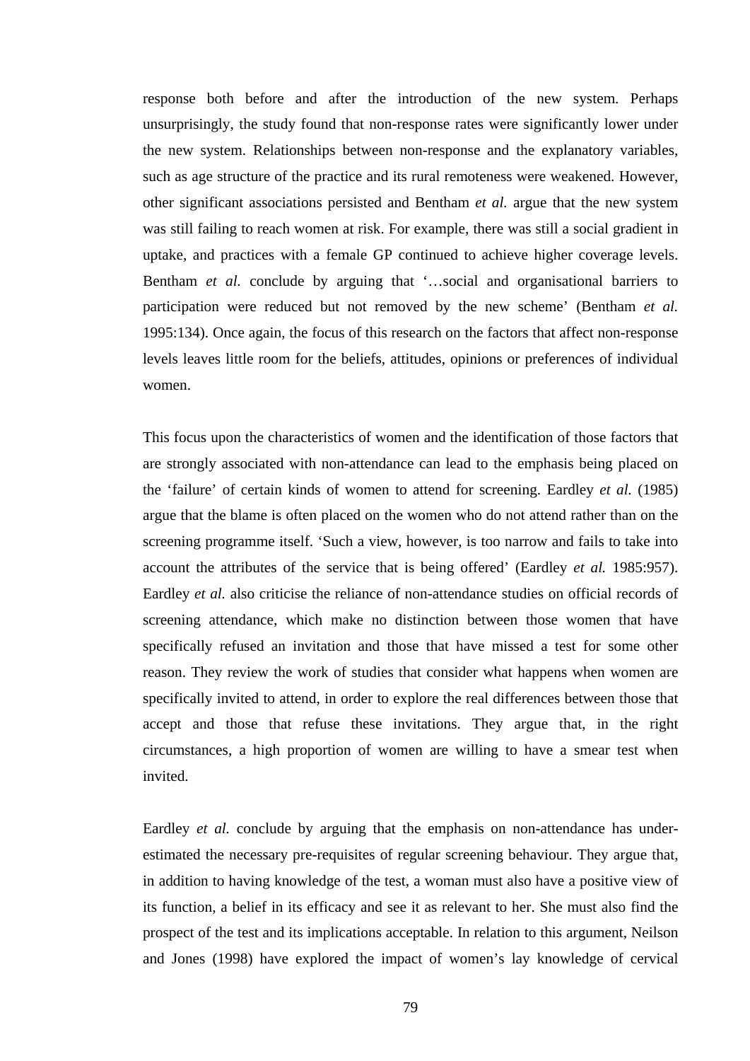response both before and after the introduction of the new system. Perhaps unsurprisingly, the study found that non-response rates were significantly lower under the new system. Relationships between non-response and the explanatory variables, such as age structure of the practice and its rural remoteness were weakened. However, other significant associations persisted and Bentham *et al.* argue that the new system was still failing to reach women at risk. For example, there was still a social gradient in uptake, and practices with a female GP continued to achieve higher coverage levels. Bentham *et al.* conclude by arguing that '…social and organisational barriers to participation were reduced but not removed by the new scheme' (Bentham *et al.* 1995:134). Once again, the focus of this research on the factors that affect non-response levels leaves little room for the beliefs, attitudes, opinions or preferences of individual women.

This focus upon the characteristics of women and the identification of those factors that are strongly associated with non-attendance can lead to the emphasis being placed on the 'failure' of certain kinds of women to attend for screening. Eardley *et al.* (1985) argue that the blame is often placed on the women who do not attend rather than on the screening programme itself. 'Such a view, however, is too narrow and fails to take into account the attributes of the service that is being offered' (Eardley *et al.* 1985:957). Eardley *et al.* also criticise the reliance of non-attendance studies on official records of screening attendance, which make no distinction between those women that have specifically refused an invitation and those that have missed a test for some other reason. They review the work of studies that consider what happens when women are specifically invited to attend, in order to explore the real differences between those that accept and those that refuse these invitations. They argue that, in the right circumstances, a high proportion of women are willing to have a smear test when invited.

Eardley *et al.* conclude by arguing that the emphasis on non-attendance has under-estimated the necessary pre-requisites of regular screening behaviour. They argue that, in addition to having knowledge of the test, a woman must also have a positive view of its function, a belief in its efficacy and see it as relevant to her. She must also find the prospect of the test and its implications acceptable. In relation to this argument, Neilson and Jones (1998) have explored the impact of women's lay knowledge of cervical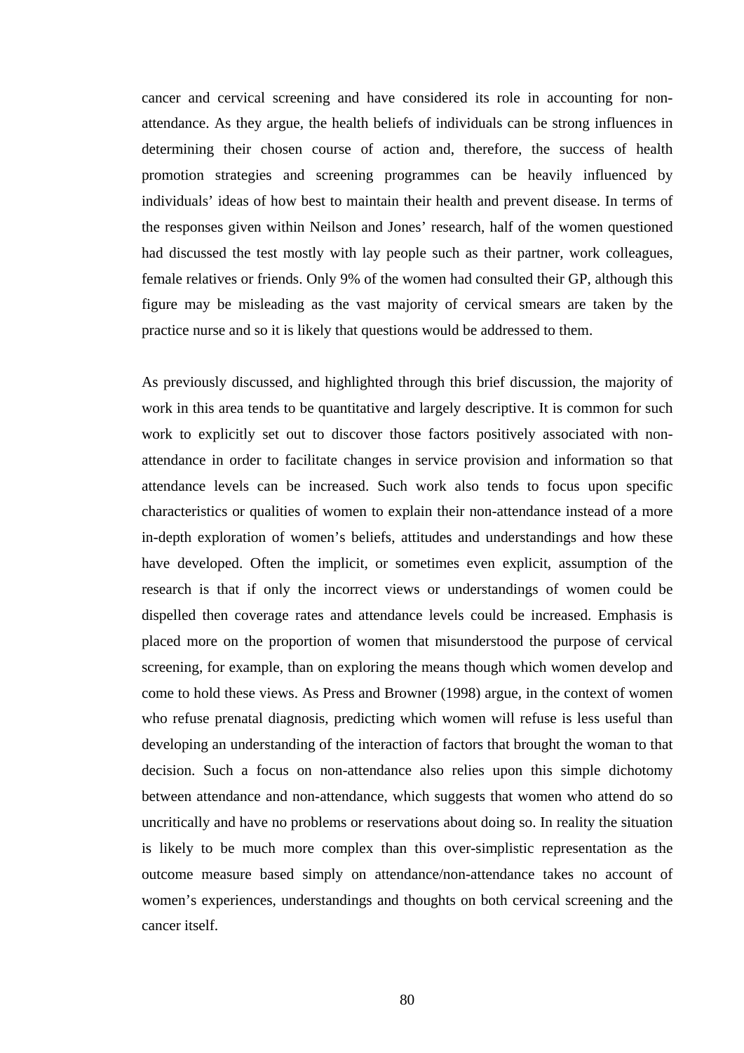cancer and cervical screening and have considered its role in accounting for non-attendance. As they argue, the health beliefs of individuals can be strong influences in determining their chosen course of action and, therefore, the success of health promotion strategies and screening programmes can be heavily influenced by individuals' ideas of how best to maintain their health and prevent disease. In terms of the responses given within Neilson and Jones' research, half of the women questioned had discussed the test mostly with lay people such as their partner, work colleagues, female relatives or friends. Only 9% of the women had consulted their GP, although this figure may be misleading as the vast majority of cervical smears are taken by the practice nurse and so it is likely that questions would be addressed to them.

As previously discussed, and highlighted through this brief discussion, the majority of work in this area tends to be quantitative and largely descriptive. It is common for such work to explicitly set out to discover those factors positively associated with non-attendance in order to facilitate changes in service provision and information so that attendance levels can be increased. Such work also tends to focus upon specific characteristics or qualities of women to explain their non-attendance instead of a more in-depth exploration of women's beliefs, attitudes and understandings and how these have developed. Often the implicit, or sometimes even explicit, assumption of the research is that if only the incorrect views or understandings of women could be dispelled then coverage rates and attendance levels could be increased. Emphasis is placed more on the proportion of women that misunderstood the purpose of cervical screening, for example, than on exploring the means though which women develop and come to hold these views. As Press and Browner (1998) argue, in the context of women who refuse prenatal diagnosis, predicting which women will refuse is less useful than developing an understanding of the interaction of factors that brought the woman to that decision. Such a focus on non-attendance also relies upon this simple dichotomy between attendance and non-attendance, which suggests that women who attend do so uncritically and have no problems or reservations about doing so. In reality the situation is likely to be much more complex than this over-simplistic representation as the outcome measure based simply on attendance/non-attendance takes no account of women's experiences, understandings and thoughts on both cervical screening and the cancer itself.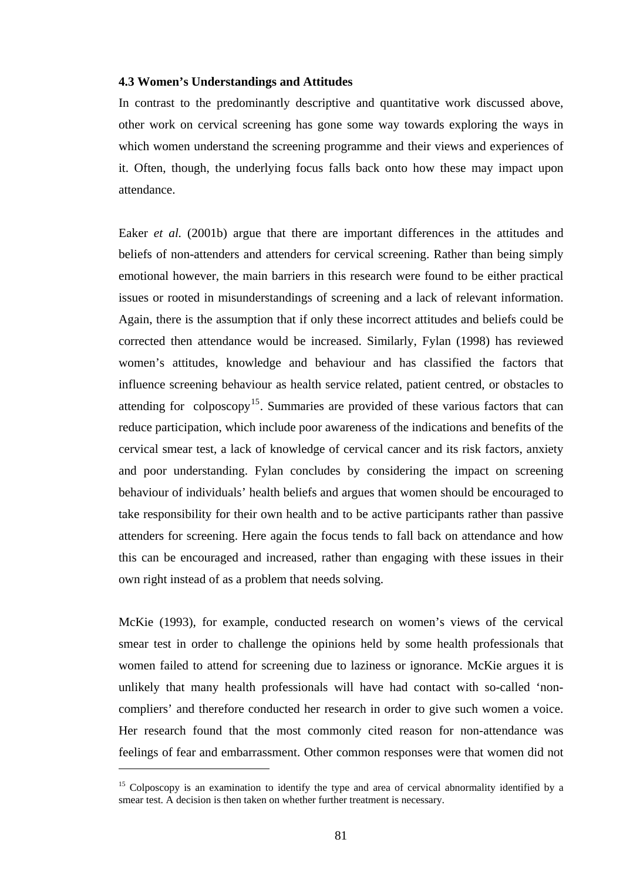### 4.3 Women's Understandings and Attitudes

In contrast to the predominantly descriptive and quantitative work discussed above, other work on cervical screening has gone some way towards exploring the ways in which women understand the screening programme and their views and experiences of it. Often, though, the underlying focus falls back onto how these may impact upon attendance.

Eaker *et al.* (2001b) argue that there are important differences in the attitudes and beliefs of non-attenders and attenders for cervical screening. Rather than being simply emotional however, the main barriers in this research were found to be either practical issues or rooted in misunderstandings of screening and a lack of relevant information. Again, there is the assumption that if only these incorrect attitudes and beliefs could be corrected then attendance would be increased. Similarly, Fylan (1998) has reviewed women's attitudes, knowledge and behaviour and has classified the factors that influence screening behaviour as health service related, patient centred, or obstacles to attending for colposcopy[15]. Summaries are provided of these various factors that can reduce participation, which include poor awareness of the indications and benefits of the cervical smear test, a lack of knowledge of cervical cancer and its risk factors, anxiety and poor understanding. Fylan concludes by considering the impact on screening behaviour of individuals' health beliefs and argues that women should be encouraged to take responsibility for their own health and to be active participants rather than passive attenders for screening. Here again the focus tends to fall back on attendance and how this can be encouraged and increased, rather than engaging with these issues in their own right instead of as a problem that needs solving.

McKie (1993), for example, conducted research on women's views of the cervical smear test in order to challenge the opinions held by some health professionals that women failed to attend for screening due to laziness or ignorance. McKie argues it is unlikely that many health professionals will have had contact with so-called 'non-compliers' and therefore conducted her research in order to give such women a voice. Her research found that the most commonly cited reason for non-attendance was feelings of fear and embarrassment. Other common responses were that women did not

---

[15] Colposcopy is an examination to identify the type and area of cervical abnormality identified by a smear test. A decision is then taken on whether further treatment is necessary.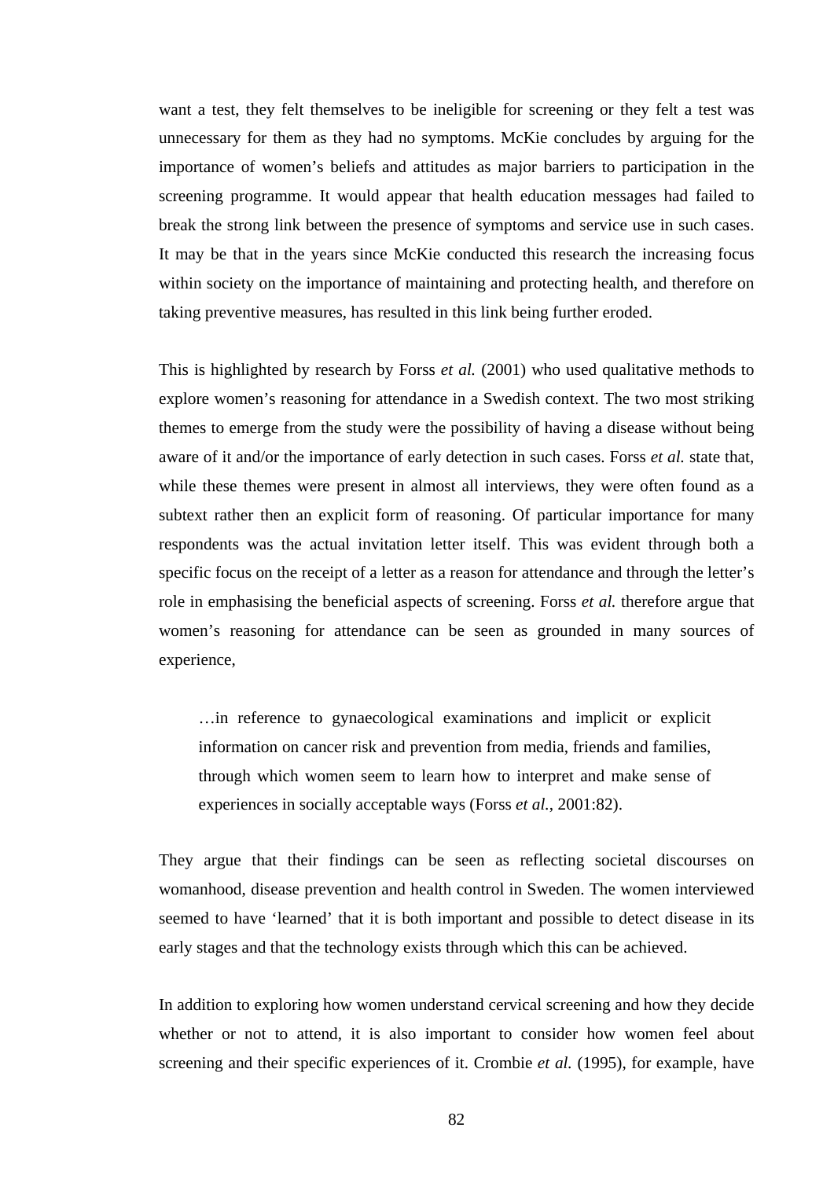want a test, they felt themselves to be ineligible for screening or they felt a test was unnecessary for them as they had no symptoms. McKie concludes by arguing for the importance of women's beliefs and attitudes as major barriers to participation in the screening programme. It would appear that health education messages had failed to break the strong link between the presence of symptoms and service use in such cases. It may be that in the years since McKie conducted this research the increasing focus within society on the importance of maintaining and protecting health, and therefore on taking preventive measures, has resulted in this link being further eroded.

This is highlighted by research by Forss *et al.* (2001) who used qualitative methods to explore women's reasoning for attendance in a Swedish context. The two most striking themes to emerge from the study were the possibility of having a disease without being aware of it and/or the importance of early detection in such cases. Forss *et al.* state that, while these themes were present in almost all interviews, they were often found as a subtext rather then an explicit form of reasoning. Of particular importance for many respondents was the actual invitation letter itself. This was evident through both a specific focus on the receipt of a letter as a reason for attendance and through the letter's role in emphasising the beneficial aspects of screening. Forss *et al.* therefore argue that women's reasoning for attendance can be seen as grounded in many sources of experience,

> …in reference to gynaecological examinations and implicit or explicit information on cancer risk and prevention from media, friends and families, through which women seem to learn how to interpret and make sense of experiences in socially acceptable ways (Forss *et al.*, 2001:82).

They argue that their findings can be seen as reflecting societal discourses on womanhood, disease prevention and health control in Sweden. The women interviewed seemed to have 'learned' that it is both important and possible to detect disease in its early stages and that the technology exists through which this can be achieved.

In addition to exploring how women understand cervical screening and how they decide whether or not to attend, it is also important to consider how women feel about screening and their specific experiences of it. Crombie *et al.* (1995), for example, have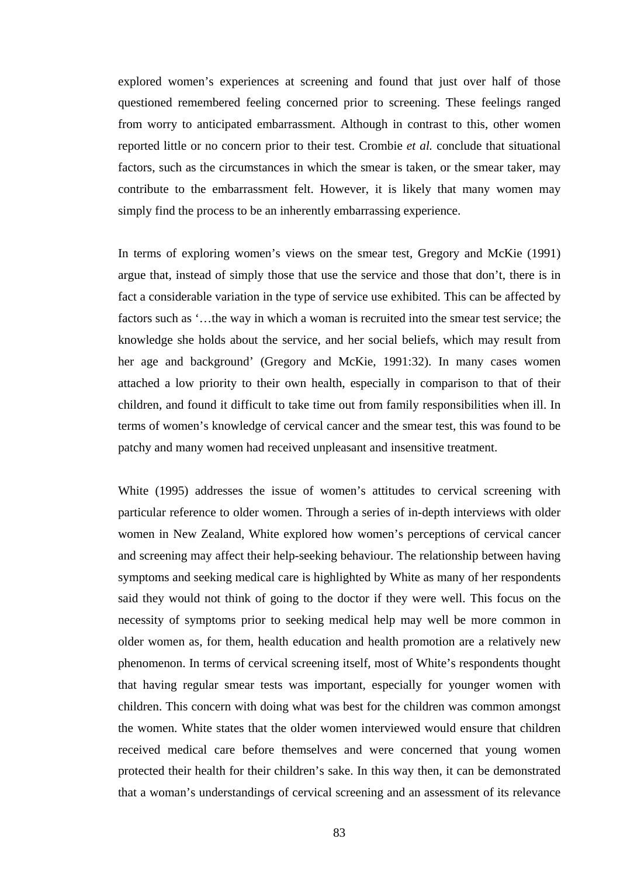explored women's experiences at screening and found that just over half of those questioned remembered feeling concerned prior to screening. These feelings ranged from worry to anticipated embarrassment. Although in contrast to this, other women reported little or no concern prior to their test. Crombie *et al.* conclude that situational factors, such as the circumstances in which the smear is taken, or the smear taker, may contribute to the embarrassment felt. However, it is likely that many women may simply find the process to be an inherently embarrassing experience.

In terms of exploring women's views on the smear test, Gregory and McKie (1991) argue that, instead of simply those that use the service and those that don't, there is in fact a considerable variation in the type of service use exhibited. This can be affected by factors such as '…the way in which a woman is recruited into the smear test service; the knowledge she holds about the service, and her social beliefs, which may result from her age and background' (Gregory and McKie, 1991:32). In many cases women attached a low priority to their own health, especially in comparison to that of their children, and found it difficult to take time out from family responsibilities when ill. In terms of women's knowledge of cervical cancer and the smear test, this was found to be patchy and many women had received unpleasant and insensitive treatment.

White (1995) addresses the issue of women's attitudes to cervical screening with particular reference to older women. Through a series of in-depth interviews with older women in New Zealand, White explored how women's perceptions of cervical cancer and screening may affect their help-seeking behaviour. The relationship between having symptoms and seeking medical care is highlighted by White as many of her respondents said they would not think of going to the doctor if they were well. This focus on the necessity of symptoms prior to seeking medical help may well be more common in older women as, for them, health education and health promotion are a relatively new phenomenon. In terms of cervical screening itself, most of White's respondents thought that having regular smear tests was important, especially for younger women with children. This concern with doing what was best for the children was common amongst the women. White states that the older women interviewed would ensure that children received medical care before themselves and were concerned that young women protected their health for their children's sake. In this way then, it can be demonstrated that a woman's understandings of cervical screening and an assessment of its relevance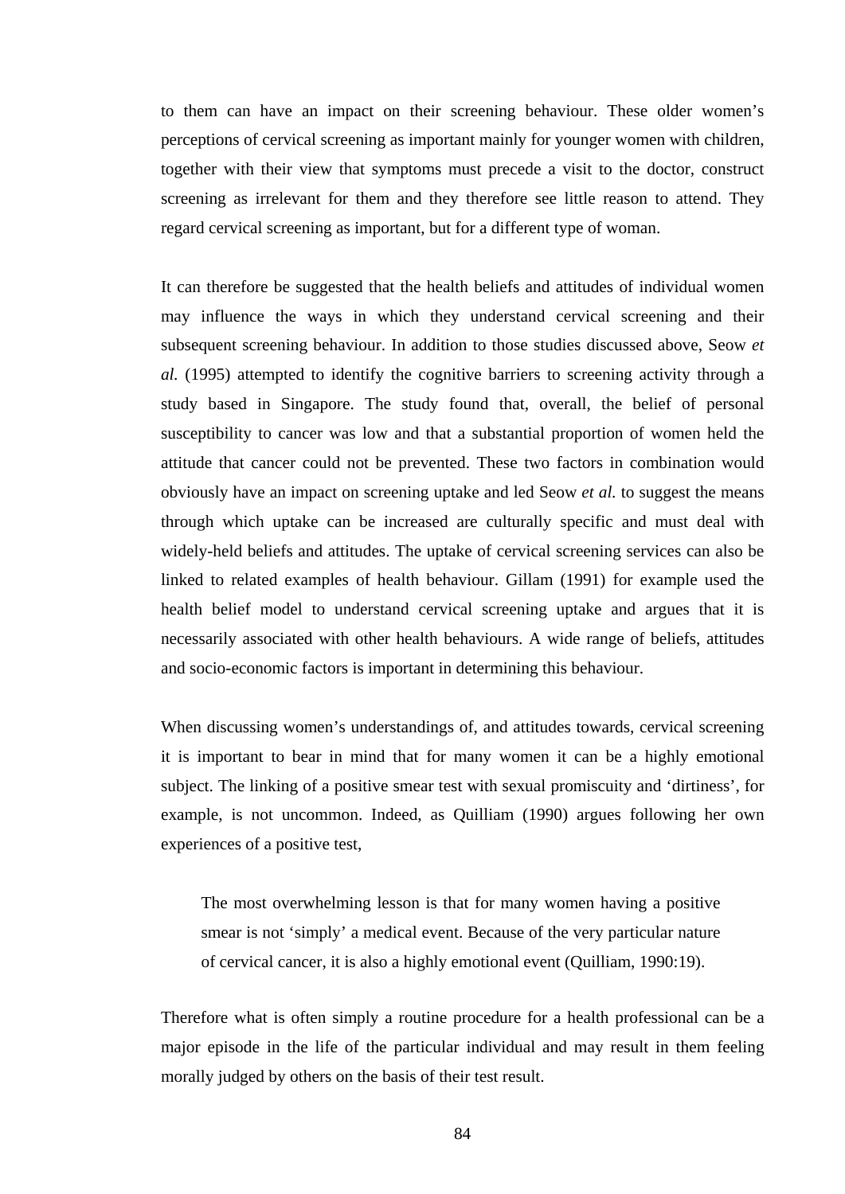to them can have an impact on their screening behaviour. These older women's perceptions of cervical screening as important mainly for younger women with children, together with their view that symptoms must precede a visit to the doctor, construct screening as irrelevant for them and they therefore see little reason to attend. They regard cervical screening as important, but for a different type of woman.

It can therefore be suggested that the health beliefs and attitudes of individual women may influence the ways in which they understand cervical screening and their subsequent screening behaviour. In addition to those studies discussed above, Seow *et al.* (1995) attempted to identify the cognitive barriers to screening activity through a study based in Singapore. The study found that, overall, the belief of personal susceptibility to cancer was low and that a substantial proportion of women held the attitude that cancer could not be prevented. These two factors in combination would obviously have an impact on screening uptake and led Seow *et al.* to suggest the means through which uptake can be increased are culturally specific and must deal with widely-held beliefs and attitudes. The uptake of cervical screening services can also be linked to related examples of health behaviour. Gillam (1991) for example used the health belief model to understand cervical screening uptake and argues that it is necessarily associated with other health behaviours. A wide range of beliefs, attitudes and socio-economic factors is important in determining this behaviour.

When discussing women's understandings of, and attitudes towards, cervical screening it is important to bear in mind that for many women it can be a highly emotional subject. The linking of a positive smear test with sexual promiscuity and 'dirtiness', for example, is not uncommon. Indeed, as Quilliam (1990) argues following her own experiences of a positive test,

> The most overwhelming lesson is that for many women having a positive smear is not 'simply' a medical event. Because of the very particular nature of cervical cancer, it is also a highly emotional event (Quilliam, 1990:19).

Therefore what is often simply a routine procedure for a health professional can be a major episode in the life of the particular individual and may result in them feeling morally judged by others on the basis of their test result.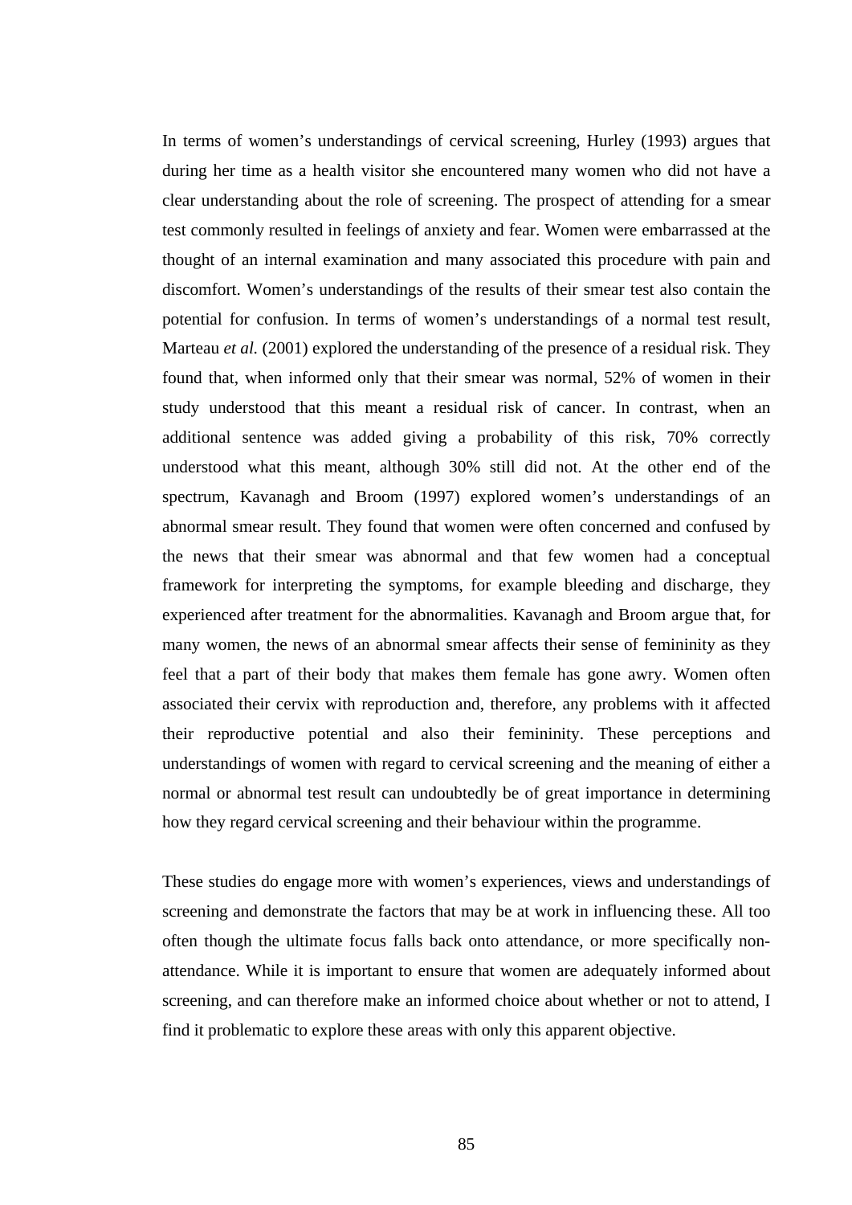In terms of women's understandings of cervical screening, Hurley (1993) argues that during her time as a health visitor she encountered many women who did not have a clear understanding about the role of screening. The prospect of attending for a smear test commonly resulted in feelings of anxiety and fear. Women were embarrassed at the thought of an internal examination and many associated this procedure with pain and discomfort. Women's understandings of the results of their smear test also contain the potential for confusion. In terms of women's understandings of a normal test result, Marteau *et al.* (2001) explored the understanding of the presence of a residual risk. They found that, when informed only that their smear was normal, 52% of women in their study understood that this meant a residual risk of cancer. In contrast, when an additional sentence was added giving a probability of this risk, 70% correctly understood what this meant, although 30% still did not. At the other end of the spectrum, Kavanagh and Broom (1997) explored women's understandings of an abnormal smear result. They found that women were often concerned and confused by the news that their smear was abnormal and that few women had a conceptual framework for interpreting the symptoms, for example bleeding and discharge, they experienced after treatment for the abnormalities. Kavanagh and Broom argue that, for many women, the news of an abnormal smear affects their sense of femininity as they feel that a part of their body that makes them female has gone awry. Women often associated their cervix with reproduction and, therefore, any problems with it affected their reproductive potential and also their femininity. These perceptions and understandings of women with regard to cervical screening and the meaning of either a normal or abnormal test result can undoubtedly be of great importance in determining how they regard cervical screening and their behaviour within the programme.

These studies do engage more with women's experiences, views and understandings of screening and demonstrate the factors that may be at work in influencing these. All too often though the ultimate focus falls back onto attendance, or more specifically non-attendance. While it is important to ensure that women are adequately informed about screening, and can therefore make an informed choice about whether or not to attend, I find it problematic to explore these areas with only this apparent objective.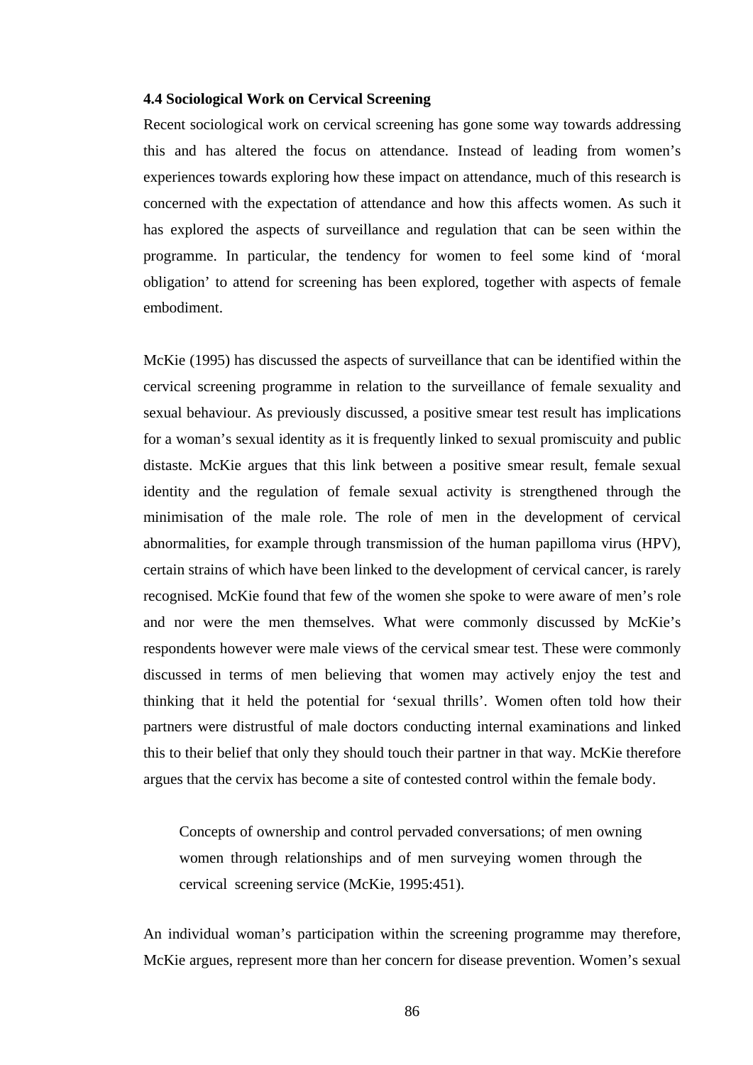### 4.4 Sociological Work on Cervical Screening

Recent sociological work on cervical screening has gone some way towards addressing this and has altered the focus on attendance. Instead of leading from women's experiences towards exploring how these impact on attendance, much of this research is concerned with the expectation of attendance and how this affects women. As such it has explored the aspects of surveillance and regulation that can be seen within the programme. In particular, the tendency for women to feel some kind of 'moral obligation' to attend for screening has been explored, together with aspects of female embodiment.

McKie (1995) has discussed the aspects of surveillance that can be identified within the cervical screening programme in relation to the surveillance of female sexuality and sexual behaviour. As previously discussed, a positive smear test result has implications for a woman's sexual identity as it is frequently linked to sexual promiscuity and public distaste. McKie argues that this link between a positive smear result, female sexual identity and the regulation of female sexual activity is strengthened through the minimisation of the male role. The role of men in the development of cervical abnormalities, for example through transmission of the human papilloma virus (HPV), certain strains of which have been linked to the development of cervical cancer, is rarely recognised. McKie found that few of the women she spoke to were aware of men's role and nor were the men themselves. What were commonly discussed by McKie's respondents however were male views of the cervical smear test. These were commonly discussed in terms of men believing that women may actively enjoy the test and thinking that it held the potential for 'sexual thrills'. Women often told how their partners were distrustful of male doctors conducting internal examinations and linked this to their belief that only they should touch their partner in that way. McKie therefore argues that the cervix has become a site of contested control within the female body.

> Concepts of ownership and control pervaded conversations; of men owning women through relationships and of men surveying women through the cervical screening service (McKie, 1995:451).

An individual woman's participation within the screening programme may therefore, McKie argues, represent more than her concern for disease prevention. Women's sexual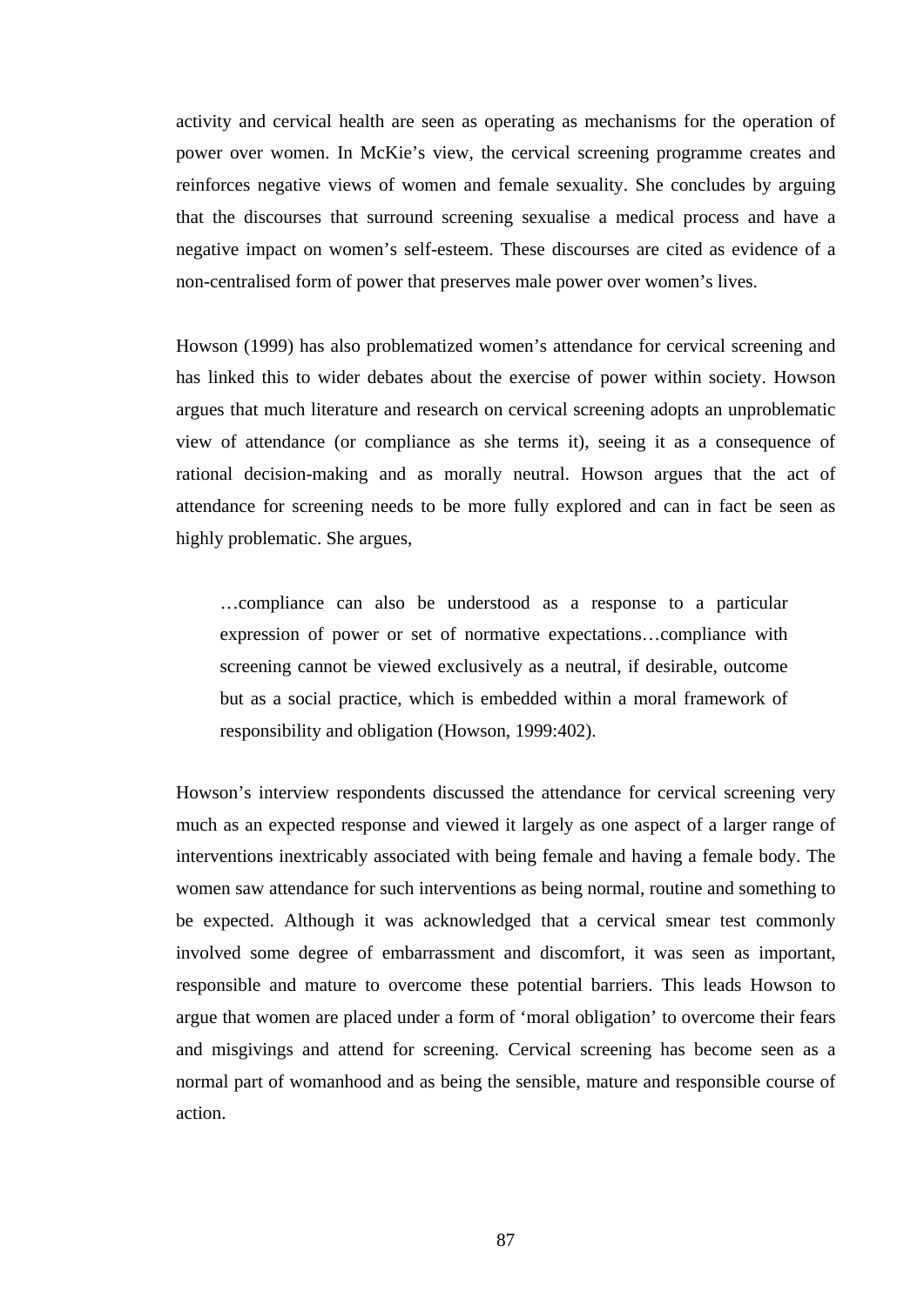activity and cervical health are seen as operating as mechanisms for the operation of power over women. In McKie's view, the cervical screening programme creates and reinforces negative views of women and female sexuality. She concludes by arguing that the discourses that surround screening sexualise a medical process and have a negative impact on women's self-esteem. These discourses are cited as evidence of a non-centralised form of power that preserves male power over women's lives.

Howson (1999) has also problematized women's attendance for cervical screening and has linked this to wider debates about the exercise of power within society. Howson argues that much literature and research on cervical screening adopts an unproblematic view of attendance (or compliance as she terms it), seeing it as a consequence of rational decision-making and as morally neutral. Howson argues that the act of attendance for screening needs to be more fully explored and can in fact be seen as highly problematic. She argues,

> …compliance can also be understood as a response to a particular expression of power or set of normative expectations…compliance with screening cannot be viewed exclusively as a neutral, if desirable, outcome but as a social practice, which is embedded within a moral framework of responsibility and obligation (Howson, 1999:402).

Howson's interview respondents discussed the attendance for cervical screening very much as an expected response and viewed it largely as one aspect of a larger range of interventions inextricably associated with being female and having a female body. The women saw attendance for such interventions as being normal, routine and something to be expected. Although it was acknowledged that a cervical smear test commonly involved some degree of embarrassment and discomfort, it was seen as important, responsible and mature to overcome these potential barriers. This leads Howson to argue that women are placed under a form of 'moral obligation' to overcome their fears and misgivings and attend for screening. Cervical screening has become seen as a normal part of womanhood and as being the sensible, mature and responsible course of action.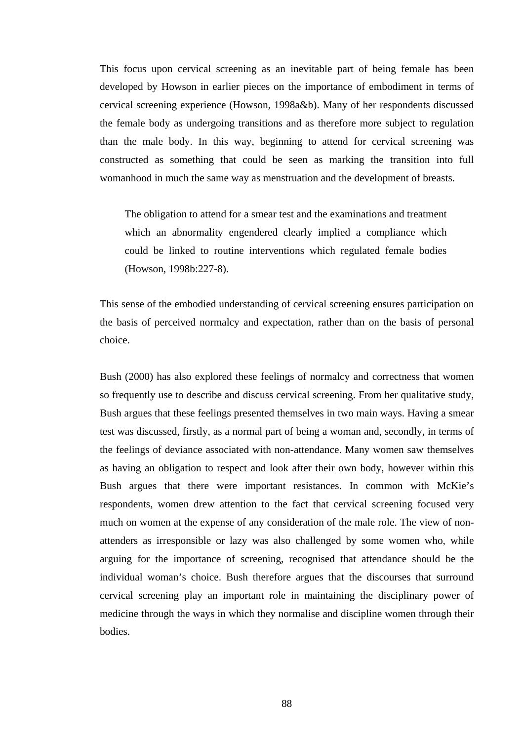This focus upon cervical screening as an inevitable part of being female has been developed by Howson in earlier pieces on the importance of embodiment in terms of cervical screening experience (Howson, 1998a&b). Many of her respondents discussed the female body as undergoing transitions and as therefore more subject to regulation than the male body. In this way, beginning to attend for cervical screening was constructed as something that could be seen as marking the transition into full womanhood in much the same way as menstruation and the development of breasts.

> The obligation to attend for a smear test and the examinations and treatment which an abnormality engendered clearly implied a compliance which could be linked to routine interventions which regulated female bodies (Howson, 1998b:227-8).

This sense of the embodied understanding of cervical screening ensures participation on the basis of perceived normalcy and expectation, rather than on the basis of personal choice.

Bush (2000) has also explored these feelings of normalcy and correctness that women so frequently use to describe and discuss cervical screening. From her qualitative study, Bush argues that these feelings presented themselves in two main ways. Having a smear test was discussed, firstly, as a normal part of being a woman and, secondly, in terms of the feelings of deviance associated with non-attendance. Many women saw themselves as having an obligation to respect and look after their own body, however within this Bush argues that there were important resistances. In common with McKie's respondents, women drew attention to the fact that cervical screening focused very much on women at the expense of any consideration of the male role. The view of non-attenders as irresponsible or lazy was also challenged by some women who, while arguing for the importance of screening, recognised that attendance should be the individual woman's choice. Bush therefore argues that the discourses that surround cervical screening play an important role in maintaining the disciplinary power of medicine through the ways in which they normalise and discipline women through their bodies.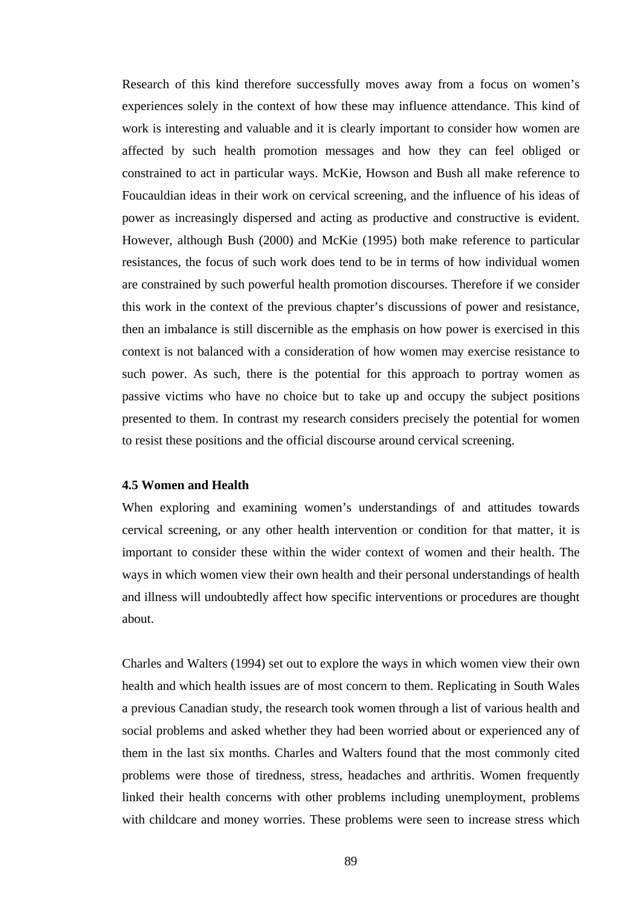Research of this kind therefore successfully moves away from a focus on women's experiences solely in the context of how these may influence attendance. This kind of work is interesting and valuable and it is clearly important to consider how women are affected by such health promotion messages and how they can feel obliged or constrained to act in particular ways. McKie, Howson and Bush all make reference to Foucauldian ideas in their work on cervical screening, and the influence of his ideas of power as increasingly dispersed and acting as productive and constructive is evident. However, although Bush (2000) and McKie (1995) both make reference to particular resistances, the focus of such work does tend to be in terms of how individual women are constrained by such powerful health promotion discourses. Therefore if we consider this work in the context of the previous chapter's discussions of power and resistance, then an imbalance is still discernible as the emphasis on how power is exercised in this context is not balanced with a consideration of how women may exercise resistance to such power. As such, there is the potential for this approach to portray women as passive victims who have no choice but to take up and occupy the subject positions presented to them. In contrast my research considers precisely the potential for women to resist these positions and the official discourse around cervical screening.

### 4.5 Women and Health

When exploring and examining women's understandings of and attitudes towards cervical screening, or any other health intervention or condition for that matter, it is important to consider these within the wider context of women and their health. The ways in which women view their own health and their personal understandings of health and illness will undoubtedly affect how specific interventions or procedures are thought about.

Charles and Walters (1994) set out to explore the ways in which women view their own health and which health issues are of most concern to them. Replicating in South Wales a previous Canadian study, the research took women through a list of various health and social problems and asked whether they had been worried about or experienced any of them in the last six months. Charles and Walters found that the most commonly cited problems were those of tiredness, stress, headaches and arthritis. Women frequently linked their health concerns with other problems including unemployment, problems with childcare and money worries. These problems were seen to increase stress which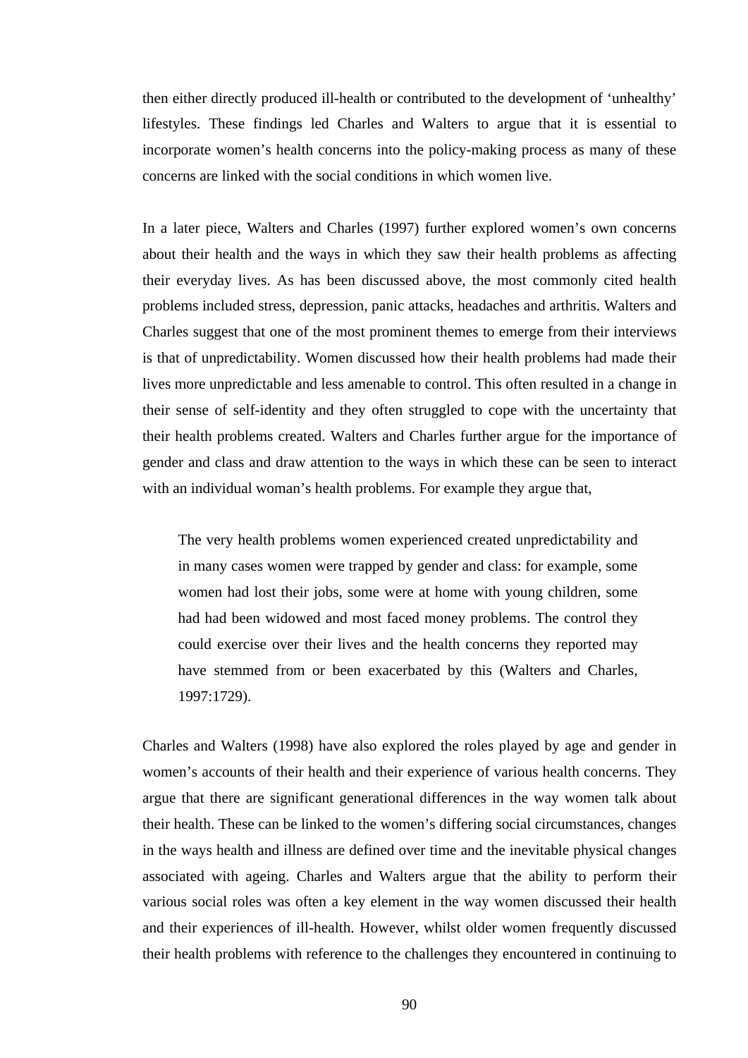then either directly produced ill-health or contributed to the development of 'unhealthy' lifestyles. These findings led Charles and Walters to argue that it is essential to incorporate women's health concerns into the policy-making process as many of these concerns are linked with the social conditions in which women live.

In a later piece, Walters and Charles (1997) further explored women's own concerns about their health and the ways in which they saw their health problems as affecting their everyday lives. As has been discussed above, the most commonly cited health problems included stress, depression, panic attacks, headaches and arthritis. Walters and Charles suggest that one of the most prominent themes to emerge from their interviews is that of unpredictability. Women discussed how their health problems had made their lives more unpredictable and less amenable to control. This often resulted in a change in their sense of self-identity and they often struggled to cope with the uncertainty that their health problems created. Walters and Charles further argue for the importance of gender and class and draw attention to the ways in which these can be seen to interact with an individual woman's health problems. For example they argue that,

> The very health problems women experienced created unpredictability and in many cases women were trapped by gender and class: for example, some women had lost their jobs, some were at home with young children, some had had been widowed and most faced money problems. The control they could exercise over their lives and the health concerns they reported may have stemmed from or been exacerbated by this (Walters and Charles, 1997:1729).

Charles and Walters (1998) have also explored the roles played by age and gender in women's accounts of their health and their experience of various health concerns. They argue that there are significant generational differences in the way women talk about their health. These can be linked to the women's differing social circumstances, changes in the ways health and illness are defined over time and the inevitable physical changes associated with ageing. Charles and Walters argue that the ability to perform their various social roles was often a key element in the way women discussed their health and their experiences of ill-health. However, whilst older women frequently discussed their health problems with reference to the challenges they encountered in continuing to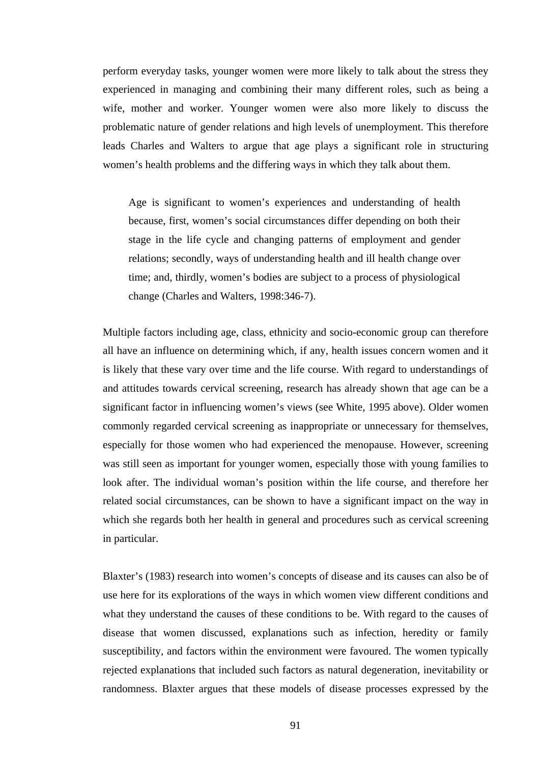perform everyday tasks, younger women were more likely to talk about the stress they experienced in managing and combining their many different roles, such as being a wife, mother and worker. Younger women were also more likely to discuss the problematic nature of gender relations and high levels of unemployment. This therefore leads Charles and Walters to argue that age plays a significant role in structuring women's health problems and the differing ways in which they talk about them.

> Age is significant to women's experiences and understanding of health because, first, women's social circumstances differ depending on both their stage in the life cycle and changing patterns of employment and gender relations; secondly, ways of understanding health and ill health change over time; and, thirdly, women's bodies are subject to a process of physiological change (Charles and Walters, 1998:346-7).

Multiple factors including age, class, ethnicity and socio-economic group can therefore all have an influence on determining which, if any, health issues concern women and it is likely that these vary over time and the life course. With regard to understandings of and attitudes towards cervical screening, research has already shown that age can be a significant factor in influencing women's views (see White, 1995 above). Older women commonly regarded cervical screening as inappropriate or unnecessary for themselves, especially for those women who had experienced the menopause. However, screening was still seen as important for younger women, especially those with young families to look after. The individual woman's position within the life course, and therefore her related social circumstances, can be shown to have a significant impact on the way in which she regards both her health in general and procedures such as cervical screening in particular.

Blaxter's (1983) research into women's concepts of disease and its causes can also be of use here for its explorations of the ways in which women view different conditions and what they understand the causes of these conditions to be. With regard to the causes of disease that women discussed, explanations such as infection, heredity or family susceptibility, and factors within the environment were favoured. The women typically rejected explanations that included such factors as natural degeneration, inevitability or randomness. Blaxter argues that these models of disease processes expressed by the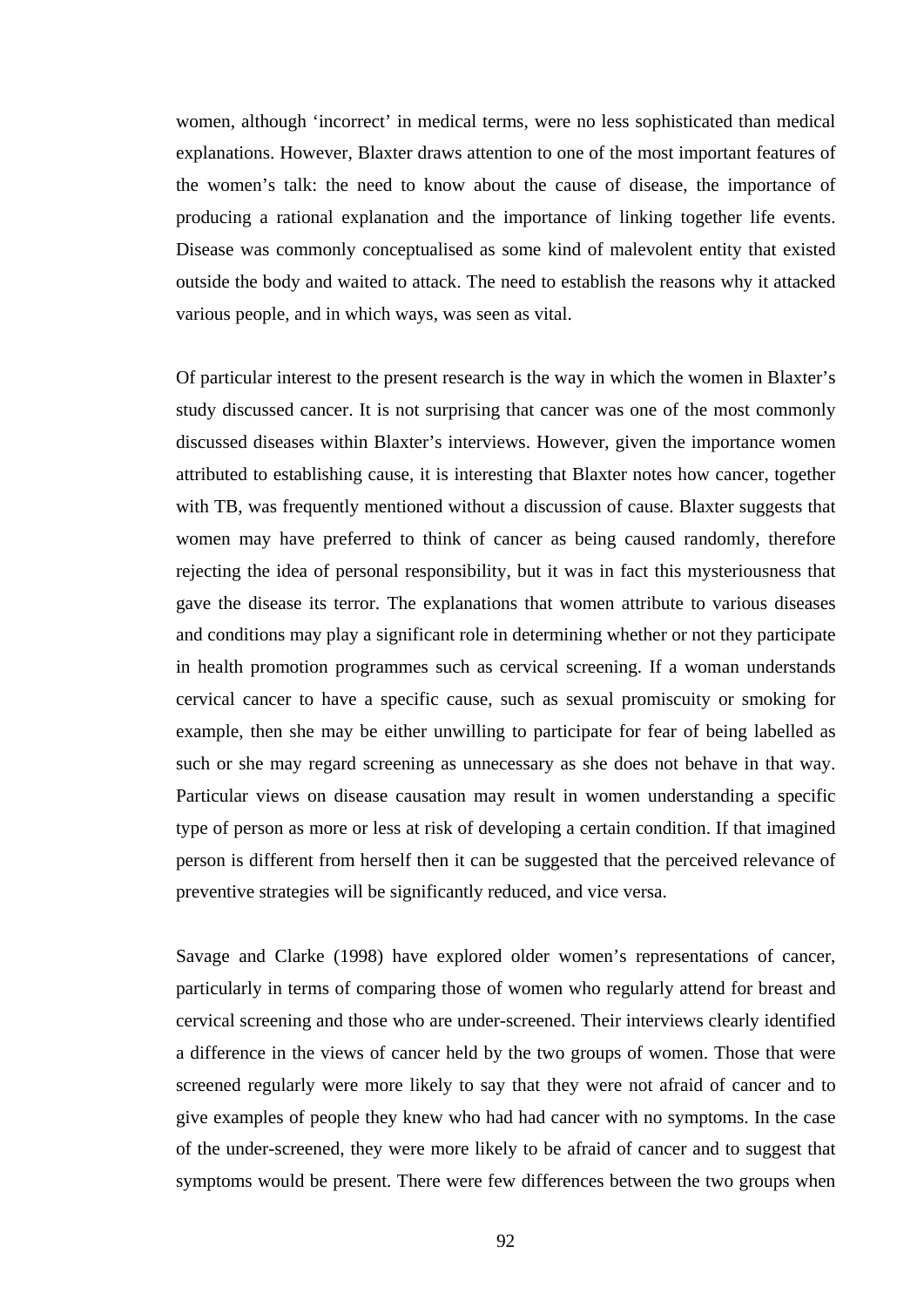women, although ‘incorrect’ in medical terms, were no less sophisticated than medical explanations. However, Blaxter draws attention to one of the most important features of the women’s talk: the need to know about the cause of disease, the importance of producing a rational explanation and the importance of linking together life events. Disease was commonly conceptualised as some kind of malevolent entity that existed outside the body and waited to attack. The need to establish the reasons why it attacked various people, and in which ways, was seen as vital.

Of particular interest to the present research is the way in which the women in Blaxter’s study discussed cancer. It is not surprising that cancer was one of the most commonly discussed diseases within Blaxter’s interviews. However, given the importance women attributed to establishing cause, it is interesting that Blaxter notes how cancer, together with TB, was frequently mentioned without a discussion of cause. Blaxter suggests that women may have preferred to think of cancer as being caused randomly, therefore rejecting the idea of personal responsibility, but it was in fact this mysteriousness that gave the disease its terror. The explanations that women attribute to various diseases and conditions may play a significant role in determining whether or not they participate in health promotion programmes such as cervical screening. If a woman understands cervical cancer to have a specific cause, such as sexual promiscuity or smoking for example, then she may be either unwilling to participate for fear of being labelled as such or she may regard screening as unnecessary as she does not behave in that way. Particular views on disease causation may result in women understanding a specific type of person as more or less at risk of developing a certain condition. If that imagined person is different from herself then it can be suggested that the perceived relevance of preventive strategies will be significantly reduced, and vice versa.

Savage and Clarke (1998) have explored older women’s representations of cancer, particularly in terms of comparing those of women who regularly attend for breast and cervical screening and those who are under-screened. Their interviews clearly identified a difference in the views of cancer held by the two groups of women. Those that were screened regularly were more likely to say that they were not afraid of cancer and to give examples of people they knew who had had cancer with no symptoms. In the case of the under-screened, they were more likely to be afraid of cancer and to suggest that symptoms would be present. There were few differences between the two groups when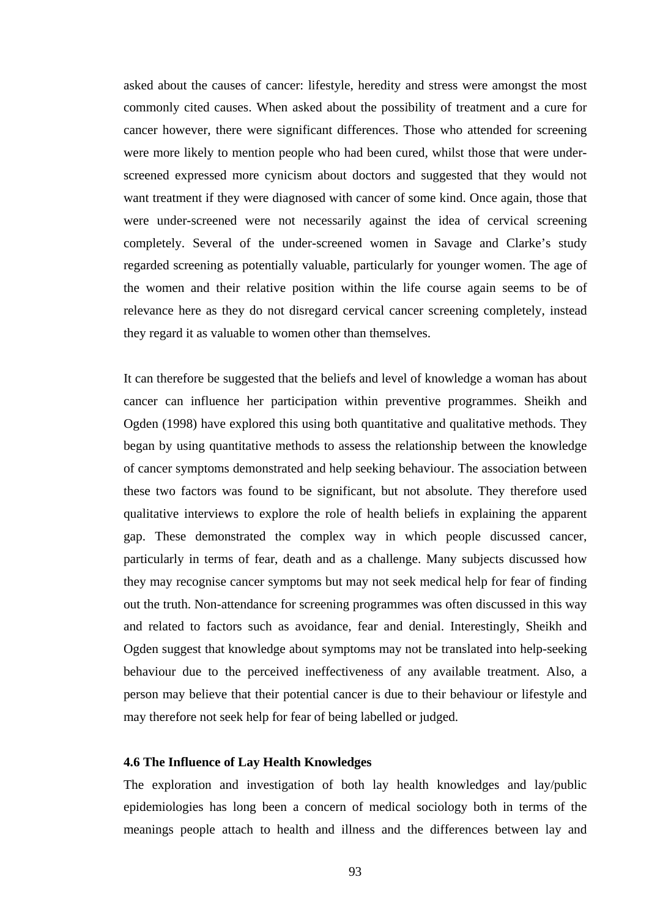asked about the causes of cancer: lifestyle, heredity and stress were amongst the most commonly cited causes. When asked about the possibility of treatment and a cure for cancer however, there were significant differences. Those who attended for screening were more likely to mention people who had been cured, whilst those that were under-screened expressed more cynicism about doctors and suggested that they would not want treatment if they were diagnosed with cancer of some kind. Once again, those that were under-screened were not necessarily against the idea of cervical screening completely. Several of the under-screened women in Savage and Clarke's study regarded screening as potentially valuable, particularly for younger women. The age of the women and their relative position within the life course again seems to be of relevance here as they do not disregard cervical cancer screening completely, instead they regard it as valuable to women other than themselves.

It can therefore be suggested that the beliefs and level of knowledge a woman has about cancer can influence her participation within preventive programmes. Sheikh and Ogden (1998) have explored this using both quantitative and qualitative methods. They began by using quantitative methods to assess the relationship between the knowledge of cancer symptoms demonstrated and help seeking behaviour. The association between these two factors was found to be significant, but not absolute. They therefore used qualitative interviews to explore the role of health beliefs in explaining the apparent gap. These demonstrated the complex way in which people discussed cancer, particularly in terms of fear, death and as a challenge. Many subjects discussed how they may recognise cancer symptoms but may not seek medical help for fear of finding out the truth. Non-attendance for screening programmes was often discussed in this way and related to factors such as avoidance, fear and denial. Interestingly, Sheikh and Ogden suggest that knowledge about symptoms may not be translated into help-seeking behaviour due to the perceived ineffectiveness of any available treatment. Also, a person may believe that their potential cancer is due to their behaviour or lifestyle and may therefore not seek help for fear of being labelled or judged.

### 4.6 The Influence of Lay Health Knowledges

The exploration and investigation of both lay health knowledges and lay/public epidemiologies has long been a concern of medical sociology both in terms of the meanings people attach to health and illness and the differences between lay and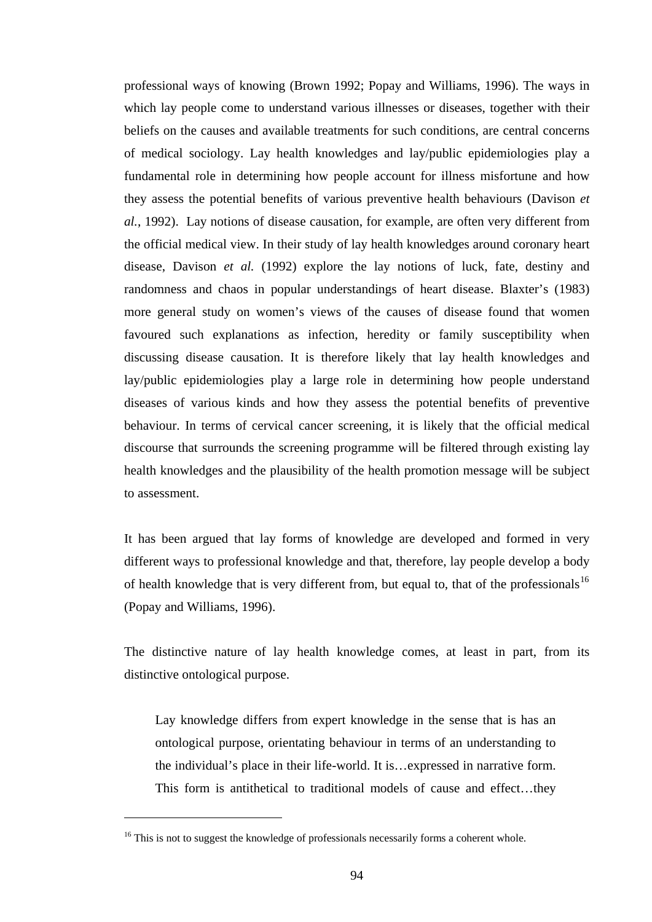professional ways of knowing (Brown 1992; Popay and Williams, 1996). The ways in which lay people come to understand various illnesses or diseases, together with their beliefs on the causes and available treatments for such conditions, are central concerns of medical sociology. Lay health knowledges and lay/public epidemiologies play a fundamental role in determining how people account for illness misfortune and how they assess the potential benefits of various preventive health behaviours (Davison *et al.*, 1992). Lay notions of disease causation, for example, are often very different from the official medical view. In their study of lay health knowledges around coronary heart disease, Davison *et al.* (1992) explore the lay notions of luck, fate, destiny and randomness and chaos in popular understandings of heart disease. Blaxter's (1983) more general study on women's views of the causes of disease found that women favoured such explanations as infection, heredity or family susceptibility when discussing disease causation. It is therefore likely that lay health knowledges and lay/public epidemiologies play a large role in determining how people understand diseases of various kinds and how they assess the potential benefits of preventive behaviour. In terms of cervical cancer screening, it is likely that the official medical discourse that surrounds the screening programme will be filtered through existing lay health knowledges and the plausibility of the health promotion message will be subject to assessment.

It has been argued that lay forms of knowledge are developed and formed in very different ways to professional knowledge and that, therefore, lay people develop a body of health knowledge that is very different from, but equal to, that of the professionals[16] (Popay and Williams, 1996).

The distinctive nature of lay health knowledge comes, at least in part, from its distinctive ontological purpose.

> Lay knowledge differs from expert knowledge in the sense that is has an ontological purpose, orientating behaviour in terms of an understanding to the individual's place in their life-world. It is…expressed in narrative form. This form is antithetical to traditional models of cause and effect…they

[16] This is not to suggest the knowledge of professionals necessarily forms a coherent whole.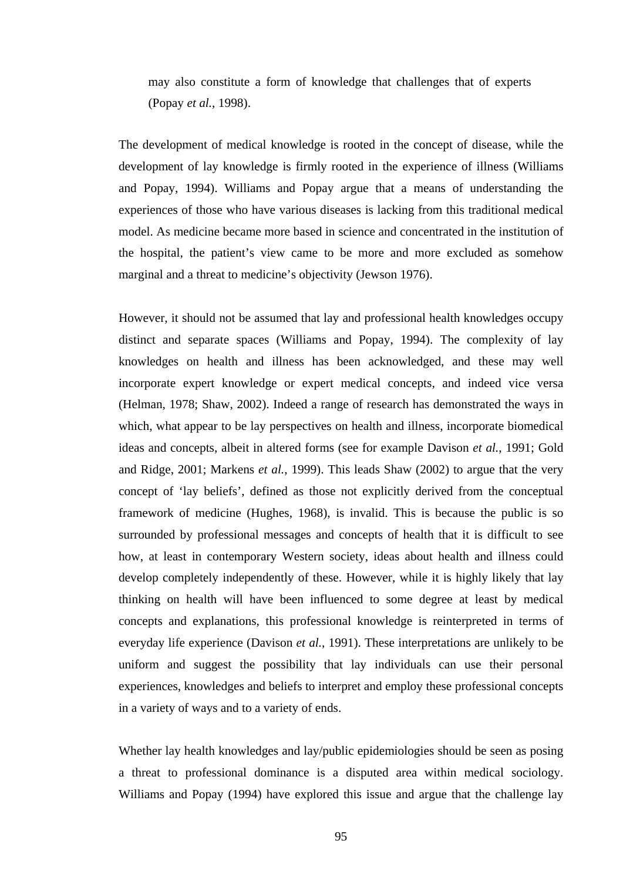> may also constitute a form of knowledge that challenges that of experts (Popay *et al.*, 1998).

The development of medical knowledge is rooted in the concept of disease, while the development of lay knowledge is firmly rooted in the experience of illness (Williams and Popay, 1994). Williams and Popay argue that a means of understanding the experiences of those who have various diseases is lacking from this traditional medical model. As medicine became more based in science and concentrated in the institution of the hospital, the patient's view came to be more and more excluded as somehow marginal and a threat to medicine's objectivity (Jewson 1976).

However, it should not be assumed that lay and professional health knowledges occupy distinct and separate spaces (Williams and Popay, 1994). The complexity of lay knowledges on health and illness has been acknowledged, and these may well incorporate expert knowledge or expert medical concepts, and indeed vice versa (Helman, 1978; Shaw, 2002). Indeed a range of research has demonstrated the ways in which, what appear to be lay perspectives on health and illness, incorporate biomedical ideas and concepts, albeit in altered forms (see for example Davison *et al.*, 1991; Gold and Ridge, 2001; Markens *et al.*, 1999). This leads Shaw (2002) to argue that the very concept of 'lay beliefs', defined as those not explicitly derived from the conceptual framework of medicine (Hughes, 1968), is invalid. This is because the public is so surrounded by professional messages and concepts of health that it is difficult to see how, at least in contemporary Western society, ideas about health and illness could develop completely independently of these. However, while it is highly likely that lay thinking on health will have been influenced to some degree at least by medical concepts and explanations, this professional knowledge is reinterpreted in terms of everyday life experience (Davison *et al.*, 1991). These interpretations are unlikely to be uniform and suggest the possibility that lay individuals can use their personal experiences, knowledges and beliefs to interpret and employ these professional concepts in a variety of ways and to a variety of ends.

Whether lay health knowledges and lay/public epidemiologies should be seen as posing a threat to professional dominance is a disputed area within medical sociology. Williams and Popay (1994) have explored this issue and argue that the challenge lay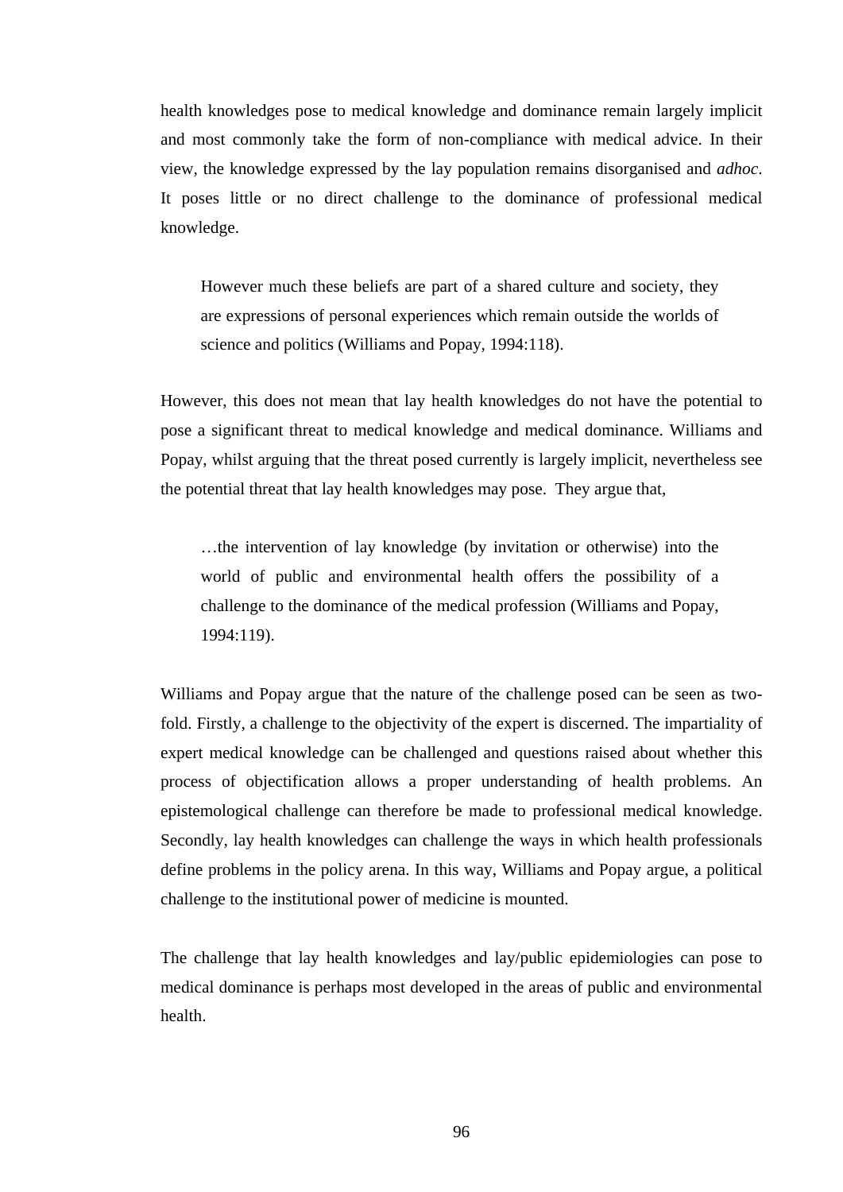health knowledges pose to medical knowledge and dominance remain largely implicit and most commonly take the form of non-compliance with medical advice. In their view, the knowledge expressed by the lay population remains disorganised and *adhoc*. It poses little or no direct challenge to the dominance of professional medical knowledge.

> However much these beliefs are part of a shared culture and society, they are expressions of personal experiences which remain outside the worlds of science and politics (Williams and Popay, 1994:118).

However, this does not mean that lay health knowledges do not have the potential to pose a significant threat to medical knowledge and medical dominance. Williams and Popay, whilst arguing that the threat posed currently is largely implicit, nevertheless see the potential threat that lay health knowledges may pose. They argue that,

> …the intervention of lay knowledge (by invitation or otherwise) into the world of public and environmental health offers the possibility of a challenge to the dominance of the medical profession (Williams and Popay, 1994:119).

Williams and Popay argue that the nature of the challenge posed can be seen as two-fold. Firstly, a challenge to the objectivity of the expert is discerned. The impartiality of expert medical knowledge can be challenged and questions raised about whether this process of objectification allows a proper understanding of health problems. An epistemological challenge can therefore be made to professional medical knowledge. Secondly, lay health knowledges can challenge the ways in which health professionals define problems in the policy arena. In this way, Williams and Popay argue, a political challenge to the institutional power of medicine is mounted.

The challenge that lay health knowledges and lay/public epidemiologies can pose to medical dominance is perhaps most developed in the areas of public and environmental health.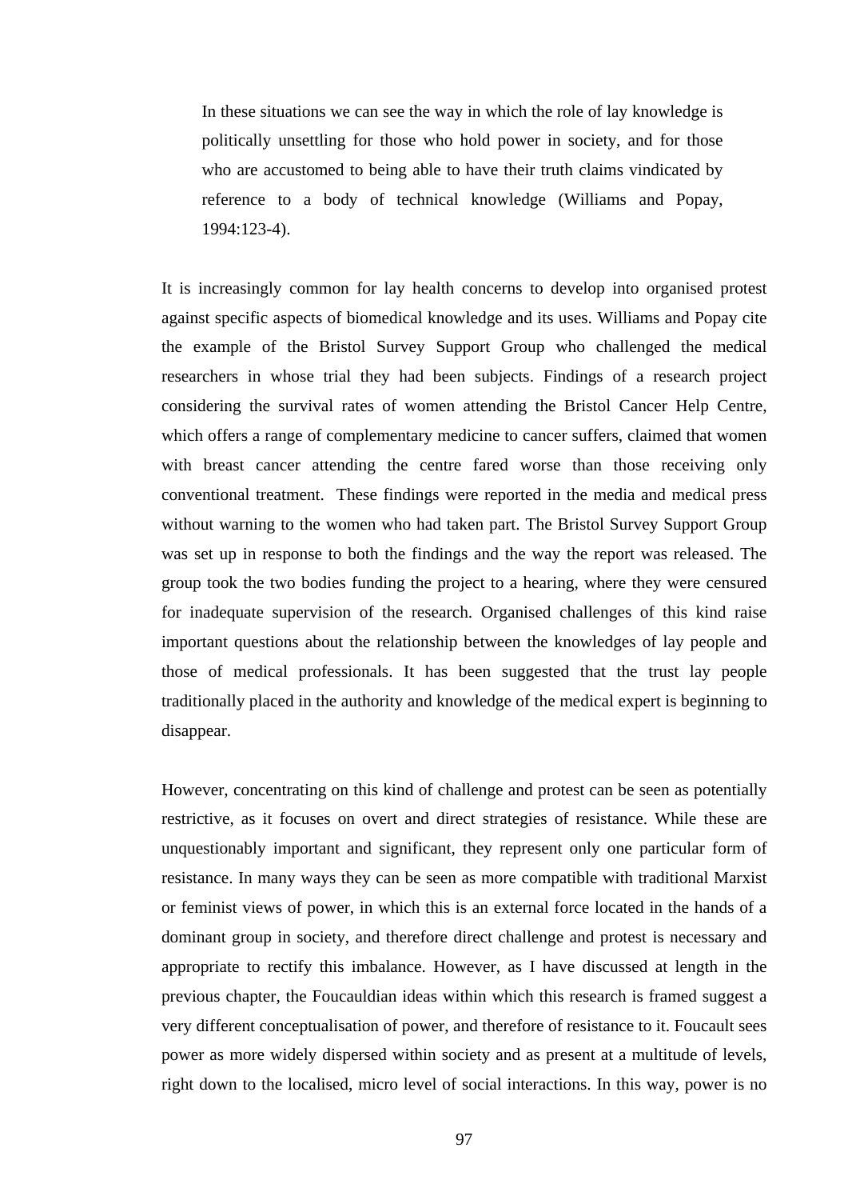> In these situations we can see the way in which the role of lay knowledge is politically unsettling for those who hold power in society, and for those who are accustomed to being able to have their truth claims vindicated by reference to a body of technical knowledge (Williams and Popay, 1994:123-4).

It is increasingly common for lay health concerns to develop into organised protest against specific aspects of biomedical knowledge and its uses. Williams and Popay cite the example of the Bristol Survey Support Group who challenged the medical researchers in whose trial they had been subjects. Findings of a research project considering the survival rates of women attending the Bristol Cancer Help Centre, which offers a range of complementary medicine to cancer suffers, claimed that women with breast cancer attending the centre fared worse than those receiving only conventional treatment. These findings were reported in the media and medical press without warning to the women who had taken part. The Bristol Survey Support Group was set up in response to both the findings and the way the report was released. The group took the two bodies funding the project to a hearing, where they were censured for inadequate supervision of the research. Organised challenges of this kind raise important questions about the relationship between the knowledges of lay people and those of medical professionals. It has been suggested that the trust lay people traditionally placed in the authority and knowledge of the medical expert is beginning to disappear.

However, concentrating on this kind of challenge and protest can be seen as potentially restrictive, as it focuses on overt and direct strategies of resistance. While these are unquestionably important and significant, they represent only one particular form of resistance. In many ways they can be seen as more compatible with traditional Marxist or feminist views of power, in which this is an external force located in the hands of a dominant group in society, and therefore direct challenge and protest is necessary and appropriate to rectify this imbalance. However, as I have discussed at length in the previous chapter, the Foucauldian ideas within which this research is framed suggest a very different conceptualisation of power, and therefore of resistance to it. Foucault sees power as more widely dispersed within society and as present at a multitude of levels, right down to the localised, micro level of social interactions. In this way, power is no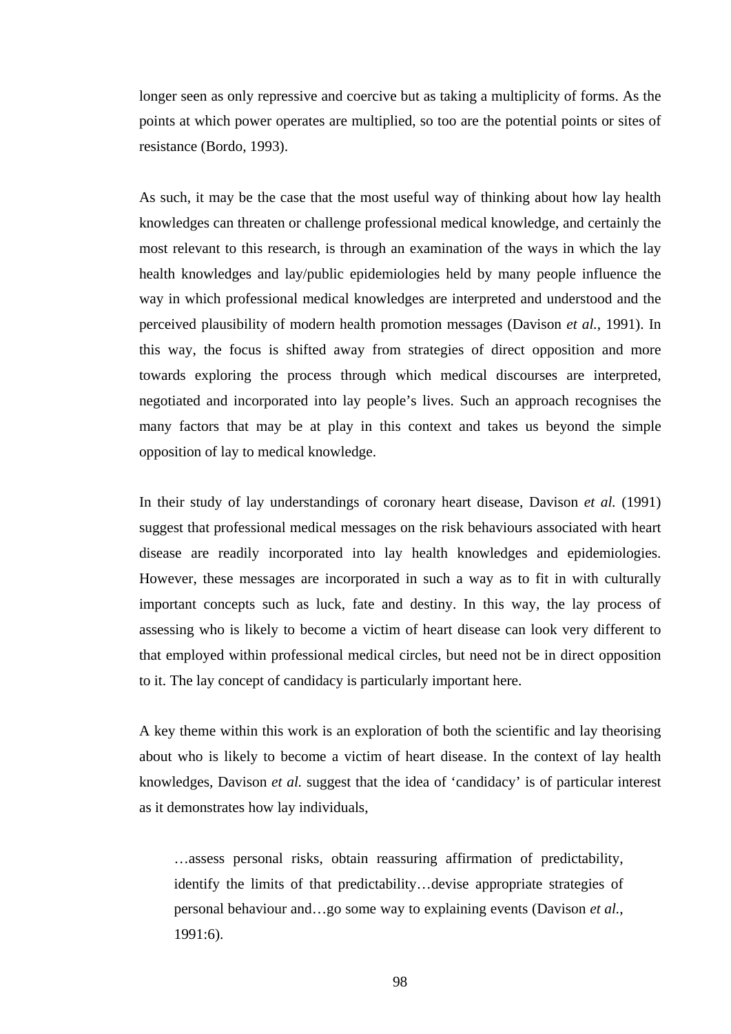longer seen as only repressive and coercive but as taking a multiplicity of forms. As the points at which power operates are multiplied, so too are the potential points or sites of resistance (Bordo, 1993).

As such, it may be the case that the most useful way of thinking about how lay health knowledges can threaten or challenge professional medical knowledge, and certainly the most relevant to this research, is through an examination of the ways in which the lay health knowledges and lay/public epidemiologies held by many people influence the way in which professional medical knowledges are interpreted and understood and the perceived plausibility of modern health promotion messages (Davison *et al.*, 1991). In this way, the focus is shifted away from strategies of direct opposition and more towards exploring the process through which medical discourses are interpreted, negotiated and incorporated into lay people's lives. Such an approach recognises the many factors that may be at play in this context and takes us beyond the simple opposition of lay to medical knowledge.

In their study of lay understandings of coronary heart disease, Davison *et al.* (1991) suggest that professional medical messages on the risk behaviours associated with heart disease are readily incorporated into lay health knowledges and epidemiologies. However, these messages are incorporated in such a way as to fit in with culturally important concepts such as luck, fate and destiny. In this way, the lay process of assessing who is likely to become a victim of heart disease can look very different to that employed within professional medical circles, but need not be in direct opposition to it. The lay concept of candidacy is particularly important here.

A key theme within this work is an exploration of both the scientific and lay theorising about who is likely to become a victim of heart disease. In the context of lay health knowledges, Davison *et al.* suggest that the idea of 'candidacy' is of particular interest as it demonstrates how lay individuals,

> …assess personal risks, obtain reassuring affirmation of predictability, identify the limits of that predictability…devise appropriate strategies of personal behaviour and…go some way to explaining events (Davison *et al.*, 1991:6).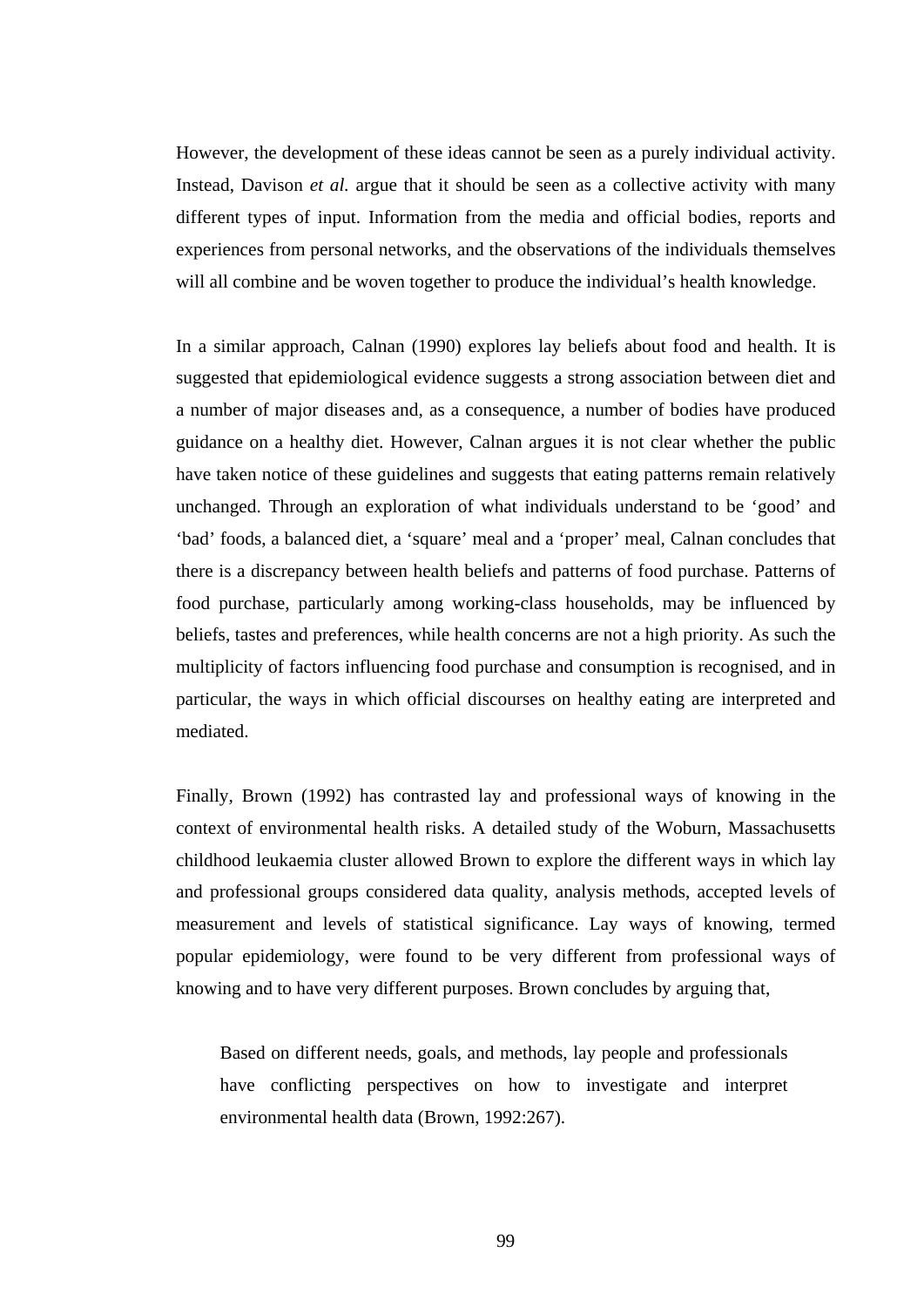However, the development of these ideas cannot be seen as a purely individual activity. Instead, Davison *et al.* argue that it should be seen as a collective activity with many different types of input. Information from the media and official bodies, reports and experiences from personal networks, and the observations of the individuals themselves will all combine and be woven together to produce the individual's health knowledge.

In a similar approach, Calnan (1990) explores lay beliefs about food and health. It is suggested that epidemiological evidence suggests a strong association between diet and a number of major diseases and, as a consequence, a number of bodies have produced guidance on a healthy diet. However, Calnan argues it is not clear whether the public have taken notice of these guidelines and suggests that eating patterns remain relatively unchanged. Through an exploration of what individuals understand to be 'good' and 'bad' foods, a balanced diet, a 'square' meal and a 'proper' meal, Calnan concludes that there is a discrepancy between health beliefs and patterns of food purchase. Patterns of food purchase, particularly among working-class households, may be influenced by beliefs, tastes and preferences, while health concerns are not a high priority. As such the multiplicity of factors influencing food purchase and consumption is recognised, and in particular, the ways in which official discourses on healthy eating are interpreted and mediated.

Finally, Brown (1992) has contrasted lay and professional ways of knowing in the context of environmental health risks. A detailed study of the Woburn, Massachusetts childhood leukaemia cluster allowed Brown to explore the different ways in which lay and professional groups considered data quality, analysis methods, accepted levels of measurement and levels of statistical significance. Lay ways of knowing, termed popular epidemiology, were found to be very different from professional ways of knowing and to have very different purposes. Brown concludes by arguing that,

> Based on different needs, goals, and methods, lay people and professionals have conflicting perspectives on how to investigate and interpret environmental health data (Brown, 1992:267).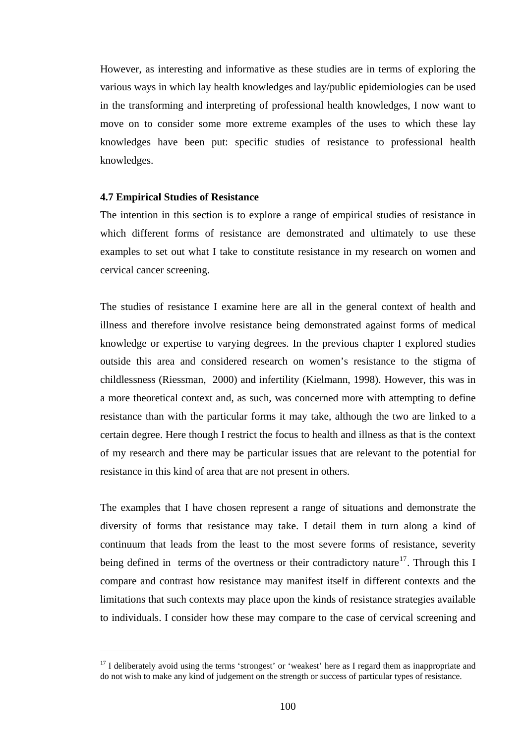However, as interesting and informative as these studies are in terms of exploring the various ways in which lay health knowledges and lay/public epidemiologies can be used in the transforming and interpreting of professional health knowledges, I now want to move on to consider some more extreme examples of the uses to which these lay knowledges have been put: specific studies of resistance to professional health knowledges.

### 4.7 Empirical Studies of Resistance

The intention in this section is to explore a range of empirical studies of resistance in which different forms of resistance are demonstrated and ultimately to use these examples to set out what I take to constitute resistance in my research on women and cervical cancer screening.

The studies of resistance I examine here are all in the general context of health and illness and therefore involve resistance being demonstrated against forms of medical knowledge or expertise to varying degrees. In the previous chapter I explored studies outside this area and considered research on women's resistance to the stigma of childlessness (Riessman, 2000) and infertility (Kielmann, 1998). However, this was in a more theoretical context and, as such, was concerned more with attempting to define resistance than with the particular forms it may take, although the two are linked to a certain degree. Here though I restrict the focus to health and illness as that is the context of my research and there may be particular issues that are relevant to the potential for resistance in this kind of area that are not present in others.

The examples that I have chosen represent a range of situations and demonstrate the diversity of forms that resistance may take. I detail them in turn along a kind of continuum that leads from the least to the most severe forms of resistance, severity being defined in terms of the overtness or their contradictory nature[17]. Through this I compare and contrast how resistance may manifest itself in different contexts and the limitations that such contexts may place upon the kinds of resistance strategies available to individuals. I consider how these may compare to the case of cervical screening and

[17] I deliberately avoid using the terms 'strongest' or 'weakest' here as I regard them as inappropriate and do not wish to make any kind of judgement on the strength or success of particular types of resistance.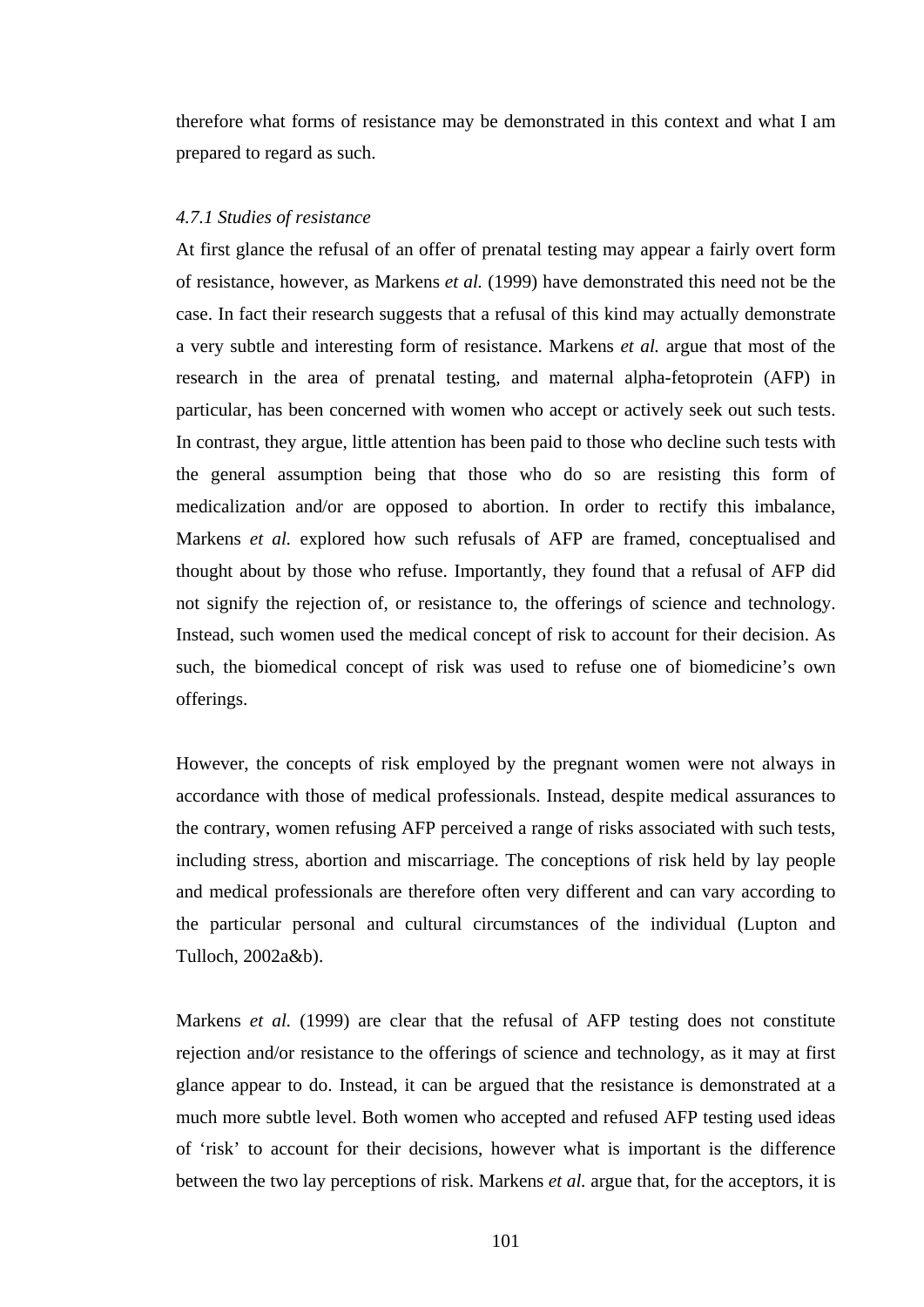therefore what forms of resistance may be demonstrated in this context and what I am prepared to regard as such.

#### *4.7.1 Studies of resistance*

At first glance the refusal of an offer of prenatal testing may appear a fairly overt form of resistance, however, as Markens *et al.* (1999) have demonstrated this need not be the case. In fact their research suggests that a refusal of this kind may actually demonstrate a very subtle and interesting form of resistance. Markens *et al.* argue that most of the research in the area of prenatal testing, and maternal alpha-fetoprotein (AFP) in particular, has been concerned with women who accept or actively seek out such tests. In contrast, they argue, little attention has been paid to those who decline such tests with the general assumption being that those who do so are resisting this form of medicalization and/or are opposed to abortion. In order to rectify this imbalance, Markens *et al.* explored how such refusals of AFP are framed, conceptualised and thought about by those who refuse. Importantly, they found that a refusal of AFP did not signify the rejection of, or resistance to, the offerings of science and technology. Instead, such women used the medical concept of risk to account for their decision. As such, the biomedical concept of risk was used to refuse one of biomedicine's own offerings.

However, the concepts of risk employed by the pregnant women were not always in accordance with those of medical professionals. Instead, despite medical assurances to the contrary, women refusing AFP perceived a range of risks associated with such tests, including stress, abortion and miscarriage. The conceptions of risk held by lay people and medical professionals are therefore often very different and can vary according to the particular personal and cultural circumstances of the individual (Lupton and Tulloch, 2002a&b).

Markens *et al.* (1999) are clear that the refusal of AFP testing does not constitute rejection and/or resistance to the offerings of science and technology, as it may at first glance appear to do. Instead, it can be argued that the resistance is demonstrated at a much more subtle level. Both women who accepted and refused AFP testing used ideas of 'risk' to account for their decisions, however what is important is the difference between the two lay perceptions of risk. Markens *et al.* argue that, for the acceptors, it is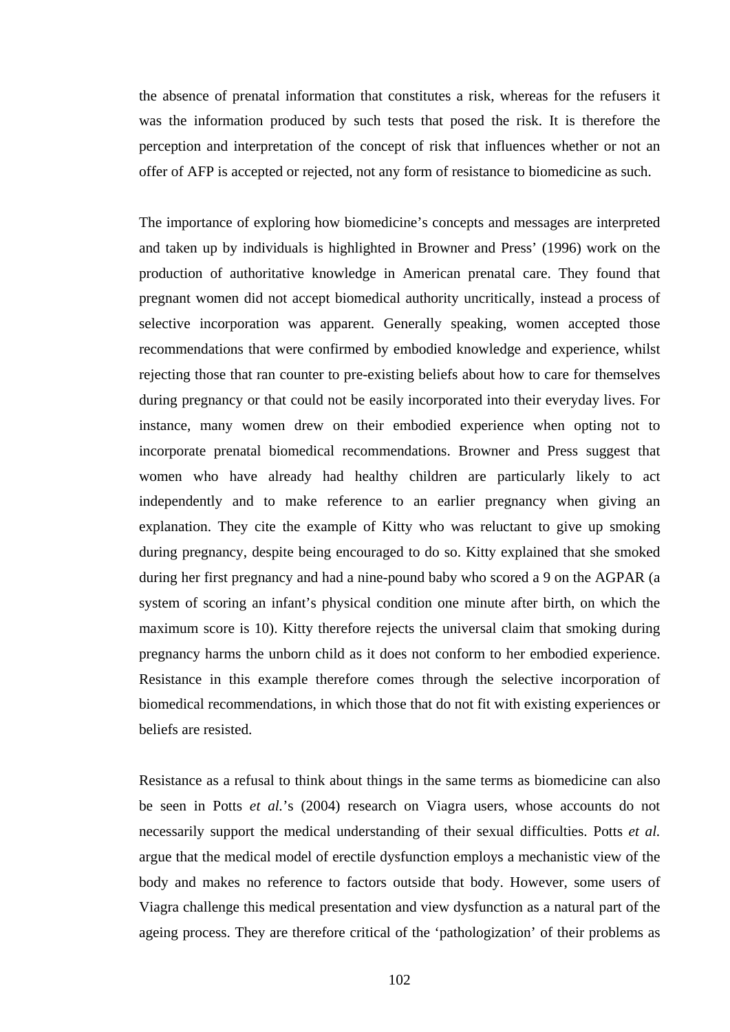the absence of prenatal information that constitutes a risk, whereas for the refusers it was the information produced by such tests that posed the risk. It is therefore the perception and interpretation of the concept of risk that influences whether or not an offer of AFP is accepted or rejected, not any form of resistance to biomedicine as such.

The importance of exploring how biomedicine's concepts and messages are interpreted and taken up by individuals is highlighted in Browner and Press' (1996) work on the production of authoritative knowledge in American prenatal care. They found that pregnant women did not accept biomedical authority uncritically, instead a process of selective incorporation was apparent. Generally speaking, women accepted those recommendations that were confirmed by embodied knowledge and experience, whilst rejecting those that ran counter to pre-existing beliefs about how to care for themselves during pregnancy or that could not be easily incorporated into their everyday lives. For instance, many women drew on their embodied experience when opting not to incorporate prenatal biomedical recommendations. Browner and Press suggest that women who have already had healthy children are particularly likely to act independently and to make reference to an earlier pregnancy when giving an explanation. They cite the example of Kitty who was reluctant to give up smoking during pregnancy, despite being encouraged to do so. Kitty explained that she smoked during her first pregnancy and had a nine-pound baby who scored a 9 on the AGPAR (a system of scoring an infant's physical condition one minute after birth, on which the maximum score is 10). Kitty therefore rejects the universal claim that smoking during pregnancy harms the unborn child as it does not conform to her embodied experience. Resistance in this example therefore comes through the selective incorporation of biomedical recommendations, in which those that do not fit with existing experiences or beliefs are resisted.

Resistance as a refusal to think about things in the same terms as biomedicine can also be seen in Potts *et al.*'s (2004) research on Viagra users, whose accounts do not necessarily support the medical understanding of their sexual difficulties. Potts *et al.* argue that the medical model of erectile dysfunction employs a mechanistic view of the body and makes no reference to factors outside that body. However, some users of Viagra challenge this medical presentation and view dysfunction as a natural part of the ageing process. They are therefore critical of the 'pathologization' of their problems as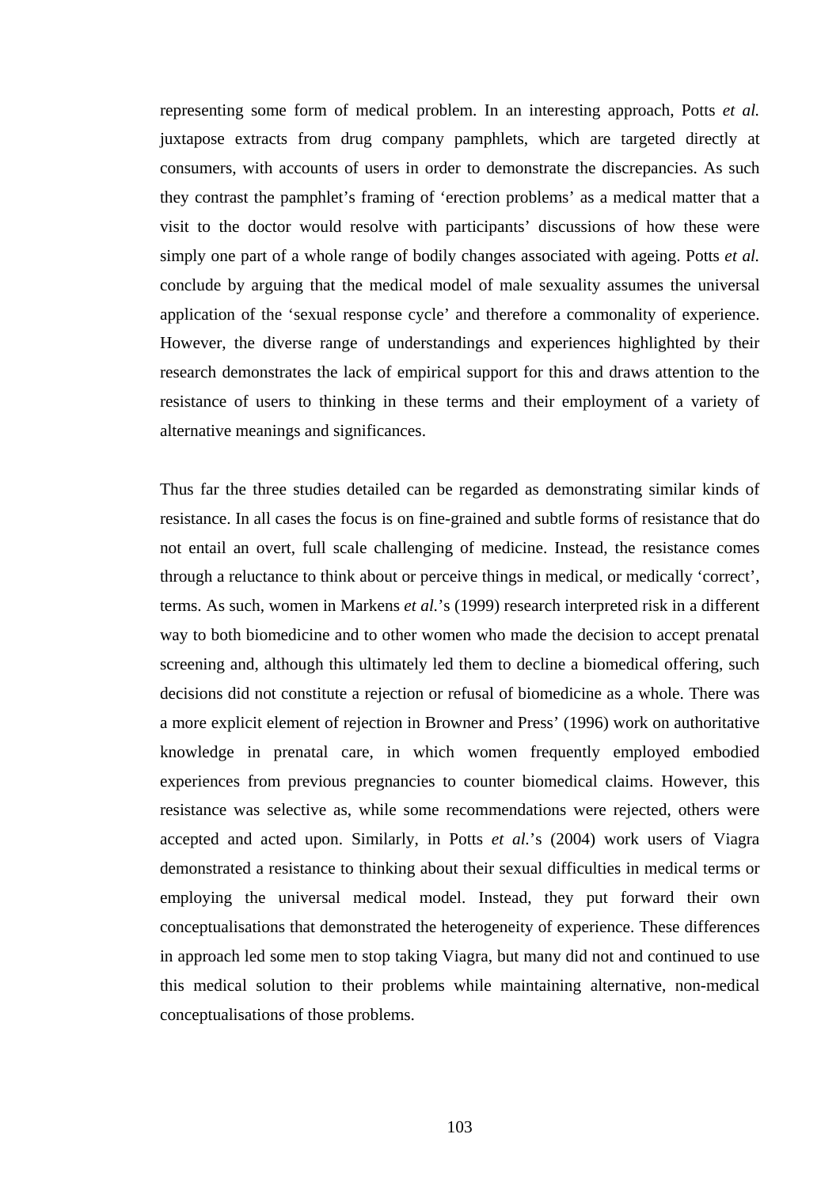representing some form of medical problem. In an interesting approach, Potts *et al.* juxtapose extracts from drug company pamphlets, which are targeted directly at consumers, with accounts of users in order to demonstrate the discrepancies. As such they contrast the pamphlet's framing of 'erection problems' as a medical matter that a visit to the doctor would resolve with participants' discussions of how these were simply one part of a whole range of bodily changes associated with ageing. Potts *et al.* conclude by arguing that the medical model of male sexuality assumes the universal application of the 'sexual response cycle' and therefore a commonality of experience. However, the diverse range of understandings and experiences highlighted by their research demonstrates the lack of empirical support for this and draws attention to the resistance of users to thinking in these terms and their employment of a variety of alternative meanings and significances.

Thus far the three studies detailed can be regarded as demonstrating similar kinds of resistance. In all cases the focus is on fine-grained and subtle forms of resistance that do not entail an overt, full scale challenging of medicine. Instead, the resistance comes through a reluctance to think about or perceive things in medical, or medically 'correct', terms. As such, women in Markens *et al.*'s (1999) research interpreted risk in a different way to both biomedicine and to other women who made the decision to accept prenatal screening and, although this ultimately led them to decline a biomedical offering, such decisions did not constitute a rejection or refusal of biomedicine as a whole. There was a more explicit element of rejection in Browner and Press' (1996) work on authoritative knowledge in prenatal care, in which women frequently employed embodied experiences from previous pregnancies to counter biomedical claims. However, this resistance was selective as, while some recommendations were rejected, others were accepted and acted upon. Similarly, in Potts *et al.*'s (2004) work users of Viagra demonstrated a resistance to thinking about their sexual difficulties in medical terms or employing the universal medical model. Instead, they put forward their own conceptualisations that demonstrated the heterogeneity of experience. These differences in approach led some men to stop taking Viagra, but many did not and continued to use this medical solution to their problems while maintaining alternative, non-medical conceptualisations of those problems.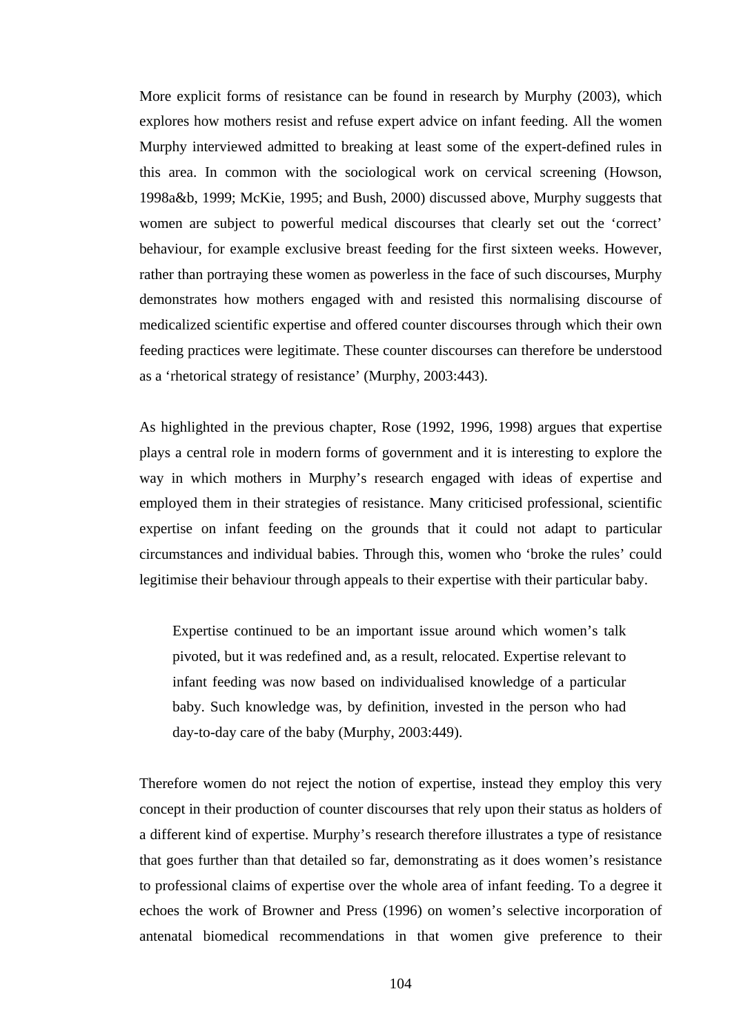More explicit forms of resistance can be found in research by Murphy (2003), which explores how mothers resist and refuse expert advice on infant feeding. All the women Murphy interviewed admitted to breaking at least some of the expert-defined rules in this area. In common with the sociological work on cervical screening (Howson, 1998a&b, 1999; McKie, 1995; and Bush, 2000) discussed above, Murphy suggests that women are subject to powerful medical discourses that clearly set out the 'correct' behaviour, for example exclusive breast feeding for the first sixteen weeks. However, rather than portraying these women as powerless in the face of such discourses, Murphy demonstrates how mothers engaged with and resisted this normalising discourse of medicalized scientific expertise and offered counter discourses through which their own feeding practices were legitimate. These counter discourses can therefore be understood as a 'rhetorical strategy of resistance' (Murphy, 2003:443).

As highlighted in the previous chapter, Rose (1992, 1996, 1998) argues that expertise plays a central role in modern forms of government and it is interesting to explore the way in which mothers in Murphy's research engaged with ideas of expertise and employed them in their strategies of resistance. Many criticised professional, scientific expertise on infant feeding on the grounds that it could not adapt to particular circumstances and individual babies. Through this, women who 'broke the rules' could legitimise their behaviour through appeals to their expertise with their particular baby.

> Expertise continued to be an important issue around which women's talk pivoted, but it was redefined and, as a result, relocated. Expertise relevant to infant feeding was now based on individualised knowledge of a particular baby. Such knowledge was, by definition, invested in the person who had day-to-day care of the baby (Murphy, 2003:449).

Therefore women do not reject the notion of expertise, instead they employ this very concept in their production of counter discourses that rely upon their status as holders of a different kind of expertise. Murphy's research therefore illustrates a type of resistance that goes further than that detailed so far, demonstrating as it does women's resistance to professional claims of expertise over the whole area of infant feeding. To a degree it echoes the work of Browner and Press (1996) on women's selective incorporation of antenatal biomedical recommendations in that women give preference to their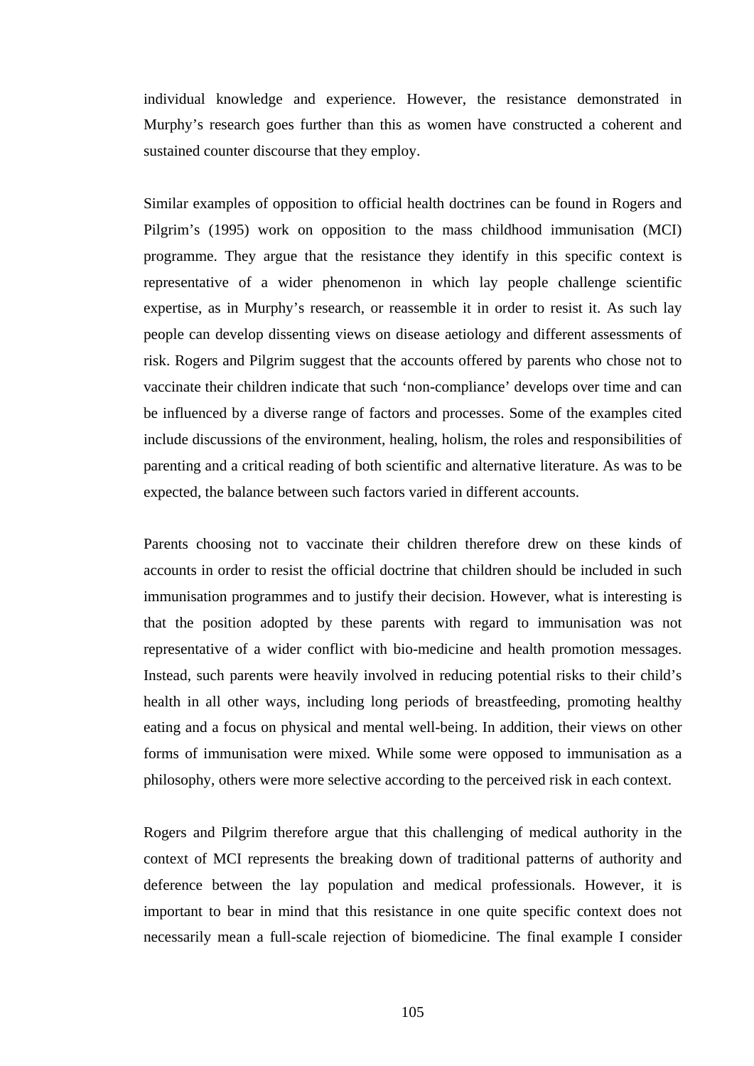individual knowledge and experience. However, the resistance demonstrated in Murphy’s research goes further than this as women have constructed a coherent and sustained counter discourse that they employ.

Similar examples of opposition to official health doctrines can be found in Rogers and Pilgrim’s (1995) work on opposition to the mass childhood immunisation (MCI) programme. They argue that the resistance they identify in this specific context is representative of a wider phenomenon in which lay people challenge scientific expertise, as in Murphy’s research, or reassemble it in order to resist it. As such lay people can develop dissenting views on disease aetiology and different assessments of risk. Rogers and Pilgrim suggest that the accounts offered by parents who chose not to vaccinate their children indicate that such ‘non-compliance’ develops over time and can be influenced by a diverse range of factors and processes. Some of the examples cited include discussions of the environment, healing, holism, the roles and responsibilities of parenting and a critical reading of both scientific and alternative literature. As was to be expected, the balance between such factors varied in different accounts.

Parents choosing not to vaccinate their children therefore drew on these kinds of accounts in order to resist the official doctrine that children should be included in such immunisation programmes and to justify their decision. However, what is interesting is that the position adopted by these parents with regard to immunisation was not representative of a wider conflict with bio-medicine and health promotion messages. Instead, such parents were heavily involved in reducing potential risks to their child’s health in all other ways, including long periods of breastfeeding, promoting healthy eating and a focus on physical and mental well-being. In addition, their views on other forms of immunisation were mixed. While some were opposed to immunisation as a philosophy, others were more selective according to the perceived risk in each context.

Rogers and Pilgrim therefore argue that this challenging of medical authority in the context of MCI represents the breaking down of traditional patterns of authority and deference between the lay population and medical professionals. However, it is important to bear in mind that this resistance in one quite specific context does not necessarily mean a full-scale rejection of biomedicine. The final example I consider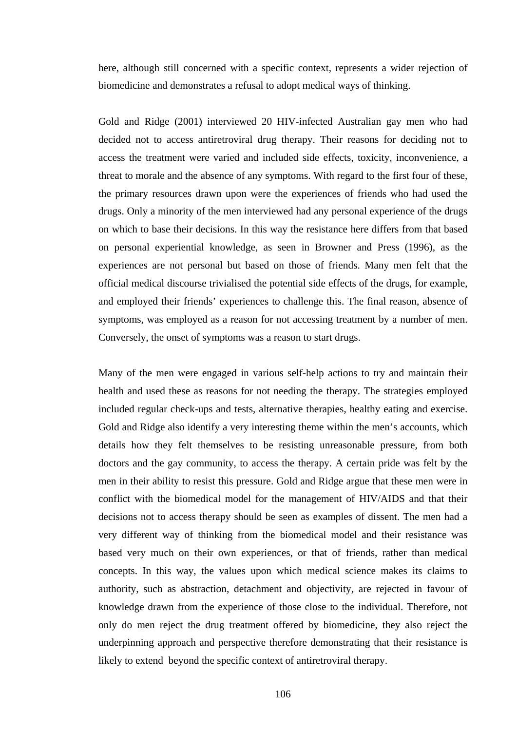here, although still concerned with a specific context, represents a wider rejection of biomedicine and demonstrates a refusal to adopt medical ways of thinking.

Gold and Ridge (2001) interviewed 20 HIV-infected Australian gay men who had decided not to access antiretroviral drug therapy. Their reasons for deciding not to access the treatment were varied and included side effects, toxicity, inconvenience, a threat to morale and the absence of any symptoms. With regard to the first four of these, the primary resources drawn upon were the experiences of friends who had used the drugs. Only a minority of the men interviewed had any personal experience of the drugs on which to base their decisions. In this way the resistance here differs from that based on personal experiential knowledge, as seen in Browner and Press (1996), as the experiences are not personal but based on those of friends. Many men felt that the official medical discourse trivialised the potential side effects of the drugs, for example, and employed their friends' experiences to challenge this. The final reason, absence of symptoms, was employed as a reason for not accessing treatment by a number of men. Conversely, the onset of symptoms was a reason to start drugs.

Many of the men were engaged in various self-help actions to try and maintain their health and used these as reasons for not needing the therapy. The strategies employed included regular check-ups and tests, alternative therapies, healthy eating and exercise. Gold and Ridge also identify a very interesting theme within the men's accounts, which details how they felt themselves to be resisting unreasonable pressure, from both doctors and the gay community, to access the therapy. A certain pride was felt by the men in their ability to resist this pressure. Gold and Ridge argue that these men were in conflict with the biomedical model for the management of HIV/AIDS and that their decisions not to access therapy should be seen as examples of dissent. The men had a very different way of thinking from the biomedical model and their resistance was based very much on their own experiences, or that of friends, rather than medical concepts. In this way, the values upon which medical science makes its claims to authority, such as abstraction, detachment and objectivity, are rejected in favour of knowledge drawn from the experience of those close to the individual. Therefore, not only do men reject the drug treatment offered by biomedicine, they also reject the underpinning approach and perspective therefore demonstrating that their resistance is likely to extend beyond the specific context of antiretroviral therapy.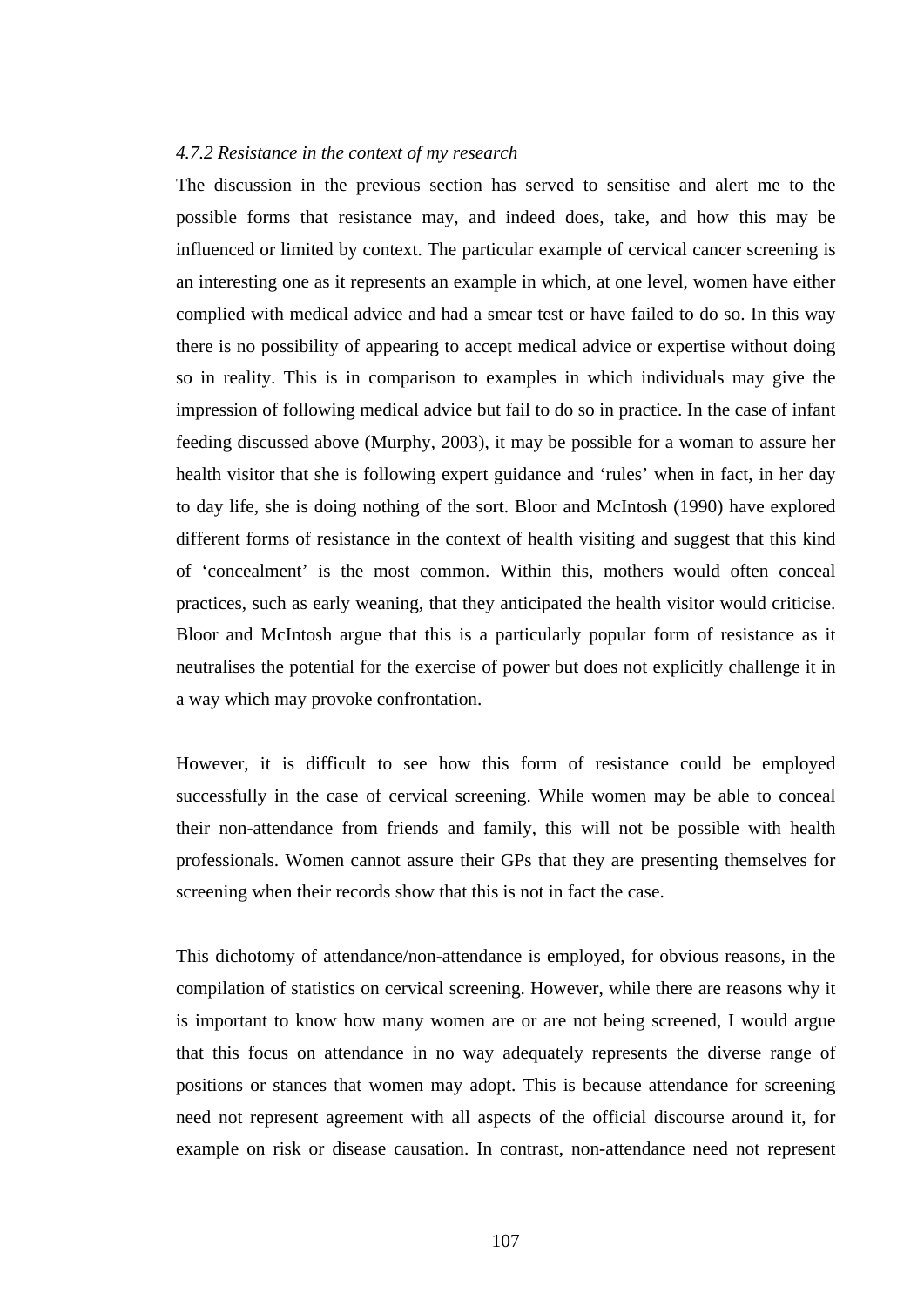*4.7.2 Resistance in the context of my research*

The discussion in the previous section has served to sensitise and alert me to the possible forms that resistance may, and indeed does, take, and how this may be influenced or limited by context. The particular example of cervical cancer screening is an interesting one as it represents an example in which, at one level, women have either complied with medical advice and had a smear test or have failed to do so. In this way there is no possibility of appearing to accept medical advice or expertise without doing so in reality. This is in comparison to examples in which individuals may give the impression of following medical advice but fail to do so in practice. In the case of infant feeding discussed above (Murphy, 2003), it may be possible for a woman to assure her health visitor that she is following expert guidance and 'rules' when in fact, in her day to day life, she is doing nothing of the sort. Bloor and McIntosh (1990) have explored different forms of resistance in the context of health visiting and suggest that this kind of 'concealment' is the most common. Within this, mothers would often conceal practices, such as early weaning, that they anticipated the health visitor would criticise. Bloor and McIntosh argue that this is a particularly popular form of resistance as it neutralises the potential for the exercise of power but does not explicitly challenge it in a way which may provoke confrontation.

However, it is difficult to see how this form of resistance could be employed successfully in the case of cervical screening. While women may be able to conceal their non-attendance from friends and family, this will not be possible with health professionals. Women cannot assure their GPs that they are presenting themselves for screening when their records show that this is not in fact the case.

This dichotomy of attendance/non-attendance is employed, for obvious reasons, in the compilation of statistics on cervical screening. However, while there are reasons why it is important to know how many women are or are not being screened, I would argue that this focus on attendance in no way adequately represents the diverse range of positions or stances that women may adopt. This is because attendance for screening need not represent agreement with all aspects of the official discourse around it, for example on risk or disease causation. In contrast, non-attendance need not represent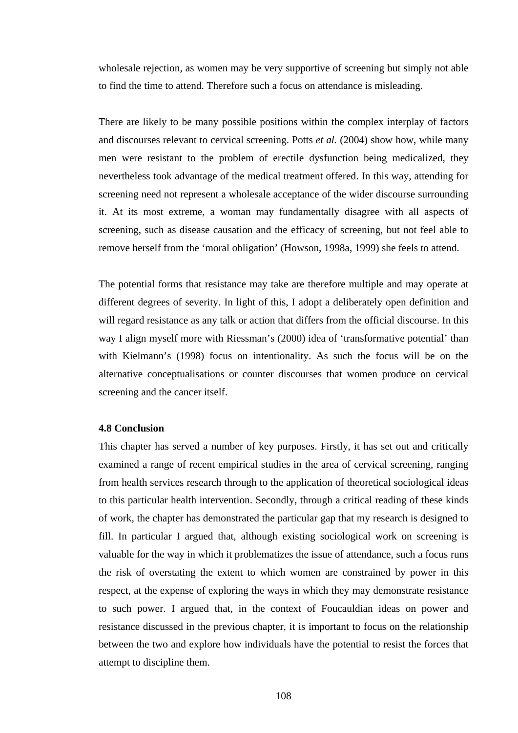wholesale rejection, as women may be very supportive of screening but simply not able to find the time to attend. Therefore such a focus on attendance is misleading.

There are likely to be many possible positions within the complex interplay of factors and discourses relevant to cervical screening. Potts *et al.* (2004) show how, while many men were resistant to the problem of erectile dysfunction being medicalized, they nevertheless took advantage of the medical treatment offered. In this way, attending for screening need not represent a wholesale acceptance of the wider discourse surrounding it. At its most extreme, a woman may fundamentally disagree with all aspects of screening, such as disease causation and the efficacy of screening, but not feel able to remove herself from the 'moral obligation' (Howson, 1998a, 1999) she feels to attend.

The potential forms that resistance may take are therefore multiple and may operate at different degrees of severity. In light of this, I adopt a deliberately open definition and will regard resistance as any talk or action that differs from the official discourse. In this way I align myself more with Riessman's (2000) idea of 'transformative potential' than with Kielmann's (1998) focus on intentionality. As such the focus will be on the alternative conceptualisations or counter discourses that women produce on cervical screening and the cancer itself.

### 4.8 Conclusion

This chapter has served a number of key purposes. Firstly, it has set out and critically examined a range of recent empirical studies in the area of cervical screening, ranging from health services research through to the application of theoretical sociological ideas to this particular health intervention. Secondly, through a critical reading of these kinds of work, the chapter has demonstrated the particular gap that my research is designed to fill. In particular I argued that, although existing sociological work on screening is valuable for the way in which it problematizes the issue of attendance, such a focus runs the risk of overstating the extent to which women are constrained by power in this respect, at the expense of exploring the ways in which they may demonstrate resistance to such power. I argued that, in the context of Foucauldian ideas on power and resistance discussed in the previous chapter, it is important to focus on the relationship between the two and explore how individuals have the potential to resist the forces that attempt to discipline them.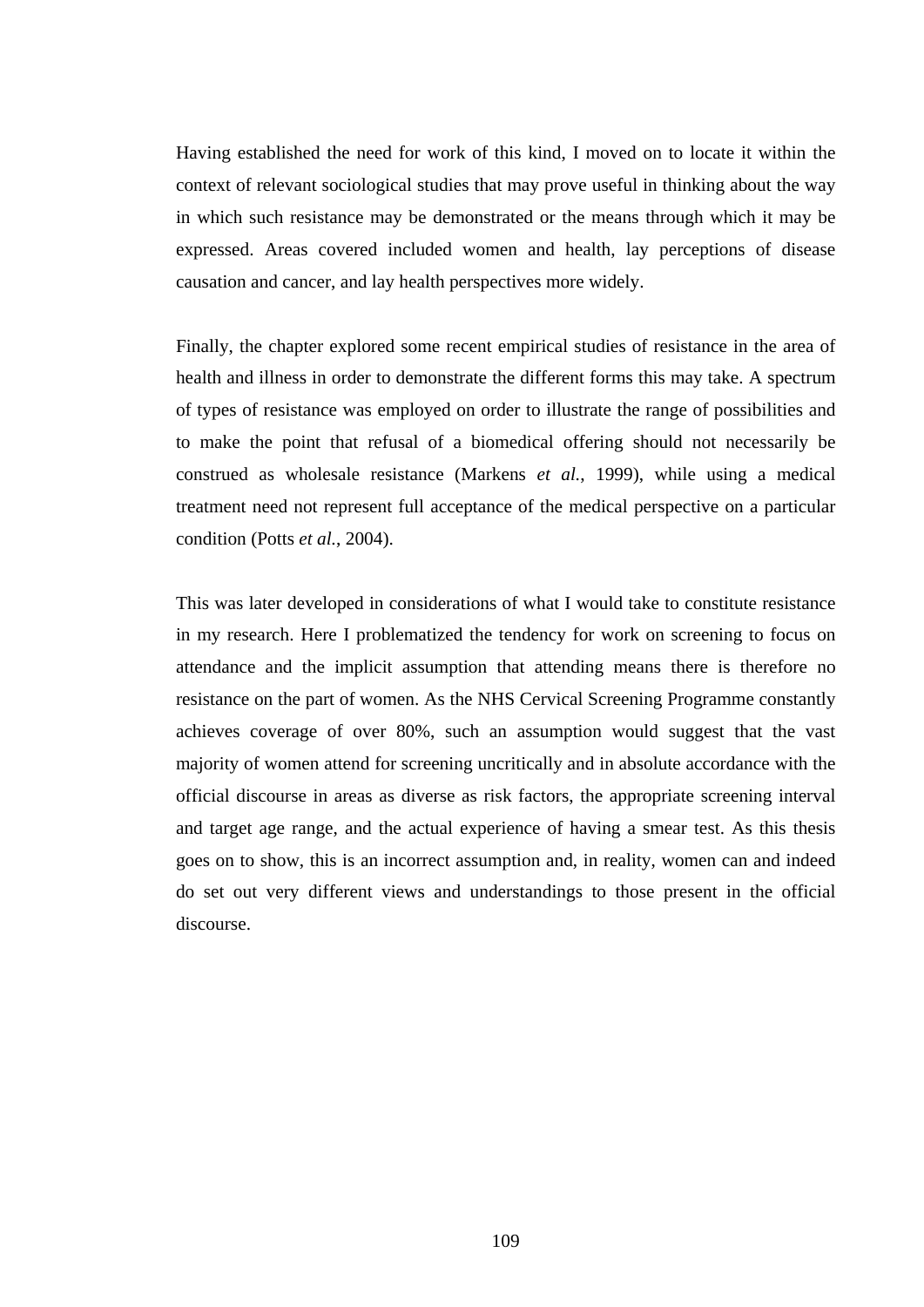Having established the need for work of this kind, I moved on to locate it within the context of relevant sociological studies that may prove useful in thinking about the way in which such resistance may be demonstrated or the means through which it may be expressed. Areas covered included women and health, lay perceptions of disease causation and cancer, and lay health perspectives more widely.

Finally, the chapter explored some recent empirical studies of resistance in the area of health and illness in order to demonstrate the different forms this may take. A spectrum of types of resistance was employed on order to illustrate the range of possibilities and to make the point that refusal of a biomedical offering should not necessarily be construed as wholesale resistance (Markens *et al.*, 1999), while using a medical treatment need not represent full acceptance of the medical perspective on a particular condition (Potts *et al.*, 2004).

This was later developed in considerations of what I would take to constitute resistance in my research. Here I problematized the tendency for work on screening to focus on attendance and the implicit assumption that attending means there is therefore no resistance on the part of women. As the NHS Cervical Screening Programme constantly achieves coverage of over 80%, such an assumption would suggest that the vast majority of women attend for screening uncritically and in absolute accordance with the official discourse in areas as diverse as risk factors, the appropriate screening interval and target age range, and the actual experience of having a smear test. As this thesis goes on to show, this is an incorrect assumption and, in reality, women can and indeed do set out very different views and understandings to those present in the official discourse.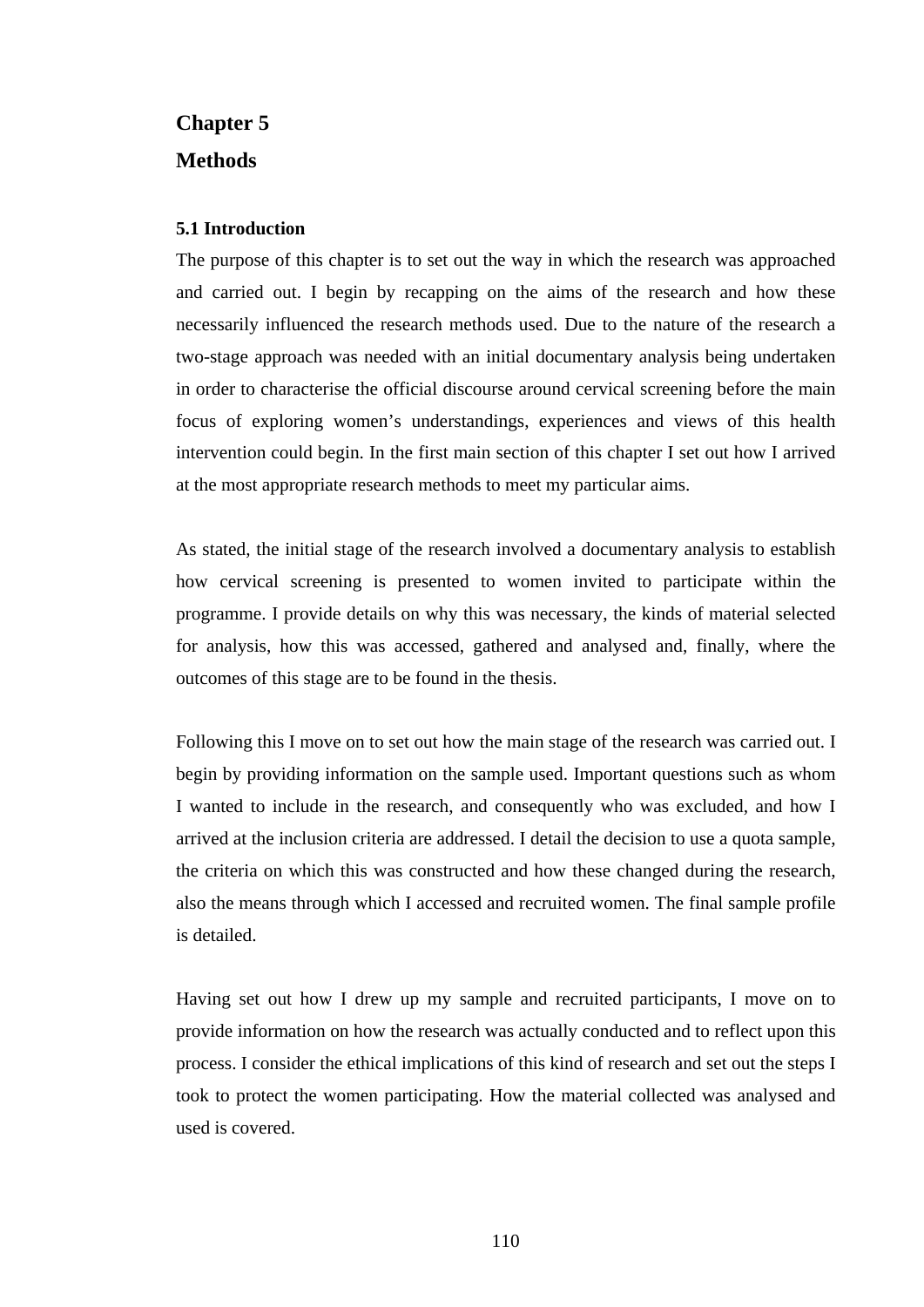# Chapter 5
# Methods

## 5.1 Introduction

The purpose of this chapter is to set out the way in which the research was approached and carried out. I begin by recapping on the aims of the research and how these necessarily influenced the research methods used. Due to the nature of the research a two-stage approach was needed with an initial documentary analysis being undertaken in order to characterise the official discourse around cervical screening before the main focus of exploring women's understandings, experiences and views of this health intervention could begin. In the first main section of this chapter I set out how I arrived at the most appropriate research methods to meet my particular aims.

As stated, the initial stage of the research involved a documentary analysis to establish how cervical screening is presented to women invited to participate within the programme. I provide details on why this was necessary, the kinds of material selected for analysis, how this was accessed, gathered and analysed and, finally, where the outcomes of this stage are to be found in the thesis.

Following this I move on to set out how the main stage of the research was carried out. I begin by providing information on the sample used. Important questions such as whom I wanted to include in the research, and consequently who was excluded, and how I arrived at the inclusion criteria are addressed. I detail the decision to use a quota sample, the criteria on which this was constructed and how these changed during the research, also the means through which I accessed and recruited women. The final sample profile is detailed.

Having set out how I drew up my sample and recruited participants, I move on to provide information on how the research was actually conducted and to reflect upon this process. I consider the ethical implications of this kind of research and set out the steps I took to protect the women participating. How the material collected was analysed and used is covered.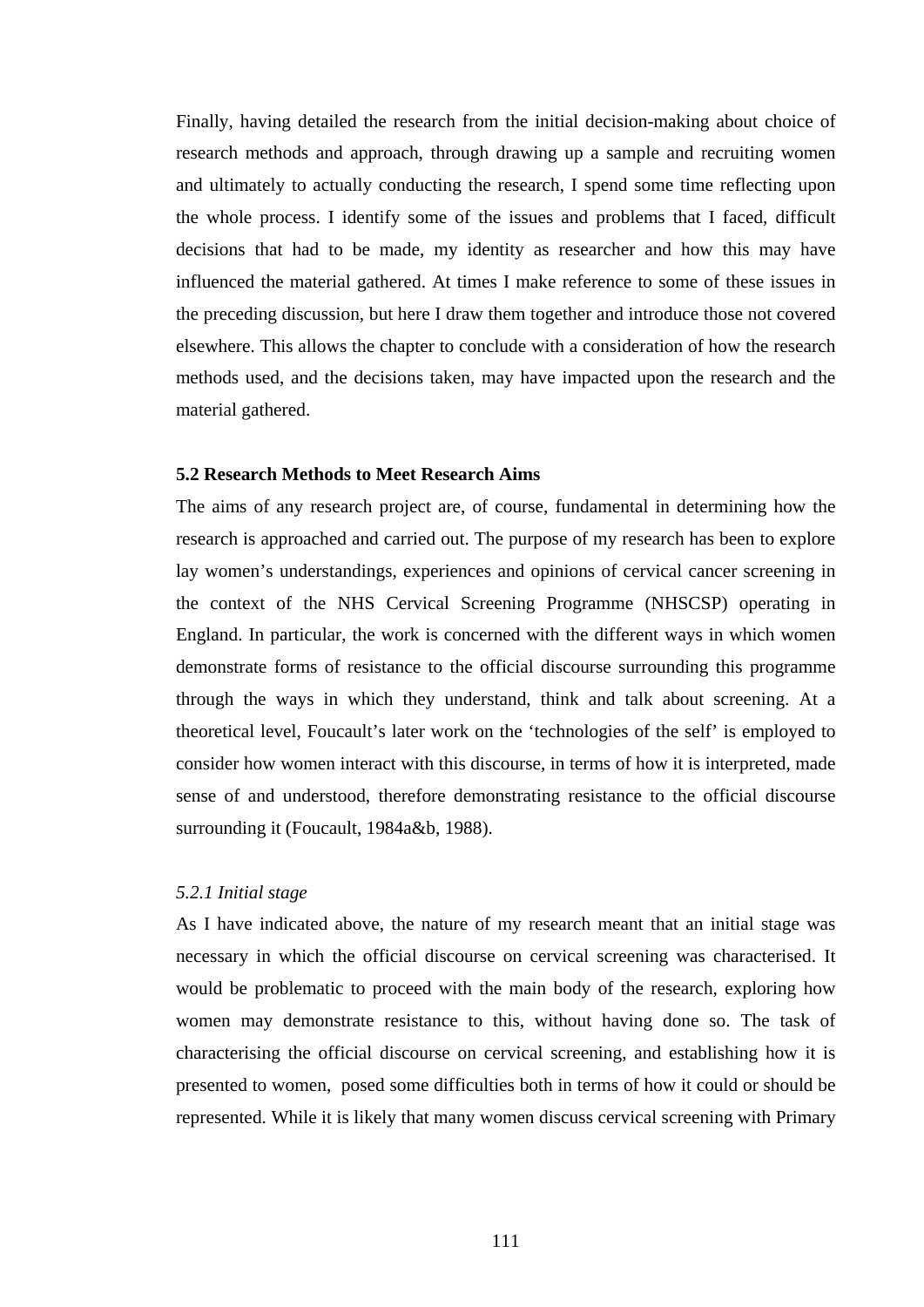Finally, having detailed the research from the initial decision-making about choice of research methods and approach, through drawing up a sample and recruiting women and ultimately to actually conducting the research, I spend some time reflecting upon the whole process. I identify some of the issues and problems that I faced, difficult decisions that had to be made, my identity as researcher and how this may have influenced the material gathered. At times I make reference to some of these issues in the preceding discussion, but here I draw them together and introduce those not covered elsewhere. This allows the chapter to conclude with a consideration of how the research methods used, and the decisions taken, may have impacted upon the research and the material gathered.

**5.2 Research Methods to Meet Research Aims**

The aims of any research project are, of course, fundamental in determining how the research is approached and carried out. The purpose of my research has been to explore lay women's understandings, experiences and opinions of cervical cancer screening in the context of the NHS Cervical Screening Programme (NHSCSP) operating in England. In particular, the work is concerned with the different ways in which women demonstrate forms of resistance to the official discourse surrounding this programme through the ways in which they understand, think and talk about screening. At a theoretical level, Foucault's later work on the 'technologies of the self' is employed to consider how women interact with this discourse, in terms of how it is interpreted, made sense of and understood, therefore demonstrating resistance to the official discourse surrounding it (Foucault, 1984a&b, 1988).

*5.2.1 Initial stage*

As I have indicated above, the nature of my research meant that an initial stage was necessary in which the official discourse on cervical screening was characterised. It would be problematic to proceed with the main body of the research, exploring how women may demonstrate resistance to this, without having done so. The task of characterising the official discourse on cervical screening, and establishing how it is presented to women, posed some difficulties both in terms of how it could or should be represented. While it is likely that many women discuss cervical screening with Primary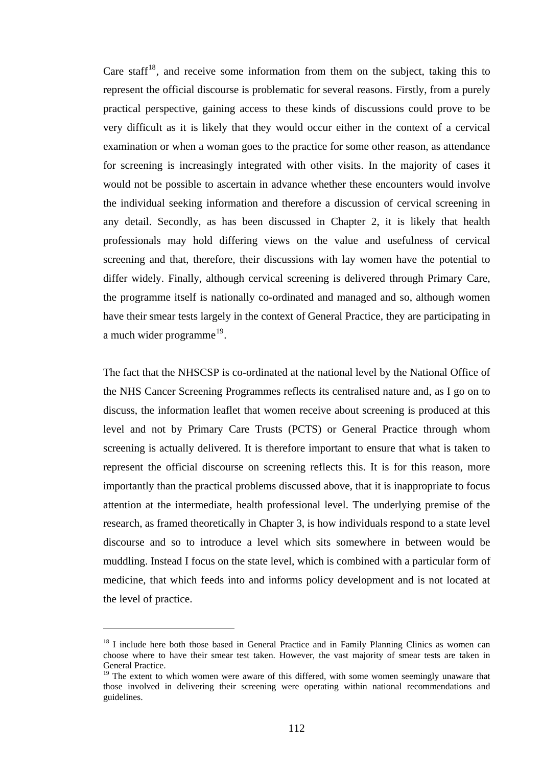Care staff[18], and receive some information from them on the subject, taking this to represent the official discourse is problematic for several reasons. Firstly, from a purely practical perspective, gaining access to these kinds of discussions could prove to be very difficult as it is likely that they would occur either in the context of a cervical examination or when a woman goes to the practice for some other reason, as attendance for screening is increasingly integrated with other visits. In the majority of cases it would not be possible to ascertain in advance whether these encounters would involve the individual seeking information and therefore a discussion of cervical screening in any detail. Secondly, as has been discussed in Chapter 2, it is likely that health professionals may hold differing views on the value and usefulness of cervical screening and that, therefore, their discussions with lay women have the potential to differ widely. Finally, although cervical screening is delivered through Primary Care, the programme itself is nationally co-ordinated and managed and so, although women have their smear tests largely in the context of General Practice, they are participating in a much wider programme[19].

The fact that the NHSCSP is co-ordinated at the national level by the National Office of the NHS Cancer Screening Programmes reflects its centralised nature and, as I go on to discuss, the information leaflet that women receive about screening is produced at this level and not by Primary Care Trusts (PCTS) or General Practice through whom screening is actually delivered. It is therefore important to ensure that what is taken to represent the official discourse on screening reflects this. It is for this reason, more importantly than the practical problems discussed above, that it is inappropriate to focus attention at the intermediate, health professional level. The underlying premise of the research, as framed theoretically in Chapter 3, is how individuals respond to a state level discourse and so to introduce a level which sits somewhere in between would be muddling. Instead I focus on the state level, which is combined with a particular form of medicine, that which feeds into and informs policy development and is not located at the level of practice.

---

[18] I include here both those based in General Practice and in Family Planning Clinics as women can choose where to have their smear test taken. However, the vast majority of smear tests are taken in General Practice.

[19] The extent to which women were aware of this differed, with some women seemingly unaware that those involved in delivering their screening were operating within national recommendations and guidelines.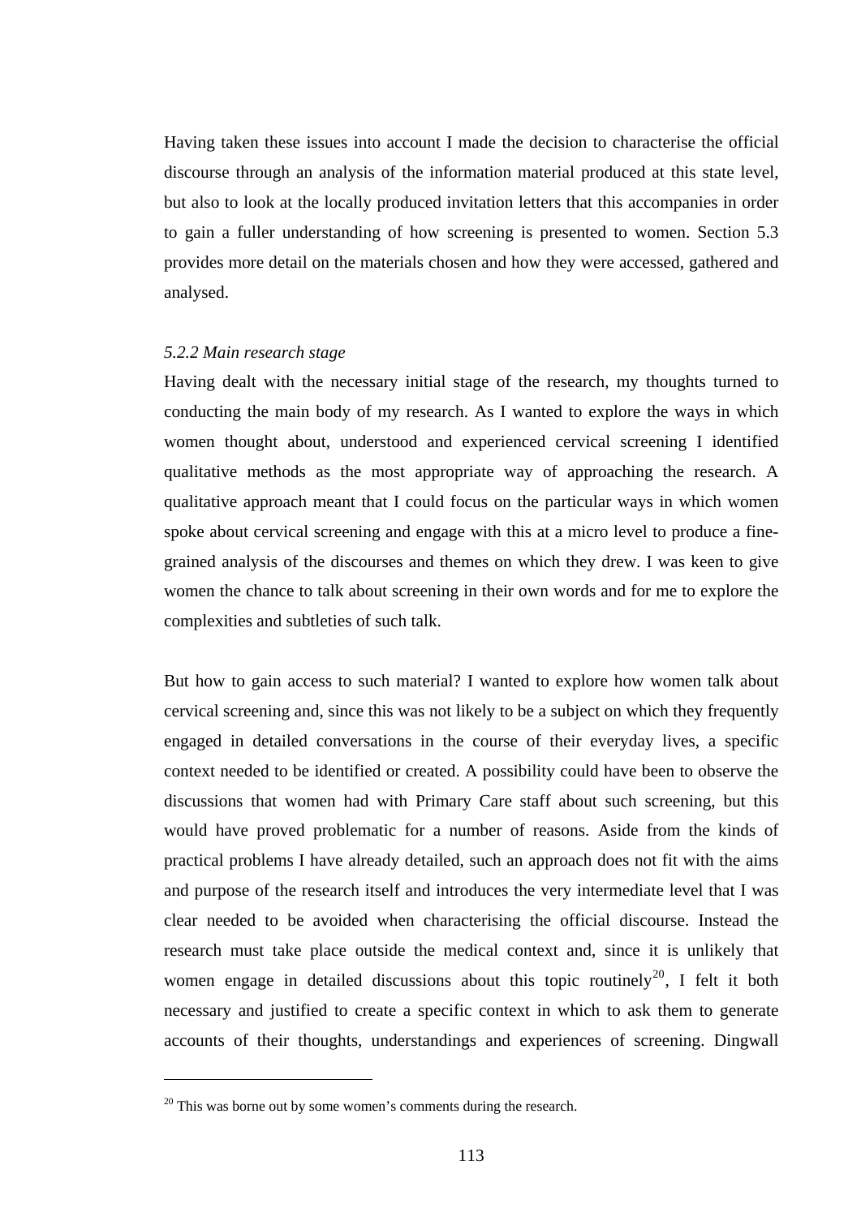Having taken these issues into account I made the decision to characterise the official discourse through an analysis of the information material produced at this state level, but also to look at the locally produced invitation letters that this accompanies in order to gain a fuller understanding of how screening is presented to women. Section 5.3 provides more detail on the materials chosen and how they were accessed, gathered and analysed.

### *5.2.2 Main research stage*

Having dealt with the necessary initial stage of the research, my thoughts turned to conducting the main body of my research. As I wanted to explore the ways in which women thought about, understood and experienced cervical screening I identified qualitative methods as the most appropriate way of approaching the research. A qualitative approach meant that I could focus on the particular ways in which women spoke about cervical screening and engage with this at a micro level to produce a fine-grained analysis of the discourses and themes on which they drew. I was keen to give women the chance to talk about screening in their own words and for me to explore the complexities and subtleties of such talk.

But how to gain access to such material? I wanted to explore how women talk about cervical screening and, since this was not likely to be a subject on which they frequently engaged in detailed conversations in the course of their everyday lives, a specific context needed to be identified or created. A possibility could have been to observe the discussions that women had with Primary Care staff about such screening, but this would have proved problematic for a number of reasons. Aside from the kinds of practical problems I have already detailed, such an approach does not fit with the aims and purpose of the research itself and introduces the very intermediate level that I was clear needed to be avoided when characterising the official discourse. Instead the research must take place outside the medical context and, since it is unlikely that women engage in detailed discussions about this topic routinely[20], I felt it both necessary and justified to create a specific context in which to ask them to generate accounts of their thoughts, understandings and experiences of screening. Dingwall

[20] This was borne out by some women's comments during the research.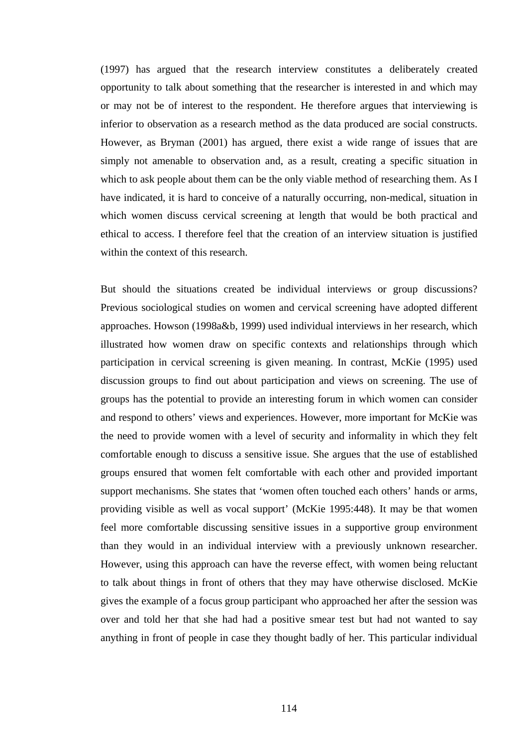(1997) has argued that the research interview constitutes a deliberately created opportunity to talk about something that the researcher is interested in and which may or may not be of interest to the respondent. He therefore argues that interviewing is inferior to observation as a research method as the data produced are social constructs. However, as Bryman (2001) has argued, there exist a wide range of issues that are simply not amenable to observation and, as a result, creating a specific situation in which to ask people about them can be the only viable method of researching them. As I have indicated, it is hard to conceive of a naturally occurring, non-medical, situation in which women discuss cervical screening at length that would be both practical and ethical to access. I therefore feel that the creation of an interview situation is justified within the context of this research.

But should the situations created be individual interviews or group discussions? Previous sociological studies on women and cervical screening have adopted different approaches. Howson (1998a&b, 1999) used individual interviews in her research, which illustrated how women draw on specific contexts and relationships through which participation in cervical screening is given meaning. In contrast, McKie (1995) used discussion groups to find out about participation and views on screening. The use of groups has the potential to provide an interesting forum in which women can consider and respond to others' views and experiences. However, more important for McKie was the need to provide women with a level of security and informality in which they felt comfortable enough to discuss a sensitive issue. She argues that the use of established groups ensured that women felt comfortable with each other and provided important support mechanisms. She states that 'women often touched each others' hands or arms, providing visible as well as vocal support' (McKie 1995:448). It may be that women feel more comfortable discussing sensitive issues in a supportive group environment than they would in an individual interview with a previously unknown researcher. However, using this approach can have the reverse effect, with women being reluctant to talk about things in front of others that they may have otherwise disclosed. McKie gives the example of a focus group participant who approached her after the session was over and told her that she had had a positive smear test but had not wanted to say anything in front of people in case they thought badly of her. This particular individual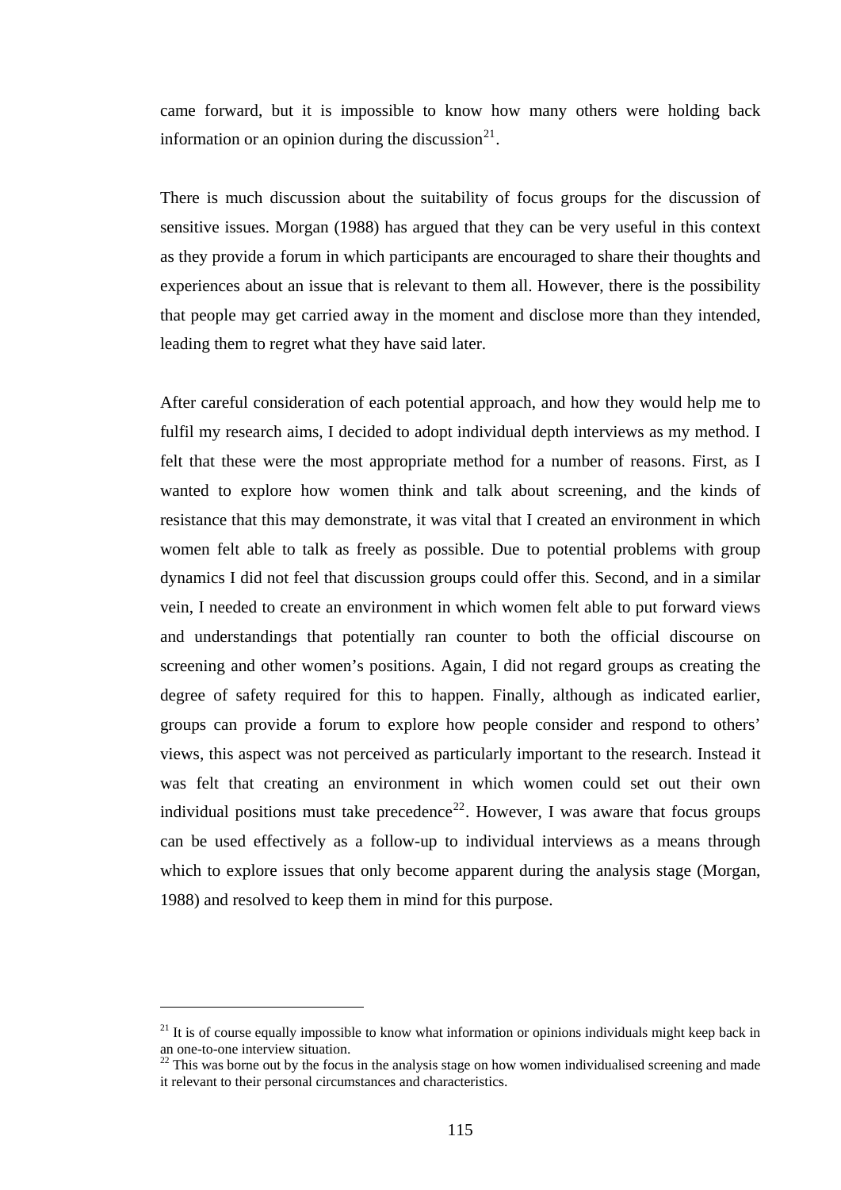came forward, but it is impossible to know how many others were holding back information or an opinion during the discussion[21].

There is much discussion about the suitability of focus groups for the discussion of sensitive issues. Morgan (1988) has argued that they can be very useful in this context as they provide a forum in which participants are encouraged to share their thoughts and experiences about an issue that is relevant to them all. However, there is the possibility that people may get carried away in the moment and disclose more than they intended, leading them to regret what they have said later.

After careful consideration of each potential approach, and how they would help me to fulfil my research aims, I decided to adopt individual depth interviews as my method. I felt that these were the most appropriate method for a number of reasons. First, as I wanted to explore how women think and talk about screening, and the kinds of resistance that this may demonstrate, it was vital that I created an environment in which women felt able to talk as freely as possible. Due to potential problems with group dynamics I did not feel that discussion groups could offer this. Second, and in a similar vein, I needed to create an environment in which women felt able to put forward views and understandings that potentially ran counter to both the official discourse on screening and other women's positions. Again, I did not regard groups as creating the degree of safety required for this to happen. Finally, although as indicated earlier, groups can provide a forum to explore how people consider and respond to others' views, this aspect was not perceived as particularly important to the research. Instead it was felt that creating an environment in which women could set out their own individual positions must take precedence[22]. However, I was aware that focus groups can be used effectively as a follow-up to individual interviews as a means through which to explore issues that only become apparent during the analysis stage (Morgan, 1988) and resolved to keep them in mind for this purpose.

---

[21] It is of course equally impossible to know what information or opinions individuals might keep back in an one-to-one interview situation.

[22] This was borne out by the focus in the analysis stage on how women individualised screening and made it relevant to their personal circumstances and characteristics.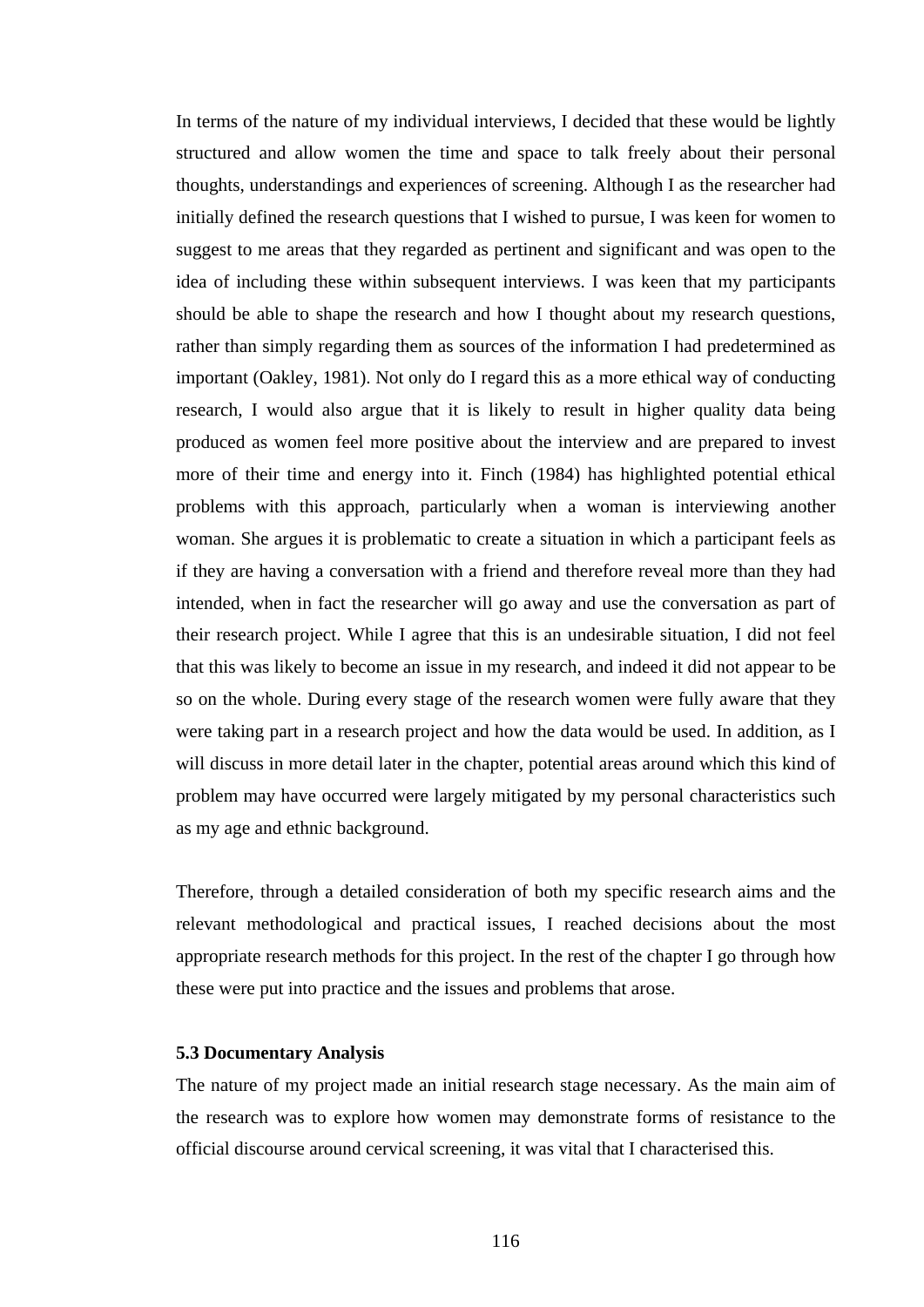In terms of the nature of my individual interviews, I decided that these would be lightly structured and allow women the time and space to talk freely about their personal thoughts, understandings and experiences of screening. Although I as the researcher had initially defined the research questions that I wished to pursue, I was keen for women to suggest to me areas that they regarded as pertinent and significant and was open to the idea of including these within subsequent interviews. I was keen that my participants should be able to shape the research and how I thought about my research questions, rather than simply regarding them as sources of the information I had predetermined as important (Oakley, 1981). Not only do I regard this as a more ethical way of conducting research, I would also argue that it is likely to result in higher quality data being produced as women feel more positive about the interview and are prepared to invest more of their time and energy into it. Finch (1984) has highlighted potential ethical problems with this approach, particularly when a woman is interviewing another woman. She argues it is problematic to create a situation in which a participant feels as if they are having a conversation with a friend and therefore reveal more than they had intended, when in fact the researcher will go away and use the conversation as part of their research project. While I agree that this is an undesirable situation, I did not feel that this was likely to become an issue in my research, and indeed it did not appear to be so on the whole. During every stage of the research women were fully aware that they were taking part in a research project and how the data would be used. In addition, as I will discuss in more detail later in the chapter, potential areas around which this kind of problem may have occurred were largely mitigated by my personal characteristics such as my age and ethnic background.

Therefore, through a detailed consideration of both my specific research aims and the relevant methodological and practical issues, I reached decisions about the most appropriate research methods for this project. In the rest of the chapter I go through how these were put into practice and the issues and problems that arose.

### 5.3 Documentary Analysis

The nature of my project made an initial research stage necessary. As the main aim of the research was to explore how women may demonstrate forms of resistance to the official discourse around cervical screening, it was vital that I characterised this.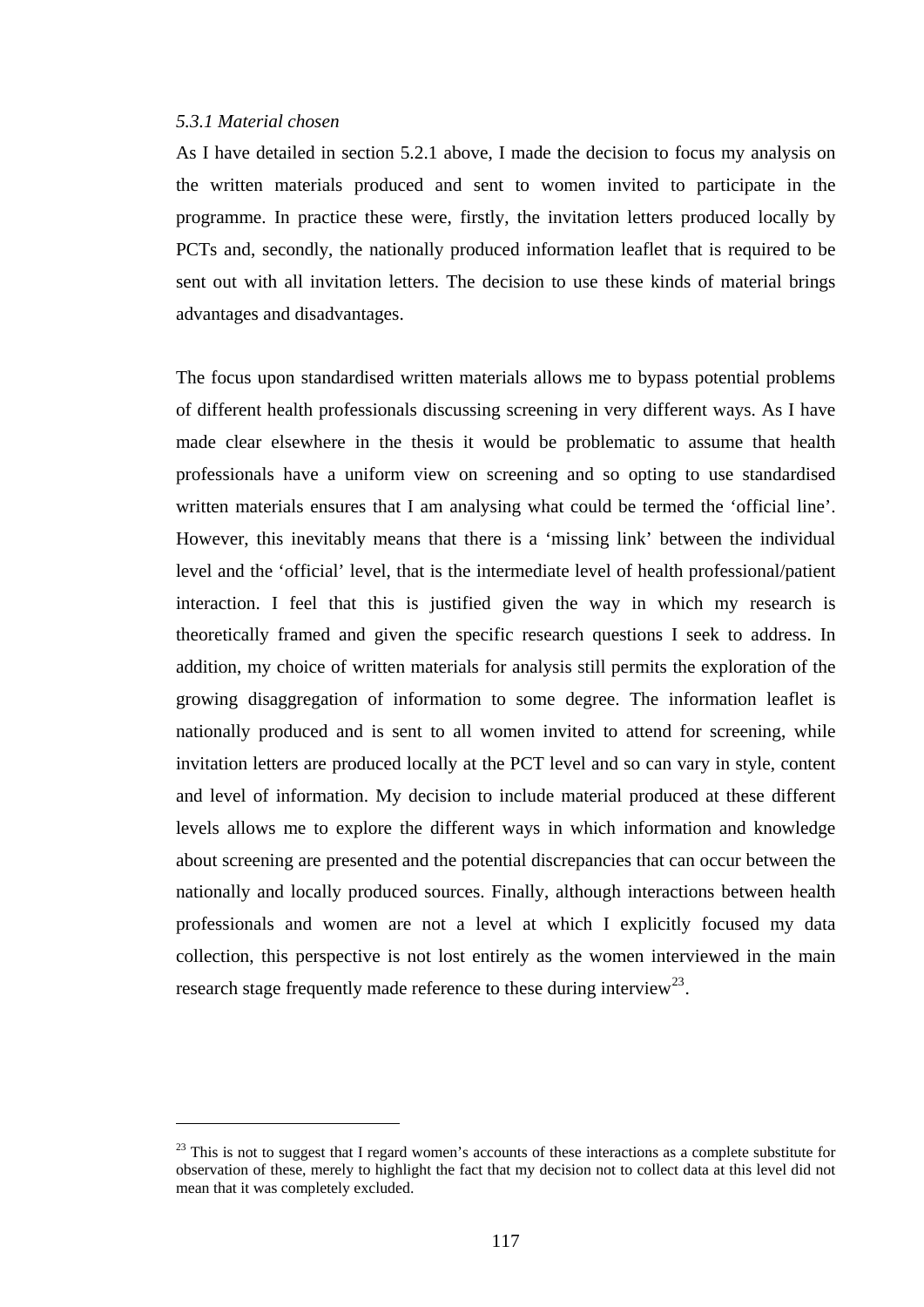### *5.3.1 Material chosen*

As I have detailed in section 5.2.1 above, I made the decision to focus my analysis on the written materials produced and sent to women invited to participate in the programme. In practice these were, firstly, the invitation letters produced locally by PCTs and, secondly, the nationally produced information leaflet that is required to be sent out with all invitation letters. The decision to use these kinds of material brings advantages and disadvantages.

The focus upon standardised written materials allows me to bypass potential problems of different health professionals discussing screening in very different ways. As I have made clear elsewhere in the thesis it would be problematic to assume that health professionals have a uniform view on screening and so opting to use standardised written materials ensures that I am analysing what could be termed the 'official line'. However, this inevitably means that there is a 'missing link' between the individual level and the 'official' level, that is the intermediate level of health professional/patient interaction. I feel that this is justified given the way in which my research is theoretically framed and given the specific research questions I seek to address. In addition, my choice of written materials for analysis still permits the exploration of the growing disaggregation of information to some degree. The information leaflet is nationally produced and is sent to all women invited to attend for screening, while invitation letters are produced locally at the PCT level and so can vary in style, content and level of information. My decision to include material produced at these different levels allows me to explore the different ways in which information and knowledge about screening are presented and the potential discrepancies that can occur between the nationally and locally produced sources. Finally, although interactions between health professionals and women are not a level at which I explicitly focused my data collection, this perspective is not lost entirely as the women interviewed in the main research stage frequently made reference to these during interview[23].

---

[23] This is not to suggest that I regard women's accounts of these interactions as a complete substitute for observation of these, merely to highlight the fact that my decision not to collect data at this level did not mean that it was completely excluded.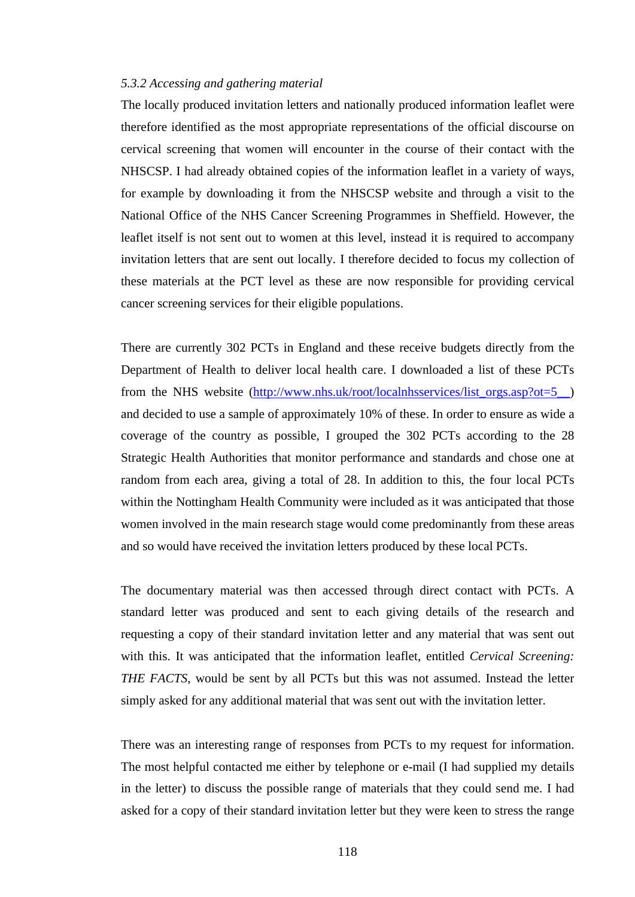*5.3.2 Accessing and gathering material*

The locally produced invitation letters and nationally produced information leaflet were therefore identified as the most appropriate representations of the official discourse on cervical screening that women will encounter in the course of their contact with the NHSCSP. I had already obtained copies of the information leaflet in a variety of ways, for example by downloading it from the NHSCSP website and through a visit to the National Office of the NHS Cancer Screening Programmes in Sheffield. However, the leaflet itself is not sent out to women at this level, instead it is required to accompany invitation letters that are sent out locally. I therefore decided to focus my collection of these materials at the PCT level as these are now responsible for providing cervical cancer screening services for their eligible populations.

There are currently 302 PCTs in England and these receive budgets directly from the Department of Health to deliver local health care. I downloaded a list of these PCTs from the NHS website (http://www.nhs.uk/root/localnhsservices/list_orgs.asp?ot=5__) and decided to use a sample of approximately 10% of these. In order to ensure as wide a coverage of the country as possible, I grouped the 302 PCTs according to the 28 Strategic Health Authorities that monitor performance and standards and chose one at random from each area, giving a total of 28. In addition to this, the four local PCTs within the Nottingham Health Community were included as it was anticipated that those women involved in the main research stage would come predominantly from these areas and so would have received the invitation letters produced by these local PCTs.

The documentary material was then accessed through direct contact with PCTs. A standard letter was produced and sent to each giving details of the research and requesting a copy of their standard invitation letter and any material that was sent out with this. It was anticipated that the information leaflet, entitled *Cervical Screening: THE FACTS*, would be sent by all PCTs but this was not assumed. Instead the letter simply asked for any additional material that was sent out with the invitation letter.

There was an interesting range of responses from PCTs to my request for information. The most helpful contacted me either by telephone or e-mail (I had supplied my details in the letter) to discuss the possible range of materials that they could send me. I had asked for a copy of their standard invitation letter but they were keen to stress the range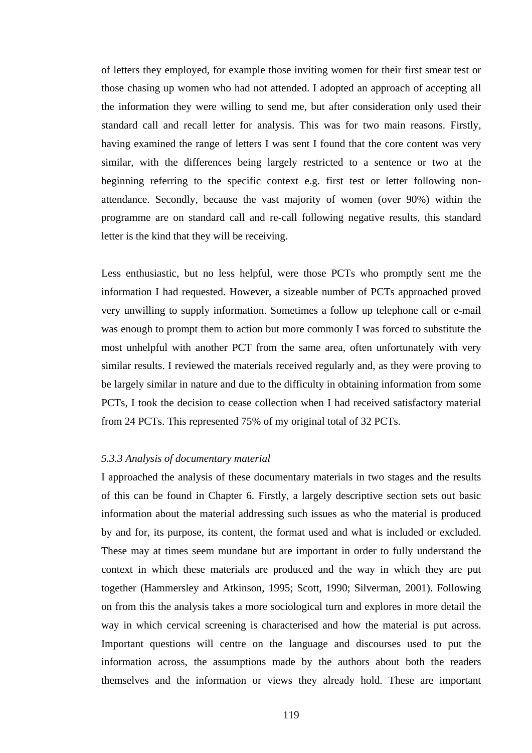of letters they employed, for example those inviting women for their first smear test or those chasing up women who had not attended. I adopted an approach of accepting all the information they were willing to send me, but after consideration only used their standard call and recall letter for analysis. This was for two main reasons. Firstly, having examined the range of letters I was sent I found that the core content was very similar, with the differences being largely restricted to a sentence or two at the beginning referring to the specific context e.g. first test or letter following non-attendance. Secondly, because the vast majority of women (over 90%) within the programme are on standard call and re-call following negative results, this standard letter is the kind that they will be receiving.

Less enthusiastic, but no less helpful, were those PCTs who promptly sent me the information I had requested. However, a sizeable number of PCTs approached proved very unwilling to supply information. Sometimes a follow up telephone call or e-mail was enough to prompt them to action but more commonly I was forced to substitute the most unhelpful with another PCT from the same area, often unfortunately with very similar results. I reviewed the materials received regularly and, as they were proving to be largely similar in nature and due to the difficulty in obtaining information from some PCTs, I took the decision to cease collection when I had received satisfactory material from 24 PCTs. This represented 75% of my original total of 32 PCTs.

*5.3.3 Analysis of documentary material*

I approached the analysis of these documentary materials in two stages and the results of this can be found in Chapter 6. Firstly, a largely descriptive section sets out basic information about the material addressing such issues as who the material is produced by and for, its purpose, its content, the format used and what is included or excluded. These may at times seem mundane but are important in order to fully understand the context in which these materials are produced and the way in which they are put together (Hammersley and Atkinson, 1995; Scott, 1990; Silverman, 2001). Following on from this the analysis takes a more sociological turn and explores in more detail the way in which cervical screening is characterised and how the material is put across. Important questions will centre on the language and discourses used to put the information across, the assumptions made by the authors about both the readers themselves and the information or views they already hold. These are important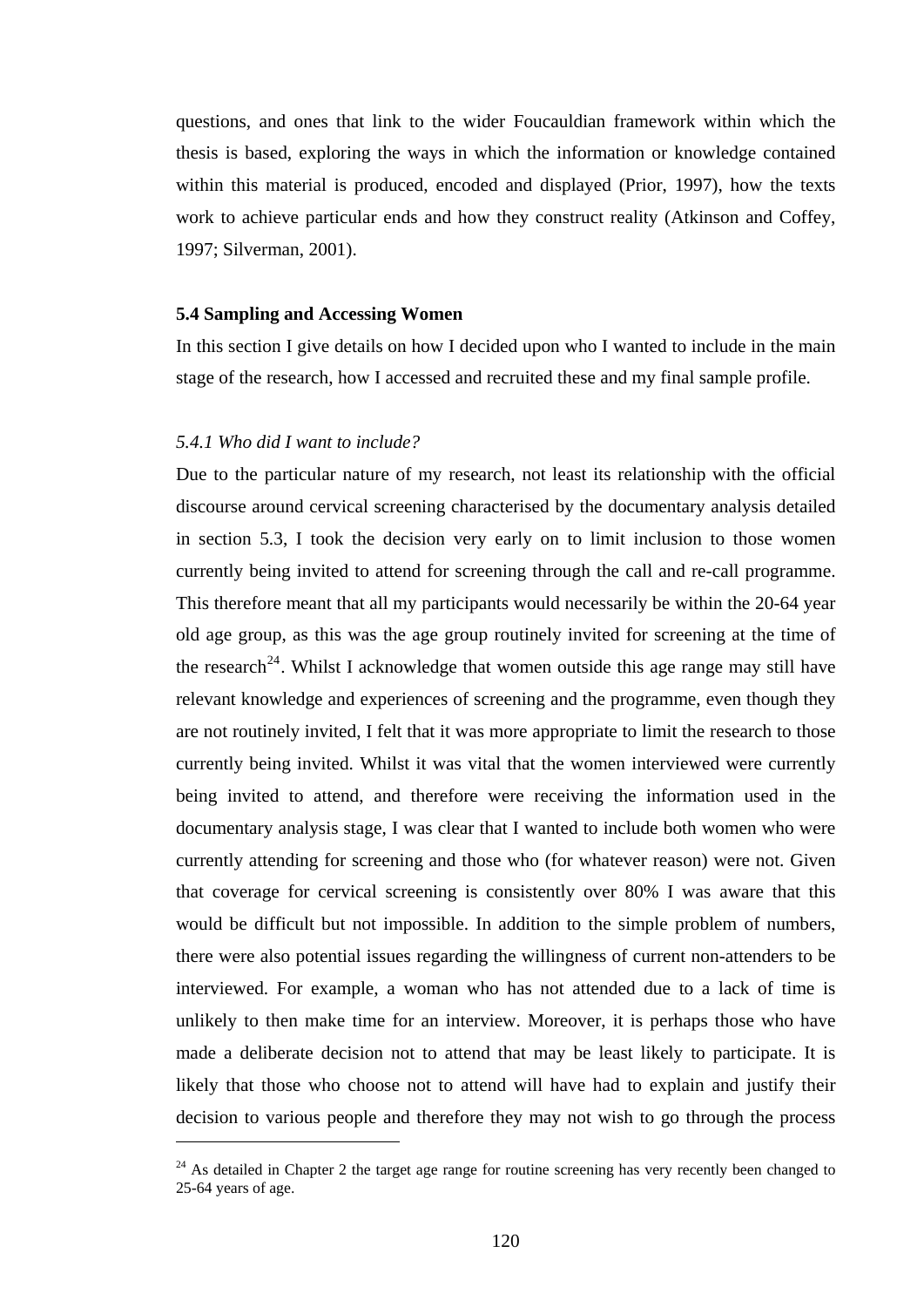questions, and ones that link to the wider Foucauldian framework within which the thesis is based, exploring the ways in which the information or knowledge contained within this material is produced, encoded and displayed (Prior, 1997), how the texts work to achieve particular ends and how they construct reality (Atkinson and Coffey, 1997; Silverman, 2001).

### 5.4 Sampling and Accessing Women

In this section I give details on how I decided upon who I wanted to include in the main stage of the research, how I accessed and recruited these and my final sample profile.

#### *5.4.1 Who did I want to include?*

Due to the particular nature of my research, not least its relationship with the official discourse around cervical screening characterised by the documentary analysis detailed in section 5.3, I took the decision very early on to limit inclusion to those women currently being invited to attend for screening through the call and re-call programme. This therefore meant that all my participants would necessarily be within the 20-64 year old age group, as this was the age group routinely invited for screening at the time of the research[24]. Whilst I acknowledge that women outside this age range may still have relevant knowledge and experiences of screening and the programme, even though they are not routinely invited, I felt that it was more appropriate to limit the research to those currently being invited. Whilst it was vital that the women interviewed were currently being invited to attend, and therefore were receiving the information used in the documentary analysis stage, I was clear that I wanted to include both women who were currently attending for screening and those who (for whatever reason) were not. Given that coverage for cervical screening is consistently over 80% I was aware that this would be difficult but not impossible. In addition to the simple problem of numbers, there were also potential issues regarding the willingness of current non-attenders to be interviewed. For example, a woman who has not attended due to a lack of time is unlikely to then make time for an interview. Moreover, it is perhaps those who have made a deliberate decision not to attend that may be least likely to participate. It is likely that those who choose not to attend will have had to explain and justify their decision to various people and therefore they may not wish to go through the process

---

[24] As detailed in Chapter 2 the target age range for routine screening has very recently been changed to 25-64 years of age.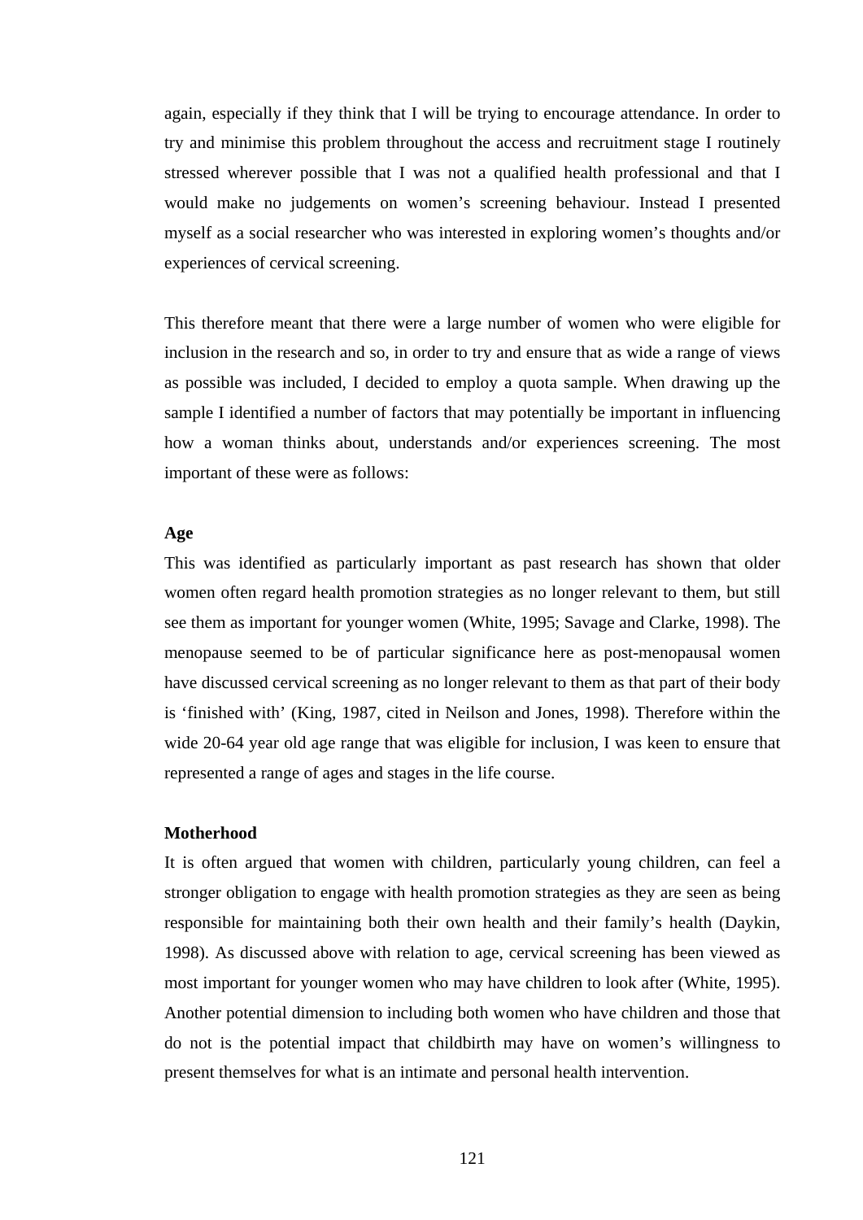again, especially if they think that I will be trying to encourage attendance. In order to try and minimise this problem throughout the access and recruitment stage I routinely stressed wherever possible that I was not a qualified health professional and that I would make no judgements on women's screening behaviour. Instead I presented myself as a social researcher who was interested in exploring women's thoughts and/or experiences of cervical screening.

This therefore meant that there were a large number of women who were eligible for inclusion in the research and so, in order to try and ensure that as wide a range of views as possible was included, I decided to employ a quota sample. When drawing up the sample I identified a number of factors that may potentially be important in influencing how a woman thinks about, understands and/or experiences screening. The most important of these were as follows:

**Age**

This was identified as particularly important as past research has shown that older women often regard health promotion strategies as no longer relevant to them, but still see them as important for younger women (White, 1995; Savage and Clarke, 1998). The menopause seemed to be of particular significance here as post-menopausal women have discussed cervical screening as no longer relevant to them as that part of their body is 'finished with' (King, 1987, cited in Neilson and Jones, 1998). Therefore within the wide 20-64 year old age range that was eligible for inclusion, I was keen to ensure that represented a range of ages and stages in the life course.

**Motherhood**

It is often argued that women with children, particularly young children, can feel a stronger obligation to engage with health promotion strategies as they are seen as being responsible for maintaining both their own health and their family's health (Daykin, 1998). As discussed above with relation to age, cervical screening has been viewed as most important for younger women who may have children to look after (White, 1995). Another potential dimension to including both women who have children and those that do not is the potential impact that childbirth may have on women's willingness to present themselves for what is an intimate and personal health intervention.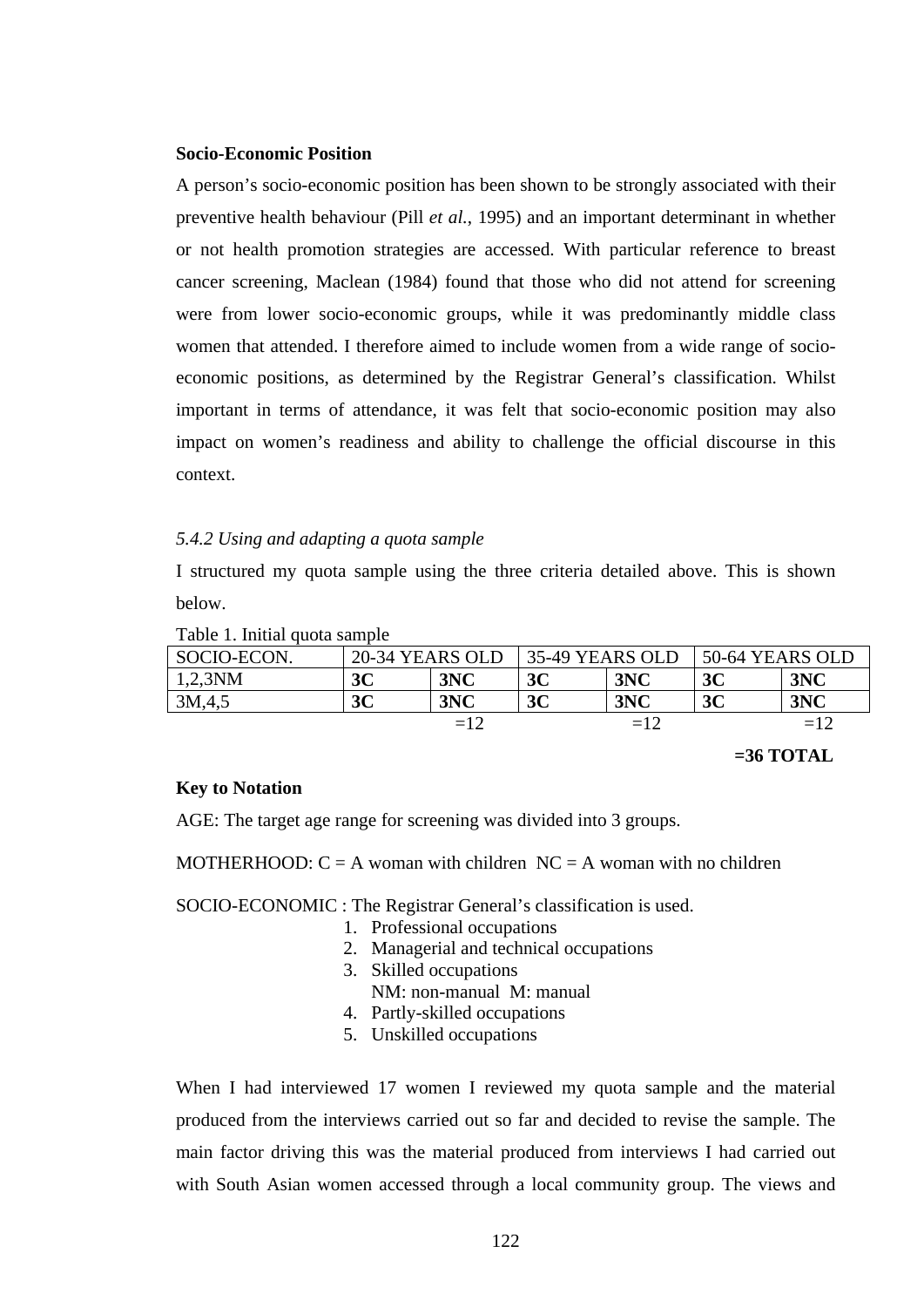**Socio-Economic Position**

A person's socio-economic position has been shown to be strongly associated with their preventive health behaviour (Pill *et al.*, 1995) and an important determinant in whether or not health promotion strategies are accessed. With particular reference to breast cancer screening, Maclean (1984) found that those who did not attend for screening were from lower socio-economic groups, while it was predominantly middle class women that attended. I therefore aimed to include women from a wide range of socio-economic positions, as determined by the Registrar General's classification. Whilst important in terms of attendance, it was felt that socio-economic position may also impact on women's readiness and ability to challenge the official discourse in this context.

### *5.4.2 Using and adapting a quota sample*

I structured my quota sample using the three criteria detailed above. This is shown below.

Table 1. Initial quota sample

| SOCIO-ECON. | 20-34 YEARS OLD | | 35-49 YEARS OLD | | 50-64 YEARS OLD | |
|---|---|---|---|---|---|---|
| 1,2,3NM | **3C** | **3NC** | **3C** | **3NC** | **3C** | **3NC** |
| 3M,4,5 | **3C** | **3NC** | **3C** | **3NC** | **3C** | **3NC** |
| | | =12 | | =12 | | =12 |

**=36 TOTAL**

**Key to Notation**

AGE: The target age range for screening was divided into 3 groups.

MOTHERHOOD: C = A woman with children NC = A woman with no children

SOCIO-ECONOMIC : The Registrar General's classification is used.

1. Professional occupations
2. Managerial and technical occupations
3. Skilled occupations
   NM: non-manual M: manual
4. Partly-skilled occupations
5. Unskilled occupations

When I had interviewed 17 women I reviewed my quota sample and the material produced from the interviews carried out so far and decided to revise the sample. The main factor driving this was the material produced from interviews I had carried out with South Asian women accessed through a local community group. The views and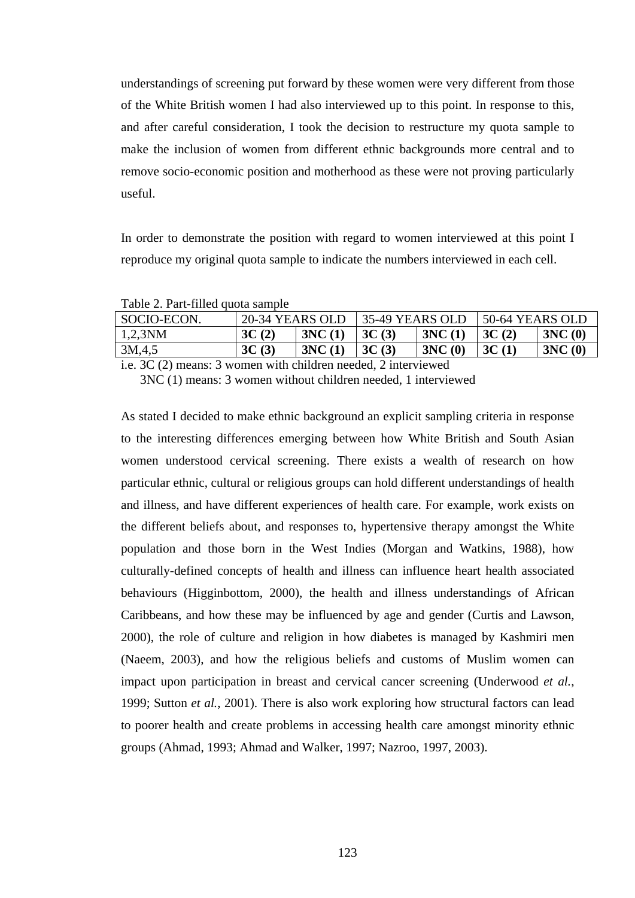understandings of screening put forward by these women were very different from those of the White British women I had also interviewed up to this point. In response to this, and after careful consideration, I took the decision to restructure my quota sample to make the inclusion of women from different ethnic backgrounds more central and to remove socio-economic position and motherhood as these were not proving particularly useful.

In order to demonstrate the position with regard to women interviewed at this point I reproduce my original quota sample to indicate the numbers interviewed in each cell.

Table 2. Part-filled quota sample

| SOCIO-ECON. | 20-34 YEARS OLD | | 35-49 YEARS OLD | | 50-64 YEARS OLD | |
|---|---|---|---|---|---|---|
| 1,2,3NM | **3C (2)** | **3NC (1)** | **3C (3)** | **3NC (1)** | **3C (2)** | **3NC (0)** |
| 3M,4,5 | **3C (3)** | **3NC (1)** | **3C (3)** | **3NC (0)** | **3C (1)** | **3NC (0)** |

i.e. 3C (2) means: 3 women with children needed, 2 interviewed
3NC (1) means: 3 women without children needed, 1 interviewed

As stated I decided to make ethnic background an explicit sampling criteria in response to the interesting differences emerging between how White British and South Asian women understood cervical screening. There exists a wealth of research on how particular ethnic, cultural or religious groups can hold different understandings of health and illness, and have different experiences of health care. For example, work exists on the different beliefs about, and responses to, hypertensive therapy amongst the White population and those born in the West Indies (Morgan and Watkins, 1988), how culturally-defined concepts of health and illness can influence heart health associated behaviours (Higginbottom, 2000), the health and illness understandings of African Caribbeans, and how these may be influenced by age and gender (Curtis and Lawson, 2000), the role of culture and religion in how diabetes is managed by Kashmiri men (Naeem, 2003), and how the religious beliefs and customs of Muslim women can impact upon participation in breast and cervical cancer screening (Underwood *et al.*, 1999; Sutton *et al.*, 2001). There is also work exploring how structural factors can lead to poorer health and create problems in accessing health care amongst minority ethnic groups (Ahmad, 1993; Ahmad and Walker, 1997; Nazroo, 1997, 2003).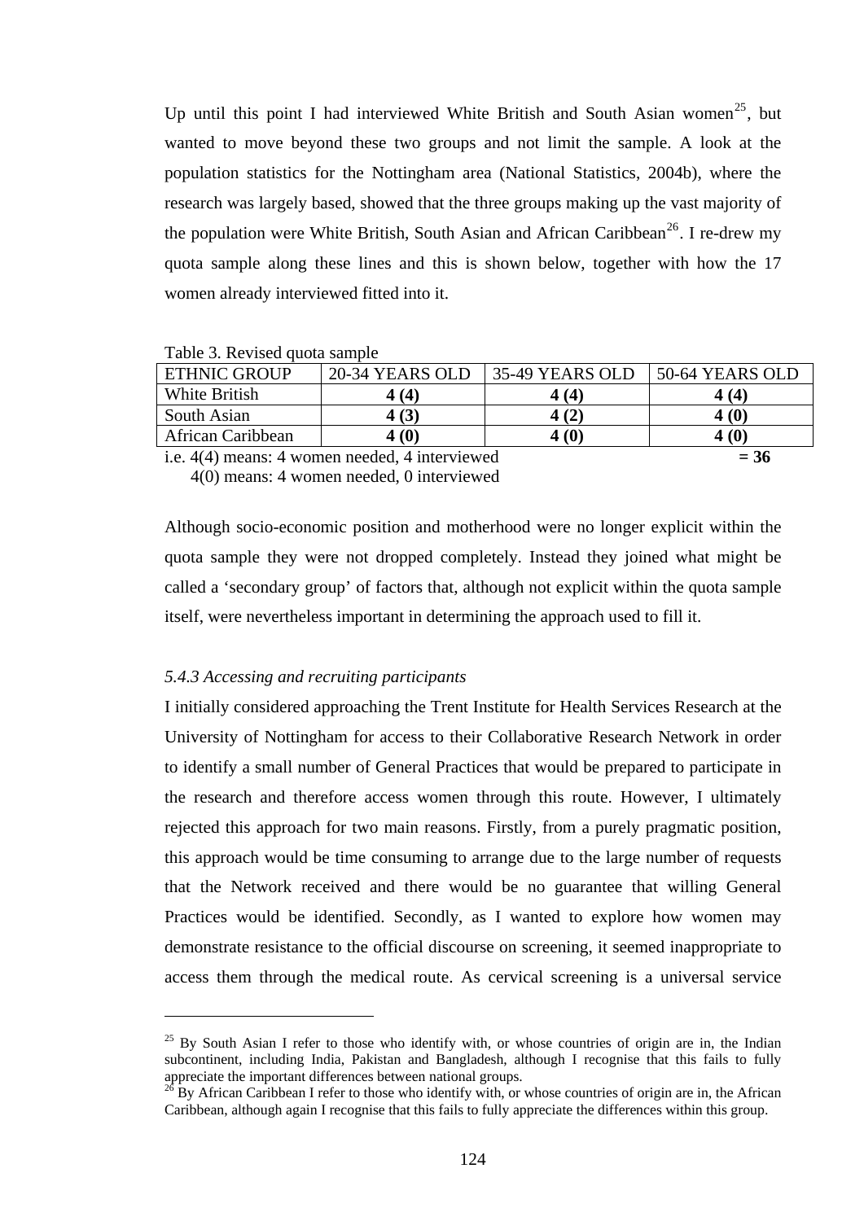Up until this point I had interviewed White British and South Asian women[25], but wanted to move beyond these two groups and not limit the sample. A look at the population statistics for the Nottingham area (National Statistics, 2004b), where the research was largely based, showed that the three groups making up the vast majority of the population were White British, South Asian and African Caribbean[26]. I re-drew my quota sample along these lines and this is shown below, together with how the 17 women already interviewed fitted into it.

Table 3. Revised quota sample

| ETHNIC GROUP | 20-34 YEARS OLD | 35-49 YEARS OLD | 50-64 YEARS OLD |
|---|---|---|---|
| White British | **4 (4)** | **4 (4)** | **4 (4)** |
| South Asian | **4 (3)** | **4 (2)** | **4 (0)** |
| African Caribbean | **4 (0)** | **4 (0)** | **4 (0)** |

i.e. 4(4) means: 4 women needed, 4 interviewed **= 36**
4(0) means: 4 women needed, 0 interviewed

Although socio-economic position and motherhood were no longer explicit within the quota sample they were not dropped completely. Instead they joined what might be called a 'secondary group' of factors that, although not explicit within the quota sample itself, were nevertheless important in determining the approach used to fill it.

### *5.4.3 Accessing and recruiting participants*

I initially considered approaching the Trent Institute for Health Services Research at the University of Nottingham for access to their Collaborative Research Network in order to identify a small number of General Practices that would be prepared to participate in the research and therefore access women through this route. However, I ultimately rejected this approach for two main reasons. Firstly, from a purely pragmatic position, this approach would be time consuming to arrange due to the large number of requests that the Network received and there would be no guarantee that willing General Practices would be identified. Secondly, as I wanted to explore how women may demonstrate resistance to the official discourse on screening, it seemed inappropriate to access them through the medical route. As cervical screening is a universal service

[25] By South Asian I refer to those who identify with, or whose countries of origin are in, the Indian subcontinent, including India, Pakistan and Bangladesh, although I recognise that this fails to fully appreciate the important differences between national groups.

[26] By African Caribbean I refer to those who identify with, or whose countries of origin are in, the African Caribbean, although again I recognise that this fails to fully appreciate the differences within this group.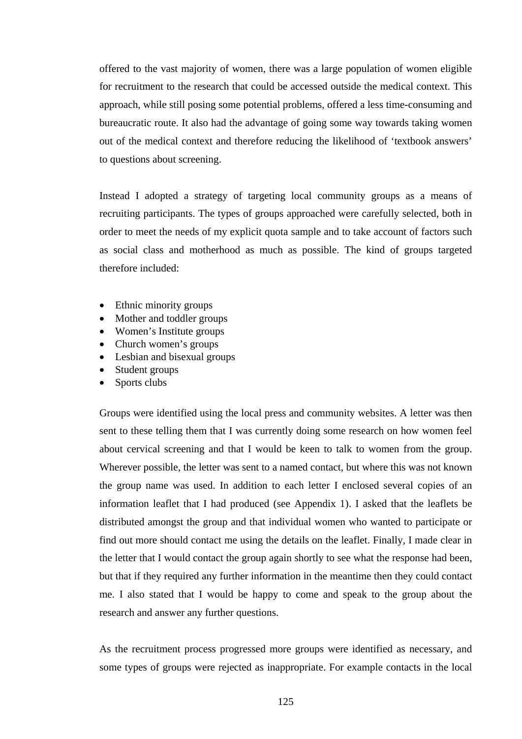offered to the vast majority of women, there was a large population of women eligible for recruitment to the research that could be accessed outside the medical context. This approach, while still posing some potential problems, offered a less time-consuming and bureaucratic route. It also had the advantage of going some way towards taking women out of the medical context and therefore reducing the likelihood of 'textbook answers' to questions about screening.

Instead I adopted a strategy of targeting local community groups as a means of recruiting participants. The types of groups approached were carefully selected, both in order to meet the needs of my explicit quota sample and to take account of factors such as social class and motherhood as much as possible. The kind of groups targeted therefore included:

- Ethnic minority groups
- Mother and toddler groups
- Women's Institute groups
- Church women's groups
- Lesbian and bisexual groups
- Student groups
- Sports clubs

Groups were identified using the local press and community websites. A letter was then sent to these telling them that I was currently doing some research on how women feel about cervical screening and that I would be keen to talk to women from the group. Wherever possible, the letter was sent to a named contact, but where this was not known the group name was used. In addition to each letter I enclosed several copies of an information leaflet that I had produced (see Appendix 1). I asked that the leaflets be distributed amongst the group and that individual women who wanted to participate or find out more should contact me using the details on the leaflet. Finally, I made clear in the letter that I would contact the group again shortly to see what the response had been, but that if they required any further information in the meantime then they could contact me. I also stated that I would be happy to come and speak to the group about the research and answer any further questions.

As the recruitment process progressed more groups were identified as necessary, and some types of groups were rejected as inappropriate. For example contacts in the local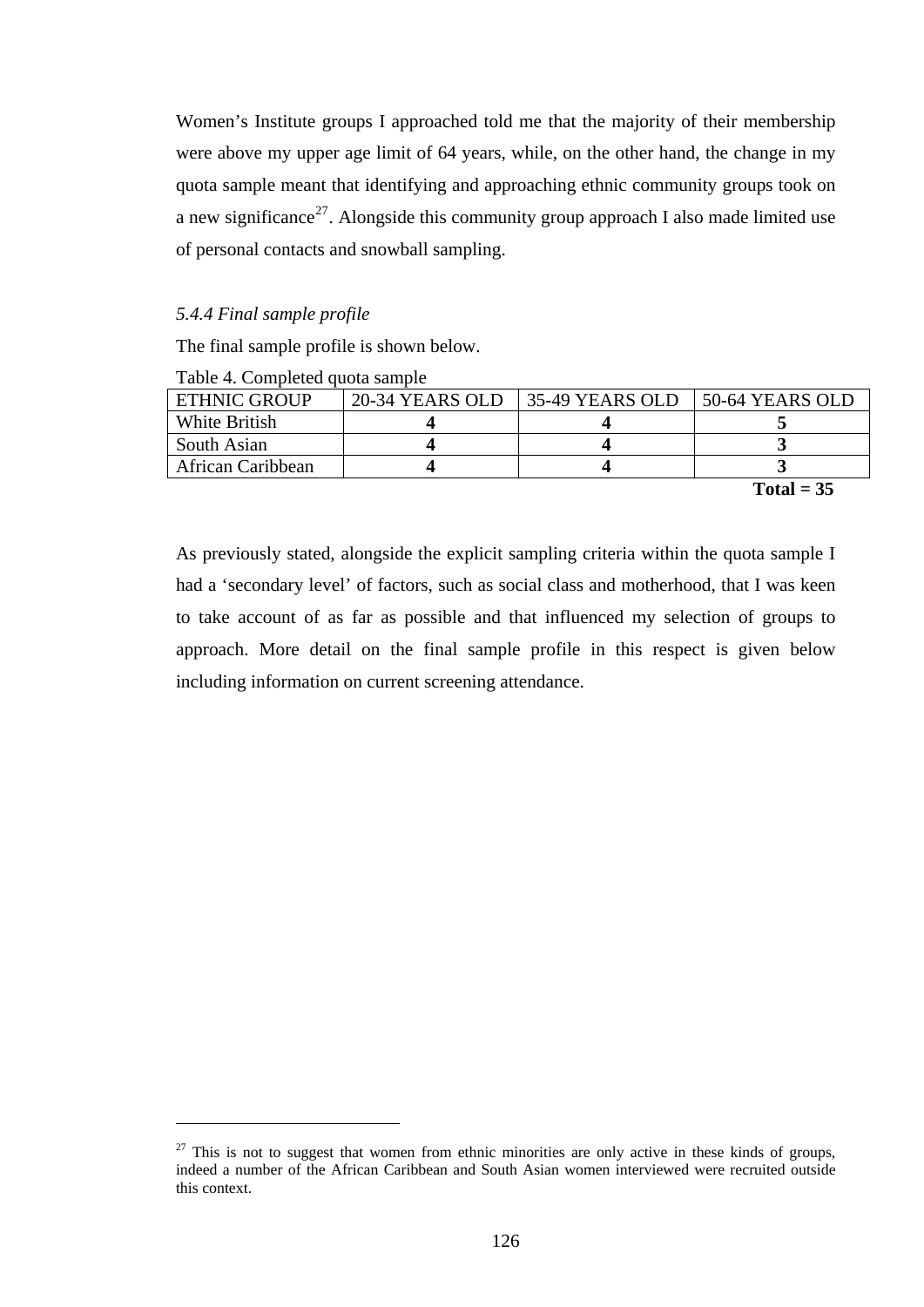Women's Institute groups I approached told me that the majority of their membership were above my upper age limit of 64 years, while, on the other hand, the change in my quota sample meant that identifying and approaching ethnic community groups took on a new significance[27]. Alongside this community group approach I also made limited use of personal contacts and snowball sampling.

*5.4.4 Final sample profile*

The final sample profile is shown below.

Table 4. Completed quota sample

| ETHNIC GROUP | 20-34 YEARS OLD | 35-49 YEARS OLD | 50-64 YEARS OLD |
|---|---|---|---|
| White British | **4** | **4** | **5** |
| South Asian | **4** | **4** | **3** |
| African Caribbean | **4** | **4** | **3** |
| | | | **Total = 35** |

As previously stated, alongside the explicit sampling criteria within the quota sample I had a 'secondary level' of factors, such as social class and motherhood, that I was keen to take account of as far as possible and that influenced my selection of groups to approach. More detail on the final sample profile in this respect is given below including information on current screening attendance.

[27] This is not to suggest that women from ethnic minorities are only active in these kinds of groups, indeed a number of the African Caribbean and South Asian women interviewed were recruited outside this context.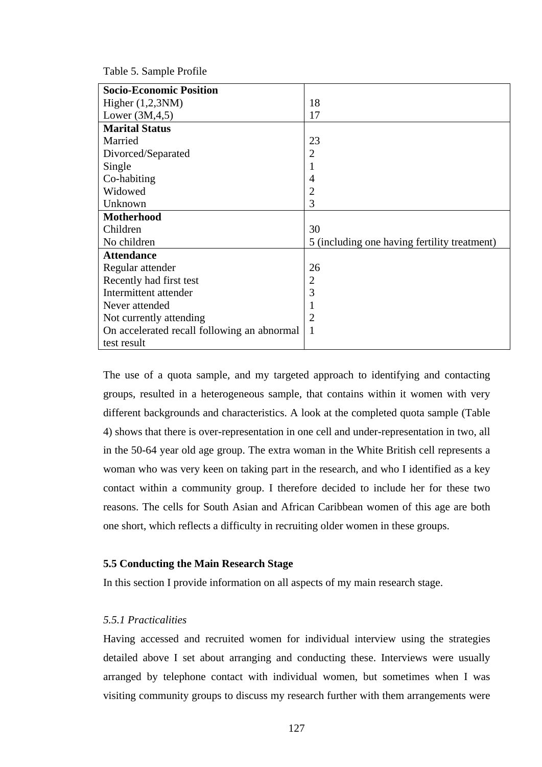Table 5. Sample Profile

| | |
|---|---|
| **Socio-Economic Position** | |
| Higher (1,2,3NM) | 18 |
| Lower (3M,4,5) | 17 |
| **Marital Status** | |
| Married | 23 |
| Divorced/Separated | 2 |
| Single | 1 |
| Co-habiting | 4 |
| Widowed | 2 |
| Unknown | 3 |
| **Motherhood** | |
| Children | 30 |
| No children | 5 (including one having fertility treatment) |
| **Attendance** | |
| Regular attender | 26 |
| Recently had first test | 2 |
| Intermittent attender | 3 |
| Never attended | 1 |
| Not currently attending | 2 |
| On accelerated recall following an abnormal test result | 1 |

The use of a quota sample, and my targeted approach to identifying and contacting groups, resulted in a heterogeneous sample, that contains within it women with very different backgrounds and characteristics. A look at the completed quota sample (Table 4) shows that there is over-representation in one cell and under-representation in two, all in the 50-64 year old age group. The extra woman in the White British cell represents a woman who was very keen on taking part in the research, and who I identified as a key contact within a community group. I therefore decided to include her for these two reasons. The cells for South Asian and African Caribbean women of this age are both one short, which reflects a difficulty in recruiting older women in these groups.

### 5.5 Conducting the Main Research Stage

In this section I provide information on all aspects of my main research stage.

#### *5.5.1 Practicalities*

Having accessed and recruited women for individual interview using the strategies detailed above I set about arranging and conducting these. Interviews were usually arranged by telephone contact with individual women, but sometimes when I was visiting community groups to discuss my research further with them arrangements were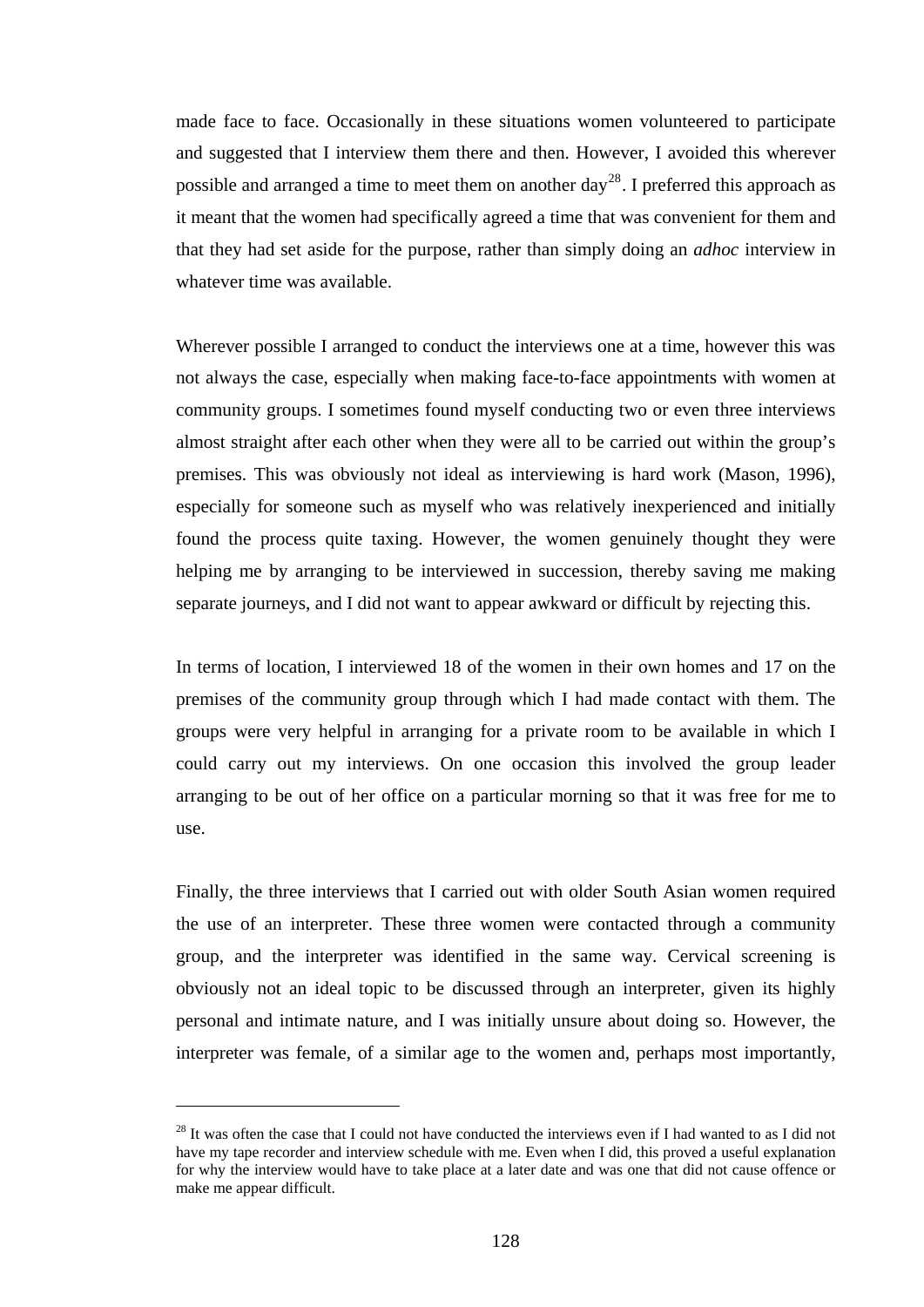made face to face. Occasionally in these situations women volunteered to participate and suggested that I interview them there and then. However, I avoided this wherever possible and arranged a time to meet them on another day[28]. I preferred this approach as it meant that the women had specifically agreed a time that was convenient for them and that they had set aside for the purpose, rather than simply doing an *adhoc* interview in whatever time was available.

Wherever possible I arranged to conduct the interviews one at a time, however this was not always the case, especially when making face-to-face appointments with women at community groups. I sometimes found myself conducting two or even three interviews almost straight after each other when they were all to be carried out within the group's premises. This was obviously not ideal as interviewing is hard work (Mason, 1996), especially for someone such as myself who was relatively inexperienced and initially found the process quite taxing. However, the women genuinely thought they were helping me by arranging to be interviewed in succession, thereby saving me making separate journeys, and I did not want to appear awkward or difficult by rejecting this.

In terms of location, I interviewed 18 of the women in their own homes and 17 on the premises of the community group through which I had made contact with them. The groups were very helpful in arranging for a private room to be available in which I could carry out my interviews. On one occasion this involved the group leader arranging to be out of her office on a particular morning so that it was free for me to use.

Finally, the three interviews that I carried out with older South Asian women required the use of an interpreter. These three women were contacted through a community group, and the interpreter was identified in the same way. Cervical screening is obviously not an ideal topic to be discussed through an interpreter, given its highly personal and intimate nature, and I was initially unsure about doing so. However, the interpreter was female, of a similar age to the women and, perhaps most importantly,

[28] It was often the case that I could not have conducted the interviews even if I had wanted to as I did not have my tape recorder and interview schedule with me. Even when I did, this proved a useful explanation for why the interview would have to take place at a later date and was one that did not cause offence or make me appear difficult.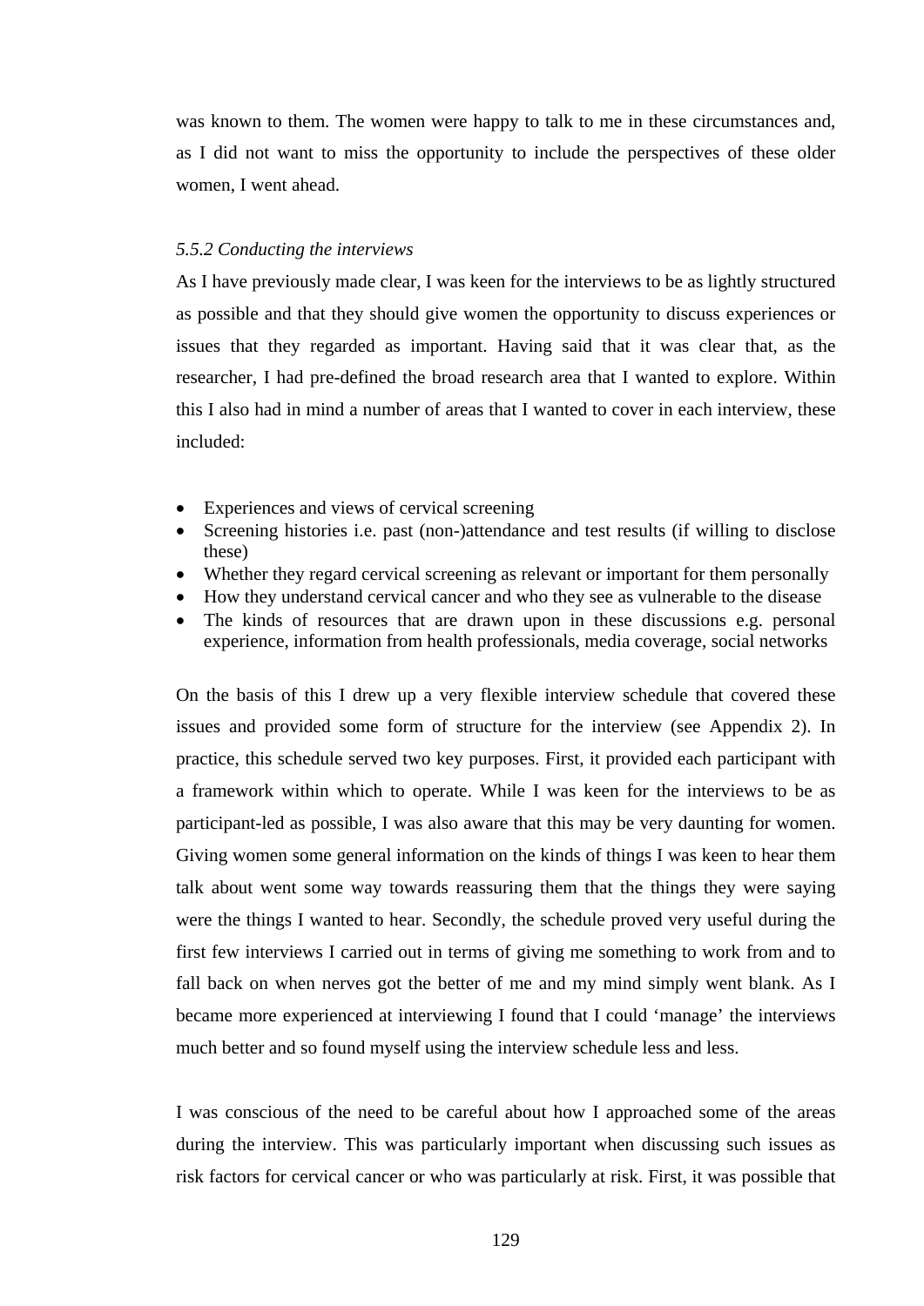was known to them. The women were happy to talk to me in these circumstances and, as I did not want to miss the opportunity to include the perspectives of these older women, I went ahead.

### *5.5.2 Conducting the interviews*

As I have previously made clear, I was keen for the interviews to be as lightly structured as possible and that they should give women the opportunity to discuss experiences or issues that they regarded as important. Having said that it was clear that, as the researcher, I had pre-defined the broad research area that I wanted to explore. Within this I also had in mind a number of areas that I wanted to cover in each interview, these included:

- Experiences and views of cervical screening
- Screening histories i.e. past (non-)attendance and test results (if willing to disclose these)
- Whether they regard cervical screening as relevant or important for them personally
- How they understand cervical cancer and who they see as vulnerable to the disease
- The kinds of resources that are drawn upon in these discussions e.g. personal experience, information from health professionals, media coverage, social networks

On the basis of this I drew up a very flexible interview schedule that covered these issues and provided some form of structure for the interview (see Appendix 2). In practice, this schedule served two key purposes. First, it provided each participant with a framework within which to operate. While I was keen for the interviews to be as participant-led as possible, I was also aware that this may be very daunting for women. Giving women some general information on the kinds of things I was keen to hear them talk about went some way towards reassuring them that the things they were saying were the things I wanted to hear. Secondly, the schedule proved very useful during the first few interviews I carried out in terms of giving me something to work from and to fall back on when nerves got the better of me and my mind simply went blank. As I became more experienced at interviewing I found that I could 'manage' the interviews much better and so found myself using the interview schedule less and less.

I was conscious of the need to be careful about how I approached some of the areas during the interview. This was particularly important when discussing such issues as risk factors for cervical cancer or who was particularly at risk. First, it was possible that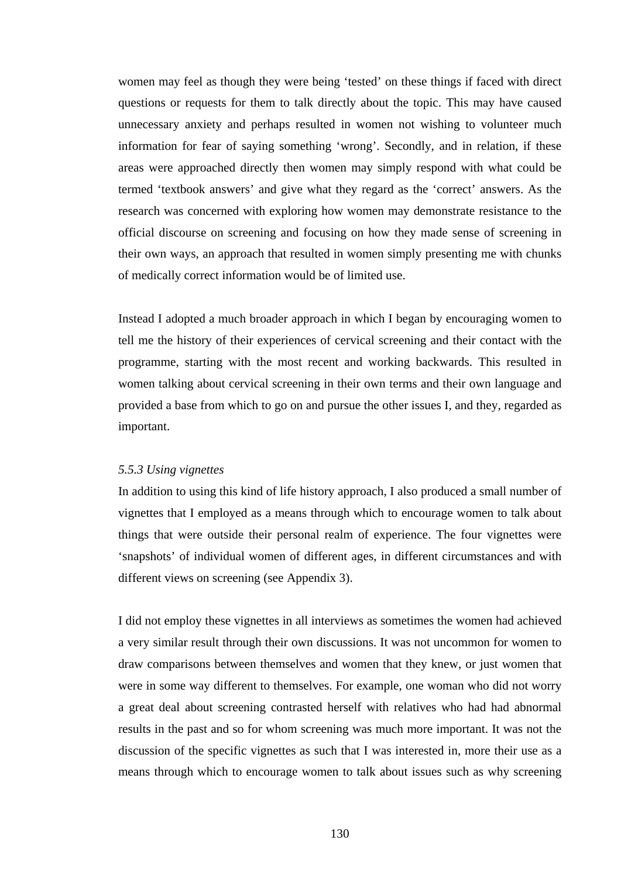women may feel as though they were being ‘tested’ on these things if faced with direct questions or requests for them to talk directly about the topic. This may have caused unnecessary anxiety and perhaps resulted in women not wishing to volunteer much information for fear of saying something ‘wrong’. Secondly, and in relation, if these areas were approached directly then women may simply respond with what could be termed ‘textbook answers’ and give what they regard as the ‘correct’ answers. As the research was concerned with exploring how women may demonstrate resistance to the official discourse on screening and focusing on how they made sense of screening in their own ways, an approach that resulted in women simply presenting me with chunks of medically correct information would be of limited use.

Instead I adopted a much broader approach in which I began by encouraging women to tell me the history of their experiences of cervical screening and their contact with the programme, starting with the most recent and working backwards. This resulted in women talking about cervical screening in their own terms and their own language and provided a base from which to go on and pursue the other issues I, and they, regarded as important.

*5.5.3 Using vignettes*

In addition to using this kind of life history approach, I also produced a small number of vignettes that I employed as a means through which to encourage women to talk about things that were outside their personal realm of experience. The four vignettes were ‘snapshots’ of individual women of different ages, in different circumstances and with different views on screening (see Appendix 3).

I did not employ these vignettes in all interviews as sometimes the women had achieved a very similar result through their own discussions. It was not uncommon for women to draw comparisons between themselves and women that they knew, or just women that were in some way different to themselves. For example, one woman who did not worry a great deal about screening contrasted herself with relatives who had had abnormal results in the past and so for whom screening was much more important. It was not the discussion of the specific vignettes as such that I was interested in, more their use as a means through which to encourage women to talk about issues such as why screening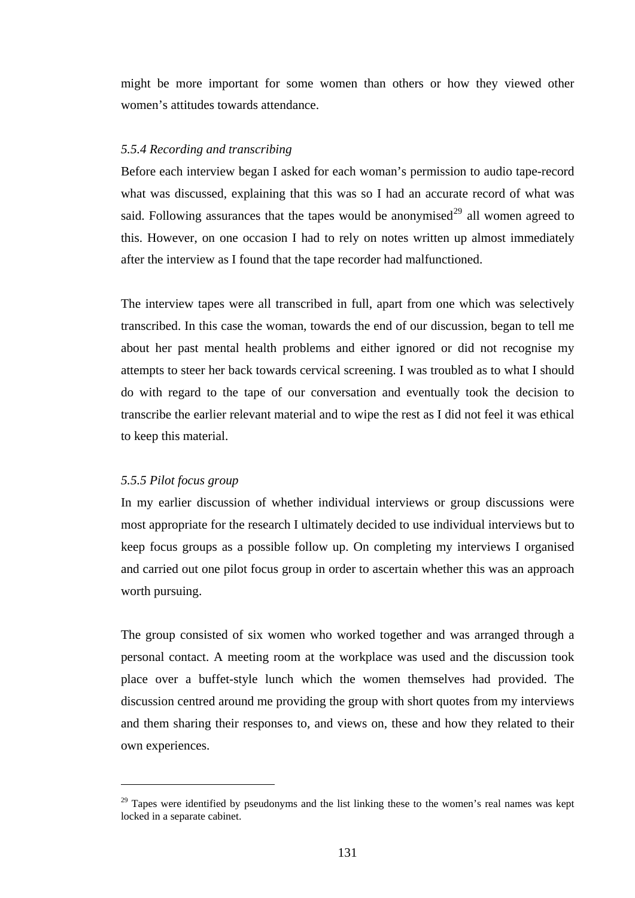might be more important for some women than others or how they viewed other women's attitudes towards attendance.

### *5.5.4 Recording and transcribing*

Before each interview began I asked for each woman's permission to audio tape-record what was discussed, explaining that this was so I had an accurate record of what was said. Following assurances that the tapes would be anonymised[29] all women agreed to this. However, on one occasion I had to rely on notes written up almost immediately after the interview as I found that the tape recorder had malfunctioned.

The interview tapes were all transcribed in full, apart from one which was selectively transcribed. In this case the woman, towards the end of our discussion, began to tell me about her past mental health problems and either ignored or did not recognise my attempts to steer her back towards cervical screening. I was troubled as to what I should do with regard to the tape of our conversation and eventually took the decision to transcribe the earlier relevant material and to wipe the rest as I did not feel it was ethical to keep this material.

### *5.5.5 Pilot focus group*

In my earlier discussion of whether individual interviews or group discussions were most appropriate for the research I ultimately decided to use individual interviews but to keep focus groups as a possible follow up. On completing my interviews I organised and carried out one pilot focus group in order to ascertain whether this was an approach worth pursuing.

The group consisted of six women who worked together and was arranged through a personal contact. A meeting room at the workplace was used and the discussion took place over a buffet-style lunch which the women themselves had provided. The discussion centred around me providing the group with short quotes from my interviews and them sharing their responses to, and views on, these and how they related to their own experiences.

---

[29] Tapes were identified by pseudonyms and the list linking these to the women's real names was kept locked in a separate cabinet.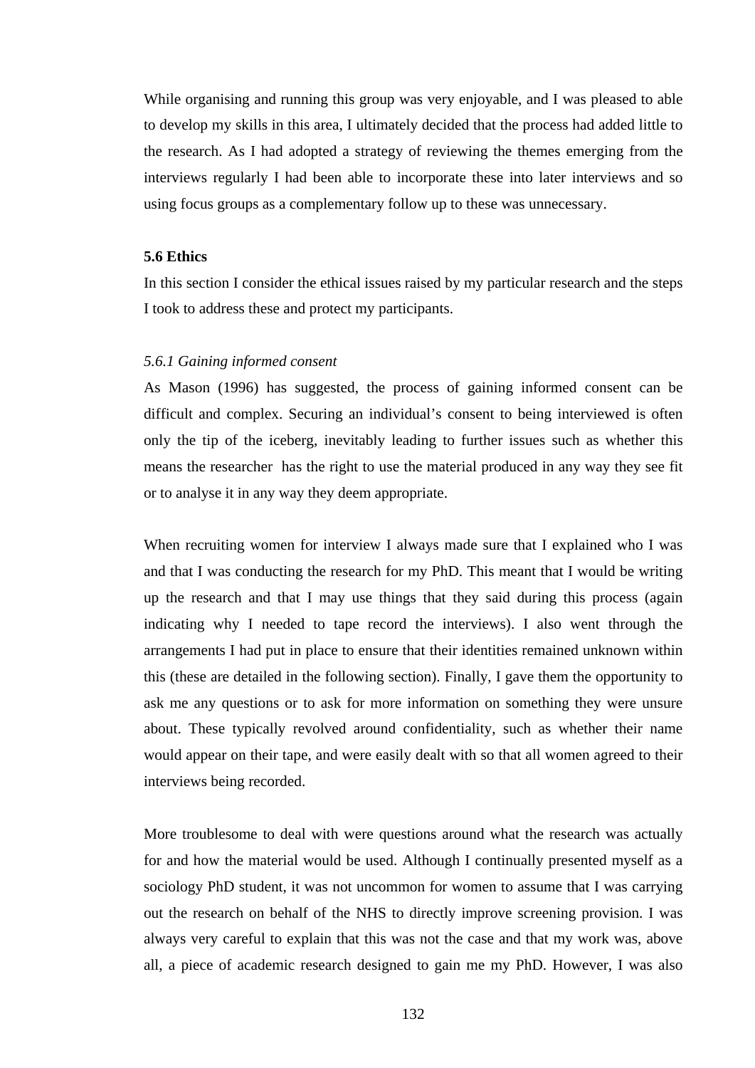While organising and running this group was very enjoyable, and I was pleased to able to develop my skills in this area, I ultimately decided that the process had added little to the research. As I had adopted a strategy of reviewing the themes emerging from the interviews regularly I had been able to incorporate these into later interviews and so using focus groups as a complementary follow up to these was unnecessary.

**5.6 Ethics**

In this section I consider the ethical issues raised by my particular research and the steps I took to address these and protect my participants.

*5.6.1 Gaining informed consent*

As Mason (1996) has suggested, the process of gaining informed consent can be difficult and complex. Securing an individual's consent to being interviewed is often only the tip of the iceberg, inevitably leading to further issues such as whether this means the researcher has the right to use the material produced in any way they see fit or to analyse it in any way they deem appropriate.

When recruiting women for interview I always made sure that I explained who I was and that I was conducting the research for my PhD. This meant that I would be writing up the research and that I may use things that they said during this process (again indicating why I needed to tape record the interviews). I also went through the arrangements I had put in place to ensure that their identities remained unknown within this (these are detailed in the following section). Finally, I gave them the opportunity to ask me any questions or to ask for more information on something they were unsure about. These typically revolved around confidentiality, such as whether their name would appear on their tape, and were easily dealt with so that all women agreed to their interviews being recorded.

More troublesome to deal with were questions around what the research was actually for and how the material would be used. Although I continually presented myself as a sociology PhD student, it was not uncommon for women to assume that I was carrying out the research on behalf of the NHS to directly improve screening provision. I was always very careful to explain that this was not the case and that my work was, above all, a piece of academic research designed to gain me my PhD. However, I was also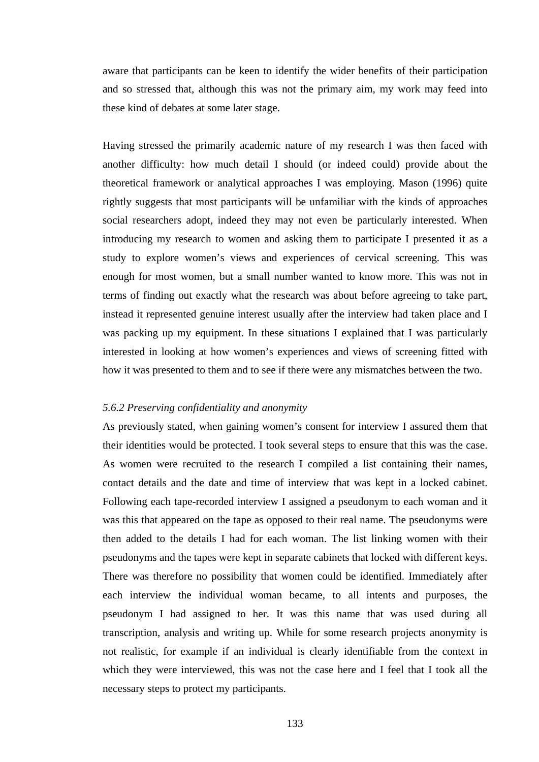aware that participants can be keen to identify the wider benefits of their participation and so stressed that, although this was not the primary aim, my work may feed into these kind of debates at some later stage.

Having stressed the primarily academic nature of my research I was then faced with another difficulty: how much detail I should (or indeed could) provide about the theoretical framework or analytical approaches I was employing. Mason (1996) quite rightly suggests that most participants will be unfamiliar with the kinds of approaches social researchers adopt, indeed they may not even be particularly interested. When introducing my research to women and asking them to participate I presented it as a study to explore women's views and experiences of cervical screening. This was enough for most women, but a small number wanted to know more. This was not in terms of finding out exactly what the research was about before agreeing to take part, instead it represented genuine interest usually after the interview had taken place and I was packing up my equipment. In these situations I explained that I was particularly interested in looking at how women's experiences and views of screening fitted with how it was presented to them and to see if there were any mismatches between the two.

*5.6.2 Preserving confidentiality and anonymity*

As previously stated, when gaining women's consent for interview I assured them that their identities would be protected. I took several steps to ensure that this was the case. As women were recruited to the research I compiled a list containing their names, contact details and the date and time of interview that was kept in a locked cabinet. Following each tape-recorded interview I assigned a pseudonym to each woman and it was this that appeared on the tape as opposed to their real name. The pseudonyms were then added to the details I had for each woman. The list linking women with their pseudonyms and the tapes were kept in separate cabinets that locked with different keys. There was therefore no possibility that women could be identified. Immediately after each interview the individual woman became, to all intents and purposes, the pseudonym I had assigned to her. It was this name that was used during all transcription, analysis and writing up. While for some research projects anonymity is not realistic, for example if an individual is clearly identifiable from the context in which they were interviewed, this was not the case here and I feel that I took all the necessary steps to protect my participants.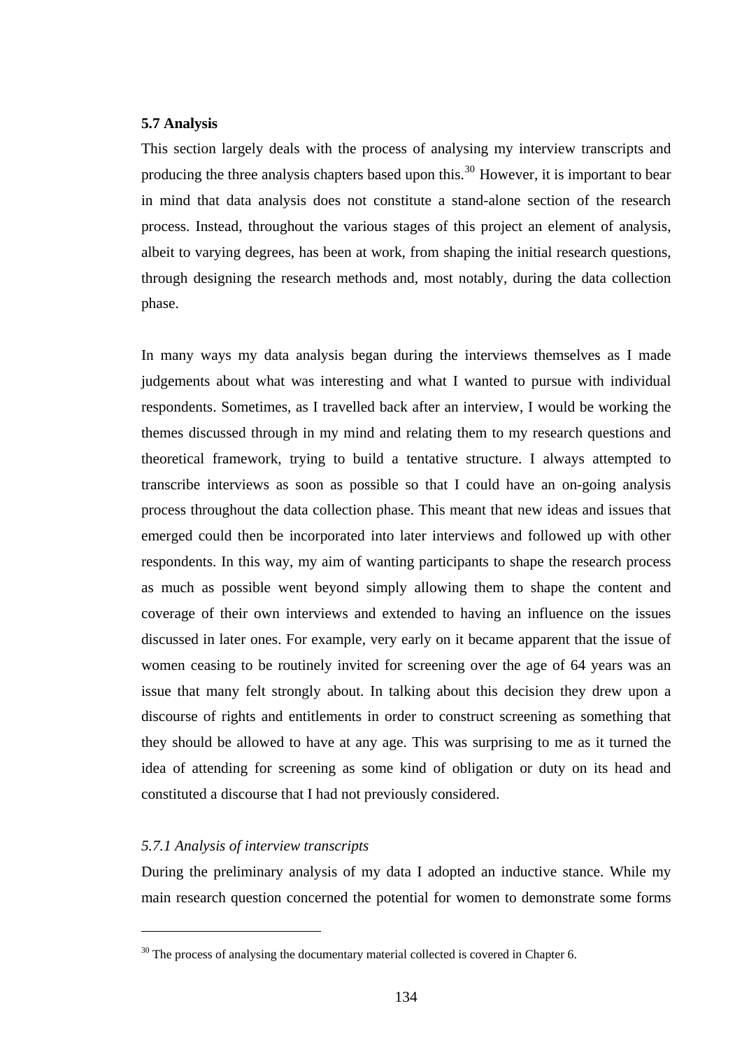### 5.7 Analysis

This section largely deals with the process of analysing my interview transcripts and producing the three analysis chapters based upon this.[30] However, it is important to bear in mind that data analysis does not constitute a stand-alone section of the research process. Instead, throughout the various stages of this project an element of analysis, albeit to varying degrees, has been at work, from shaping the initial research questions, through designing the research methods and, most notably, during the data collection phase.

In many ways my data analysis began during the interviews themselves as I made judgements about what was interesting and what I wanted to pursue with individual respondents. Sometimes, as I travelled back after an interview, I would be working the themes discussed through in my mind and relating them to my research questions and theoretical framework, trying to build a tentative structure. I always attempted to transcribe interviews as soon as possible so that I could have an on-going analysis process throughout the data collection phase. This meant that new ideas and issues that emerged could then be incorporated into later interviews and followed up with other respondents. In this way, my aim of wanting participants to shape the research process as much as possible went beyond simply allowing them to shape the content and coverage of their own interviews and extended to having an influence on the issues discussed in later ones. For example, very early on it became apparent that the issue of women ceasing to be routinely invited for screening over the age of 64 years was an issue that many felt strongly about. In talking about this decision they drew upon a discourse of rights and entitlements in order to construct screening as something that they should be allowed to have at any age. This was surprising to me as it turned the idea of attending for screening as some kind of obligation or duty on its head and constituted a discourse that I had not previously considered.

#### *5.7.1 Analysis of interview transcripts*

During the preliminary analysis of my data I adopted an inductive stance. While my main research question concerned the potential for women to demonstrate some forms

---

[30] The process of analysing the documentary material collected is covered in Chapter 6.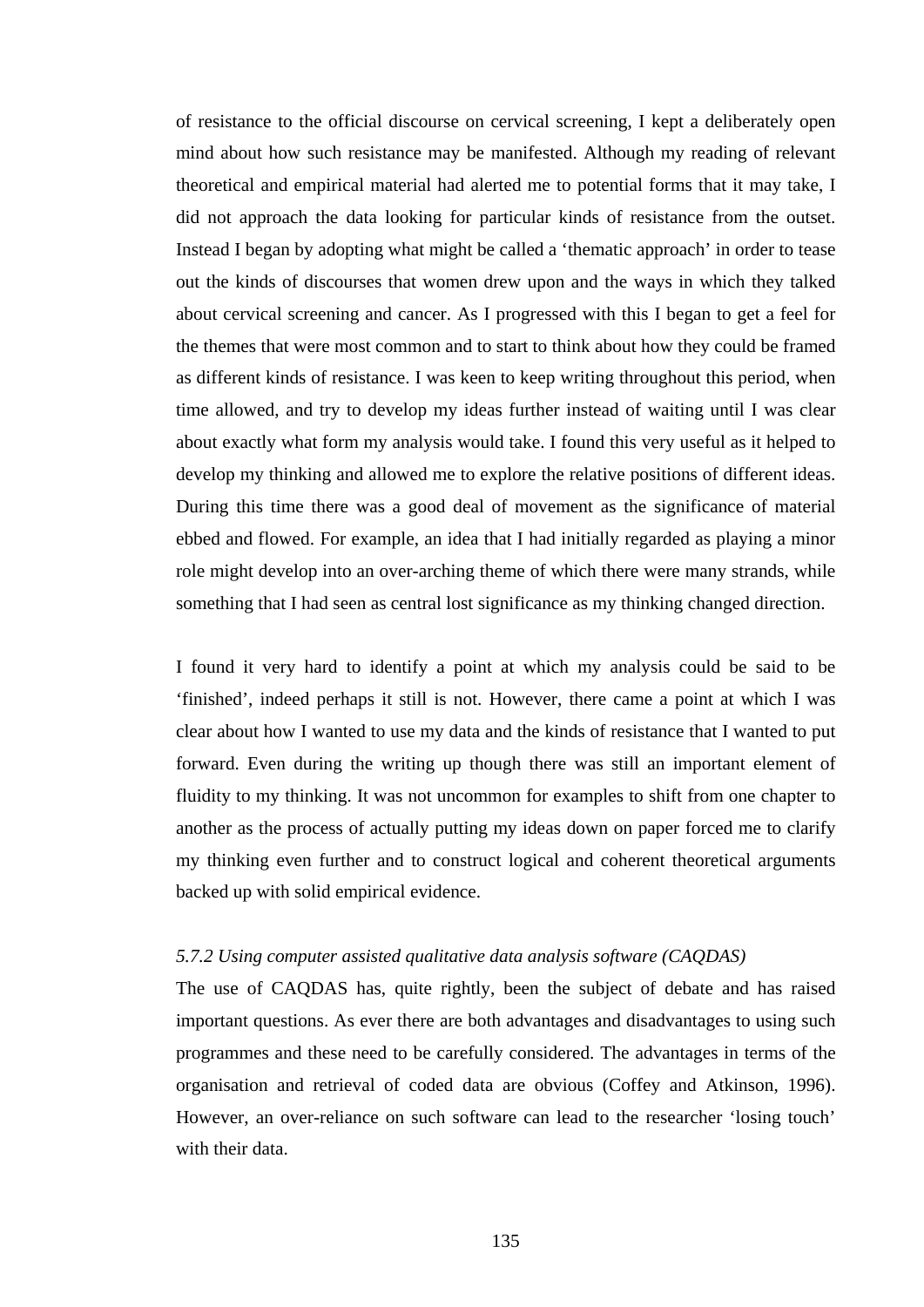of resistance to the official discourse on cervical screening, I kept a deliberately open mind about how such resistance may be manifested. Although my reading of relevant theoretical and empirical material had alerted me to potential forms that it may take, I did not approach the data looking for particular kinds of resistance from the outset. Instead I began by adopting what might be called a 'thematic approach' in order to tease out the kinds of discourses that women drew upon and the ways in which they talked about cervical screening and cancer. As I progressed with this I began to get a feel for the themes that were most common and to start to think about how they could be framed as different kinds of resistance. I was keen to keep writing throughout this period, when time allowed, and try to develop my ideas further instead of waiting until I was clear about exactly what form my analysis would take. I found this very useful as it helped to develop my thinking and allowed me to explore the relative positions of different ideas. During this time there was a good deal of movement as the significance of material ebbed and flowed. For example, an idea that I had initially regarded as playing a minor role might develop into an over-arching theme of which there were many strands, while something that I had seen as central lost significance as my thinking changed direction.

I found it very hard to identify a point at which my analysis could be said to be 'finished', indeed perhaps it still is not. However, there came a point at which I was clear about how I wanted to use my data and the kinds of resistance that I wanted to put forward. Even during the writing up though there was still an important element of fluidity to my thinking. It was not uncommon for examples to shift from one chapter to another as the process of actually putting my ideas down on paper forced me to clarify my thinking even further and to construct logical and coherent theoretical arguments backed up with solid empirical evidence.

### *5.7.2 Using computer assisted qualitative data analysis software (CAQDAS)*

The use of CAQDAS has, quite rightly, been the subject of debate and has raised important questions. As ever there are both advantages and disadvantages to using such programmes and these need to be carefully considered. The advantages in terms of the organisation and retrieval of coded data are obvious (Coffey and Atkinson, 1996). However, an over-reliance on such software can lead to the researcher 'losing touch' with their data.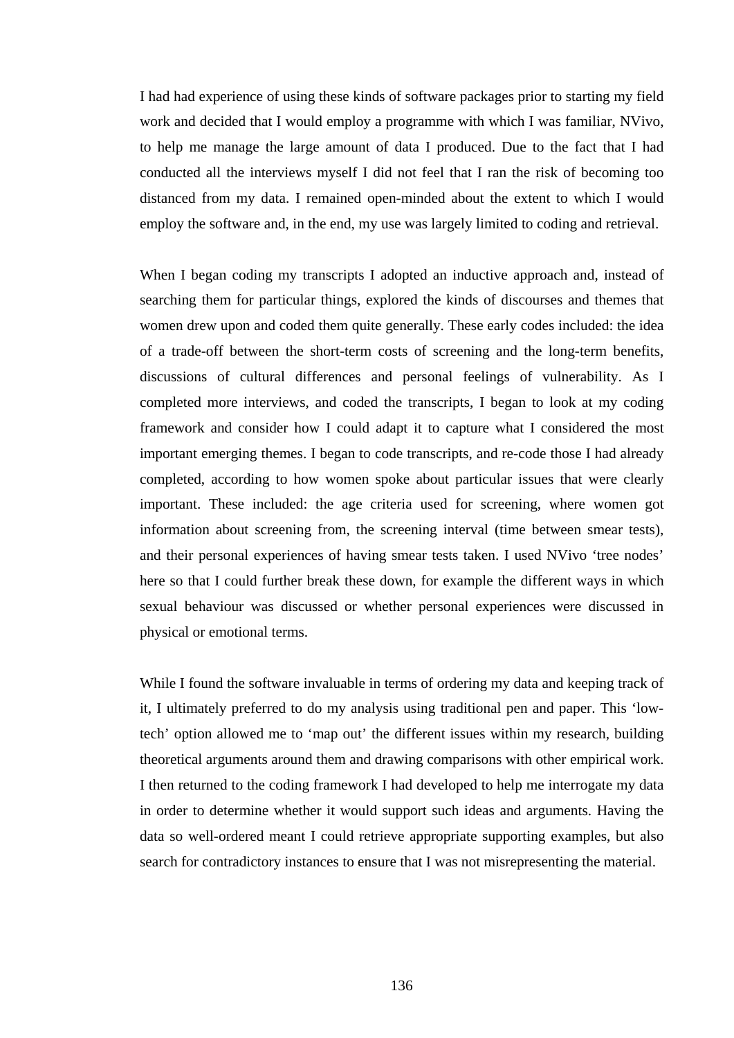I had had experience of using these kinds of software packages prior to starting my field work and decided that I would employ a programme with which I was familiar, NVivo, to help me manage the large amount of data I produced. Due to the fact that I had conducted all the interviews myself I did not feel that I ran the risk of becoming too distanced from my data. I remained open-minded about the extent to which I would employ the software and, in the end, my use was largely limited to coding and retrieval.

When I began coding my transcripts I adopted an inductive approach and, instead of searching them for particular things, explored the kinds of discourses and themes that women drew upon and coded them quite generally. These early codes included: the idea of a trade-off between the short-term costs of screening and the long-term benefits, discussions of cultural differences and personal feelings of vulnerability. As I completed more interviews, and coded the transcripts, I began to look at my coding framework and consider how I could adapt it to capture what I considered the most important emerging themes. I began to code transcripts, and re-code those I had already completed, according to how women spoke about particular issues that were clearly important. These included: the age criteria used for screening, where women got information about screening from, the screening interval (time between smear tests), and their personal experiences of having smear tests taken. I used NVivo 'tree nodes' here so that I could further break these down, for example the different ways in which sexual behaviour was discussed or whether personal experiences were discussed in physical or emotional terms.

While I found the software invaluable in terms of ordering my data and keeping track of it, I ultimately preferred to do my analysis using traditional pen and paper. This 'low-tech' option allowed me to 'map out' the different issues within my research, building theoretical arguments around them and drawing comparisons with other empirical work. I then returned to the coding framework I had developed to help me interrogate my data in order to determine whether it would support such ideas and arguments. Having the data so well-ordered meant I could retrieve appropriate supporting examples, but also search for contradictory instances to ensure that I was not misrepresenting the material.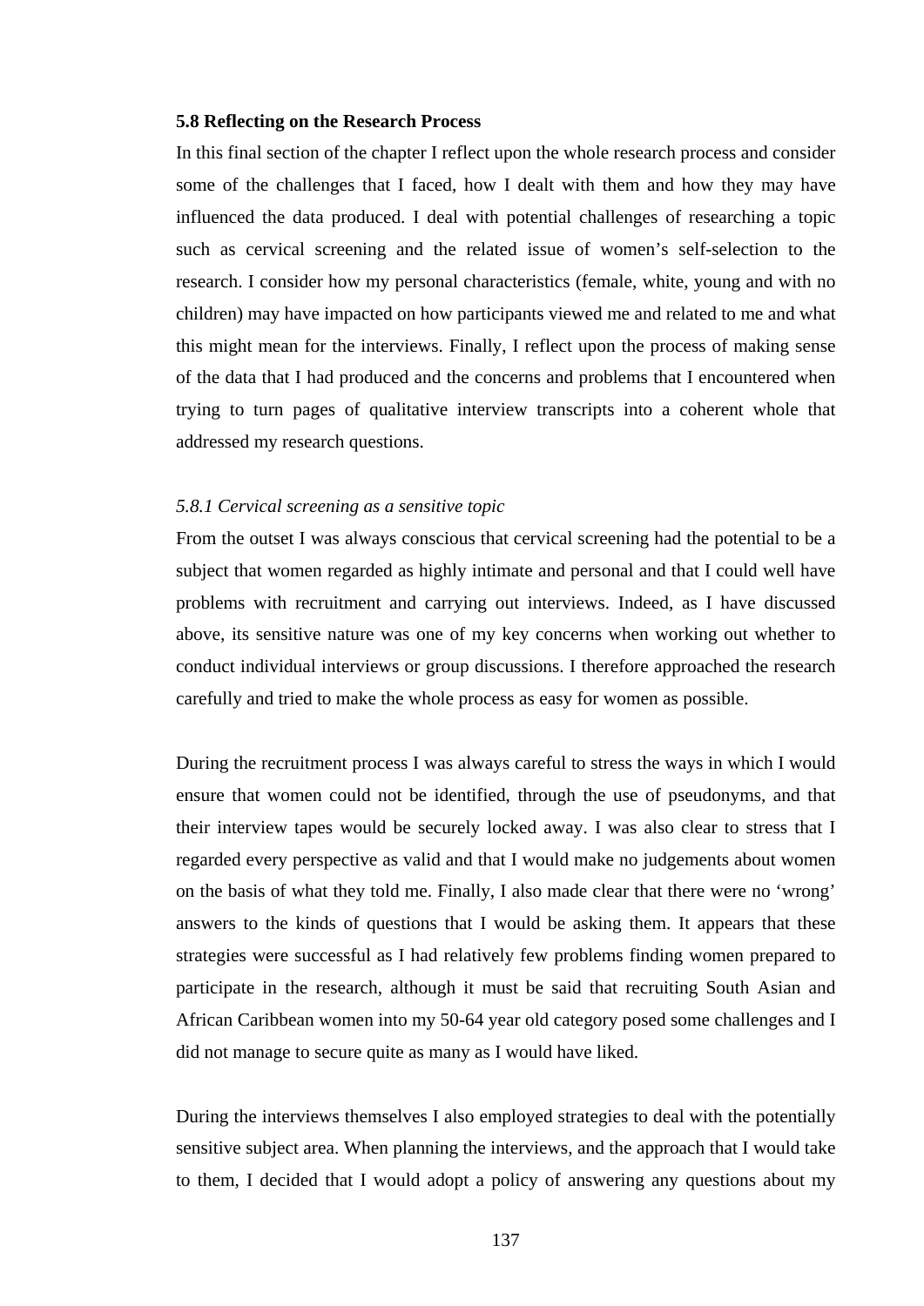### 5.8 Reflecting on the Research Process

In this final section of the chapter I reflect upon the whole research process and consider some of the challenges that I faced, how I dealt with them and how they may have influenced the data produced. I deal with potential challenges of researching a topic such as cervical screening and the related issue of women's self-selection to the research. I consider how my personal characteristics (female, white, young and with no children) may have impacted on how participants viewed me and related to me and what this might mean for the interviews. Finally, I reflect upon the process of making sense of the data that I had produced and the concerns and problems that I encountered when trying to turn pages of qualitative interview transcripts into a coherent whole that addressed my research questions.

#### *5.8.1 Cervical screening as a sensitive topic*

From the outset I was always conscious that cervical screening had the potential to be a subject that women regarded as highly intimate and personal and that I could well have problems with recruitment and carrying out interviews. Indeed, as I have discussed above, its sensitive nature was one of my key concerns when working out whether to conduct individual interviews or group discussions. I therefore approached the research carefully and tried to make the whole process as easy for women as possible.

During the recruitment process I was always careful to stress the ways in which I would ensure that women could not be identified, through the use of pseudonyms, and that their interview tapes would be securely locked away. I was also clear to stress that I regarded every perspective as valid and that I would make no judgements about women on the basis of what they told me. Finally, I also made clear that there were no 'wrong' answers to the kinds of questions that I would be asking them. It appears that these strategies were successful as I had relatively few problems finding women prepared to participate in the research, although it must be said that recruiting South Asian and African Caribbean women into my 50-64 year old category posed some challenges and I did not manage to secure quite as many as I would have liked.

During the interviews themselves I also employed strategies to deal with the potentially sensitive subject area. When planning the interviews, and the approach that I would take to them, I decided that I would adopt a policy of answering any questions about my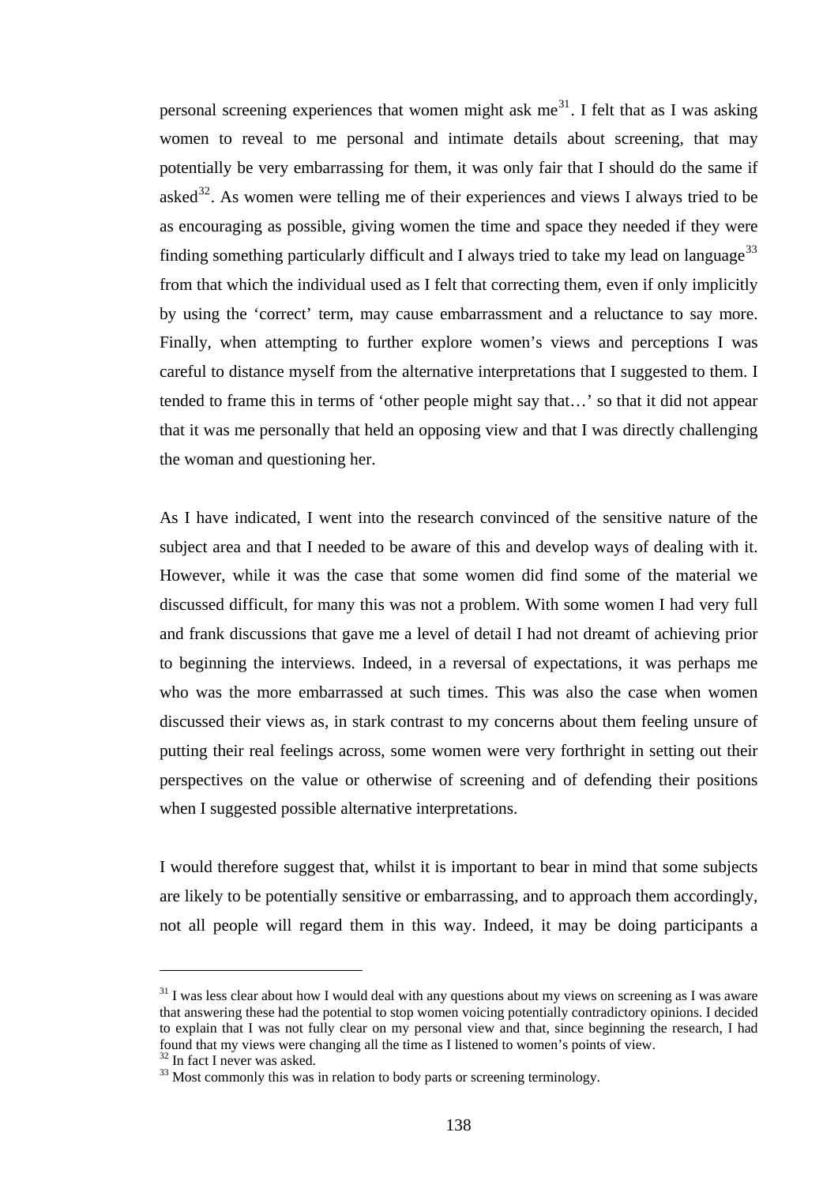personal screening experiences that women might ask me[31]. I felt that as I was asking women to reveal to me personal and intimate details about screening, that may potentially be very embarrassing for them, it was only fair that I should do the same if asked[32]. As women were telling me of their experiences and views I always tried to be as encouraging as possible, giving women the time and space they needed if they were finding something particularly difficult and I always tried to take my lead on language[33] from that which the individual used as I felt that correcting them, even if only implicitly by using the 'correct' term, may cause embarrassment and a reluctance to say more. Finally, when attempting to further explore women's views and perceptions I was careful to distance myself from the alternative interpretations that I suggested to them. I tended to frame this in terms of 'other people might say that…' so that it did not appear that it was me personally that held an opposing view and that I was directly challenging the woman and questioning her.

As I have indicated, I went into the research convinced of the sensitive nature of the subject area and that I needed to be aware of this and develop ways of dealing with it. However, while it was the case that some women did find some of the material we discussed difficult, for many this was not a problem. With some women I had very full and frank discussions that gave me a level of detail I had not dreamt of achieving prior to beginning the interviews. Indeed, in a reversal of expectations, it was perhaps me who was the more embarrassed at such times. This was also the case when women discussed their views as, in stark contrast to my concerns about them feeling unsure of putting their real feelings across, some women were very forthright in setting out their perspectives on the value or otherwise of screening and of defending their positions when I suggested possible alternative interpretations.

I would therefore suggest that, whilst it is important to bear in mind that some subjects are likely to be potentially sensitive or embarrassing, and to approach them accordingly, not all people will regard them in this way. Indeed, it may be doing participants a

---

[31] I was less clear about how I would deal with any questions about my views on screening as I was aware that answering these had the potential to stop women voicing potentially contradictory opinions. I decided to explain that I was not fully clear on my personal view and that, since beginning the research, I had found that my views were changing all the time as I listened to women's points of view.

[32] In fact I never was asked.

[33] Most commonly this was in relation to body parts or screening terminology.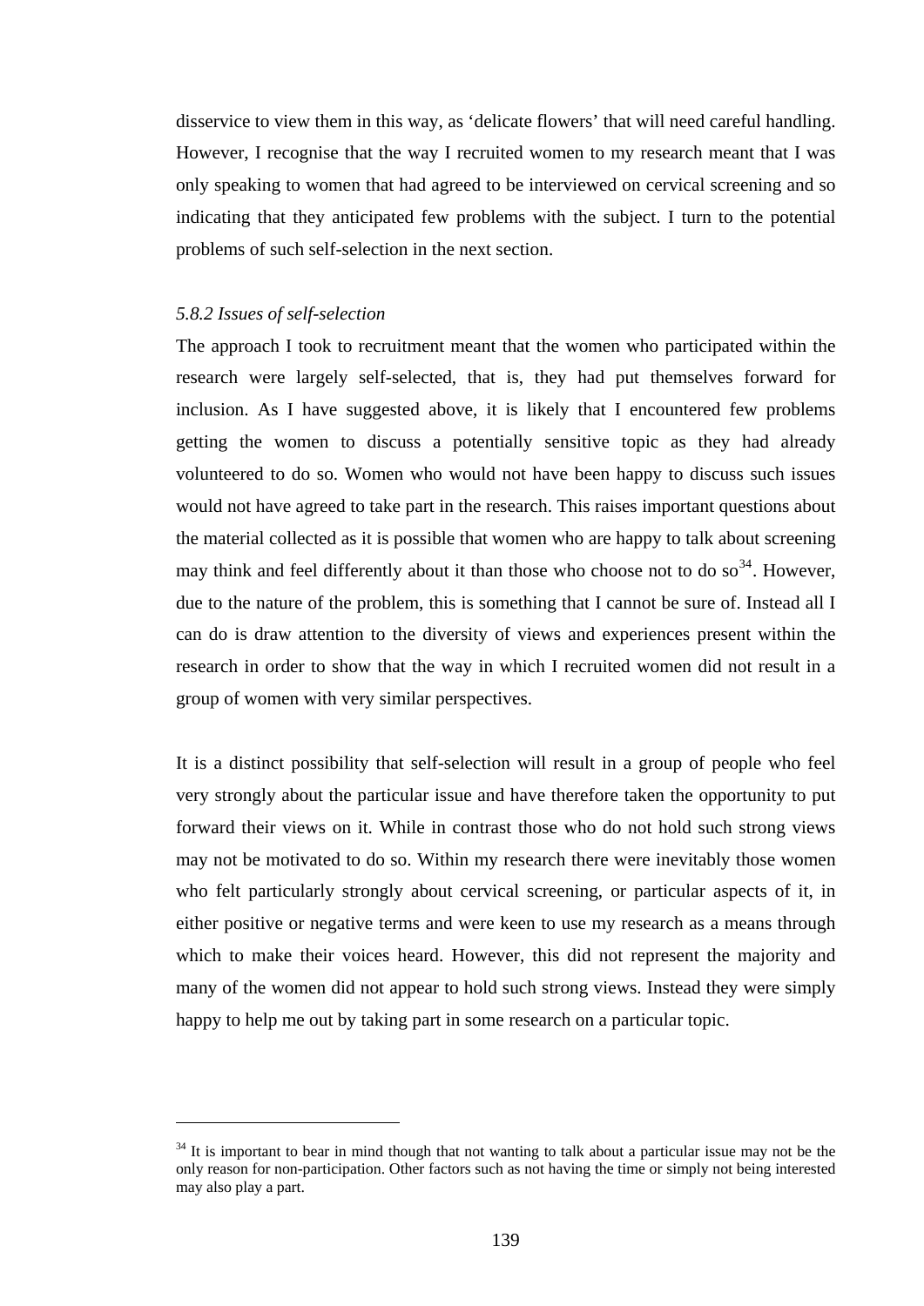disservice to view them in this way, as 'delicate flowers' that will need careful handling. However, I recognise that the way I recruited women to my research meant that I was only speaking to women that had agreed to be interviewed on cervical screening and so indicating that they anticipated few problems with the subject. I turn to the potential problems of such self-selection in the next section.

### *5.8.2 Issues of self-selection*

The approach I took to recruitment meant that the women who participated within the research were largely self-selected, that is, they had put themselves forward for inclusion. As I have suggested above, it is likely that I encountered few problems getting the women to discuss a potentially sensitive topic as they had already volunteered to do so. Women who would not have been happy to discuss such issues would not have agreed to take part in the research. This raises important questions about the material collected as it is possible that women who are happy to talk about screening may think and feel differently about it than those who choose not to do so[34]. However, due to the nature of the problem, this is something that I cannot be sure of. Instead all I can do is draw attention to the diversity of views and experiences present within the research in order to show that the way in which I recruited women did not result in a group of women with very similar perspectives.

It is a distinct possibility that self-selection will result in a group of people who feel very strongly about the particular issue and have therefore taken the opportunity to put forward their views on it. While in contrast those who do not hold such strong views may not be motivated to do so. Within my research there were inevitably those women who felt particularly strongly about cervical screening, or particular aspects of it, in either positive or negative terms and were keen to use my research as a means through which to make their voices heard. However, this did not represent the majority and many of the women did not appear to hold such strong views. Instead they were simply happy to help me out by taking part in some research on a particular topic.

---

[34] It is important to bear in mind though that not wanting to talk about a particular issue may not be the only reason for non-participation. Other factors such as not having the time or simply not being interested may also play a part.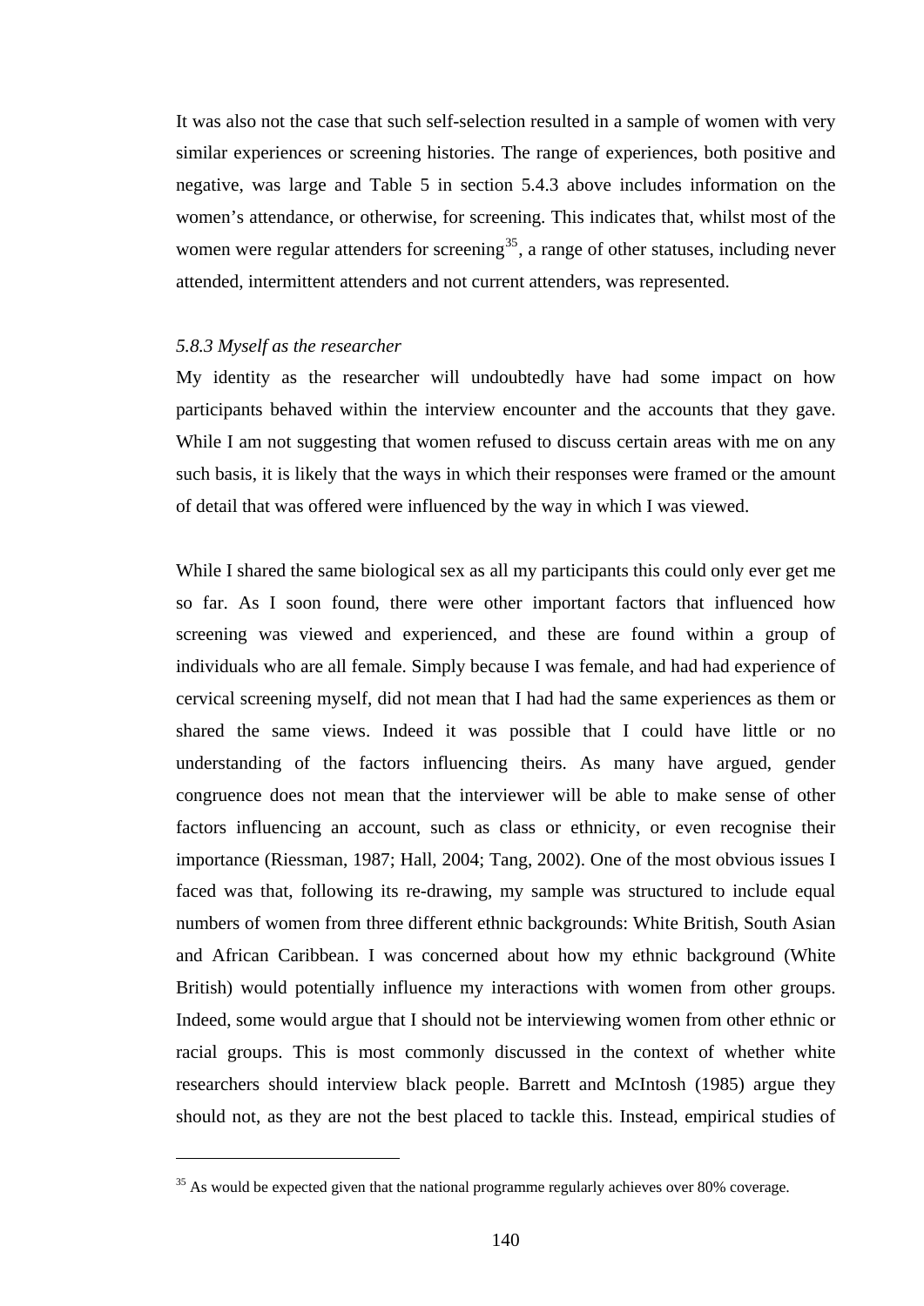It was also not the case that such self-selection resulted in a sample of women with very similar experiences or screening histories. The range of experiences, both positive and negative, was large and Table 5 in section 5.4.3 above includes information on the women's attendance, or otherwise, for screening. This indicates that, whilst most of the women were regular attenders for screening[35], a range of other statuses, including never attended, intermittent attenders and not current attenders, was represented.

### *5.8.3 Myself as the researcher*

My identity as the researcher will undoubtedly have had some impact on how participants behaved within the interview encounter and the accounts that they gave. While I am not suggesting that women refused to discuss certain areas with me on any such basis, it is likely that the ways in which their responses were framed or the amount of detail that was offered were influenced by the way in which I was viewed.

While I shared the same biological sex as all my participants this could only ever get me so far. As I soon found, there were other important factors that influenced how screening was viewed and experienced, and these are found within a group of individuals who are all female. Simply because I was female, and had had experience of cervical screening myself, did not mean that I had had the same experiences as them or shared the same views. Indeed it was possible that I could have little or no understanding of the factors influencing theirs. As many have argued, gender congruence does not mean that the interviewer will be able to make sense of other factors influencing an account, such as class or ethnicity, or even recognise their importance (Riessman, 1987; Hall, 2004; Tang, 2002). One of the most obvious issues I faced was that, following its re-drawing, my sample was structured to include equal numbers of women from three different ethnic backgrounds: White British, South Asian and African Caribbean. I was concerned about how my ethnic background (White British) would potentially influence my interactions with women from other groups. Indeed, some would argue that I should not be interviewing women from other ethnic or racial groups. This is most commonly discussed in the context of whether white researchers should interview black people. Barrett and McIntosh (1985) argue they should not, as they are not the best placed to tackle this. Instead, empirical studies of

---

[35] As would be expected given that the national programme regularly achieves over 80% coverage.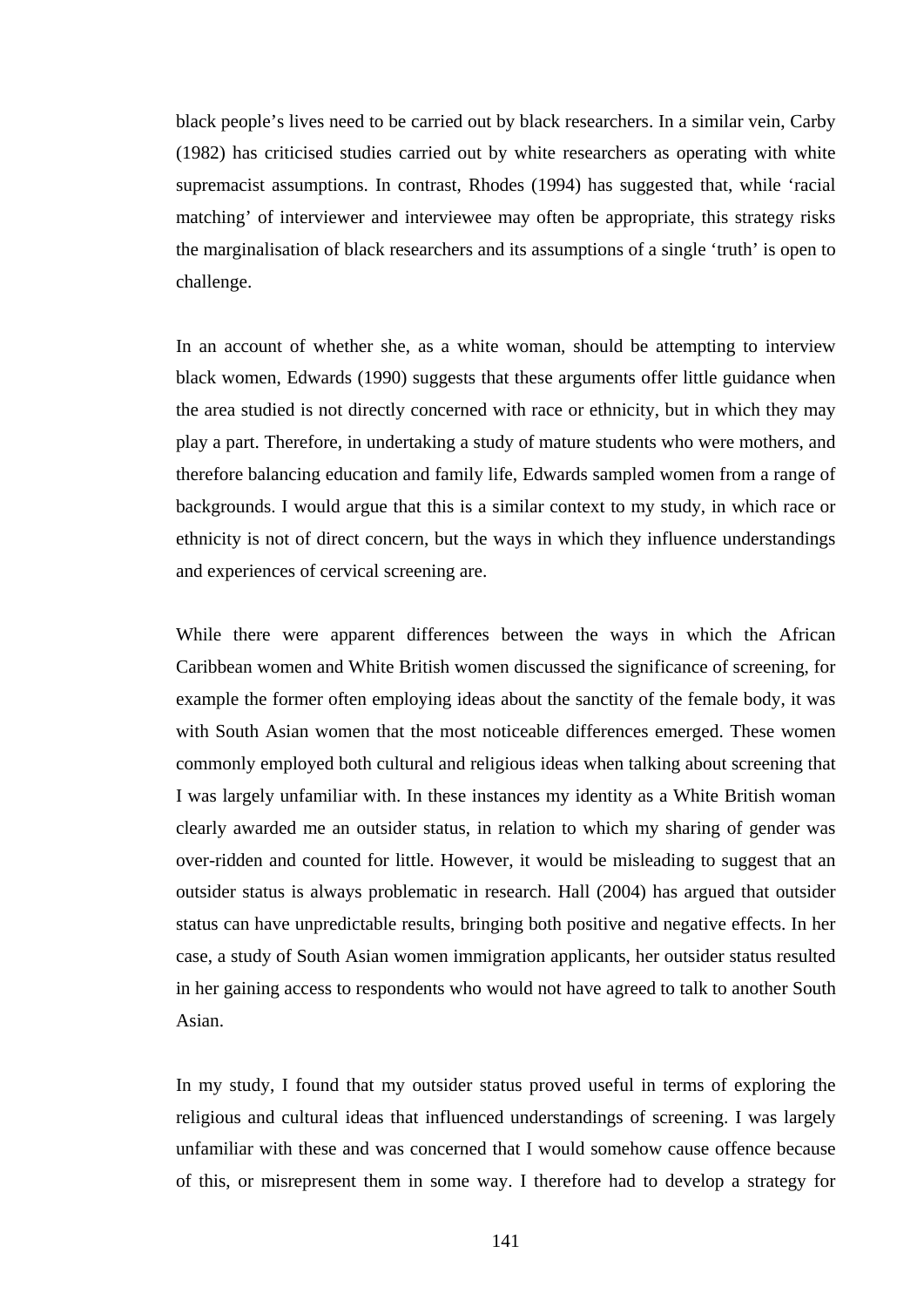black people's lives need to be carried out by black researchers. In a similar vein, Carby (1982) has criticised studies carried out by white researchers as operating with white supremacist assumptions. In contrast, Rhodes (1994) has suggested that, while 'racial matching' of interviewer and interviewee may often be appropriate, this strategy risks the marginalisation of black researchers and its assumptions of a single 'truth' is open to challenge.

In an account of whether she, as a white woman, should be attempting to interview black women, Edwards (1990) suggests that these arguments offer little guidance when the area studied is not directly concerned with race or ethnicity, but in which they may play a part. Therefore, in undertaking a study of mature students who were mothers, and therefore balancing education and family life, Edwards sampled women from a range of backgrounds. I would argue that this is a similar context to my study, in which race or ethnicity is not of direct concern, but the ways in which they influence understandings and experiences of cervical screening are.

While there were apparent differences between the ways in which the African Caribbean women and White British women discussed the significance of screening, for example the former often employing ideas about the sanctity of the female body, it was with South Asian women that the most noticeable differences emerged. These women commonly employed both cultural and religious ideas when talking about screening that I was largely unfamiliar with. In these instances my identity as a White British woman clearly awarded me an outsider status, in relation to which my sharing of gender was over-ridden and counted for little. However, it would be misleading to suggest that an outsider status is always problematic in research. Hall (2004) has argued that outsider status can have unpredictable results, bringing both positive and negative effects. In her case, a study of South Asian women immigration applicants, her outsider status resulted in her gaining access to respondents who would not have agreed to talk to another South Asian.

In my study, I found that my outsider status proved useful in terms of exploring the religious and cultural ideas that influenced understandings of screening. I was largely unfamiliar with these and was concerned that I would somehow cause offence because of this, or misrepresent them in some way. I therefore had to develop a strategy for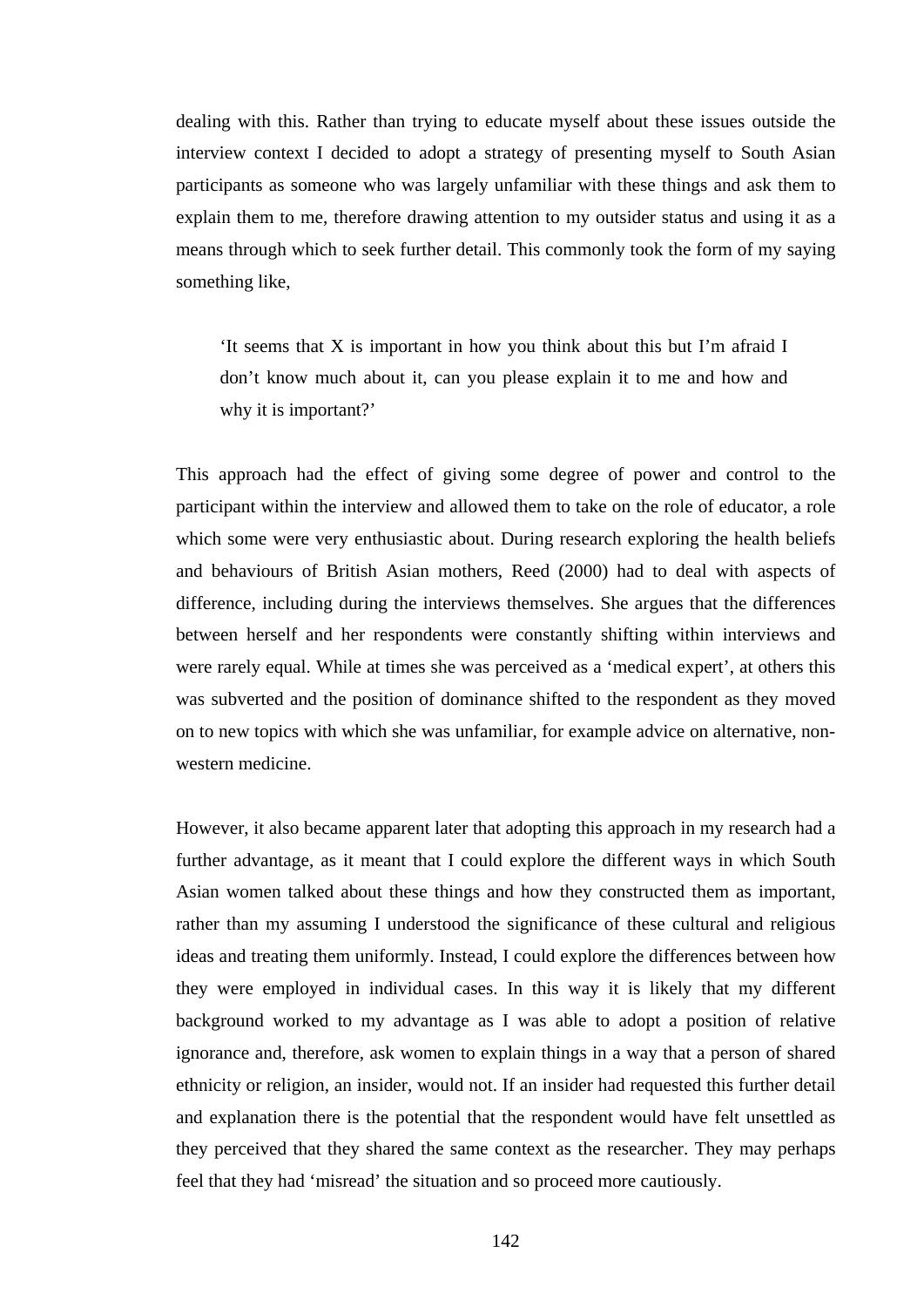dealing with this. Rather than trying to educate myself about these issues outside the interview context I decided to adopt a strategy of presenting myself to South Asian participants as someone who was largely unfamiliar with these things and ask them to explain them to me, therefore drawing attention to my outsider status and using it as a means through which to seek further detail. This commonly took the form of my saying something like,

> ‘It seems that X is important in how you think about this but I’m afraid I don’t know much about it, can you please explain it to me and how and why it is important?’

This approach had the effect of giving some degree of power and control to the participant within the interview and allowed them to take on the role of educator, a role which some were very enthusiastic about. During research exploring the health beliefs and behaviours of British Asian mothers, Reed (2000) had to deal with aspects of difference, including during the interviews themselves. She argues that the differences between herself and her respondents were constantly shifting within interviews and were rarely equal. While at times she was perceived as a ‘medical expert’, at others this was subverted and the position of dominance shifted to the respondent as they moved on to new topics with which she was unfamiliar, for example advice on alternative, non-western medicine.

However, it also became apparent later that adopting this approach in my research had a further advantage, as it meant that I could explore the different ways in which South Asian women talked about these things and how they constructed them as important, rather than my assuming I understood the significance of these cultural and religious ideas and treating them uniformly. Instead, I could explore the differences between how they were employed in individual cases. In this way it is likely that my different background worked to my advantage as I was able to adopt a position of relative ignorance and, therefore, ask women to explain things in a way that a person of shared ethnicity or religion, an insider, would not. If an insider had requested this further detail and explanation there is the potential that the respondent would have felt unsettled as they perceived that they shared the same context as the researcher. They may perhaps feel that they had ‘misread’ the situation and so proceed more cautiously.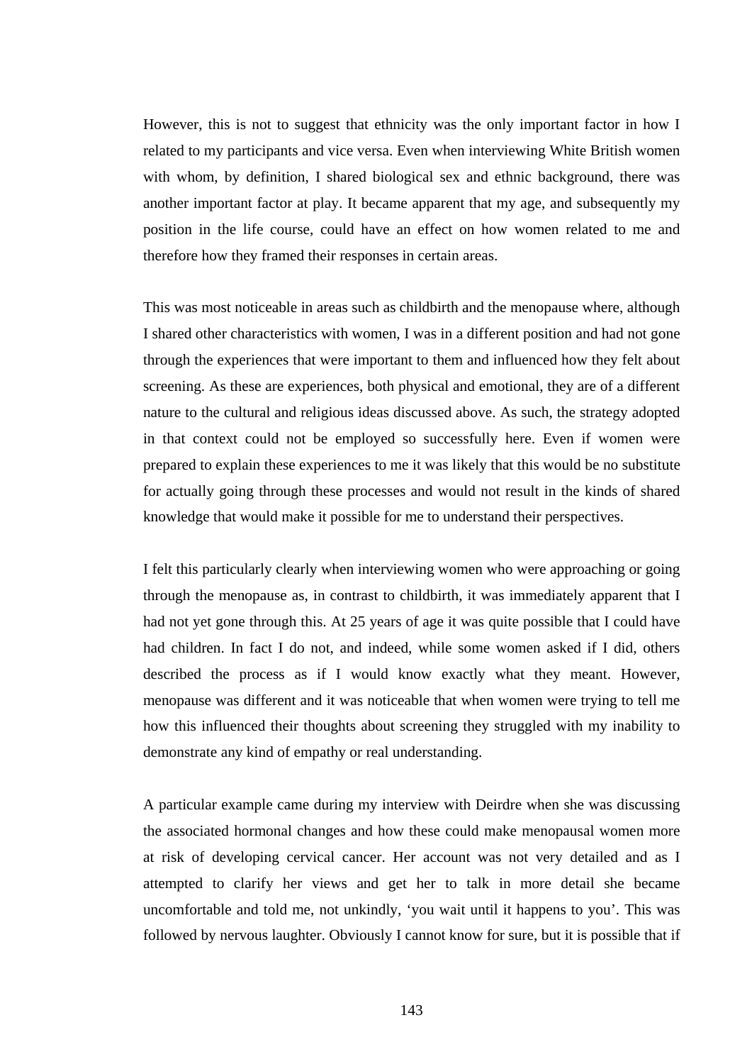However, this is not to suggest that ethnicity was the only important factor in how I related to my participants and vice versa. Even when interviewing White British women with whom, by definition, I shared biological sex and ethnic background, there was another important factor at play. It became apparent that my age, and subsequently my position in the life course, could have an effect on how women related to me and therefore how they framed their responses in certain areas.

This was most noticeable in areas such as childbirth and the menopause where, although I shared other characteristics with women, I was in a different position and had not gone through the experiences that were important to them and influenced how they felt about screening. As these are experiences, both physical and emotional, they are of a different nature to the cultural and religious ideas discussed above. As such, the strategy adopted in that context could not be employed so successfully here. Even if women were prepared to explain these experiences to me it was likely that this would be no substitute for actually going through these processes and would not result in the kinds of shared knowledge that would make it possible for me to understand their perspectives.

I felt this particularly clearly when interviewing women who were approaching or going through the menopause as, in contrast to childbirth, it was immediately apparent that I had not yet gone through this. At 25 years of age it was quite possible that I could have had children. In fact I do not, and indeed, while some women asked if I did, others described the process as if I would know exactly what they meant. However, menopause was different and it was noticeable that when women were trying to tell me how this influenced their thoughts about screening they struggled with my inability to demonstrate any kind of empathy or real understanding.

A particular example came during my interview with Deirdre when she was discussing the associated hormonal changes and how these could make menopausal women more at risk of developing cervical cancer. Her account was not very detailed and as I attempted to clarify her views and get her to talk in more detail she became uncomfortable and told me, not unkindly, 'you wait until it happens to you'. This was followed by nervous laughter. Obviously I cannot know for sure, but it is possible that if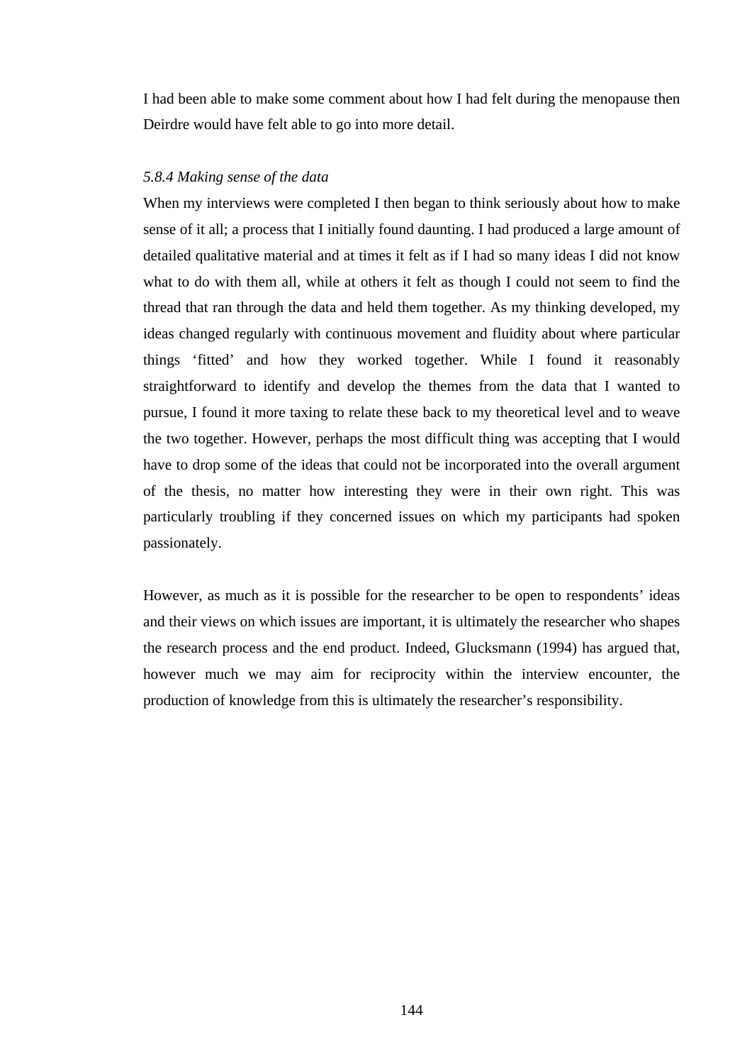I had been able to make some comment about how I had felt during the menopause then Deirdre would have felt able to go into more detail.

*5.8.4 Making sense of the data*

When my interviews were completed I then began to think seriously about how to make sense of it all; a process that I initially found daunting. I had produced a large amount of detailed qualitative material and at times it felt as if I had so many ideas I did not know what to do with them all, while at others it felt as though I could not seem to find the thread that ran through the data and held them together. As my thinking developed, my ideas changed regularly with continuous movement and fluidity about where particular things 'fitted' and how they worked together. While I found it reasonably straightforward to identify and develop the themes from the data that I wanted to pursue, I found it more taxing to relate these back to my theoretical level and to weave the two together. However, perhaps the most difficult thing was accepting that I would have to drop some of the ideas that could not be incorporated into the overall argument of the thesis, no matter how interesting they were in their own right. This was particularly troubling if they concerned issues on which my participants had spoken passionately.

However, as much as it is possible for the researcher to be open to respondents' ideas and their views on which issues are important, it is ultimately the researcher who shapes the research process and the end product. Indeed, Glucksmann (1994) has argued that, however much we may aim for reciprocity within the interview encounter, the production of knowledge from this is ultimately the researcher's responsibility.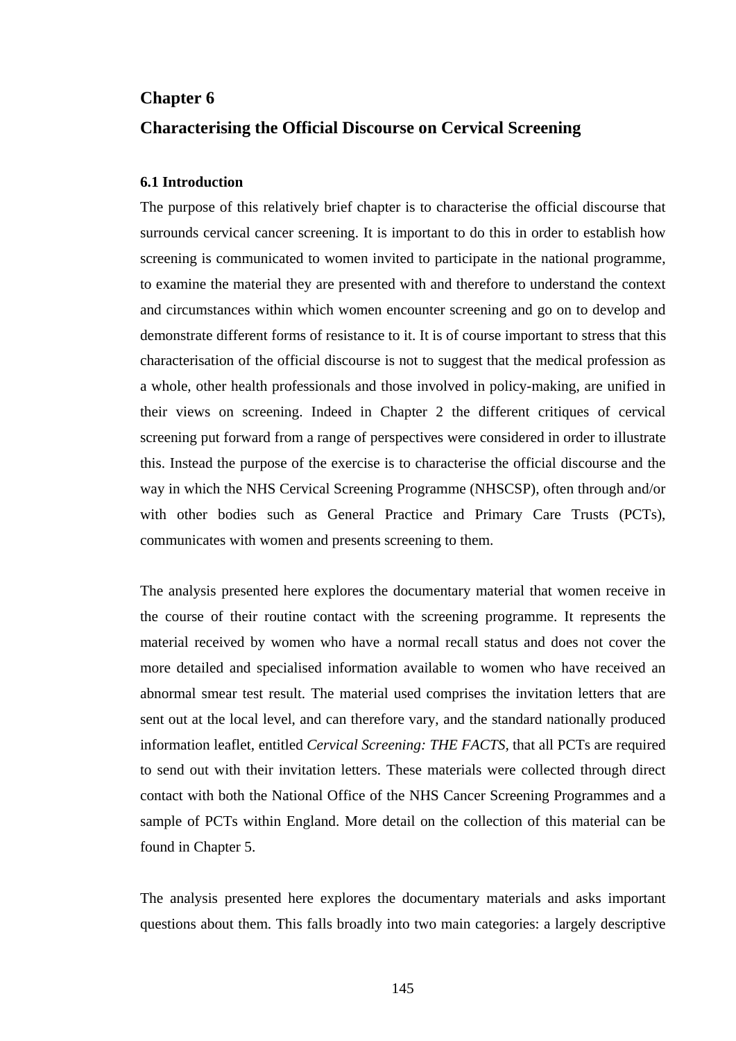# Chapter 6

# Characterising the Official Discourse on Cervical Screening

## 6.1 Introduction

The purpose of this relatively brief chapter is to characterise the official discourse that surrounds cervical cancer screening. It is important to do this in order to establish how screening is communicated to women invited to participate in the national programme, to examine the material they are presented with and therefore to understand the context and circumstances within which women encounter screening and go on to develop and demonstrate different forms of resistance to it. It is of course important to stress that this characterisation of the official discourse is not to suggest that the medical profession as a whole, other health professionals and those involved in policy-making, are unified in their views on screening. Indeed in Chapter 2 the different critiques of cervical screening put forward from a range of perspectives were considered in order to illustrate this. Instead the purpose of the exercise is to characterise the official discourse and the way in which the NHS Cervical Screening Programme (NHSCSP), often through and/or with other bodies such as General Practice and Primary Care Trusts (PCTs), communicates with women and presents screening to them.

The analysis presented here explores the documentary material that women receive in the course of their routine contact with the screening programme. It represents the material received by women who have a normal recall status and does not cover the more detailed and specialised information available to women who have received an abnormal smear test result. The material used comprises the invitation letters that are sent out at the local level, and can therefore vary, and the standard nationally produced information leaflet, entitled *Cervical Screening: THE FACTS*, that all PCTs are required to send out with their invitation letters. These materials were collected through direct contact with both the National Office of the NHS Cancer Screening Programmes and a sample of PCTs within England. More detail on the collection of this material can be found in Chapter 5.

The analysis presented here explores the documentary materials and asks important questions about them. This falls broadly into two main categories: a largely descriptive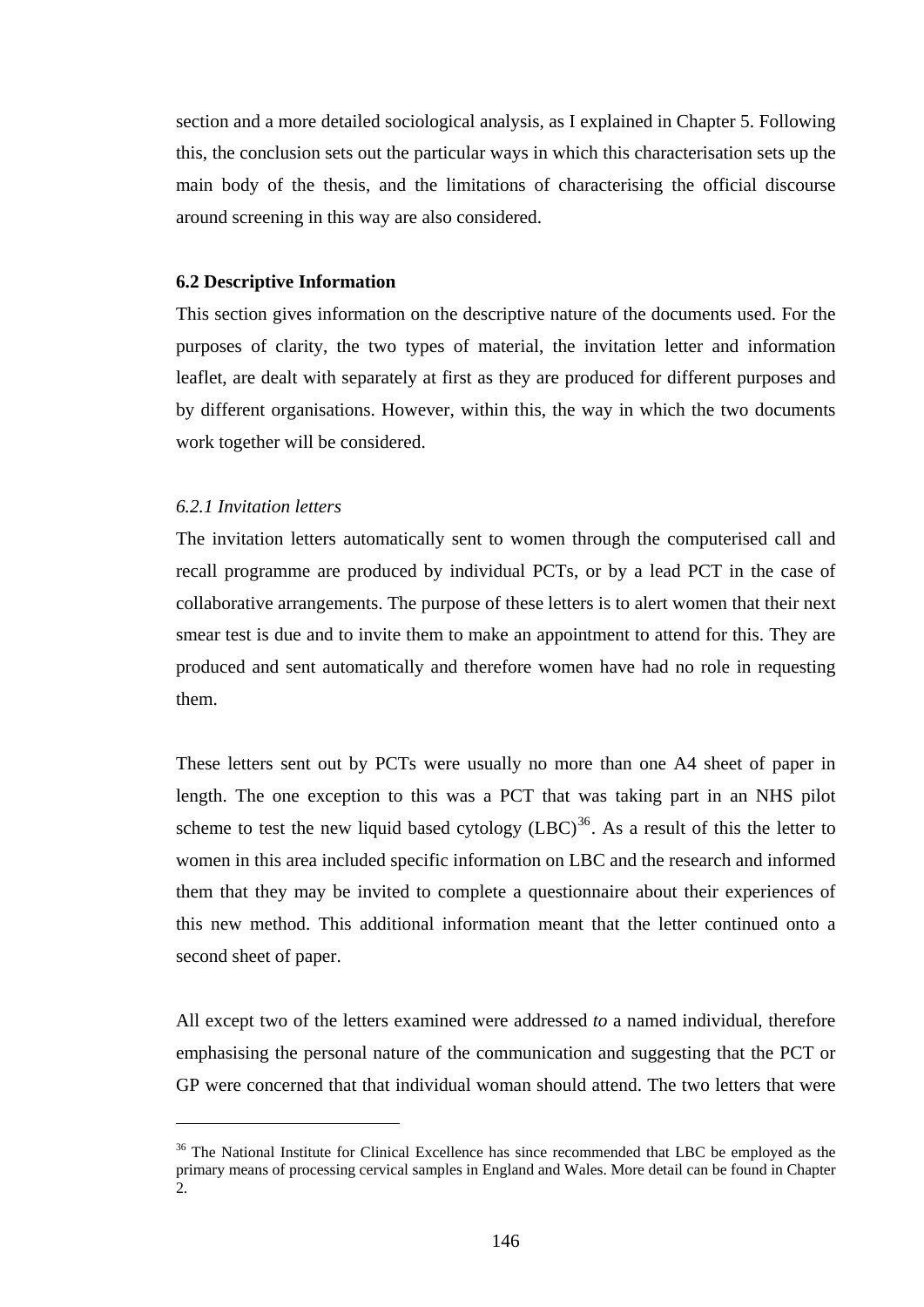section and a more detailed sociological analysis, as I explained in Chapter 5. Following this, the conclusion sets out the particular ways in which this characterisation sets up the main body of the thesis, and the limitations of characterising the official discourse around screening in this way are also considered.

### 6.2 Descriptive Information

This section gives information on the descriptive nature of the documents used. For the purposes of clarity, the two types of material, the invitation letter and information leaflet, are dealt with separately at first as they are produced for different purposes and by different organisations. However, within this, the way in which the two documents work together will be considered.

#### *6.2.1 Invitation letters*

The invitation letters automatically sent to women through the computerised call and recall programme are produced by individual PCTs, or by a lead PCT in the case of collaborative arrangements. The purpose of these letters is to alert women that their next smear test is due and to invite them to make an appointment to attend for this. They are produced and sent automatically and therefore women have had no role in requesting them.

These letters sent out by PCTs were usually no more than one A4 sheet of paper in length. The one exception to this was a PCT that was taking part in an NHS pilot scheme to test the new liquid based cytology (LBC)[36]. As a result of this the letter to women in this area included specific information on LBC and the research and informed them that they may be invited to complete a questionnaire about their experiences of this new method. This additional information meant that the letter continued onto a second sheet of paper.

All except two of the letters examined were addressed *to* a named individual, therefore emphasising the personal nature of the communication and suggesting that the PCT or GP were concerned that that individual woman should attend. The two letters that were

[36] The National Institute for Clinical Excellence has since recommended that LBC be employed as the primary means of processing cervical samples in England and Wales. More detail can be found in Chapter 2.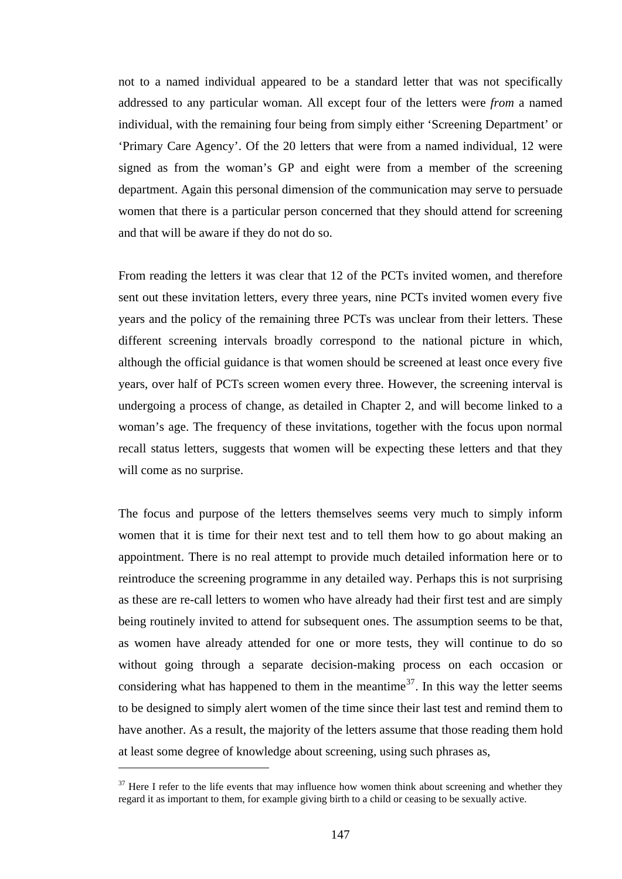not to a named individual appeared to be a standard letter that was not specifically addressed to any particular woman. All except four of the letters were *from* a named individual, with the remaining four being from simply either 'Screening Department' or 'Primary Care Agency'. Of the 20 letters that were from a named individual, 12 were signed as from the woman's GP and eight were from a member of the screening department. Again this personal dimension of the communication may serve to persuade women that there is a particular person concerned that they should attend for screening and that will be aware if they do not do so.

From reading the letters it was clear that 12 of the PCTs invited women, and therefore sent out these invitation letters, every three years, nine PCTs invited women every five years and the policy of the remaining three PCTs was unclear from their letters. These different screening intervals broadly correspond to the national picture in which, although the official guidance is that women should be screened at least once every five years, over half of PCTs screen women every three. However, the screening interval is undergoing a process of change, as detailed in Chapter 2, and will become linked to a woman's age. The frequency of these invitations, together with the focus upon normal recall status letters, suggests that women will be expecting these letters and that they will come as no surprise.

The focus and purpose of the letters themselves seems very much to simply inform women that it is time for their next test and to tell them how to go about making an appointment. There is no real attempt to provide much detailed information here or to reintroduce the screening programme in any detailed way. Perhaps this is not surprising as these are re-call letters to women who have already had their first test and are simply being routinely invited to attend for subsequent ones. The assumption seems to be that, as women have already attended for one or more tests, they will continue to do so without going through a separate decision-making process on each occasion or considering what has happened to them in the meantime[37]. In this way the letter seems to be designed to simply alert women of the time since their last test and remind them to have another. As a result, the majority of the letters assume that those reading them hold at least some degree of knowledge about screening, using such phrases as,

[37] Here I refer to the life events that may influence how women think about screening and whether they regard it as important to them, for example giving birth to a child or ceasing to be sexually active.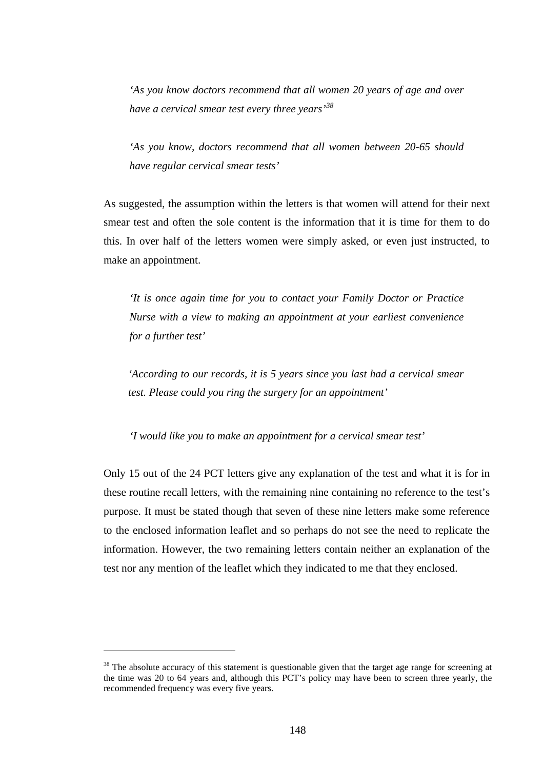> *'As you know doctors recommend that all women 20 years of age and over have a cervical smear test every three years'*[38]

> *'As you know, doctors recommend that all women between 20-65 should have regular cervical smear tests'*

As suggested, the assumption within the letters is that women will attend for their next smear test and often the sole content is the information that it is time for them to do this. In over half of the letters women were simply asked, or even just instructed, to make an appointment.

> *'It is once again time for you to contact your Family Doctor or Practice Nurse with a view to making an appointment at your earliest convenience for a further test'*

> *'According to our records, it is 5 years since you last had a cervical smear test. Please could you ring the surgery for an appointment'*

> *'I would like you to make an appointment for a cervical smear test'*

Only 15 out of the 24 PCT letters give any explanation of the test and what it is for in these routine recall letters, with the remaining nine containing no reference to the test's purpose. It must be stated though that seven of these nine letters make some reference to the enclosed information leaflet and so perhaps do not see the need to replicate the information. However, the two remaining letters contain neither an explanation of the test nor any mention of the leaflet which they indicated to me that they enclosed.

---

[38] The absolute accuracy of this statement is questionable given that the target age range for screening at the time was 20 to 64 years and, although this PCT's policy may have been to screen three yearly, the recommended frequency was every five years.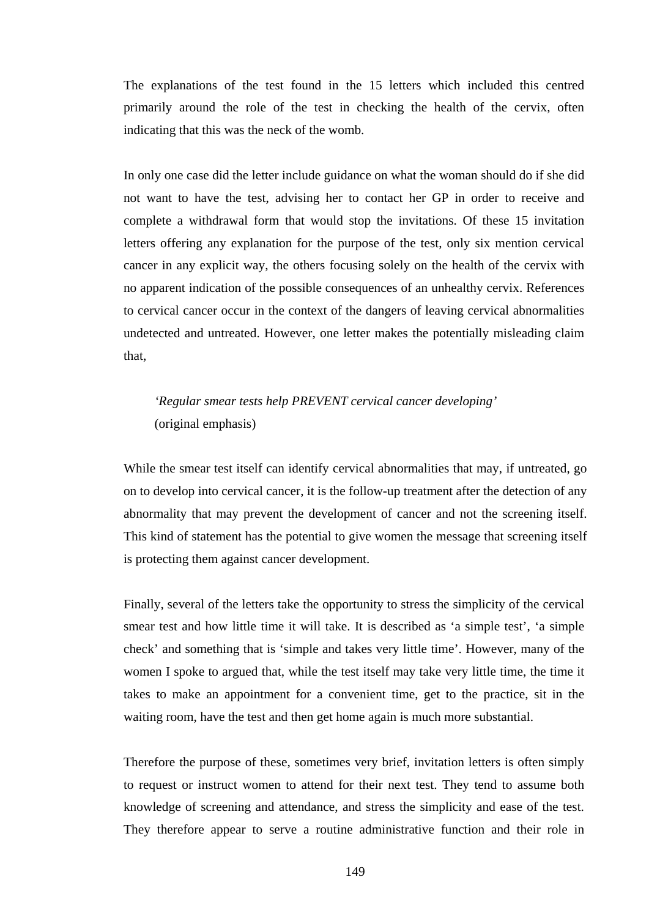The explanations of the test found in the 15 letters which included this centred primarily around the role of the test in checking the health of the cervix, often indicating that this was the neck of the womb.

In only one case did the letter include guidance on what the woman should do if she did not want to have the test, advising her to contact her GP in order to receive and complete a withdrawal form that would stop the invitations. Of these 15 invitation letters offering any explanation for the purpose of the test, only six mention cervical cancer in any explicit way, the others focusing solely on the health of the cervix with no apparent indication of the possible consequences of an unhealthy cervix. References to cervical cancer occur in the context of the dangers of leaving cervical abnormalities undetected and untreated. However, one letter makes the potentially misleading claim that,

> *'Regular smear tests help PREVENT cervical cancer developing'*
> (original emphasis)

While the smear test itself can identify cervical abnormalities that may, if untreated, go on to develop into cervical cancer, it is the follow-up treatment after the detection of any abnormality that may prevent the development of cancer and not the screening itself. This kind of statement has the potential to give women the message that screening itself is protecting them against cancer development.

Finally, several of the letters take the opportunity to stress the simplicity of the cervical smear test and how little time it will take. It is described as 'a simple test', 'a simple check' and something that is 'simple and takes very little time'. However, many of the women I spoke to argued that, while the test itself may take very little time, the time it takes to make an appointment for a convenient time, get to the practice, sit in the waiting room, have the test and then get home again is much more substantial.

Therefore the purpose of these, sometimes very brief, invitation letters is often simply to request or instruct women to attend for their next test. They tend to assume both knowledge of screening and attendance, and stress the simplicity and ease of the test. They therefore appear to serve a routine administrative function and their role in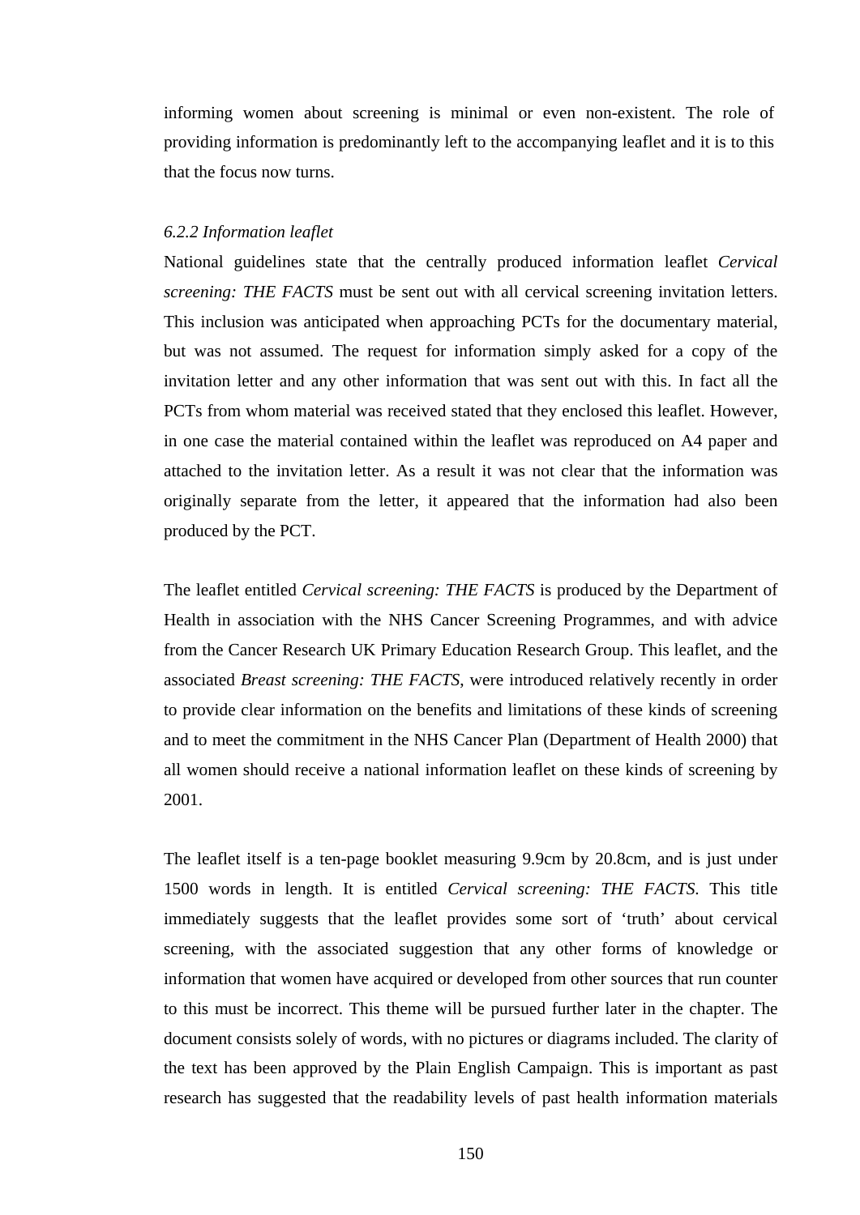informing women about screening is minimal or even non-existent. The role of providing information is predominantly left to the accompanying leaflet and it is to this that the focus now turns.

*6.2.2 Information leaflet*

National guidelines state that the centrally produced information leaflet *Cervical screening: THE FACTS* must be sent out with all cervical screening invitation letters. This inclusion was anticipated when approaching PCTs for the documentary material, but was not assumed. The request for information simply asked for a copy of the invitation letter and any other information that was sent out with this. In fact all the PCTs from whom material was received stated that they enclosed this leaflet. However, in one case the material contained within the leaflet was reproduced on A4 paper and attached to the invitation letter. As a result it was not clear that the information was originally separate from the letter, it appeared that the information had also been produced by the PCT.

The leaflet entitled *Cervical screening: THE FACTS* is produced by the Department of Health in association with the NHS Cancer Screening Programmes, and with advice from the Cancer Research UK Primary Education Research Group. This leaflet, and the associated *Breast screening: THE FACTS*, were introduced relatively recently in order to provide clear information on the benefits and limitations of these kinds of screening and to meet the commitment in the NHS Cancer Plan (Department of Health 2000) that all women should receive a national information leaflet on these kinds of screening by 2001.

The leaflet itself is a ten-page booklet measuring 9.9cm by 20.8cm, and is just under 1500 words in length. It is entitled *Cervical screening: THE FACTS*. This title immediately suggests that the leaflet provides some sort of 'truth' about cervical screening, with the associated suggestion that any other forms of knowledge or information that women have acquired or developed from other sources that run counter to this must be incorrect. This theme will be pursued further later in the chapter. The document consists solely of words, with no pictures or diagrams included. The clarity of the text has been approved by the Plain English Campaign. This is important as past research has suggested that the readability levels of past health information materials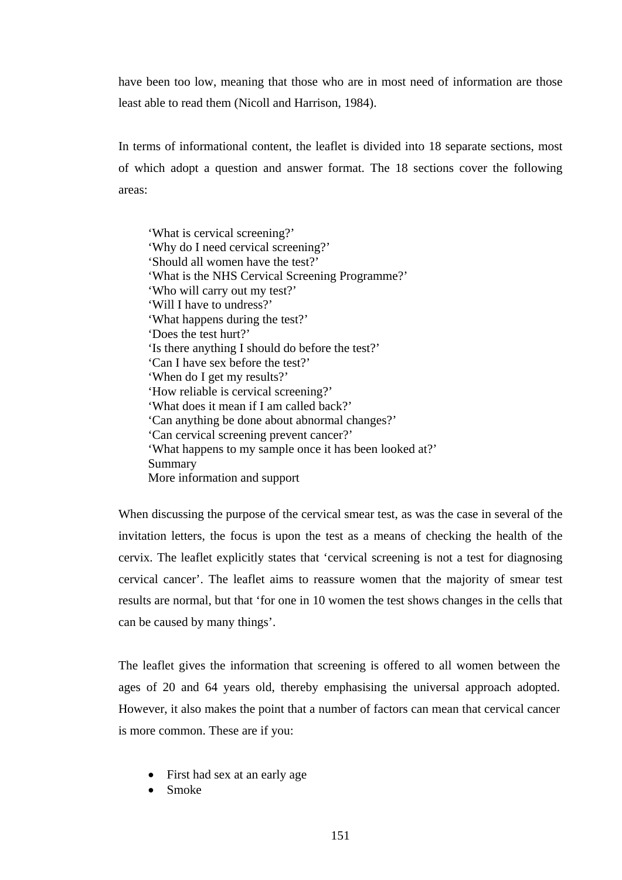have been too low, meaning that those who are in most need of information are those least able to read them (Nicoll and Harrison, 1984).

In terms of informational content, the leaflet is divided into 18 separate sections, most of which adopt a question and answer format. The 18 sections cover the following areas:

> 'What is cervical screening?'
> 'Why do I need cervical screening?'
> 'Should all women have the test?'
> 'What is the NHS Cervical Screening Programme?'
> 'Who will carry out my test?'
> 'Will I have to undress?'
> 'What happens during the test?'
> 'Does the test hurt?'
> 'Is there anything I should do before the test?'
> 'Can I have sex before the test?'
> 'When do I get my results?'
> 'How reliable is cervical screening?'
> 'What does it mean if I am called back?'
> 'Can anything be done about abnormal changes?'
> 'Can cervical screening prevent cancer?'
> 'What happens to my sample once it has been looked at?'
> Summary
> More information and support

When discussing the purpose of the cervical smear test, as was the case in several of the invitation letters, the focus is upon the test as a means of checking the health of the cervix. The leaflet explicitly states that 'cervical screening is not a test for diagnosing cervical cancer'. The leaflet aims to reassure women that the majority of smear test results are normal, but that 'for one in 10 women the test shows changes in the cells that can be caused by many things'.

The leaflet gives the information that screening is offered to all women between the ages of 20 and 64 years old, thereby emphasising the universal approach adopted. However, it also makes the point that a number of factors can mean that cervical cancer is more common. These are if you:

- First had sex at an early age
- Smoke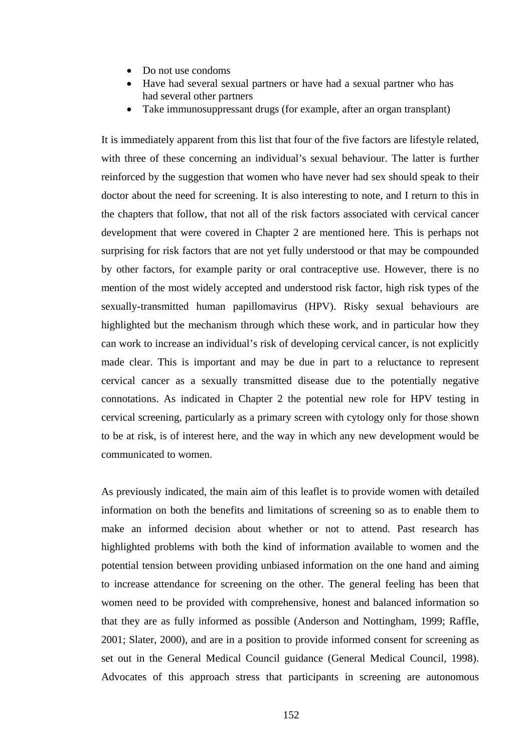- Do not use condoms
- Have had several sexual partners or have had a sexual partner who has had several other partners
- Take immunosuppressant drugs (for example, after an organ transplant)

It is immediately apparent from this list that four of the five factors are lifestyle related, with three of these concerning an individual's sexual behaviour. The latter is further reinforced by the suggestion that women who have never had sex should speak to their doctor about the need for screening. It is also interesting to note, and I return to this in the chapters that follow, that not all of the risk factors associated with cervical cancer development that were covered in Chapter 2 are mentioned here. This is perhaps not surprising for risk factors that are not yet fully understood or that may be compounded by other factors, for example parity or oral contraceptive use. However, there is no mention of the most widely accepted and understood risk factor, high risk types of the sexually-transmitted human papillomavirus (HPV). Risky sexual behaviours are highlighted but the mechanism through which these work, and in particular how they can work to increase an individual's risk of developing cervical cancer, is not explicitly made clear. This is important and may be due in part to a reluctance to represent cervical cancer as a sexually transmitted disease due to the potentially negative connotations. As indicated in Chapter 2 the potential new role for HPV testing in cervical screening, particularly as a primary screen with cytology only for those shown to be at risk, is of interest here, and the way in which any new development would be communicated to women.

As previously indicated, the main aim of this leaflet is to provide women with detailed information on both the benefits and limitations of screening so as to enable them to make an informed decision about whether or not to attend. Past research has highlighted problems with both the kind of information available to women and the potential tension between providing unbiased information on the one hand and aiming to increase attendance for screening on the other. The general feeling has been that women need to be provided with comprehensive, honest and balanced information so that they are as fully informed as possible (Anderson and Nottingham, 1999; Raffle, 2001; Slater, 2000), and are in a position to provide informed consent for screening as set out in the General Medical Council guidance (General Medical Council, 1998). Advocates of this approach stress that participants in screening are autonomous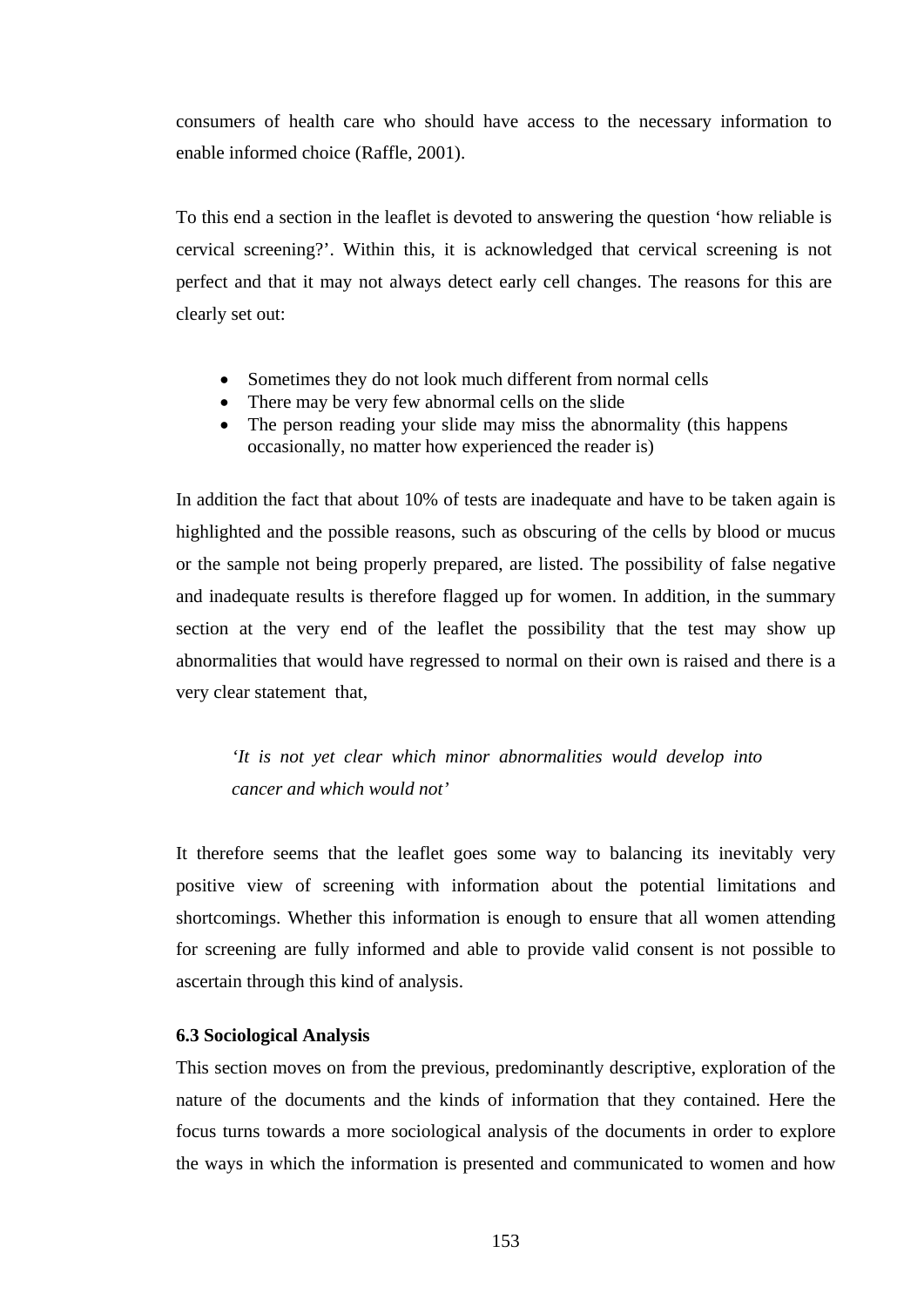consumers of health care who should have access to the necessary information to enable informed choice (Raffle, 2001).

To this end a section in the leaflet is devoted to answering the question 'how reliable is cervical screening?'. Within this, it is acknowledged that cervical screening is not perfect and that it may not always detect early cell changes. The reasons for this are clearly set out:

- Sometimes they do not look much different from normal cells
- There may be very few abnormal cells on the slide
- The person reading your slide may miss the abnormality (this happens occasionally, no matter how experienced the reader is)

In addition the fact that about 10% of tests are inadequate and have to be taken again is highlighted and the possible reasons, such as obscuring of the cells by blood or mucus or the sample not being properly prepared, are listed. The possibility of false negative and inadequate results is therefore flagged up for women. In addition, in the summary section at the very end of the leaflet the possibility that the test may show up abnormalities that would have regressed to normal on their own is raised and there is a very clear statement that,

> *'It is not yet clear which minor abnormalities would develop into cancer and which would not'*

It therefore seems that the leaflet goes some way to balancing its inevitably very positive view of screening with information about the potential limitations and shortcomings. Whether this information is enough to ensure that all women attending for screening are fully informed and able to provide valid consent is not possible to ascertain through this kind of analysis.

### 6.3 Sociological Analysis

This section moves on from the previous, predominantly descriptive, exploration of the nature of the documents and the kinds of information that they contained. Here the focus turns towards a more sociological analysis of the documents in order to explore the ways in which the information is presented and communicated to women and how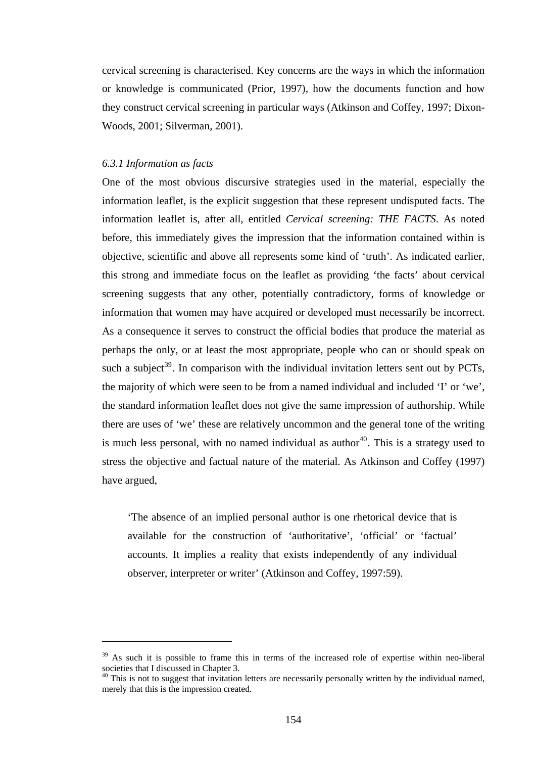cervical screening is characterised. Key concerns are the ways in which the information or knowledge is communicated (Prior, 1997), how the documents function and how they construct cervical screening in particular ways (Atkinson and Coffey, 1997; Dixon-Woods, 2001; Silverman, 2001).

### *6.3.1 Information as facts*

One of the most obvious discursive strategies used in the material, especially the information leaflet, is the explicit suggestion that these represent undisputed facts. The information leaflet is, after all, entitled *Cervical screening: THE FACTS*. As noted before, this immediately gives the impression that the information contained within is objective, scientific and above all represents some kind of 'truth'. As indicated earlier, this strong and immediate focus on the leaflet as providing 'the facts' about cervical screening suggests that any other, potentially contradictory, forms of knowledge or information that women may have acquired or developed must necessarily be incorrect. As a consequence it serves to construct the official bodies that produce the material as perhaps the only, or at least the most appropriate, people who can or should speak on such a subject[39]. In comparison with the individual invitation letters sent out by PCTs, the majority of which were seen to be from a named individual and included 'I' or 'we', the standard information leaflet does not give the same impression of authorship. While there are uses of 'we' these are relatively uncommon and the general tone of the writing is much less personal, with no named individual as author[40]. This is a strategy used to stress the objective and factual nature of the material. As Atkinson and Coffey (1997) have argued,

> 'The absence of an implied personal author is one rhetorical device that is available for the construction of 'authoritative', 'official' or 'factual' accounts. It implies a reality that exists independently of any individual observer, interpreter or writer' (Atkinson and Coffey, 1997:59).

---

[39] As such it is possible to frame this in terms of the increased role of expertise within neo-liberal societies that I discussed in Chapter 3.

[40] This is not to suggest that invitation letters are necessarily personally written by the individual named, merely that this is the impression created.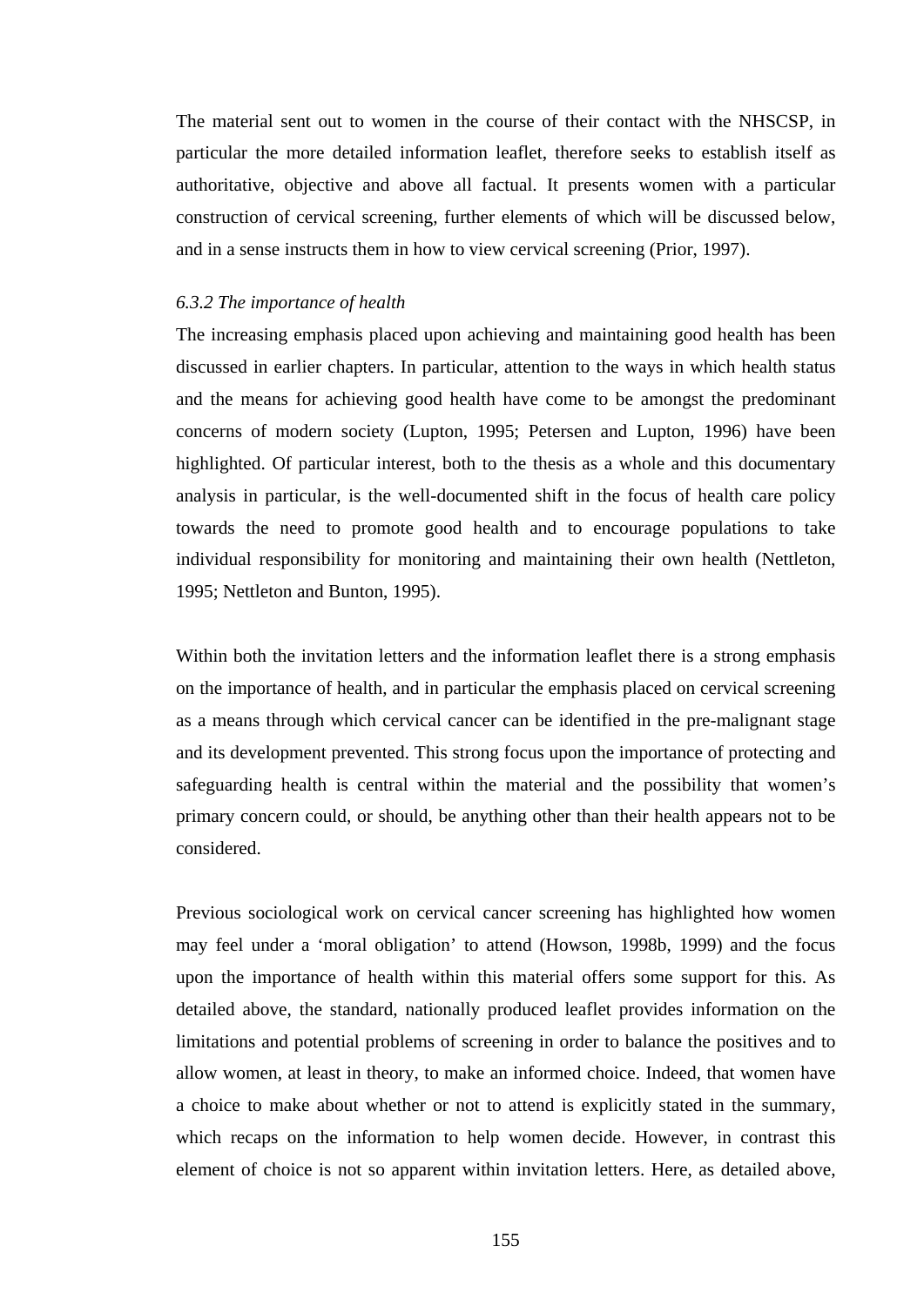The material sent out to women in the course of their contact with the NHSCSP, in particular the more detailed information leaflet, therefore seeks to establish itself as authoritative, objective and above all factual. It presents women with a particular construction of cervical screening, further elements of which will be discussed below, and in a sense instructs them in how to view cervical screening (Prior, 1997).

### *6.3.2 The importance of health*

The increasing emphasis placed upon achieving and maintaining good health has been discussed in earlier chapters. In particular, attention to the ways in which health status and the means for achieving good health have come to be amongst the predominant concerns of modern society (Lupton, 1995; Petersen and Lupton, 1996) have been highlighted. Of particular interest, both to the thesis as a whole and this documentary analysis in particular, is the well-documented shift in the focus of health care policy towards the need to promote good health and to encourage populations to take individual responsibility for monitoring and maintaining their own health (Nettleton, 1995; Nettleton and Bunton, 1995).

Within both the invitation letters and the information leaflet there is a strong emphasis on the importance of health, and in particular the emphasis placed on cervical screening as a means through which cervical cancer can be identified in the pre-malignant stage and its development prevented. This strong focus upon the importance of protecting and safeguarding health is central within the material and the possibility that women's primary concern could, or should, be anything other than their health appears not to be considered.

Previous sociological work on cervical cancer screening has highlighted how women may feel under a 'moral obligation' to attend (Howson, 1998b, 1999) and the focus upon the importance of health within this material offers some support for this. As detailed above, the standard, nationally produced leaflet provides information on the limitations and potential problems of screening in order to balance the positives and to allow women, at least in theory, to make an informed choice. Indeed, that women have a choice to make about whether or not to attend is explicitly stated in the summary, which recaps on the information to help women decide. However, in contrast this element of choice is not so apparent within invitation letters. Here, as detailed above,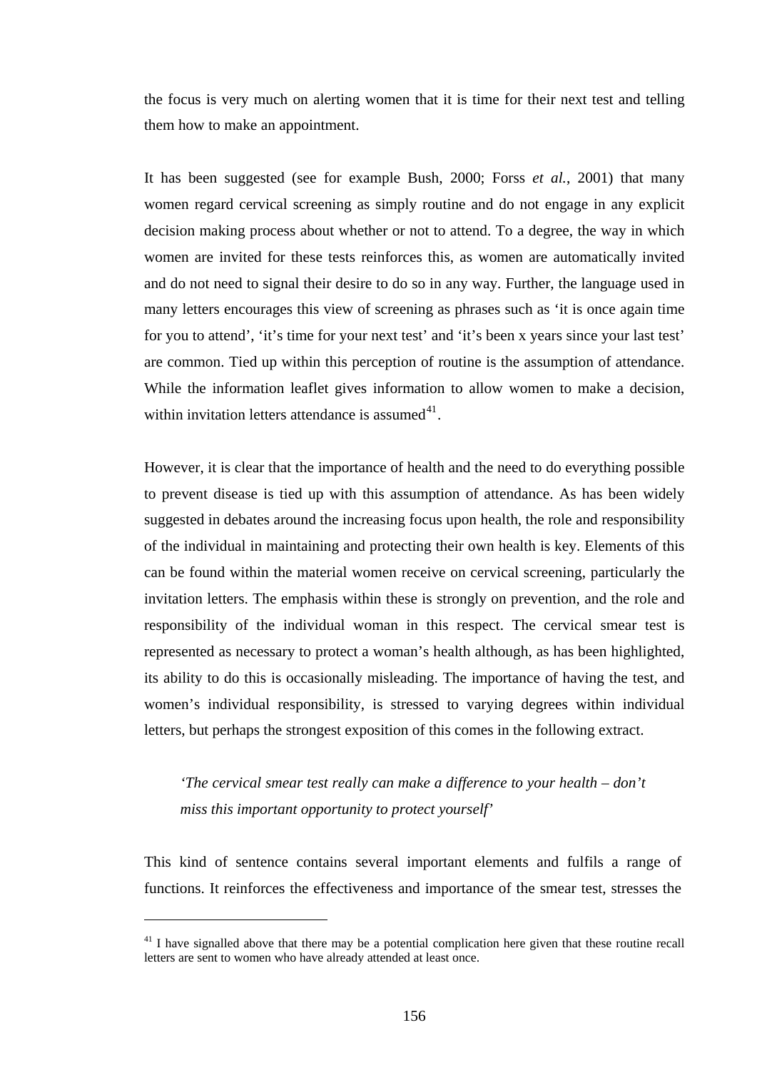the focus is very much on alerting women that it is time for their next test and telling them how to make an appointment.

It has been suggested (see for example Bush, 2000; Forss *et al.*, 2001) that many women regard cervical screening as simply routine and do not engage in any explicit decision making process about whether or not to attend. To a degree, the way in which women are invited for these tests reinforces this, as women are automatically invited and do not need to signal their desire to do so in any way. Further, the language used in many letters encourages this view of screening as phrases such as 'it is once again time for you to attend', 'it's time for your next test' and 'it's been x years since your last test' are common. Tied up within this perception of routine is the assumption of attendance. While the information leaflet gives information to allow women to make a decision, within invitation letters attendance is assumed[41].

However, it is clear that the importance of health and the need to do everything possible to prevent disease is tied up with this assumption of attendance. As has been widely suggested in debates around the increasing focus upon health, the role and responsibility of the individual in maintaining and protecting their own health is key. Elements of this can be found within the material women receive on cervical screening, particularly the invitation letters. The emphasis within these is strongly on prevention, and the role and responsibility of the individual woman in this respect. The cervical smear test is represented as necessary to protect a woman's health although, as has been highlighted, its ability to do this is occasionally misleading. The importance of having the test, and women's individual responsibility, is stressed to varying degrees within individual letters, but perhaps the strongest exposition of this comes in the following extract.

> *'The cervical smear test really can make a difference to your health – don't miss this important opportunity to protect yourself'*

This kind of sentence contains several important elements and fulfils a range of functions. It reinforces the effectiveness and importance of the smear test, stresses the

---

[41] I have signalled above that there may be a potential complication here given that these routine recall letters are sent to women who have already attended at least once.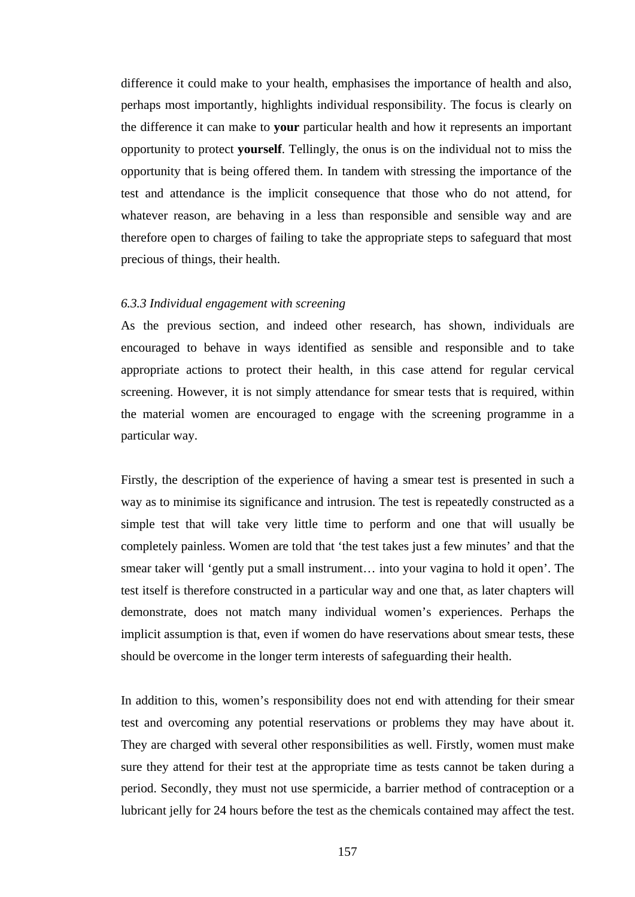difference it could make to your health, emphasises the importance of health and also, perhaps most importantly, highlights individual responsibility. The focus is clearly on the difference it can make to **your** particular health and how it represents an important opportunity to protect **yourself**. Tellingly, the onus is on the individual not to miss the opportunity that is being offered them. In tandem with stressing the importance of the test and attendance is the implicit consequence that those who do not attend, for whatever reason, are behaving in a less than responsible and sensible way and are therefore open to charges of failing to take the appropriate steps to safeguard that most precious of things, their health.

*6.3.3 Individual engagement with screening*

As the previous section, and indeed other research, has shown, individuals are encouraged to behave in ways identified as sensible and responsible and to take appropriate actions to protect their health, in this case attend for regular cervical screening. However, it is not simply attendance for smear tests that is required, within the material women are encouraged to engage with the screening programme in a particular way.

Firstly, the description of the experience of having a smear test is presented in such a way as to minimise its significance and intrusion. The test is repeatedly constructed as a simple test that will take very little time to perform and one that will usually be completely painless. Women are told that 'the test takes just a few minutes' and that the smear taker will 'gently put a small instrument… into your vagina to hold it open'. The test itself is therefore constructed in a particular way and one that, as later chapters will demonstrate, does not match many individual women's experiences. Perhaps the implicit assumption is that, even if women do have reservations about smear tests, these should be overcome in the longer term interests of safeguarding their health.

In addition to this, women's responsibility does not end with attending for their smear test and overcoming any potential reservations or problems they may have about it. They are charged with several other responsibilities as well. Firstly, women must make sure they attend for their test at the appropriate time as tests cannot be taken during a period. Secondly, they must not use spermicide, a barrier method of contraception or a lubricant jelly for 24 hours before the test as the chemicals contained may affect the test.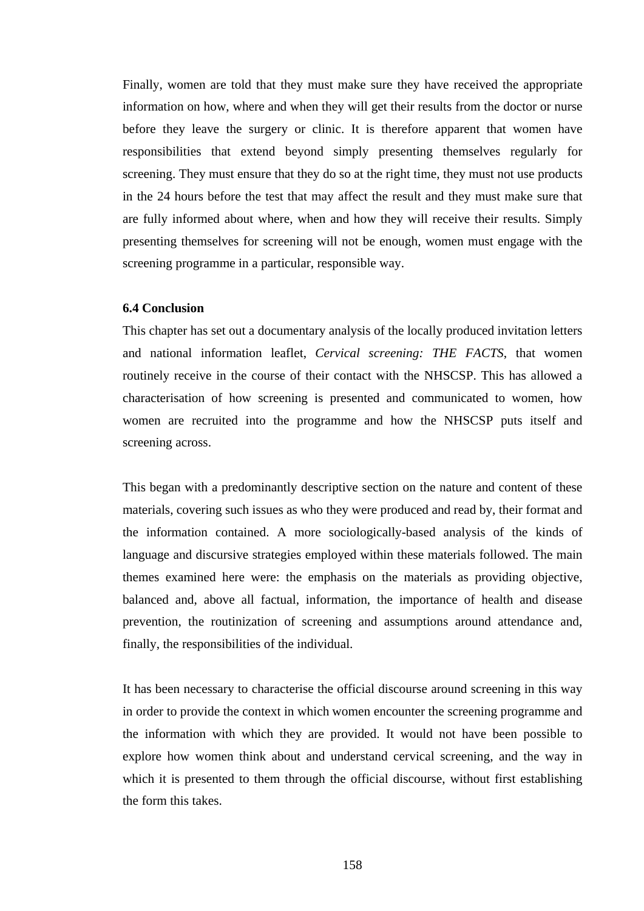Finally, women are told that they must make sure they have received the appropriate information on how, where and when they will get their results from the doctor or nurse before they leave the surgery or clinic. It is therefore apparent that women have responsibilities that extend beyond simply presenting themselves regularly for screening. They must ensure that they do so at the right time, they must not use products in the 24 hours before the test that may affect the result and they must make sure that are fully informed about where, when and how they will receive their results. Simply presenting themselves for screening will not be enough, women must engage with the screening programme in a particular, responsible way.

### 6.4 Conclusion

This chapter has set out a documentary analysis of the locally produced invitation letters and national information leaflet, *Cervical screening: THE FACTS*, that women routinely receive in the course of their contact with the NHSCSP. This has allowed a characterisation of how screening is presented and communicated to women, how women are recruited into the programme and how the NHSCSP puts itself and screening across.

This began with a predominantly descriptive section on the nature and content of these materials, covering such issues as who they were produced and read by, their format and the information contained. A more sociologically-based analysis of the kinds of language and discursive strategies employed within these materials followed. The main themes examined here were: the emphasis on the materials as providing objective, balanced and, above all factual, information, the importance of health and disease prevention, the routinization of screening and assumptions around attendance and, finally, the responsibilities of the individual.

It has been necessary to characterise the official discourse around screening in this way in order to provide the context in which women encounter the screening programme and the information with which they are provided. It would not have been possible to explore how women think about and understand cervical screening, and the way in which it is presented to them through the official discourse, without first establishing the form this takes.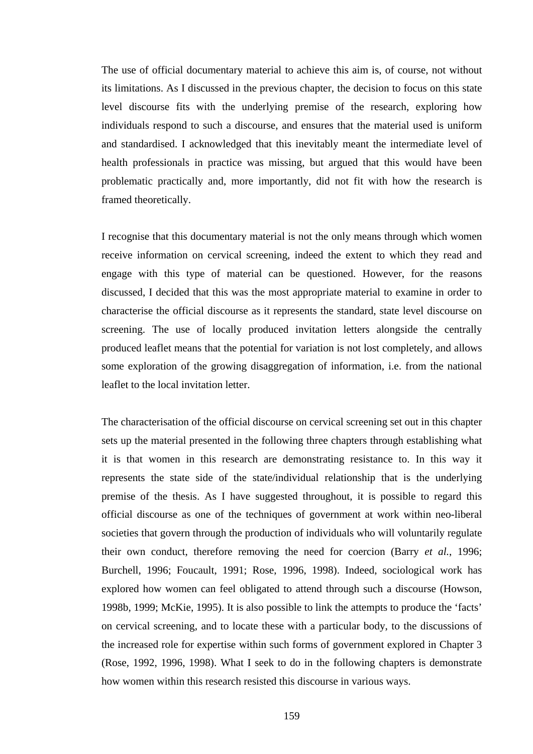The use of official documentary material to achieve this aim is, of course, not without its limitations. As I discussed in the previous chapter, the decision to focus on this state level discourse fits with the underlying premise of the research, exploring how individuals respond to such a discourse, and ensures that the material used is uniform and standardised. I acknowledged that this inevitably meant the intermediate level of health professionals in practice was missing, but argued that this would have been problematic practically and, more importantly, did not fit with how the research is framed theoretically.

I recognise that this documentary material is not the only means through which women receive information on cervical screening, indeed the extent to which they read and engage with this type of material can be questioned. However, for the reasons discussed, I decided that this was the most appropriate material to examine in order to characterise the official discourse as it represents the standard, state level discourse on screening. The use of locally produced invitation letters alongside the centrally produced leaflet means that the potential for variation is not lost completely, and allows some exploration of the growing disaggregation of information, i.e. from the national leaflet to the local invitation letter.

The characterisation of the official discourse on cervical screening set out in this chapter sets up the material presented in the following three chapters through establishing what it is that women in this research are demonstrating resistance to. In this way it represents the state side of the state/individual relationship that is the underlying premise of the thesis. As I have suggested throughout, it is possible to regard this official discourse as one of the techniques of government at work within neo-liberal societies that govern through the production of individuals who will voluntarily regulate their own conduct, therefore removing the need for coercion (Barry *et al.*, 1996; Burchell, 1996; Foucault, 1991; Rose, 1996, 1998). Indeed, sociological work has explored how women can feel obligated to attend through such a discourse (Howson, 1998b, 1999; McKie, 1995). It is also possible to link the attempts to produce the 'facts' on cervical screening, and to locate these with a particular body, to the discussions of the increased role for expertise within such forms of government explored in Chapter 3 (Rose, 1992, 1996, 1998). What I seek to do in the following chapters is demonstrate how women within this research resisted this discourse in various ways.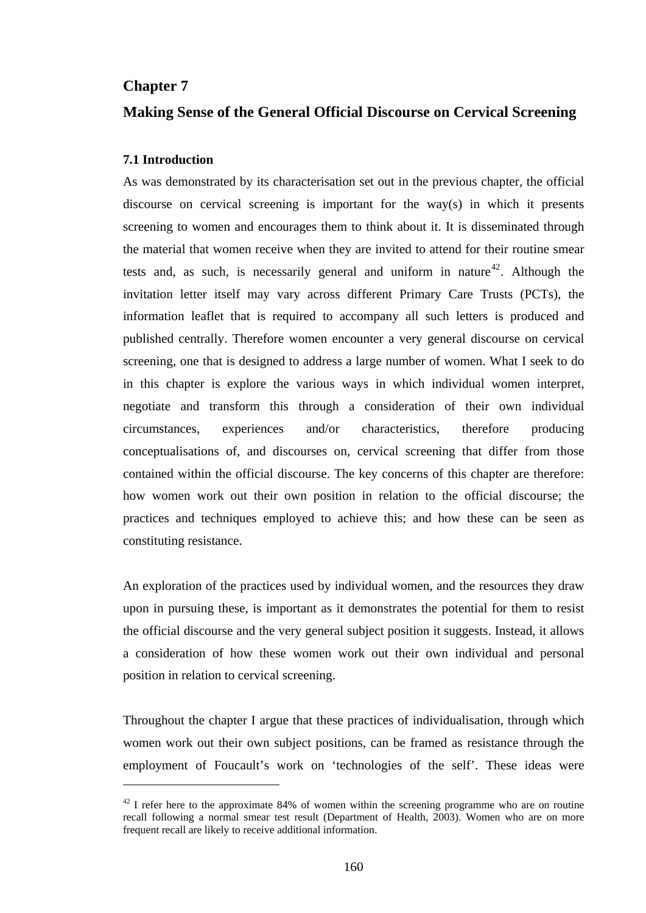# Chapter 7

# Making Sense of the General Official Discourse on Cervical Screening

### 7.1 Introduction

As was demonstrated by its characterisation set out in the previous chapter, the official discourse on cervical screening is important for the way(s) in which it presents screening to women and encourages them to think about it. It is disseminated through the material that women receive when they are invited to attend for their routine smear tests and, as such, is necessarily general and uniform in nature[42]. Although the invitation letter itself may vary across different Primary Care Trusts (PCTs), the information leaflet that is required to accompany all such letters is produced and published centrally. Therefore women encounter a very general discourse on cervical screening, one that is designed to address a large number of women. What I seek to do in this chapter is explore the various ways in which individual women interpret, negotiate and transform this through a consideration of their own individual circumstances, experiences and/or characteristics, therefore producing conceptualisations of, and discourses on, cervical screening that differ from those contained within the official discourse. The key concerns of this chapter are therefore: how women work out their own position in relation to the official discourse; the practices and techniques employed to achieve this; and how these can be seen as constituting resistance.

An exploration of the practices used by individual women, and the resources they draw upon in pursuing these, is important as it demonstrates the potential for them to resist the official discourse and the very general subject position it suggests. Instead, it allows a consideration of how these women work out their own individual and personal position in relation to cervical screening.

Throughout the chapter I argue that these practices of individualisation, through which women work out their own subject positions, can be framed as resistance through the employment of Foucault's work on 'technologies of the self'. These ideas were

---

[42] I refer here to the approximate 84% of women within the screening programme who are on routine recall following a normal smear test result (Department of Health, 2003). Women who are on more frequent recall are likely to receive additional information.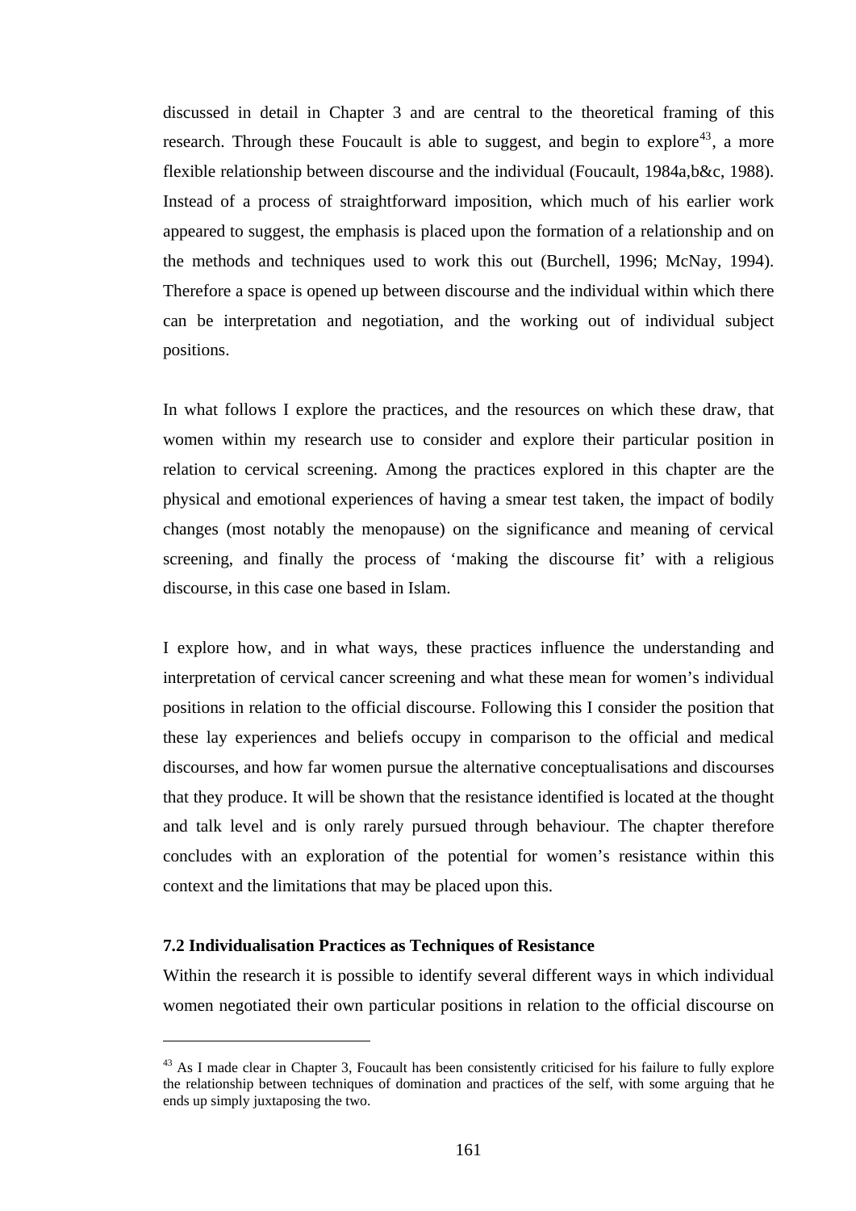discussed in detail in Chapter 3 and are central to the theoretical framing of this research. Through these Foucault is able to suggest, and begin to explore[43], a more flexible relationship between discourse and the individual (Foucault, 1984a,b&c, 1988). Instead of a process of straightforward imposition, which much of his earlier work appeared to suggest, the emphasis is placed upon the formation of a relationship and on the methods and techniques used to work this out (Burchell, 1996; McNay, 1994). Therefore a space is opened up between discourse and the individual within which there can be interpretation and negotiation, and the working out of individual subject positions.

In what follows I explore the practices, and the resources on which these draw, that women within my research use to consider and explore their particular position in relation to cervical screening. Among the practices explored in this chapter are the physical and emotional experiences of having a smear test taken, the impact of bodily changes (most notably the menopause) on the significance and meaning of cervical screening, and finally the process of 'making the discourse fit' with a religious discourse, in this case one based in Islam.

I explore how, and in what ways, these practices influence the understanding and interpretation of cervical cancer screening and what these mean for women's individual positions in relation to the official discourse. Following this I consider the position that these lay experiences and beliefs occupy in comparison to the official and medical discourses, and how far women pursue the alternative conceptualisations and discourses that they produce. It will be shown that the resistance identified is located at the thought and talk level and is only rarely pursued through behaviour. The chapter therefore concludes with an exploration of the potential for women's resistance within this context and the limitations that may be placed upon this.

### 7.2 Individualisation Practices as Techniques of Resistance

Within the research it is possible to identify several different ways in which individual women negotiated their own particular positions in relation to the official discourse on

---

[43] As I made clear in Chapter 3, Foucault has been consistently criticised for his failure to fully explore the relationship between techniques of domination and practices of the self, with some arguing that he ends up simply juxtaposing the two.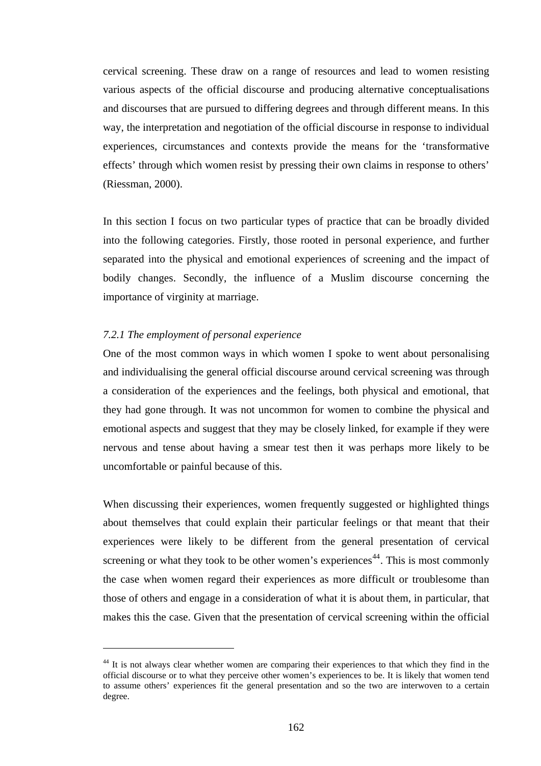cervical screening. These draw on a range of resources and lead to women resisting various aspects of the official discourse and producing alternative conceptualisations and discourses that are pursued to differing degrees and through different means. In this way, the interpretation and negotiation of the official discourse in response to individual experiences, circumstances and contexts provide the means for the 'transformative effects' through which women resist by pressing their own claims in response to others' (Riessman, 2000).

In this section I focus on two particular types of practice that can be broadly divided into the following categories. Firstly, those rooted in personal experience, and further separated into the physical and emotional experiences of screening and the impact of bodily changes. Secondly, the influence of a Muslim discourse concerning the importance of virginity at marriage.

### *7.2.1 The employment of personal experience*

One of the most common ways in which women I spoke to went about personalising and individualising the general official discourse around cervical screening was through a consideration of the experiences and the feelings, both physical and emotional, that they had gone through. It was not uncommon for women to combine the physical and emotional aspects and suggest that they may be closely linked, for example if they were nervous and tense about having a smear test then it was perhaps more likely to be uncomfortable or painful because of this.

When discussing their experiences, women frequently suggested or highlighted things about themselves that could explain their particular feelings or that meant that their experiences were likely to be different from the general presentation of cervical screening or what they took to be other women's experiences[44]. This is most commonly the case when women regard their experiences as more difficult or troublesome than those of others and engage in a consideration of what it is about them, in particular, that makes this the case. Given that the presentation of cervical screening within the official

---

[44] It is not always clear whether women are comparing their experiences to that which they find in the official discourse or to what they perceive other women's experiences to be. It is likely that women tend to assume others' experiences fit the general presentation and so the two are interwoven to a certain degree.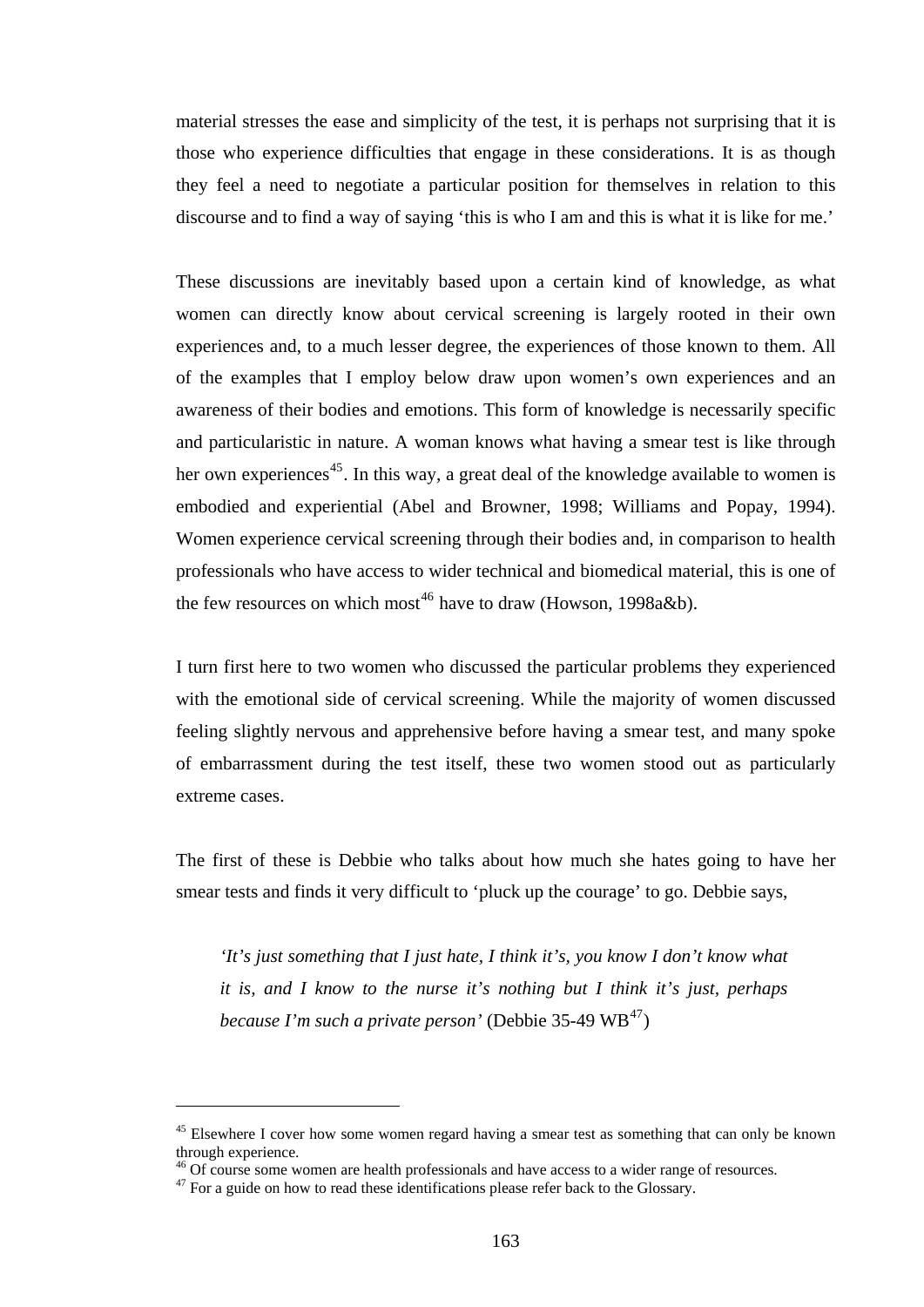material stresses the ease and simplicity of the test, it is perhaps not surprising that it is those who experience difficulties that engage in these considerations. It is as though they feel a need to negotiate a particular position for themselves in relation to this discourse and to find a way of saying 'this is who I am and this is what it is like for me.'

These discussions are inevitably based upon a certain kind of knowledge, as what women can directly know about cervical screening is largely rooted in their own experiences and, to a much lesser degree, the experiences of those known to them. All of the examples that I employ below draw upon women's own experiences and an awareness of their bodies and emotions. This form of knowledge is necessarily specific and particularistic in nature. A woman knows what having a smear test is like through her own experiences[45]. In this way, a great deal of the knowledge available to women is embodied and experiential (Abel and Browner, 1998; Williams and Popay, 1994). Women experience cervical screening through their bodies and, in comparison to health professionals who have access to wider technical and biomedical material, this is one of the few resources on which most[46] have to draw (Howson, 1998a&b).

I turn first here to two women who discussed the particular problems they experienced with the emotional side of cervical screening. While the majority of women discussed feeling slightly nervous and apprehensive before having a smear test, and many spoke of embarrassment during the test itself, these two women stood out as particularly extreme cases.

The first of these is Debbie who talks about how much she hates going to have her smear tests and finds it very difficult to 'pluck up the courage' to go. Debbie says,

> *'It's just something that I just hate, I think it's, you know I don't know what it is, and I know to the nurse it's nothing but I think it's just, perhaps because I'm such a private person'* (Debbie 35-49 WB[47])

---

[45] Elsewhere I cover how some women regard having a smear test as something that can only be known through experience.

[46] Of course some women are health professionals and have access to a wider range of resources.

[47] For a guide on how to read these identifications please refer back to the Glossary.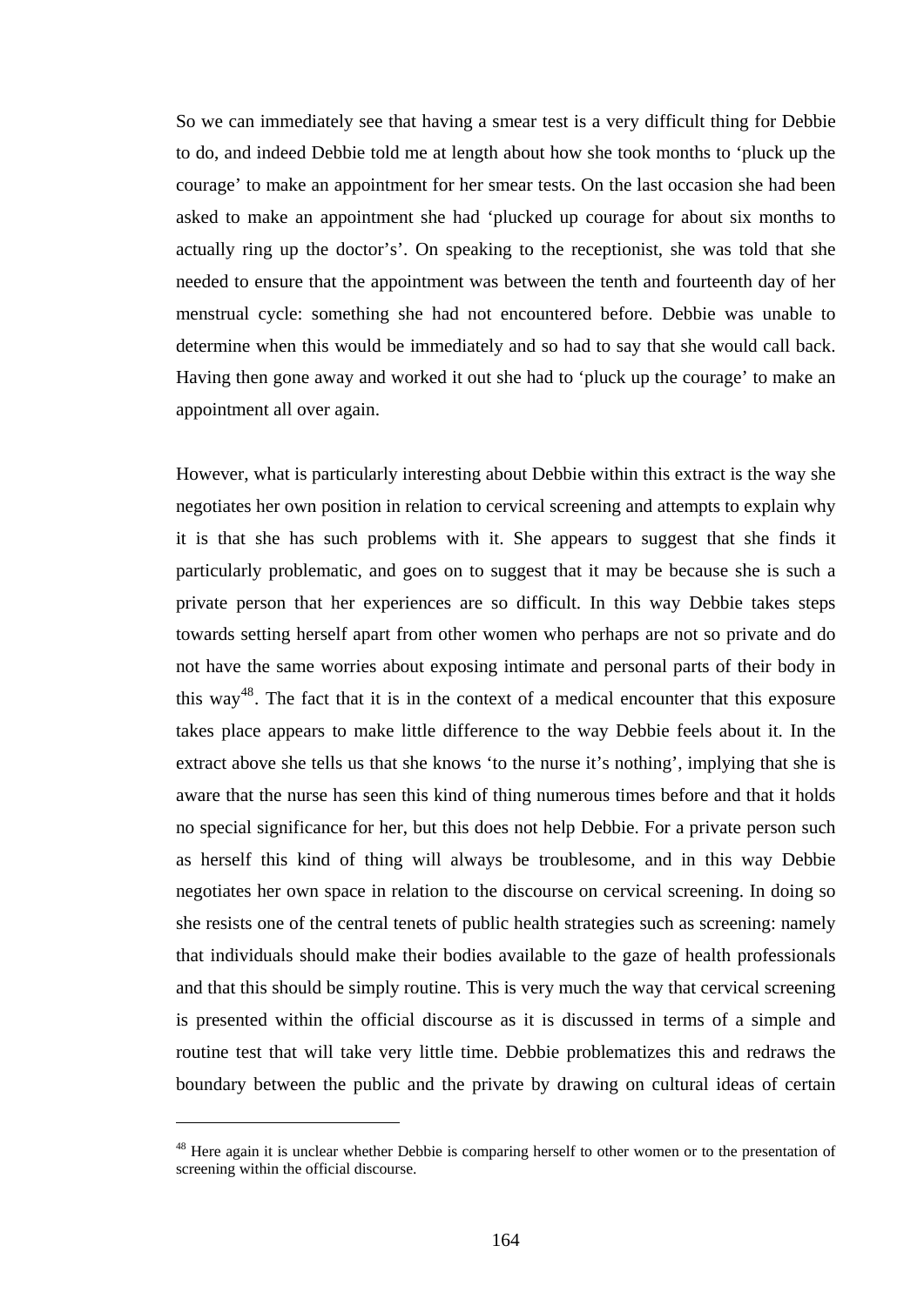So we can immediately see that having a smear test is a very difficult thing for Debbie to do, and indeed Debbie told me at length about how she took months to 'pluck up the courage' to make an appointment for her smear tests. On the last occasion she had been asked to make an appointment she had 'plucked up courage for about six months to actually ring up the doctor's'. On speaking to the receptionist, she was told that she needed to ensure that the appointment was between the tenth and fourteenth day of her menstrual cycle: something she had not encountered before. Debbie was unable to determine when this would be immediately and so had to say that she would call back. Having then gone away and worked it out she had to 'pluck up the courage' to make an appointment all over again.

However, what is particularly interesting about Debbie within this extract is the way she negotiates her own position in relation to cervical screening and attempts to explain why it is that she has such problems with it. She appears to suggest that she finds it particularly problematic, and goes on to suggest that it may be because she is such a private person that her experiences are so difficult. In this way Debbie takes steps towards setting herself apart from other women who perhaps are not so private and do not have the same worries about exposing intimate and personal parts of their body in this way[48]. The fact that it is in the context of a medical encounter that this exposure takes place appears to make little difference to the way Debbie feels about it. In the extract above she tells us that she knows 'to the nurse it's nothing', implying that she is aware that the nurse has seen this kind of thing numerous times before and that it holds no special significance for her, but this does not help Debbie. For a private person such as herself this kind of thing will always be troublesome, and in this way Debbie negotiates her own space in relation to the discourse on cervical screening. In doing so she resists one of the central tenets of public health strategies such as screening: namely that individuals should make their bodies available to the gaze of health professionals and that this should be simply routine. This is very much the way that cervical screening is presented within the official discourse as it is discussed in terms of a simple and routine test that will take very little time. Debbie problematizes this and redraws the boundary between the public and the private by drawing on cultural ideas of certain

[48] Here again it is unclear whether Debbie is comparing herself to other women or to the presentation of screening within the official discourse.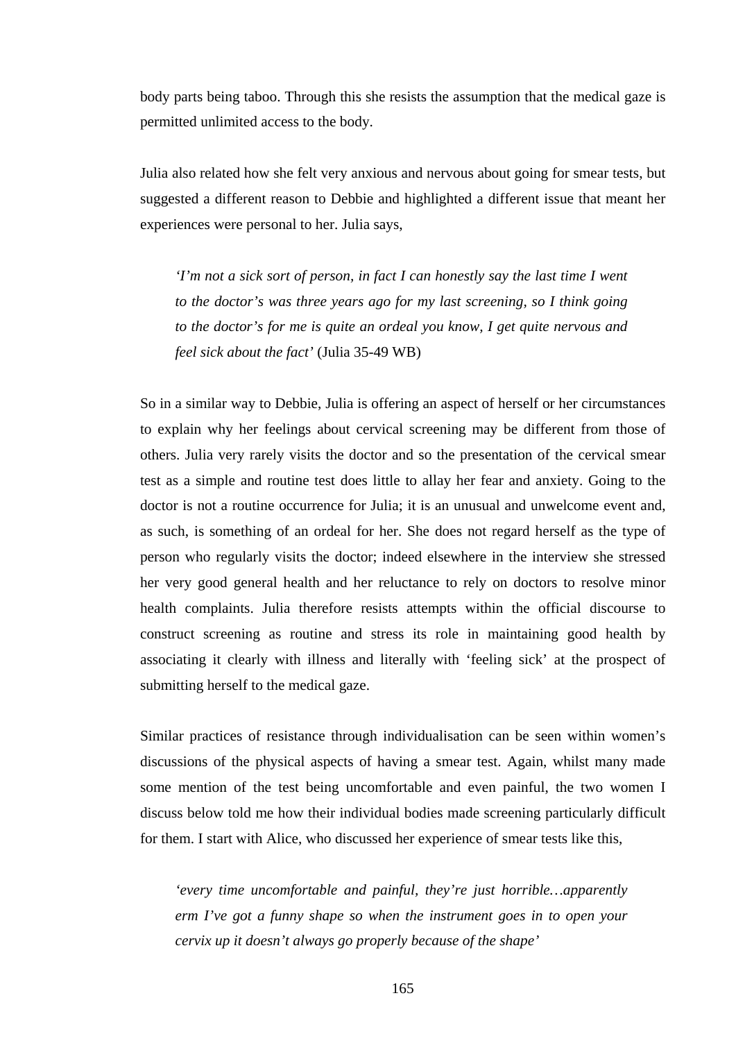body parts being taboo. Through this she resists the assumption that the medical gaze is permitted unlimited access to the body.

Julia also related how she felt very anxious and nervous about going for smear tests, but suggested a different reason to Debbie and highlighted a different issue that meant her experiences were personal to her. Julia says,

> *'I'm not a sick sort of person, in fact I can honestly say the last time I went to the doctor's was three years ago for my last screening, so I think going to the doctor's for me is quite an ordeal you know, I get quite nervous and feel sick about the fact'* (Julia 35-49 WB)

So in a similar way to Debbie, Julia is offering an aspect of herself or her circumstances to explain why her feelings about cervical screening may be different from those of others. Julia very rarely visits the doctor and so the presentation of the cervical smear test as a simple and routine test does little to allay her fear and anxiety. Going to the doctor is not a routine occurrence for Julia; it is an unusual and unwelcome event and, as such, is something of an ordeal for her. She does not regard herself as the type of person who regularly visits the doctor; indeed elsewhere in the interview she stressed her very good general health and her reluctance to rely on doctors to resolve minor health complaints. Julia therefore resists attempts within the official discourse to construct screening as routine and stress its role in maintaining good health by associating it clearly with illness and literally with 'feeling sick' at the prospect of submitting herself to the medical gaze.

Similar practices of resistance through individualisation can be seen within women's discussions of the physical aspects of having a smear test. Again, whilst many made some mention of the test being uncomfortable and even painful, the two women I discuss below told me how their individual bodies made screening particularly difficult for them. I start with Alice, who discussed her experience of smear tests like this,

> *'every time uncomfortable and painful, they're just horrible…apparently erm I've got a funny shape so when the instrument goes in to open your cervix up it doesn't always go properly because of the shape'*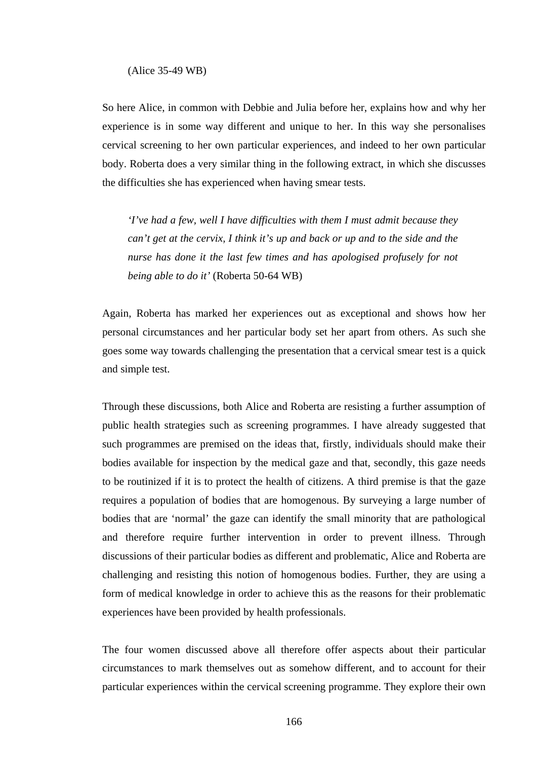(Alice 35-49 WB)

So here Alice, in common with Debbie and Julia before her, explains how and why her experience is in some way different and unique to her. In this way she personalises cervical screening to her own particular experiences, and indeed to her own particular body. Roberta does a very similar thing in the following extract, in which she discusses the difficulties she has experienced when having smear tests.

> *'I've had a few, well I have difficulties with them I must admit because they can't get at the cervix, I think it's up and back or up and to the side and the nurse has done it the last few times and has apologised profusely for not being able to do it'* (Roberta 50-64 WB)

Again, Roberta has marked her experiences out as exceptional and shows how her personal circumstances and her particular body set her apart from others. As such she goes some way towards challenging the presentation that a cervical smear test is a quick and simple test.

Through these discussions, both Alice and Roberta are resisting a further assumption of public health strategies such as screening programmes. I have already suggested that such programmes are premised on the ideas that, firstly, individuals should make their bodies available for inspection by the medical gaze and that, secondly, this gaze needs to be routinized if it is to protect the health of citizens. A third premise is that the gaze requires a population of bodies that are homogenous. By surveying a large number of bodies that are 'normal' the gaze can identify the small minority that are pathological and therefore require further intervention in order to prevent illness. Through discussions of their particular bodies as different and problematic, Alice and Roberta are challenging and resisting this notion of homogenous bodies. Further, they are using a form of medical knowledge in order to achieve this as the reasons for their problematic experiences have been provided by health professionals.

The four women discussed above all therefore offer aspects about their particular circumstances to mark themselves out as somehow different, and to account for their particular experiences within the cervical screening programme. They explore their own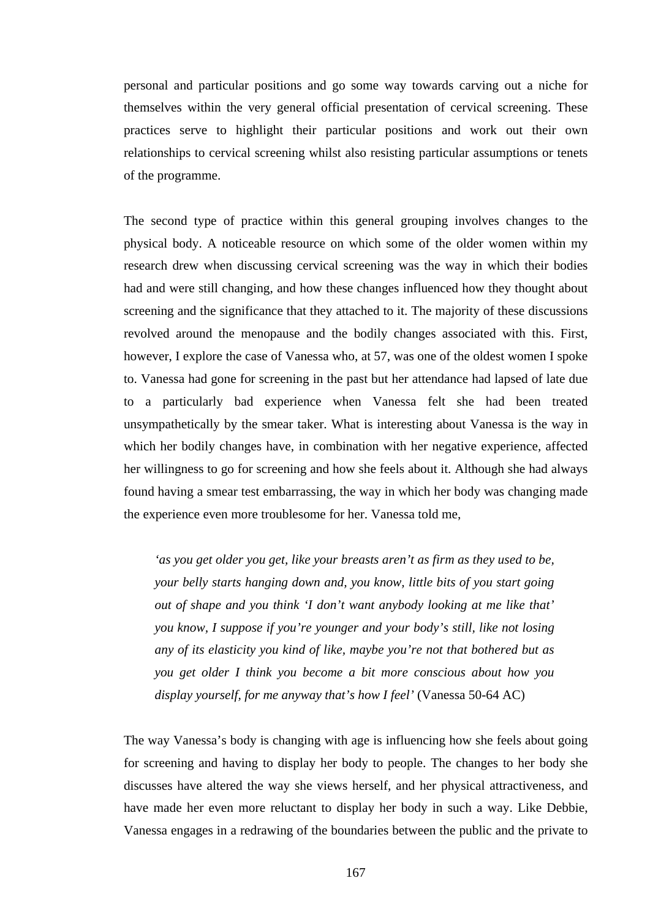personal and particular positions and go some way towards carving out a niche for themselves within the very general official presentation of cervical screening. These practices serve to highlight their particular positions and work out their own relationships to cervical screening whilst also resisting particular assumptions or tenets of the programme.

The second type of practice within this general grouping involves changes to the physical body. A noticeable resource on which some of the older women within my research drew when discussing cervical screening was the way in which their bodies had and were still changing, and how these changes influenced how they thought about screening and the significance that they attached to it. The majority of these discussions revolved around the menopause and the bodily changes associated with this. First, however, I explore the case of Vanessa who, at 57, was one of the oldest women I spoke to. Vanessa had gone for screening in the past but her attendance had lapsed of late due to a particularly bad experience when Vanessa felt she had been treated unsympathetically by the smear taker. What is interesting about Vanessa is the way in which her bodily changes have, in combination with her negative experience, affected her willingness to go for screening and how she feels about it. Although she had always found having a smear test embarrassing, the way in which her body was changing made the experience even more troublesome for her. Vanessa told me,

> *'as you get older you get, like your breasts aren't as firm as they used to be, your belly starts hanging down and, you know, little bits of you start going out of shape and you think 'I don't want anybody looking at me like that' you know, I suppose if you're younger and your body's still, like not losing any of its elasticity you kind of like, maybe you're not that bothered but as you get older I think you become a bit more conscious about how you display yourself, for me anyway that's how I feel'* (Vanessa 50-64 AC)

The way Vanessa's body is changing with age is influencing how she feels about going for screening and having to display her body to people. The changes to her body she discusses have altered the way she views herself, and her physical attractiveness, and have made her even more reluctant to display her body in such a way. Like Debbie, Vanessa engages in a redrawing of the boundaries between the public and the private to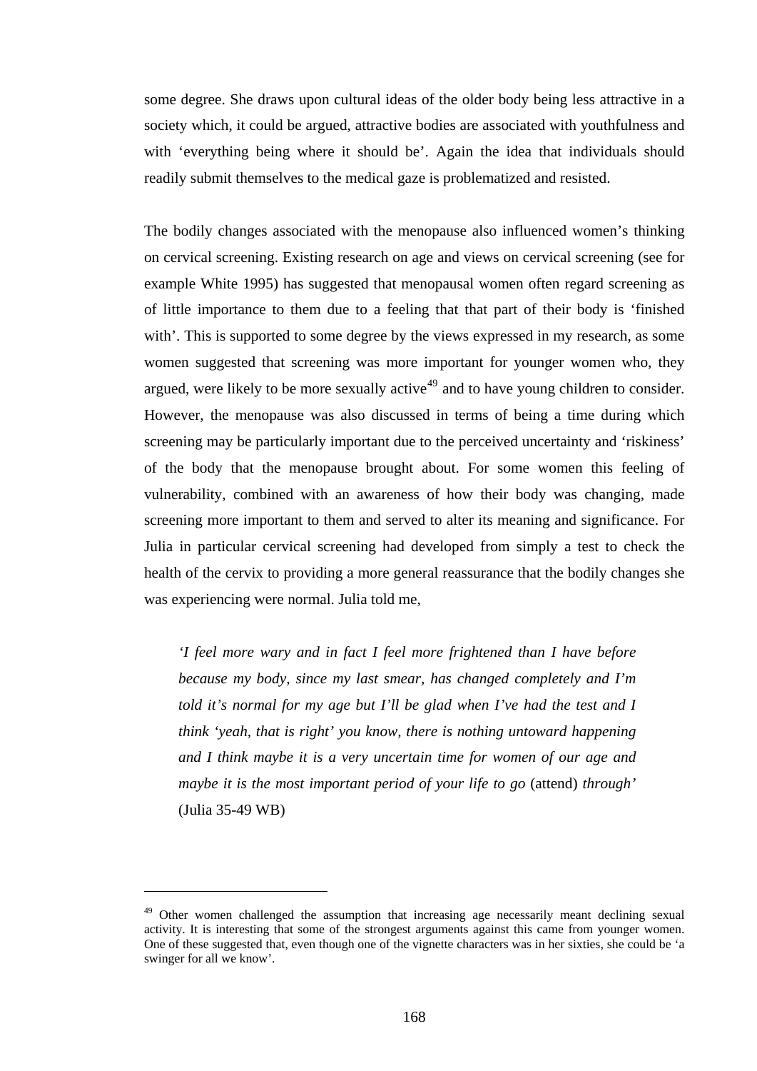some degree. She draws upon cultural ideas of the older body being less attractive in a society which, it could be argued, attractive bodies are associated with youthfulness and with 'everything being where it should be'. Again the idea that individuals should readily submit themselves to the medical gaze is problematized and resisted.

The bodily changes associated with the menopause also influenced women's thinking on cervical screening. Existing research on age and views on cervical screening (see for example White 1995) has suggested that menopausal women often regard screening as of little importance to them due to a feeling that that part of their body is 'finished with'. This is supported to some degree by the views expressed in my research, as some women suggested that screening was more important for younger women who, they argued, were likely to be more sexually active[49] and to have young children to consider. However, the menopause was also discussed in terms of being a time during which screening may be particularly important due to the perceived uncertainty and 'riskiness' of the body that the menopause brought about. For some women this feeling of vulnerability, combined with an awareness of how their body was changing, made screening more important to them and served to alter its meaning and significance. For Julia in particular cervical screening had developed from simply a test to check the health of the cervix to providing a more general reassurance that the bodily changes she was experiencing were normal. Julia told me,

> *'I feel more wary and in fact I feel more frightened than I have before because my body, since my last smear, has changed completely and I'm told it's normal for my age but I'll be glad when I've had the test and I think 'yeah, that is right' you know, there is nothing untoward happening and I think maybe it is a very uncertain time for women of our age and maybe it is the most important period of your life to go* (attend) *through'* (Julia 35-49 WB)

[49] Other women challenged the assumption that increasing age necessarily meant declining sexual activity. It is interesting that some of the strongest arguments against this came from younger women. One of these suggested that, even though one of the vignette characters was in her sixties, she could be 'a swinger for all we know'.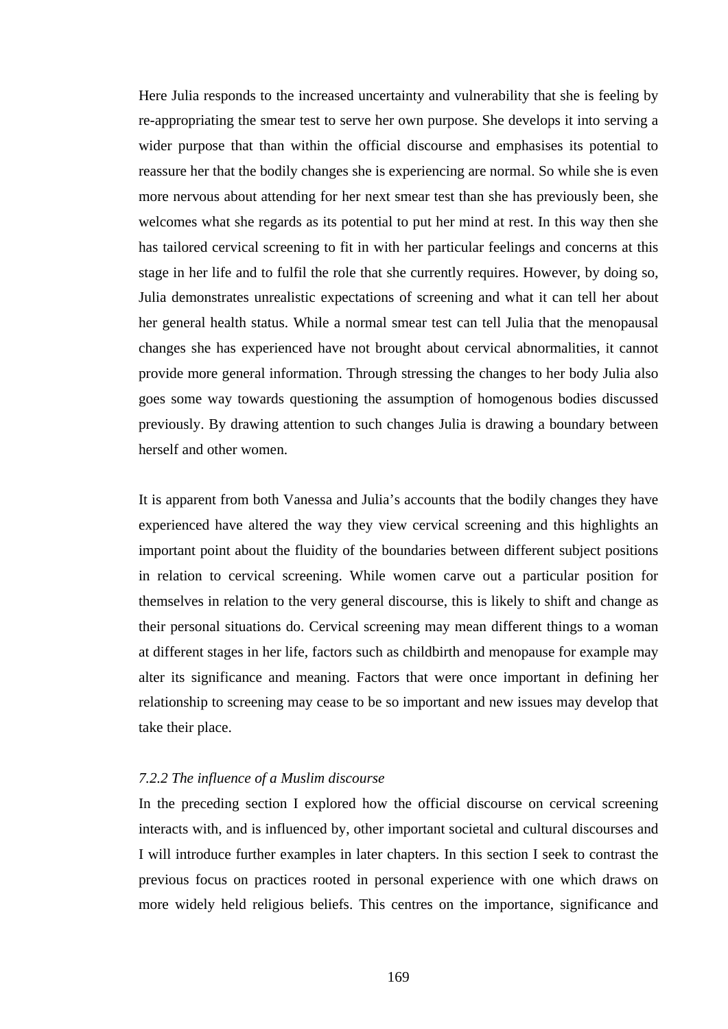Here Julia responds to the increased uncertainty and vulnerability that she is feeling by re-appropriating the smear test to serve her own purpose. She develops it into serving a wider purpose that than within the official discourse and emphasises its potential to reassure her that the bodily changes she is experiencing are normal. So while she is even more nervous about attending for her next smear test than she has previously been, she welcomes what she regards as its potential to put her mind at rest. In this way then she has tailored cervical screening to fit in with her particular feelings and concerns at this stage in her life and to fulfil the role that she currently requires. However, by doing so, Julia demonstrates unrealistic expectations of screening and what it can tell her about her general health status. While a normal smear test can tell Julia that the menopausal changes she has experienced have not brought about cervical abnormalities, it cannot provide more general information. Through stressing the changes to her body Julia also goes some way towards questioning the assumption of homogenous bodies discussed previously. By drawing attention to such changes Julia is drawing a boundary between herself and other women.

It is apparent from both Vanessa and Julia's accounts that the bodily changes they have experienced have altered the way they view cervical screening and this highlights an important point about the fluidity of the boundaries between different subject positions in relation to cervical screening. While women carve out a particular position for themselves in relation to the very general discourse, this is likely to shift and change as their personal situations do. Cervical screening may mean different things to a woman at different stages in her life, factors such as childbirth and menopause for example may alter its significance and meaning. Factors that were once important in defining her relationship to screening may cease to be so important and new issues may develop that take their place.

*7.2.2 The influence of a Muslim discourse*

In the preceding section I explored how the official discourse on cervical screening interacts with, and is influenced by, other important societal and cultural discourses and I will introduce further examples in later chapters. In this section I seek to contrast the previous focus on practices rooted in personal experience with one which draws on more widely held religious beliefs. This centres on the importance, significance and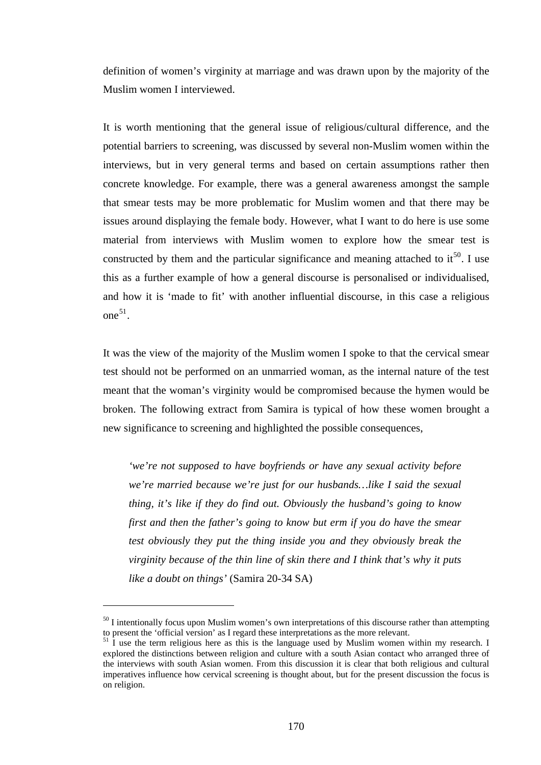definition of women's virginity at marriage and was drawn upon by the majority of the Muslim women I interviewed.

It is worth mentioning that the general issue of religious/cultural difference, and the potential barriers to screening, was discussed by several non-Muslim women within the interviews, but in very general terms and based on certain assumptions rather then concrete knowledge. For example, there was a general awareness amongst the sample that smear tests may be more problematic for Muslim women and that there may be issues around displaying the female body. However, what I want to do here is use some material from interviews with Muslim women to explore how the smear test is constructed by them and the particular significance and meaning attached to it[50]. I use this as a further example of how a general discourse is personalised or individualised, and how it is 'made to fit' with another influential discourse, in this case a religious one[51].

It was the view of the majority of the Muslim women I spoke to that the cervical smear test should not be performed on an unmarried woman, as the internal nature of the test meant that the woman's virginity would be compromised because the hymen would be broken. The following extract from Samira is typical of how these women brought a new significance to screening and highlighted the possible consequences,

> *'we're not supposed to have boyfriends or have any sexual activity before we're married because we're just for our husbands…like I said the sexual thing, it's like if they do find out. Obviously the husband's going to know first and then the father's going to know but erm if you do have the smear test obviously they put the thing inside you and they obviously break the virginity because of the thin line of skin there and I think that's why it puts like a doubt on things'* (Samira 20-34 SA)

---

[50] I intentionally focus upon Muslim women's own interpretations of this discourse rather than attempting to present the 'official version' as I regard these interpretations as the more relevant.

[51] I use the term religious here as this is the language used by Muslim women within my research. I explored the distinctions between religion and culture with a south Asian contact who arranged three of the interviews with south Asian women. From this discussion it is clear that both religious and cultural imperatives influence how cervical screening is thought about, but for the present discussion the focus is on religion.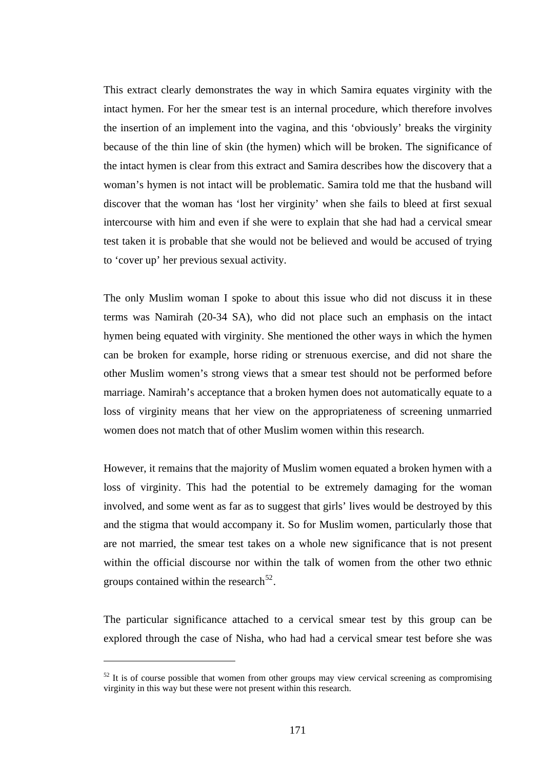This extract clearly demonstrates the way in which Samira equates virginity with the intact hymen. For her the smear test is an internal procedure, which therefore involves the insertion of an implement into the vagina, and this 'obviously' breaks the virginity because of the thin line of skin (the hymen) which will be broken. The significance of the intact hymen is clear from this extract and Samira describes how the discovery that a woman's hymen is not intact will be problematic. Samira told me that the husband will discover that the woman has 'lost her virginity' when she fails to bleed at first sexual intercourse with him and even if she were to explain that she had had a cervical smear test taken it is probable that she would not be believed and would be accused of trying to 'cover up' her previous sexual activity.

The only Muslim woman I spoke to about this issue who did not discuss it in these terms was Namirah (20-34 SA), who did not place such an emphasis on the intact hymen being equated with virginity. She mentioned the other ways in which the hymen can be broken for example, horse riding or strenuous exercise, and did not share the other Muslim women's strong views that a smear test should not be performed before marriage. Namirah's acceptance that a broken hymen does not automatically equate to a loss of virginity means that her view on the appropriateness of screening unmarried women does not match that of other Muslim women within this research.

However, it remains that the majority of Muslim women equated a broken hymen with a loss of virginity. This had the potential to be extremely damaging for the woman involved, and some went as far as to suggest that girls' lives would be destroyed by this and the stigma that would accompany it. So for Muslim women, particularly those that are not married, the smear test takes on a whole new significance that is not present within the official discourse nor within the talk of women from the other two ethnic groups contained within the research[52].

The particular significance attached to a cervical smear test by this group can be explored through the case of Nisha, who had had a cervical smear test before she was

---

[52] It is of course possible that women from other groups may view cervical screening as compromising virginity in this way but these were not present within this research.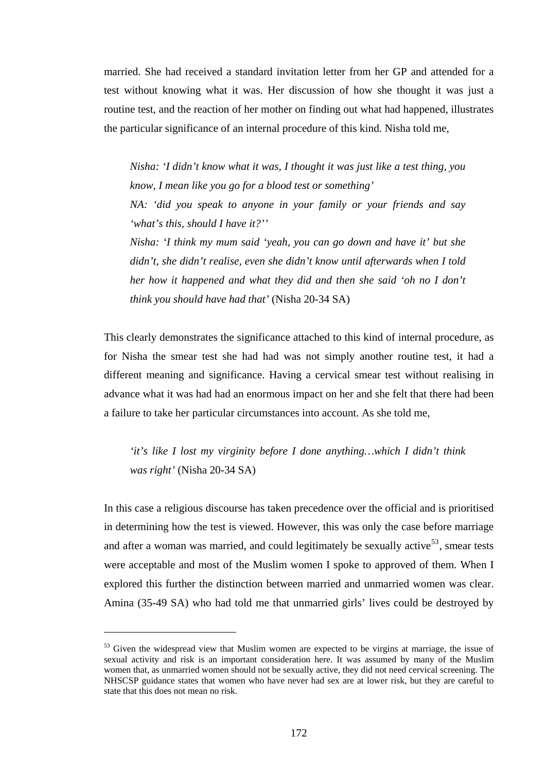married. She had received a standard invitation letter from her GP and attended for a test without knowing what it was. Her discussion of how she thought it was just a routine test, and the reaction of her mother on finding out what had happened, illustrates the particular significance of an internal procedure of this kind. Nisha told me,

> *Nisha: 'I didn't know what it was, I thought it was just like a test thing, you know, I mean like you go for a blood test or something'*
>
> *NA: 'did you speak to anyone in your family or your friends and say 'what's this, should I have it?''*
>
> *Nisha: 'I think my mum said 'yeah, you can go down and have it' but she didn't, she didn't realise, even she didn't know until afterwards when I told her how it happened and what they did and then she said 'oh no I don't think you should have had that'* (Nisha 20-34 SA)

This clearly demonstrates the significance attached to this kind of internal procedure, as for Nisha the smear test she had had was not simply another routine test, it had a different meaning and significance. Having a cervical smear test without realising in advance what it was had had an enormous impact on her and she felt that there had been a failure to take her particular circumstances into account. As she told me,

> *'it's like I lost my virginity before I done anything…which I didn't think was right'* (Nisha 20-34 SA)

In this case a religious discourse has taken precedence over the official and is prioritised in determining how the test is viewed. However, this was only the case before marriage and after a woman was married, and could legitimately be sexually active[53], smear tests were acceptable and most of the Muslim women I spoke to approved of them. When I explored this further the distinction between married and unmarried women was clear. Amina (35-49 SA) who had told me that unmarried girls' lives could be destroyed by

[53] Given the widespread view that Muslim women are expected to be virgins at marriage, the issue of sexual activity and risk is an important consideration here. It was assumed by many of the Muslim women that, as unmarried women should not be sexually active, they did not need cervical screening. The NHSCSP guidance states that women who have never had sex are at lower risk, but they are careful to state that this does not mean no risk.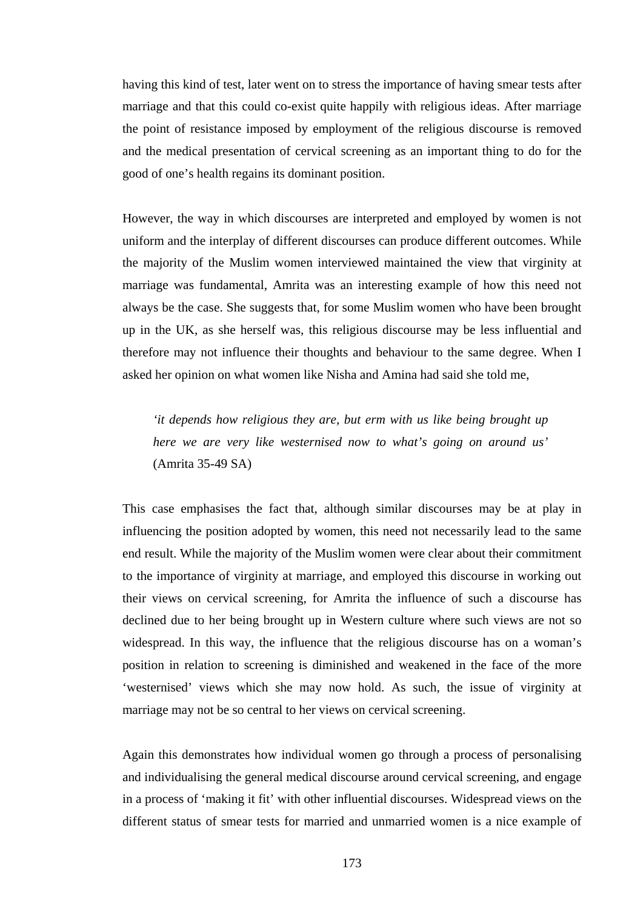having this kind of test, later went on to stress the importance of having smear tests after marriage and that this could co-exist quite happily with religious ideas. After marriage the point of resistance imposed by employment of the religious discourse is removed and the medical presentation of cervical screening as an important thing to do for the good of one's health regains its dominant position.

However, the way in which discourses are interpreted and employed by women is not uniform and the interplay of different discourses can produce different outcomes. While the majority of the Muslim women interviewed maintained the view that virginity at marriage was fundamental, Amrita was an interesting example of how this need not always be the case. She suggests that, for some Muslim women who have been brought up in the UK, as she herself was, this religious discourse may be less influential and therefore may not influence their thoughts and behaviour to the same degree. When I asked her opinion on what women like Nisha and Amina had said she told me,

> *'it depends how religious they are, but erm with us like being brought up here we are very like westernised now to what's going on around us'* (Amrita 35-49 SA)

This case emphasises the fact that, although similar discourses may be at play in influencing the position adopted by women, this need not necessarily lead to the same end result. While the majority of the Muslim women were clear about their commitment to the importance of virginity at marriage, and employed this discourse in working out their views on cervical screening, for Amrita the influence of such a discourse has declined due to her being brought up in Western culture where such views are not so widespread. In this way, the influence that the religious discourse has on a woman's position in relation to screening is diminished and weakened in the face of the more 'westernised' views which she may now hold. As such, the issue of virginity at marriage may not be so central to her views on cervical screening.

Again this demonstrates how individual women go through a process of personalising and individualising the general medical discourse around cervical screening, and engage in a process of 'making it fit' with other influential discourses. Widespread views on the different status of smear tests for married and unmarried women is a nice example of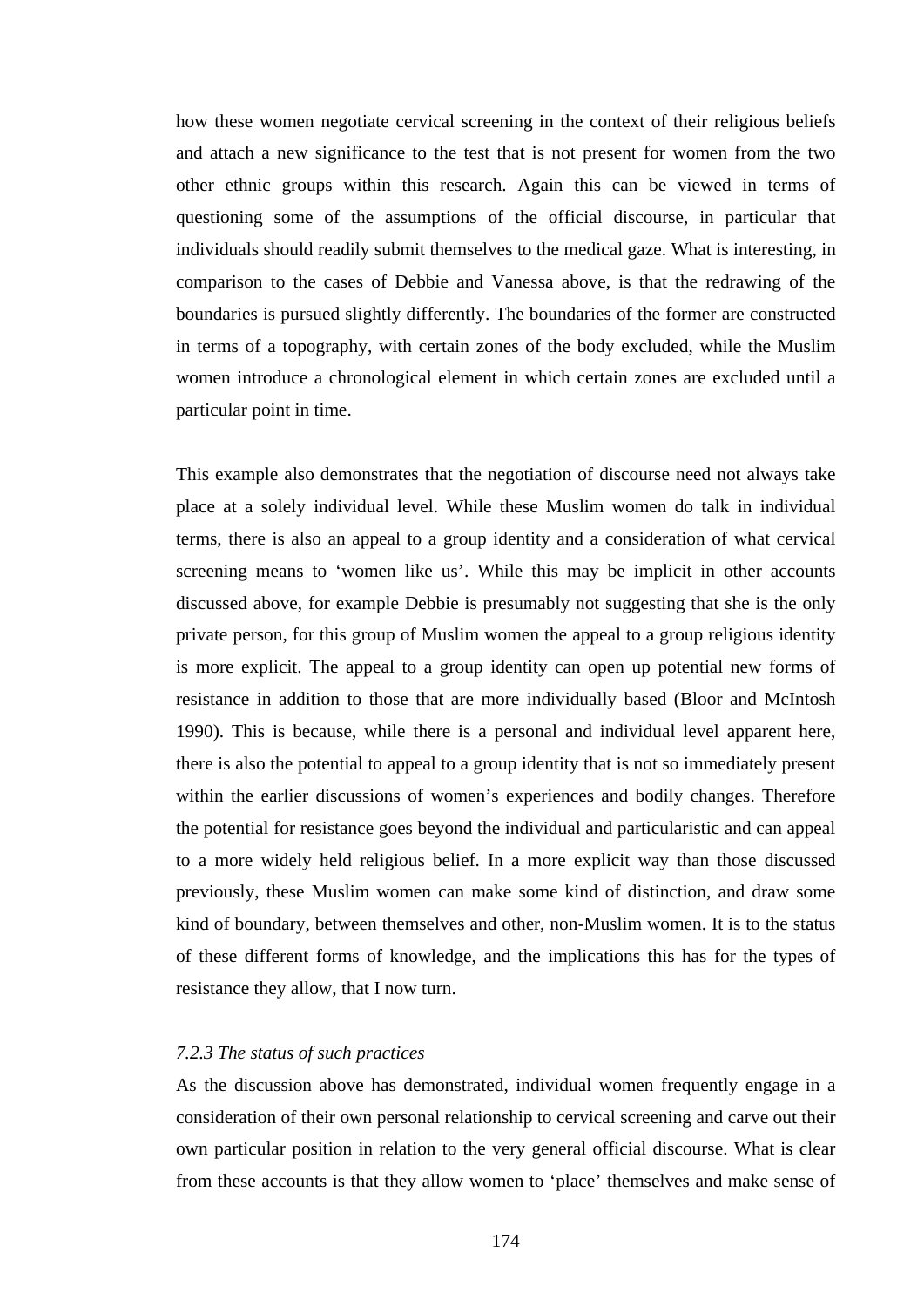how these women negotiate cervical screening in the context of their religious beliefs and attach a new significance to the test that is not present for women from the two other ethnic groups within this research. Again this can be viewed in terms of questioning some of the assumptions of the official discourse, in particular that individuals should readily submit themselves to the medical gaze. What is interesting, in comparison to the cases of Debbie and Vanessa above, is that the redrawing of the boundaries is pursued slightly differently. The boundaries of the former are constructed in terms of a topography, with certain zones of the body excluded, while the Muslim women introduce a chronological element in which certain zones are excluded until a particular point in time.

This example also demonstrates that the negotiation of discourse need not always take place at a solely individual level. While these Muslim women do talk in individual terms, there is also an appeal to a group identity and a consideration of what cervical screening means to 'women like us'. While this may be implicit in other accounts discussed above, for example Debbie is presumably not suggesting that she is the only private person, for this group of Muslim women the appeal to a group religious identity is more explicit. The appeal to a group identity can open up potential new forms of resistance in addition to those that are more individually based (Bloor and McIntosh 1990). This is because, while there is a personal and individual level apparent here, there is also the potential to appeal to a group identity that is not so immediately present within the earlier discussions of women's experiences and bodily changes. Therefore the potential for resistance goes beyond the individual and particularistic and can appeal to a more widely held religious belief. In a more explicit way than those discussed previously, these Muslim women can make some kind of distinction, and draw some kind of boundary, between themselves and other, non-Muslim women. It is to the status of these different forms of knowledge, and the implications this has for the types of resistance they allow, that I now turn.

### *7.2.3 The status of such practices*

As the discussion above has demonstrated, individual women frequently engage in a consideration of their own personal relationship to cervical screening and carve out their own particular position in relation to the very general official discourse. What is clear from these accounts is that they allow women to 'place' themselves and make sense of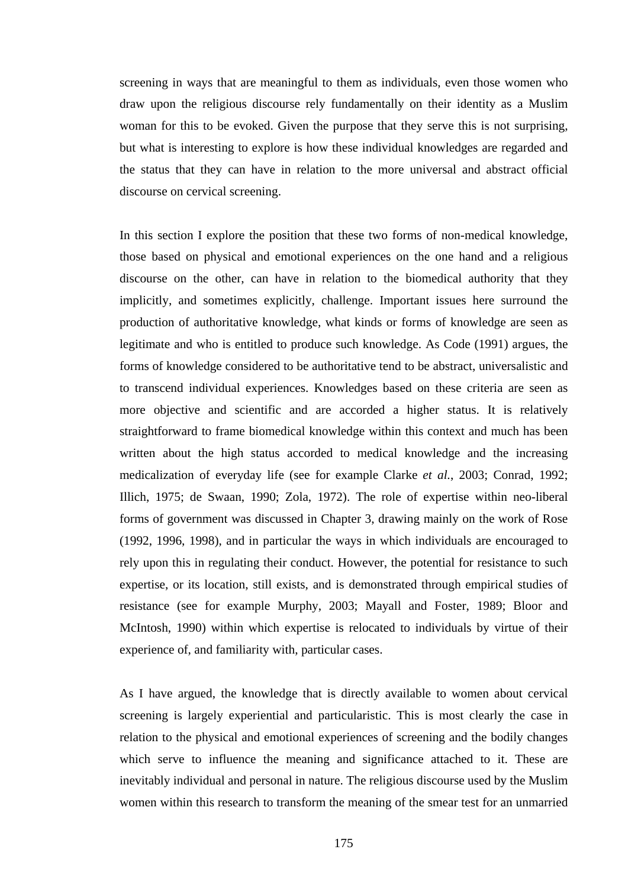screening in ways that are meaningful to them as individuals, even those women who draw upon the religious discourse rely fundamentally on their identity as a Muslim woman for this to be evoked. Given the purpose that they serve this is not surprising, but what is interesting to explore is how these individual knowledges are regarded and the status that they can have in relation to the more universal and abstract official discourse on cervical screening.

In this section I explore the position that these two forms of non-medical knowledge, those based on physical and emotional experiences on the one hand and a religious discourse on the other, can have in relation to the biomedical authority that they implicitly, and sometimes explicitly, challenge. Important issues here surround the production of authoritative knowledge, what kinds or forms of knowledge are seen as legitimate and who is entitled to produce such knowledge. As Code (1991) argues, the forms of knowledge considered to be authoritative tend to be abstract, universalistic and to transcend individual experiences. Knowledges based on these criteria are seen as more objective and scientific and are accorded a higher status. It is relatively straightforward to frame biomedical knowledge within this context and much has been written about the high status accorded to medical knowledge and the increasing medicalization of everyday life (see for example Clarke *et al.*, 2003; Conrad, 1992; Illich, 1975; de Swaan, 1990; Zola, 1972). The role of expertise within neo-liberal forms of government was discussed in Chapter 3, drawing mainly on the work of Rose (1992, 1996, 1998), and in particular the ways in which individuals are encouraged to rely upon this in regulating their conduct. However, the potential for resistance to such expertise, or its location, still exists, and is demonstrated through empirical studies of resistance (see for example Murphy, 2003; Mayall and Foster, 1989; Bloor and McIntosh, 1990) within which expertise is relocated to individuals by virtue of their experience of, and familiarity with, particular cases.

As I have argued, the knowledge that is directly available to women about cervical screening is largely experiential and particularistic. This is most clearly the case in relation to the physical and emotional experiences of screening and the bodily changes which serve to influence the meaning and significance attached to it. These are inevitably individual and personal in nature. The religious discourse used by the Muslim women within this research to transform the meaning of the smear test for an unmarried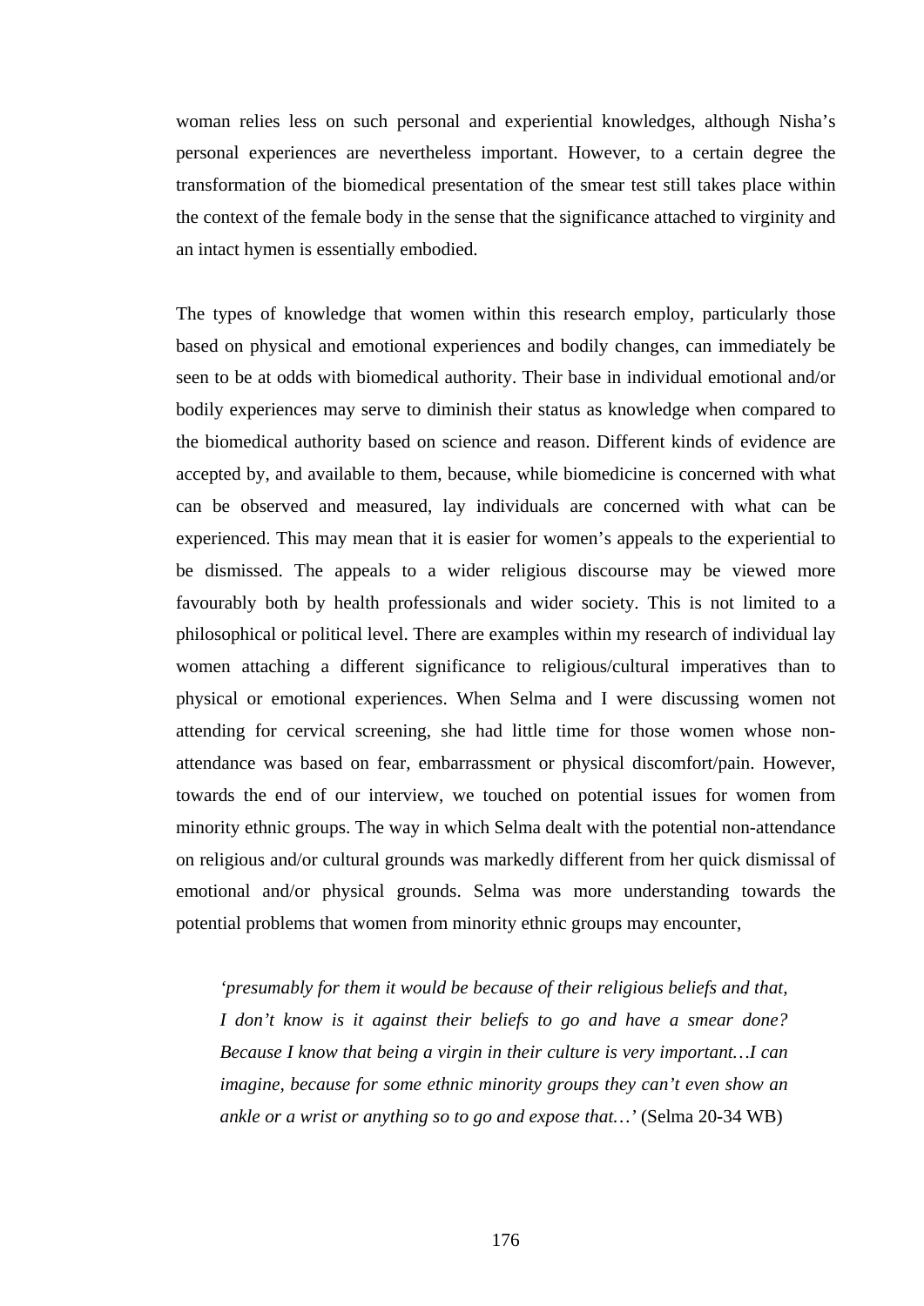woman relies less on such personal and experiential knowledges, although Nisha's personal experiences are nevertheless important. However, to a certain degree the transformation of the biomedical presentation of the smear test still takes place within the context of the female body in the sense that the significance attached to virginity and an intact hymen is essentially embodied.

The types of knowledge that women within this research employ, particularly those based on physical and emotional experiences and bodily changes, can immediately be seen to be at odds with biomedical authority. Their base in individual emotional and/or bodily experiences may serve to diminish their status as knowledge when compared to the biomedical authority based on science and reason. Different kinds of evidence are accepted by, and available to them, because, while biomedicine is concerned with what can be observed and measured, lay individuals are concerned with what can be experienced. This may mean that it is easier for women's appeals to the experiential to be dismissed. The appeals to a wider religious discourse may be viewed more favourably both by health professionals and wider society. This is not limited to a philosophical or political level. There are examples within my research of individual lay women attaching a different significance to religious/cultural imperatives than to physical or emotional experiences. When Selma and I were discussing women not attending for cervical screening, she had little time for those women whose non-attendance was based on fear, embarrassment or physical discomfort/pain. However, towards the end of our interview, we touched on potential issues for women from minority ethnic groups. The way in which Selma dealt with the potential non-attendance on religious and/or cultural grounds was markedly different from her quick dismissal of emotional and/or physical grounds. Selma was more understanding towards the potential problems that women from minority ethnic groups may encounter,

> *'presumably for them it would be because of their religious beliefs and that, I don't know is it against their beliefs to go and have a smear done? Because I know that being a virgin in their culture is very important…I can imagine, because for some ethnic minority groups they can't even show an ankle or a wrist or anything so to go and expose that…'* (Selma 20-34 WB)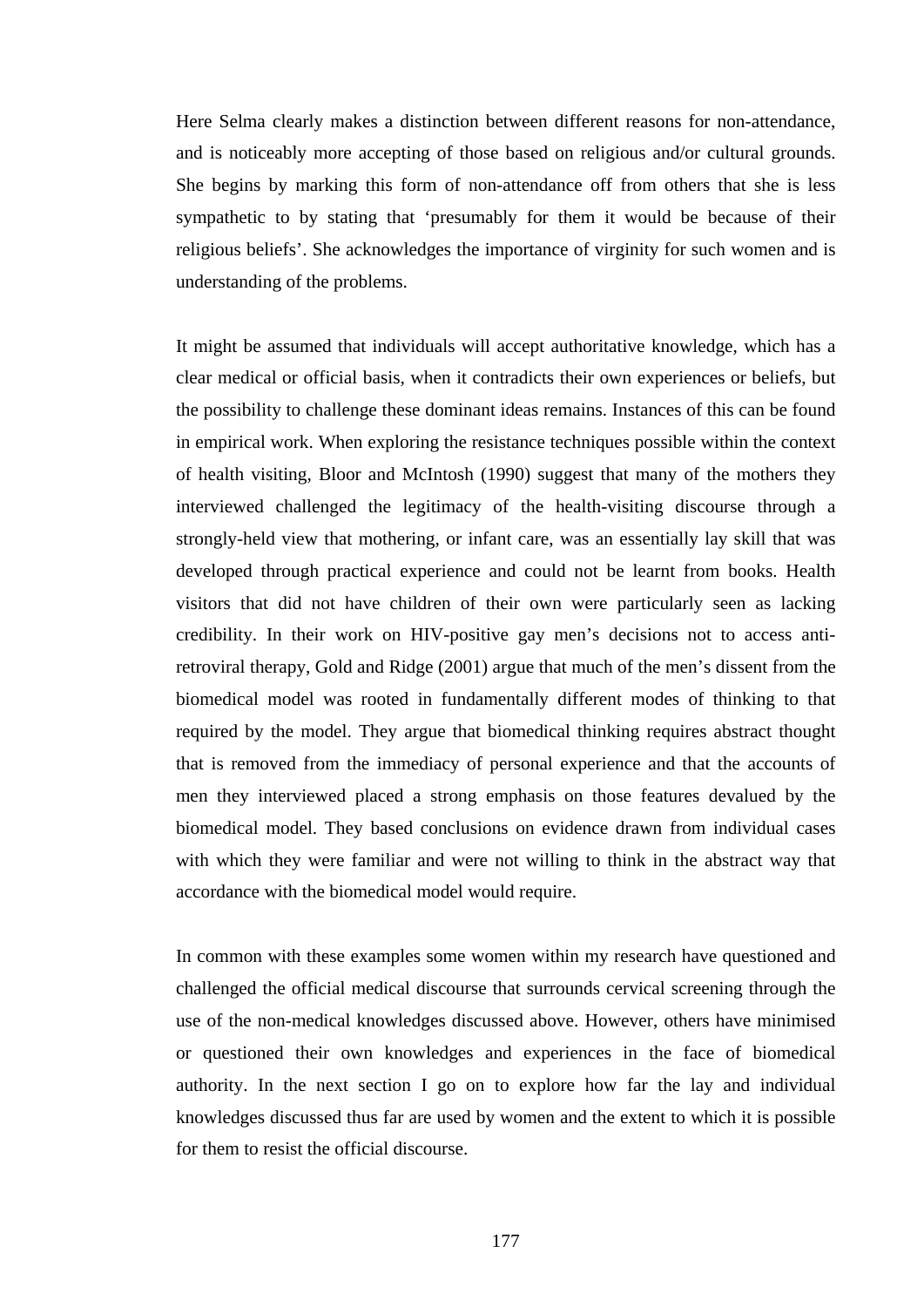Here Selma clearly makes a distinction between different reasons for non-attendance, and is noticeably more accepting of those based on religious and/or cultural grounds. She begins by marking this form of non-attendance off from others that she is less sympathetic to by stating that 'presumably for them it would be because of their religious beliefs'. She acknowledges the importance of virginity for such women and is understanding of the problems.

It might be assumed that individuals will accept authoritative knowledge, which has a clear medical or official basis, when it contradicts their own experiences or beliefs, but the possibility to challenge these dominant ideas remains. Instances of this can be found in empirical work. When exploring the resistance techniques possible within the context of health visiting, Bloor and McIntosh (1990) suggest that many of the mothers they interviewed challenged the legitimacy of the health-visiting discourse through a strongly-held view that mothering, or infant care, was an essentially lay skill that was developed through practical experience and could not be learnt from books. Health visitors that did not have children of their own were particularly seen as lacking credibility. In their work on HIV-positive gay men's decisions not to access anti-retroviral therapy, Gold and Ridge (2001) argue that much of the men's dissent from the biomedical model was rooted in fundamentally different modes of thinking to that required by the model. They argue that biomedical thinking requires abstract thought that is removed from the immediacy of personal experience and that the accounts of men they interviewed placed a strong emphasis on those features devalued by the biomedical model. They based conclusions on evidence drawn from individual cases with which they were familiar and were not willing to think in the abstract way that accordance with the biomedical model would require.

In common with these examples some women within my research have questioned and challenged the official medical discourse that surrounds cervical screening through the use of the non-medical knowledges discussed above. However, others have minimised or questioned their own knowledges and experiences in the face of biomedical authority. In the next section I go on to explore how far the lay and individual knowledges discussed thus far are used by women and the extent to which it is possible for them to resist the official discourse.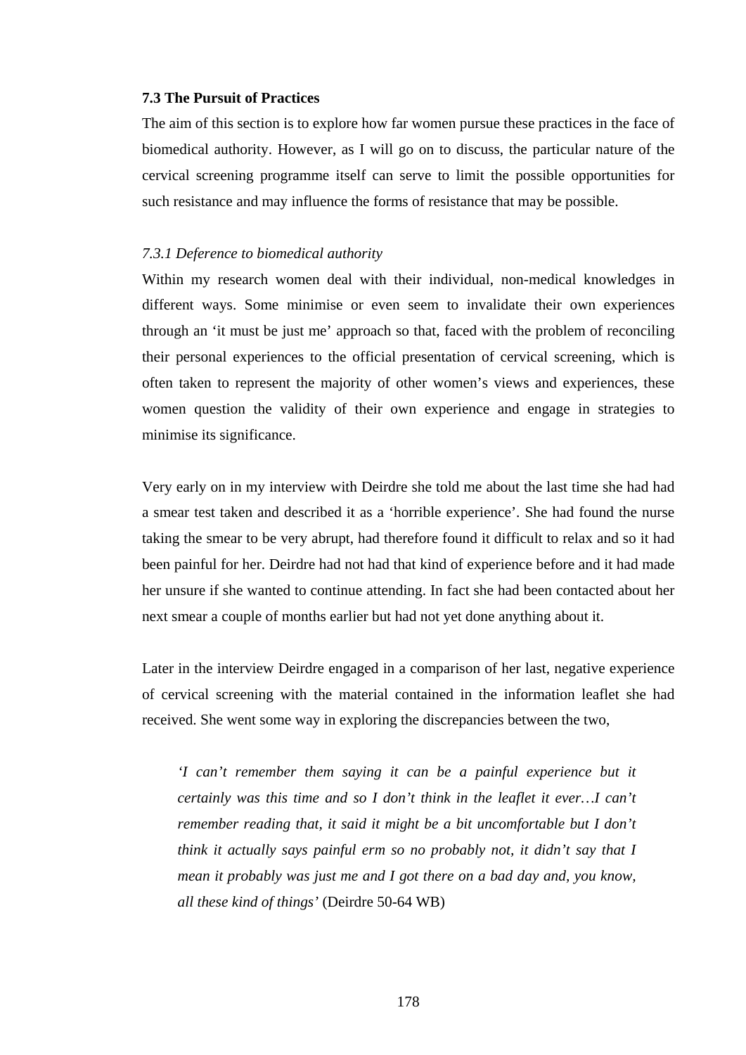### 7.3 The Pursuit of Practices

The aim of this section is to explore how far women pursue these practices in the face of biomedical authority. However, as I will go on to discuss, the particular nature of the cervical screening programme itself can serve to limit the possible opportunities for such resistance and may influence the forms of resistance that may be possible.

#### *7.3.1 Deference to biomedical authority*

Within my research women deal with their individual, non-medical knowledges in different ways. Some minimise or even seem to invalidate their own experiences through an 'it must be just me' approach so that, faced with the problem of reconciling their personal experiences to the official presentation of cervical screening, which is often taken to represent the majority of other women's views and experiences, these women question the validity of their own experience and engage in strategies to minimise its significance.

Very early on in my interview with Deirdre she told me about the last time she had had a smear test taken and described it as a 'horrible experience'. She had found the nurse taking the smear to be very abrupt, had therefore found it difficult to relax and so it had been painful for her. Deirdre had not had that kind of experience before and it had made her unsure if she wanted to continue attending. In fact she had been contacted about her next smear a couple of months earlier but had not yet done anything about it.

Later in the interview Deirdre engaged in a comparison of her last, negative experience of cervical screening with the material contained in the information leaflet she had received. She went some way in exploring the discrepancies between the two,

> *'I can't remember them saying it can be a painful experience but it certainly was this time and so I don't think in the leaflet it ever…I can't remember reading that, it said it might be a bit uncomfortable but I don't think it actually says painful erm so no probably not, it didn't say that I mean it probably was just me and I got there on a bad day and, you know, all these kind of things'* (Deirdre 50-64 WB)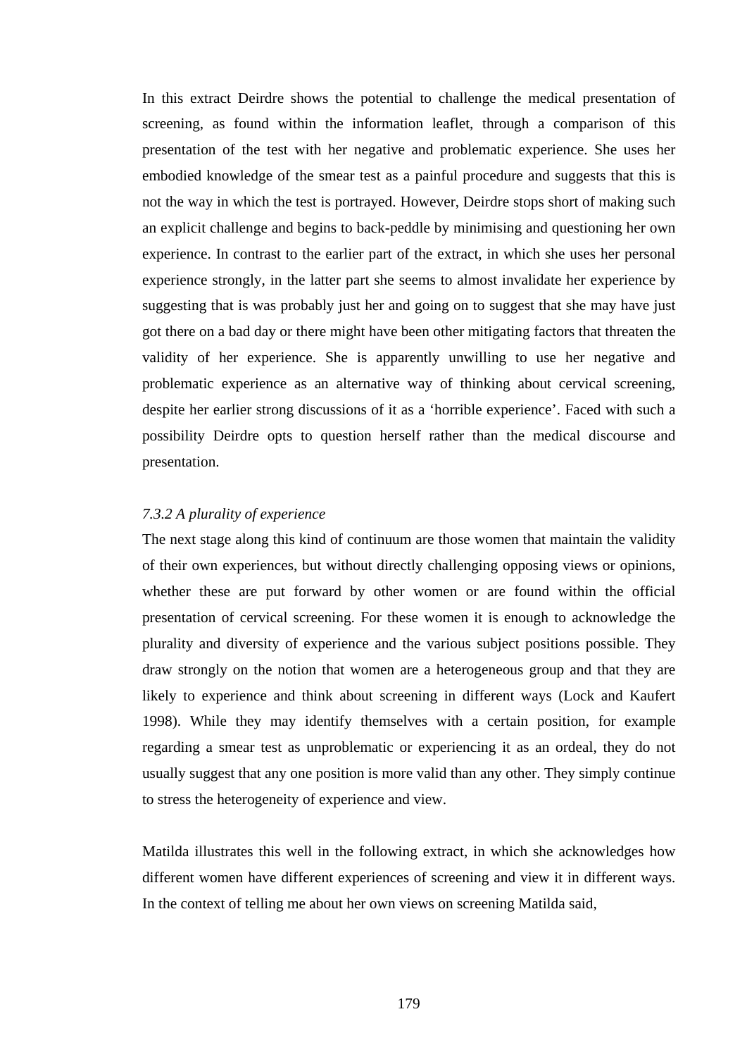In this extract Deirdre shows the potential to challenge the medical presentation of screening, as found within the information leaflet, through a comparison of this presentation of the test with her negative and problematic experience. She uses her embodied knowledge of the smear test as a painful procedure and suggests that this is not the way in which the test is portrayed. However, Deirdre stops short of making such an explicit challenge and begins to back-peddle by minimising and questioning her own experience. In contrast to the earlier part of the extract, in which she uses her personal experience strongly, in the latter part she seems to almost invalidate her experience by suggesting that is was probably just her and going on to suggest that she may have just got there on a bad day or there might have been other mitigating factors that threaten the validity of her experience. She is apparently unwilling to use her negative and problematic experience as an alternative way of thinking about cervical screening, despite her earlier strong discussions of it as a 'horrible experience'. Faced with such a possibility Deirdre opts to question herself rather than the medical discourse and presentation.

*7.3.2 A plurality of experience*

The next stage along this kind of continuum are those women that maintain the validity of their own experiences, but without directly challenging opposing views or opinions, whether these are put forward by other women or are found within the official presentation of cervical screening. For these women it is enough to acknowledge the plurality and diversity of experience and the various subject positions possible. They draw strongly on the notion that women are a heterogeneous group and that they are likely to experience and think about screening in different ways (Lock and Kaufert 1998). While they may identify themselves with a certain position, for example regarding a smear test as unproblematic or experiencing it as an ordeal, they do not usually suggest that any one position is more valid than any other. They simply continue to stress the heterogeneity of experience and view.

Matilda illustrates this well in the following extract, in which she acknowledges how different women have different experiences of screening and view it in different ways. In the context of telling me about her own views on screening Matilda said,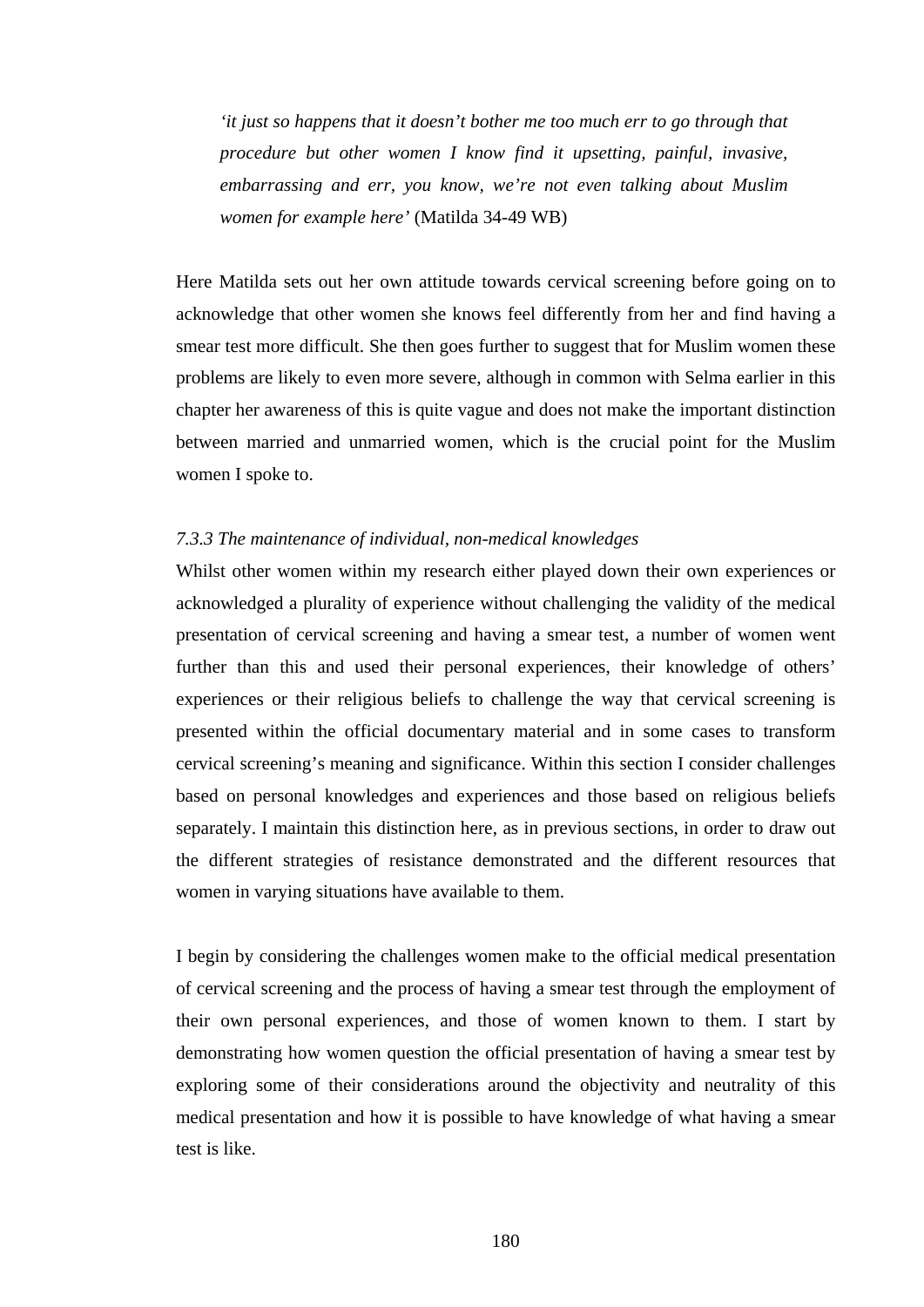> *'it just so happens that it doesn't bother me too much err to go through that procedure but other women I know find it upsetting, painful, invasive, embarrassing and err, you know, we're not even talking about Muslim women for example here'* (Matilda 34-49 WB)

Here Matilda sets out her own attitude towards cervical screening before going on to acknowledge that other women she knows feel differently from her and find having a smear test more difficult. She then goes further to suggest that for Muslim women these problems are likely to even more severe, although in common with Selma earlier in this chapter her awareness of this is quite vague and does not make the important distinction between married and unmarried women, which is the crucial point for the Muslim women I spoke to.

*7.3.3 The maintenance of individual, non-medical knowledges*

Whilst other women within my research either played down their own experiences or acknowledged a plurality of experience without challenging the validity of the medical presentation of cervical screening and having a smear test, a number of women went further than this and used their personal experiences, their knowledge of others' experiences or their religious beliefs to challenge the way that cervical screening is presented within the official documentary material and in some cases to transform cervical screening's meaning and significance. Within this section I consider challenges based on personal knowledges and experiences and those based on religious beliefs separately. I maintain this distinction here, as in previous sections, in order to draw out the different strategies of resistance demonstrated and the different resources that women in varying situations have available to them.

I begin by considering the challenges women make to the official medical presentation of cervical screening and the process of having a smear test through the employment of their own personal experiences, and those of women known to them. I start by demonstrating how women question the official presentation of having a smear test by exploring some of their considerations around the objectivity and neutrality of this medical presentation and how it is possible to have knowledge of what having a smear test is like.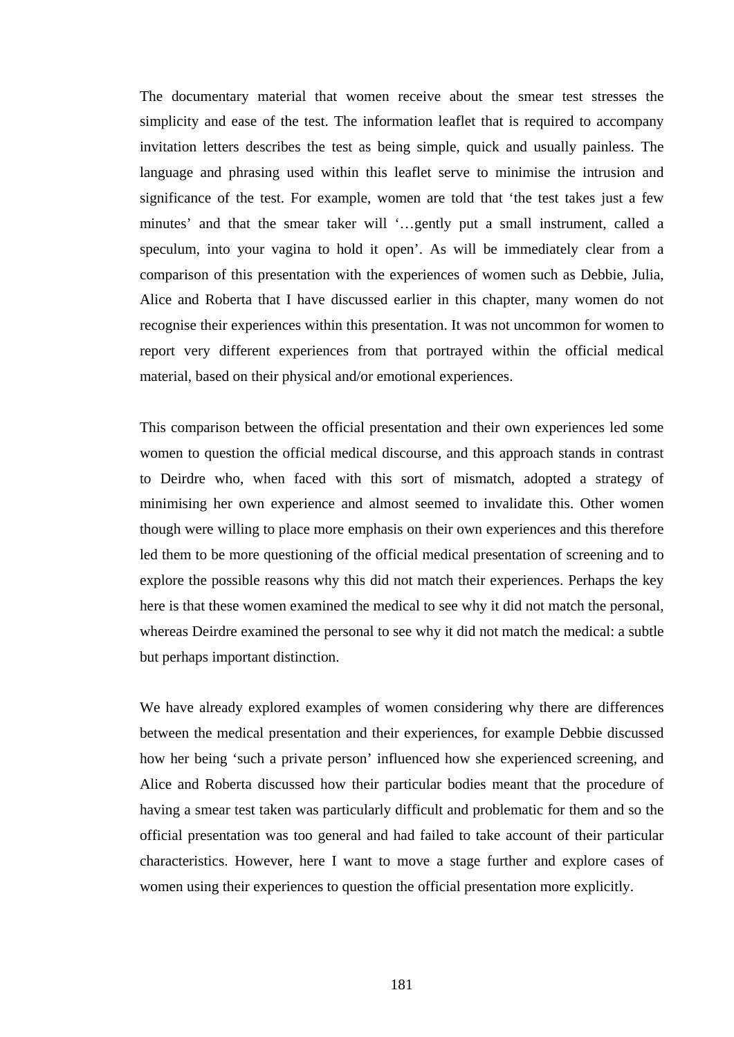The documentary material that women receive about the smear test stresses the simplicity and ease of the test. The information leaflet that is required to accompany invitation letters describes the test as being simple, quick and usually painless. The language and phrasing used within this leaflet serve to minimise the intrusion and significance of the test. For example, women are told that 'the test takes just a few minutes' and that the smear taker will '…gently put a small instrument, called a speculum, into your vagina to hold it open'. As will be immediately clear from a comparison of this presentation with the experiences of women such as Debbie, Julia, Alice and Roberta that I have discussed earlier in this chapter, many women do not recognise their experiences within this presentation. It was not uncommon for women to report very different experiences from that portrayed within the official medical material, based on their physical and/or emotional experiences.

This comparison between the official presentation and their own experiences led some women to question the official medical discourse, and this approach stands in contrast to Deirdre who, when faced with this sort of mismatch, adopted a strategy of minimising her own experience and almost seemed to invalidate this. Other women though were willing to place more emphasis on their own experiences and this therefore led them to be more questioning of the official medical presentation of screening and to explore the possible reasons why this did not match their experiences. Perhaps the key here is that these women examined the medical to see why it did not match the personal, whereas Deirdre examined the personal to see why it did not match the medical: a subtle but perhaps important distinction.

We have already explored examples of women considering why there are differences between the medical presentation and their experiences, for example Debbie discussed how her being 'such a private person' influenced how she experienced screening, and Alice and Roberta discussed how their particular bodies meant that the procedure of having a smear test taken was particularly difficult and problematic for them and so the official presentation was too general and had failed to take account of their particular characteristics. However, here I want to move a stage further and explore cases of women using their experiences to question the official presentation more explicitly.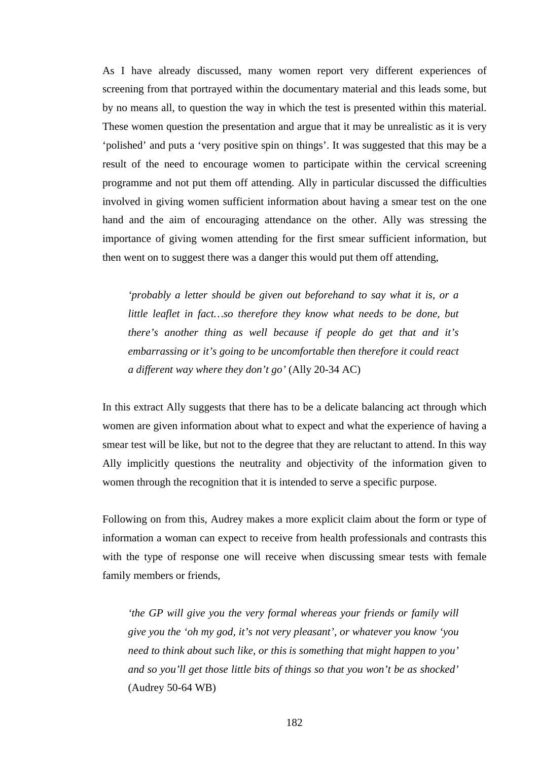As I have already discussed, many women report very different experiences of screening from that portrayed within the documentary material and this leads some, but by no means all, to question the way in which the test is presented within this material. These women question the presentation and argue that it may be unrealistic as it is very 'polished' and puts a 'very positive spin on things'. It was suggested that this may be a result of the need to encourage women to participate within the cervical screening programme and not put them off attending. Ally in particular discussed the difficulties involved in giving women sufficient information about having a smear test on the one hand and the aim of encouraging attendance on the other. Ally was stressing the importance of giving women attending for the first smear sufficient information, but then went on to suggest there was a danger this would put them off attending,

> *'probably a letter should be given out beforehand to say what it is, or a little leaflet in fact…so therefore they know what needs to be done, but there's another thing as well because if people do get that and it's embarrassing or it's going to be uncomfortable then therefore it could react a different way where they don't go'* (Ally 20-34 AC)

In this extract Ally suggests that there has to be a delicate balancing act through which women are given information about what to expect and what the experience of having a smear test will be like, but not to the degree that they are reluctant to attend. In this way Ally implicitly questions the neutrality and objectivity of the information given to women through the recognition that it is intended to serve a specific purpose.

Following on from this, Audrey makes a more explicit claim about the form or type of information a woman can expect to receive from health professionals and contrasts this with the type of response one will receive when discussing smear tests with female family members or friends,

> *'the GP will give you the very formal whereas your friends or family will give you the 'oh my god, it's not very pleasant', or whatever you know 'you need to think about such like, or this is something that might happen to you' and so you'll get those little bits of things so that you won't be as shocked'* (Audrey 50-64 WB)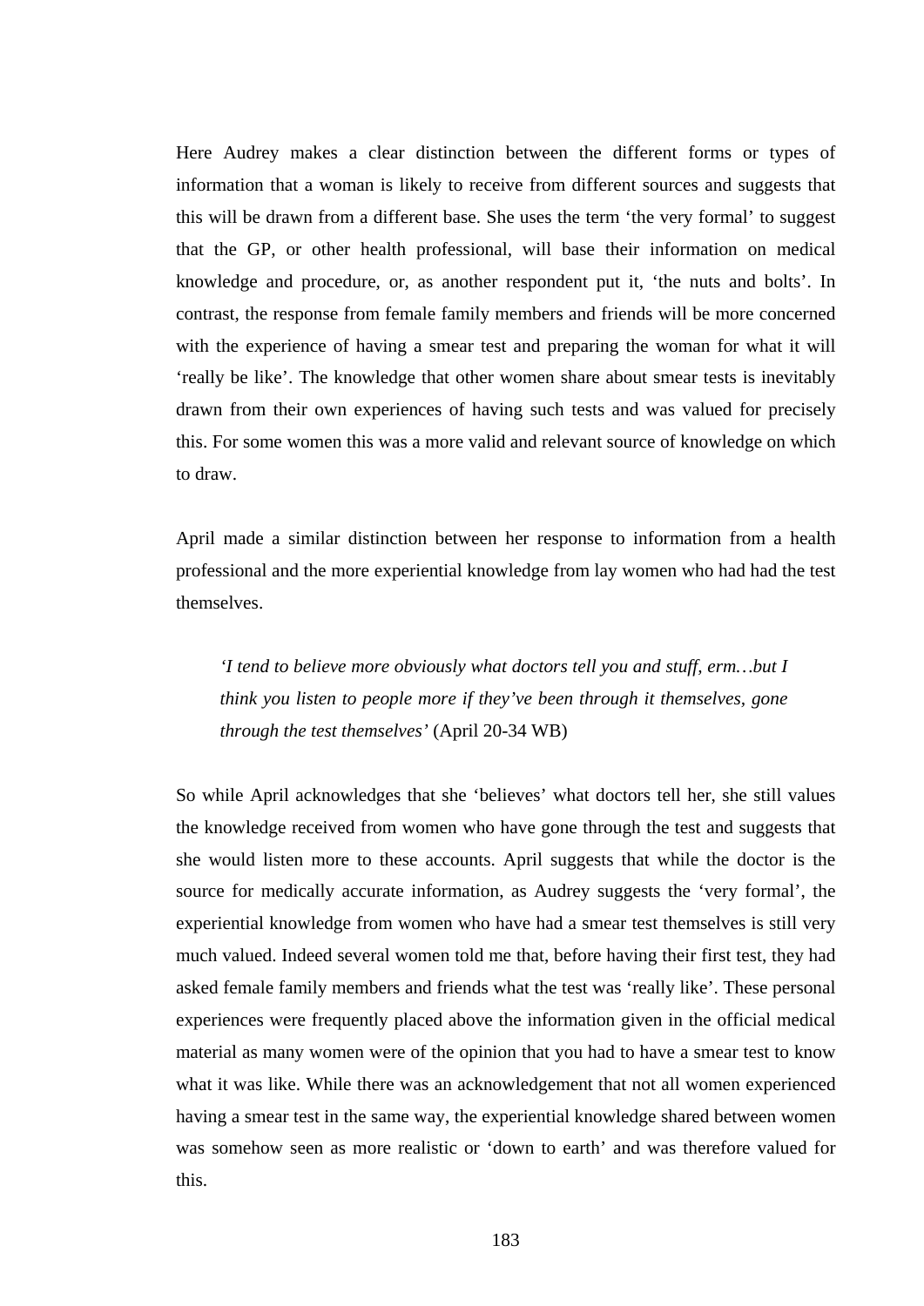Here Audrey makes a clear distinction between the different forms or types of information that a woman is likely to receive from different sources and suggests that this will be drawn from a different base. She uses the term 'the very formal' to suggest that the GP, or other health professional, will base their information on medical knowledge and procedure, or, as another respondent put it, 'the nuts and bolts'. In contrast, the response from female family members and friends will be more concerned with the experience of having a smear test and preparing the woman for what it will 'really be like'. The knowledge that other women share about smear tests is inevitably drawn from their own experiences of having such tests and was valued for precisely this. For some women this was a more valid and relevant source of knowledge on which to draw.

April made a similar distinction between her response to information from a health professional and the more experiential knowledge from lay women who had had the test themselves.

> *'I tend to believe more obviously what doctors tell you and stuff, erm…but I think you listen to people more if they've been through it themselves, gone through the test themselves'* (April 20-34 WB)

So while April acknowledges that she 'believes' what doctors tell her, she still values the knowledge received from women who have gone through the test and suggests that she would listen more to these accounts. April suggests that while the doctor is the source for medically accurate information, as Audrey suggests the 'very formal', the experiential knowledge from women who have had a smear test themselves is still very much valued. Indeed several women told me that, before having their first test, they had asked female family members and friends what the test was 'really like'. These personal experiences were frequently placed above the information given in the official medical material as many women were of the opinion that you had to have a smear test to know what it was like. While there was an acknowledgement that not all women experienced having a smear test in the same way, the experiential knowledge shared between women was somehow seen as more realistic or 'down to earth' and was therefore valued for this.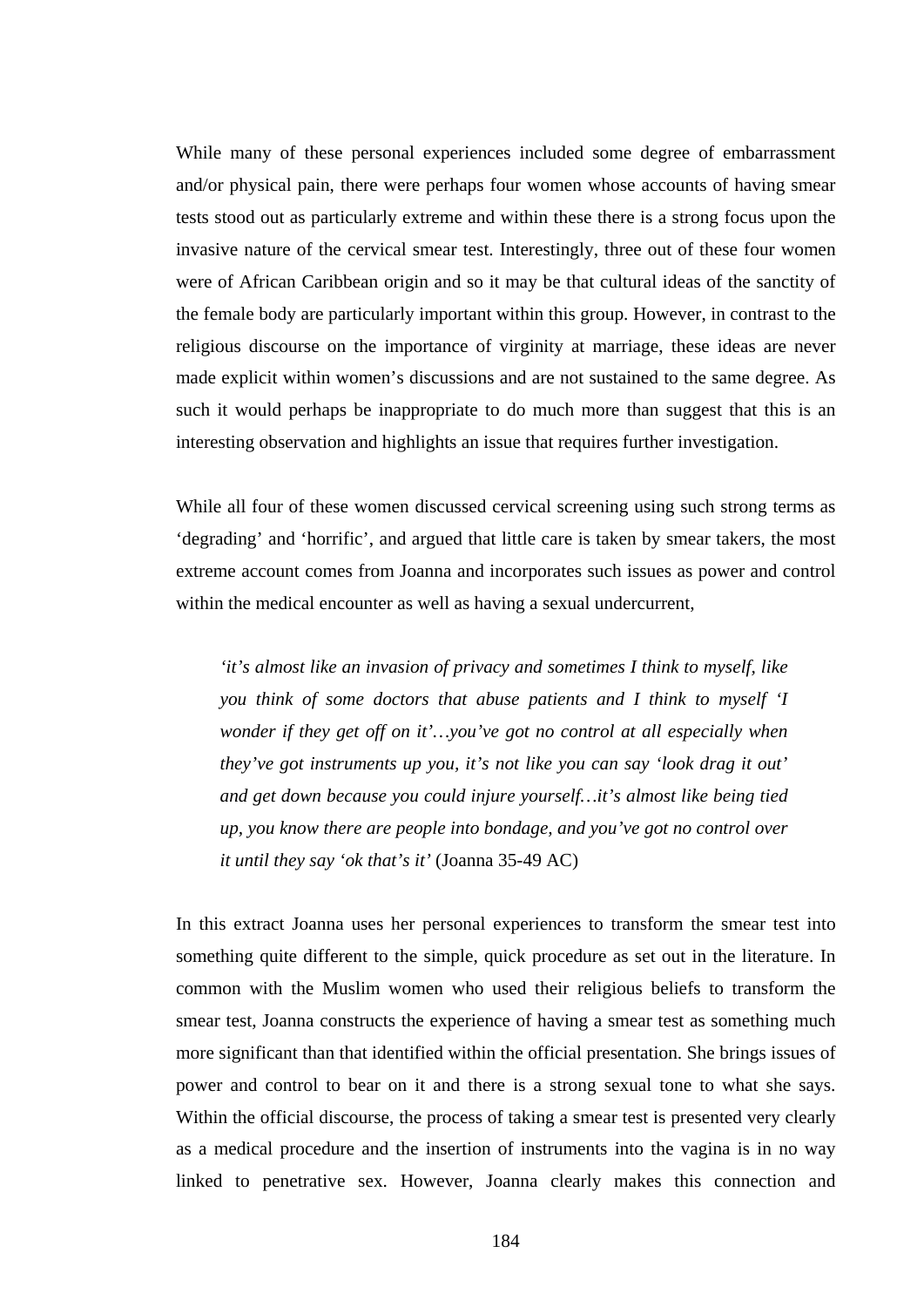While many of these personal experiences included some degree of embarrassment and/or physical pain, there were perhaps four women whose accounts of having smear tests stood out as particularly extreme and within these there is a strong focus upon the invasive nature of the cervical smear test. Interestingly, three out of these four women were of African Caribbean origin and so it may be that cultural ideas of the sanctity of the female body are particularly important within this group. However, in contrast to the religious discourse on the importance of virginity at marriage, these ideas are never made explicit within women's discussions and are not sustained to the same degree. As such it would perhaps be inappropriate to do much more than suggest that this is an interesting observation and highlights an issue that requires further investigation.

While all four of these women discussed cervical screening using such strong terms as 'degrading' and 'horrific', and argued that little care is taken by smear takers, the most extreme account comes from Joanna and incorporates such issues as power and control within the medical encounter as well as having a sexual undercurrent,

> *'it's almost like an invasion of privacy and sometimes I think to myself, like you think of some doctors that abuse patients and I think to myself 'I wonder if they get off on it'…you've got no control at all especially when they've got instruments up you, it's not like you can say 'look drag it out' and get down because you could injure yourself…it's almost like being tied up, you know there are people into bondage, and you've got no control over it until they say 'ok that's it'* (Joanna 35-49 AC)

In this extract Joanna uses her personal experiences to transform the smear test into something quite different to the simple, quick procedure as set out in the literature. In common with the Muslim women who used their religious beliefs to transform the smear test, Joanna constructs the experience of having a smear test as something much more significant than that identified within the official presentation. She brings issues of power and control to bear on it and there is a strong sexual tone to what she says. Within the official discourse, the process of taking a smear test is presented very clearly as a medical procedure and the insertion of instruments into the vagina is in no way linked to penetrative sex. However, Joanna clearly makes this connection and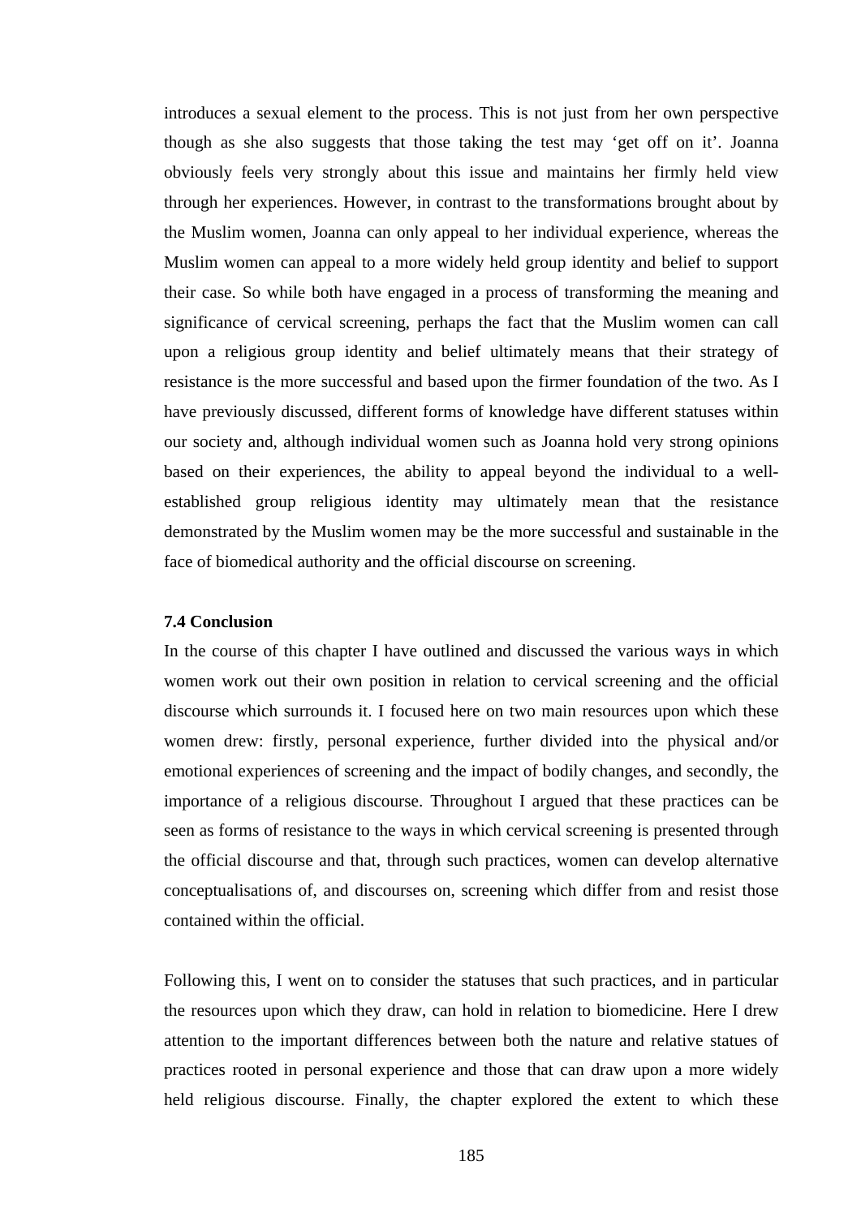introduces a sexual element to the process. This is not just from her own perspective though as she also suggests that those taking the test may 'get off on it'. Joanna obviously feels very strongly about this issue and maintains her firmly held view through her experiences. However, in contrast to the transformations brought about by the Muslim women, Joanna can only appeal to her individual experience, whereas the Muslim women can appeal to a more widely held group identity and belief to support their case. So while both have engaged in a process of transforming the meaning and significance of cervical screening, perhaps the fact that the Muslim women can call upon a religious group identity and belief ultimately means that their strategy of resistance is the more successful and based upon the firmer foundation of the two. As I have previously discussed, different forms of knowledge have different statuses within our society and, although individual women such as Joanna hold very strong opinions based on their experiences, the ability to appeal beyond the individual to a well-established group religious identity may ultimately mean that the resistance demonstrated by the Muslim women may be the more successful and sustainable in the face of biomedical authority and the official discourse on screening.

### 7.4 Conclusion

In the course of this chapter I have outlined and discussed the various ways in which women work out their own position in relation to cervical screening and the official discourse which surrounds it. I focused here on two main resources upon which these women drew: firstly, personal experience, further divided into the physical and/or emotional experiences of screening and the impact of bodily changes, and secondly, the importance of a religious discourse. Throughout I argued that these practices can be seen as forms of resistance to the ways in which cervical screening is presented through the official discourse and that, through such practices, women can develop alternative conceptualisations of, and discourses on, screening which differ from and resist those contained within the official.

Following this, I went on to consider the statuses that such practices, and in particular the resources upon which they draw, can hold in relation to biomedicine. Here I drew attention to the important differences between both the nature and relative statues of practices rooted in personal experience and those that can draw upon a more widely held religious discourse. Finally, the chapter explored the extent to which these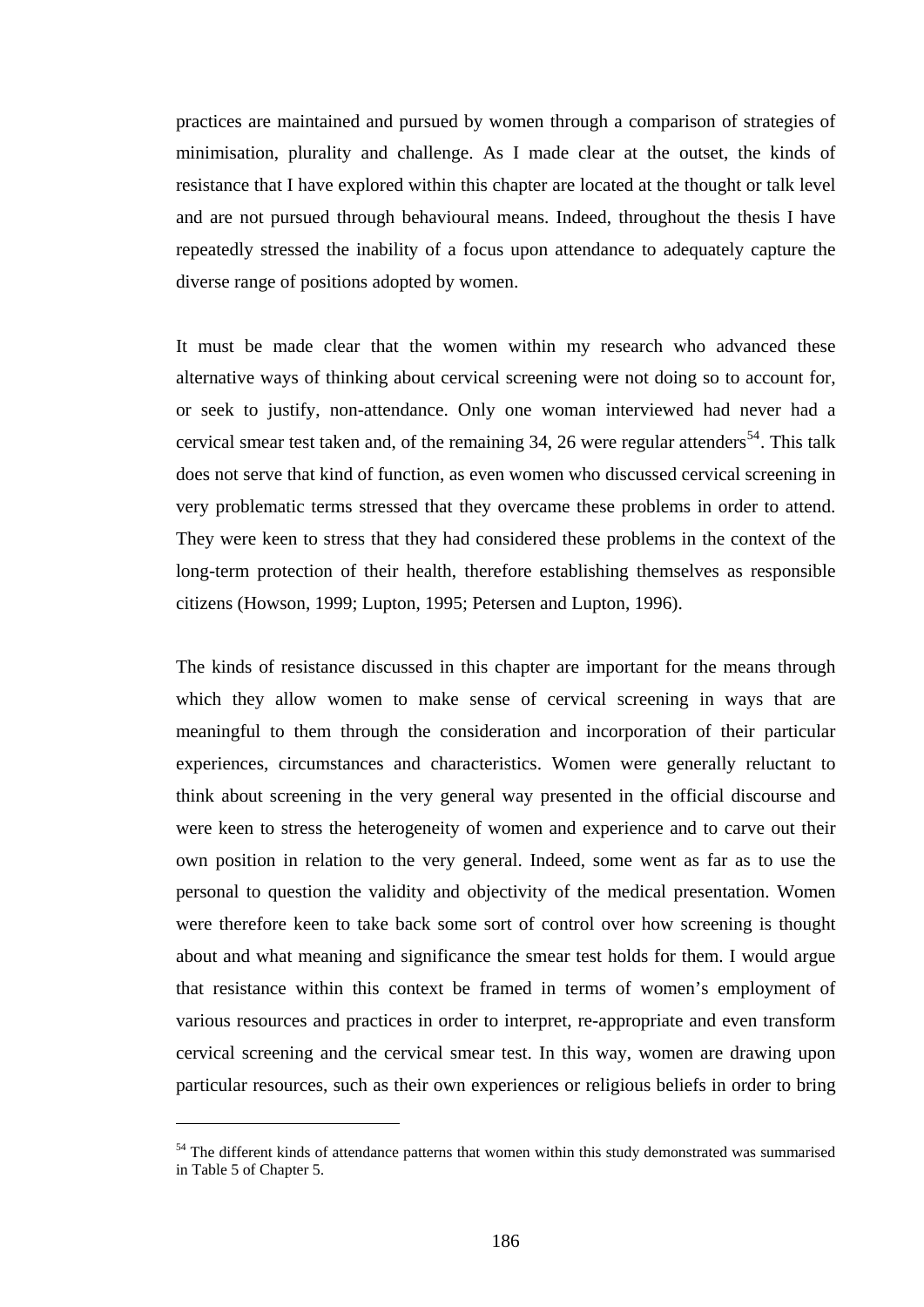practices are maintained and pursued by women through a comparison of strategies of minimisation, plurality and challenge. As I made clear at the outset, the kinds of resistance that I have explored within this chapter are located at the thought or talk level and are not pursued through behavioural means. Indeed, throughout the thesis I have repeatedly stressed the inability of a focus upon attendance to adequately capture the diverse range of positions adopted by women.

It must be made clear that the women within my research who advanced these alternative ways of thinking about cervical screening were not doing so to account for, or seek to justify, non-attendance. Only one woman interviewed had never had a cervical smear test taken and, of the remaining 34, 26 were regular attenders[54]. This talk does not serve that kind of function, as even women who discussed cervical screening in very problematic terms stressed that they overcame these problems in order to attend. They were keen to stress that they had considered these problems in the context of the long-term protection of their health, therefore establishing themselves as responsible citizens (Howson, 1999; Lupton, 1995; Petersen and Lupton, 1996).

The kinds of resistance discussed in this chapter are important for the means through which they allow women to make sense of cervical screening in ways that are meaningful to them through the consideration and incorporation of their particular experiences, circumstances and characteristics. Women were generally reluctant to think about screening in the very general way presented in the official discourse and were keen to stress the heterogeneity of women and experience and to carve out their own position in relation to the very general. Indeed, some went as far as to use the personal to question the validity and objectivity of the medical presentation. Women were therefore keen to take back some sort of control over how screening is thought about and what meaning and significance the smear test holds for them. I would argue that resistance within this context be framed in terms of women's employment of various resources and practices in order to interpret, re-appropriate and even transform cervical screening and the cervical smear test. In this way, women are drawing upon particular resources, such as their own experiences or religious beliefs in order to bring

[54] The different kinds of attendance patterns that women within this study demonstrated was summarised in Table 5 of Chapter 5.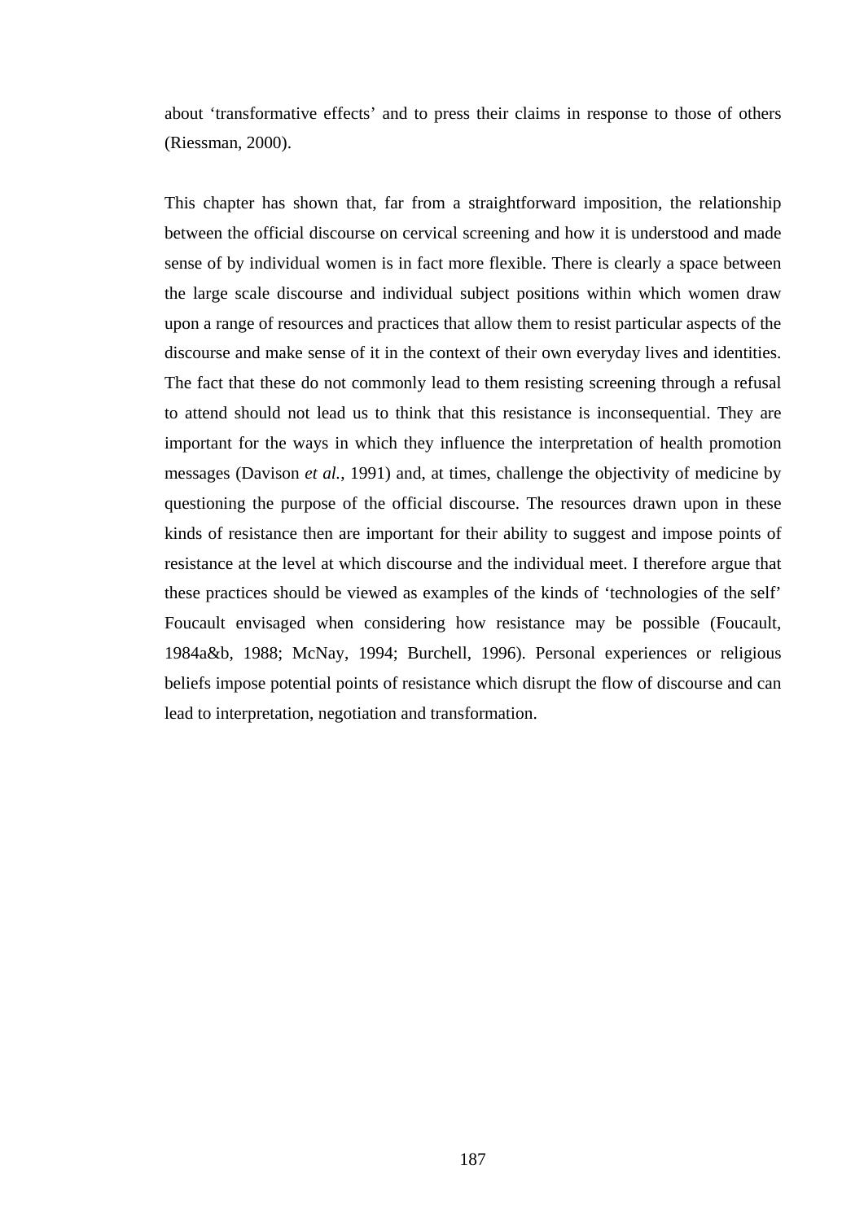about ‘transformative effects’ and to press their claims in response to those of others (Riessman, 2000).

This chapter has shown that, far from a straightforward imposition, the relationship between the official discourse on cervical screening and how it is understood and made sense of by individual women is in fact more flexible. There is clearly a space between the large scale discourse and individual subject positions within which women draw upon a range of resources and practices that allow them to resist particular aspects of the discourse and make sense of it in the context of their own everyday lives and identities. The fact that these do not commonly lead to them resisting screening through a refusal to attend should not lead us to think that this resistance is inconsequential. They are important for the ways in which they influence the interpretation of health promotion messages (Davison *et al.*, 1991) and, at times, challenge the objectivity of medicine by questioning the purpose of the official discourse. The resources drawn upon in these kinds of resistance then are important for their ability to suggest and impose points of resistance at the level at which discourse and the individual meet. I therefore argue that these practices should be viewed as examples of the kinds of ‘technologies of the self’ Foucault envisaged when considering how resistance may be possible (Foucault, 1984a&b, 1988; McNay, 1994; Burchell, 1996). Personal experiences or religious beliefs impose potential points of resistance which disrupt the flow of discourse and can lead to interpretation, negotiation and transformation.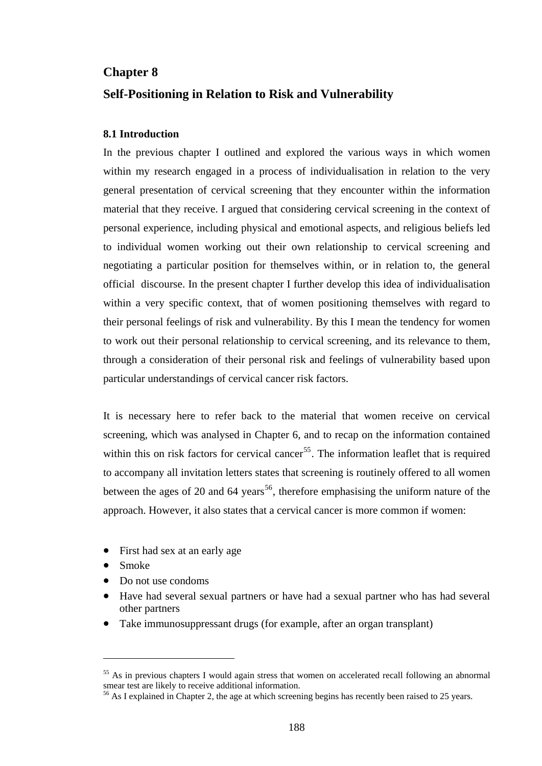# Chapter 8

## Self-Positioning in Relation to Risk and Vulnerability

### 8.1 Introduction

In the previous chapter I outlined and explored the various ways in which women within my research engaged in a process of individualisation in relation to the very general presentation of cervical screening that they encounter within the information material that they receive. I argued that considering cervical screening in the context of personal experience, including physical and emotional aspects, and religious beliefs led to individual women working out their own relationship to cervical screening and negotiating a particular position for themselves within, or in relation to, the general official discourse. In the present chapter I further develop this idea of individualisation within a very specific context, that of women positioning themselves with regard to their personal feelings of risk and vulnerability. By this I mean the tendency for women to work out their personal relationship to cervical screening, and its relevance to them, through a consideration of their personal risk and feelings of vulnerability based upon particular understandings of cervical cancer risk factors.

It is necessary here to refer back to the material that women receive on cervical screening, which was analysed in Chapter 6, and to recap on the information contained within this on risk factors for cervical cancer[55]. The information leaflet that is required to accompany all invitation letters states that screening is routinely offered to all women between the ages of 20 and 64 years[56], therefore emphasising the uniform nature of the approach. However, it also states that a cervical cancer is more common if women:

- First had sex at an early age
- Smoke
- Do not use condoms
- Have had several sexual partners or have had a sexual partner who has had several other partners
- Take immunosuppressant drugs (for example, after an organ transplant)

[55] As in previous chapters I would again stress that women on accelerated recall following an abnormal smear test are likely to receive additional information.

[56] As I explained in Chapter 2, the age at which screening begins has recently been raised to 25 years.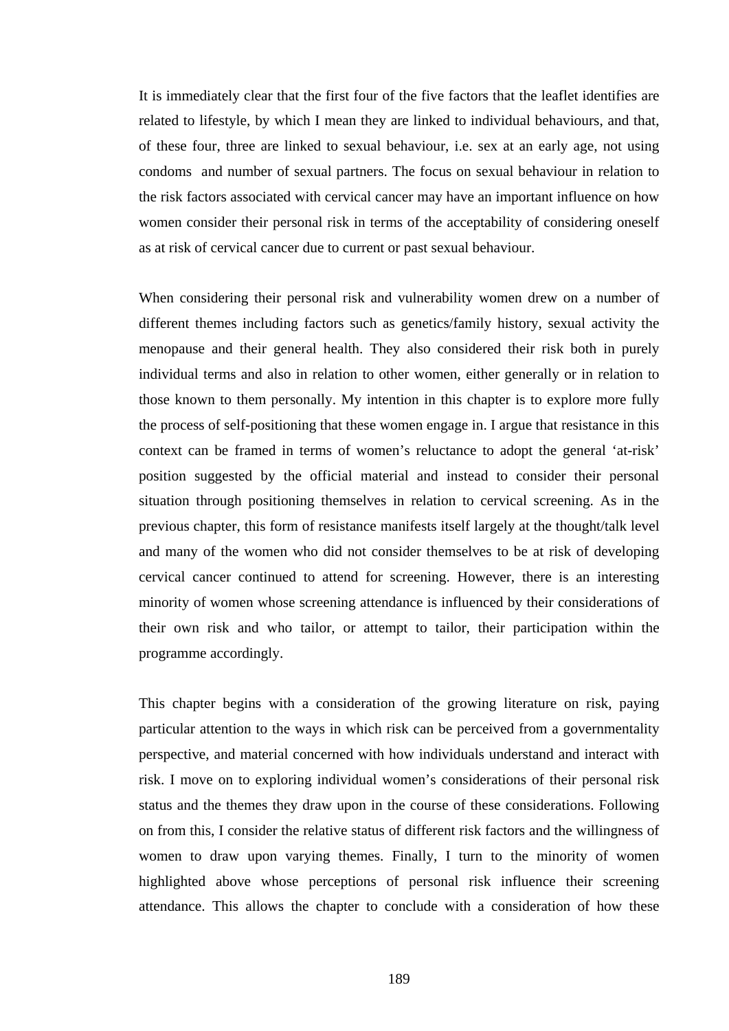It is immediately clear that the first four of the five factors that the leaflet identifies are related to lifestyle, by which I mean they are linked to individual behaviours, and that, of these four, three are linked to sexual behaviour, i.e. sex at an early age, not using condoms and number of sexual partners. The focus on sexual behaviour in relation to the risk factors associated with cervical cancer may have an important influence on how women consider their personal risk in terms of the acceptability of considering oneself as at risk of cervical cancer due to current or past sexual behaviour.

When considering their personal risk and vulnerability women drew on a number of different themes including factors such as genetics/family history, sexual activity the menopause and their general health. They also considered their risk both in purely individual terms and also in relation to other women, either generally or in relation to those known to them personally. My intention in this chapter is to explore more fully the process of self-positioning that these women engage in. I argue that resistance in this context can be framed in terms of women's reluctance to adopt the general 'at-risk' position suggested by the official material and instead to consider their personal situation through positioning themselves in relation to cervical screening. As in the previous chapter, this form of resistance manifests itself largely at the thought/talk level and many of the women who did not consider themselves to be at risk of developing cervical cancer continued to attend for screening. However, there is an interesting minority of women whose screening attendance is influenced by their considerations of their own risk and who tailor, or attempt to tailor, their participation within the programme accordingly.

This chapter begins with a consideration of the growing literature on risk, paying particular attention to the ways in which risk can be perceived from a governmentality perspective, and material concerned with how individuals understand and interact with risk. I move on to exploring individual women's considerations of their personal risk status and the themes they draw upon in the course of these considerations. Following on from this, I consider the relative status of different risk factors and the willingness of women to draw upon varying themes. Finally, I turn to the minority of women highlighted above whose perceptions of personal risk influence their screening attendance. This allows the chapter to conclude with a consideration of how these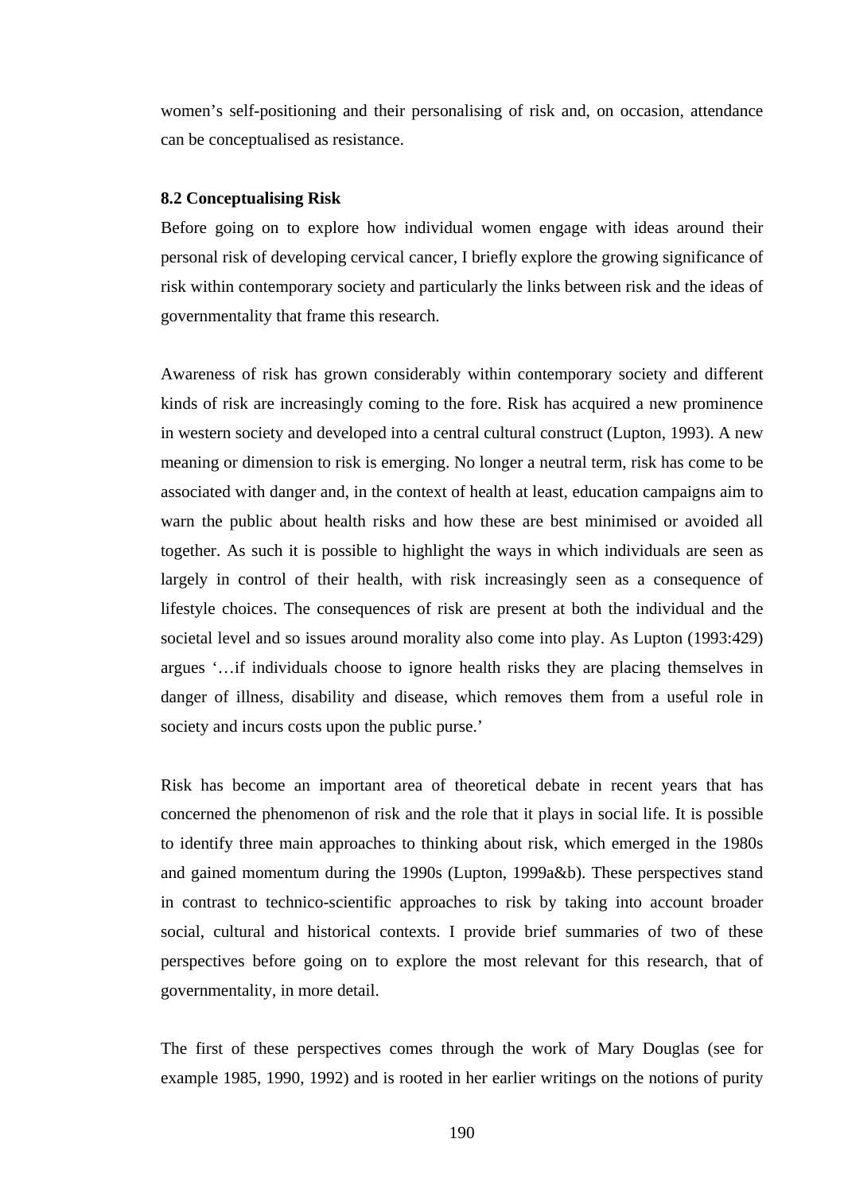women's self-positioning and their personalising of risk and, on occasion, attendance can be conceptualised as resistance.

### 8.2 Conceptualising Risk

Before going on to explore how individual women engage with ideas around their personal risk of developing cervical cancer, I briefly explore the growing significance of risk within contemporary society and particularly the links between risk and the ideas of governmentality that frame this research.

Awareness of risk has grown considerably within contemporary society and different kinds of risk are increasingly coming to the fore. Risk has acquired a new prominence in western society and developed into a central cultural construct (Lupton, 1993). A new meaning or dimension to risk is emerging. No longer a neutral term, risk has come to be associated with danger and, in the context of health at least, education campaigns aim to warn the public about health risks and how these are best minimised or avoided all together. As such it is possible to highlight the ways in which individuals are seen as largely in control of their health, with risk increasingly seen as a consequence of lifestyle choices. The consequences of risk are present at both the individual and the societal level and so issues around morality also come into play. As Lupton (1993:429) argues '…if individuals choose to ignore health risks they are placing themselves in danger of illness, disability and disease, which removes them from a useful role in society and incurs costs upon the public purse.'

Risk has become an important area of theoretical debate in recent years that has concerned the phenomenon of risk and the role that it plays in social life. It is possible to identify three main approaches to thinking about risk, which emerged in the 1980s and gained momentum during the 1990s (Lupton, 1999a&b). These perspectives stand in contrast to technico-scientific approaches to risk by taking into account broader social, cultural and historical contexts. I provide brief summaries of two of these perspectives before going on to explore the most relevant for this research, that of governmentality, in more detail.

The first of these perspectives comes through the work of Mary Douglas (see for example 1985, 1990, 1992) and is rooted in her earlier writings on the notions of purity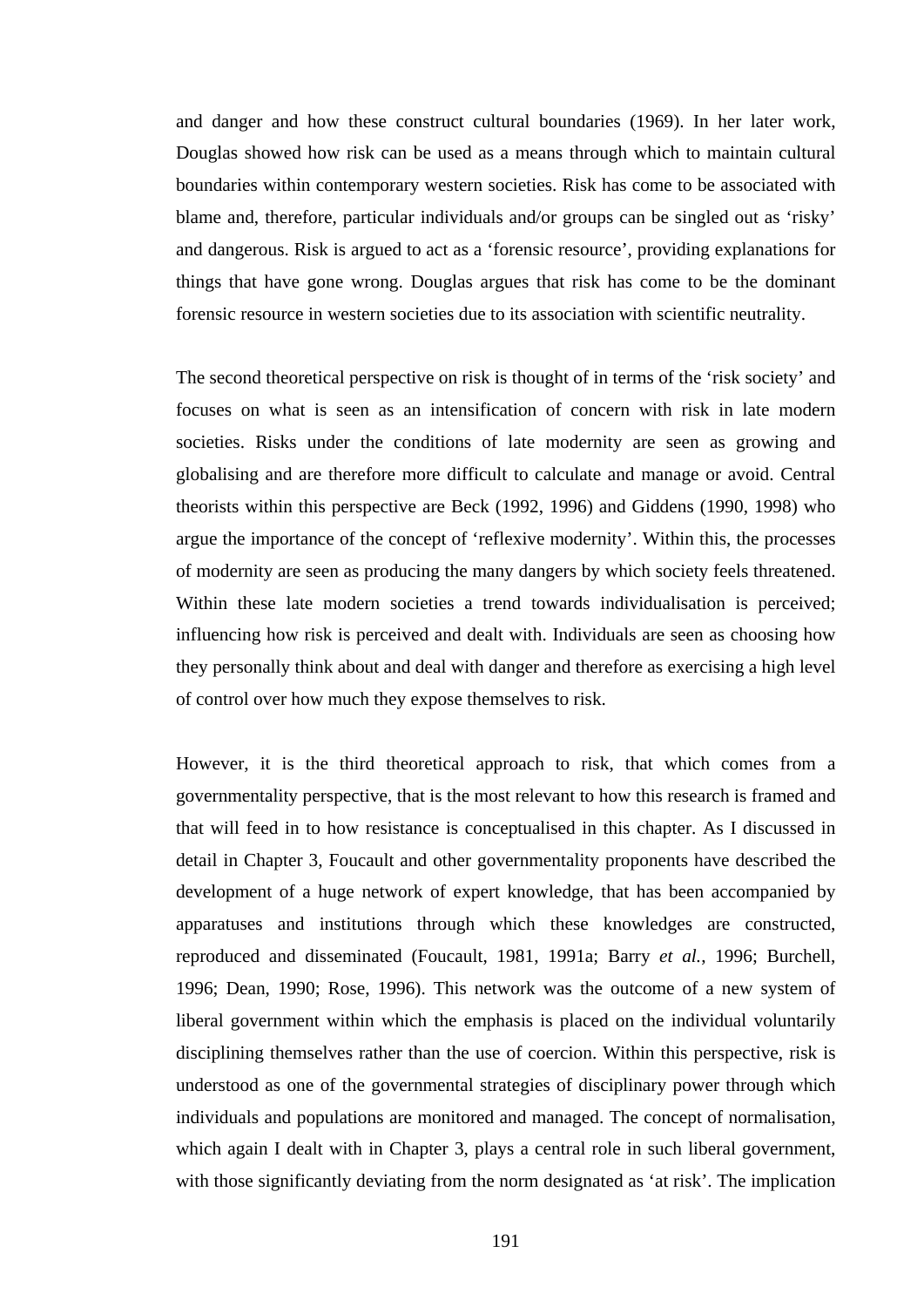and danger and how these construct cultural boundaries (1969). In her later work, Douglas showed how risk can be used as a means through which to maintain cultural boundaries within contemporary western societies. Risk has come to be associated with blame and, therefore, particular individuals and/or groups can be singled out as 'risky' and dangerous. Risk is argued to act as a 'forensic resource', providing explanations for things that have gone wrong. Douglas argues that risk has come to be the dominant forensic resource in western societies due to its association with scientific neutrality.

The second theoretical perspective on risk is thought of in terms of the 'risk society' and focuses on what is seen as an intensification of concern with risk in late modern societies. Risks under the conditions of late modernity are seen as growing and globalising and are therefore more difficult to calculate and manage or avoid. Central theorists within this perspective are Beck (1992, 1996) and Giddens (1990, 1998) who argue the importance of the concept of 'reflexive modernity'. Within this, the processes of modernity are seen as producing the many dangers by which society feels threatened. Within these late modern societies a trend towards individualisation is perceived; influencing how risk is perceived and dealt with. Individuals are seen as choosing how they personally think about and deal with danger and therefore as exercising a high level of control over how much they expose themselves to risk.

However, it is the third theoretical approach to risk, that which comes from a governmentality perspective, that is the most relevant to how this research is framed and that will feed in to how resistance is conceptualised in this chapter. As I discussed in detail in Chapter 3, Foucault and other governmentality proponents have described the development of a huge network of expert knowledge, that has been accompanied by apparatuses and institutions through which these knowledges are constructed, reproduced and disseminated (Foucault, 1981, 1991a; Barry *et al.*, 1996; Burchell, 1996; Dean, 1990; Rose, 1996). This network was the outcome of a new system of liberal government within which the emphasis is placed on the individual voluntarily disciplining themselves rather than the use of coercion. Within this perspective, risk is understood as one of the governmental strategies of disciplinary power through which individuals and populations are monitored and managed. The concept of normalisation, which again I dealt with in Chapter 3, plays a central role in such liberal government, with those significantly deviating from the norm designated as 'at risk'. The implication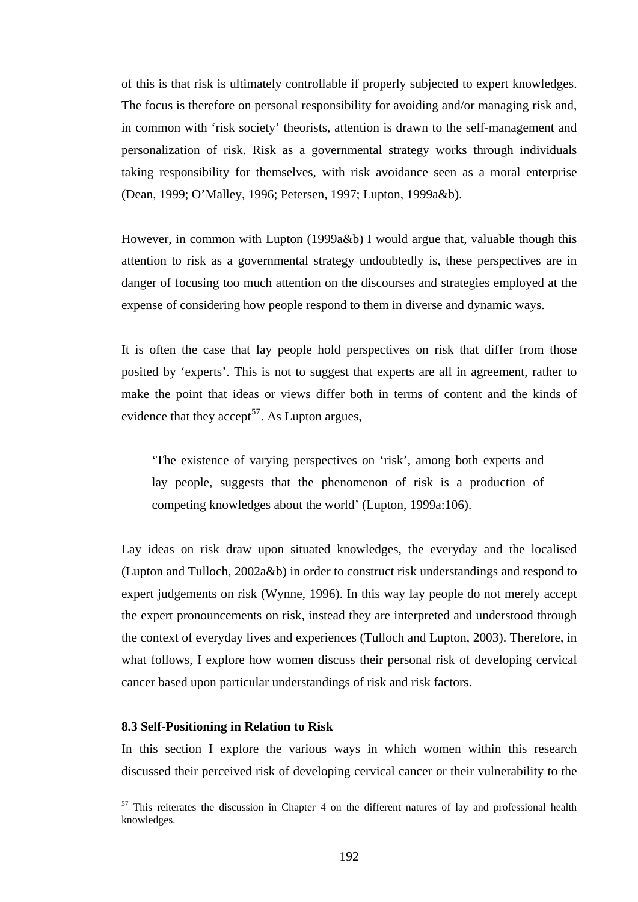of this is that risk is ultimately controllable if properly subjected to expert knowledges. The focus is therefore on personal responsibility for avoiding and/or managing risk and, in common with 'risk society' theorists, attention is drawn to the self-management and personalization of risk. Risk as a governmental strategy works through individuals taking responsibility for themselves, with risk avoidance seen as a moral enterprise (Dean, 1999; O'Malley, 1996; Petersen, 1997; Lupton, 1999a&b).

However, in common with Lupton (1999a&b) I would argue that, valuable though this attention to risk as a governmental strategy undoubtedly is, these perspectives are in danger of focusing too much attention on the discourses and strategies employed at the expense of considering how people respond to them in diverse and dynamic ways.

It is often the case that lay people hold perspectives on risk that differ from those posited by 'experts'. This is not to suggest that experts are all in agreement, rather to make the point that ideas or views differ both in terms of content and the kinds of evidence that they accept[57]. As Lupton argues,

> 'The existence of varying perspectives on 'risk', among both experts and lay people, suggests that the phenomenon of risk is a production of competing knowledges about the world' (Lupton, 1999a:106).

Lay ideas on risk draw upon situated knowledges, the everyday and the localised (Lupton and Tulloch, 2002a&b) in order to construct risk understandings and respond to expert judgements on risk (Wynne, 1996). In this way lay people do not merely accept the expert pronouncements on risk, instead they are interpreted and understood through the context of everyday lives and experiences (Tulloch and Lupton, 2003). Therefore, in what follows, I explore how women discuss their personal risk of developing cervical cancer based upon particular understandings of risk and risk factors.

### 8.3 Self-Positioning in Relation to Risk

In this section I explore the various ways in which women within this research discussed their perceived risk of developing cervical cancer or their vulnerability to the

---

[57] This reiterates the discussion in Chapter 4 on the different natures of lay and professional health knowledges.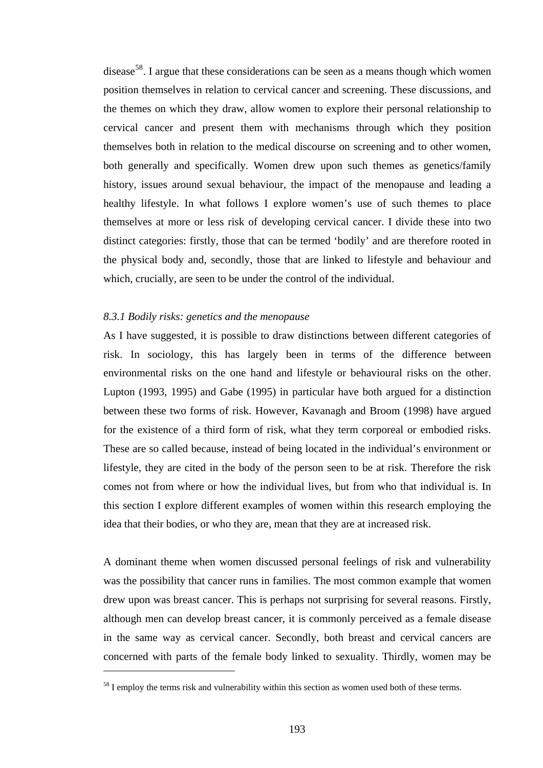disease[58]. I argue that these considerations can be seen as a means though which women position themselves in relation to cervical cancer and screening. These discussions, and the themes on which they draw, allow women to explore their personal relationship to cervical cancer and present them with mechanisms through which they position themselves both in relation to the medical discourse on screening and to other women, both generally and specifically. Women drew upon such themes as genetics/family history, issues around sexual behaviour, the impact of the menopause and leading a healthy lifestyle. In what follows I explore women's use of such themes to place themselves at more or less risk of developing cervical cancer. I divide these into two distinct categories: firstly, those that can be termed 'bodily' and are therefore rooted in the physical body and, secondly, those that are linked to lifestyle and behaviour and which, crucially, are seen to be under the control of the individual.

*8.3.1 Bodily risks: genetics and the menopause*

As I have suggested, it is possible to draw distinctions between different categories of risk. In sociology, this has largely been in terms of the difference between environmental risks on the one hand and lifestyle or behavioural risks on the other. Lupton (1993, 1995) and Gabe (1995) in particular have both argued for a distinction between these two forms of risk. However, Kavanagh and Broom (1998) have argued for the existence of a third form of risk, what they term corporeal or embodied risks. These are so called because, instead of being located in the individual's environment or lifestyle, they are cited in the body of the person seen to be at risk. Therefore the risk comes not from where or how the individual lives, but from who that individual is. In this section I explore different examples of women within this research employing the idea that their bodies, or who they are, mean that they are at increased risk.

A dominant theme when women discussed personal feelings of risk and vulnerability was the possibility that cancer runs in families. The most common example that women drew upon was breast cancer. This is perhaps not surprising for several reasons. Firstly, although men can develop breast cancer, it is commonly perceived as a female disease in the same way as cervical cancer. Secondly, both breast and cervical cancers are concerned with parts of the female body linked to sexuality. Thirdly, women may be

---

[58] I employ the terms risk and vulnerability within this section as women used both of these terms.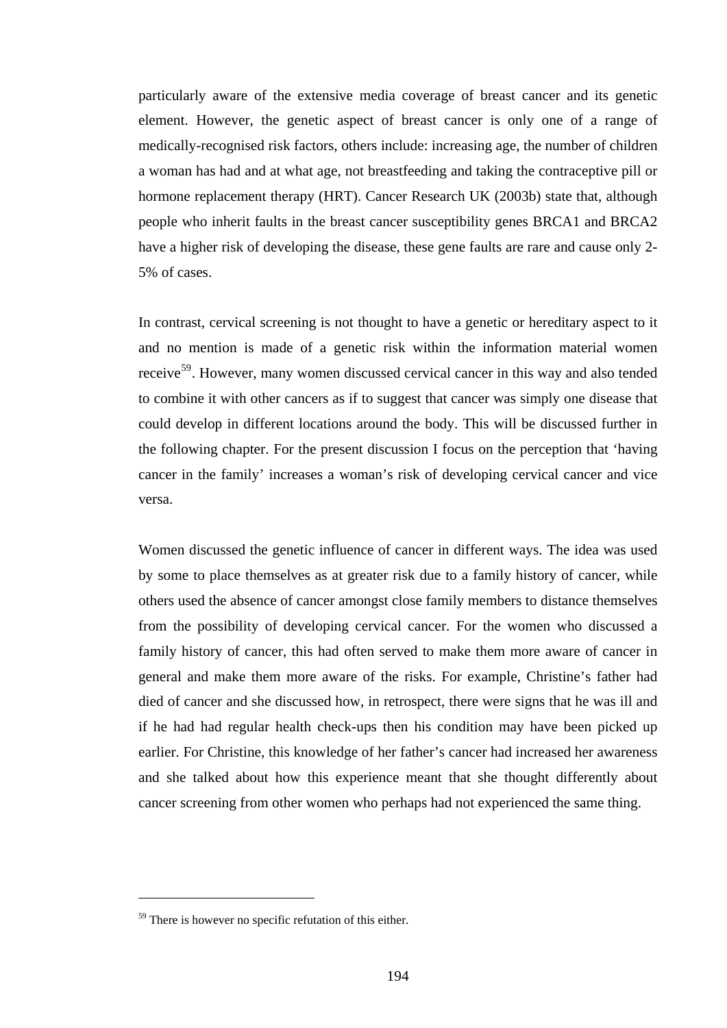particularly aware of the extensive media coverage of breast cancer and its genetic element. However, the genetic aspect of breast cancer is only one of a range of medically-recognised risk factors, others include: increasing age, the number of children a woman has had and at what age, not breastfeeding and taking the contraceptive pill or hormone replacement therapy (HRT). Cancer Research UK (2003b) state that, although people who inherit faults in the breast cancer susceptibility genes BRCA1 and BRCA2 have a higher risk of developing the disease, these gene faults are rare and cause only 2-5% of cases.

In contrast, cervical screening is not thought to have a genetic or hereditary aspect to it and no mention is made of a genetic risk within the information material women receive[59]. However, many women discussed cervical cancer in this way and also tended to combine it with other cancers as if to suggest that cancer was simply one disease that could develop in different locations around the body. This will be discussed further in the following chapter. For the present discussion I focus on the perception that 'having cancer in the family' increases a woman's risk of developing cervical cancer and vice versa.

Women discussed the genetic influence of cancer in different ways. The idea was used by some to place themselves as at greater risk due to a family history of cancer, while others used the absence of cancer amongst close family members to distance themselves from the possibility of developing cervical cancer. For the women who discussed a family history of cancer, this had often served to make them more aware of cancer in general and make them more aware of the risks. For example, Christine's father had died of cancer and she discussed how, in retrospect, there were signs that he was ill and if he had had regular health check-ups then his condition may have been picked up earlier. For Christine, this knowledge of her father's cancer had increased her awareness and she talked about how this experience meant that she thought differently about cancer screening from other women who perhaps had not experienced the same thing.

---

[59] There is however no specific refutation of this either.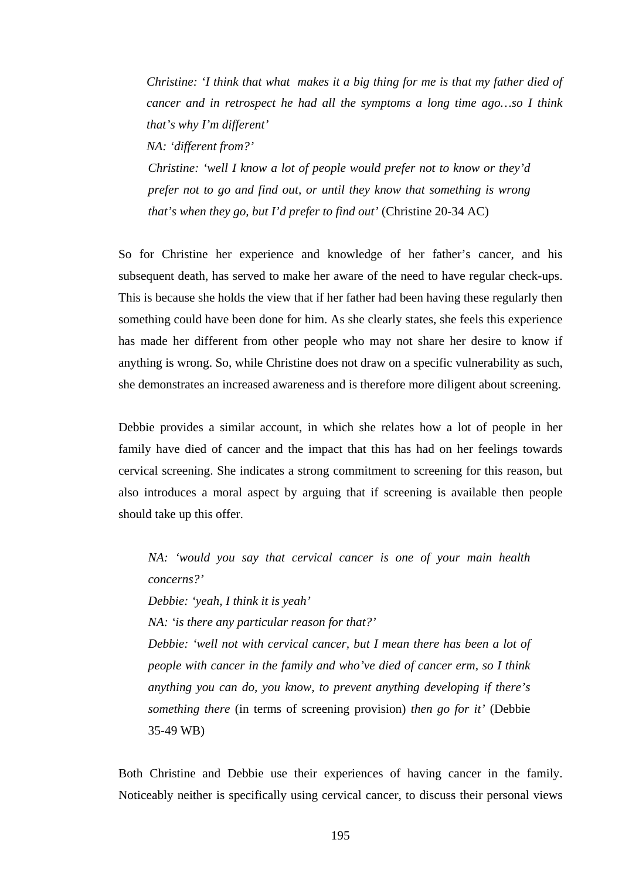> *Christine: 'I think that what makes it a big thing for me is that my father died of cancer and in retrospect he had all the symptoms a long time ago…so I think that's why I'm different'*
>
> *NA: 'different from?'*
>
> *Christine: 'well I know a lot of people would prefer not to know or they'd prefer not to go and find out, or until they know that something is wrong that's when they go, but I'd prefer to find out'* (Christine 20-34 AC)

So for Christine her experience and knowledge of her father's cancer, and his subsequent death, has served to make her aware of the need to have regular check-ups. This is because she holds the view that if her father had been having these regularly then something could have been done for him. As she clearly states, she feels this experience has made her different from other people who may not share her desire to know if anything is wrong. So, while Christine does not draw on a specific vulnerability as such, she demonstrates an increased awareness and is therefore more diligent about screening.

Debbie provides a similar account, in which she relates how a lot of people in her family have died of cancer and the impact that this has had on her feelings towards cervical screening. She indicates a strong commitment to screening for this reason, but also introduces a moral aspect by arguing that if screening is available then people should take up this offer.

> *NA: 'would you say that cervical cancer is one of your main health concerns?'*
>
> *Debbie: 'yeah, I think it is yeah'*
>
> *NA: 'is there any particular reason for that?'*
>
> *Debbie: 'well not with cervical cancer, but I mean there has been a lot of people with cancer in the family and who've died of cancer erm, so I think anything you can do, you know, to prevent anything developing if there's something there* (in terms of screening provision) *then go for it'* (Debbie 35-49 WB)

Both Christine and Debbie use their experiences of having cancer in the family. Noticeably neither is specifically using cervical cancer, to discuss their personal views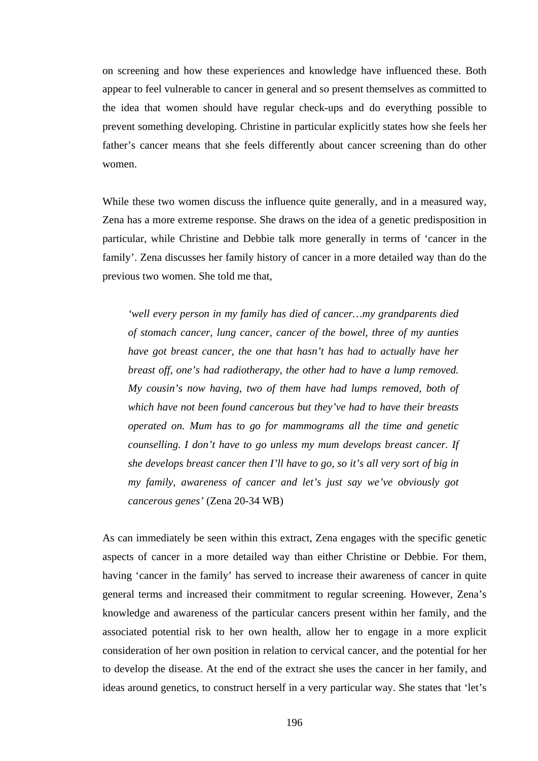on screening and how these experiences and knowledge have influenced these. Both appear to feel vulnerable to cancer in general and so present themselves as committed to the idea that women should have regular check-ups and do everything possible to prevent something developing. Christine in particular explicitly states how she feels her father's cancer means that she feels differently about cancer screening than do other women.

While these two women discuss the influence quite generally, and in a measured way, Zena has a more extreme response. She draws on the idea of a genetic predisposition in particular, while Christine and Debbie talk more generally in terms of 'cancer in the family'. Zena discusses her family history of cancer in a more detailed way than do the previous two women. She told me that,

> *'well every person in my family has died of cancer…my grandparents died of stomach cancer, lung cancer, cancer of the bowel, three of my aunties have got breast cancer, the one that hasn't has had to actually have her breast off, one's had radiotherapy, the other had to have a lump removed. My cousin's now having, two of them have had lumps removed, both of which have not been found cancerous but they've had to have their breasts operated on. Mum has to go for mammograms all the time and genetic counselling. I don't have to go unless my mum develops breast cancer. If she develops breast cancer then I'll have to go, so it's all very sort of big in my family, awareness of cancer and let's just say we've obviously got cancerous genes'* (Zena 20-34 WB)

As can immediately be seen within this extract, Zena engages with the specific genetic aspects of cancer in a more detailed way than either Christine or Debbie. For them, having 'cancer in the family' has served to increase their awareness of cancer in quite general terms and increased their commitment to regular screening. However, Zena's knowledge and awareness of the particular cancers present within her family, and the associated potential risk to her own health, allow her to engage in a more explicit consideration of her own position in relation to cervical cancer, and the potential for her to develop the disease. At the end of the extract she uses the cancer in her family, and ideas around genetics, to construct herself in a very particular way. She states that 'let's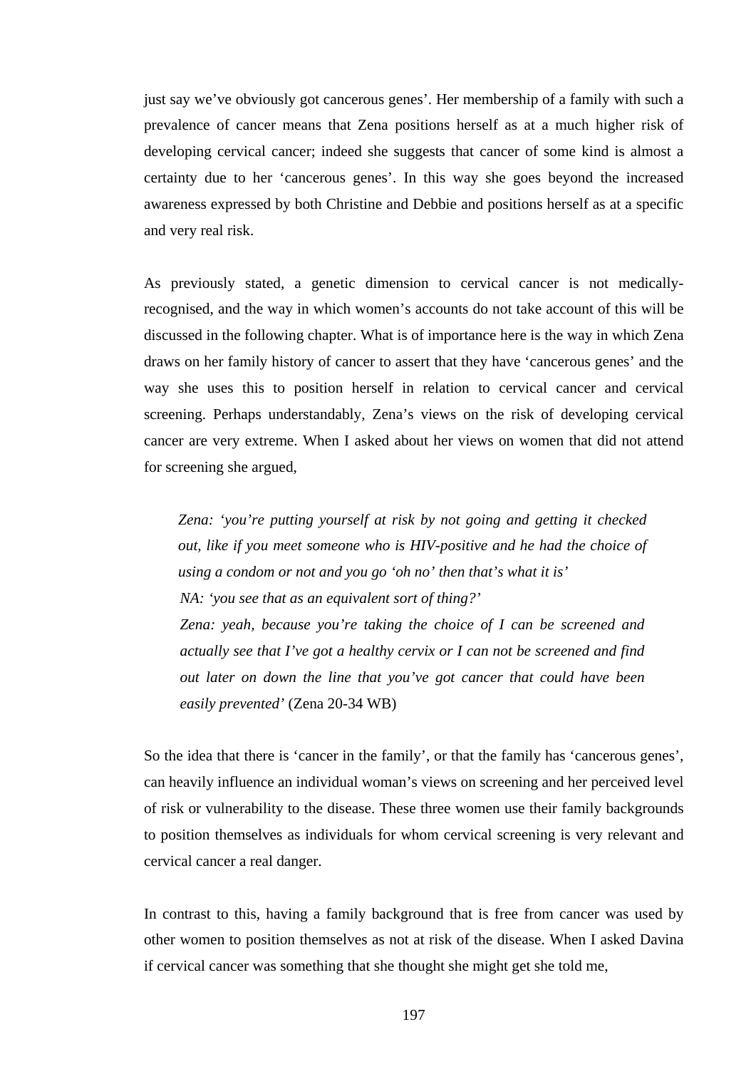just say we've obviously got cancerous genes'. Her membership of a family with such a prevalence of cancer means that Zena positions herself as at a much higher risk of developing cervical cancer; indeed she suggests that cancer of some kind is almost a certainty due to her 'cancerous genes'. In this way she goes beyond the increased awareness expressed by both Christine and Debbie and positions herself as at a specific and very real risk.

As previously stated, a genetic dimension to cervical cancer is not medically-recognised, and the way in which women's accounts do not take account of this will be discussed in the following chapter. What is of importance here is the way in which Zena draws on her family history of cancer to assert that they have 'cancerous genes' and the way she uses this to position herself in relation to cervical cancer and cervical screening. Perhaps understandably, Zena's views on the risk of developing cervical cancer are very extreme. When I asked about her views on women that did not attend for screening she argued,

> *Zena: 'you're putting yourself at risk by not going and getting it checked out, like if you meet someone who is HIV-positive and he had the choice of using a condom or not and you go 'oh no' then that's what it is'*
>
> *NA: 'you see that as an equivalent sort of thing?'*
>
> *Zena: yeah, because you're taking the choice of I can be screened and actually see that I've got a healthy cervix or I can not be screened and find out later on down the line that you've got cancer that could have been easily prevented'* (Zena 20-34 WB)

So the idea that there is 'cancer in the family', or that the family has 'cancerous genes', can heavily influence an individual woman's views on screening and her perceived level of risk or vulnerability to the disease. These three women use their family backgrounds to position themselves as individuals for whom cervical screening is very relevant and cervical cancer a real danger.

In contrast to this, having a family background that is free from cancer was used by other women to position themselves as not at risk of the disease. When I asked Davina if cervical cancer was something that she thought she might get she told me,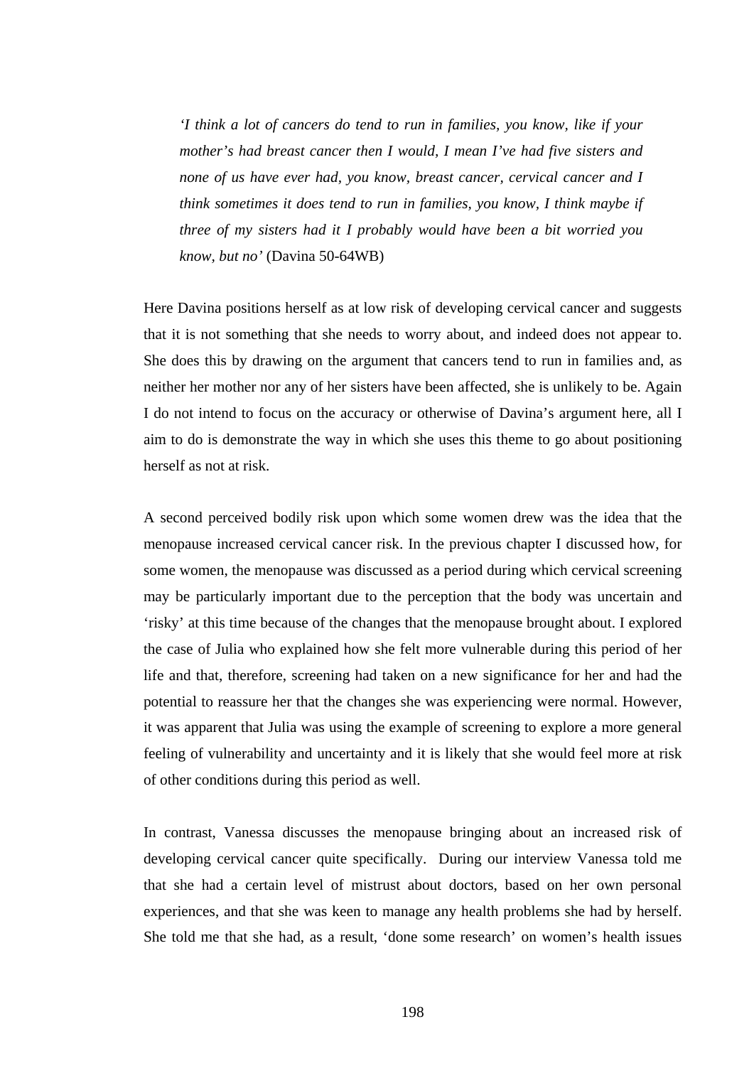> *'I think a lot of cancers do tend to run in families, you know, like if your mother's had breast cancer then I would, I mean I've had five sisters and none of us have ever had, you know, breast cancer, cervical cancer and I think sometimes it does tend to run in families, you know, I think maybe if three of my sisters had it I probably would have been a bit worried you know, but no'* (Davina 50-64WB)

Here Davina positions herself as at low risk of developing cervical cancer and suggests that it is not something that she needs to worry about, and indeed does not appear to. She does this by drawing on the argument that cancers tend to run in families and, as neither her mother nor any of her sisters have been affected, she is unlikely to be. Again I do not intend to focus on the accuracy or otherwise of Davina's argument here, all I aim to do is demonstrate the way in which she uses this theme to go about positioning herself as not at risk.

A second perceived bodily risk upon which some women drew was the idea that the menopause increased cervical cancer risk. In the previous chapter I discussed how, for some women, the menopause was discussed as a period during which cervical screening may be particularly important due to the perception that the body was uncertain and 'risky' at this time because of the changes that the menopause brought about. I explored the case of Julia who explained how she felt more vulnerable during this period of her life and that, therefore, screening had taken on a new significance for her and had the potential to reassure her that the changes she was experiencing were normal. However, it was apparent that Julia was using the example of screening to explore a more general feeling of vulnerability and uncertainty and it is likely that she would feel more at risk of other conditions during this period as well.

In contrast, Vanessa discusses the menopause bringing about an increased risk of developing cervical cancer quite specifically. During our interview Vanessa told me that she had a certain level of mistrust about doctors, based on her own personal experiences, and that she was keen to manage any health problems she had by herself. She told me that she had, as a result, 'done some research' on women's health issues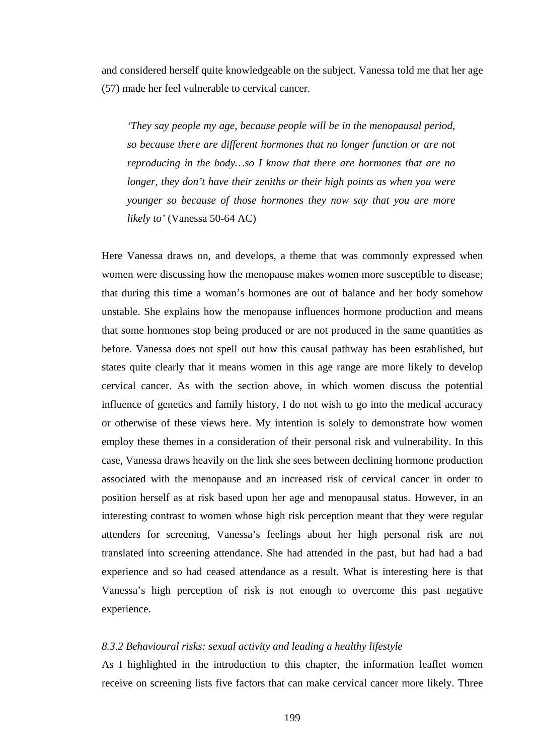and considered herself quite knowledgeable on the subject. Vanessa told me that her age (57) made her feel vulnerable to cervical cancer.

> *'They say people my age, because people will be in the menopausal period, so because there are different hormones that no longer function or are not reproducing in the body…so I know that there are hormones that are no longer, they don't have their zeniths or their high points as when you were younger so because of those hormones they now say that you are more likely to'* (Vanessa 50-64 AC)

Here Vanessa draws on, and develops, a theme that was commonly expressed when women were discussing how the menopause makes women more susceptible to disease; that during this time a woman's hormones are out of balance and her body somehow unstable. She explains how the menopause influences hormone production and means that some hormones stop being produced or are not produced in the same quantities as before. Vanessa does not spell out how this causal pathway has been established, but states quite clearly that it means women in this age range are more likely to develop cervical cancer. As with the section above, in which women discuss the potential influence of genetics and family history, I do not wish to go into the medical accuracy or otherwise of these views here. My intention is solely to demonstrate how women employ these themes in a consideration of their personal risk and vulnerability. In this case, Vanessa draws heavily on the link she sees between declining hormone production associated with the menopause and an increased risk of cervical cancer in order to position herself as at risk based upon her age and menopausal status. However, in an interesting contrast to women whose high risk perception meant that they were regular attenders for screening, Vanessa's feelings about her high personal risk are not translated into screening attendance. She had attended in the past, but had had a bad experience and so had ceased attendance as a result. What is interesting here is that Vanessa's high perception of risk is not enough to overcome this past negative experience.

### *8.3.2 Behavioural risks: sexual activity and leading a healthy lifestyle*

As I highlighted in the introduction to this chapter, the information leaflet women receive on screening lists five factors that can make cervical cancer more likely. Three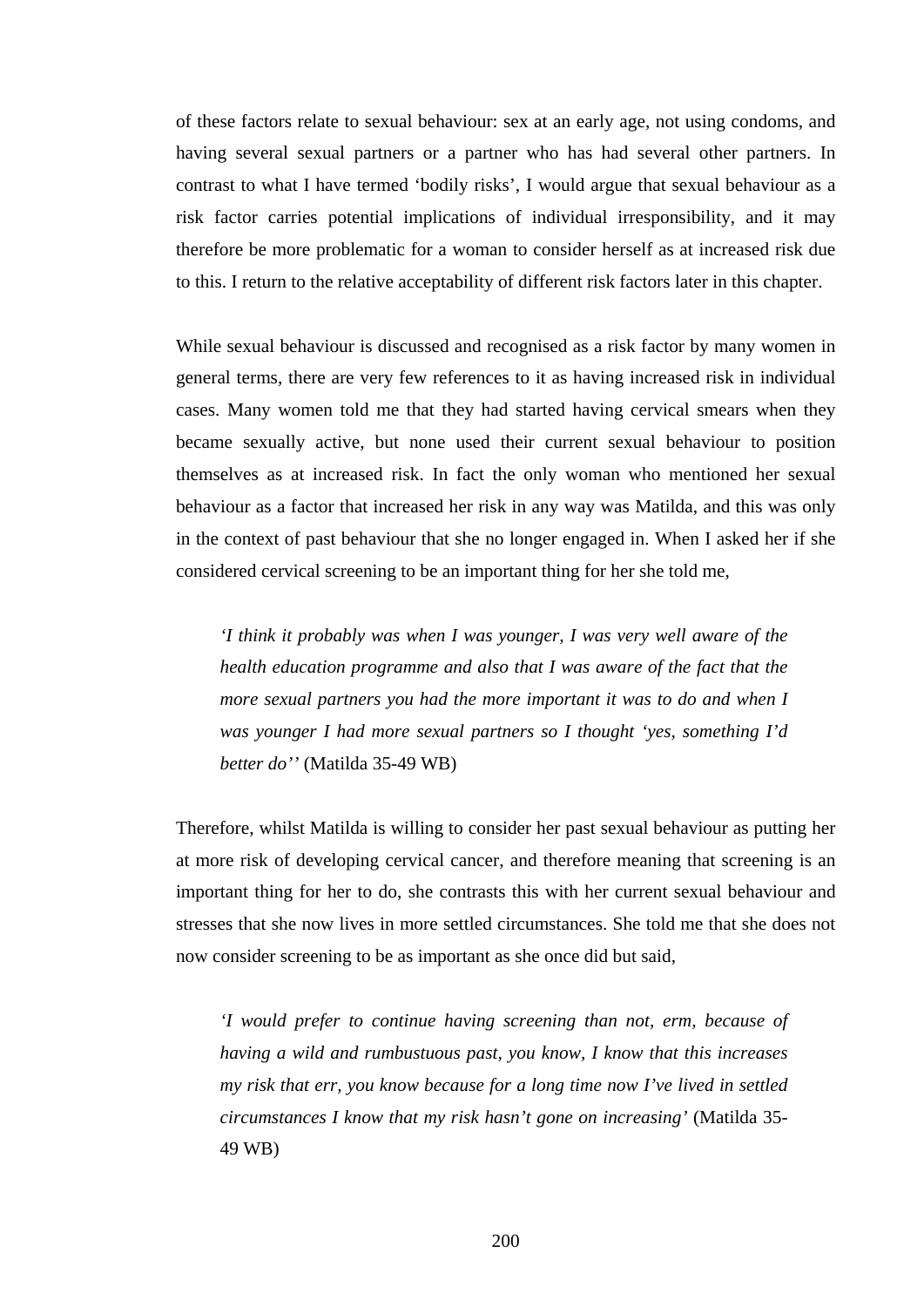of these factors relate to sexual behaviour: sex at an early age, not using condoms, and having several sexual partners or a partner who has had several other partners. In contrast to what I have termed 'bodily risks', I would argue that sexual behaviour as a risk factor carries potential implications of individual irresponsibility, and it may therefore be more problematic for a woman to consider herself as at increased risk due to this. I return to the relative acceptability of different risk factors later in this chapter.

While sexual behaviour is discussed and recognised as a risk factor by many women in general terms, there are very few references to it as having increased risk in individual cases. Many women told me that they had started having cervical smears when they became sexually active, but none used their current sexual behaviour to position themselves as at increased risk. In fact the only woman who mentioned her sexual behaviour as a factor that increased her risk in any way was Matilda, and this was only in the context of past behaviour that she no longer engaged in. When I asked her if she considered cervical screening to be an important thing for her she told me,

> *'I think it probably was when I was younger, I was very well aware of the health education programme and also that I was aware of the fact that the more sexual partners you had the more important it was to do and when I was younger I had more sexual partners so I thought 'yes, something I'd better do''* (Matilda 35-49 WB)

Therefore, whilst Matilda is willing to consider her past sexual behaviour as putting her at more risk of developing cervical cancer, and therefore meaning that screening is an important thing for her to do, she contrasts this with her current sexual behaviour and stresses that she now lives in more settled circumstances. She told me that she does not now consider screening to be as important as she once did but said,

> *'I would prefer to continue having screening than not, erm, because of having a wild and rumbustuous past, you know, I know that this increases my risk that err, you know because for a long time now I've lived in settled circumstances I know that my risk hasn't gone on increasing'* (Matilda 35-49 WB)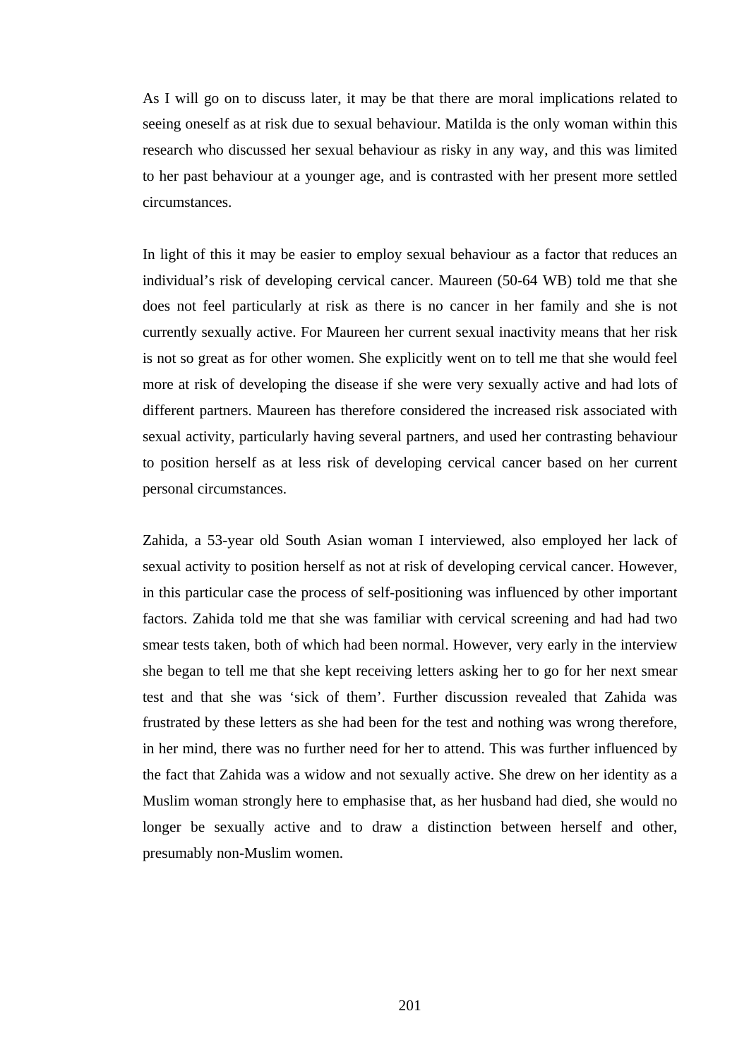As I will go on to discuss later, it may be that there are moral implications related to seeing oneself as at risk due to sexual behaviour. Matilda is the only woman within this research who discussed her sexual behaviour as risky in any way, and this was limited to her past behaviour at a younger age, and is contrasted with her present more settled circumstances.

In light of this it may be easier to employ sexual behaviour as a factor that reduces an individual's risk of developing cervical cancer. Maureen (50-64 WB) told me that she does not feel particularly at risk as there is no cancer in her family and she is not currently sexually active. For Maureen her current sexual inactivity means that her risk is not so great as for other women. She explicitly went on to tell me that she would feel more at risk of developing the disease if she were very sexually active and had lots of different partners. Maureen has therefore considered the increased risk associated with sexual activity, particularly having several partners, and used her contrasting behaviour to position herself as at less risk of developing cervical cancer based on her current personal circumstances.

Zahida, a 53-year old South Asian woman I interviewed, also employed her lack of sexual activity to position herself as not at risk of developing cervical cancer. However, in this particular case the process of self-positioning was influenced by other important factors. Zahida told me that she was familiar with cervical screening and had had two smear tests taken, both of which had been normal. However, very early in the interview she began to tell me that she kept receiving letters asking her to go for her next smear test and that she was 'sick of them'. Further discussion revealed that Zahida was frustrated by these letters as she had been for the test and nothing was wrong therefore, in her mind, there was no further need for her to attend. This was further influenced by the fact that Zahida was a widow and not sexually active. She drew on her identity as a Muslim woman strongly here to emphasise that, as her husband had died, she would no longer be sexually active and to draw a distinction between herself and other, presumably non-Muslim women.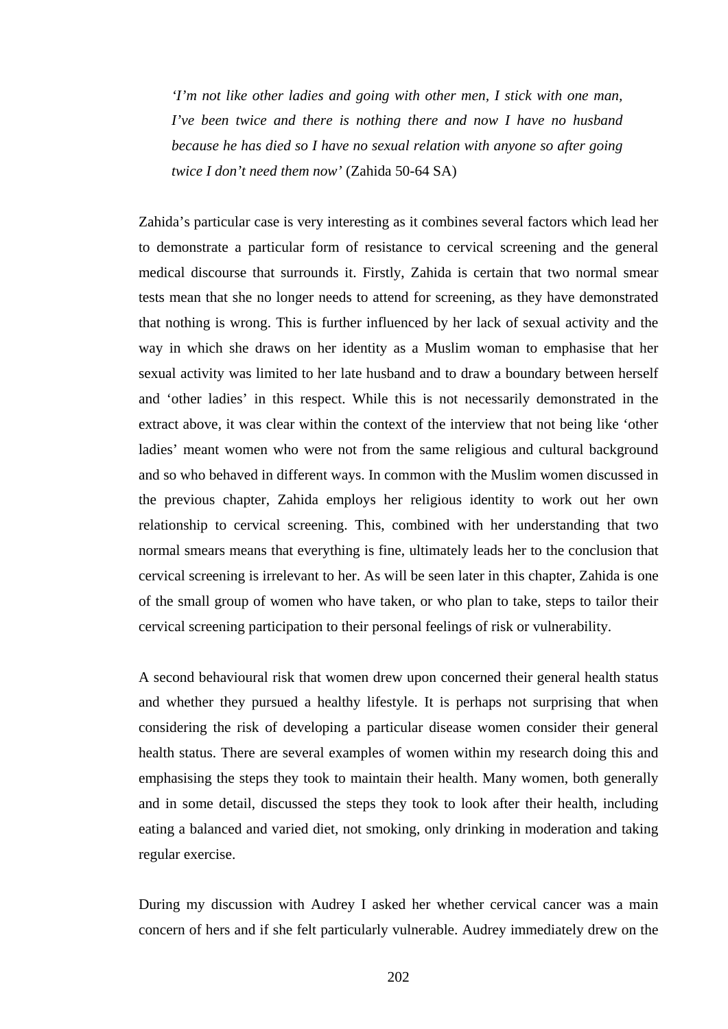> *'I'm not like other ladies and going with other men, I stick with one man, I've been twice and there is nothing there and now I have no husband because he has died so I have no sexual relation with anyone so after going twice I don't need them now'* (Zahida 50-64 SA)

Zahida's particular case is very interesting as it combines several factors which lead her to demonstrate a particular form of resistance to cervical screening and the general medical discourse that surrounds it. Firstly, Zahida is certain that two normal smear tests mean that she no longer needs to attend for screening, as they have demonstrated that nothing is wrong. This is further influenced by her lack of sexual activity and the way in which she draws on her identity as a Muslim woman to emphasise that her sexual activity was limited to her late husband and to draw a boundary between herself and 'other ladies' in this respect. While this is not necessarily demonstrated in the extract above, it was clear within the context of the interview that not being like 'other ladies' meant women who were not from the same religious and cultural background and so who behaved in different ways. In common with the Muslim women discussed in the previous chapter, Zahida employs her religious identity to work out her own relationship to cervical screening. This, combined with her understanding that two normal smears means that everything is fine, ultimately leads her to the conclusion that cervical screening is irrelevant to her. As will be seen later in this chapter, Zahida is one of the small group of women who have taken, or who plan to take, steps to tailor their cervical screening participation to their personal feelings of risk or vulnerability.

A second behavioural risk that women drew upon concerned their general health status and whether they pursued a healthy lifestyle. It is perhaps not surprising that when considering the risk of developing a particular disease women consider their general health status. There are several examples of women within my research doing this and emphasising the steps they took to maintain their health. Many women, both generally and in some detail, discussed the steps they took to look after their health, including eating a balanced and varied diet, not smoking, only drinking in moderation and taking regular exercise.

During my discussion with Audrey I asked her whether cervical cancer was a main concern of hers and if she felt particularly vulnerable. Audrey immediately drew on the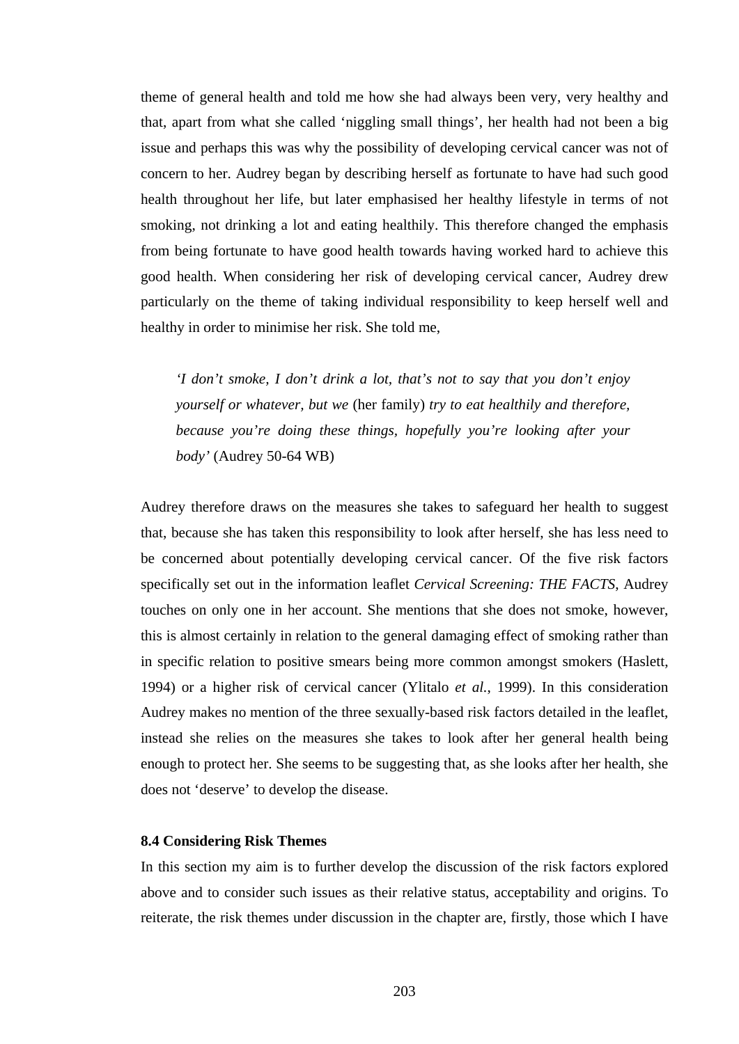theme of general health and told me how she had always been very, very healthy and that, apart from what she called 'niggling small things', her health had not been a big issue and perhaps this was why the possibility of developing cervical cancer was not of concern to her. Audrey began by describing herself as fortunate to have had such good health throughout her life, but later emphasised her healthy lifestyle in terms of not smoking, not drinking a lot and eating healthily. This therefore changed the emphasis from being fortunate to have good health towards having worked hard to achieve this good health. When considering her risk of developing cervical cancer, Audrey drew particularly on the theme of taking individual responsibility to keep herself well and healthy in order to minimise her risk. She told me,

> *'I don't smoke, I don't drink a lot, that's not to say that you don't enjoy yourself or whatever, but we* (her family) *try to eat healthily and therefore, because you're doing these things, hopefully you're looking after your body'* (Audrey 50-64 WB)

Audrey therefore draws on the measures she takes to safeguard her health to suggest that, because she has taken this responsibility to look after herself, she has less need to be concerned about potentially developing cervical cancer. Of the five risk factors specifically set out in the information leaflet *Cervical Screening: THE FACTS*, Audrey touches on only one in her account. She mentions that she does not smoke, however, this is almost certainly in relation to the general damaging effect of smoking rather than in specific relation to positive smears being more common amongst smokers (Haslett, 1994) or a higher risk of cervical cancer (Ylitalo *et al.*, 1999). In this consideration Audrey makes no mention of the three sexually-based risk factors detailed in the leaflet, instead she relies on the measures she takes to look after her general health being enough to protect her. She seems to be suggesting that, as she looks after her health, she does not 'deserve' to develop the disease.

### 8.4 Considering Risk Themes

In this section my aim is to further develop the discussion of the risk factors explored above and to consider such issues as their relative status, acceptability and origins. To reiterate, the risk themes under discussion in the chapter are, firstly, those which I have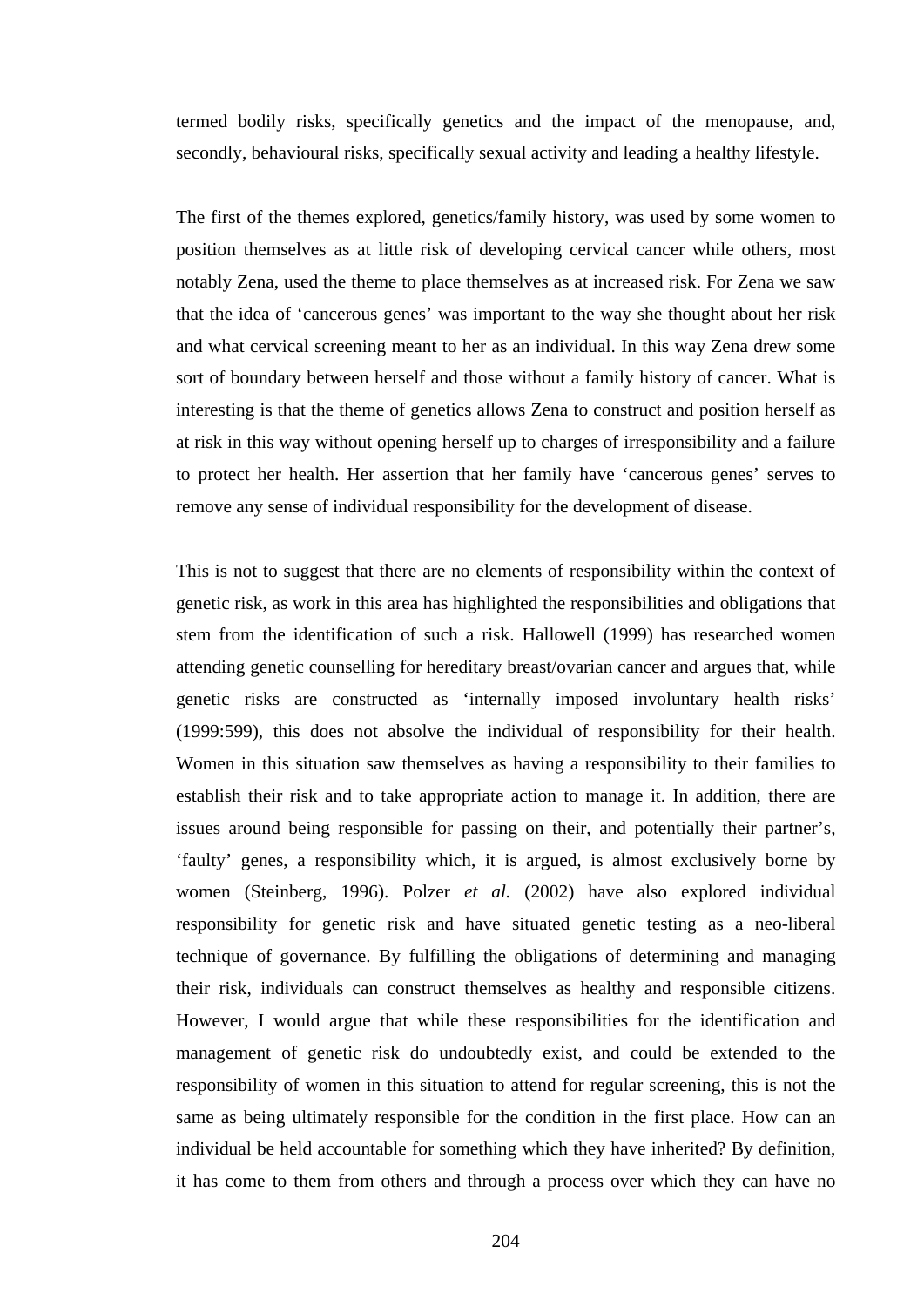termed bodily risks, specifically genetics and the impact of the menopause, and, secondly, behavioural risks, specifically sexual activity and leading a healthy lifestyle.

The first of the themes explored, genetics/family history, was used by some women to position themselves as at little risk of developing cervical cancer while others, most notably Zena, used the theme to place themselves as at increased risk. For Zena we saw that the idea of 'cancerous genes' was important to the way she thought about her risk and what cervical screening meant to her as an individual. In this way Zena drew some sort of boundary between herself and those without a family history of cancer. What is interesting is that the theme of genetics allows Zena to construct and position herself as at risk in this way without opening herself up to charges of irresponsibility and a failure to protect her health. Her assertion that her family have 'cancerous genes' serves to remove any sense of individual responsibility for the development of disease.

This is not to suggest that there are no elements of responsibility within the context of genetic risk, as work in this area has highlighted the responsibilities and obligations that stem from the identification of such a risk. Hallowell (1999) has researched women attending genetic counselling for hereditary breast/ovarian cancer and argues that, while genetic risks are constructed as 'internally imposed involuntary health risks' (1999:599), this does not absolve the individual of responsibility for their health. Women in this situation saw themselves as having a responsibility to their families to establish their risk and to take appropriate action to manage it. In addition, there are issues around being responsible for passing on their, and potentially their partner's, 'faulty' genes, a responsibility which, it is argued, is almost exclusively borne by women (Steinberg, 1996). Polzer *et al.* (2002) have also explored individual responsibility for genetic risk and have situated genetic testing as a neo-liberal technique of governance. By fulfilling the obligations of determining and managing their risk, individuals can construct themselves as healthy and responsible citizens. However, I would argue that while these responsibilities for the identification and management of genetic risk do undoubtedly exist, and could be extended to the responsibility of women in this situation to attend for regular screening, this is not the same as being ultimately responsible for the condition in the first place. How can an individual be held accountable for something which they have inherited? By definition, it has come to them from others and through a process over which they can have no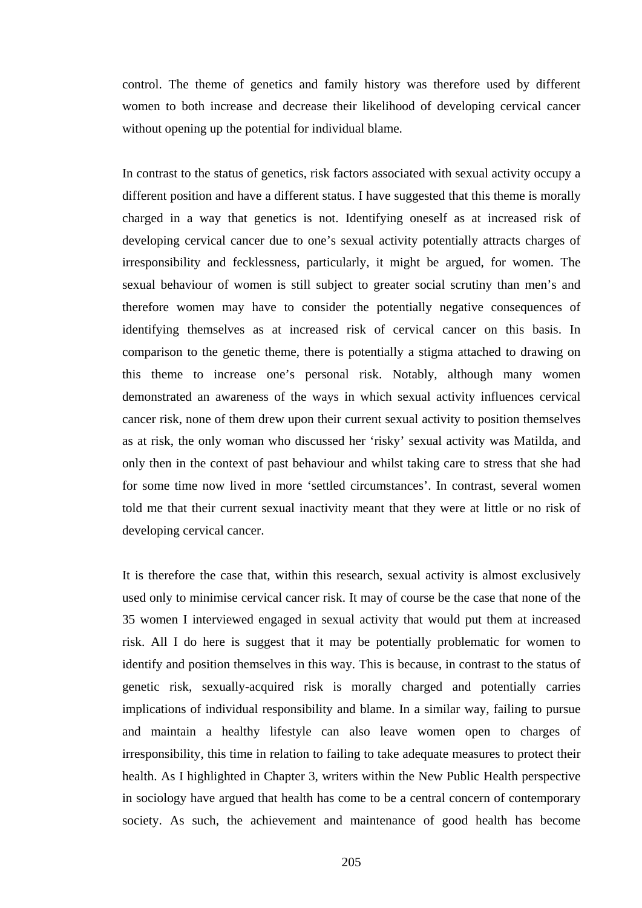control. The theme of genetics and family history was therefore used by different women to both increase and decrease their likelihood of developing cervical cancer without opening up the potential for individual blame.

In contrast to the status of genetics, risk factors associated with sexual activity occupy a different position and have a different status. I have suggested that this theme is morally charged in a way that genetics is not. Identifying oneself as at increased risk of developing cervical cancer due to one's sexual activity potentially attracts charges of irresponsibility and fecklessness, particularly, it might be argued, for women. The sexual behaviour of women is still subject to greater social scrutiny than men's and therefore women may have to consider the potentially negative consequences of identifying themselves as at increased risk of cervical cancer on this basis. In comparison to the genetic theme, there is potentially a stigma attached to drawing on this theme to increase one's personal risk. Notably, although many women demonstrated an awareness of the ways in which sexual activity influences cervical cancer risk, none of them drew upon their current sexual activity to position themselves as at risk, the only woman who discussed her 'risky' sexual activity was Matilda, and only then in the context of past behaviour and whilst taking care to stress that she had for some time now lived in more 'settled circumstances'. In contrast, several women told me that their current sexual inactivity meant that they were at little or no risk of developing cervical cancer.

It is therefore the case that, within this research, sexual activity is almost exclusively used only to minimise cervical cancer risk. It may of course be the case that none of the 35 women I interviewed engaged in sexual activity that would put them at increased risk. All I do here is suggest that it may be potentially problematic for women to identify and position themselves in this way. This is because, in contrast to the status of genetic risk, sexually-acquired risk is morally charged and potentially carries implications of individual responsibility and blame. In a similar way, failing to pursue and maintain a healthy lifestyle can also leave women open to charges of irresponsibility, this time in relation to failing to take adequate measures to protect their health. As I highlighted in Chapter 3, writers within the New Public Health perspective in sociology have argued that health has come to be a central concern of contemporary society. As such, the achievement and maintenance of good health has become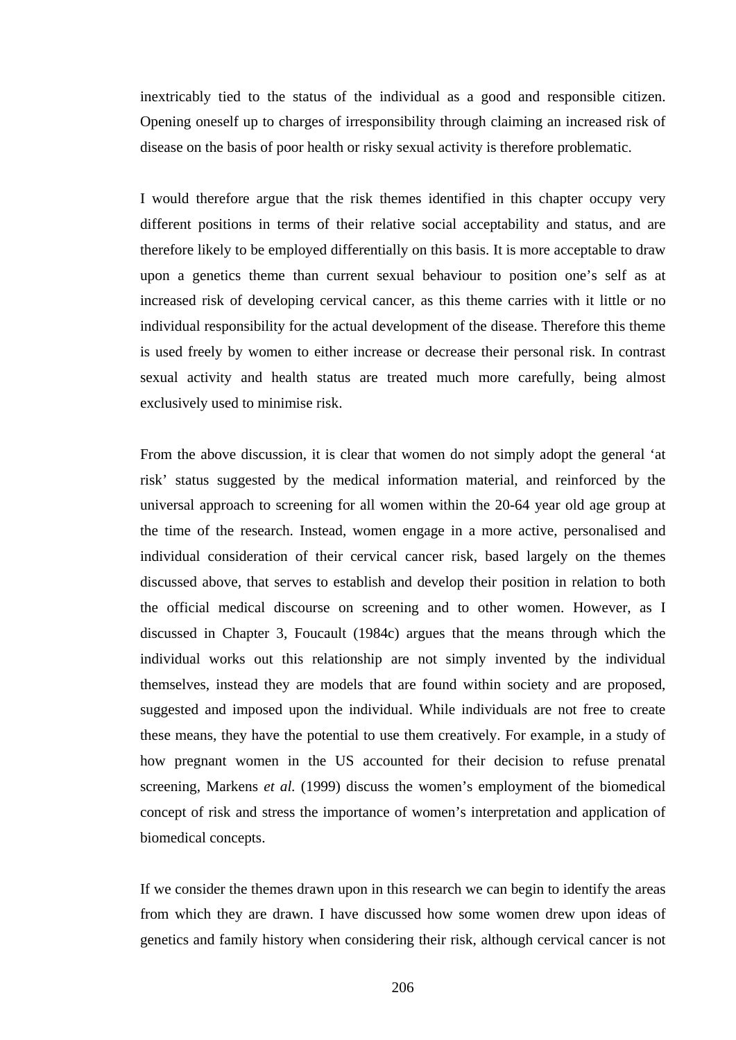inextricably tied to the status of the individual as a good and responsible citizen. Opening oneself up to charges of irresponsibility through claiming an increased risk of disease on the basis of poor health or risky sexual activity is therefore problematic.

I would therefore argue that the risk themes identified in this chapter occupy very different positions in terms of their relative social acceptability and status, and are therefore likely to be employed differentially on this basis. It is more acceptable to draw upon a genetics theme than current sexual behaviour to position one's self as at increased risk of developing cervical cancer, as this theme carries with it little or no individual responsibility for the actual development of the disease. Therefore this theme is used freely by women to either increase or decrease their personal risk. In contrast sexual activity and health status are treated much more carefully, being almost exclusively used to minimise risk.

From the above discussion, it is clear that women do not simply adopt the general 'at risk' status suggested by the medical information material, and reinforced by the universal approach to screening for all women within the 20-64 year old age group at the time of the research. Instead, women engage in a more active, personalised and individual consideration of their cervical cancer risk, based largely on the themes discussed above, that serves to establish and develop their position in relation to both the official medical discourse on screening and to other women. However, as I discussed in Chapter 3, Foucault (1984c) argues that the means through which the individual works out this relationship are not simply invented by the individual themselves, instead they are models that are found within society and are proposed, suggested and imposed upon the individual. While individuals are not free to create these means, they have the potential to use them creatively. For example, in a study of how pregnant women in the US accounted for their decision to refuse prenatal screening, Markens *et al.* (1999) discuss the women's employment of the biomedical concept of risk and stress the importance of women's interpretation and application of biomedical concepts.

If we consider the themes drawn upon in this research we can begin to identify the areas from which they are drawn. I have discussed how some women drew upon ideas of genetics and family history when considering their risk, although cervical cancer is not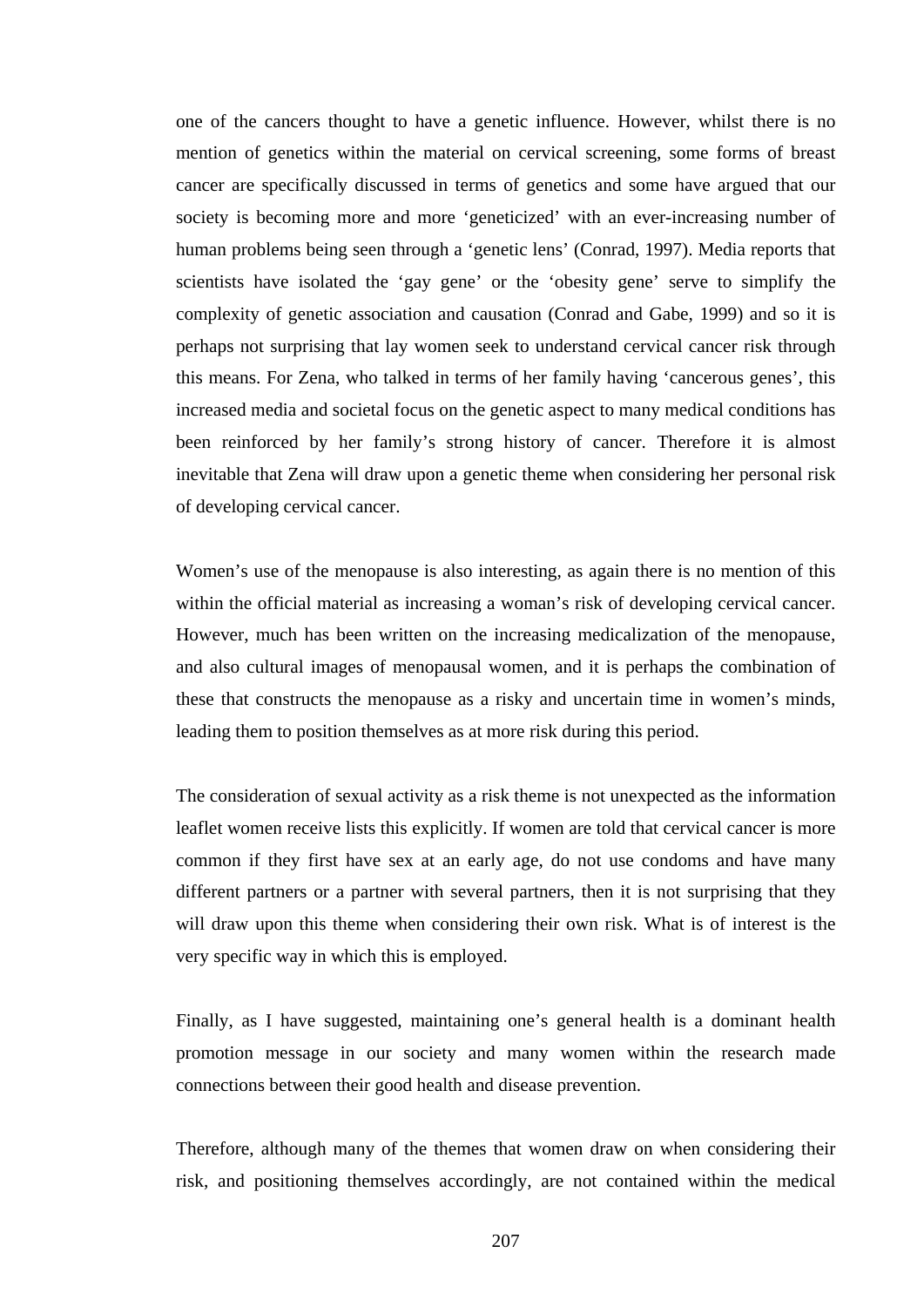one of the cancers thought to have a genetic influence. However, whilst there is no mention of genetics within the material on cervical screening, some forms of breast cancer are specifically discussed in terms of genetics and some have argued that our society is becoming more and more 'geneticized' with an ever-increasing number of human problems being seen through a 'genetic lens' (Conrad, 1997). Media reports that scientists have isolated the 'gay gene' or the 'obesity gene' serve to simplify the complexity of genetic association and causation (Conrad and Gabe, 1999) and so it is perhaps not surprising that lay women seek to understand cervical cancer risk through this means. For Zena, who talked in terms of her family having 'cancerous genes', this increased media and societal focus on the genetic aspect to many medical conditions has been reinforced by her family's strong history of cancer. Therefore it is almost inevitable that Zena will draw upon a genetic theme when considering her personal risk of developing cervical cancer.

Women's use of the menopause is also interesting, as again there is no mention of this within the official material as increasing a woman's risk of developing cervical cancer. However, much has been written on the increasing medicalization of the menopause, and also cultural images of menopausal women, and it is perhaps the combination of these that constructs the menopause as a risky and uncertain time in women's minds, leading them to position themselves as at more risk during this period.

The consideration of sexual activity as a risk theme is not unexpected as the information leaflet women receive lists this explicitly. If women are told that cervical cancer is more common if they first have sex at an early age, do not use condoms and have many different partners or a partner with several partners, then it is not surprising that they will draw upon this theme when considering their own risk. What is of interest is the very specific way in which this is employed.

Finally, as I have suggested, maintaining one's general health is a dominant health promotion message in our society and many women within the research made connections between their good health and disease prevention.

Therefore, although many of the themes that women draw on when considering their risk, and positioning themselves accordingly, are not contained within the medical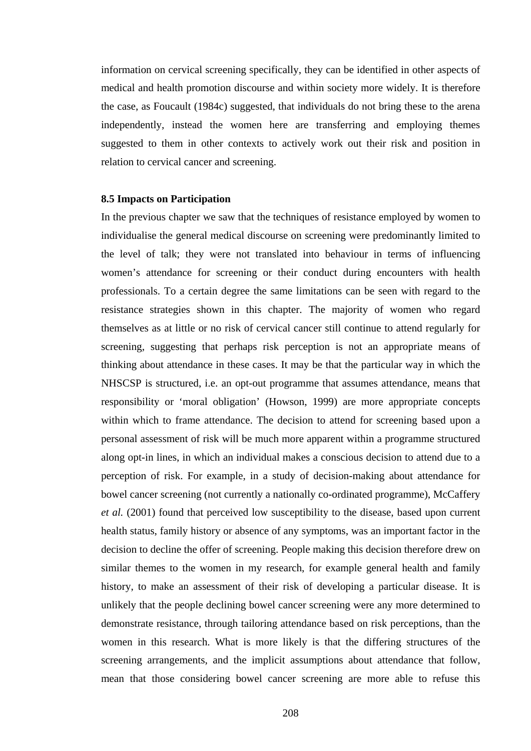information on cervical screening specifically, they can be identified in other aspects of medical and health promotion discourse and within society more widely. It is therefore the case, as Foucault (1984c) suggested, that individuals do not bring these to the arena independently, instead the women here are transferring and employing themes suggested to them in other contexts to actively work out their risk and position in relation to cervical cancer and screening.

**8.5 Impacts on Participation**

In the previous chapter we saw that the techniques of resistance employed by women to individualise the general medical discourse on screening were predominantly limited to the level of talk; they were not translated into behaviour in terms of influencing women's attendance for screening or their conduct during encounters with health professionals. To a certain degree the same limitations can be seen with regard to the resistance strategies shown in this chapter. The majority of women who regard themselves as at little or no risk of cervical cancer still continue to attend regularly for screening, suggesting that perhaps risk perception is not an appropriate means of thinking about attendance in these cases. It may be that the particular way in which the NHSCSP is structured, i.e. an opt-out programme that assumes attendance, means that responsibility or 'moral obligation' (Howson, 1999) are more appropriate concepts within which to frame attendance. The decision to attend for screening based upon a personal assessment of risk will be much more apparent within a programme structured along opt-in lines, in which an individual makes a conscious decision to attend due to a perception of risk. For example, in a study of decision-making about attendance for bowel cancer screening (not currently a nationally co-ordinated programme), McCaffery *et al.* (2001) found that perceived low susceptibility to the disease, based upon current health status, family history or absence of any symptoms, was an important factor in the decision to decline the offer of screening. People making this decision therefore drew on similar themes to the women in my research, for example general health and family history, to make an assessment of their risk of developing a particular disease. It is unlikely that the people declining bowel cancer screening were any more determined to demonstrate resistance, through tailoring attendance based on risk perceptions, than the women in this research. What is more likely is that the differing structures of the screening arrangements, and the implicit assumptions about attendance that follow, mean that those considering bowel cancer screening are more able to refuse this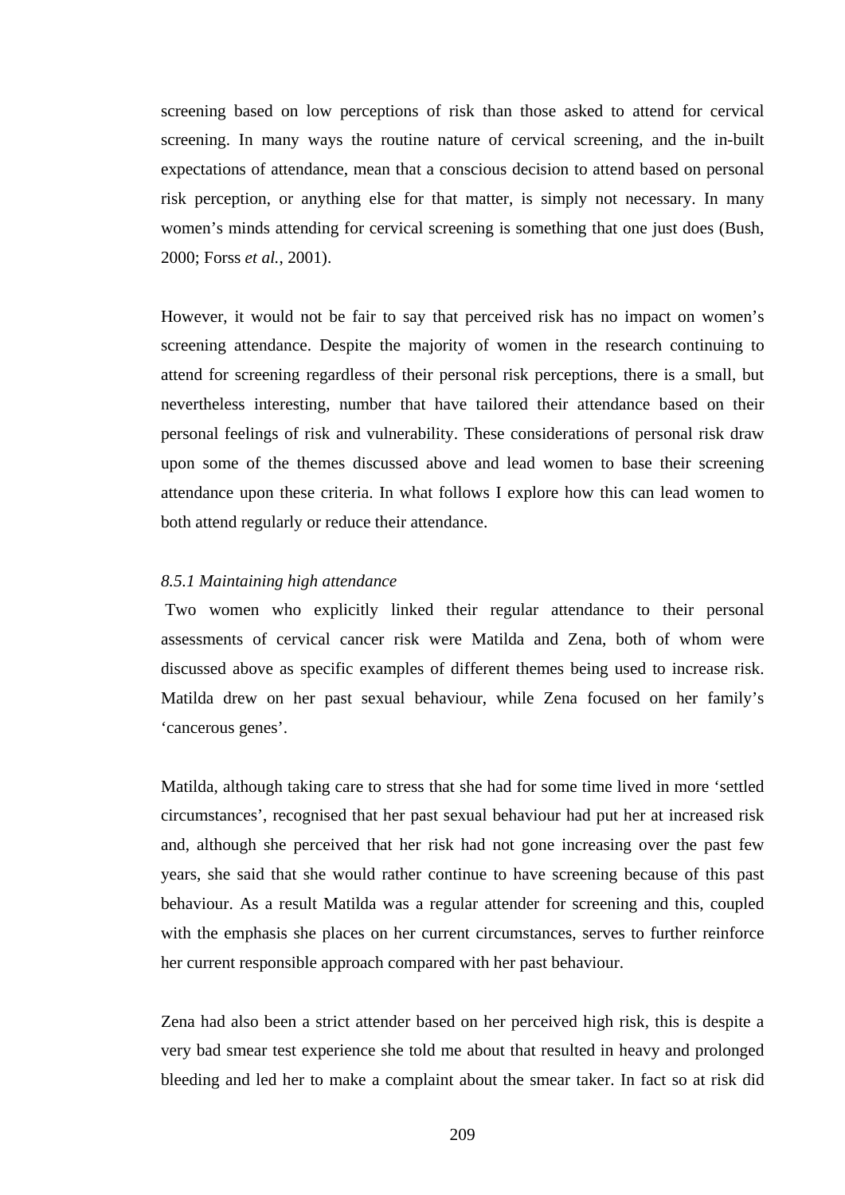screening based on low perceptions of risk than those asked to attend for cervical screening. In many ways the routine nature of cervical screening, and the in-built expectations of attendance, mean that a conscious decision to attend based on personal risk perception, or anything else for that matter, is simply not necessary. In many women's minds attending for cervical screening is something that one just does (Bush, 2000; Forss *et al.*, 2001).

However, it would not be fair to say that perceived risk has no impact on women's screening attendance. Despite the majority of women in the research continuing to attend for screening regardless of their personal risk perceptions, there is a small, but nevertheless interesting, number that have tailored their attendance based on their personal feelings of risk and vulnerability. These considerations of personal risk draw upon some of the themes discussed above and lead women to base their screening attendance upon these criteria. In what follows I explore how this can lead women to both attend regularly or reduce their attendance.

*8.5.1 Maintaining high attendance*

Two women who explicitly linked their regular attendance to their personal assessments of cervical cancer risk were Matilda and Zena, both of whom were discussed above as specific examples of different themes being used to increase risk. Matilda drew on her past sexual behaviour, while Zena focused on her family's 'cancerous genes'.

Matilda, although taking care to stress that she had for some time lived in more 'settled circumstances', recognised that her past sexual behaviour had put her at increased risk and, although she perceived that her risk had not gone increasing over the past few years, she said that she would rather continue to have screening because of this past behaviour. As a result Matilda was a regular attender for screening and this, coupled with the emphasis she places on her current circumstances, serves to further reinforce her current responsible approach compared with her past behaviour.

Zena had also been a strict attender based on her perceived high risk, this is despite a very bad smear test experience she told me about that resulted in heavy and prolonged bleeding and led her to make a complaint about the smear taker. In fact so at risk did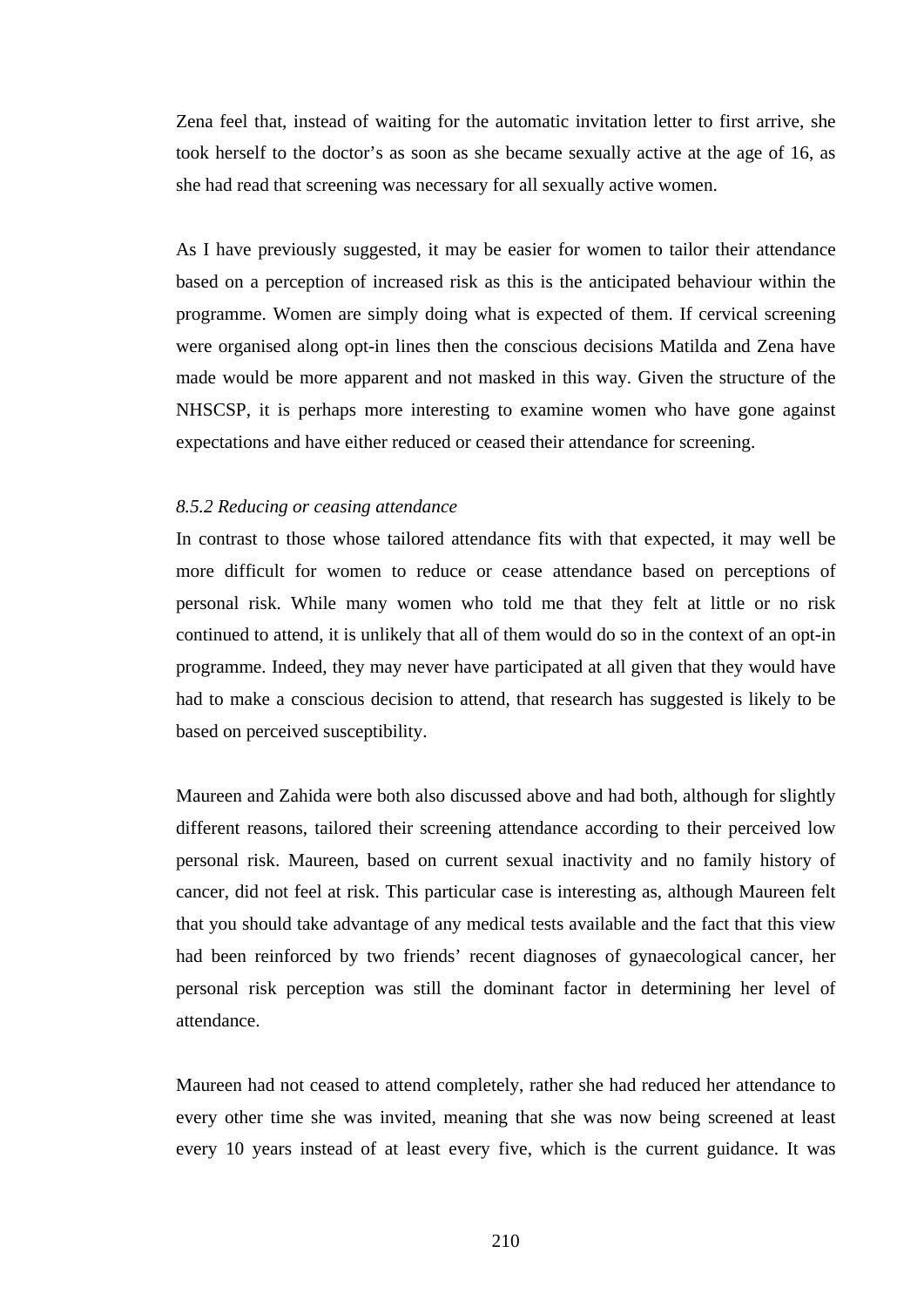Zena feel that, instead of waiting for the automatic invitation letter to first arrive, she took herself to the doctor's as soon as she became sexually active at the age of 16, as she had read that screening was necessary for all sexually active women.

As I have previously suggested, it may be easier for women to tailor their attendance based on a perception of increased risk as this is the anticipated behaviour within the programme. Women are simply doing what is expected of them. If cervical screening were organised along opt-in lines then the conscious decisions Matilda and Zena have made would be more apparent and not masked in this way. Given the structure of the NHSCSP, it is perhaps more interesting to examine women who have gone against expectations and have either reduced or ceased their attendance for screening.

*8.5.2 Reducing or ceasing attendance*

In contrast to those whose tailored attendance fits with that expected, it may well be more difficult for women to reduce or cease attendance based on perceptions of personal risk. While many women who told me that they felt at little or no risk continued to attend, it is unlikely that all of them would do so in the context of an opt-in programme. Indeed, they may never have participated at all given that they would have had to make a conscious decision to attend, that research has suggested is likely to be based on perceived susceptibility.

Maureen and Zahida were both also discussed above and had both, although for slightly different reasons, tailored their screening attendance according to their perceived low personal risk. Maureen, based on current sexual inactivity and no family history of cancer, did not feel at risk. This particular case is interesting as, although Maureen felt that you should take advantage of any medical tests available and the fact that this view had been reinforced by two friends' recent diagnoses of gynaecological cancer, her personal risk perception was still the dominant factor in determining her level of attendance.

Maureen had not ceased to attend completely, rather she had reduced her attendance to every other time she was invited, meaning that she was now being screened at least every 10 years instead of at least every five, which is the current guidance. It was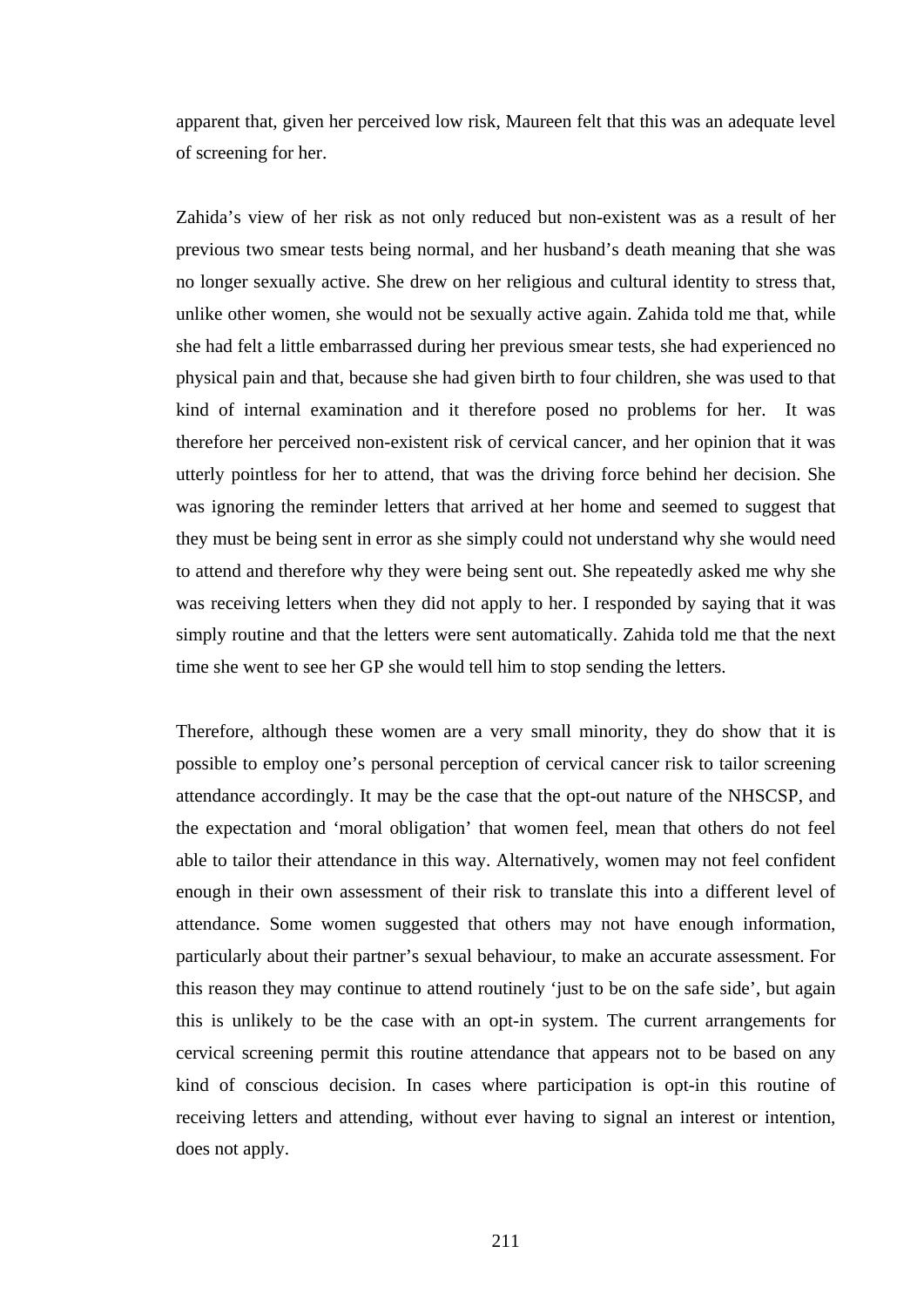apparent that, given her perceived low risk, Maureen felt that this was an adequate level of screening for her.

Zahida's view of her risk as not only reduced but non-existent was as a result of her previous two smear tests being normal, and her husband's death meaning that she was no longer sexually active. She drew on her religious and cultural identity to stress that, unlike other women, she would not be sexually active again. Zahida told me that, while she had felt a little embarrassed during her previous smear tests, she had experienced no physical pain and that, because she had given birth to four children, she was used to that kind of internal examination and it therefore posed no problems for her. It was therefore her perceived non-existent risk of cervical cancer, and her opinion that it was utterly pointless for her to attend, that was the driving force behind her decision. She was ignoring the reminder letters that arrived at her home and seemed to suggest that they must be being sent in error as she simply could not understand why she would need to attend and therefore why they were being sent out. She repeatedly asked me why she was receiving letters when they did not apply to her. I responded by saying that it was simply routine and that the letters were sent automatically. Zahida told me that the next time she went to see her GP she would tell him to stop sending the letters.

Therefore, although these women are a very small minority, they do show that it is possible to employ one's personal perception of cervical cancer risk to tailor screening attendance accordingly. It may be the case that the opt-out nature of the NHSCSP, and the expectation and 'moral obligation' that women feel, mean that others do not feel able to tailor their attendance in this way. Alternatively, women may not feel confident enough in their own assessment of their risk to translate this into a different level of attendance. Some women suggested that others may not have enough information, particularly about their partner's sexual behaviour, to make an accurate assessment. For this reason they may continue to attend routinely 'just to be on the safe side', but again this is unlikely to be the case with an opt-in system. The current arrangements for cervical screening permit this routine attendance that appears not to be based on any kind of conscious decision. In cases where participation is opt-in this routine of receiving letters and attending, without ever having to signal an interest or intention, does not apply.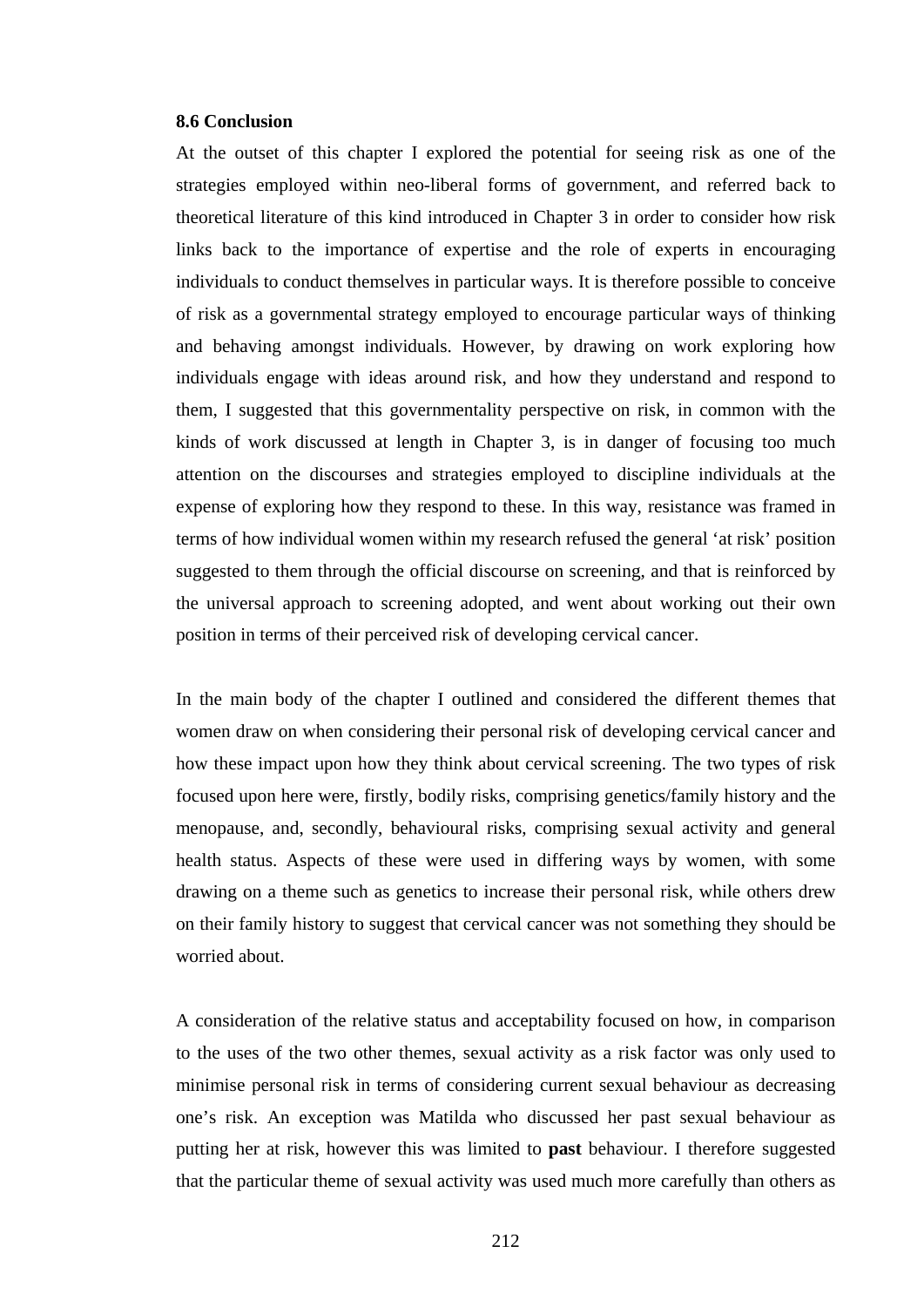**8.6 Conclusion**

At the outset of this chapter I explored the potential for seeing risk as one of the strategies employed within neo-liberal forms of government, and referred back to theoretical literature of this kind introduced in Chapter 3 in order to consider how risk links back to the importance of expertise and the role of experts in encouraging individuals to conduct themselves in particular ways. It is therefore possible to conceive of risk as a governmental strategy employed to encourage particular ways of thinking and behaving amongst individuals. However, by drawing on work exploring how individuals engage with ideas around risk, and how they understand and respond to them, I suggested that this governmentality perspective on risk, in common with the kinds of work discussed at length in Chapter 3, is in danger of focusing too much attention on the discourses and strategies employed to discipline individuals at the expense of exploring how they respond to these. In this way, resistance was framed in terms of how individual women within my research refused the general 'at risk' position suggested to them through the official discourse on screening, and that is reinforced by the universal approach to screening adopted, and went about working out their own position in terms of their perceived risk of developing cervical cancer.

In the main body of the chapter I outlined and considered the different themes that women draw on when considering their personal risk of developing cervical cancer and how these impact upon how they think about cervical screening. The two types of risk focused upon here were, firstly, bodily risks, comprising genetics/family history and the menopause, and, secondly, behavioural risks, comprising sexual activity and general health status. Aspects of these were used in differing ways by women, with some drawing on a theme such as genetics to increase their personal risk, while others drew on their family history to suggest that cervical cancer was not something they should be worried about.

A consideration of the relative status and acceptability focused on how, in comparison to the uses of the two other themes, sexual activity as a risk factor was only used to minimise personal risk in terms of considering current sexual behaviour as decreasing one's risk. An exception was Matilda who discussed her past sexual behaviour as putting her at risk, however this was limited to **past** behaviour. I therefore suggested that the particular theme of sexual activity was used much more carefully than others as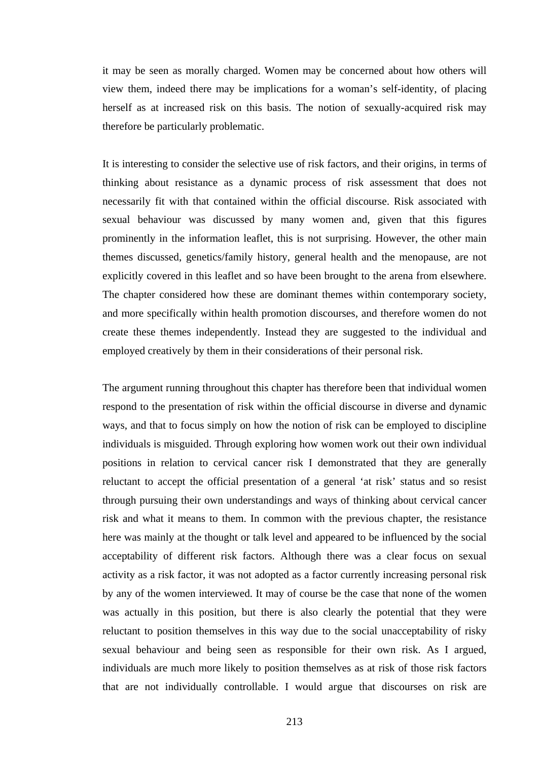it may be seen as morally charged. Women may be concerned about how others will view them, indeed there may be implications for a woman's self-identity, of placing herself as at increased risk on this basis. The notion of sexually-acquired risk may therefore be particularly problematic.

It is interesting to consider the selective use of risk factors, and their origins, in terms of thinking about resistance as a dynamic process of risk assessment that does not necessarily fit with that contained within the official discourse. Risk associated with sexual behaviour was discussed by many women and, given that this figures prominently in the information leaflet, this is not surprising. However, the other main themes discussed, genetics/family history, general health and the menopause, are not explicitly covered in this leaflet and so have been brought to the arena from elsewhere. The chapter considered how these are dominant themes within contemporary society, and more specifically within health promotion discourses, and therefore women do not create these themes independently. Instead they are suggested to the individual and employed creatively by them in their considerations of their personal risk.

The argument running throughout this chapter has therefore been that individual women respond to the presentation of risk within the official discourse in diverse and dynamic ways, and that to focus simply on how the notion of risk can be employed to discipline individuals is misguided. Through exploring how women work out their own individual positions in relation to cervical cancer risk I demonstrated that they are generally reluctant to accept the official presentation of a general 'at risk' status and so resist through pursuing their own understandings and ways of thinking about cervical cancer risk and what it means to them. In common with the previous chapter, the resistance here was mainly at the thought or talk level and appeared to be influenced by the social acceptability of different risk factors. Although there was a clear focus on sexual activity as a risk factor, it was not adopted as a factor currently increasing personal risk by any of the women interviewed. It may of course be the case that none of the women was actually in this position, but there is also clearly the potential that they were reluctant to position themselves in this way due to the social unacceptability of risky sexual behaviour and being seen as responsible for their own risk. As I argued, individuals are much more likely to position themselves as at risk of those risk factors that are not individually controllable. I would argue that discourses on risk are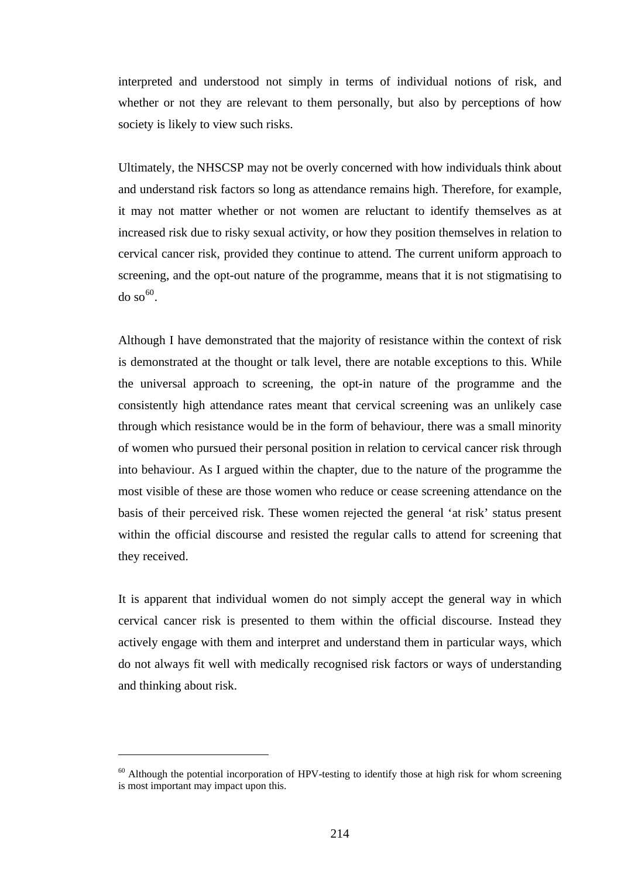interpreted and understood not simply in terms of individual notions of risk, and whether or not they are relevant to them personally, but also by perceptions of how society is likely to view such risks.

Ultimately, the NHSCSP may not be overly concerned with how individuals think about and understand risk factors so long as attendance remains high. Therefore, for example, it may not matter whether or not women are reluctant to identify themselves as at increased risk due to risky sexual activity, or how they position themselves in relation to cervical cancer risk, provided they continue to attend. The current uniform approach to screening, and the opt-out nature of the programme, means that it is not stigmatising to do so[60].

Although I have demonstrated that the majority of resistance within the context of risk is demonstrated at the thought or talk level, there are notable exceptions to this. While the universal approach to screening, the opt-in nature of the programme and the consistently high attendance rates meant that cervical screening was an unlikely case through which resistance would be in the form of behaviour, there was a small minority of women who pursued their personal position in relation to cervical cancer risk through into behaviour. As I argued within the chapter, due to the nature of the programme the most visible of these are those women who reduce or cease screening attendance on the basis of their perceived risk. These women rejected the general 'at risk' status present within the official discourse and resisted the regular calls to attend for screening that they received.

It is apparent that individual women do not simply accept the general way in which cervical cancer risk is presented to them within the official discourse. Instead they actively engage with them and interpret and understand them in particular ways, which do not always fit well with medically recognised risk factors or ways of understanding and thinking about risk.

---

[60] Although the potential incorporation of HPV-testing to identify those at high risk for whom screening is most important may impact upon this.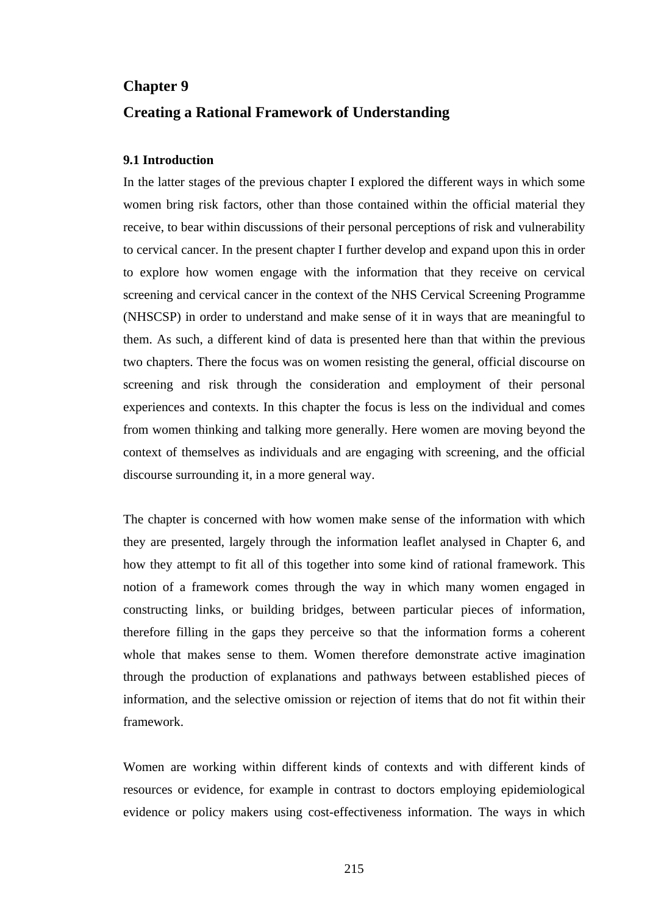# Chapter 9

# Creating a Rational Framework of Understanding

### 9.1 Introduction

In the latter stages of the previous chapter I explored the different ways in which some women bring risk factors, other than those contained within the official material they receive, to bear within discussions of their personal perceptions of risk and vulnerability to cervical cancer. In the present chapter I further develop and expand upon this in order to explore how women engage with the information that they receive on cervical screening and cervical cancer in the context of the NHS Cervical Screening Programme (NHSCSP) in order to understand and make sense of it in ways that are meaningful to them. As such, a different kind of data is presented here than that within the previous two chapters. There the focus was on women resisting the general, official discourse on screening and risk through the consideration and employment of their personal experiences and contexts. In this chapter the focus is less on the individual and comes from women thinking and talking more generally. Here women are moving beyond the context of themselves as individuals and are engaging with screening, and the official discourse surrounding it, in a more general way.

The chapter is concerned with how women make sense of the information with which they are presented, largely through the information leaflet analysed in Chapter 6, and how they attempt to fit all of this together into some kind of rational framework. This notion of a framework comes through the way in which many women engaged in constructing links, or building bridges, between particular pieces of information, therefore filling in the gaps they perceive so that the information forms a coherent whole that makes sense to them. Women therefore demonstrate active imagination through the production of explanations and pathways between established pieces of information, and the selective omission or rejection of items that do not fit within their framework.

Women are working within different kinds of contexts and with different kinds of resources or evidence, for example in contrast to doctors employing epidemiological evidence or policy makers using cost-effectiveness information. The ways in which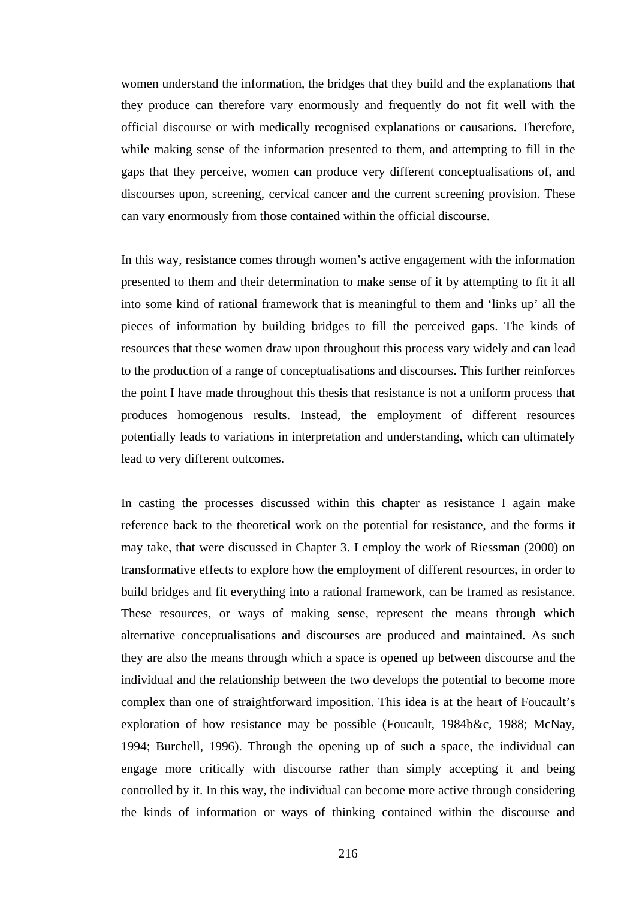women understand the information, the bridges that they build and the explanations that they produce can therefore vary enormously and frequently do not fit well with the official discourse or with medically recognised explanations or causations. Therefore, while making sense of the information presented to them, and attempting to fill in the gaps that they perceive, women can produce very different conceptualisations of, and discourses upon, screening, cervical cancer and the current screening provision. These can vary enormously from those contained within the official discourse.

In this way, resistance comes through women's active engagement with the information presented to them and their determination to make sense of it by attempting to fit it all into some kind of rational framework that is meaningful to them and 'links up' all the pieces of information by building bridges to fill the perceived gaps. The kinds of resources that these women draw upon throughout this process vary widely and can lead to the production of a range of conceptualisations and discourses. This further reinforces the point I have made throughout this thesis that resistance is not a uniform process that produces homogenous results. Instead, the employment of different resources potentially leads to variations in interpretation and understanding, which can ultimately lead to very different outcomes.

In casting the processes discussed within this chapter as resistance I again make reference back to the theoretical work on the potential for resistance, and the forms it may take, that were discussed in Chapter 3. I employ the work of Riessman (2000) on transformative effects to explore how the employment of different resources, in order to build bridges and fit everything into a rational framework, can be framed as resistance. These resources, or ways of making sense, represent the means through which alternative conceptualisations and discourses are produced and maintained. As such they are also the means through which a space is opened up between discourse and the individual and the relationship between the two develops the potential to become more complex than one of straightforward imposition. This idea is at the heart of Foucault's exploration of how resistance may be possible (Foucault, 1984b&c, 1988; McNay, 1994; Burchell, 1996). Through the opening up of such a space, the individual can engage more critically with discourse rather than simply accepting it and being controlled by it. In this way, the individual can become more active through considering the kinds of information or ways of thinking contained within the discourse and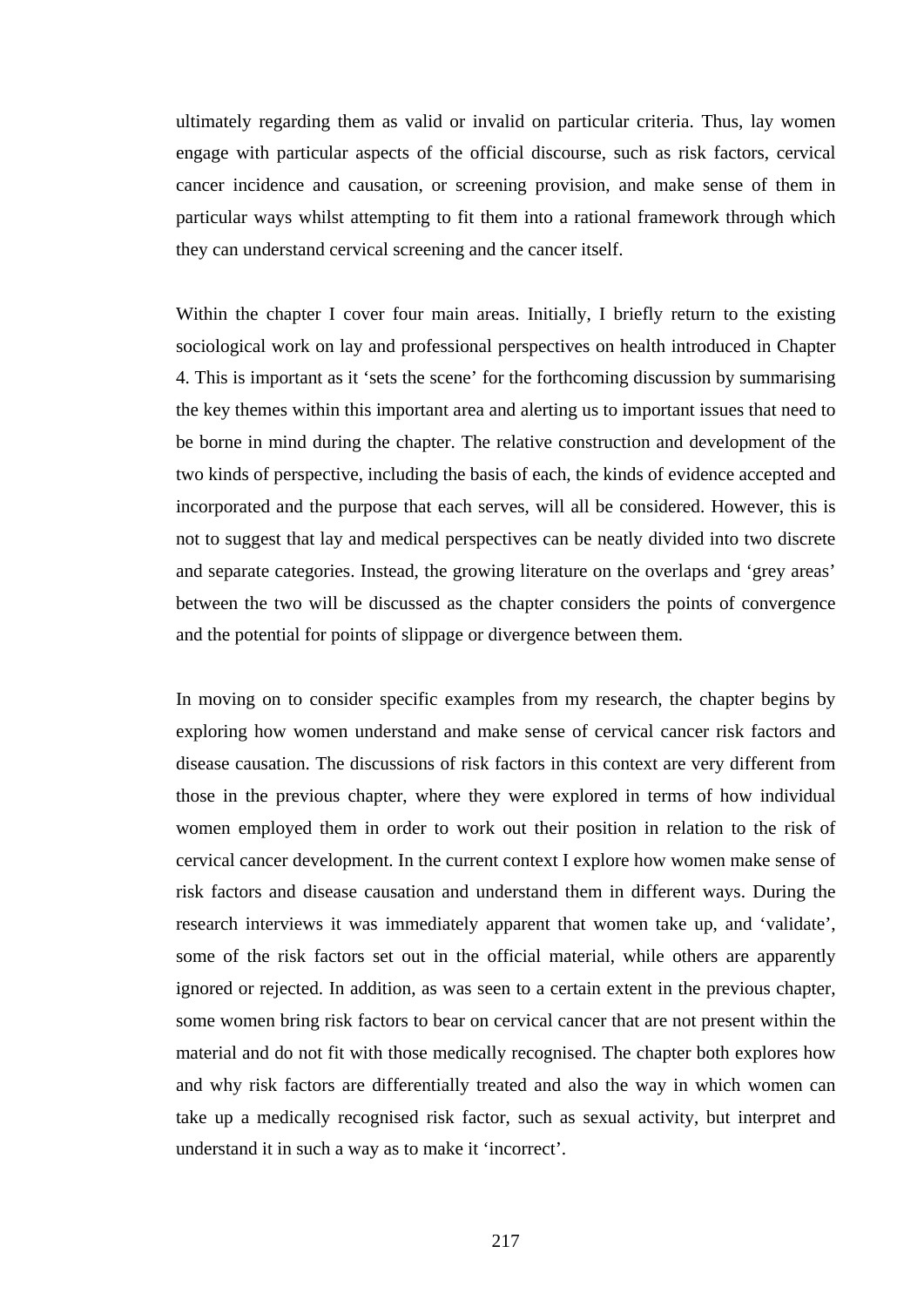ultimately regarding them as valid or invalid on particular criteria. Thus, lay women engage with particular aspects of the official discourse, such as risk factors, cervical cancer incidence and causation, or screening provision, and make sense of them in particular ways whilst attempting to fit them into a rational framework through which they can understand cervical screening and the cancer itself.

Within the chapter I cover four main areas. Initially, I briefly return to the existing sociological work on lay and professional perspectives on health introduced in Chapter 4. This is important as it 'sets the scene' for the forthcoming discussion by summarising the key themes within this important area and alerting us to important issues that need to be borne in mind during the chapter. The relative construction and development of the two kinds of perspective, including the basis of each, the kinds of evidence accepted and incorporated and the purpose that each serves, will all be considered. However, this is not to suggest that lay and medical perspectives can be neatly divided into two discrete and separate categories. Instead, the growing literature on the overlaps and 'grey areas' between the two will be discussed as the chapter considers the points of convergence and the potential for points of slippage or divergence between them.

In moving on to consider specific examples from my research, the chapter begins by exploring how women understand and make sense of cervical cancer risk factors and disease causation. The discussions of risk factors in this context are very different from those in the previous chapter, where they were explored in terms of how individual women employed them in order to work out their position in relation to the risk of cervical cancer development. In the current context I explore how women make sense of risk factors and disease causation and understand them in different ways. During the research interviews it was immediately apparent that women take up, and 'validate', some of the risk factors set out in the official material, while others are apparently ignored or rejected. In addition, as was seen to a certain extent in the previous chapter, some women bring risk factors to bear on cervical cancer that are not present within the material and do not fit with those medically recognised. The chapter both explores how and why risk factors are differentially treated and also the way in which women can take up a medically recognised risk factor, such as sexual activity, but interpret and understand it in such a way as to make it 'incorrect'.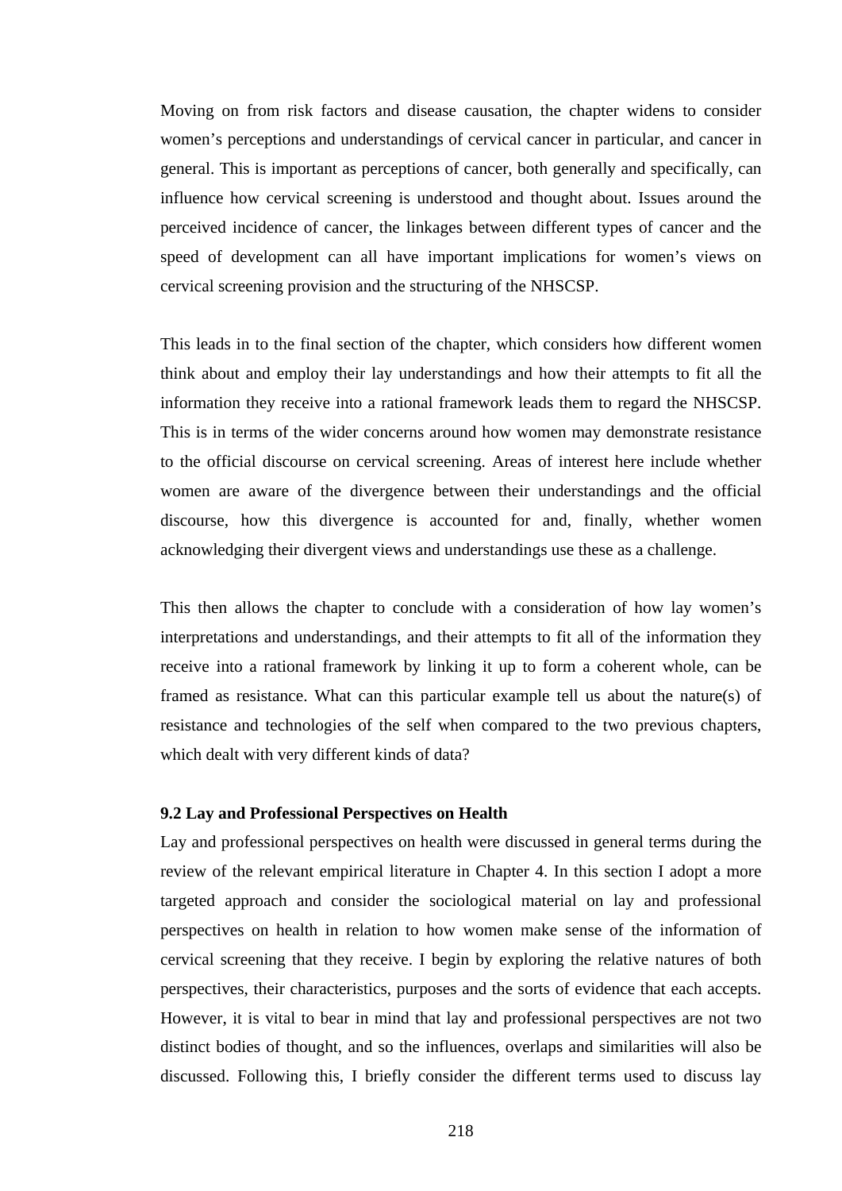Moving on from risk factors and disease causation, the chapter widens to consider women's perceptions and understandings of cervical cancer in particular, and cancer in general. This is important as perceptions of cancer, both generally and specifically, can influence how cervical screening is understood and thought about. Issues around the perceived incidence of cancer, the linkages between different types of cancer and the speed of development can all have important implications for women's views on cervical screening provision and the structuring of the NHSCSP.

This leads in to the final section of the chapter, which considers how different women think about and employ their lay understandings and how their attempts to fit all the information they receive into a rational framework leads them to regard the NHSCSP. This is in terms of the wider concerns around how women may demonstrate resistance to the official discourse on cervical screening. Areas of interest here include whether women are aware of the divergence between their understandings and the official discourse, how this divergence is accounted for and, finally, whether women acknowledging their divergent views and understandings use these as a challenge.

This then allows the chapter to conclude with a consideration of how lay women's interpretations and understandings, and their attempts to fit all of the information they receive into a rational framework by linking it up to form a coherent whole, can be framed as resistance. What can this particular example tell us about the nature(s) of resistance and technologies of the self when compared to the two previous chapters, which dealt with very different kinds of data?

## 9.2 Lay and Professional Perspectives on Health

Lay and professional perspectives on health were discussed in general terms during the review of the relevant empirical literature in Chapter 4. In this section I adopt a more targeted approach and consider the sociological material on lay and professional perspectives on health in relation to how women make sense of the information of cervical screening that they receive. I begin by exploring the relative natures of both perspectives, their characteristics, purposes and the sorts of evidence that each accepts. However, it is vital to bear in mind that lay and professional perspectives are not two distinct bodies of thought, and so the influences, overlaps and similarities will also be discussed. Following this, I briefly consider the different terms used to discuss lay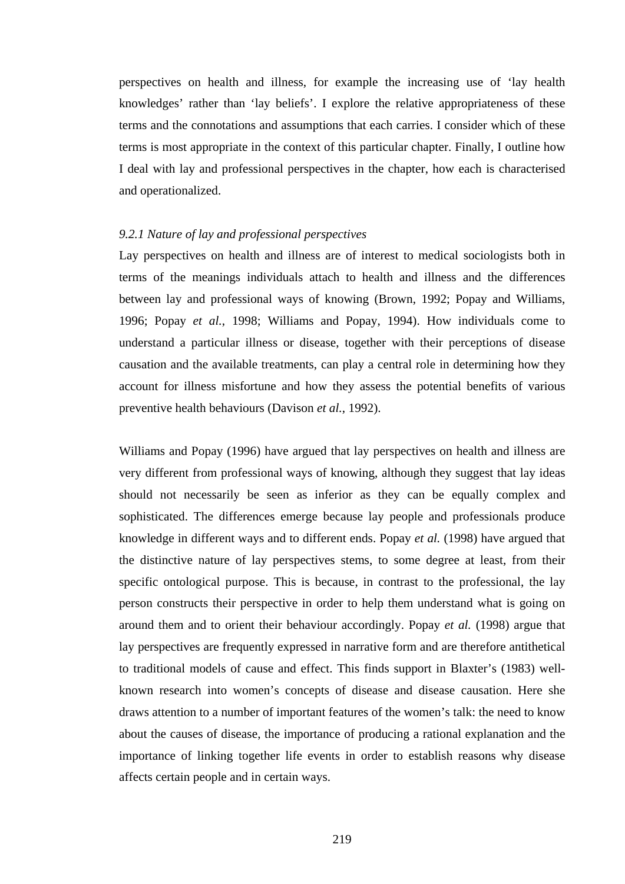perspectives on health and illness, for example the increasing use of 'lay health knowledges' rather than 'lay beliefs'. I explore the relative appropriateness of these terms and the connotations and assumptions that each carries. I consider which of these terms is most appropriate in the context of this particular chapter. Finally, I outline how I deal with lay and professional perspectives in the chapter, how each is characterised and operationalized.

### *9.2.1 Nature of lay and professional perspectives*

Lay perspectives on health and illness are of interest to medical sociologists both in terms of the meanings individuals attach to health and illness and the differences between lay and professional ways of knowing (Brown, 1992; Popay and Williams, 1996; Popay *et al.*, 1998; Williams and Popay, 1994). How individuals come to understand a particular illness or disease, together with their perceptions of disease causation and the available treatments, can play a central role in determining how they account for illness misfortune and how they assess the potential benefits of various preventive health behaviours (Davison *et al.*, 1992).

Williams and Popay (1996) have argued that lay perspectives on health and illness are very different from professional ways of knowing, although they suggest that lay ideas should not necessarily be seen as inferior as they can be equally complex and sophisticated. The differences emerge because lay people and professionals produce knowledge in different ways and to different ends. Popay *et al.* (1998) have argued that the distinctive nature of lay perspectives stems, to some degree at least, from their specific ontological purpose. This is because, in contrast to the professional, the lay person constructs their perspective in order to help them understand what is going on around them and to orient their behaviour accordingly. Popay *et al.* (1998) argue that lay perspectives are frequently expressed in narrative form and are therefore antithetical to traditional models of cause and effect. This finds support in Blaxter's (1983) well-known research into women's concepts of disease and disease causation. Here she draws attention to a number of important features of the women's talk: the need to know about the causes of disease, the importance of producing a rational explanation and the importance of linking together life events in order to establish reasons why disease affects certain people and in certain ways.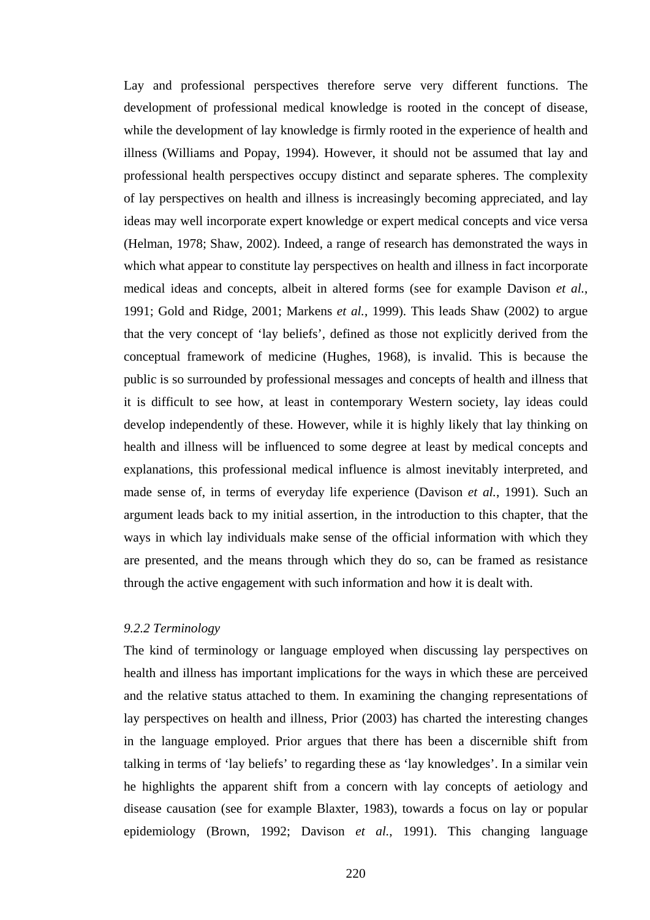Lay and professional perspectives therefore serve very different functions. The development of professional medical knowledge is rooted in the concept of disease, while the development of lay knowledge is firmly rooted in the experience of health and illness (Williams and Popay, 1994). However, it should not be assumed that lay and professional health perspectives occupy distinct and separate spheres. The complexity of lay perspectives on health and illness is increasingly becoming appreciated, and lay ideas may well incorporate expert knowledge or expert medical concepts and vice versa (Helman, 1978; Shaw, 2002). Indeed, a range of research has demonstrated the ways in which what appear to constitute lay perspectives on health and illness in fact incorporate medical ideas and concepts, albeit in altered forms (see for example Davison *et al.*, 1991; Gold and Ridge, 2001; Markens *et al.*, 1999). This leads Shaw (2002) to argue that the very concept of 'lay beliefs', defined as those not explicitly derived from the conceptual framework of medicine (Hughes, 1968), is invalid. This is because the public is so surrounded by professional messages and concepts of health and illness that it is difficult to see how, at least in contemporary Western society, lay ideas could develop independently of these. However, while it is highly likely that lay thinking on health and illness will be influenced to some degree at least by medical concepts and explanations, this professional medical influence is almost inevitably interpreted, and made sense of, in terms of everyday life experience (Davison *et al.*, 1991). Such an argument leads back to my initial assertion, in the introduction to this chapter, that the ways in which lay individuals make sense of the official information with which they are presented, and the means through which they do so, can be framed as resistance through the active engagement with such information and how it is dealt with.

### *9.2.2 Terminology*

The kind of terminology or language employed when discussing lay perspectives on health and illness has important implications for the ways in which these are perceived and the relative status attached to them. In examining the changing representations of lay perspectives on health and illness, Prior (2003) has charted the interesting changes in the language employed. Prior argues that there has been a discernible shift from talking in terms of 'lay beliefs' to regarding these as 'lay knowledges'. In a similar vein he highlights the apparent shift from a concern with lay concepts of aetiology and disease causation (see for example Blaxter, 1983), towards a focus on lay or popular epidemiology (Brown, 1992; Davison *et al.*, 1991). This changing language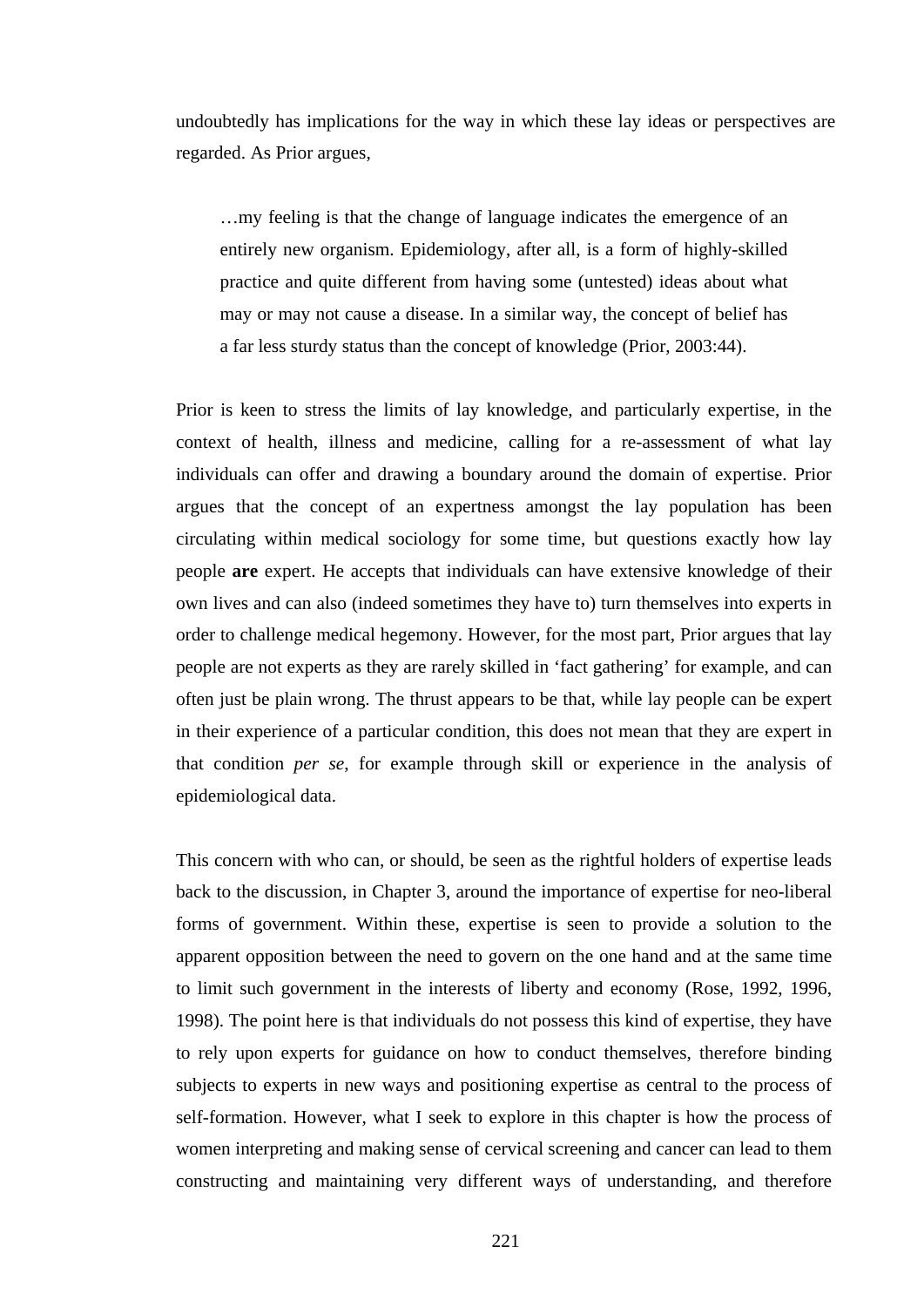undoubtedly has implications for the way in which these lay ideas or perspectives are regarded. As Prior argues,

> …my feeling is that the change of language indicates the emergence of an entirely new organism. Epidemiology, after all, is a form of highly-skilled practice and quite different from having some (untested) ideas about what may or may not cause a disease. In a similar way, the concept of belief has a far less sturdy status than the concept of knowledge (Prior, 2003:44).

Prior is keen to stress the limits of lay knowledge, and particularly expertise, in the context of health, illness and medicine, calling for a re-assessment of what lay individuals can offer and drawing a boundary around the domain of expertise. Prior argues that the concept of an expertness amongst the lay population has been circulating within medical sociology for some time, but questions exactly how lay people **are** expert. He accepts that individuals can have extensive knowledge of their own lives and can also (indeed sometimes they have to) turn themselves into experts in order to challenge medical hegemony. However, for the most part, Prior argues that lay people are not experts as they are rarely skilled in 'fact gathering' for example, and can often just be plain wrong. The thrust appears to be that, while lay people can be expert in their experience of a particular condition, this does not mean that they are expert in that condition *per se*, for example through skill or experience in the analysis of epidemiological data.

This concern with who can, or should, be seen as the rightful holders of expertise leads back to the discussion, in Chapter 3, around the importance of expertise for neo-liberal forms of government. Within these, expertise is seen to provide a solution to the apparent opposition between the need to govern on the one hand and at the same time to limit such government in the interests of liberty and economy (Rose, 1992, 1996, 1998). The point here is that individuals do not possess this kind of expertise, they have to rely upon experts for guidance on how to conduct themselves, therefore binding subjects to experts in new ways and positioning expertise as central to the process of self-formation. However, what I seek to explore in this chapter is how the process of women interpreting and making sense of cervical screening and cancer can lead to them constructing and maintaining very different ways of understanding, and therefore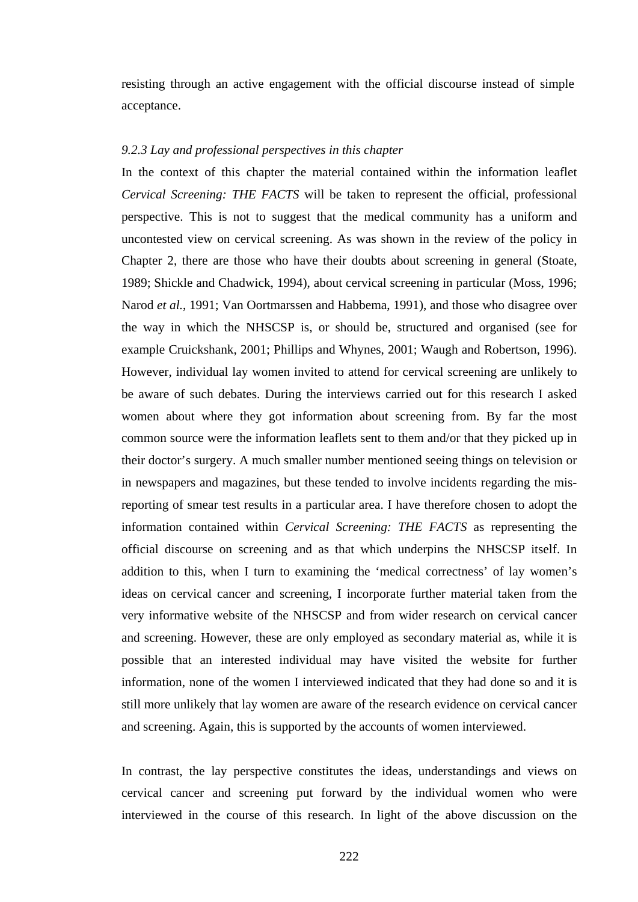resisting through an active engagement with the official discourse instead of simple acceptance.

### *9.2.3 Lay and professional perspectives in this chapter*

In the context of this chapter the material contained within the information leaflet *Cervical Screening: THE FACTS* will be taken to represent the official, professional perspective. This is not to suggest that the medical community has a uniform and uncontested view on cervical screening. As was shown in the review of the policy in Chapter 2, there are those who have their doubts about screening in general (Stoate, 1989; Shickle and Chadwick, 1994), about cervical screening in particular (Moss, 1996; Narod *et al.*, 1991; Van Oortmarssen and Habbema, 1991), and those who disagree over the way in which the NHSCSP is, or should be, structured and organised (see for example Cruickshank, 2001; Phillips and Whynes, 2001; Waugh and Robertson, 1996). However, individual lay women invited to attend for cervical screening are unlikely to be aware of such debates. During the interviews carried out for this research I asked women about where they got information about screening from. By far the most common source were the information leaflets sent to them and/or that they picked up in their doctor's surgery. A much smaller number mentioned seeing things on television or in newspapers and magazines, but these tended to involve incidents regarding the mis-reporting of smear test results in a particular area. I have therefore chosen to adopt the information contained within *Cervical Screening: THE FACTS* as representing the official discourse on screening and as that which underpins the NHSCSP itself. In addition to this, when I turn to examining the 'medical correctness' of lay women's ideas on cervical cancer and screening, I incorporate further material taken from the very informative website of the NHSCSP and from wider research on cervical cancer and screening. However, these are only employed as secondary material as, while it is possible that an interested individual may have visited the website for further information, none of the women I interviewed indicated that they had done so and it is still more unlikely that lay women are aware of the research evidence on cervical cancer and screening. Again, this is supported by the accounts of women interviewed.

In contrast, the lay perspective constitutes the ideas, understandings and views on cervical cancer and screening put forward by the individual women who were interviewed in the course of this research. In light of the above discussion on the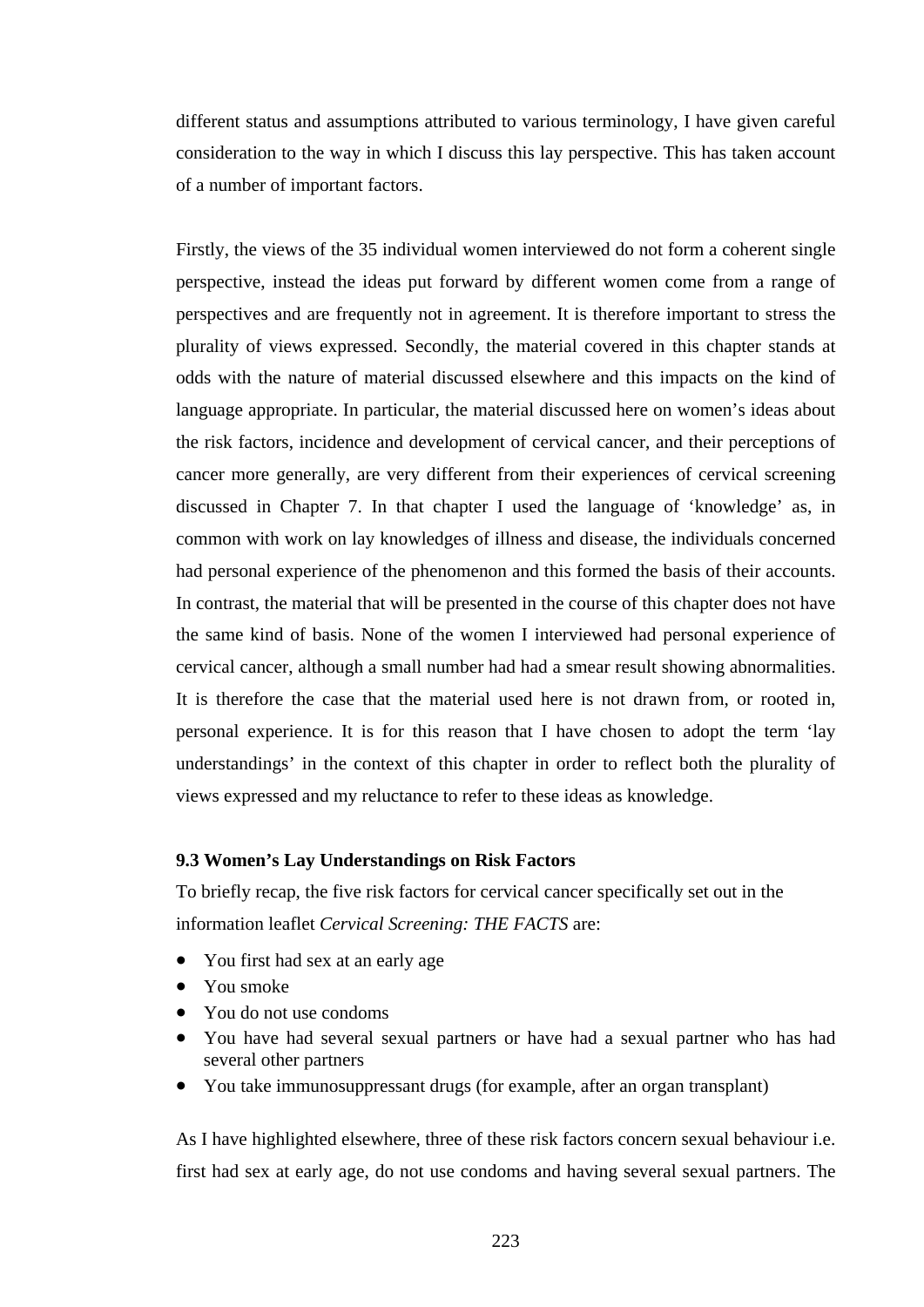different status and assumptions attributed to various terminology, I have given careful consideration to the way in which I discuss this lay perspective. This has taken account of a number of important factors.

Firstly, the views of the 35 individual women interviewed do not form a coherent single perspective, instead the ideas put forward by different women come from a range of perspectives and are frequently not in agreement. It is therefore important to stress the plurality of views expressed. Secondly, the material covered in this chapter stands at odds with the nature of material discussed elsewhere and this impacts on the kind of language appropriate. In particular, the material discussed here on women's ideas about the risk factors, incidence and development of cervical cancer, and their perceptions of cancer more generally, are very different from their experiences of cervical screening discussed in Chapter 7. In that chapter I used the language of 'knowledge' as, in common with work on lay knowledges of illness and disease, the individuals concerned had personal experience of the phenomenon and this formed the basis of their accounts. In contrast, the material that will be presented in the course of this chapter does not have the same kind of basis. None of the women I interviewed had personal experience of cervical cancer, although a small number had had a smear result showing abnormalities. It is therefore the case that the material used here is not drawn from, or rooted in, personal experience. It is for this reason that I have chosen to adopt the term 'lay understandings' in the context of this chapter in order to reflect both the plurality of views expressed and my reluctance to refer to these ideas as knowledge.

### 9.3 Women's Lay Understandings on Risk Factors

To briefly recap, the five risk factors for cervical cancer specifically set out in the information leaflet *Cervical Screening: THE FACTS* are:

- You first had sex at an early age
- You smoke
- You do not use condoms
- You have had several sexual partners or have had a sexual partner who has had several other partners
- You take immunosuppressant drugs (for example, after an organ transplant)

As I have highlighted elsewhere, three of these risk factors concern sexual behaviour i.e. first had sex at early age, do not use condoms and having several sexual partners. The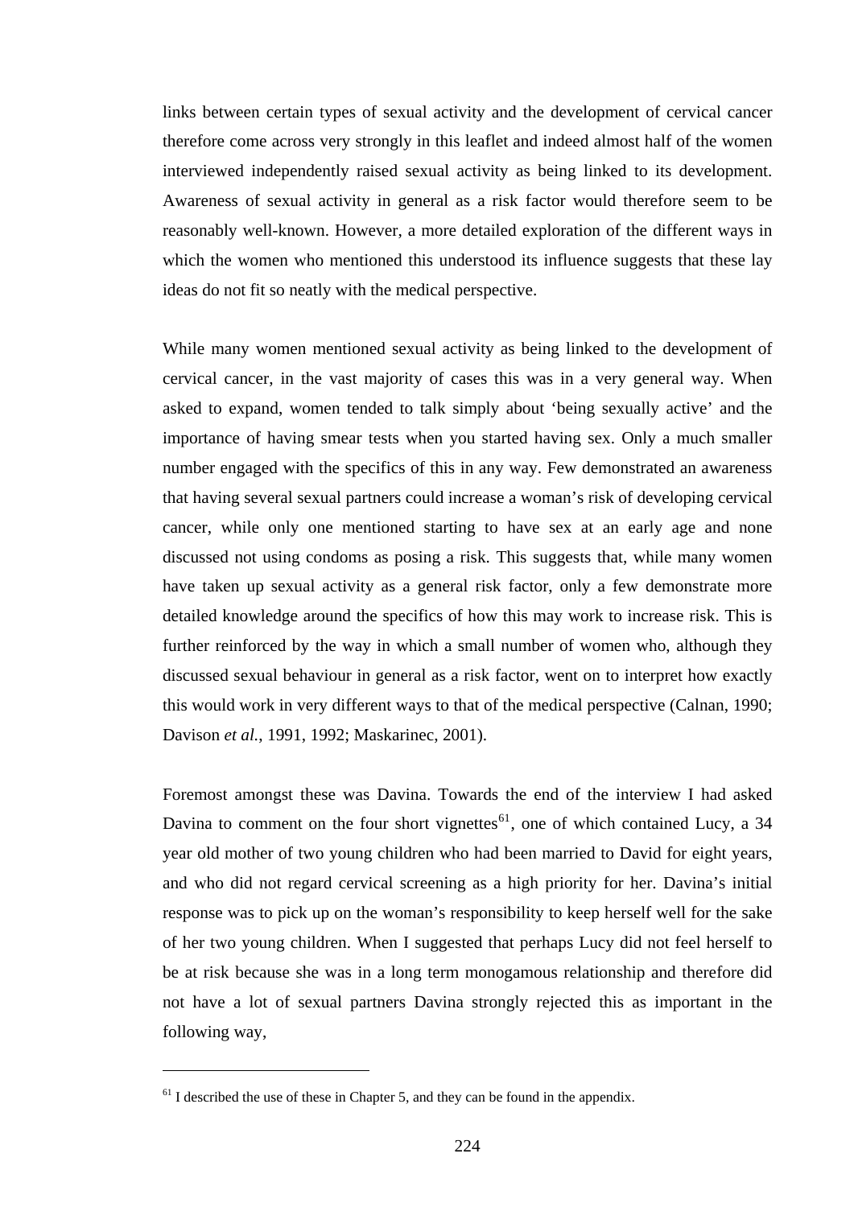links between certain types of sexual activity and the development of cervical cancer therefore come across very strongly in this leaflet and indeed almost half of the women interviewed independently raised sexual activity as being linked to its development. Awareness of sexual activity in general as a risk factor would therefore seem to be reasonably well-known. However, a more detailed exploration of the different ways in which the women who mentioned this understood its influence suggests that these lay ideas do not fit so neatly with the medical perspective.

While many women mentioned sexual activity as being linked to the development of cervical cancer, in the vast majority of cases this was in a very general way. When asked to expand, women tended to talk simply about 'being sexually active' and the importance of having smear tests when you started having sex. Only a much smaller number engaged with the specifics of this in any way. Few demonstrated an awareness that having several sexual partners could increase a woman's risk of developing cervical cancer, while only one mentioned starting to have sex at an early age and none discussed not using condoms as posing a risk. This suggests that, while many women have taken up sexual activity as a general risk factor, only a few demonstrate more detailed knowledge around the specifics of how this may work to increase risk. This is further reinforced by the way in which a small number of women who, although they discussed sexual behaviour in general as a risk factor, went on to interpret how exactly this would work in very different ways to that of the medical perspective (Calnan, 1990; Davison *et al.*, 1991, 1992; Maskarinec, 2001).

Foremost amongst these was Davina. Towards the end of the interview I had asked Davina to comment on the four short vignettes[61], one of which contained Lucy, a 34 year old mother of two young children who had been married to David for eight years, and who did not regard cervical screening as a high priority for her. Davina's initial response was to pick up on the woman's responsibility to keep herself well for the sake of her two young children. When I suggested that perhaps Lucy did not feel herself to be at risk because she was in a long term monogamous relationship and therefore did not have a lot of sexual partners Davina strongly rejected this as important in the following way,

---

[61] I described the use of these in Chapter 5, and they can be found in the appendix.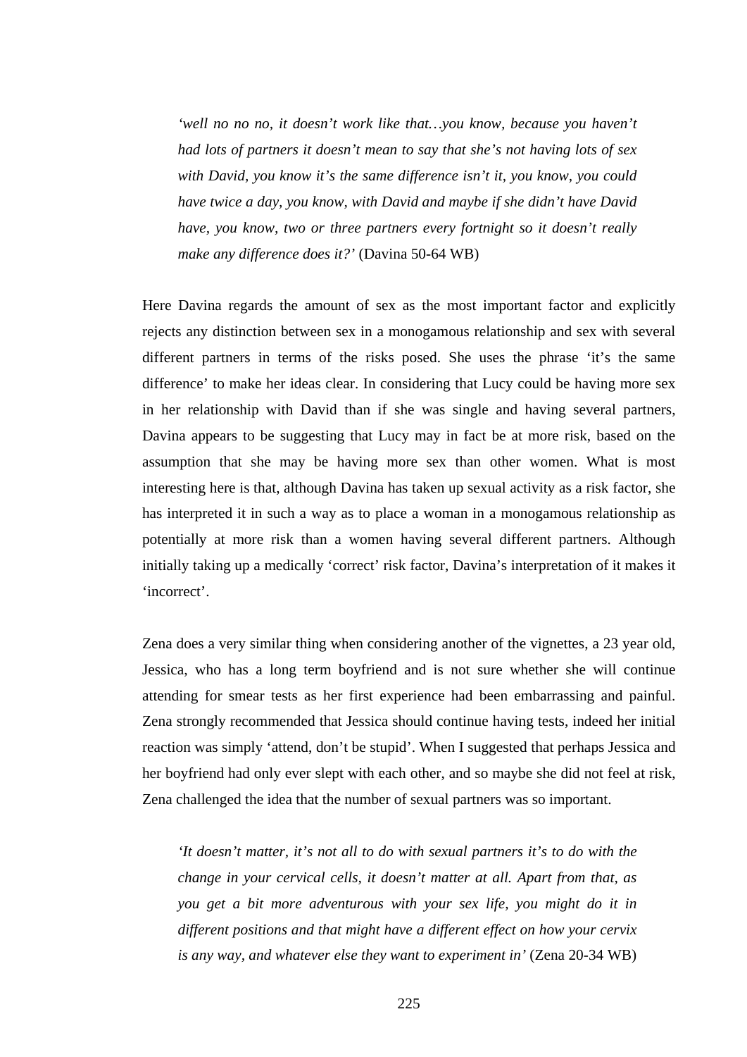> *'well no no no, it doesn't work like that…you know, because you haven't had lots of partners it doesn't mean to say that she's not having lots of sex with David, you know it's the same difference isn't it, you know, you could have twice a day, you know, with David and maybe if she didn't have David have, you know, two or three partners every fortnight so it doesn't really make any difference does it?'* (Davina 50-64 WB)

Here Davina regards the amount of sex as the most important factor and explicitly rejects any distinction between sex in a monogamous relationship and sex with several different partners in terms of the risks posed. She uses the phrase 'it's the same difference' to make her ideas clear. In considering that Lucy could be having more sex in her relationship with David than if she was single and having several partners, Davina appears to be suggesting that Lucy may in fact be at more risk, based on the assumption that she may be having more sex than other women. What is most interesting here is that, although Davina has taken up sexual activity as a risk factor, she has interpreted it in such a way as to place a woman in a monogamous relationship as potentially at more risk than a women having several different partners. Although initially taking up a medically 'correct' risk factor, Davina's interpretation of it makes it 'incorrect'.

Zena does a very similar thing when considering another of the vignettes, a 23 year old, Jessica, who has a long term boyfriend and is not sure whether she will continue attending for smear tests as her first experience had been embarrassing and painful. Zena strongly recommended that Jessica should continue having tests, indeed her initial reaction was simply 'attend, don't be stupid'. When I suggested that perhaps Jessica and her boyfriend had only ever slept with each other, and so maybe she did not feel at risk, Zena challenged the idea that the number of sexual partners was so important.

> *'It doesn't matter, it's not all to do with sexual partners it's to do with the change in your cervical cells, it doesn't matter at all. Apart from that, as you get a bit more adventurous with your sex life, you might do it in different positions and that might have a different effect on how your cervix is any way, and whatever else they want to experiment in'* (Zena 20-34 WB)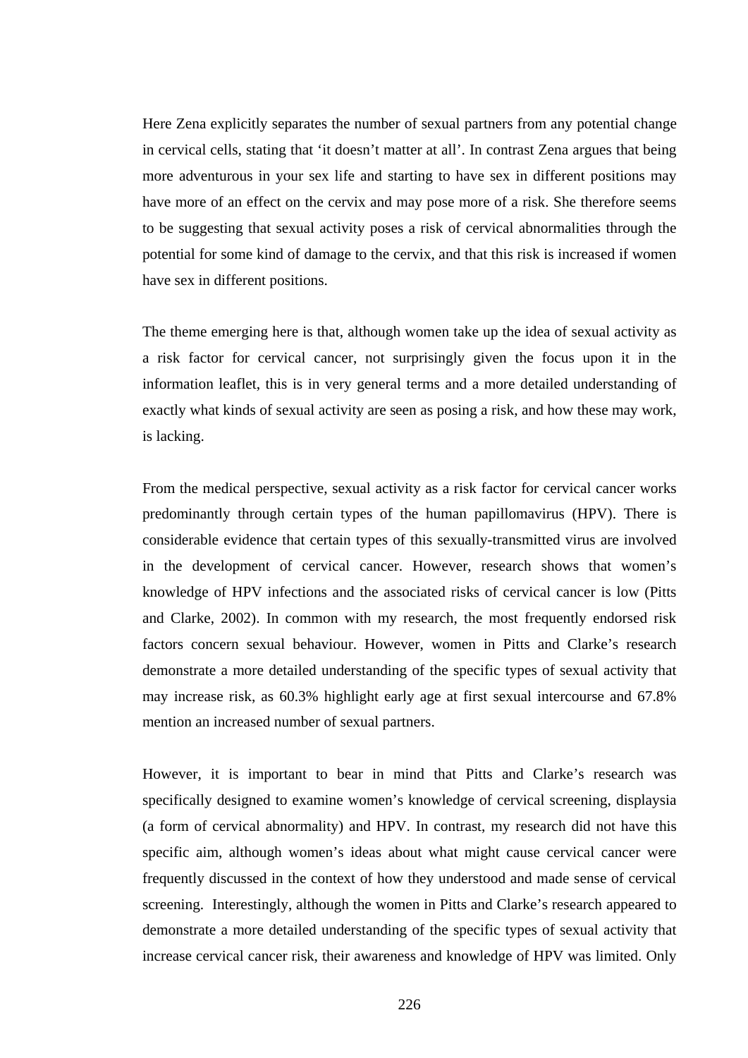Here Zena explicitly separates the number of sexual partners from any potential change in cervical cells, stating that 'it doesn't matter at all'. In contrast Zena argues that being more adventurous in your sex life and starting to have sex in different positions may have more of an effect on the cervix and may pose more of a risk. She therefore seems to be suggesting that sexual activity poses a risk of cervical abnormalities through the potential for some kind of damage to the cervix, and that this risk is increased if women have sex in different positions.

The theme emerging here is that, although women take up the idea of sexual activity as a risk factor for cervical cancer, not surprisingly given the focus upon it in the information leaflet, this is in very general terms and a more detailed understanding of exactly what kinds of sexual activity are seen as posing a risk, and how these may work, is lacking.

From the medical perspective, sexual activity as a risk factor for cervical cancer works predominantly through certain types of the human papillomavirus (HPV). There is considerable evidence that certain types of this sexually-transmitted virus are involved in the development of cervical cancer. However, research shows that women's knowledge of HPV infections and the associated risks of cervical cancer is low (Pitts and Clarke, 2002). In common with my research, the most frequently endorsed risk factors concern sexual behaviour. However, women in Pitts and Clarke's research demonstrate a more detailed understanding of the specific types of sexual activity that may increase risk, as 60.3% highlight early age at first sexual intercourse and 67.8% mention an increased number of sexual partners.

However, it is important to bear in mind that Pitts and Clarke's research was specifically designed to examine women's knowledge of cervical screening, displaysia (a form of cervical abnormality) and HPV. In contrast, my research did not have this specific aim, although women's ideas about what might cause cervical cancer were frequently discussed in the context of how they understood and made sense of cervical screening. Interestingly, although the women in Pitts and Clarke's research appeared to demonstrate a more detailed understanding of the specific types of sexual activity that increase cervical cancer risk, their awareness and knowledge of HPV was limited. Only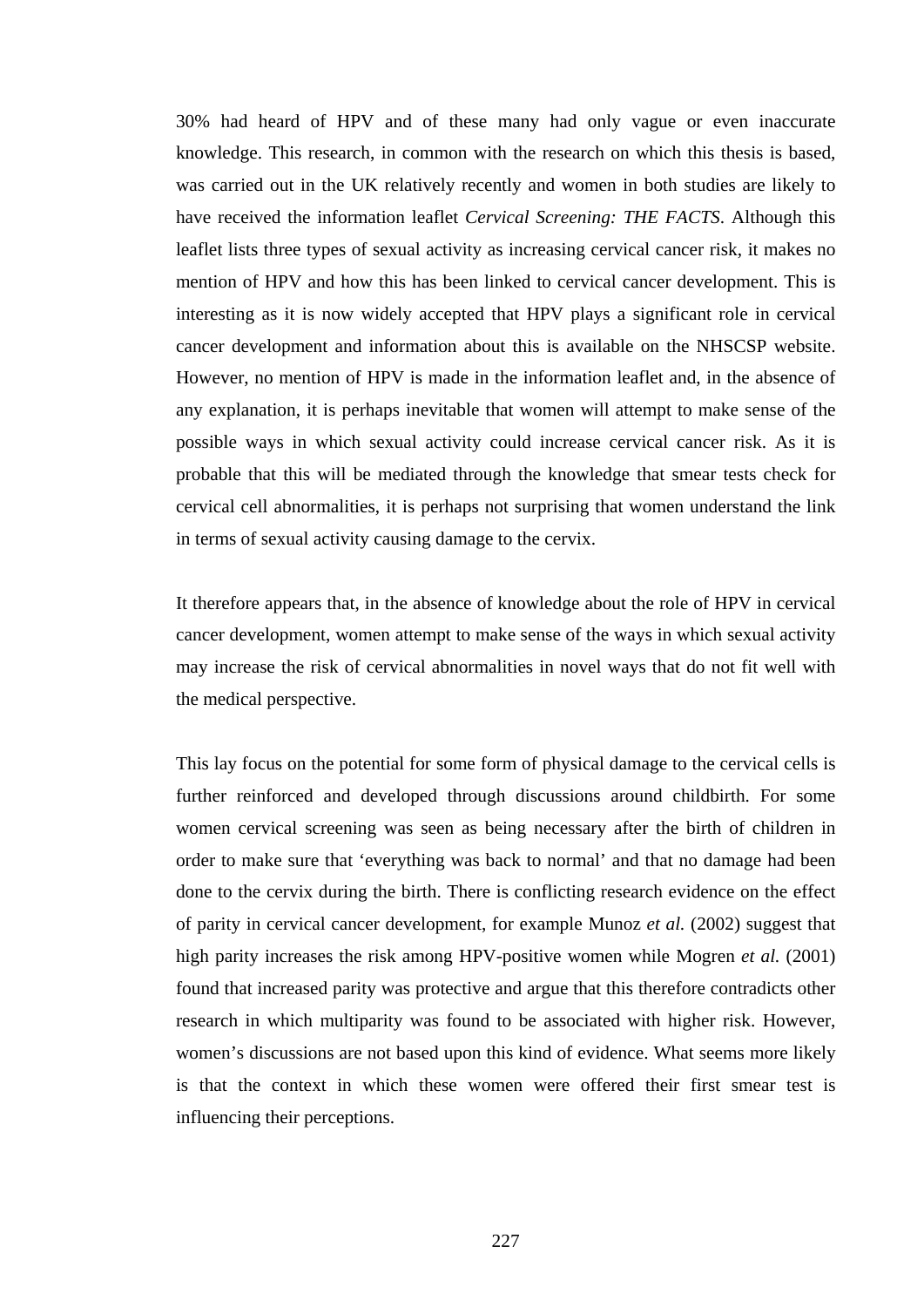30% had heard of HPV and of these many had only vague or even inaccurate knowledge. This research, in common with the research on which this thesis is based, was carried out in the UK relatively recently and women in both studies are likely to have received the information leaflet *Cervical Screening: THE FACTS*. Although this leaflet lists three types of sexual activity as increasing cervical cancer risk, it makes no mention of HPV and how this has been linked to cervical cancer development. This is interesting as it is now widely accepted that HPV plays a significant role in cervical cancer development and information about this is available on the NHSCSP website. However, no mention of HPV is made in the information leaflet and, in the absence of any explanation, it is perhaps inevitable that women will attempt to make sense of the possible ways in which sexual activity could increase cervical cancer risk. As it is probable that this will be mediated through the knowledge that smear tests check for cervical cell abnormalities, it is perhaps not surprising that women understand the link in terms of sexual activity causing damage to the cervix.

It therefore appears that, in the absence of knowledge about the role of HPV in cervical cancer development, women attempt to make sense of the ways in which sexual activity may increase the risk of cervical abnormalities in novel ways that do not fit well with the medical perspective.

This lay focus on the potential for some form of physical damage to the cervical cells is further reinforced and developed through discussions around childbirth. For some women cervical screening was seen as being necessary after the birth of children in order to make sure that 'everything was back to normal' and that no damage had been done to the cervix during the birth. There is conflicting research evidence on the effect of parity in cervical cancer development, for example Munoz *et al.* (2002) suggest that high parity increases the risk among HPV-positive women while Mogren *et al.* (2001) found that increased parity was protective and argue that this therefore contradicts other research in which multiparity was found to be associated with higher risk. However, women's discussions are not based upon this kind of evidence. What seems more likely is that the context in which these women were offered their first smear test is influencing their perceptions.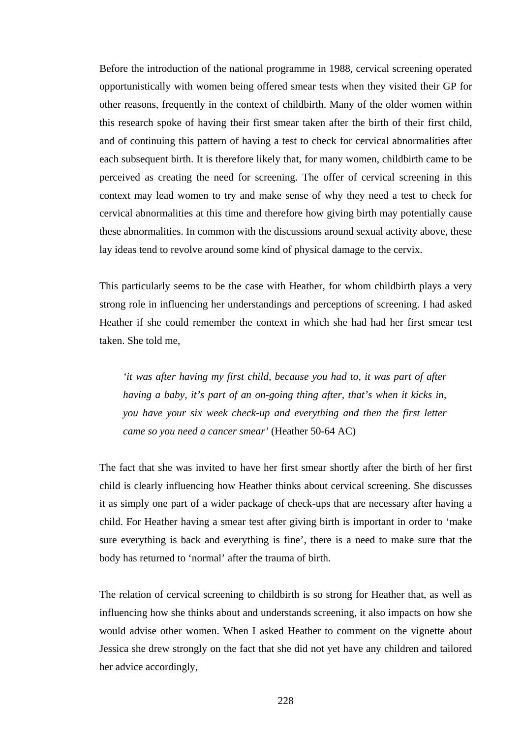Before the introduction of the national programme in 1988, cervical screening operated opportunistically with women being offered smear tests when they visited their GP for other reasons, frequently in the context of childbirth. Many of the older women within this research spoke of having their first smear taken after the birth of their first child, and of continuing this pattern of having a test to check for cervical abnormalities after each subsequent birth. It is therefore likely that, for many women, childbirth came to be perceived as creating the need for screening. The offer of cervical screening in this context may lead women to try and make sense of why they need a test to check for cervical abnormalities at this time and therefore how giving birth may potentially cause these abnormalities. In common with the discussions around sexual activity above, these lay ideas tend to revolve around some kind of physical damage to the cervix.

This particularly seems to be the case with Heather, for whom childbirth plays a very strong role in influencing her understandings and perceptions of screening. I had asked Heather if she could remember the context in which she had had her first smear test taken. She told me,

> *'it was after having my first child, because you had to, it was part of after having a baby, it's part of an on-going thing after, that's when it kicks in, you have your six week check-up and everything and then the first letter came so you need a cancer smear'* (Heather 50-64 AC)

The fact that she was invited to have her first smear shortly after the birth of her first child is clearly influencing how Heather thinks about cervical screening. She discusses it as simply one part of a wider package of check-ups that are necessary after having a child. For Heather having a smear test after giving birth is important in order to 'make sure everything is back and everything is fine', there is a need to make sure that the body has returned to 'normal' after the trauma of birth.

The relation of cervical screening to childbirth is so strong for Heather that, as well as influencing how she thinks about and understands screening, it also impacts on how she would advise other women. When I asked Heather to comment on the vignette about Jessica she drew strongly on the fact that she did not yet have any children and tailored her advice accordingly,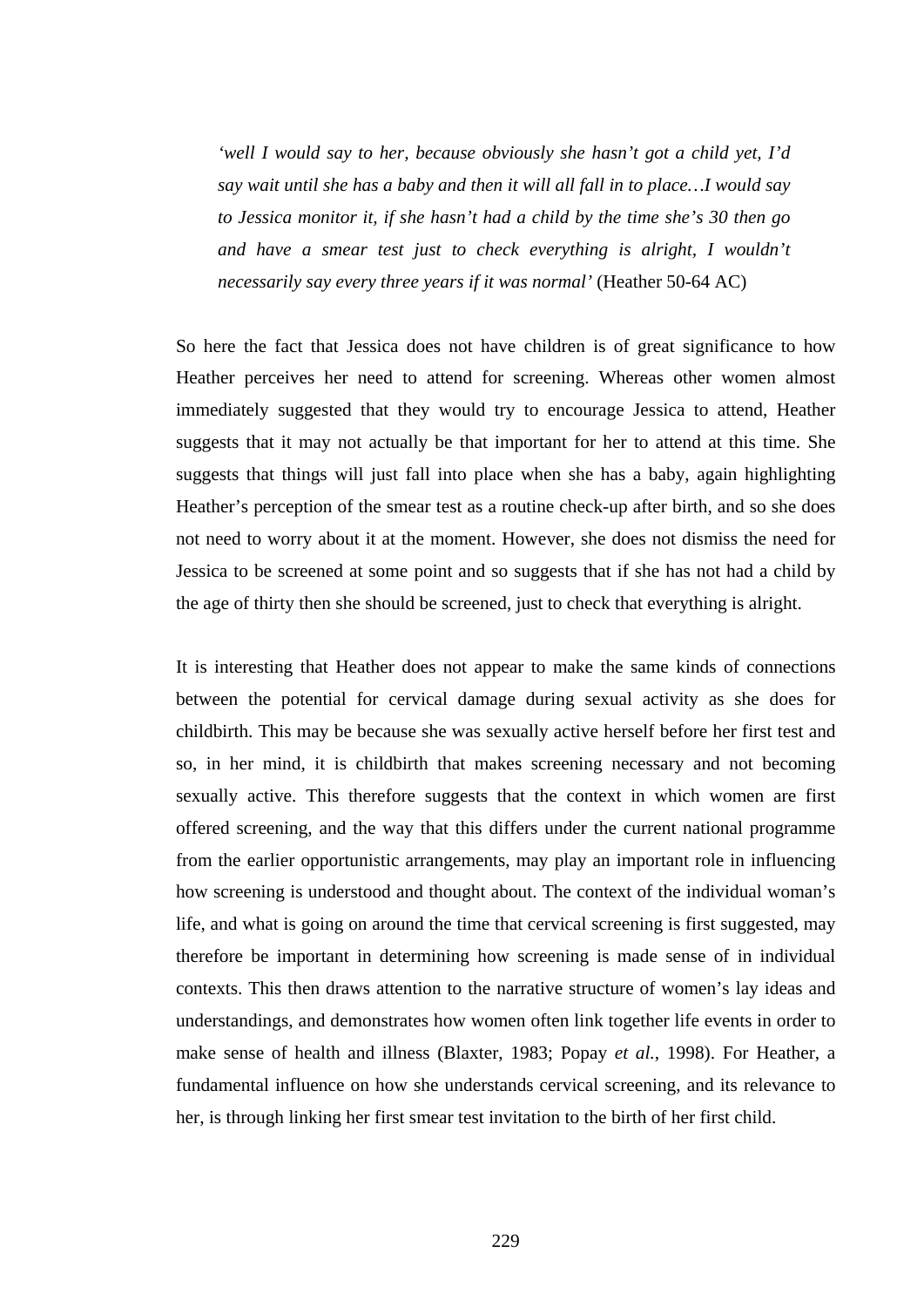> *'well I would say to her, because obviously she hasn't got a child yet, I'd say wait until she has a baby and then it will all fall in to place…I would say to Jessica monitor it, if she hasn't had a child by the time she's 30 then go and have a smear test just to check everything is alright, I wouldn't necessarily say every three years if it was normal'* (Heather 50-64 AC)

So here the fact that Jessica does not have children is of great significance to how Heather perceives her need to attend for screening. Whereas other women almost immediately suggested that they would try to encourage Jessica to attend, Heather suggests that it may not actually be that important for her to attend at this time. She suggests that things will just fall into place when she has a baby, again highlighting Heather's perception of the smear test as a routine check-up after birth, and so she does not need to worry about it at the moment. However, she does not dismiss the need for Jessica to be screened at some point and so suggests that if she has not had a child by the age of thirty then she should be screened, just to check that everything is alright.

It is interesting that Heather does not appear to make the same kinds of connections between the potential for cervical damage during sexual activity as she does for childbirth. This may be because she was sexually active herself before her first test and so, in her mind, it is childbirth that makes screening necessary and not becoming sexually active. This therefore suggests that the context in which women are first offered screening, and the way that this differs under the current national programme from the earlier opportunistic arrangements, may play an important role in influencing how screening is understood and thought about. The context of the individual woman's life, and what is going on around the time that cervical screening is first suggested, may therefore be important in determining how screening is made sense of in individual contexts. This then draws attention to the narrative structure of women's lay ideas and understandings, and demonstrates how women often link together life events in order to make sense of health and illness (Blaxter, 1983; Popay *et al.*, 1998). For Heather, a fundamental influence on how she understands cervical screening, and its relevance to her, is through linking her first smear test invitation to the birth of her first child.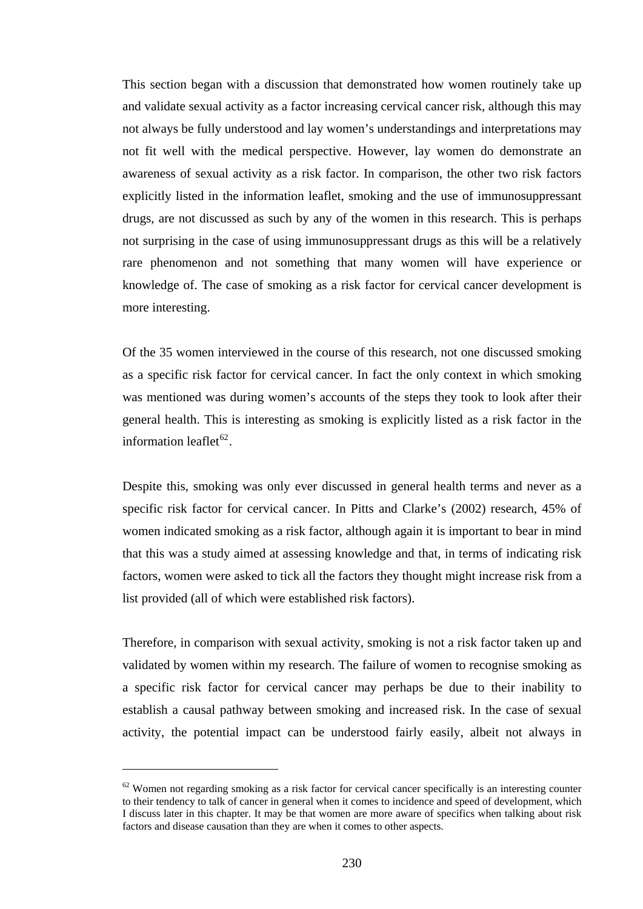This section began with a discussion that demonstrated how women routinely take up and validate sexual activity as a factor increasing cervical cancer risk, although this may not always be fully understood and lay women's understandings and interpretations may not fit well with the medical perspective. However, lay women do demonstrate an awareness of sexual activity as a risk factor. In comparison, the other two risk factors explicitly listed in the information leaflet, smoking and the use of immunosuppressant drugs, are not discussed as such by any of the women in this research. This is perhaps not surprising in the case of using immunosuppressant drugs as this will be a relatively rare phenomenon and not something that many women will have experience or knowledge of. The case of smoking as a risk factor for cervical cancer development is more interesting.

Of the 35 women interviewed in the course of this research, not one discussed smoking as a specific risk factor for cervical cancer. In fact the only context in which smoking was mentioned was during women's accounts of the steps they took to look after their general health. This is interesting as smoking is explicitly listed as a risk factor in the information leaflet[62].

Despite this, smoking was only ever discussed in general health terms and never as a specific risk factor for cervical cancer. In Pitts and Clarke's (2002) research, 45% of women indicated smoking as a risk factor, although again it is important to bear in mind that this was a study aimed at assessing knowledge and that, in terms of indicating risk factors, women were asked to tick all the factors they thought might increase risk from a list provided (all of which were established risk factors).

Therefore, in comparison with sexual activity, smoking is not a risk factor taken up and validated by women within my research. The failure of women to recognise smoking as a specific risk factor for cervical cancer may perhaps be due to their inability to establish a causal pathway between smoking and increased risk. In the case of sexual activity, the potential impact can be understood fairly easily, albeit not always in

---

[62] Women not regarding smoking as a risk factor for cervical cancer specifically is an interesting counter to their tendency to talk of cancer in general when it comes to incidence and speed of development, which I discuss later in this chapter. It may be that women are more aware of specifics when talking about risk factors and disease causation than they are when it comes to other aspects.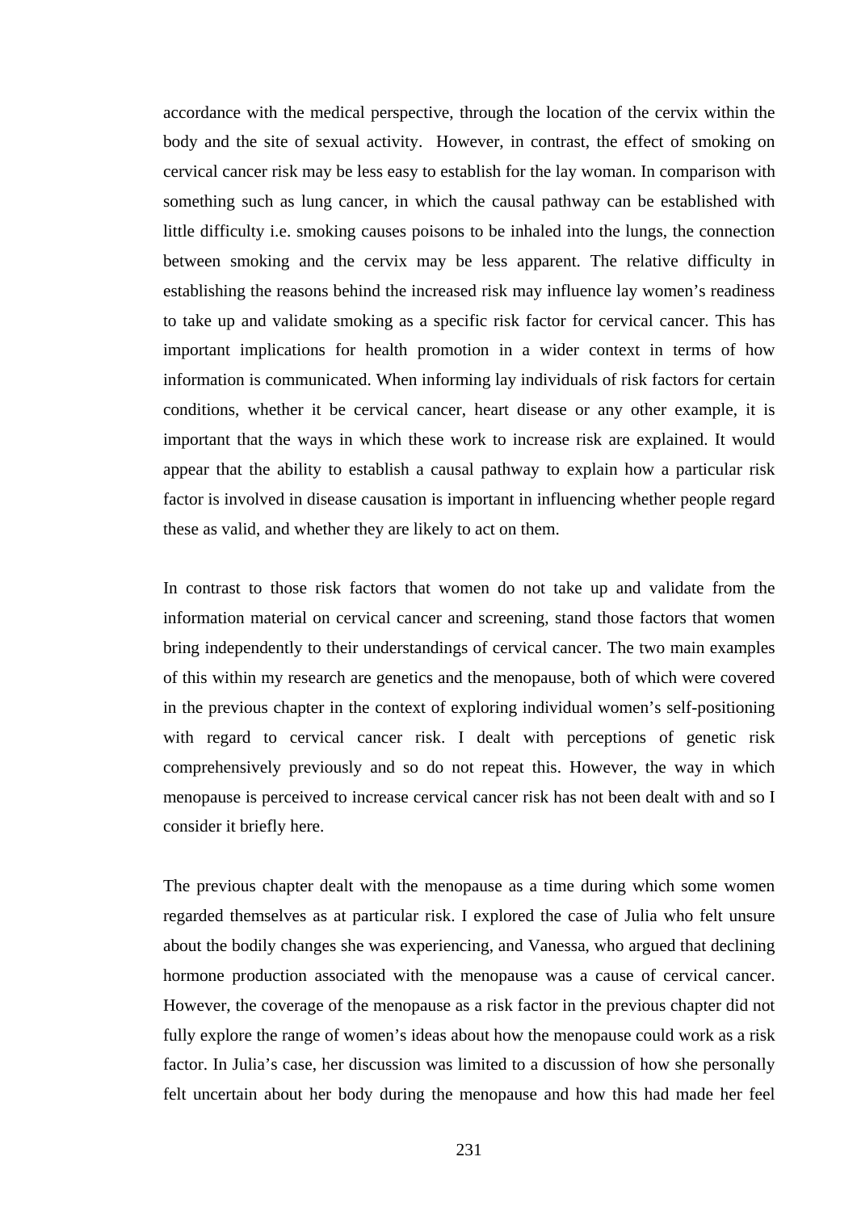accordance with the medical perspective, through the location of the cervix within the body and the site of sexual activity. However, in contrast, the effect of smoking on cervical cancer risk may be less easy to establish for the lay woman. In comparison with something such as lung cancer, in which the causal pathway can be established with little difficulty i.e. smoking causes poisons to be inhaled into the lungs, the connection between smoking and the cervix may be less apparent. The relative difficulty in establishing the reasons behind the increased risk may influence lay women's readiness to take up and validate smoking as a specific risk factor for cervical cancer. This has important implications for health promotion in a wider context in terms of how information is communicated. When informing lay individuals of risk factors for certain conditions, whether it be cervical cancer, heart disease or any other example, it is important that the ways in which these work to increase risk are explained. It would appear that the ability to establish a causal pathway to explain how a particular risk factor is involved in disease causation is important in influencing whether people regard these as valid, and whether they are likely to act on them.

In contrast to those risk factors that women do not take up and validate from the information material on cervical cancer and screening, stand those factors that women bring independently to their understandings of cervical cancer. The two main examples of this within my research are genetics and the menopause, both of which were covered in the previous chapter in the context of exploring individual women's self-positioning with regard to cervical cancer risk. I dealt with perceptions of genetic risk comprehensively previously and so do not repeat this. However, the way in which menopause is perceived to increase cervical cancer risk has not been dealt with and so I consider it briefly here.

The previous chapter dealt with the menopause as a time during which some women regarded themselves as at particular risk. I explored the case of Julia who felt unsure about the bodily changes she was experiencing, and Vanessa, who argued that declining hormone production associated with the menopause was a cause of cervical cancer. However, the coverage of the menopause as a risk factor in the previous chapter did not fully explore the range of women's ideas about how the menopause could work as a risk factor. In Julia's case, her discussion was limited to a discussion of how she personally felt uncertain about her body during the menopause and how this had made her feel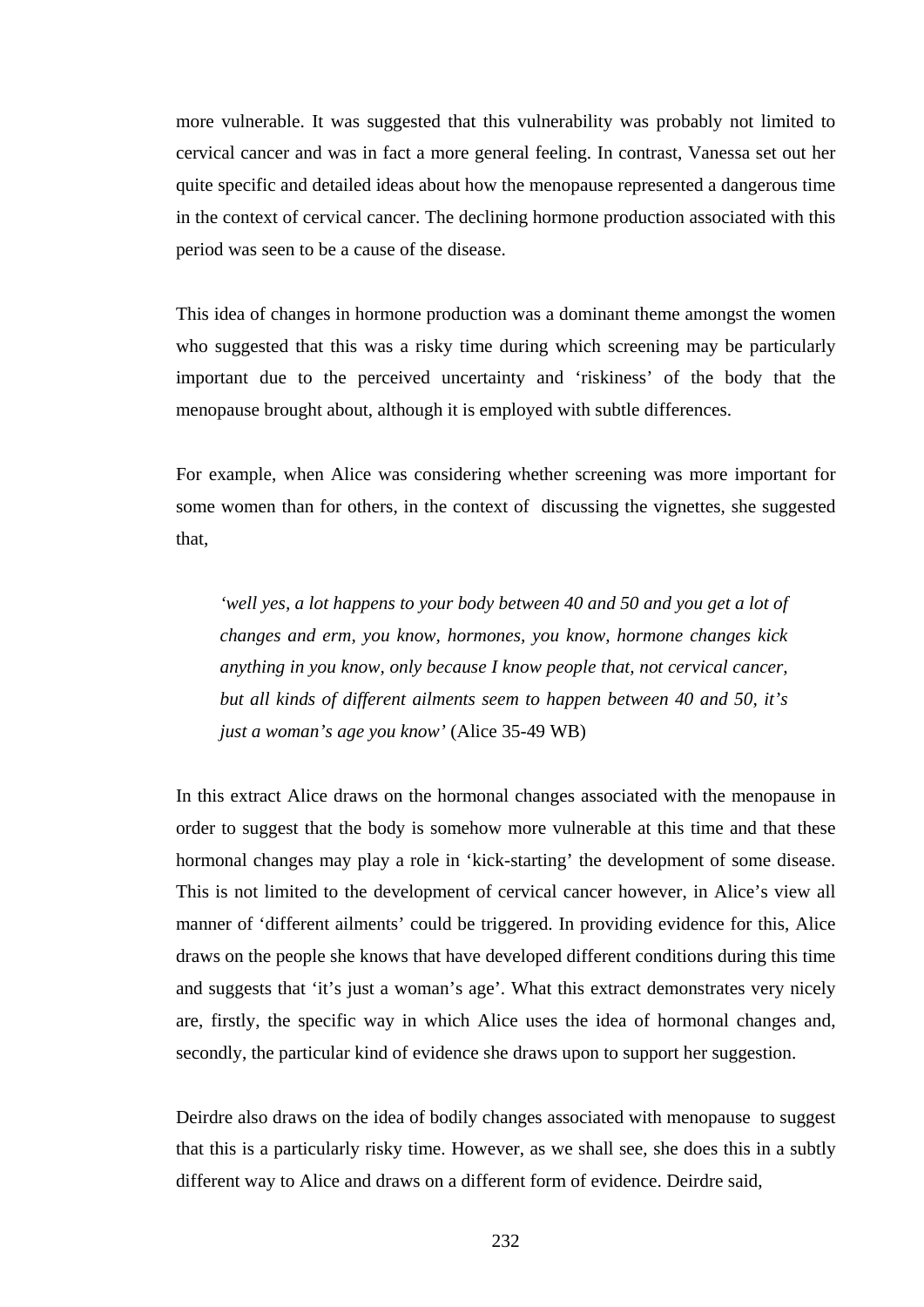more vulnerable. It was suggested that this vulnerability was probably not limited to cervical cancer and was in fact a more general feeling. In contrast, Vanessa set out her quite specific and detailed ideas about how the menopause represented a dangerous time in the context of cervical cancer. The declining hormone production associated with this period was seen to be a cause of the disease.

This idea of changes in hormone production was a dominant theme amongst the women who suggested that this was a risky time during which screening may be particularly important due to the perceived uncertainty and 'riskiness' of the body that the menopause brought about, although it is employed with subtle differences.

For example, when Alice was considering whether screening was more important for some women than for others, in the context of discussing the vignettes, she suggested that,

> *'well yes, a lot happens to your body between 40 and 50 and you get a lot of changes and erm, you know, hormones, you know, hormone changes kick anything in you know, only because I know people that, not cervical cancer, but all kinds of different ailments seem to happen between 40 and 50, it's just a woman's age you know'* (Alice 35-49 WB)

In this extract Alice draws on the hormonal changes associated with the menopause in order to suggest that the body is somehow more vulnerable at this time and that these hormonal changes may play a role in 'kick-starting' the development of some disease. This is not limited to the development of cervical cancer however, in Alice's view all manner of 'different ailments' could be triggered. In providing evidence for this, Alice draws on the people she knows that have developed different conditions during this time and suggests that 'it's just a woman's age'. What this extract demonstrates very nicely are, firstly, the specific way in which Alice uses the idea of hormonal changes and, secondly, the particular kind of evidence she draws upon to support her suggestion.

Deirdre also draws on the idea of bodily changes associated with menopause to suggest that this is a particularly risky time. However, as we shall see, she does this in a subtly different way to Alice and draws on a different form of evidence. Deirdre said,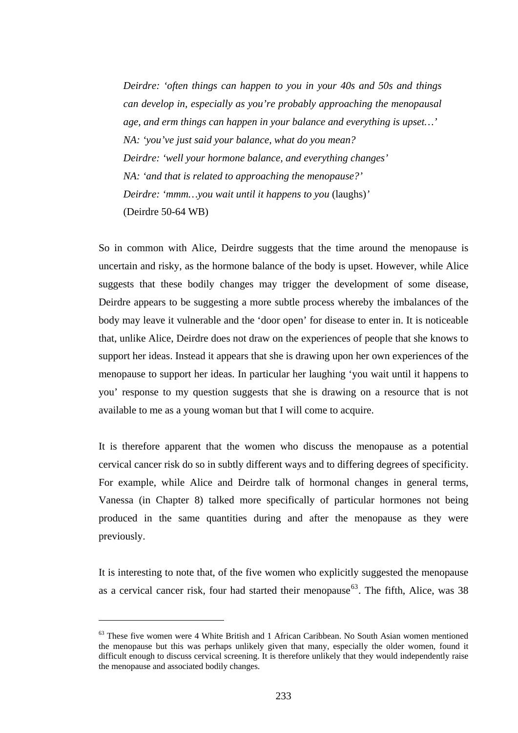> *Deirdre: 'often things can happen to you in your 40s and 50s and things can develop in, especially as you're probably approaching the menopausal age, and erm things can happen in your balance and everything is upset…'*
> *NA: 'you've just said your balance, what do you mean?*
> *Deirdre: 'well your hormone balance, and everything changes'*
> *NA: 'and that is related to approaching the menopause?'*
> *Deirdre: 'mmm…you wait until it happens to you* (laughs)*'*
> (Deirdre 50-64 WB)

So in common with Alice, Deirdre suggests that the time around the menopause is uncertain and risky, as the hormone balance of the body is upset. However, while Alice suggests that these bodily changes may trigger the development of some disease, Deirdre appears to be suggesting a more subtle process whereby the imbalances of the body may leave it vulnerable and the 'door open' for disease to enter in. It is noticeable that, unlike Alice, Deirdre does not draw on the experiences of people that she knows to support her ideas. Instead it appears that she is drawing upon her own experiences of the menopause to support her ideas. In particular her laughing 'you wait until it happens to you' response to my question suggests that she is drawing on a resource that is not available to me as a young woman but that I will come to acquire.

It is therefore apparent that the women who discuss the menopause as a potential cervical cancer risk do so in subtly different ways and to differing degrees of specificity. For example, while Alice and Deirdre talk of hormonal changes in general terms, Vanessa (in Chapter 8) talked more specifically of particular hormones not being produced in the same quantities during and after the menopause as they were previously.

It is interesting to note that, of the five women who explicitly suggested the menopause as a cervical cancer risk, four had started their menopause[63]. The fifth, Alice, was 38

---

[63] These five women were 4 White British and 1 African Caribbean. No South Asian women mentioned the menopause but this was perhaps unlikely given that many, especially the older women, found it difficult enough to discuss cervical screening. It is therefore unlikely that they would independently raise the menopause and associated bodily changes.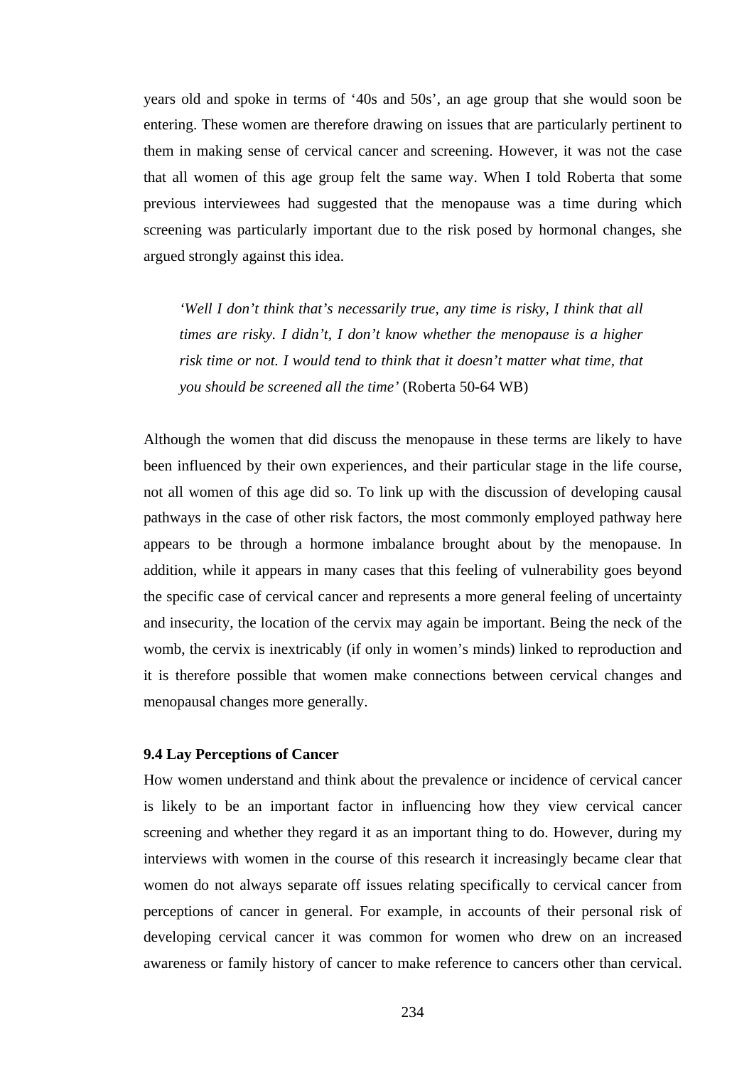years old and spoke in terms of ‘40s and 50s’, an age group that she would soon be entering. These women are therefore drawing on issues that are particularly pertinent to them in making sense of cervical cancer and screening. However, it was not the case that all women of this age group felt the same way. When I told Roberta that some previous interviewees had suggested that the menopause was a time during which screening was particularly important due to the risk posed by hormonal changes, she argued strongly against this idea.

> *‘Well I don’t think that’s necessarily true, any time is risky, I think that all times are risky. I didn’t, I don’t know whether the menopause is a higher risk time or not. I would tend to think that it doesn’t matter what time, that you should be screened all the time’* (Roberta 50-64 WB)

Although the women that did discuss the menopause in these terms are likely to have been influenced by their own experiences, and their particular stage in the life course, not all women of this age did so. To link up with the discussion of developing causal pathways in the case of other risk factors, the most commonly employed pathway here appears to be through a hormone imbalance brought about by the menopause. In addition, while it appears in many cases that this feeling of vulnerability goes beyond the specific case of cervical cancer and represents a more general feeling of uncertainty and insecurity, the location of the cervix may again be important. Being the neck of the womb, the cervix is inextricably (if only in women’s minds) linked to reproduction and it is therefore possible that women make connections between cervical changes and menopausal changes more generally.

### 9.4 Lay Perceptions of Cancer

How women understand and think about the prevalence or incidence of cervical cancer is likely to be an important factor in influencing how they view cervical cancer screening and whether they regard it as an important thing to do. However, during my interviews with women in the course of this research it increasingly became clear that women do not always separate off issues relating specifically to cervical cancer from perceptions of cancer in general. For example, in accounts of their personal risk of developing cervical cancer it was common for women who drew on an increased awareness or family history of cancer to make reference to cancers other than cervical.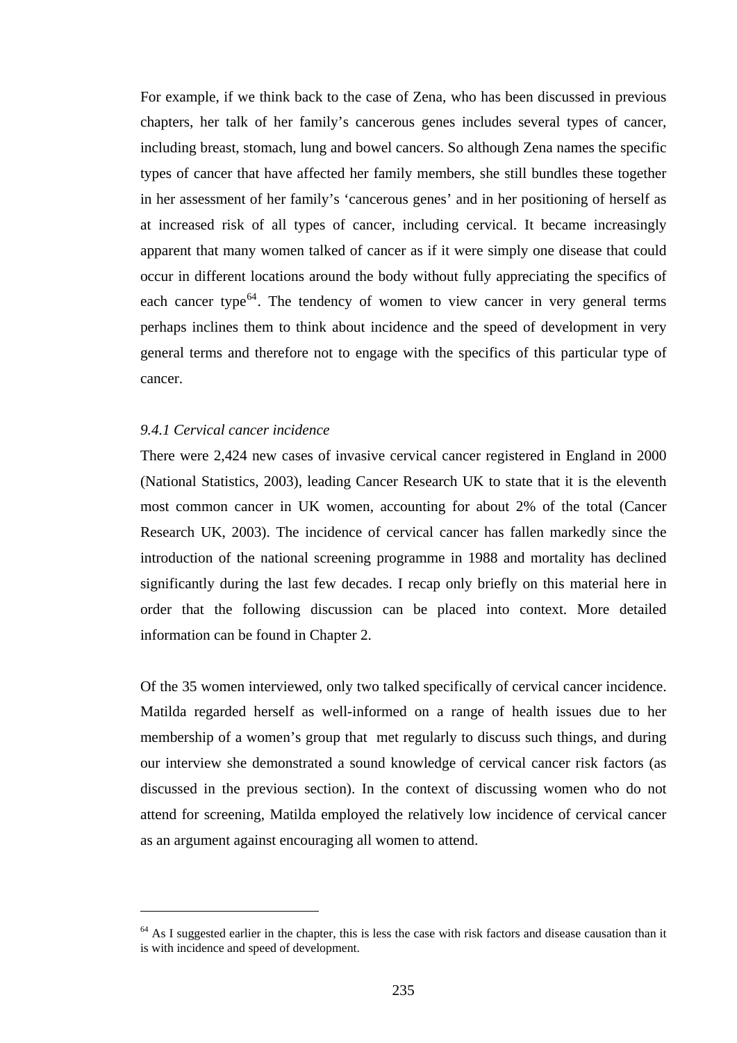For example, if we think back to the case of Zena, who has been discussed in previous chapters, her talk of her family's cancerous genes includes several types of cancer, including breast, stomach, lung and bowel cancers. So although Zena names the specific types of cancer that have affected her family members, she still bundles these together in her assessment of her family's 'cancerous genes' and in her positioning of herself as at increased risk of all types of cancer, including cervical. It became increasingly apparent that many women talked of cancer as if it were simply one disease that could occur in different locations around the body without fully appreciating the specifics of each cancer type[64]. The tendency of women to view cancer in very general terms perhaps inclines them to think about incidence and the speed of development in very general terms and therefore not to engage with the specifics of this particular type of cancer.

*9.4.1 Cervical cancer incidence*

There were 2,424 new cases of invasive cervical cancer registered in England in 2000 (National Statistics, 2003), leading Cancer Research UK to state that it is the eleventh most common cancer in UK women, accounting for about 2% of the total (Cancer Research UK, 2003). The incidence of cervical cancer has fallen markedly since the introduction of the national screening programme in 1988 and mortality has declined significantly during the last few decades. I recap only briefly on this material here in order that the following discussion can be placed into context. More detailed information can be found in Chapter 2.

Of the 35 women interviewed, only two talked specifically of cervical cancer incidence. Matilda regarded herself as well-informed on a range of health issues due to her membership of a women's group that met regularly to discuss such things, and during our interview she demonstrated a sound knowledge of cervical cancer risk factors (as discussed in the previous section). In the context of discussing women who do not attend for screening, Matilda employed the relatively low incidence of cervical cancer as an argument against encouraging all women to attend.

[64] As I suggested earlier in the chapter, this is less the case with risk factors and disease causation than it is with incidence and speed of development.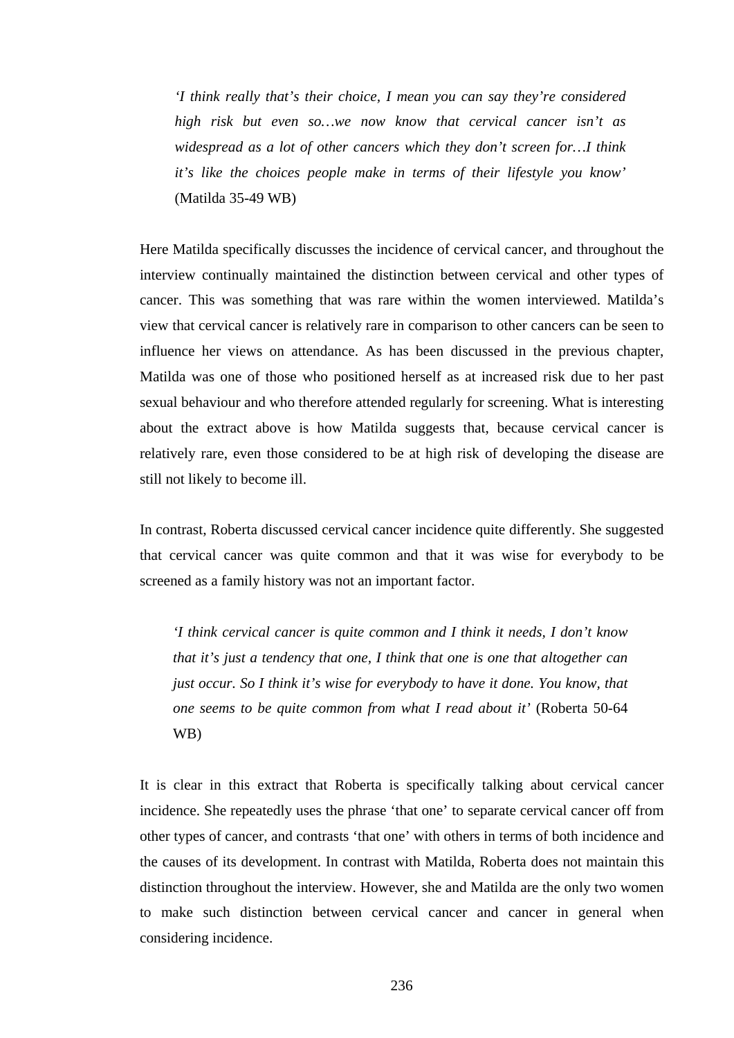> *'I think really that's their choice, I mean you can say they're considered high risk but even so…we now know that cervical cancer isn't as widespread as a lot of other cancers which they don't screen for…I think it's like the choices people make in terms of their lifestyle you know'* (Matilda 35-49 WB)

Here Matilda specifically discusses the incidence of cervical cancer, and throughout the interview continually maintained the distinction between cervical and other types of cancer. This was something that was rare within the women interviewed. Matilda's view that cervical cancer is relatively rare in comparison to other cancers can be seen to influence her views on attendance. As has been discussed in the previous chapter, Matilda was one of those who positioned herself as at increased risk due to her past sexual behaviour and who therefore attended regularly for screening. What is interesting about the extract above is how Matilda suggests that, because cervical cancer is relatively rare, even those considered to be at high risk of developing the disease are still not likely to become ill.

In contrast, Roberta discussed cervical cancer incidence quite differently. She suggested that cervical cancer was quite common and that it was wise for everybody to be screened as a family history was not an important factor.

> *'I think cervical cancer is quite common and I think it needs, I don't know that it's just a tendency that one, I think that one is one that altogether can just occur. So I think it's wise for everybody to have it done. You know, that one seems to be quite common from what I read about it'* (Roberta 50-64 WB)

It is clear in this extract that Roberta is specifically talking about cervical cancer incidence. She repeatedly uses the phrase 'that one' to separate cervical cancer off from other types of cancer, and contrasts 'that one' with others in terms of both incidence and the causes of its development. In contrast with Matilda, Roberta does not maintain this distinction throughout the interview. However, she and Matilda are the only two women to make such distinction between cervical cancer and cancer in general when considering incidence.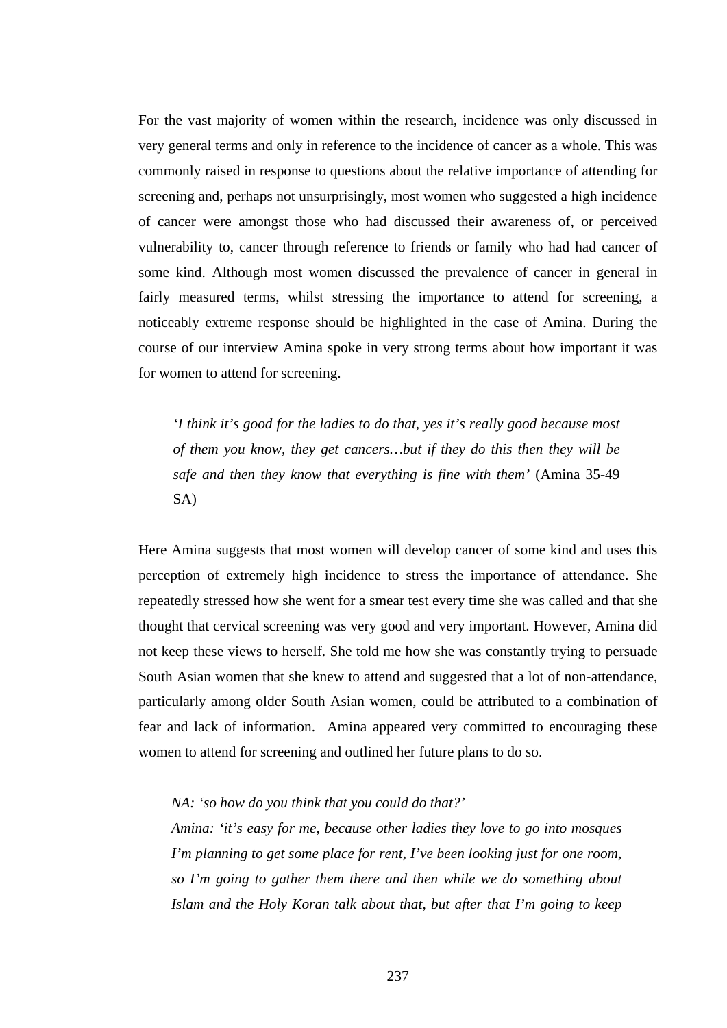For the vast majority of women within the research, incidence was only discussed in very general terms and only in reference to the incidence of cancer as a whole. This was commonly raised in response to questions about the relative importance of attending for screening and, perhaps not unsurprisingly, most women who suggested a high incidence of cancer were amongst those who had discussed their awareness of, or perceived vulnerability to, cancer through reference to friends or family who had had cancer of some kind. Although most women discussed the prevalence of cancer in general in fairly measured terms, whilst stressing the importance to attend for screening, a noticeably extreme response should be highlighted in the case of Amina. During the course of our interview Amina spoke in very strong terms about how important it was for women to attend for screening.

> *'I think it's good for the ladies to do that, yes it's really good because most of them you know, they get cancers…but if they do this then they will be safe and then they know that everything is fine with them'* (Amina 35-49 SA)

Here Amina suggests that most women will develop cancer of some kind and uses this perception of extremely high incidence to stress the importance of attendance. She repeatedly stressed how she went for a smear test every time she was called and that she thought that cervical screening was very good and very important. However, Amina did not keep these views to herself. She told me how she was constantly trying to persuade South Asian women that she knew to attend and suggested that a lot of non-attendance, particularly among older South Asian women, could be attributed to a combination of fear and lack of information. Amina appeared very committed to encouraging these women to attend for screening and outlined her future plans to do so.

> *NA: 'so how do you think that you could do that?'*
> *Amina: 'it's easy for me, because other ladies they love to go into mosques I'm planning to get some place for rent, I've been looking just for one room, so I'm going to gather them there and then while we do something about Islam and the Holy Koran talk about that, but after that I'm going to keep*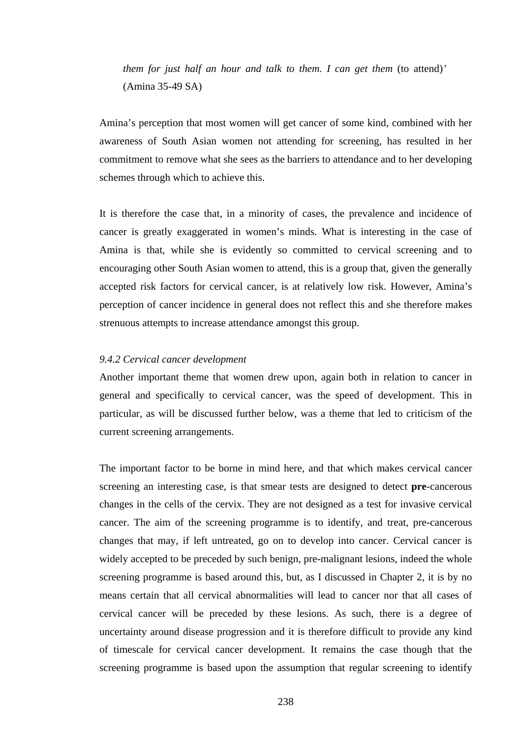> *them for just half an hour and talk to them. I can get them* (to attend)' (Amina 35-49 SA)

Amina's perception that most women will get cancer of some kind, combined with her awareness of South Asian women not attending for screening, has resulted in her commitment to remove what she sees as the barriers to attendance and to her developing schemes through which to achieve this.

It is therefore the case that, in a minority of cases, the prevalence and incidence of cancer is greatly exaggerated in women's minds. What is interesting in the case of Amina is that, while she is evidently so committed to cervical screening and to encouraging other South Asian women to attend, this is a group that, given the generally accepted risk factors for cervical cancer, is at relatively low risk. However, Amina's perception of cancer incidence in general does not reflect this and she therefore makes strenuous attempts to increase attendance amongst this group.

*9.4.2 Cervical cancer development*

Another important theme that women drew upon, again both in relation to cancer in general and specifically to cervical cancer, was the speed of development. This in particular, as will be discussed further below, was a theme that led to criticism of the current screening arrangements.

The important factor to be borne in mind here, and that which makes cervical cancer screening an interesting case, is that smear tests are designed to detect **pre**-cancerous changes in the cells of the cervix. They are not designed as a test for invasive cervical cancer. The aim of the screening programme is to identify, and treat, pre-cancerous changes that may, if left untreated, go on to develop into cancer. Cervical cancer is widely accepted to be preceded by such benign, pre-malignant lesions, indeed the whole screening programme is based around this, but, as I discussed in Chapter 2, it is by no means certain that all cervical abnormalities will lead to cancer nor that all cases of cervical cancer will be preceded by these lesions. As such, there is a degree of uncertainty around disease progression and it is therefore difficult to provide any kind of timescale for cervical cancer development. It remains the case though that the screening programme is based upon the assumption that regular screening to identify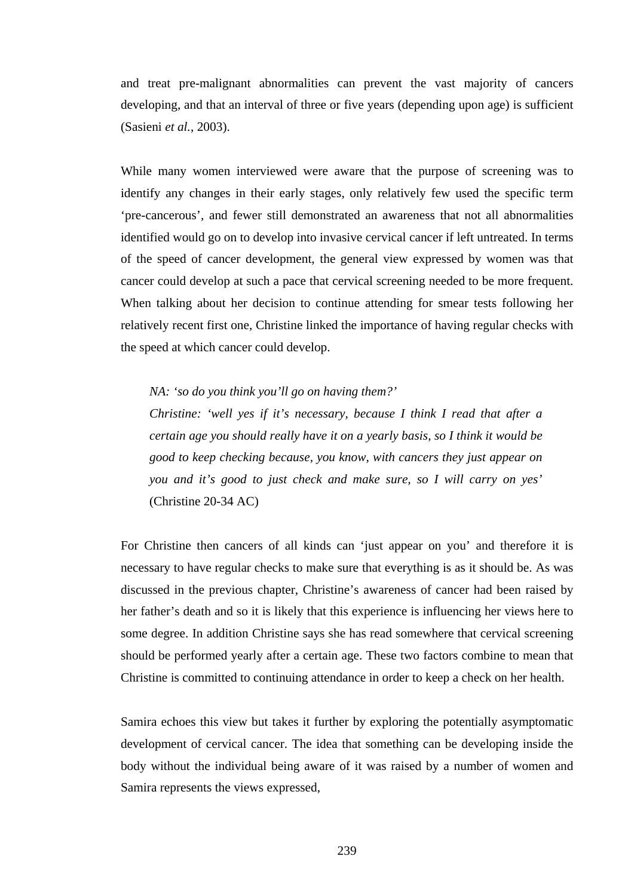and treat pre-malignant abnormalities can prevent the vast majority of cancers developing, and that an interval of three or five years (depending upon age) is sufficient (Sasieni *et al.*, 2003).

While many women interviewed were aware that the purpose of screening was to identify any changes in their early stages, only relatively few used the specific term 'pre-cancerous', and fewer still demonstrated an awareness that not all abnormalities identified would go on to develop into invasive cervical cancer if left untreated. In terms of the speed of cancer development, the general view expressed by women was that cancer could develop at such a pace that cervical screening needed to be more frequent. When talking about her decision to continue attending for smear tests following her relatively recent first one, Christine linked the importance of having regular checks with the speed at which cancer could develop.

> *NA: 'so do you think you'll go on having them?'*
> *Christine: 'well yes if it's necessary, because I think I read that after a certain age you should really have it on a yearly basis, so I think it would be good to keep checking because, you know, with cancers they just appear on you and it's good to just check and make sure, so I will carry on yes'* (Christine 20-34 AC)

For Christine then cancers of all kinds can 'just appear on you' and therefore it is necessary to have regular checks to make sure that everything is as it should be. As was discussed in the previous chapter, Christine's awareness of cancer had been raised by her father's death and so it is likely that this experience is influencing her views here to some degree. In addition Christine says she has read somewhere that cervical screening should be performed yearly after a certain age. These two factors combine to mean that Christine is committed to continuing attendance in order to keep a check on her health.

Samira echoes this view but takes it further by exploring the potentially asymptomatic development of cervical cancer. The idea that something can be developing inside the body without the individual being aware of it was raised by a number of women and Samira represents the views expressed,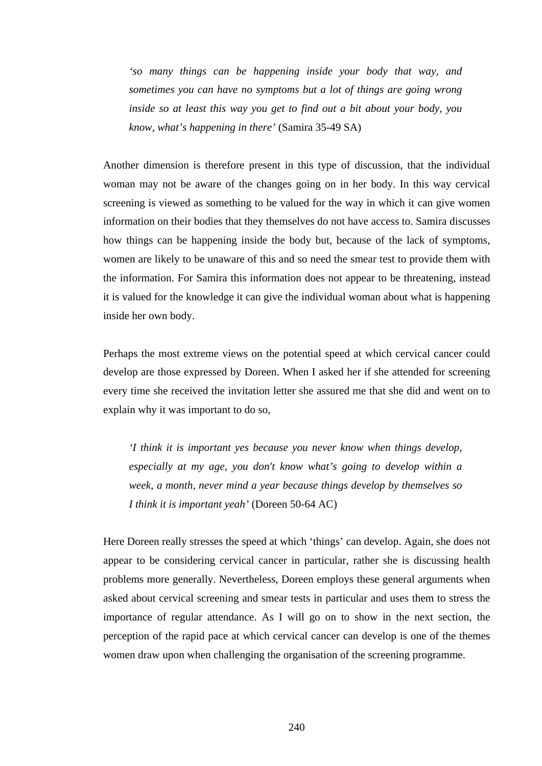> *'so many things can be happening inside your body that way, and sometimes you can have no symptoms but a lot of things are going wrong inside so at least this way you get to find out a bit about your body, you know, what's happening in there'* (Samira 35-49 SA)

Another dimension is therefore present in this type of discussion, that the individual woman may not be aware of the changes going on in her body. In this way cervical screening is viewed as something to be valued for the way in which it can give women information on their bodies that they themselves do not have access to. Samira discusses how things can be happening inside the body but, because of the lack of symptoms, women are likely to be unaware of this and so need the smear test to provide them with the information. For Samira this information does not appear to be threatening, instead it is valued for the knowledge it can give the individual woman about what is happening inside her own body.

Perhaps the most extreme views on the potential speed at which cervical cancer could develop are those expressed by Doreen. When I asked her if she attended for screening every time she received the invitation letter she assured me that she did and went on to explain why it was important to do so,

> *'I think it is important yes because you never know when things develop, especially at my age, you don't know what's going to develop within a week, a month, never mind a year because things develop by themselves so I think it is important yeah'* (Doreen 50-64 AC)

Here Doreen really stresses the speed at which 'things' can develop. Again, she does not appear to be considering cervical cancer in particular, rather she is discussing health problems more generally. Nevertheless, Doreen employs these general arguments when asked about cervical screening and smear tests in particular and uses them to stress the importance of regular attendance. As I will go on to show in the next section, the perception of the rapid pace at which cervical cancer can develop is one of the themes women draw upon when challenging the organisation of the screening programme.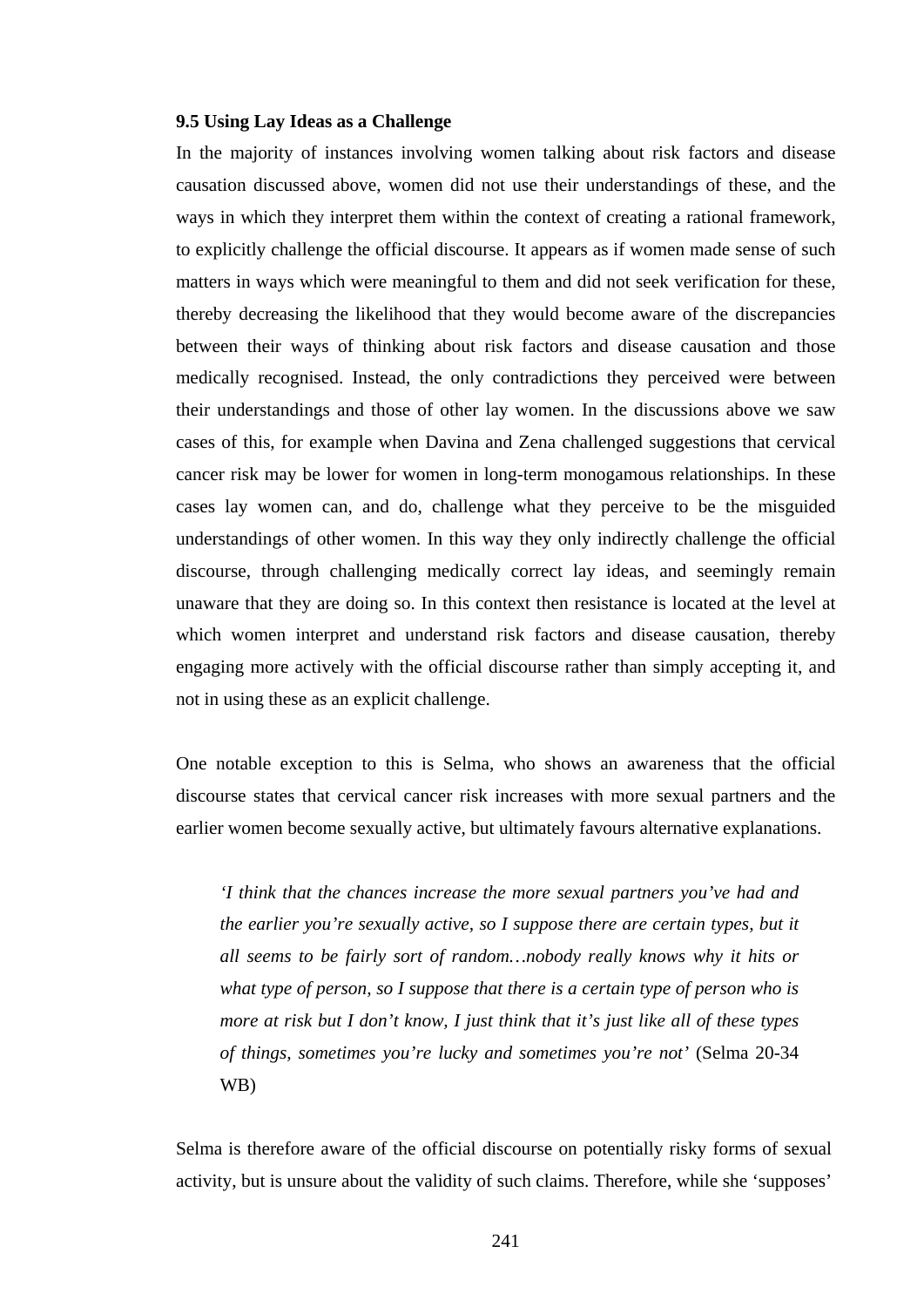### 9.5 Using Lay Ideas as a Challenge

In the majority of instances involving women talking about risk factors and disease causation discussed above, women did not use their understandings of these, and the ways in which they interpret them within the context of creating a rational framework, to explicitly challenge the official discourse. It appears as if women made sense of such matters in ways which were meaningful to them and did not seek verification for these, thereby decreasing the likelihood that they would become aware of the discrepancies between their ways of thinking about risk factors and disease causation and those medically recognised. Instead, the only contradictions they perceived were between their understandings and those of other lay women. In the discussions above we saw cases of this, for example when Davina and Zena challenged suggestions that cervical cancer risk may be lower for women in long-term monogamous relationships. In these cases lay women can, and do, challenge what they perceive to be the misguided understandings of other women. In this way they only indirectly challenge the official discourse, through challenging medically correct lay ideas, and seemingly remain unaware that they are doing so. In this context then resistance is located at the level at which women interpret and understand risk factors and disease causation, thereby engaging more actively with the official discourse rather than simply accepting it, and not in using these as an explicit challenge.

One notable exception to this is Selma, who shows an awareness that the official discourse states that cervical cancer risk increases with more sexual partners and the earlier women become sexually active, but ultimately favours alternative explanations.

> *'I think that the chances increase the more sexual partners you've had and the earlier you're sexually active, so I suppose there are certain types, but it all seems to be fairly sort of random…nobody really knows why it hits or what type of person, so I suppose that there is a certain type of person who is more at risk but I don't know, I just think that it's just like all of these types of things, sometimes you're lucky and sometimes you're not'* (Selma 20-34 WB)

Selma is therefore aware of the official discourse on potentially risky forms of sexual activity, but is unsure about the validity of such claims. Therefore, while she 'supposes'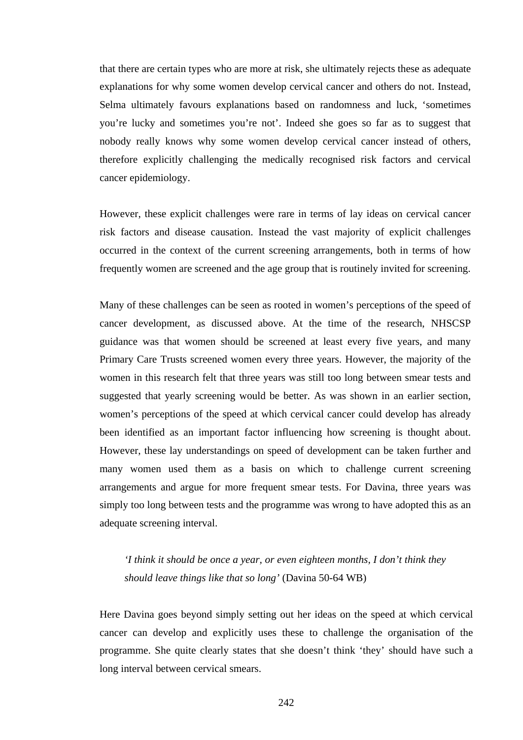that there are certain types who are more at risk, she ultimately rejects these as adequate explanations for why some women develop cervical cancer and others do not. Instead, Selma ultimately favours explanations based on randomness and luck, 'sometimes you're lucky and sometimes you're not'. Indeed she goes so far as to suggest that nobody really knows why some women develop cervical cancer instead of others, therefore explicitly challenging the medically recognised risk factors and cervical cancer epidemiology.

However, these explicit challenges were rare in terms of lay ideas on cervical cancer risk factors and disease causation. Instead the vast majority of explicit challenges occurred in the context of the current screening arrangements, both in terms of how frequently women are screened and the age group that is routinely invited for screening.

Many of these challenges can be seen as rooted in women's perceptions of the speed of cancer development, as discussed above. At the time of the research, NHSCSP guidance was that women should be screened at least every five years, and many Primary Care Trusts screened women every three years. However, the majority of the women in this research felt that three years was still too long between smear tests and suggested that yearly screening would be better. As was shown in an earlier section, women's perceptions of the speed at which cervical cancer could develop has already been identified as an important factor influencing how screening is thought about. However, these lay understandings on speed of development can be taken further and many women used them as a basis on which to challenge current screening arrangements and argue for more frequent smear tests. For Davina, three years was simply too long between tests and the programme was wrong to have adopted this as an adequate screening interval.

> *'I think it should be once a year, or even eighteen months, I don't think they should leave things like that so long'* (Davina 50-64 WB)

Here Davina goes beyond simply setting out her ideas on the speed at which cervical cancer can develop and explicitly uses these to challenge the organisation of the programme. She quite clearly states that she doesn't think 'they' should have such a long interval between cervical smears.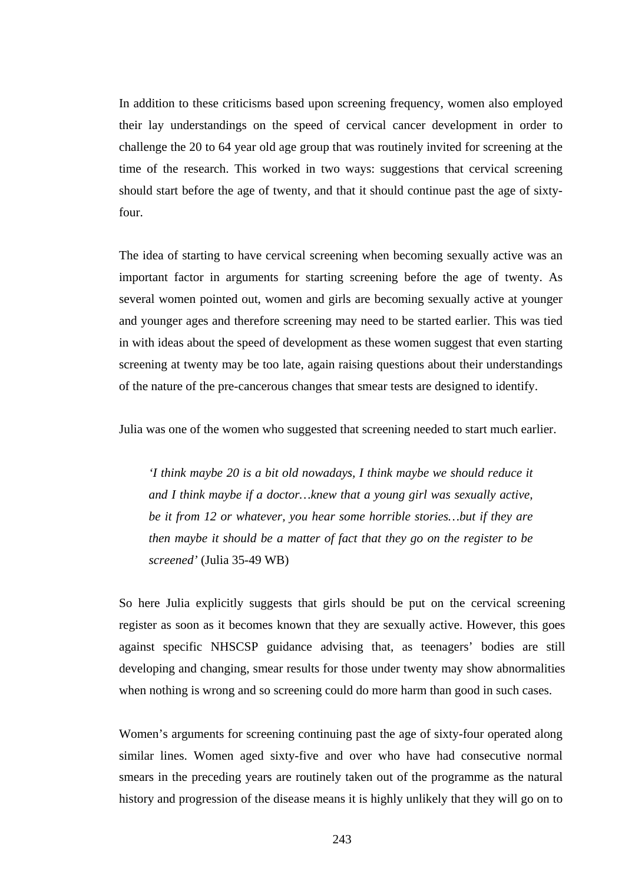In addition to these criticisms based upon screening frequency, women also employed their lay understandings on the speed of cervical cancer development in order to challenge the 20 to 64 year old age group that was routinely invited for screening at the time of the research. This worked in two ways: suggestions that cervical screening should start before the age of twenty, and that it should continue past the age of sixty-four.

The idea of starting to have cervical screening when becoming sexually active was an important factor in arguments for starting screening before the age of twenty. As several women pointed out, women and girls are becoming sexually active at younger and younger ages and therefore screening may need to be started earlier. This was tied in with ideas about the speed of development as these women suggest that even starting screening at twenty may be too late, again raising questions about their understandings of the nature of the pre-cancerous changes that smear tests are designed to identify.

Julia was one of the women who suggested that screening needed to start much earlier.

> *'I think maybe 20 is a bit old nowadays, I think maybe we should reduce it and I think maybe if a doctor…knew that a young girl was sexually active, be it from 12 or whatever, you hear some horrible stories…but if they are then maybe it should be a matter of fact that they go on the register to be screened'* (Julia 35-49 WB)

So here Julia explicitly suggests that girls should be put on the cervical screening register as soon as it becomes known that they are sexually active. However, this goes against specific NHSCSP guidance advising that, as teenagers' bodies are still developing and changing, smear results for those under twenty may show abnormalities when nothing is wrong and so screening could do more harm than good in such cases.

Women's arguments for screening continuing past the age of sixty-four operated along similar lines. Women aged sixty-five and over who have had consecutive normal smears in the preceding years are routinely taken out of the programme as the natural history and progression of the disease means it is highly unlikely that they will go on to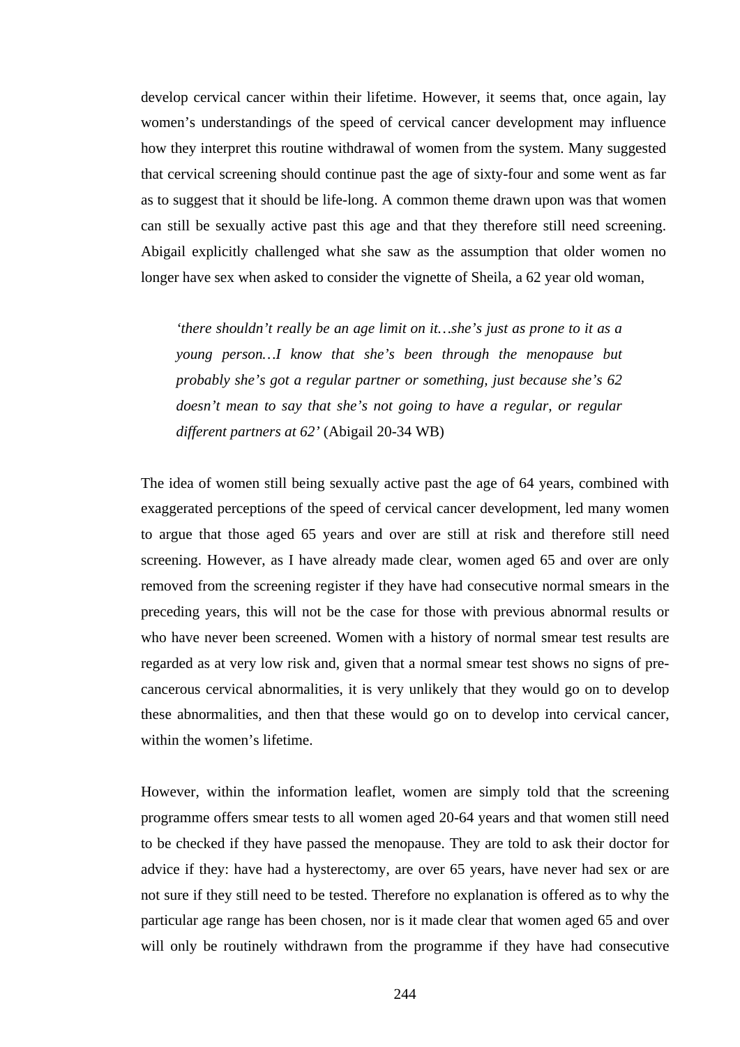develop cervical cancer within their lifetime. However, it seems that, once again, lay women's understandings of the speed of cervical cancer development may influence how they interpret this routine withdrawal of women from the system. Many suggested that cervical screening should continue past the age of sixty-four and some went as far as to suggest that it should be life-long. A common theme drawn upon was that women can still be sexually active past this age and that they therefore still need screening. Abigail explicitly challenged what she saw as the assumption that older women no longer have sex when asked to consider the vignette of Sheila, a 62 year old woman,

> *'there shouldn't really be an age limit on it…she's just as prone to it as a young person…I know that she's been through the menopause but probably she's got a regular partner or something, just because she's 62 doesn't mean to say that she's not going to have a regular, or regular different partners at 62'* (Abigail 20-34 WB)

The idea of women still being sexually active past the age of 64 years, combined with exaggerated perceptions of the speed of cervical cancer development, led many women to argue that those aged 65 years and over are still at risk and therefore still need screening. However, as I have already made clear, women aged 65 and over are only removed from the screening register if they have had consecutive normal smears in the preceding years, this will not be the case for those with previous abnormal results or who have never been screened. Women with a history of normal smear test results are regarded as at very low risk and, given that a normal smear test shows no signs of pre-cancerous cervical abnormalities, it is very unlikely that they would go on to develop these abnormalities, and then that these would go on to develop into cervical cancer, within the women's lifetime.

However, within the information leaflet, women are simply told that the screening programme offers smear tests to all women aged 20-64 years and that women still need to be checked if they have passed the menopause. They are told to ask their doctor for advice if they: have had a hysterectomy, are over 65 years, have never had sex or are not sure if they still need to be tested. Therefore no explanation is offered as to why the particular age range has been chosen, nor is it made clear that women aged 65 and over will only be routinely withdrawn from the programme if they have had consecutive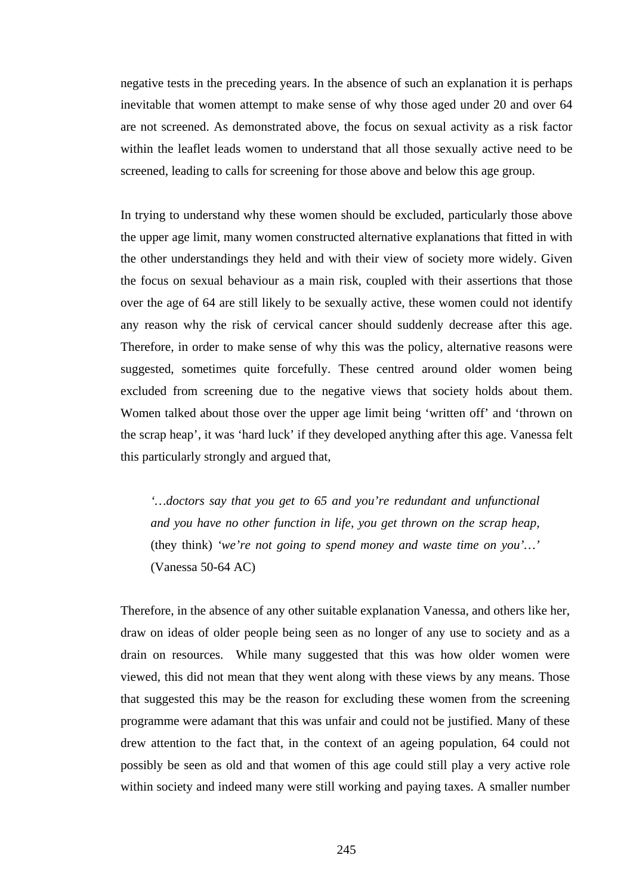negative tests in the preceding years. In the absence of such an explanation it is perhaps inevitable that women attempt to make sense of why those aged under 20 and over 64 are not screened. As demonstrated above, the focus on sexual activity as a risk factor within the leaflet leads women to understand that all those sexually active need to be screened, leading to calls for screening for those above and below this age group.

In trying to understand why these women should be excluded, particularly those above the upper age limit, many women constructed alternative explanations that fitted in with the other understandings they held and with their view of society more widely. Given the focus on sexual behaviour as a main risk, coupled with their assertions that those over the age of 64 are still likely to be sexually active, these women could not identify any reason why the risk of cervical cancer should suddenly decrease after this age. Therefore, in order to make sense of why this was the policy, alternative reasons were suggested, sometimes quite forcefully. These centred around older women being excluded from screening due to the negative views that society holds about them. Women talked about those over the upper age limit being 'written off' and 'thrown on the scrap heap', it was 'hard luck' if they developed anything after this age. Vanessa felt this particularly strongly and argued that,

> *'…doctors say that you get to 65 and you're redundant and unfunctional and you have no other function in life, you get thrown on the scrap heap,* (they think) *'we're not going to spend money and waste time on you'…'* (Vanessa 50-64 AC)

Therefore, in the absence of any other suitable explanation Vanessa, and others like her, draw on ideas of older people being seen as no longer of any use to society and as a drain on resources. While many suggested that this was how older women were viewed, this did not mean that they went along with these views by any means. Those that suggested this may be the reason for excluding these women from the screening programme were adamant that this was unfair and could not be justified. Many of these drew attention to the fact that, in the context of an ageing population, 64 could not possibly be seen as old and that women of this age could still play a very active role within society and indeed many were still working and paying taxes. A smaller number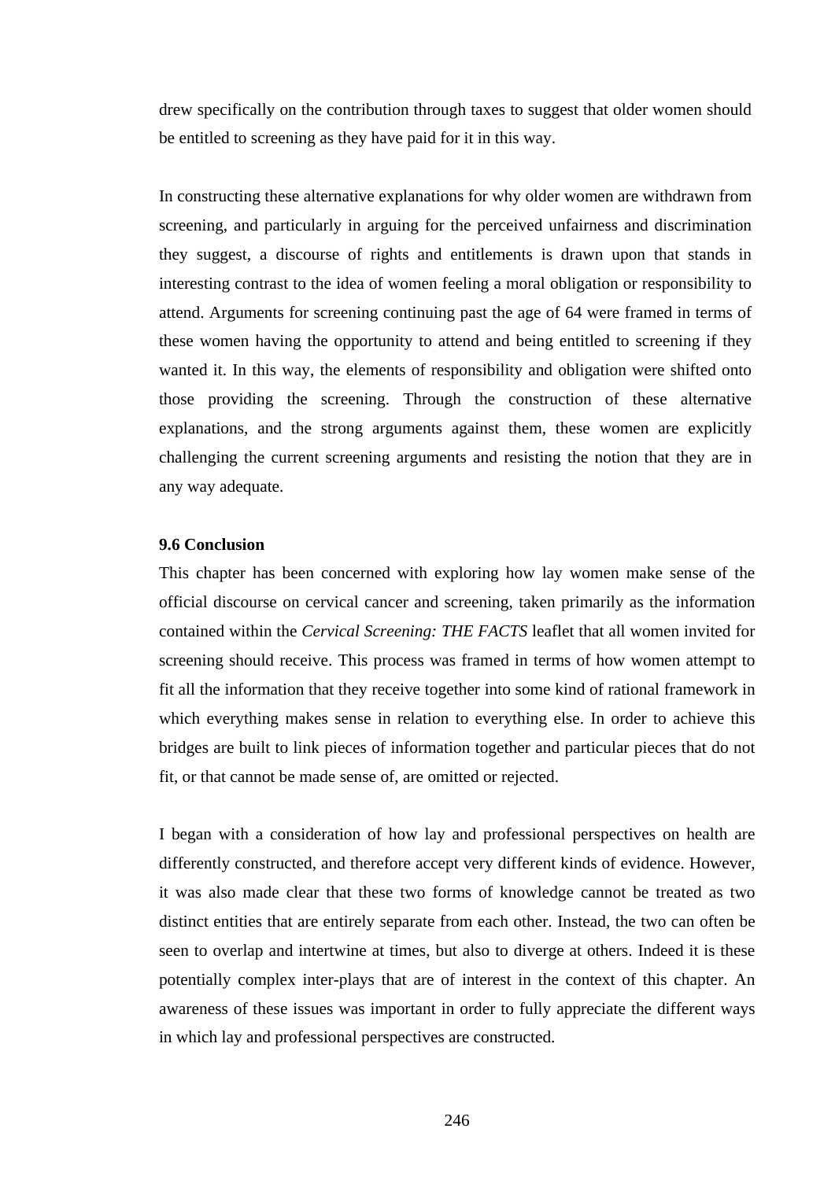drew specifically on the contribution through taxes to suggest that older women should be entitled to screening as they have paid for it in this way.

In constructing these alternative explanations for why older women are withdrawn from screening, and particularly in arguing for the perceived unfairness and discrimination they suggest, a discourse of rights and entitlements is drawn upon that stands in interesting contrast to the idea of women feeling a moral obligation or responsibility to attend. Arguments for screening continuing past the age of 64 were framed in terms of these women having the opportunity to attend and being entitled to screening if they wanted it. In this way, the elements of responsibility and obligation were shifted onto those providing the screening. Through the construction of these alternative explanations, and the strong arguments against them, these women are explicitly challenging the current screening arguments and resisting the notion that they are in any way adequate.

### 9.6 Conclusion

This chapter has been concerned with exploring how lay women make sense of the official discourse on cervical cancer and screening, taken primarily as the information contained within the *Cervical Screening: THE FACTS* leaflet that all women invited for screening should receive. This process was framed in terms of how women attempt to fit all the information that they receive together into some kind of rational framework in which everything makes sense in relation to everything else. In order to achieve this bridges are built to link pieces of information together and particular pieces that do not fit, or that cannot be made sense of, are omitted or rejected.

I began with a consideration of how lay and professional perspectives on health are differently constructed, and therefore accept very different kinds of evidence. However, it was also made clear that these two forms of knowledge cannot be treated as two distinct entities that are entirely separate from each other. Instead, the two can often be seen to overlap and intertwine at times, but also to diverge at others. Indeed it is these potentially complex inter-plays that are of interest in the context of this chapter. An awareness of these issues was important in order to fully appreciate the different ways in which lay and professional perspectives are constructed.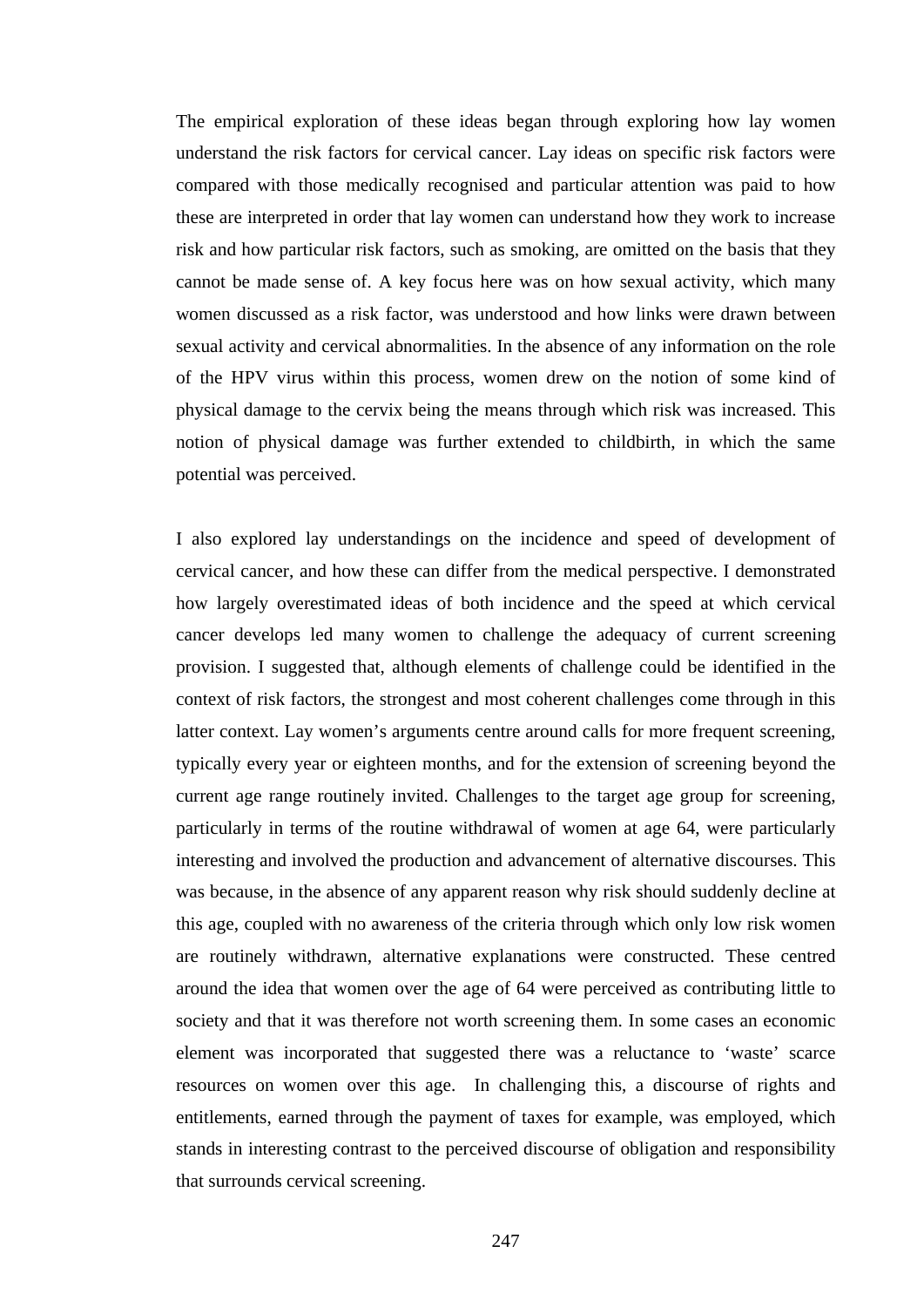The empirical exploration of these ideas began through exploring how lay women understand the risk factors for cervical cancer. Lay ideas on specific risk factors were compared with those medically recognised and particular attention was paid to how these are interpreted in order that lay women can understand how they work to increase risk and how particular risk factors, such as smoking, are omitted on the basis that they cannot be made sense of. A key focus here was on how sexual activity, which many women discussed as a risk factor, was understood and how links were drawn between sexual activity and cervical abnormalities. In the absence of any information on the role of the HPV virus within this process, women drew on the notion of some kind of physical damage to the cervix being the means through which risk was increased. This notion of physical damage was further extended to childbirth, in which the same potential was perceived.

I also explored lay understandings on the incidence and speed of development of cervical cancer, and how these can differ from the medical perspective. I demonstrated how largely overestimated ideas of both incidence and the speed at which cervical cancer develops led many women to challenge the adequacy of current screening provision. I suggested that, although elements of challenge could be identified in the context of risk factors, the strongest and most coherent challenges come through in this latter context. Lay women's arguments centre around calls for more frequent screening, typically every year or eighteen months, and for the extension of screening beyond the current age range routinely invited. Challenges to the target age group for screening, particularly in terms of the routine withdrawal of women at age 64, were particularly interesting and involved the production and advancement of alternative discourses. This was because, in the absence of any apparent reason why risk should suddenly decline at this age, coupled with no awareness of the criteria through which only low risk women are routinely withdrawn, alternative explanations were constructed. These centred around the idea that women over the age of 64 were perceived as contributing little to society and that it was therefore not worth screening them. In some cases an economic element was incorporated that suggested there was a reluctance to 'waste' scarce resources on women over this age. In challenging this, a discourse of rights and entitlements, earned through the payment of taxes for example, was employed, which stands in interesting contrast to the perceived discourse of obligation and responsibility that surrounds cervical screening.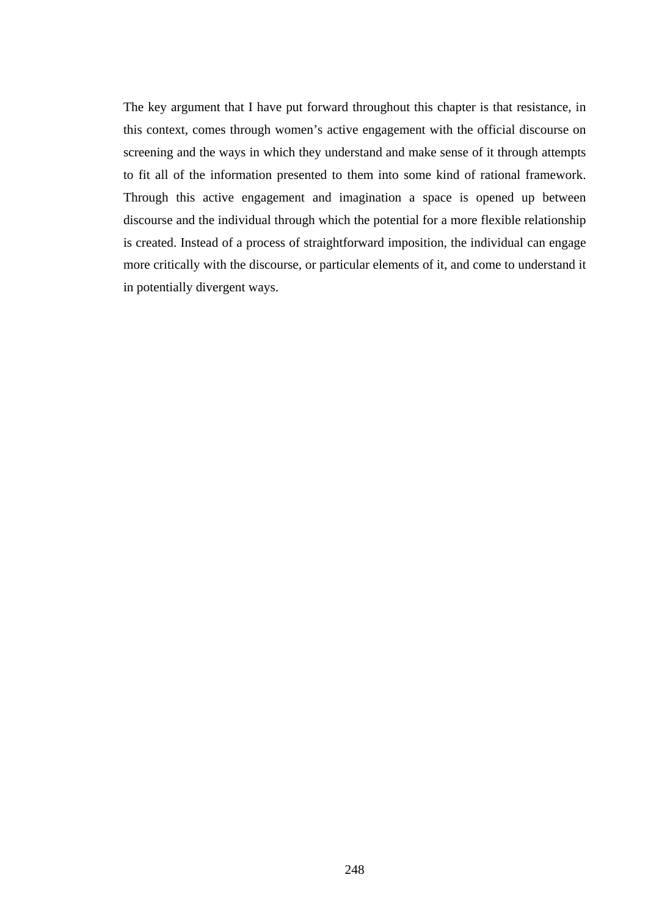The key argument that I have put forward throughout this chapter is that resistance, in this context, comes through women's active engagement with the official discourse on screening and the ways in which they understand and make sense of it through attempts to fit all of the information presented to them into some kind of rational framework. Through this active engagement and imagination a space is opened up between discourse and the individual through which the potential for a more flexible relationship is created. Instead of a process of straightforward imposition, the individual can engage more critically with the discourse, or particular elements of it, and come to understand it in potentially divergent ways.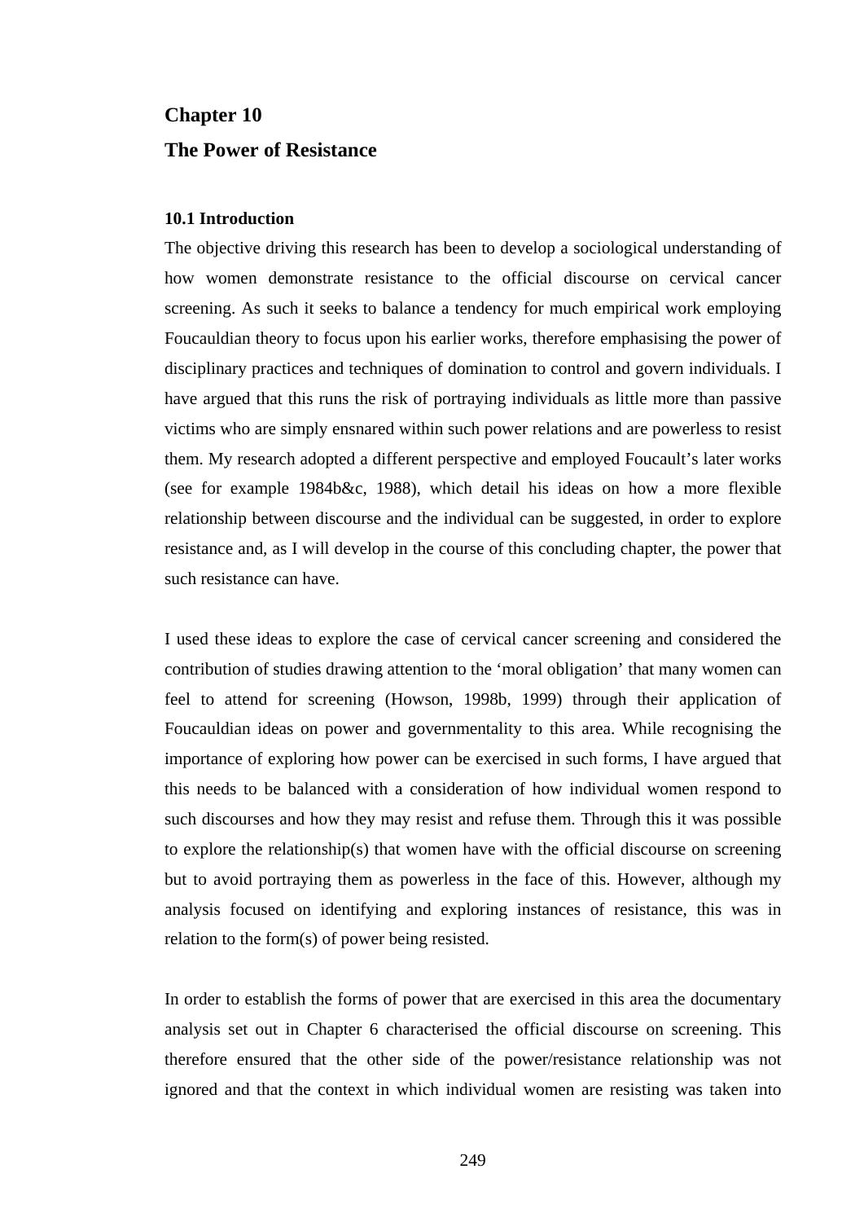# Chapter 10

# The Power of Resistance

### 10.1 Introduction

The objective driving this research has been to develop a sociological understanding of how women demonstrate resistance to the official discourse on cervical cancer screening. As such it seeks to balance a tendency for much empirical work employing Foucauldian theory to focus upon his earlier works, therefore emphasising the power of disciplinary practices and techniques of domination to control and govern individuals. I have argued that this runs the risk of portraying individuals as little more than passive victims who are simply ensnared within such power relations and are powerless to resist them. My research adopted a different perspective and employed Foucault's later works (see for example 1984b&c, 1988), which detail his ideas on how a more flexible relationship between discourse and the individual can be suggested, in order to explore resistance and, as I will develop in the course of this concluding chapter, the power that such resistance can have.

I used these ideas to explore the case of cervical cancer screening and considered the contribution of studies drawing attention to the 'moral obligation' that many women can feel to attend for screening (Howson, 1998b, 1999) through their application of Foucauldian ideas on power and governmentality to this area. While recognising the importance of exploring how power can be exercised in such forms, I have argued that this needs to be balanced with a consideration of how individual women respond to such discourses and how they may resist and refuse them. Through this it was possible to explore the relationship(s) that women have with the official discourse on screening but to avoid portraying them as powerless in the face of this. However, although my analysis focused on identifying and exploring instances of resistance, this was in relation to the form(s) of power being resisted.

In order to establish the forms of power that are exercised in this area the documentary analysis set out in Chapter 6 characterised the official discourse on screening. This therefore ensured that the other side of the power/resistance relationship was not ignored and that the context in which individual women are resisting was taken into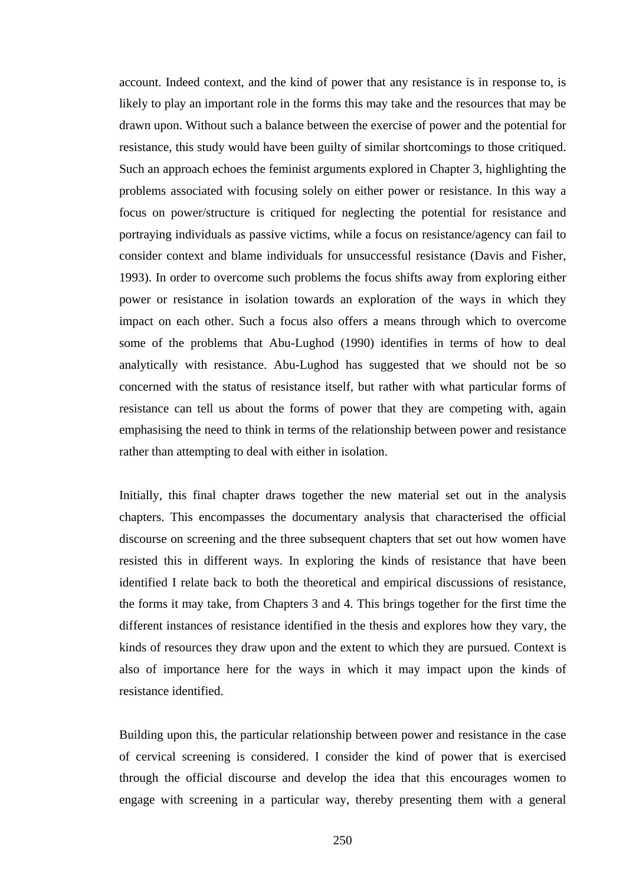account. Indeed context, and the kind of power that any resistance is in response to, is likely to play an important role in the forms this may take and the resources that may be drawn upon. Without such a balance between the exercise of power and the potential for resistance, this study would have been guilty of similar shortcomings to those critiqued. Such an approach echoes the feminist arguments explored in Chapter 3, highlighting the problems associated with focusing solely on either power or resistance. In this way a focus on power/structure is critiqued for neglecting the potential for resistance and portraying individuals as passive victims, while a focus on resistance/agency can fail to consider context and blame individuals for unsuccessful resistance (Davis and Fisher, 1993). In order to overcome such problems the focus shifts away from exploring either power or resistance in isolation towards an exploration of the ways in which they impact on each other. Such a focus also offers a means through which to overcome some of the problems that Abu-Lughod (1990) identifies in terms of how to deal analytically with resistance. Abu-Lughod has suggested that we should not be so concerned with the status of resistance itself, but rather with what particular forms of resistance can tell us about the forms of power that they are competing with, again emphasising the need to think in terms of the relationship between power and resistance rather than attempting to deal with either in isolation.

Initially, this final chapter draws together the new material set out in the analysis chapters. This encompasses the documentary analysis that characterised the official discourse on screening and the three subsequent chapters that set out how women have resisted this in different ways. In exploring the kinds of resistance that have been identified I relate back to both the theoretical and empirical discussions of resistance, the forms it may take, from Chapters 3 and 4. This brings together for the first time the different instances of resistance identified in the thesis and explores how they vary, the kinds of resources they draw upon and the extent to which they are pursued. Context is also of importance here for the ways in which it may impact upon the kinds of resistance identified.

Building upon this, the particular relationship between power and resistance in the case of cervical screening is considered. I consider the kind of power that is exercised through the official discourse and develop the idea that this encourages women to engage with screening in a particular way, thereby presenting them with a general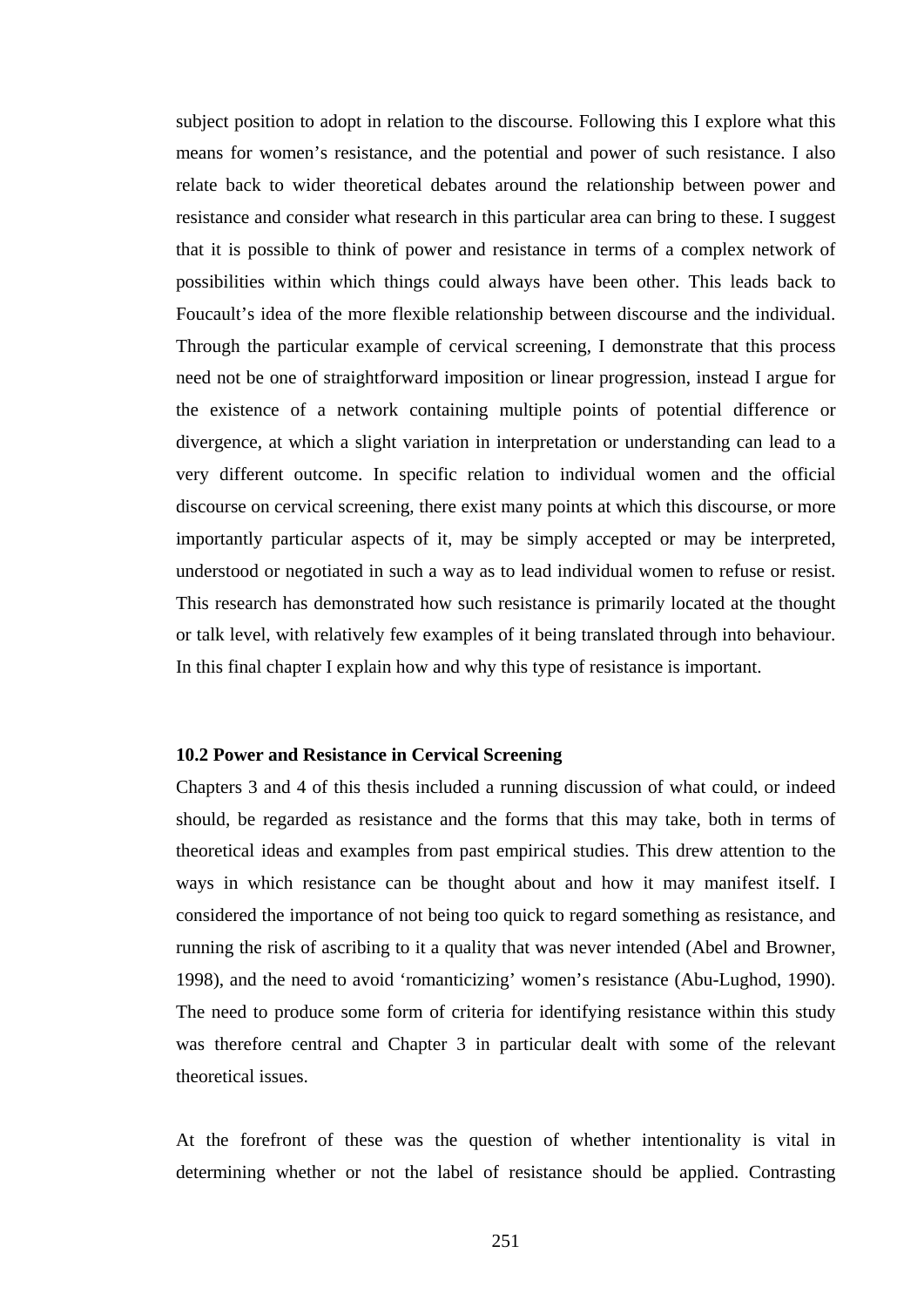subject position to adopt in relation to the discourse. Following this I explore what this means for women's resistance, and the potential and power of such resistance. I also relate back to wider theoretical debates around the relationship between power and resistance and consider what research in this particular area can bring to these. I suggest that it is possible to think of power and resistance in terms of a complex network of possibilities within which things could always have been other. This leads back to Foucault's idea of the more flexible relationship between discourse and the individual. Through the particular example of cervical screening, I demonstrate that this process need not be one of straightforward imposition or linear progression, instead I argue for the existence of a network containing multiple points of potential difference or divergence, at which a slight variation in interpretation or understanding can lead to a very different outcome. In specific relation to individual women and the official discourse on cervical screening, there exist many points at which this discourse, or more importantly particular aspects of it, may be simply accepted or may be interpreted, understood or negotiated in such a way as to lead individual women to refuse or resist. This research has demonstrated how such resistance is primarily located at the thought or talk level, with relatively few examples of it being translated through into behaviour. In this final chapter I explain how and why this type of resistance is important.

### 10.2 Power and Resistance in Cervical Screening

Chapters 3 and 4 of this thesis included a running discussion of what could, or indeed should, be regarded as resistance and the forms that this may take, both in terms of theoretical ideas and examples from past empirical studies. This drew attention to the ways in which resistance can be thought about and how it may manifest itself. I considered the importance of not being too quick to regard something as resistance, and running the risk of ascribing to it a quality that was never intended (Abel and Browner, 1998), and the need to avoid 'romanticizing' women's resistance (Abu-Lughod, 1990). The need to produce some form of criteria for identifying resistance within this study was therefore central and Chapter 3 in particular dealt with some of the relevant theoretical issues.

At the forefront of these was the question of whether intentionality is vital in determining whether or not the label of resistance should be applied. Contrasting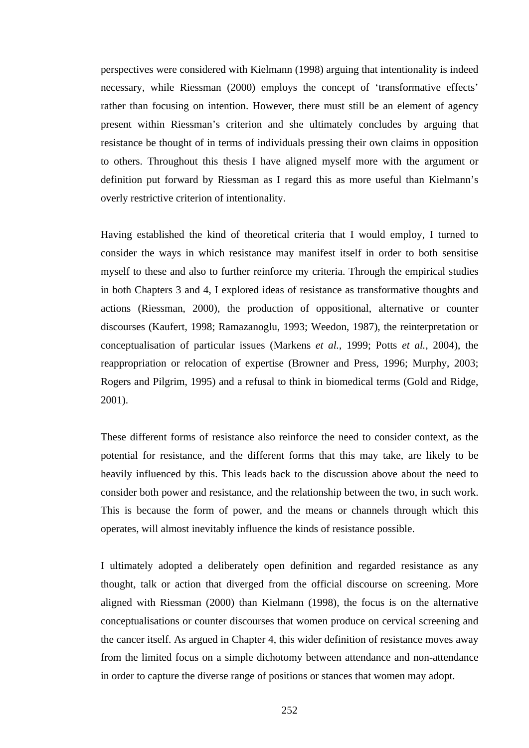perspectives were considered with Kielmann (1998) arguing that intentionality is indeed necessary, while Riessman (2000) employs the concept of 'transformative effects' rather than focusing on intention. However, there must still be an element of agency present within Riessman's criterion and she ultimately concludes by arguing that resistance be thought of in terms of individuals pressing their own claims in opposition to others. Throughout this thesis I have aligned myself more with the argument or definition put forward by Riessman as I regard this as more useful than Kielmann's overly restrictive criterion of intentionality.

Having established the kind of theoretical criteria that I would employ, I turned to consider the ways in which resistance may manifest itself in order to both sensitise myself to these and also to further reinforce my criteria. Through the empirical studies in both Chapters 3 and 4, I explored ideas of resistance as transformative thoughts and actions (Riessman, 2000), the production of oppositional, alternative or counter discourses (Kaufert, 1998; Ramazanoglu, 1993; Weedon, 1987), the reinterpretation or conceptualisation of particular issues (Markens *et al.*, 1999; Potts *et al.*, 2004), the reappropriation or relocation of expertise (Browner and Press, 1996; Murphy, 2003; Rogers and Pilgrim, 1995) and a refusal to think in biomedical terms (Gold and Ridge, 2001).

These different forms of resistance also reinforce the need to consider context, as the potential for resistance, and the different forms that this may take, are likely to be heavily influenced by this. This leads back to the discussion above about the need to consider both power and resistance, and the relationship between the two, in such work. This is because the form of power, and the means or channels through which this operates, will almost inevitably influence the kinds of resistance possible.

I ultimately adopted a deliberately open definition and regarded resistance as any thought, talk or action that diverged from the official discourse on screening. More aligned with Riessman (2000) than Kielmann (1998), the focus is on the alternative conceptualisations or counter discourses that women produce on cervical screening and the cancer itself. As argued in Chapter 4, this wider definition of resistance moves away from the limited focus on a simple dichotomy between attendance and non-attendance in order to capture the diverse range of positions or stances that women may adopt.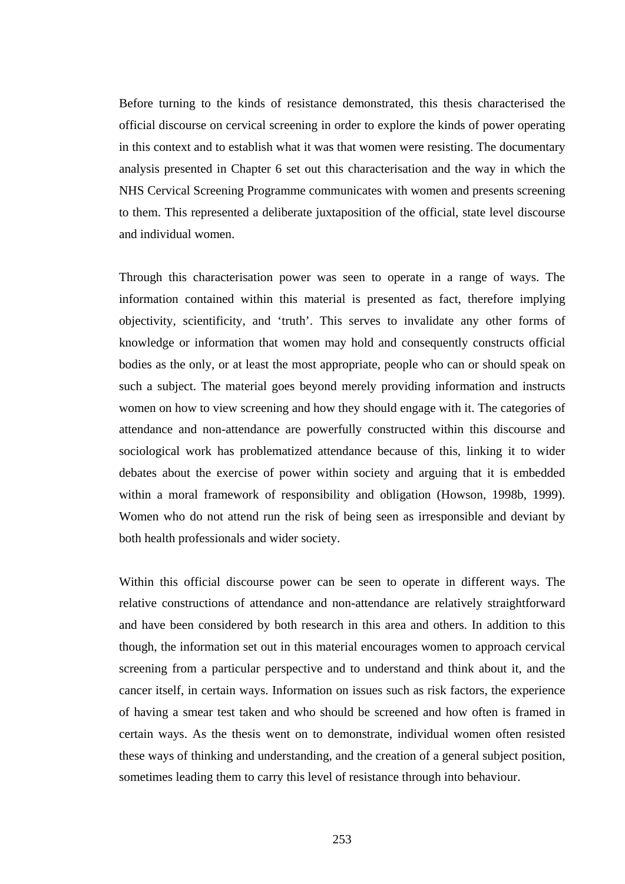Before turning to the kinds of resistance demonstrated, this thesis characterised the official discourse on cervical screening in order to explore the kinds of power operating in this context and to establish what it was that women were resisting. The documentary analysis presented in Chapter 6 set out this characterisation and the way in which the NHS Cervical Screening Programme communicates with women and presents screening to them. This represented a deliberate juxtaposition of the official, state level discourse and individual women.

Through this characterisation power was seen to operate in a range of ways. The information contained within this material is presented as fact, therefore implying objectivity, scientificity, and 'truth'. This serves to invalidate any other forms of knowledge or information that women may hold and consequently constructs official bodies as the only, or at least the most appropriate, people who can or should speak on such a subject. The material goes beyond merely providing information and instructs women on how to view screening and how they should engage with it. The categories of attendance and non-attendance are powerfully constructed within this discourse and sociological work has problematized attendance because of this, linking it to wider debates about the exercise of power within society and arguing that it is embedded within a moral framework of responsibility and obligation (Howson, 1998b, 1999). Women who do not attend run the risk of being seen as irresponsible and deviant by both health professionals and wider society.

Within this official discourse power can be seen to operate in different ways. The relative constructions of attendance and non-attendance are relatively straightforward and have been considered by both research in this area and others. In addition to this though, the information set out in this material encourages women to approach cervical screening from a particular perspective and to understand and think about it, and the cancer itself, in certain ways. Information on issues such as risk factors, the experience of having a smear test taken and who should be screened and how often is framed in certain ways. As the thesis went on to demonstrate, individual women often resisted these ways of thinking and understanding, and the creation of a general subject position, sometimes leading them to carry this level of resistance through into behaviour.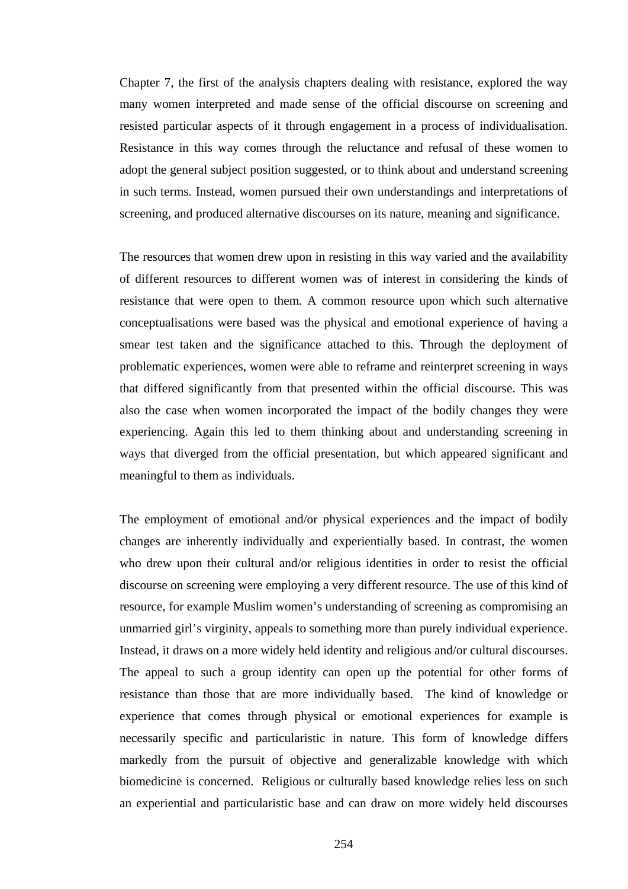Chapter 7, the first of the analysis chapters dealing with resistance, explored the way many women interpreted and made sense of the official discourse on screening and resisted particular aspects of it through engagement in a process of individualisation. Resistance in this way comes through the reluctance and refusal of these women to adopt the general subject position suggested, or to think about and understand screening in such terms. Instead, women pursued their own understandings and interpretations of screening, and produced alternative discourses on its nature, meaning and significance.

The resources that women drew upon in resisting in this way varied and the availability of different resources to different women was of interest in considering the kinds of resistance that were open to them. A common resource upon which such alternative conceptualisations were based was the physical and emotional experience of having a smear test taken and the significance attached to this. Through the deployment of problematic experiences, women were able to reframe and reinterpret screening in ways that differed significantly from that presented within the official discourse. This was also the case when women incorporated the impact of the bodily changes they were experiencing. Again this led to them thinking about and understanding screening in ways that diverged from the official presentation, but which appeared significant and meaningful to them as individuals.

The employment of emotional and/or physical experiences and the impact of bodily changes are inherently individually and experientially based. In contrast, the women who drew upon their cultural and/or religious identities in order to resist the official discourse on screening were employing a very different resource. The use of this kind of resource, for example Muslim women's understanding of screening as compromising an unmarried girl's virginity, appeals to something more than purely individual experience. Instead, it draws on a more widely held identity and religious and/or cultural discourses. The appeal to such a group identity can open up the potential for other forms of resistance than those that are more individually based. The kind of knowledge or experience that comes through physical or emotional experiences for example is necessarily specific and particularistic in nature. This form of knowledge differs markedly from the pursuit of objective and generalizable knowledge with which biomedicine is concerned. Religious or culturally based knowledge relies less on such an experiential and particularistic base and can draw on more widely held discourses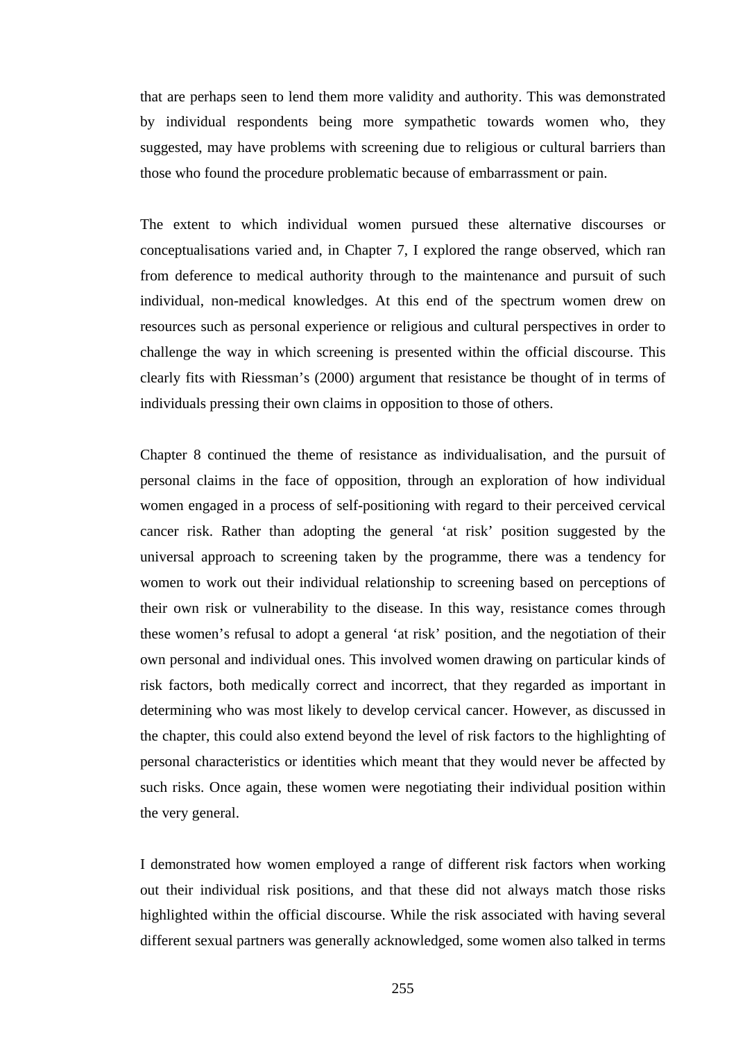that are perhaps seen to lend them more validity and authority. This was demonstrated by individual respondents being more sympathetic towards women who, they suggested, may have problems with screening due to religious or cultural barriers than those who found the procedure problematic because of embarrassment or pain.

The extent to which individual women pursued these alternative discourses or conceptualisations varied and, in Chapter 7, I explored the range observed, which ran from deference to medical authority through to the maintenance and pursuit of such individual, non-medical knowledges. At this end of the spectrum women drew on resources such as personal experience or religious and cultural perspectives in order to challenge the way in which screening is presented within the official discourse. This clearly fits with Riessman's (2000) argument that resistance be thought of in terms of individuals pressing their own claims in opposition to those of others.

Chapter 8 continued the theme of resistance as individualisation, and the pursuit of personal claims in the face of opposition, through an exploration of how individual women engaged in a process of self-positioning with regard to their perceived cervical cancer risk. Rather than adopting the general 'at risk' position suggested by the universal approach to screening taken by the programme, there was a tendency for women to work out their individual relationship to screening based on perceptions of their own risk or vulnerability to the disease. In this way, resistance comes through these women's refusal to adopt a general 'at risk' position, and the negotiation of their own personal and individual ones. This involved women drawing on particular kinds of risk factors, both medically correct and incorrect, that they regarded as important in determining who was most likely to develop cervical cancer. However, as discussed in the chapter, this could also extend beyond the level of risk factors to the highlighting of personal characteristics or identities which meant that they would never be affected by such risks. Once again, these women were negotiating their individual position within the very general.

I demonstrated how women employed a range of different risk factors when working out their individual risk positions, and that these did not always match those risks highlighted within the official discourse. While the risk associated with having several different sexual partners was generally acknowledged, some women also talked in terms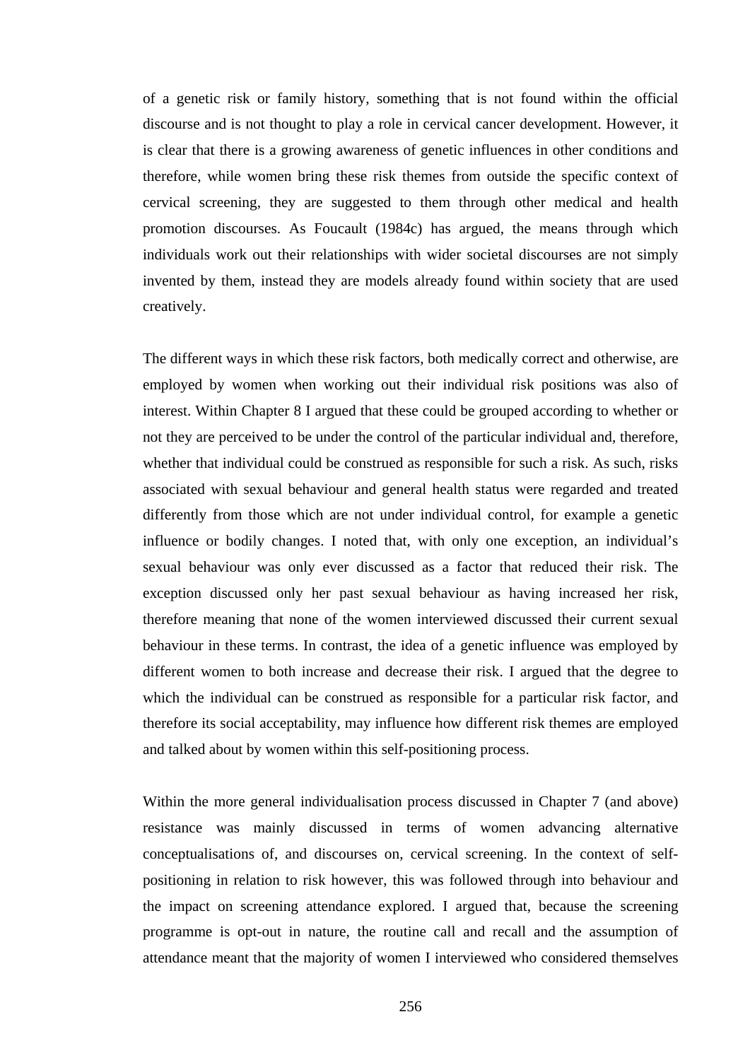of a genetic risk or family history, something that is not found within the official discourse and is not thought to play a role in cervical cancer development. However, it is clear that there is a growing awareness of genetic influences in other conditions and therefore, while women bring these risk themes from outside the specific context of cervical screening, they are suggested to them through other medical and health promotion discourses. As Foucault (1984c) has argued, the means through which individuals work out their relationships with wider societal discourses are not simply invented by them, instead they are models already found within society that are used creatively.

The different ways in which these risk factors, both medically correct and otherwise, are employed by women when working out their individual risk positions was also of interest. Within Chapter 8 I argued that these could be grouped according to whether or not they are perceived to be under the control of the particular individual and, therefore, whether that individual could be construed as responsible for such a risk. As such, risks associated with sexual behaviour and general health status were regarded and treated differently from those which are not under individual control, for example a genetic influence or bodily changes. I noted that, with only one exception, an individual's sexual behaviour was only ever discussed as a factor that reduced their risk. The exception discussed only her past sexual behaviour as having increased her risk, therefore meaning that none of the women interviewed discussed their current sexual behaviour in these terms. In contrast, the idea of a genetic influence was employed by different women to both increase and decrease their risk. I argued that the degree to which the individual can be construed as responsible for a particular risk factor, and therefore its social acceptability, may influence how different risk themes are employed and talked about by women within this self-positioning process.

Within the more general individualisation process discussed in Chapter 7 (and above) resistance was mainly discussed in terms of women advancing alternative conceptualisations of, and discourses on, cervical screening. In the context of self-positioning in relation to risk however, this was followed through into behaviour and the impact on screening attendance explored. I argued that, because the screening programme is opt-out in nature, the routine call and recall and the assumption of attendance meant that the majority of women I interviewed who considered themselves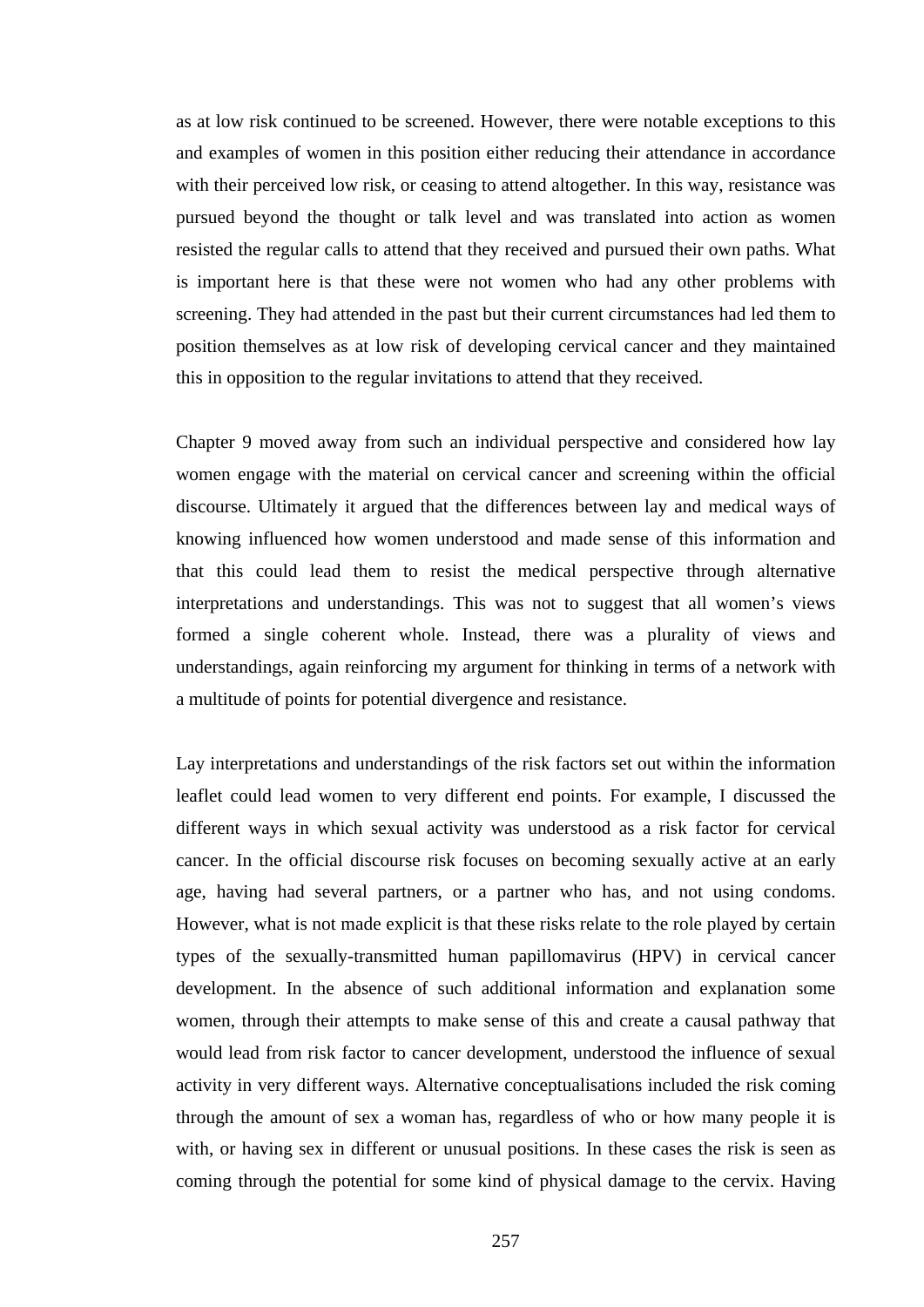as at low risk continued to be screened. However, there were notable exceptions to this and examples of women in this position either reducing their attendance in accordance with their perceived low risk, or ceasing to attend altogether. In this way, resistance was pursued beyond the thought or talk level and was translated into action as women resisted the regular calls to attend that they received and pursued their own paths. What is important here is that these were not women who had any other problems with screening. They had attended in the past but their current circumstances had led them to position themselves as at low risk of developing cervical cancer and they maintained this in opposition to the regular invitations to attend that they received.

Chapter 9 moved away from such an individual perspective and considered how lay women engage with the material on cervical cancer and screening within the official discourse. Ultimately it argued that the differences between lay and medical ways of knowing influenced how women understood and made sense of this information and that this could lead them to resist the medical perspective through alternative interpretations and understandings. This was not to suggest that all women's views formed a single coherent whole. Instead, there was a plurality of views and understandings, again reinforcing my argument for thinking in terms of a network with a multitude of points for potential divergence and resistance.

Lay interpretations and understandings of the risk factors set out within the information leaflet could lead women to very different end points. For example, I discussed the different ways in which sexual activity was understood as a risk factor for cervical cancer. In the official discourse risk focuses on becoming sexually active at an early age, having had several partners, or a partner who has, and not using condoms. However, what is not made explicit is that these risks relate to the role played by certain types of the sexually-transmitted human papillomavirus (HPV) in cervical cancer development. In the absence of such additional information and explanation some women, through their attempts to make sense of this and create a causal pathway that would lead from risk factor to cancer development, understood the influence of sexual activity in very different ways. Alternative conceptualisations included the risk coming through the amount of sex a woman has, regardless of who or how many people it is with, or having sex in different or unusual positions. In these cases the risk is seen as coming through the potential for some kind of physical damage to the cervix. Having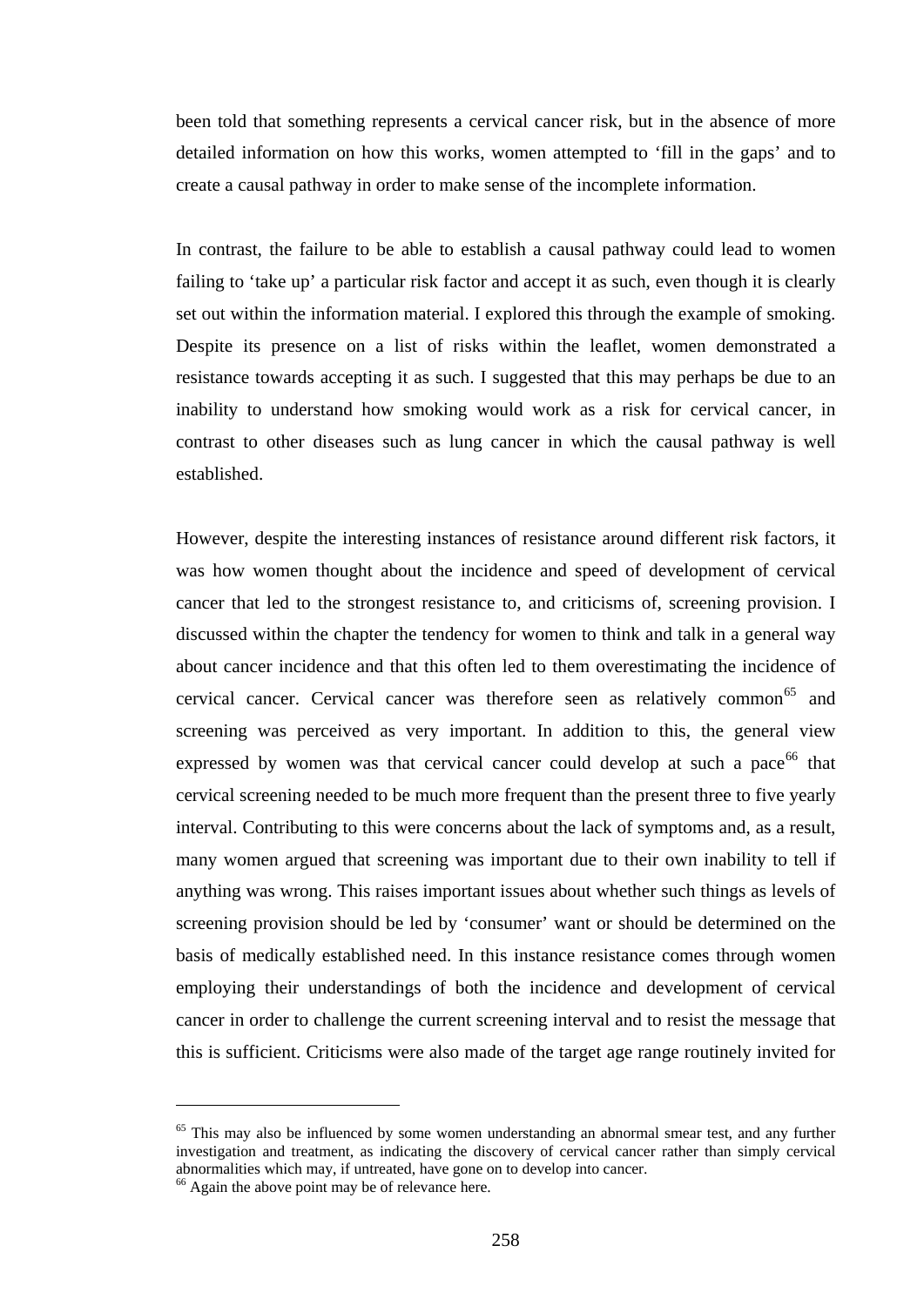been told that something represents a cervical cancer risk, but in the absence of more detailed information on how this works, women attempted to 'fill in the gaps' and to create a causal pathway in order to make sense of the incomplete information.

In contrast, the failure to be able to establish a causal pathway could lead to women failing to 'take up' a particular risk factor and accept it as such, even though it is clearly set out within the information material. I explored this through the example of smoking. Despite its presence on a list of risks within the leaflet, women demonstrated a resistance towards accepting it as such. I suggested that this may perhaps be due to an inability to understand how smoking would work as a risk for cervical cancer, in contrast to other diseases such as lung cancer in which the causal pathway is well established.

However, despite the interesting instances of resistance around different risk factors, it was how women thought about the incidence and speed of development of cervical cancer that led to the strongest resistance to, and criticisms of, screening provision. I discussed within the chapter the tendency for women to think and talk in a general way about cancer incidence and that this often led to them overestimating the incidence of cervical cancer. Cervical cancer was therefore seen as relatively common[65] and screening was perceived as very important. In addition to this, the general view expressed by women was that cervical cancer could develop at such a pace[66] that cervical screening needed to be much more frequent than the present three to five yearly interval. Contributing to this were concerns about the lack of symptoms and, as a result, many women argued that screening was important due to their own inability to tell if anything was wrong. This raises important issues about whether such things as levels of screening provision should be led by 'consumer' want or should be determined on the basis of medically established need. In this instance resistance comes through women employing their understandings of both the incidence and development of cervical cancer in order to challenge the current screening interval and to resist the message that this is sufficient. Criticisms were also made of the target age range routinely invited for

---

[65] This may also be influenced by some women understanding an abnormal smear test, and any further investigation and treatment, as indicating the discovery of cervical cancer rather than simply cervical abnormalities which may, if untreated, have gone on to develop into cancer.

[66] Again the above point may be of relevance here.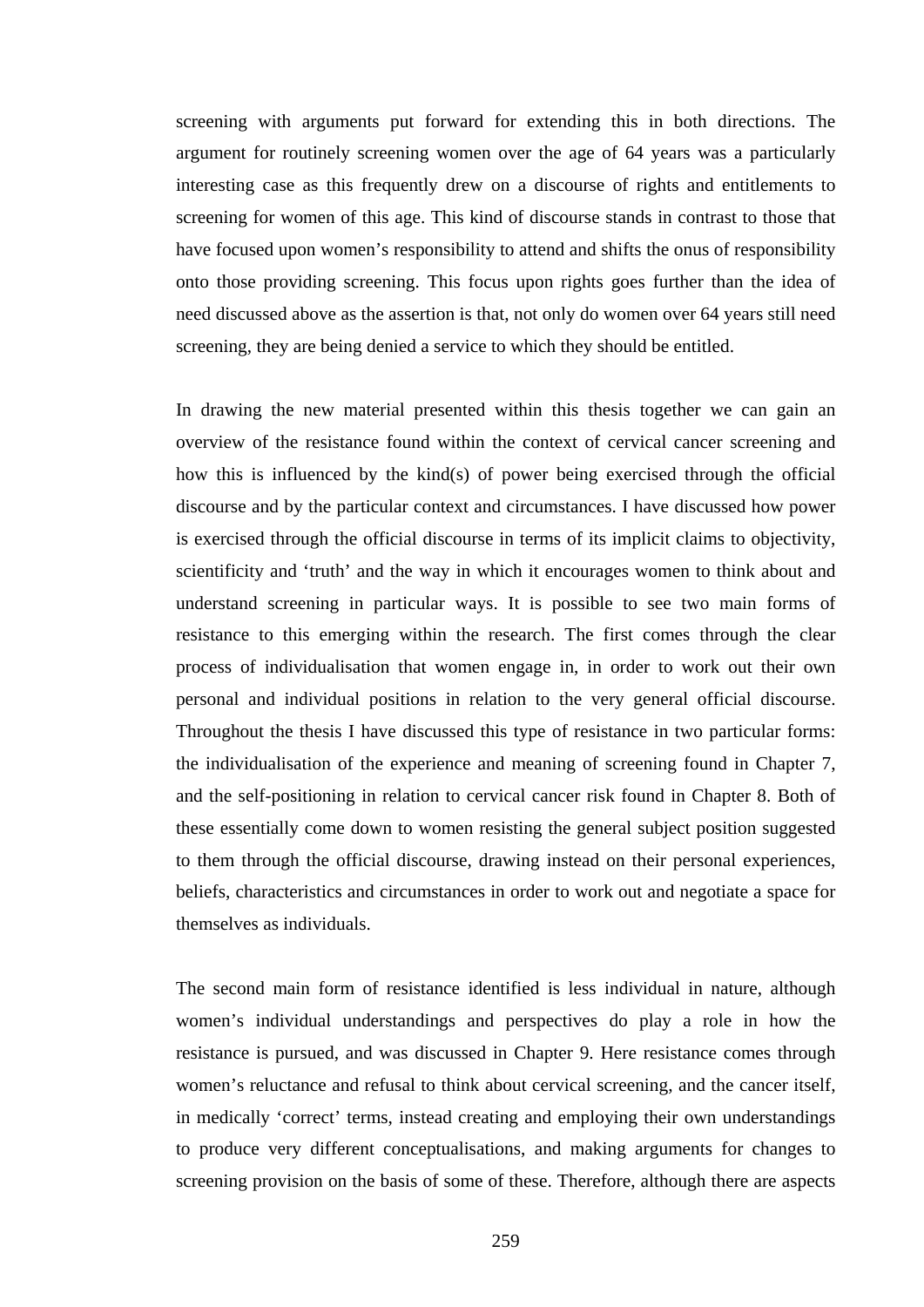screening with arguments put forward for extending this in both directions. The argument for routinely screening women over the age of 64 years was a particularly interesting case as this frequently drew on a discourse of rights and entitlements to screening for women of this age. This kind of discourse stands in contrast to those that have focused upon women's responsibility to attend and shifts the onus of responsibility onto those providing screening. This focus upon rights goes further than the idea of need discussed above as the assertion is that, not only do women over 64 years still need screening, they are being denied a service to which they should be entitled.

In drawing the new material presented within this thesis together we can gain an overview of the resistance found within the context of cervical cancer screening and how this is influenced by the kind(s) of power being exercised through the official discourse and by the particular context and circumstances. I have discussed how power is exercised through the official discourse in terms of its implicit claims to objectivity, scientificity and 'truth' and the way in which it encourages women to think about and understand screening in particular ways. It is possible to see two main forms of resistance to this emerging within the research. The first comes through the clear process of individualisation that women engage in, in order to work out their own personal and individual positions in relation to the very general official discourse. Throughout the thesis I have discussed this type of resistance in two particular forms: the individualisation of the experience and meaning of screening found in Chapter 7, and the self-positioning in relation to cervical cancer risk found in Chapter 8. Both of these essentially come down to women resisting the general subject position suggested to them through the official discourse, drawing instead on their personal experiences, beliefs, characteristics and circumstances in order to work out and negotiate a space for themselves as individuals.

The second main form of resistance identified is less individual in nature, although women's individual understandings and perspectives do play a role in how the resistance is pursued, and was discussed in Chapter 9. Here resistance comes through women's reluctance and refusal to think about cervical screening, and the cancer itself, in medically 'correct' terms, instead creating and employing their own understandings to produce very different conceptualisations, and making arguments for changes to screening provision on the basis of some of these. Therefore, although there are aspects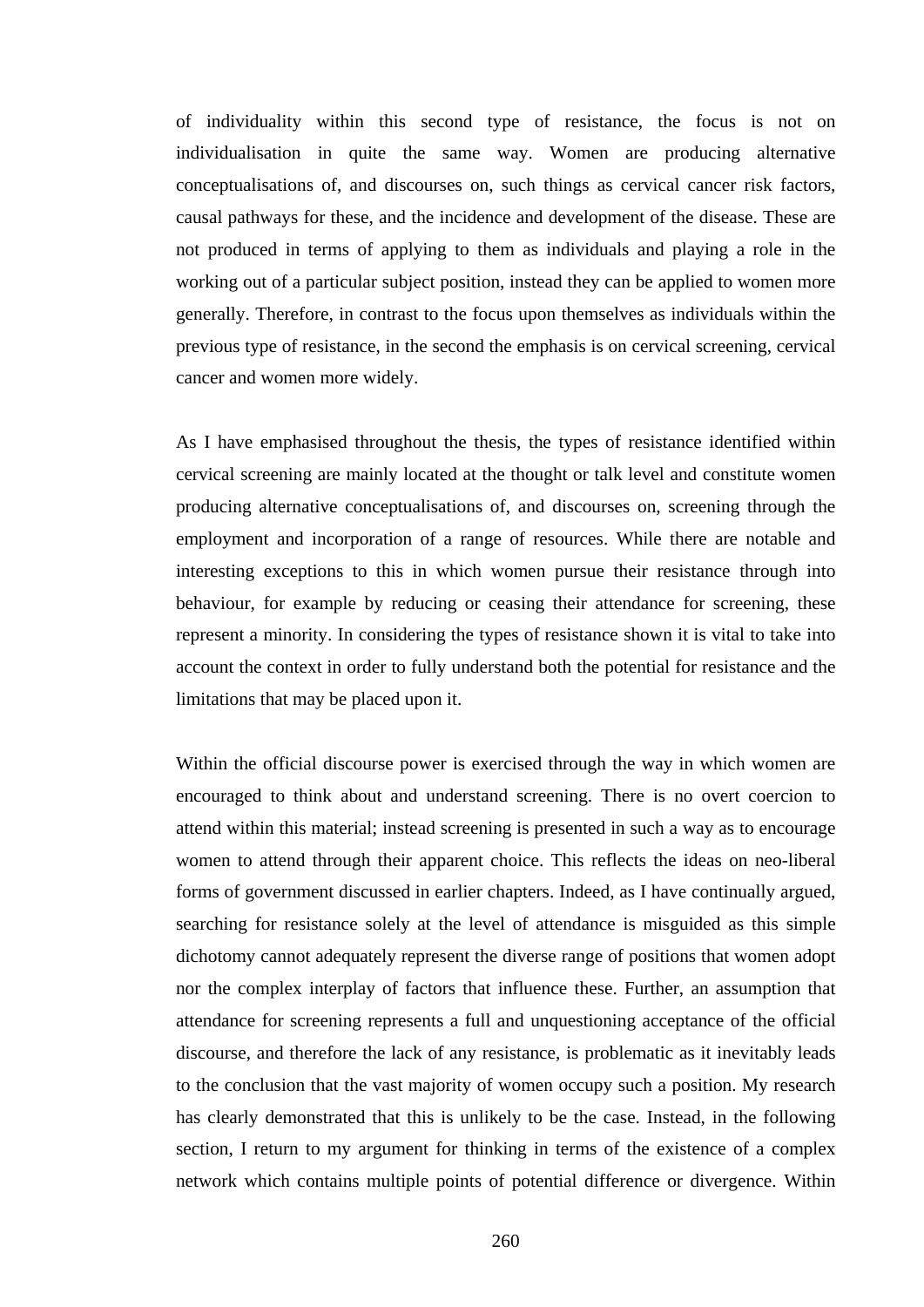of individuality within this second type of resistance, the focus is not on individualisation in quite the same way. Women are producing alternative conceptualisations of, and discourses on, such things as cervical cancer risk factors, causal pathways for these, and the incidence and development of the disease. These are not produced in terms of applying to them as individuals and playing a role in the working out of a particular subject position, instead they can be applied to women more generally. Therefore, in contrast to the focus upon themselves as individuals within the previous type of resistance, in the second the emphasis is on cervical screening, cervical cancer and women more widely.

As I have emphasised throughout the thesis, the types of resistance identified within cervical screening are mainly located at the thought or talk level and constitute women producing alternative conceptualisations of, and discourses on, screening through the employment and incorporation of a range of resources. While there are notable and interesting exceptions to this in which women pursue their resistance through into behaviour, for example by reducing or ceasing their attendance for screening, these represent a minority. In considering the types of resistance shown it is vital to take into account the context in order to fully understand both the potential for resistance and the limitations that may be placed upon it.

Within the official discourse power is exercised through the way in which women are encouraged to think about and understand screening. There is no overt coercion to attend within this material; instead screening is presented in such a way as to encourage women to attend through their apparent choice. This reflects the ideas on neo-liberal forms of government discussed in earlier chapters. Indeed, as I have continually argued, searching for resistance solely at the level of attendance is misguided as this simple dichotomy cannot adequately represent the diverse range of positions that women adopt nor the complex interplay of factors that influence these. Further, an assumption that attendance for screening represents a full and unquestioning acceptance of the official discourse, and therefore the lack of any resistance, is problematic as it inevitably leads to the conclusion that the vast majority of women occupy such a position. My research has clearly demonstrated that this is unlikely to be the case. Instead, in the following section, I return to my argument for thinking in terms of the existence of a complex network which contains multiple points of potential difference or divergence. Within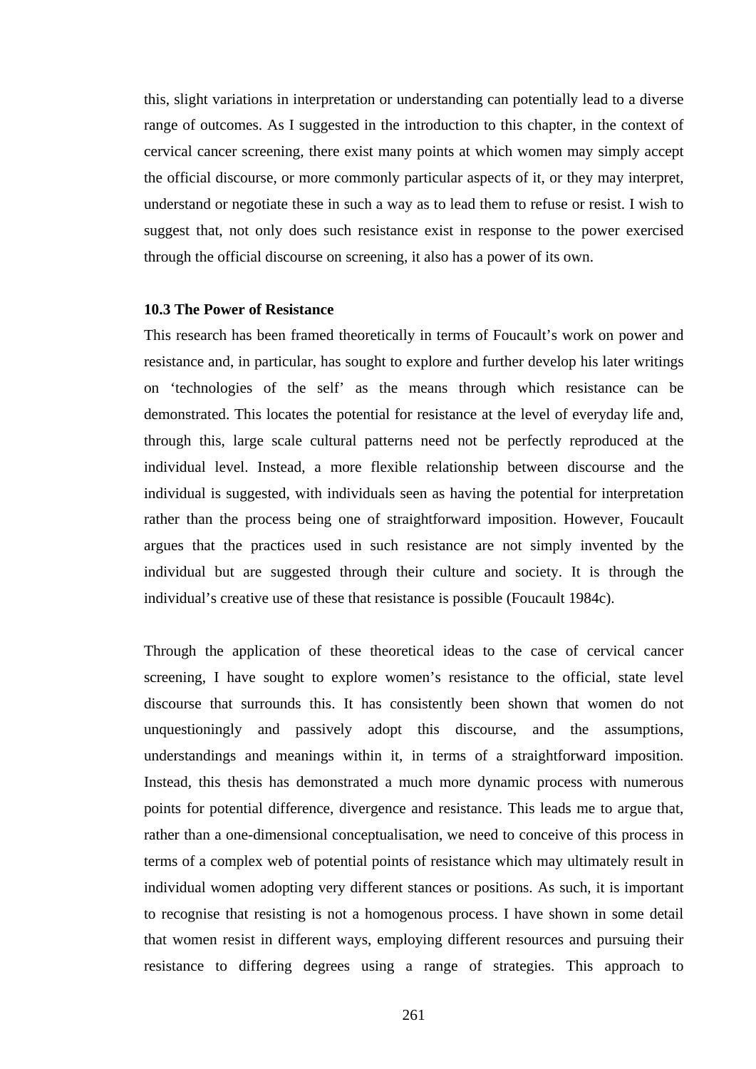this, slight variations in interpretation or understanding can potentially lead to a diverse range of outcomes. As I suggested in the introduction to this chapter, in the context of cervical cancer screening, there exist many points at which women may simply accept the official discourse, or more commonly particular aspects of it, or they may interpret, understand or negotiate these in such a way as to lead them to refuse or resist. I wish to suggest that, not only does such resistance exist in response to the power exercised through the official discourse on screening, it also has a power of its own.

**10.3 The Power of Resistance**

This research has been framed theoretically in terms of Foucault's work on power and resistance and, in particular, has sought to explore and further develop his later writings on 'technologies of the self' as the means through which resistance can be demonstrated. This locates the potential for resistance at the level of everyday life and, through this, large scale cultural patterns need not be perfectly reproduced at the individual level. Instead, a more flexible relationship between discourse and the individual is suggested, with individuals seen as having the potential for interpretation rather than the process being one of straightforward imposition. However, Foucault argues that the practices used in such resistance are not simply invented by the individual but are suggested through their culture and society. It is through the individual's creative use of these that resistance is possible (Foucault 1984c).

Through the application of these theoretical ideas to the case of cervical cancer screening, I have sought to explore women's resistance to the official, state level discourse that surrounds this. It has consistently been shown that women do not unquestioningly and passively adopt this discourse, and the assumptions, understandings and meanings within it, in terms of a straightforward imposition. Instead, this thesis has demonstrated a much more dynamic process with numerous points for potential difference, divergence and resistance. This leads me to argue that, rather than a one-dimensional conceptualisation, we need to conceive of this process in terms of a complex web of potential points of resistance which may ultimately result in individual women adopting very different stances or positions. As such, it is important to recognise that resisting is not a homogenous process. I have shown in some detail that women resist in different ways, employing different resources and pursuing their resistance to differing degrees using a range of strategies. This approach to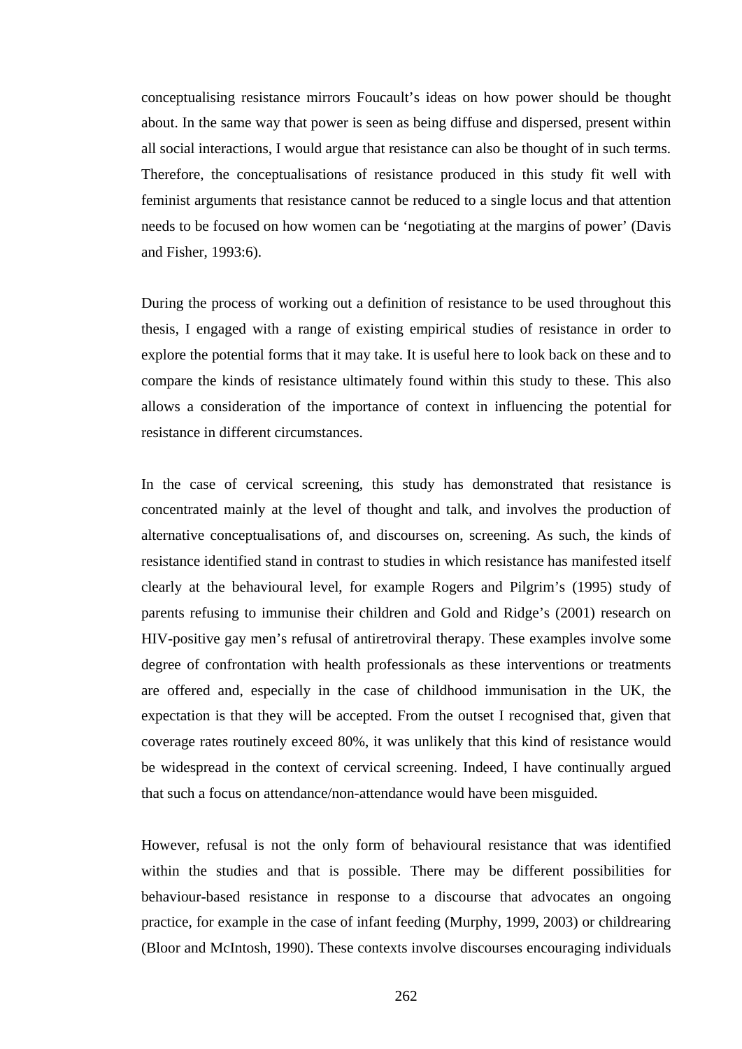conceptualising resistance mirrors Foucault's ideas on how power should be thought about. In the same way that power is seen as being diffuse and dispersed, present within all social interactions, I would argue that resistance can also be thought of in such terms. Therefore, the conceptualisations of resistance produced in this study fit well with feminist arguments that resistance cannot be reduced to a single locus and that attention needs to be focused on how women can be 'negotiating at the margins of power' (Davis and Fisher, 1993:6).

During the process of working out a definition of resistance to be used throughout this thesis, I engaged with a range of existing empirical studies of resistance in order to explore the potential forms that it may take. It is useful here to look back on these and to compare the kinds of resistance ultimately found within this study to these. This also allows a consideration of the importance of context in influencing the potential for resistance in different circumstances.

In the case of cervical screening, this study has demonstrated that resistance is concentrated mainly at the level of thought and talk, and involves the production of alternative conceptualisations of, and discourses on, screening. As such, the kinds of resistance identified stand in contrast to studies in which resistance has manifested itself clearly at the behavioural level, for example Rogers and Pilgrim's (1995) study of parents refusing to immunise their children and Gold and Ridge's (2001) research on HIV-positive gay men's refusal of antiretroviral therapy. These examples involve some degree of confrontation with health professionals as these interventions or treatments are offered and, especially in the case of childhood immunisation in the UK, the expectation is that they will be accepted. From the outset I recognised that, given that coverage rates routinely exceed 80%, it was unlikely that this kind of resistance would be widespread in the context of cervical screening. Indeed, I have continually argued that such a focus on attendance/non-attendance would have been misguided.

However, refusal is not the only form of behavioural resistance that was identified within the studies and that is possible. There may be different possibilities for behaviour-based resistance in response to a discourse that advocates an ongoing practice, for example in the case of infant feeding (Murphy, 1999, 2003) or childrearing (Bloor and McIntosh, 1990). These contexts involve discourses encouraging individuals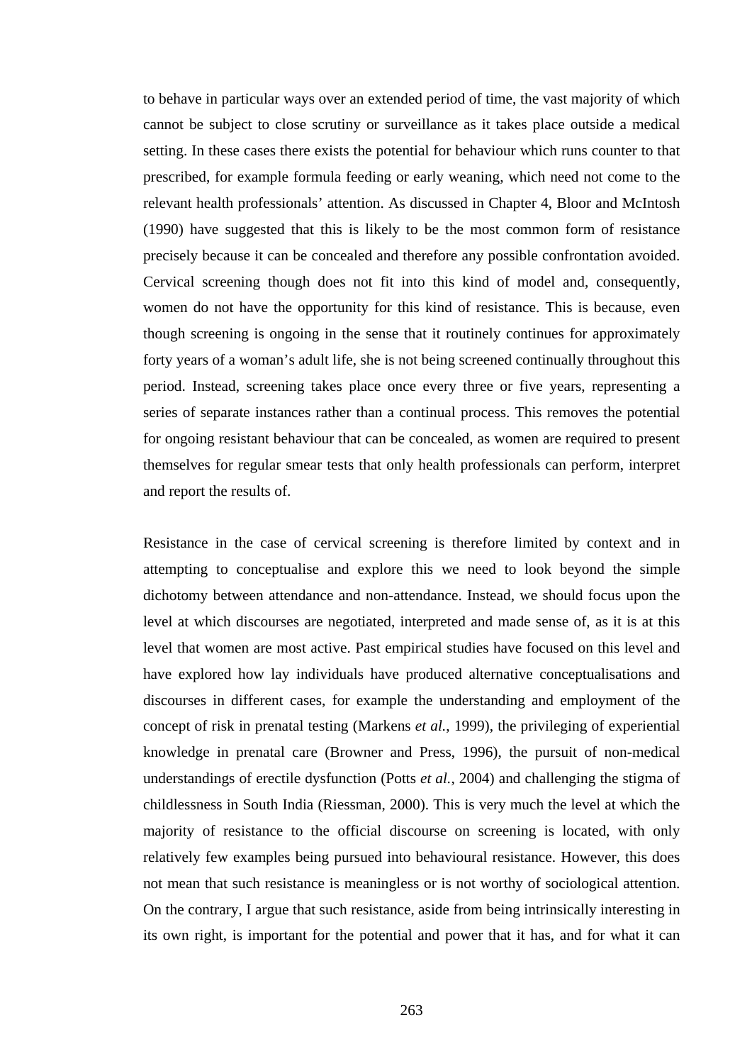to behave in particular ways over an extended period of time, the vast majority of which cannot be subject to close scrutiny or surveillance as it takes place outside a medical setting. In these cases there exists the potential for behaviour which runs counter to that prescribed, for example formula feeding or early weaning, which need not come to the relevant health professionals' attention. As discussed in Chapter 4, Bloor and McIntosh (1990) have suggested that this is likely to be the most common form of resistance precisely because it can be concealed and therefore any possible confrontation avoided. Cervical screening though does not fit into this kind of model and, consequently, women do not have the opportunity for this kind of resistance. This is because, even though screening is ongoing in the sense that it routinely continues for approximately forty years of a woman's adult life, she is not being screened continually throughout this period. Instead, screening takes place once every three or five years, representing a series of separate instances rather than a continual process. This removes the potential for ongoing resistant behaviour that can be concealed, as women are required to present themselves for regular smear tests that only health professionals can perform, interpret and report the results of.

Resistance in the case of cervical screening is therefore limited by context and in attempting to conceptualise and explore this we need to look beyond the simple dichotomy between attendance and non-attendance. Instead, we should focus upon the level at which discourses are negotiated, interpreted and made sense of, as it is at this level that women are most active. Past empirical studies have focused on this level and have explored how lay individuals have produced alternative conceptualisations and discourses in different cases, for example the understanding and employment of the concept of risk in prenatal testing (Markens *et al.*, 1999), the privileging of experiential knowledge in prenatal care (Browner and Press, 1996), the pursuit of non-medical understandings of erectile dysfunction (Potts *et al.*, 2004) and challenging the stigma of childlessness in South India (Riessman, 2000). This is very much the level at which the majority of resistance to the official discourse on screening is located, with only relatively few examples being pursued into behavioural resistance. However, this does not mean that such resistance is meaningless or is not worthy of sociological attention. On the contrary, I argue that such resistance, aside from being intrinsically interesting in its own right, is important for the potential and power that it has, and for what it can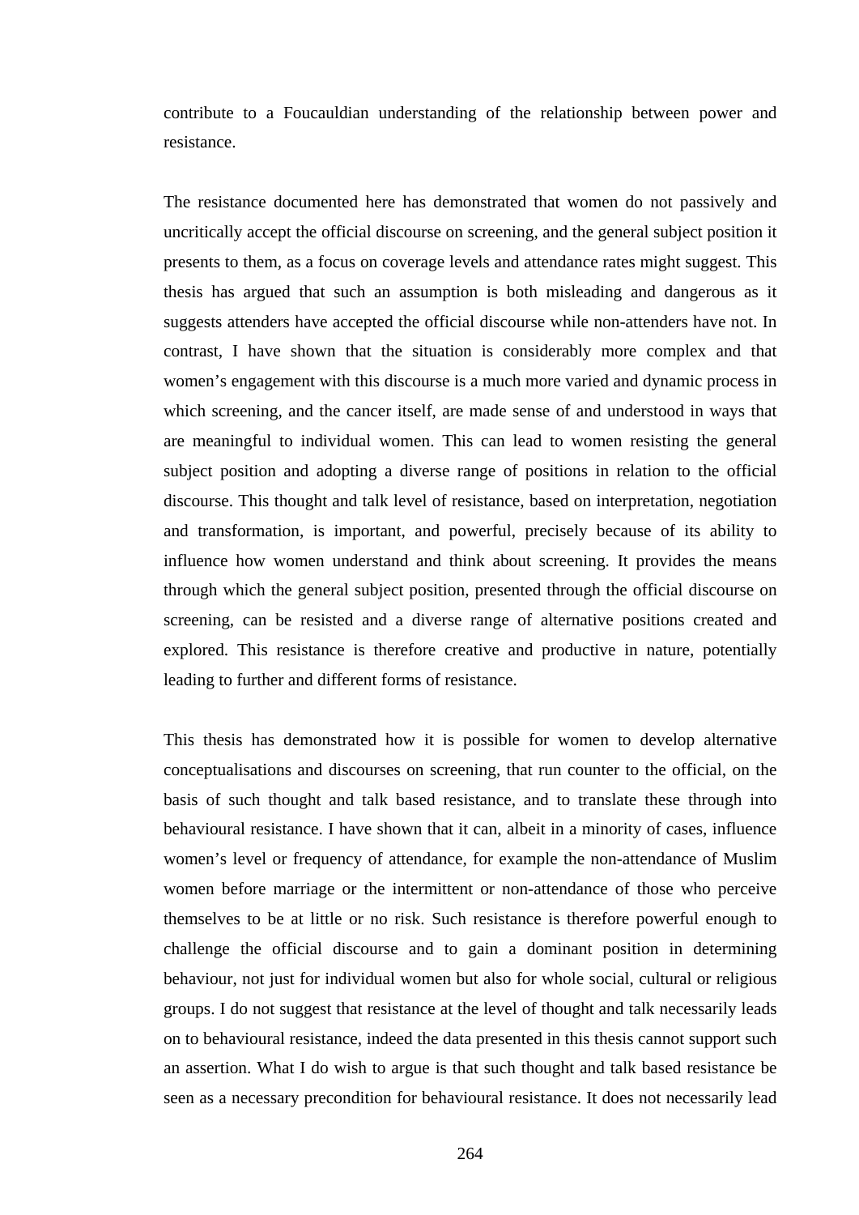contribute to a Foucauldian understanding of the relationship between power and resistance.

The resistance documented here has demonstrated that women do not passively and uncritically accept the official discourse on screening, and the general subject position it presents to them, as a focus on coverage levels and attendance rates might suggest. This thesis has argued that such an assumption is both misleading and dangerous as it suggests attenders have accepted the official discourse while non-attenders have not. In contrast, I have shown that the situation is considerably more complex and that women's engagement with this discourse is a much more varied and dynamic process in which screening, and the cancer itself, are made sense of and understood in ways that are meaningful to individual women. This can lead to women resisting the general subject position and adopting a diverse range of positions in relation to the official discourse. This thought and talk level of resistance, based on interpretation, negotiation and transformation, is important, and powerful, precisely because of its ability to influence how women understand and think about screening. It provides the means through which the general subject position, presented through the official discourse on screening, can be resisted and a diverse range of alternative positions created and explored. This resistance is therefore creative and productive in nature, potentially leading to further and different forms of resistance.

This thesis has demonstrated how it is possible for women to develop alternative conceptualisations and discourses on screening, that run counter to the official, on the basis of such thought and talk based resistance, and to translate these through into behavioural resistance. I have shown that it can, albeit in a minority of cases, influence women's level or frequency of attendance, for example the non-attendance of Muslim women before marriage or the intermittent or non-attendance of those who perceive themselves to be at little or no risk. Such resistance is therefore powerful enough to challenge the official discourse and to gain a dominant position in determining behaviour, not just for individual women but also for whole social, cultural or religious groups. I do not suggest that resistance at the level of thought and talk necessarily leads on to behavioural resistance, indeed the data presented in this thesis cannot support such an assertion. What I do wish to argue is that such thought and talk based resistance be seen as a necessary precondition for behavioural resistance. It does not necessarily lead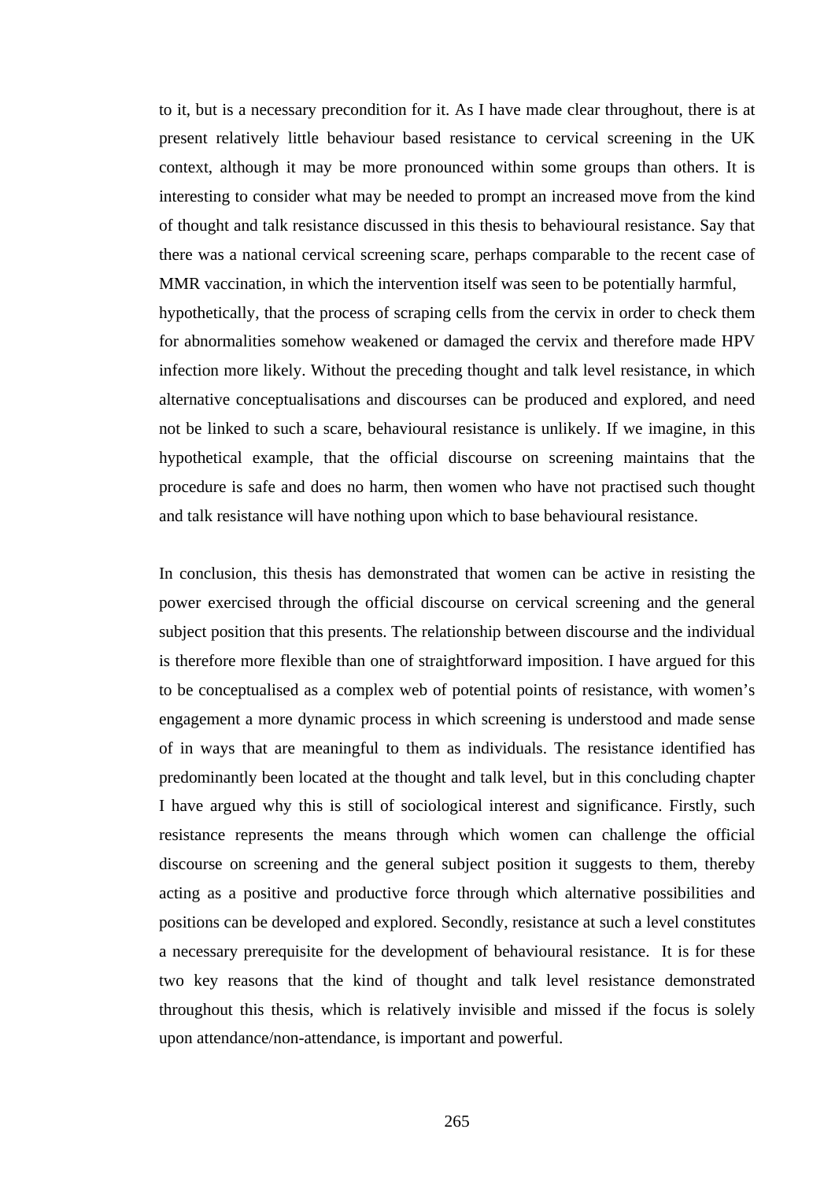to it, but is a necessary precondition for it. As I have made clear throughout, there is at present relatively little behaviour based resistance to cervical screening in the UK context, although it may be more pronounced within some groups than others. It is interesting to consider what may be needed to prompt an increased move from the kind of thought and talk resistance discussed in this thesis to behavioural resistance. Say that there was a national cervical screening scare, perhaps comparable to the recent case of MMR vaccination, in which the intervention itself was seen to be potentially harmful, hypothetically, that the process of scraping cells from the cervix in order to check them for abnormalities somehow weakened or damaged the cervix and therefore made HPV infection more likely. Without the preceding thought and talk level resistance, in which alternative conceptualisations and discourses can be produced and explored, and need not be linked to such a scare, behavioural resistance is unlikely. If we imagine, in this hypothetical example, that the official discourse on screening maintains that the procedure is safe and does no harm, then women who have not practised such thought and talk resistance will have nothing upon which to base behavioural resistance.

In conclusion, this thesis has demonstrated that women can be active in resisting the power exercised through the official discourse on cervical screening and the general subject position that this presents. The relationship between discourse and the individual is therefore more flexible than one of straightforward imposition. I have argued for this to be conceptualised as a complex web of potential points of resistance, with women's engagement a more dynamic process in which screening is understood and made sense of in ways that are meaningful to them as individuals. The resistance identified has predominantly been located at the thought and talk level, but in this concluding chapter I have argued why this is still of sociological interest and significance. Firstly, such resistance represents the means through which women can challenge the official discourse on screening and the general subject position it suggests to them, thereby acting as a positive and productive force through which alternative possibilities and positions can be developed and explored. Secondly, resistance at such a level constitutes a necessary prerequisite for the development of behavioural resistance. It is for these two key reasons that the kind of thought and talk level resistance demonstrated throughout this thesis, which is relatively invisible and missed if the focus is solely upon attendance/non-attendance, is important and powerful.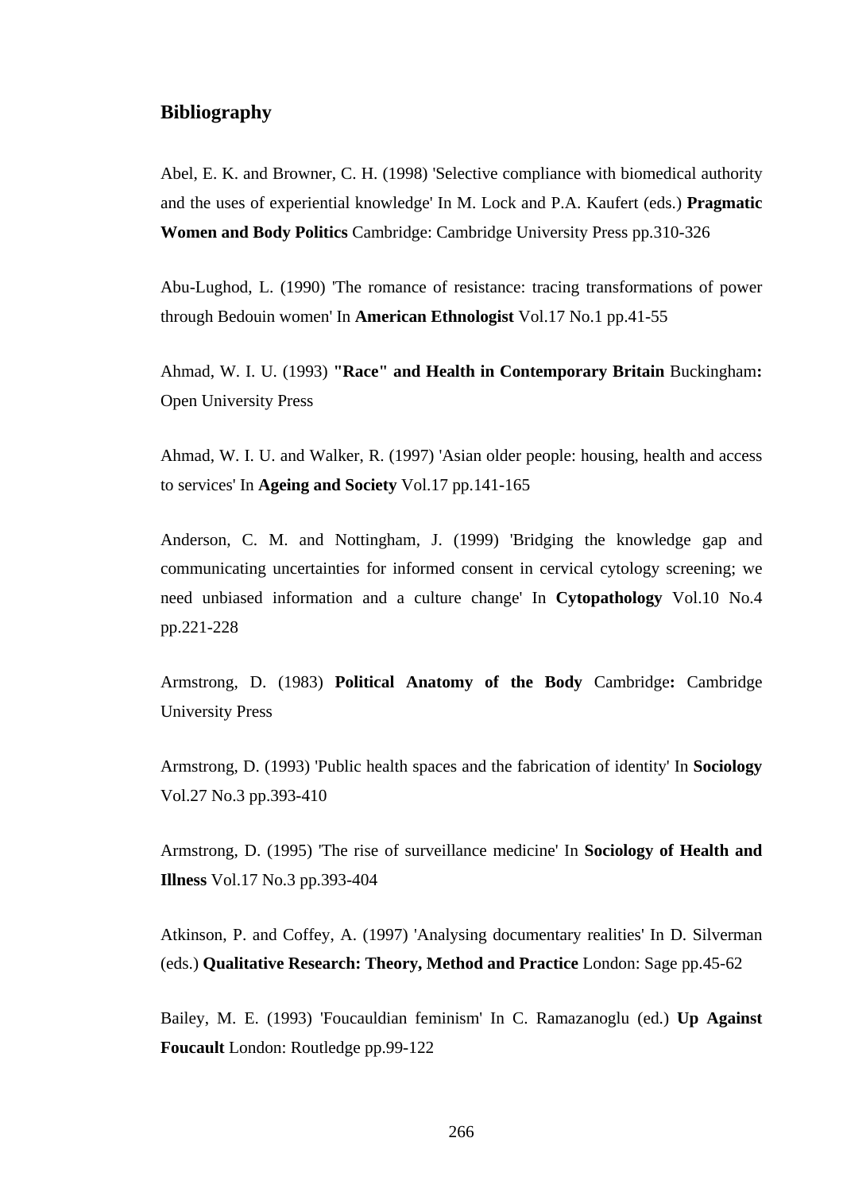## Bibliography

Abel, E. K. and Browner, C. H. (1998) 'Selective compliance with biomedical authority and the uses of experiential knowledge' In M. Lock and P.A. Kaufert (eds.) **Pragmatic Women and Body Politics** Cambridge: Cambridge University Press pp.310-326

Abu-Lughod, L. (1990) 'The romance of resistance: tracing transformations of power through Bedouin women' In **American Ethnologist** Vol.17 No.1 pp.41-55

Ahmad, W. I. U. (1993) **"Race" and Health in Contemporary Britain** Buckingham**:** Open University Press

Ahmad, W. I. U. and Walker, R. (1997) 'Asian older people: housing, health and access to services' In **Ageing and Society** Vol.17 pp.141-165

Anderson, C. M. and Nottingham, J. (1999) 'Bridging the knowledge gap and communicating uncertainties for informed consent in cervical cytology screening; we need unbiased information and a culture change' In **Cytopathology** Vol.10 No.4 pp.221-228

Armstrong, D. (1983) **Political Anatomy of the Body** Cambridge**:** Cambridge University Press

Armstrong, D. (1993) 'Public health spaces and the fabrication of identity' In **Sociology** Vol.27 No.3 pp.393-410

Armstrong, D. (1995) 'The rise of surveillance medicine' In **Sociology of Health and Illness** Vol.17 No.3 pp.393-404

Atkinson, P. and Coffey, A. (1997) 'Analysing documentary realities' In D. Silverman (eds.) **Qualitative Research: Theory, Method and Practice** London: Sage pp.45-62

Bailey, M. E. (1993) 'Foucauldian feminism' In C. Ramazanoglu (ed.) **Up Against Foucault** London: Routledge pp.99-122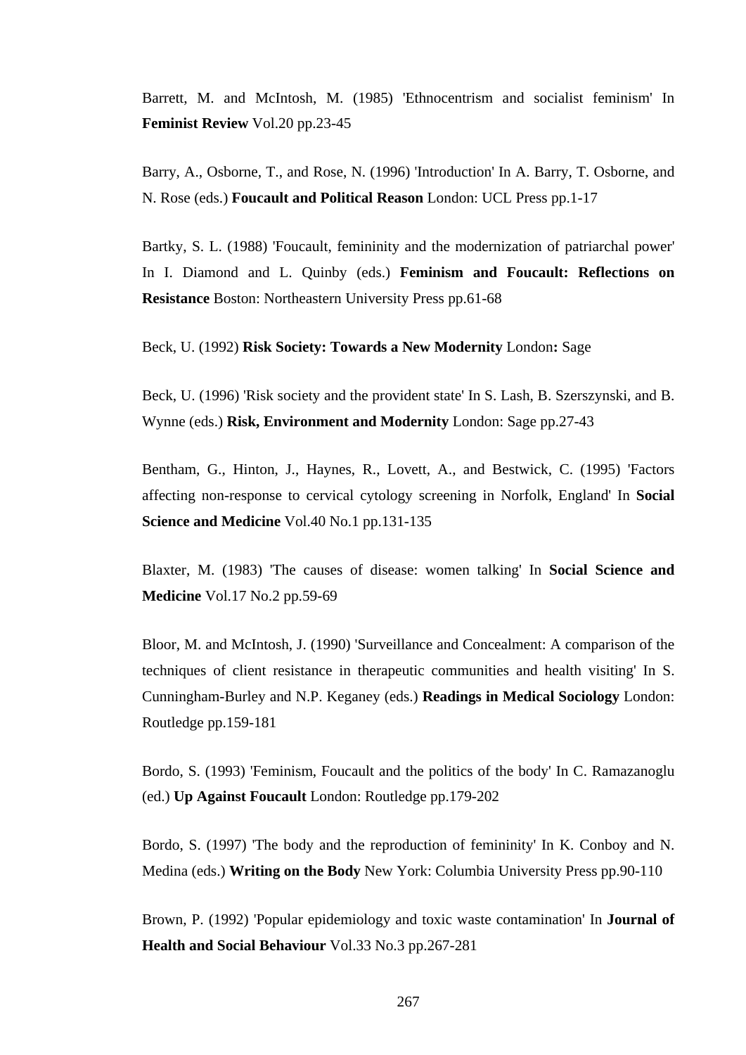Barrett, M. and McIntosh, M. (1985) 'Ethnocentrism and socialist feminism' In **Feminist Review** Vol.20 pp.23-45

Barry, A., Osborne, T., and Rose, N. (1996) 'Introduction' In A. Barry, T. Osborne, and N. Rose (eds.) **Foucault and Political Reason** London: UCL Press pp.1-17

Bartky, S. L. (1988) 'Foucault, femininity and the modernization of patriarchal power' In I. Diamond and L. Quinby (eds.) **Feminism and Foucault: Reflections on Resistance** Boston: Northeastern University Press pp.61-68

Beck, U. (1992) **Risk Society: Towards a New Modernity** London**:** Sage

Beck, U. (1996) 'Risk society and the provident state' In S. Lash, B. Szerszynski, and B. Wynne (eds.) **Risk, Environment and Modernity** London: Sage pp.27-43

Bentham, G., Hinton, J., Haynes, R., Lovett, A., and Bestwick, C. (1995) 'Factors affecting non-response to cervical cytology screening in Norfolk, England' In **Social Science and Medicine** Vol.40 No.1 pp.131-135

Blaxter, M. (1983) 'The causes of disease: women talking' In **Social Science and Medicine** Vol.17 No.2 pp.59-69

Bloor, M. and McIntosh, J. (1990) 'Surveillance and Concealment: A comparison of the techniques of client resistance in therapeutic communities and health visiting' In S. Cunningham-Burley and N.P. Keganey (eds.) **Readings in Medical Sociology** London: Routledge pp.159-181

Bordo, S. (1993) 'Feminism, Foucault and the politics of the body' In C. Ramazanoglu (ed.) **Up Against Foucault** London: Routledge pp.179-202

Bordo, S. (1997) 'The body and the reproduction of femininity' In K. Conboy and N. Medina (eds.) **Writing on the Body** New York: Columbia University Press pp.90-110

Brown, P. (1992) 'Popular epidemiology and toxic waste contamination' In **Journal of Health and Social Behaviour** Vol.33 No.3 pp.267-281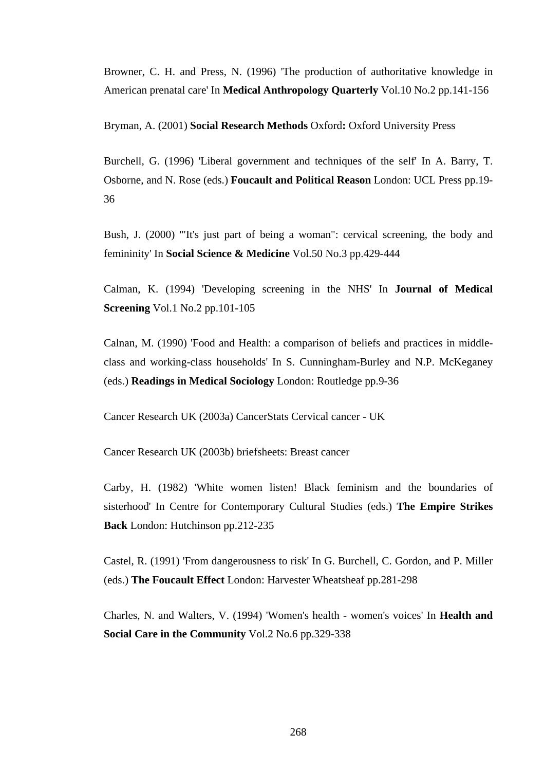Browner, C. H. and Press, N. (1996) 'The production of authoritative knowledge in American prenatal care' In **Medical Anthropology Quarterly** Vol.10 No.2 pp.141-156

Bryman, A. (2001) **Social Research Methods** Oxford**:** Oxford University Press

Burchell, G. (1996) 'Liberal government and techniques of the self' In A. Barry, T. Osborne, and N. Rose (eds.) **Foucault and Political Reason** London: UCL Press pp.19-36

Bush, J. (2000) '"It's just part of being a woman": cervical screening, the body and femininity' In **Social Science & Medicine** Vol.50 No.3 pp.429-444

Calman, K. (1994) 'Developing screening in the NHS' In **Journal of Medical Screening** Vol.1 No.2 pp.101-105

Calnan, M. (1990) 'Food and Health: a comparison of beliefs and practices in middle-class and working-class households' In S. Cunningham-Burley and N.P. McKeganey (eds.) **Readings in Medical Sociology** London: Routledge pp.9-36

Cancer Research UK (2003a) CancerStats Cervical cancer - UK

Cancer Research UK (2003b) briefsheets: Breast cancer

Carby, H. (1982) 'White women listen! Black feminism and the boundaries of sisterhood' In Centre for Contemporary Cultural Studies (eds.) **The Empire Strikes Back** London: Hutchinson pp.212-235

Castel, R. (1991) 'From dangerousness to risk' In G. Burchell, C. Gordon, and P. Miller (eds.) **The Foucault Effect** London: Harvester Wheatsheaf pp.281-298

Charles, N. and Walters, V. (1994) 'Women's health - women's voices' In **Health and Social Care in the Community** Vol.2 No.6 pp.329-338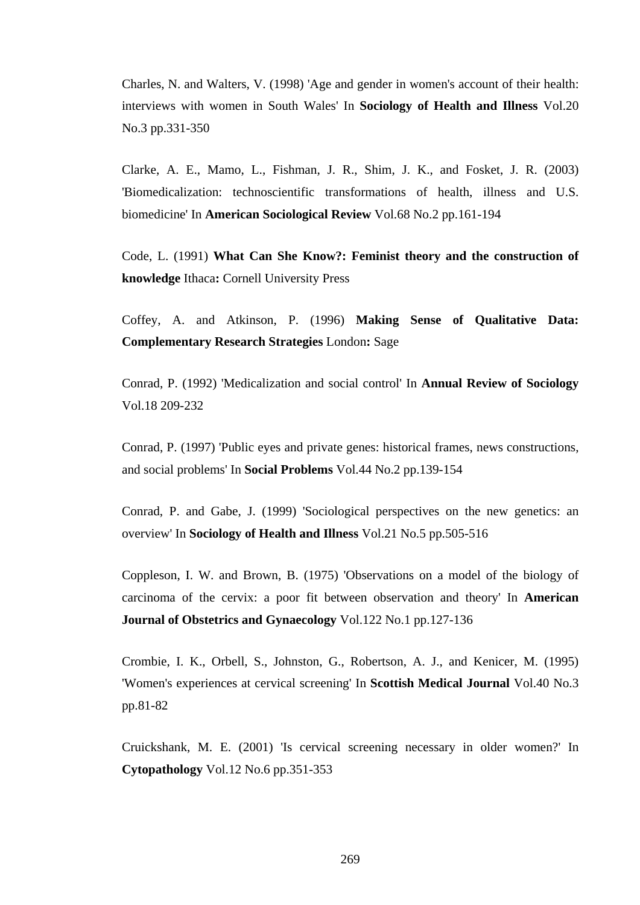Charles, N. and Walters, V. (1998) 'Age and gender in women's account of their health: interviews with women in South Wales' In **Sociology of Health and Illness** Vol.20 No.3 pp.331-350

Clarke, A. E., Mamo, L., Fishman, J. R., Shim, J. K., and Fosket, J. R. (2003) 'Biomedicalization: technoscientific transformations of health, illness and U.S. biomedicine' In **American Sociological Review** Vol.68 No.2 pp.161-194

Code, L. (1991) **What Can She Know?: Feminist theory and the construction of knowledge** Ithaca**:** Cornell University Press

Coffey, A. and Atkinson, P. (1996) **Making Sense of Qualitative Data: Complementary Research Strategies** London**:** Sage

Conrad, P. (1992) 'Medicalization and social control' In **Annual Review of Sociology** Vol.18 209-232

Conrad, P. (1997) 'Public eyes and private genes: historical frames, news constructions, and social problems' In **Social Problems** Vol.44 No.2 pp.139-154

Conrad, P. and Gabe, J. (1999) 'Sociological perspectives on the new genetics: an overview' In **Sociology of Health and Illness** Vol.21 No.5 pp.505-516

Coppleson, I. W. and Brown, B. (1975) 'Observations on a model of the biology of carcinoma of the cervix: a poor fit between observation and theory' In **American Journal of Obstetrics and Gynaecology** Vol.122 No.1 pp.127-136

Crombie, I. K., Orbell, S., Johnston, G., Robertson, A. J., and Kenicer, M. (1995) 'Women's experiences at cervical screening' In **Scottish Medical Journal** Vol.40 No.3 pp.81-82

Cruickshank, M. E. (2001) 'Is cervical screening necessary in older women?' In **Cytopathology** Vol.12 No.6 pp.351-353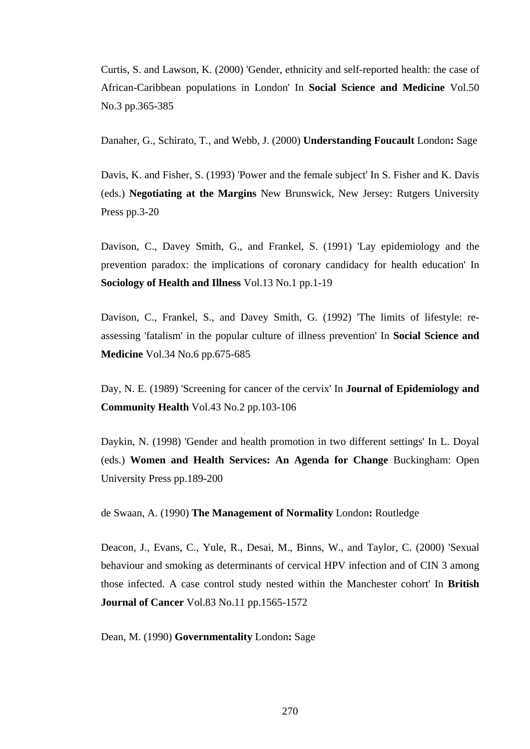Curtis, S. and Lawson, K. (2000) 'Gender, ethnicity and self-reported health: the case of African-Caribbean populations in London' In **Social Science and Medicine** Vol.50 No.3 pp.365-385

Danaher, G., Schirato, T., and Webb, J. (2000) **Understanding Foucault** London**:** Sage

Davis, K. and Fisher, S. (1993) 'Power and the female subject' In S. Fisher and K. Davis (eds.) **Negotiating at the Margins** New Brunswick, New Jersey: Rutgers University Press pp.3-20

Davison, C., Davey Smith, G., and Frankel, S. (1991) 'Lay epidemiology and the prevention paradox: the implications of coronary candidacy for health education' In **Sociology of Health and Illness** Vol.13 No.1 pp.1-19

Davison, C., Frankel, S., and Davey Smith, G. (1992) 'The limits of lifestyle: re-assessing 'fatalism' in the popular culture of illness prevention' In **Social Science and Medicine** Vol.34 No.6 pp.675-685

Day, N. E. (1989) 'Screening for cancer of the cervix' In **Journal of Epidemiology and Community Health** Vol.43 No.2 pp.103-106

Daykin, N. (1998) 'Gender and health promotion in two different settings' In L. Doyal (eds.) **Women and Health Services: An Agenda for Change** Buckingham: Open University Press pp.189-200

de Swaan, A. (1990) **The Management of Normality** London**:** Routledge

Deacon, J., Evans, C., Yule, R., Desai, M., Binns, W., and Taylor, C. (2000) 'Sexual behaviour and smoking as determinants of cervical HPV infection and of CIN 3 among those infected. A case control study nested within the Manchester cohort' In **British Journal of Cancer** Vol.83 No.11 pp.1565-1572

Dean, M. (1990) **Governmentality** London**:** Sage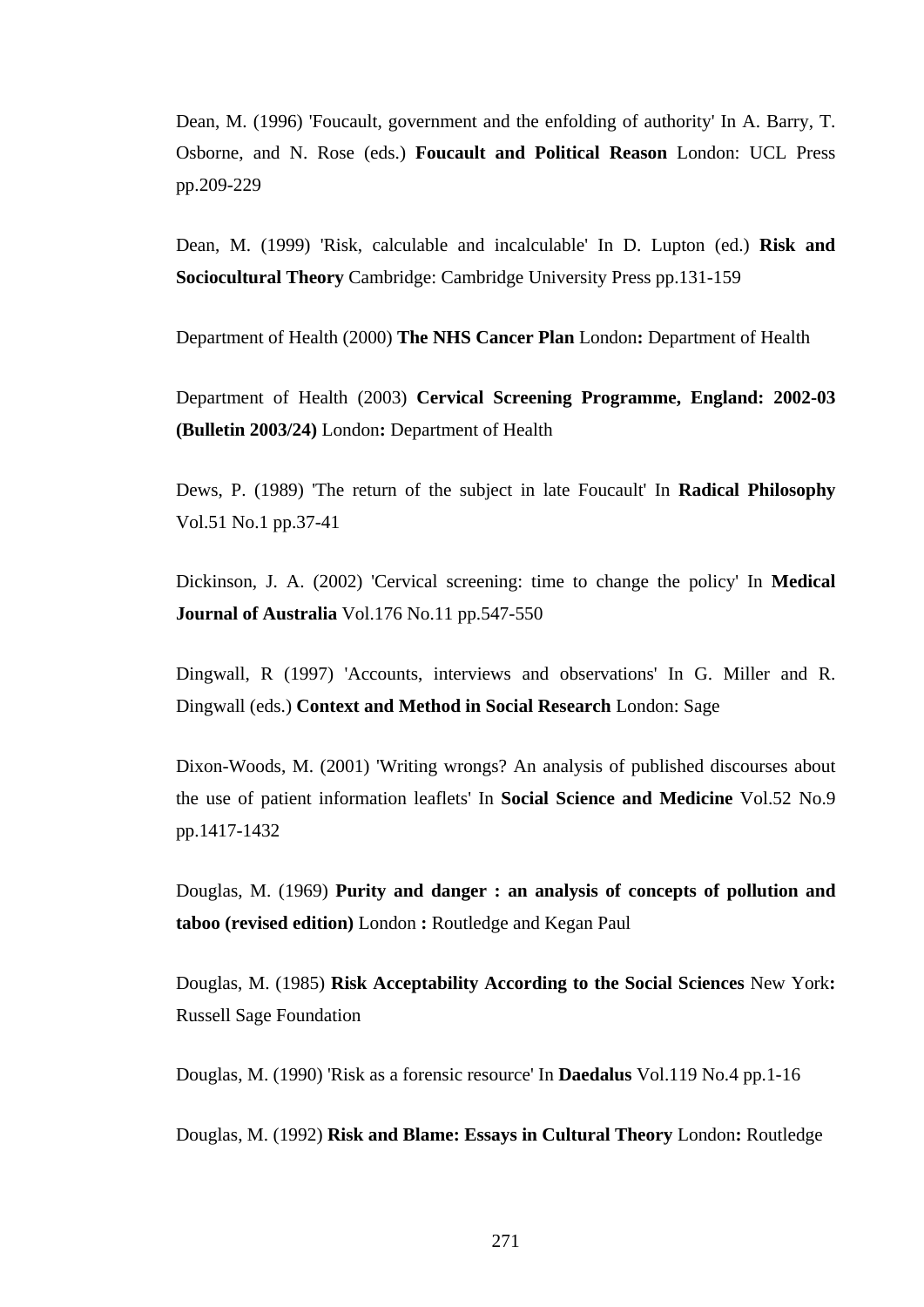Dean, M. (1996) 'Foucault, government and the enfolding of authority' In A. Barry, T. Osborne, and N. Rose (eds.) **Foucault and Political Reason** London: UCL Press pp.209-229

Dean, M. (1999) 'Risk, calculable and incalculable' In D. Lupton (ed.) **Risk and Sociocultural Theory** Cambridge: Cambridge University Press pp.131-159

Department of Health (2000) **The NHS Cancer Plan** London**:** Department of Health

Department of Health (2003) **Cervical Screening Programme, England: 2002-03 (Bulletin 2003/24)** London**:** Department of Health

Dews, P. (1989) 'The return of the subject in late Foucault' In **Radical Philosophy** Vol.51 No.1 pp.37-41

Dickinson, J. A. (2002) 'Cervical screening: time to change the policy' In **Medical Journal of Australia** Vol.176 No.11 pp.547-550

Dingwall, R (1997) 'Accounts, interviews and observations' In G. Miller and R. Dingwall (eds.) **Context and Method in Social Research** London: Sage

Dixon-Woods, M. (2001) 'Writing wrongs? An analysis of published discourses about the use of patient information leaflets' In **Social Science and Medicine** Vol.52 No.9 pp.1417-1432

Douglas, M. (1969) **Purity and danger : an analysis of concepts of pollution and taboo (revised edition)** London **:** Routledge and Kegan Paul

Douglas, M. (1985) **Risk Acceptability According to the Social Sciences** New York**:** Russell Sage Foundation

Douglas, M. (1990) 'Risk as a forensic resource' In **Daedalus** Vol.119 No.4 pp.1-16

Douglas, M. (1992) **Risk and Blame: Essays in Cultural Theory** London**:** Routledge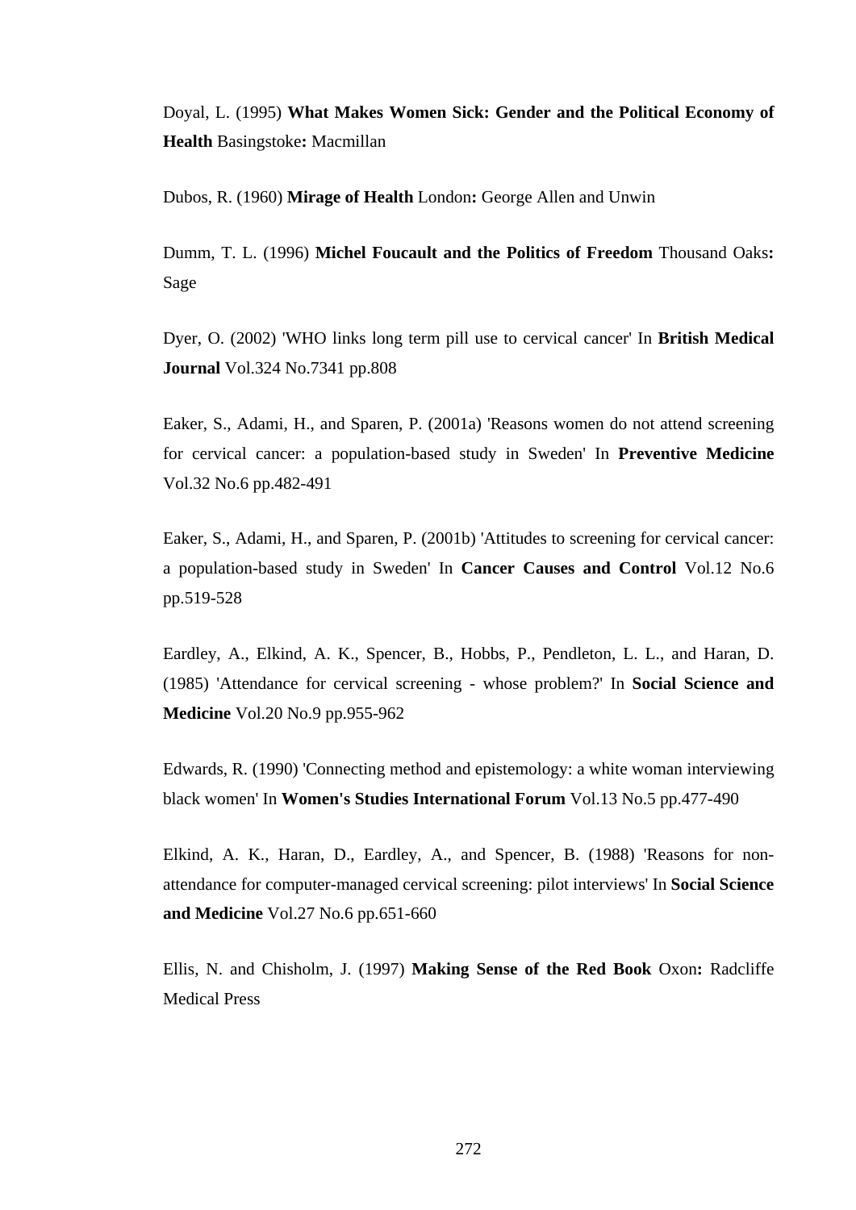Doyal, L. (1995) **What Makes Women Sick: Gender and the Political Economy of Health** Basingstoke**:** Macmillan

Dubos, R. (1960) **Mirage of Health** London**:** George Allen and Unwin

Dumm, T. L. (1996) **Michel Foucault and the Politics of Freedom** Thousand Oaks**:** Sage

Dyer, O. (2002) 'WHO links long term pill use to cervical cancer' In **British Medical Journal** Vol.324 No.7341 pp.808

Eaker, S., Adami, H., and Sparen, P. (2001a) 'Reasons women do not attend screening for cervical cancer: a population-based study in Sweden' In **Preventive Medicine** Vol.32 No.6 pp.482-491

Eaker, S., Adami, H., and Sparen, P. (2001b) 'Attitudes to screening for cervical cancer: a population-based study in Sweden' In **Cancer Causes and Control** Vol.12 No.6 pp.519-528

Eardley, A., Elkind, A. K., Spencer, B., Hobbs, P., Pendleton, L. L., and Haran, D. (1985) 'Attendance for cervical screening - whose problem?' In **Social Science and Medicine** Vol.20 No.9 pp.955-962

Edwards, R. (1990) 'Connecting method and epistemology: a white woman interviewing black women' In **Women's Studies International Forum** Vol.13 No.5 pp.477-490

Elkind, A. K., Haran, D., Eardley, A., and Spencer, B. (1988) 'Reasons for non-attendance for computer-managed cervical screening: pilot interviews' In **Social Science and Medicine** Vol.27 No.6 pp.651-660

Ellis, N. and Chisholm, J. (1997) **Making Sense of the Red Book** Oxon**:** Radcliffe Medical Press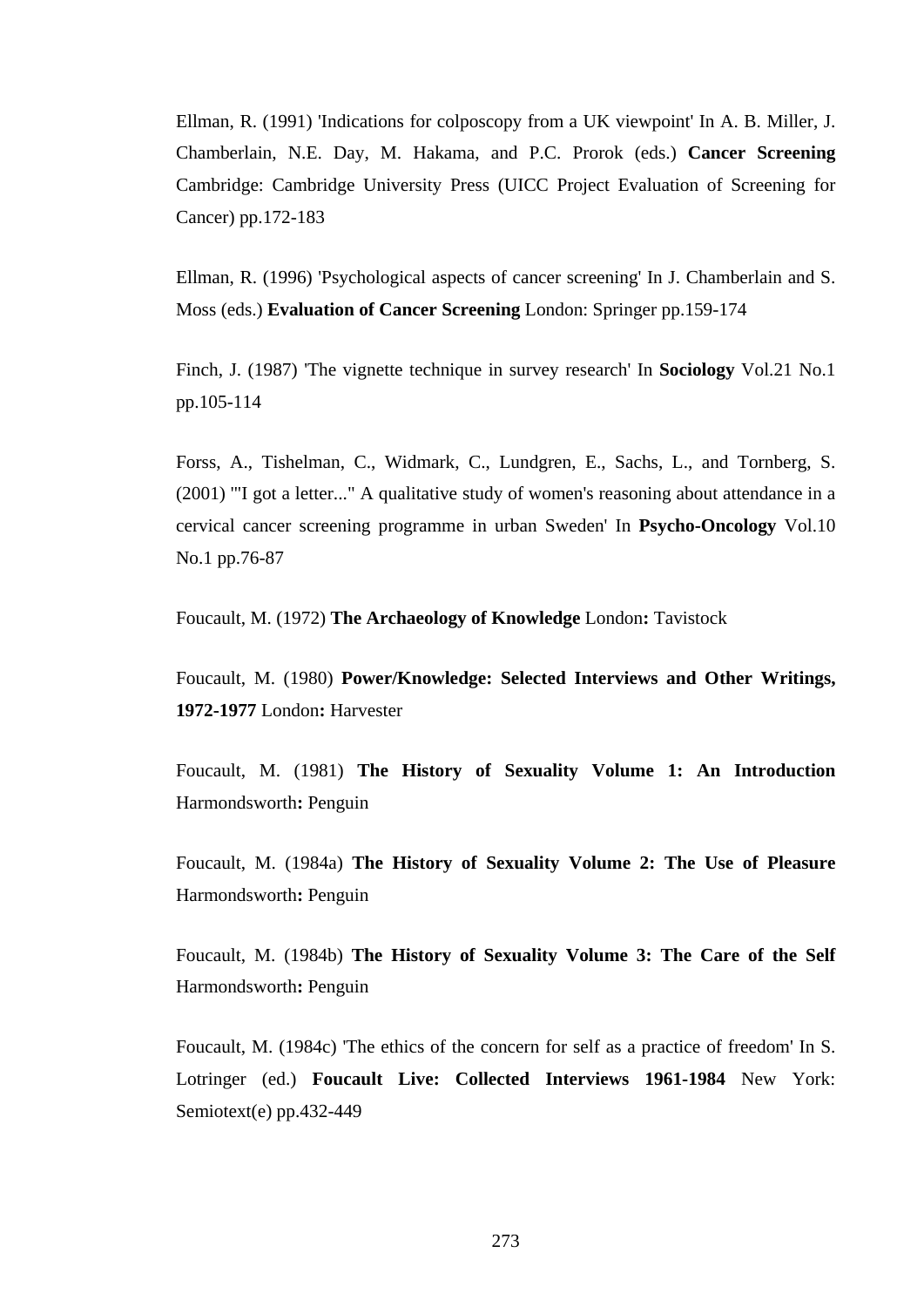Ellman, R. (1991) 'Indications for colposcopy from a UK viewpoint' In A. B. Miller, J. Chamberlain, N.E. Day, M. Hakama, and P.C. Prorok (eds.) **Cancer Screening** Cambridge: Cambridge University Press (UICC Project Evaluation of Screening for Cancer) pp.172-183

Ellman, R. (1996) 'Psychological aspects of cancer screening' In J. Chamberlain and S. Moss (eds.) **Evaluation of Cancer Screening** London: Springer pp.159-174

Finch, J. (1987) 'The vignette technique in survey research' In **Sociology** Vol.21 No.1 pp.105-114

Forss, A., Tishelman, C., Widmark, C., Lundgren, E., Sachs, L., and Tornberg, S. (2001) '"I got a letter..." A qualitative study of women's reasoning about attendance in a cervical cancer screening programme in urban Sweden' In **Psycho-Oncology** Vol.10 No.1 pp.76-87

Foucault, M. (1972) **The Archaeology of Knowledge** London**:** Tavistock

Foucault, M. (1980) **Power/Knowledge: Selected Interviews and Other Writings, 1972-1977** London**:** Harvester

Foucault, M. (1981) **The History of Sexuality Volume 1: An Introduction** Harmondsworth**:** Penguin

Foucault, M. (1984a) **The History of Sexuality Volume 2: The Use of Pleasure** Harmondsworth**:** Penguin

Foucault, M. (1984b) **The History of Sexuality Volume 3: The Care of the Self** Harmondsworth**:** Penguin

Foucault, M. (1984c) 'The ethics of the concern for self as a practice of freedom' In S. Lotringer (ed.) **Foucault Live: Collected Interviews 1961-1984** New York: Semiotext(e) pp.432-449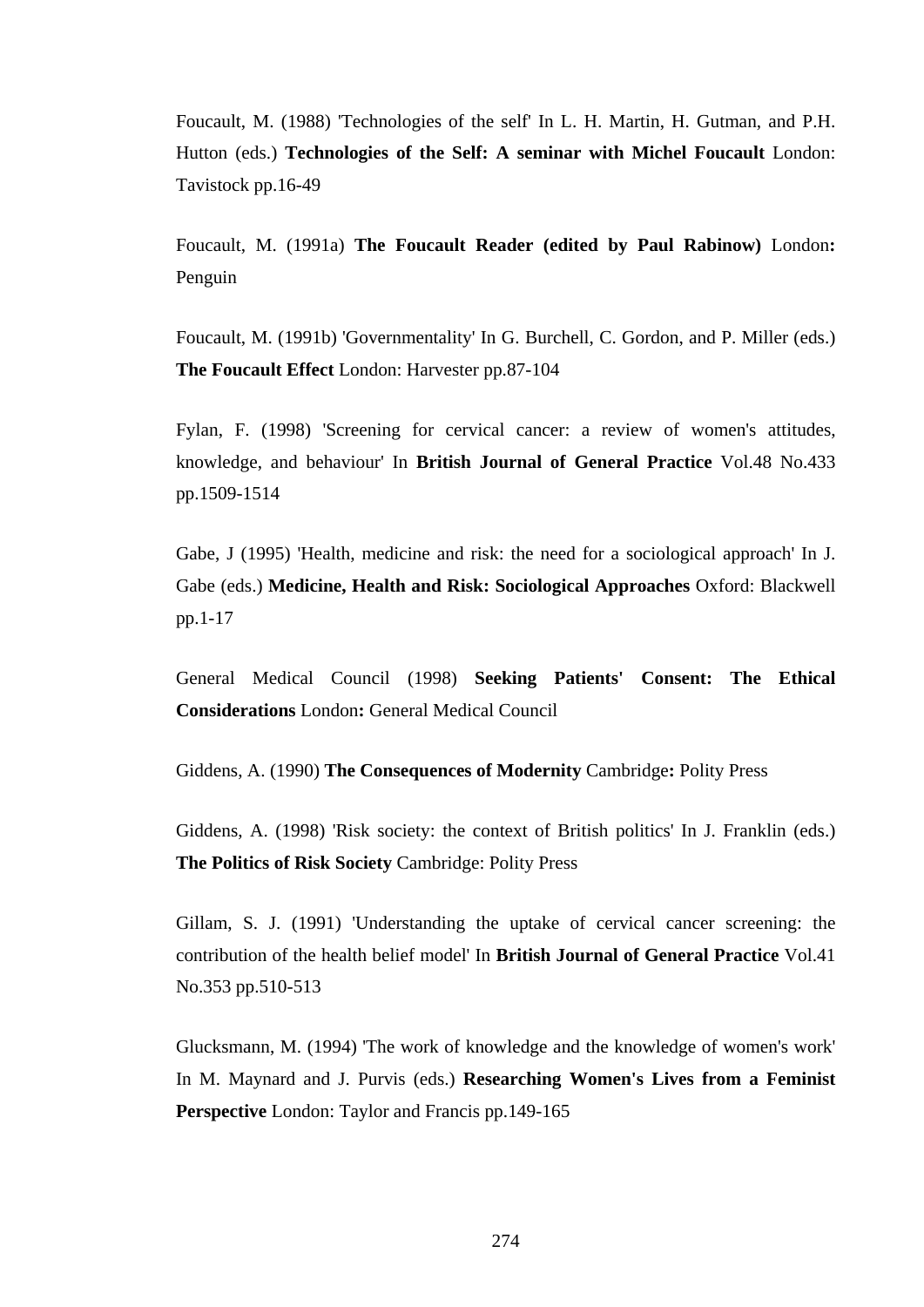Foucault, M. (1988) 'Technologies of the self' In L. H. Martin, H. Gutman, and P.H. Hutton (eds.) **Technologies of the Self: A seminar with Michel Foucault** London: Tavistock pp.16-49

Foucault, M. (1991a) **The Foucault Reader (edited by Paul Rabinow)** London**:** Penguin

Foucault, M. (1991b) 'Governmentality' In G. Burchell, C. Gordon, and P. Miller (eds.) **The Foucault Effect** London: Harvester pp.87-104

Fylan, F. (1998) 'Screening for cervical cancer: a review of women's attitudes, knowledge, and behaviour' In **British Journal of General Practice** Vol.48 No.433 pp.1509-1514

Gabe, J (1995) 'Health, medicine and risk: the need for a sociological approach' In J. Gabe (eds.) **Medicine, Health and Risk: Sociological Approaches** Oxford: Blackwell pp.1-17

General Medical Council (1998) **Seeking Patients' Consent: The Ethical Considerations** London**:** General Medical Council

Giddens, A. (1990) **The Consequences of Modernity** Cambridge**:** Polity Press

Giddens, A. (1998) 'Risk society: the context of British politics' In J. Franklin (eds.) **The Politics of Risk Society** Cambridge: Polity Press

Gillam, S. J. (1991) 'Understanding the uptake of cervical cancer screening: the contribution of the health belief model' In **British Journal of General Practice** Vol.41 No.353 pp.510-513

Glucksmann, M. (1994) 'The work of knowledge and the knowledge of women's work' In M. Maynard and J. Purvis (eds.) **Researching Women's Lives from a Feminist Perspective** London: Taylor and Francis pp.149-165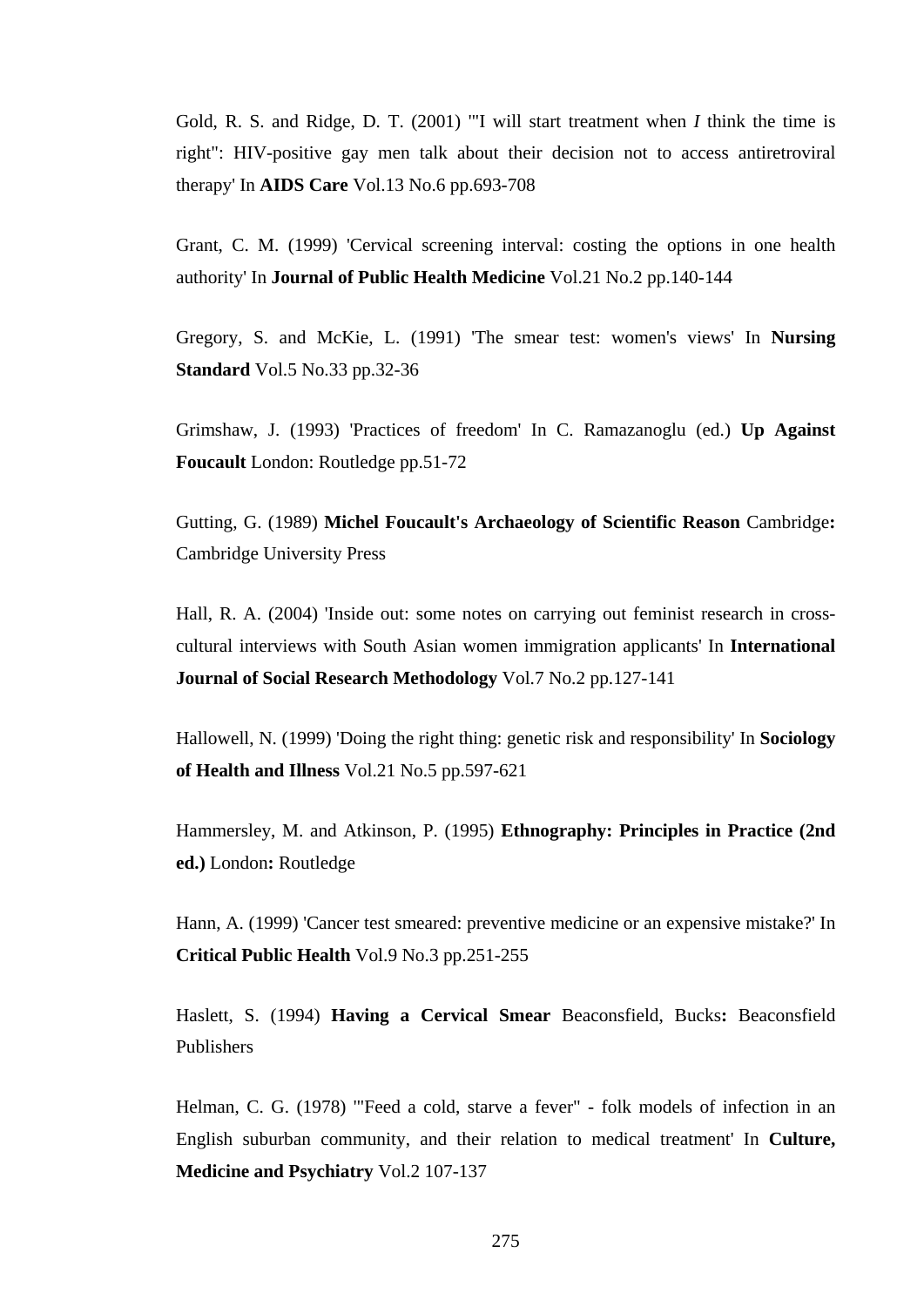Gold, R. S. and Ridge, D. T. (2001) '"I will start treatment when *I* think the time is right": HIV-positive gay men talk about their decision not to access antiretroviral therapy' In **AIDS Care** Vol.13 No.6 pp.693-708

Grant, C. M. (1999) 'Cervical screening interval: costing the options in one health authority' In **Journal of Public Health Medicine** Vol.21 No.2 pp.140-144

Gregory, S. and McKie, L. (1991) 'The smear test: women's views' In **Nursing Standard** Vol.5 No.33 pp.32-36

Grimshaw, J. (1993) 'Practices of freedom' In C. Ramazanoglu (ed.) **Up Against Foucault** London: Routledge pp.51-72

Gutting, G. (1989) **Michel Foucault's Archaeology of Scientific Reason** Cambridge**:** Cambridge University Press

Hall, R. A. (2004) 'Inside out: some notes on carrying out feminist research in cross-cultural interviews with South Asian women immigration applicants' In **International Journal of Social Research Methodology** Vol.7 No.2 pp.127-141

Hallowell, N. (1999) 'Doing the right thing: genetic risk and responsibility' In **Sociology of Health and Illness** Vol.21 No.5 pp.597-621

Hammersley, M. and Atkinson, P. (1995) **Ethnography: Principles in Practice (2nd ed.)** London**:** Routledge

Hann, A. (1999) 'Cancer test smeared: preventive medicine or an expensive mistake?' In **Critical Public Health** Vol.9 No.3 pp.251-255

Haslett, S. (1994) **Having a Cervical Smear** Beaconsfield, Bucks**:** Beaconsfield Publishers

Helman, C. G. (1978) '"Feed a cold, starve a fever" - folk models of infection in an English suburban community, and their relation to medical treatment' In **Culture, Medicine and Psychiatry** Vol.2 107-137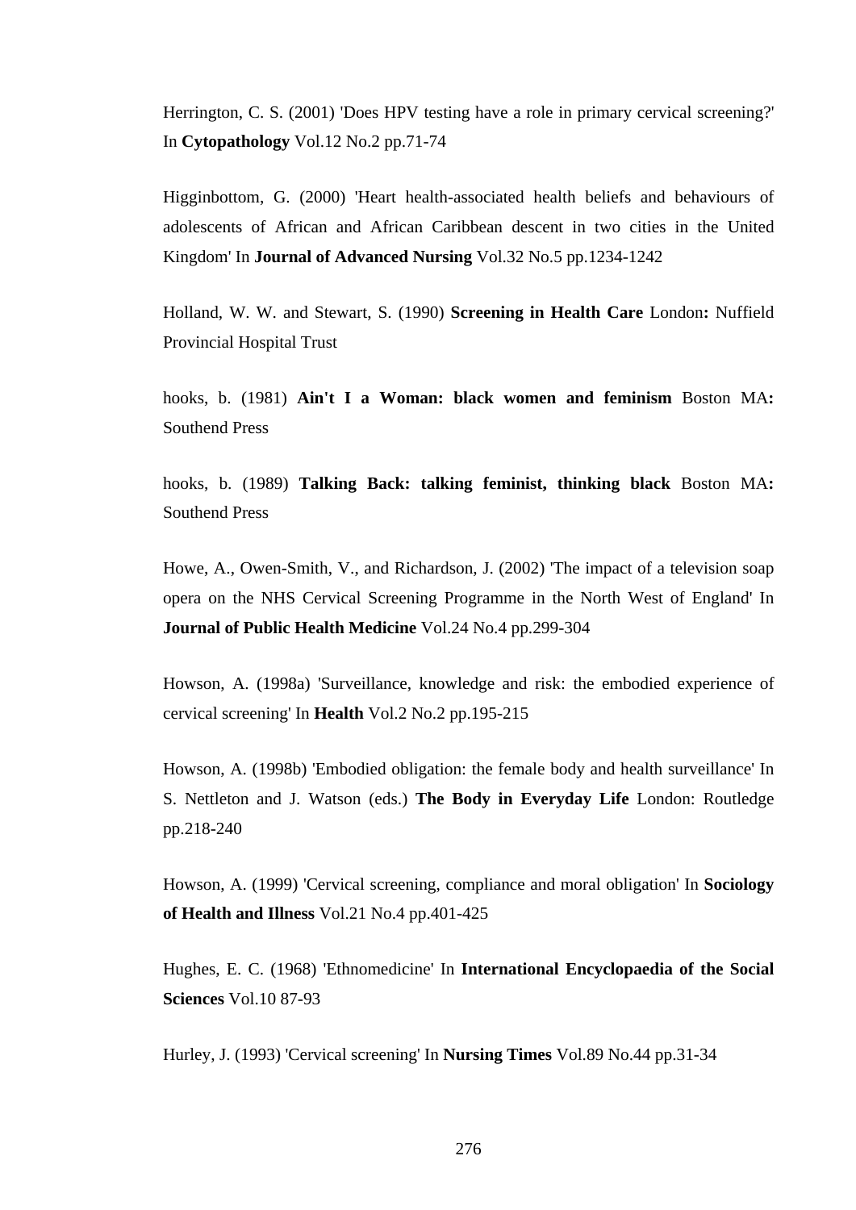Herrington, C. S. (2001) 'Does HPV testing have a role in primary cervical screening?' In **Cytopathology** Vol.12 No.2 pp.71-74

Higginbottom, G. (2000) 'Heart health-associated health beliefs and behaviours of adolescents of African and African Caribbean descent in two cities in the United Kingdom' In **Journal of Advanced Nursing** Vol.32 No.5 pp.1234-1242

Holland, W. W. and Stewart, S. (1990) **Screening in Health Care** London**:** Nuffield Provincial Hospital Trust

hooks, b. (1981) **Ain't I a Woman: black women and feminism** Boston MA**:** Southend Press

hooks, b. (1989) **Talking Back: talking feminist, thinking black** Boston MA**:** Southend Press

Howe, A., Owen-Smith, V., and Richardson, J. (2002) 'The impact of a television soap opera on the NHS Cervical Screening Programme in the North West of England' In **Journal of Public Health Medicine** Vol.24 No.4 pp.299-304

Howson, A. (1998a) 'Surveillance, knowledge and risk: the embodied experience of cervical screening' In **Health** Vol.2 No.2 pp.195-215

Howson, A. (1998b) 'Embodied obligation: the female body and health surveillance' In S. Nettleton and J. Watson (eds.) **The Body in Everyday Life** London: Routledge pp.218-240

Howson, A. (1999) 'Cervical screening, compliance and moral obligation' In **Sociology of Health and Illness** Vol.21 No.4 pp.401-425

Hughes, E. C. (1968) 'Ethnomedicine' In **International Encyclopaedia of the Social Sciences** Vol.10 87-93

Hurley, J. (1993) 'Cervical screening' In **Nursing Times** Vol.89 No.44 pp.31-34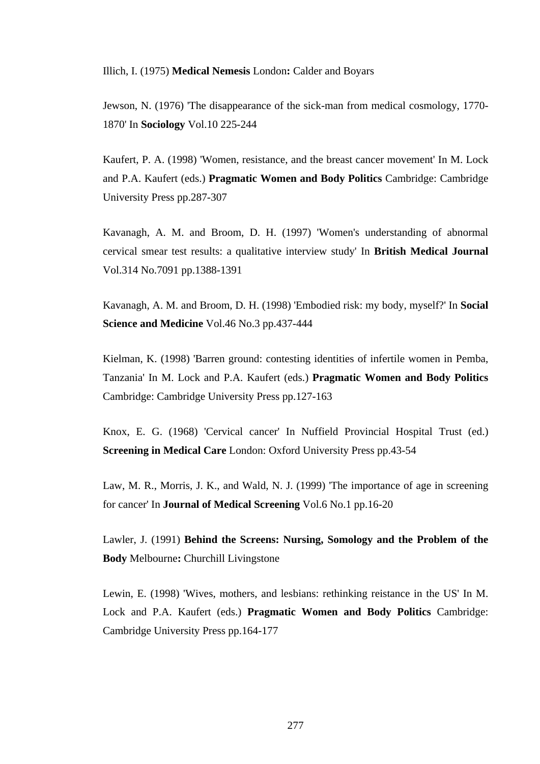Illich, I. (1975) **Medical Nemesis** London**:** Calder and Boyars

Jewson, N. (1976) 'The disappearance of the sick-man from medical cosmology, 1770-1870' In **Sociology** Vol.10 225-244

Kaufert, P. A. (1998) 'Women, resistance, and the breast cancer movement' In M. Lock and P.A. Kaufert (eds.) **Pragmatic Women and Body Politics** Cambridge: Cambridge University Press pp.287-307

Kavanagh, A. M. and Broom, D. H. (1997) 'Women's understanding of abnormal cervical smear test results: a qualitative interview study' In **British Medical Journal** Vol.314 No.7091 pp.1388-1391

Kavanagh, A. M. and Broom, D. H. (1998) 'Embodied risk: my body, myself?' In **Social Science and Medicine** Vol.46 No.3 pp.437-444

Kielman, K. (1998) 'Barren ground: contesting identities of infertile women in Pemba, Tanzania' In M. Lock and P.A. Kaufert (eds.) **Pragmatic Women and Body Politics** Cambridge: Cambridge University Press pp.127-163

Knox, E. G. (1968) 'Cervical cancer' In Nuffield Provincial Hospital Trust (ed.) **Screening in Medical Care** London: Oxford University Press pp.43-54

Law, M. R., Morris, J. K., and Wald, N. J. (1999) 'The importance of age in screening for cancer' In **Journal of Medical Screening** Vol.6 No.1 pp.16-20

Lawler, J. (1991) **Behind the Screens: Nursing, Somology and the Problem of the Body** Melbourne**:** Churchill Livingstone

Lewin, E. (1998) 'Wives, mothers, and lesbians: rethinking reistance in the US' In M. Lock and P.A. Kaufert (eds.) **Pragmatic Women and Body Politics** Cambridge: Cambridge University Press pp.164-177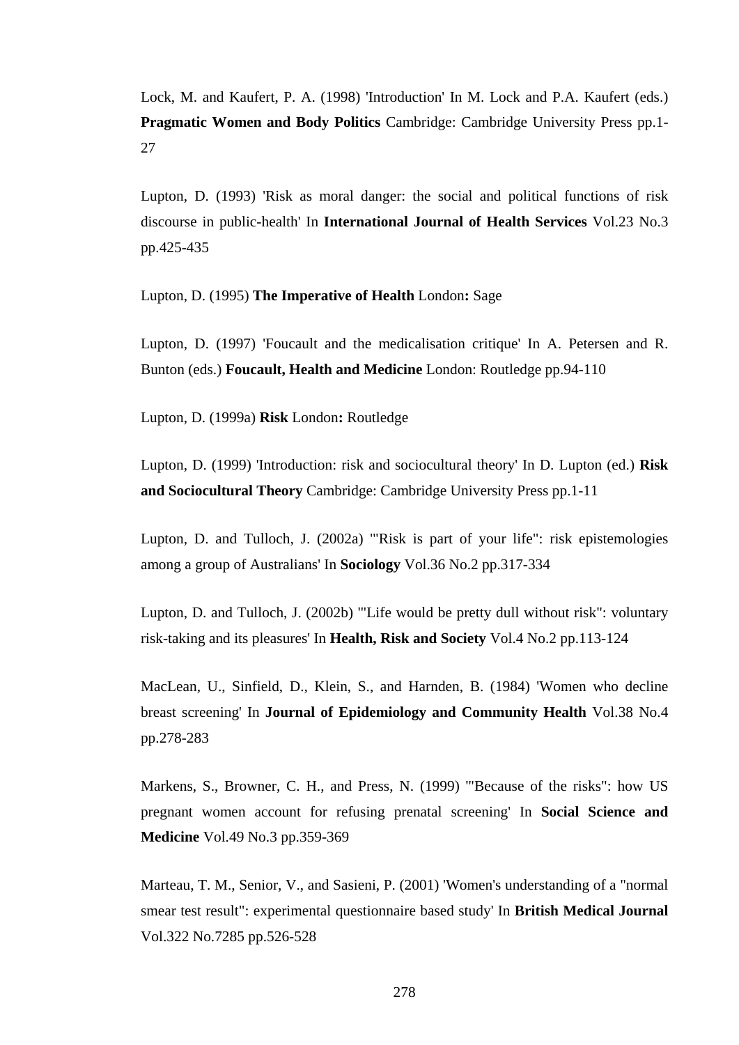Lock, M. and Kaufert, P. A. (1998) 'Introduction' In M. Lock and P.A. Kaufert (eds.) **Pragmatic Women and Body Politics** Cambridge: Cambridge University Press pp.1-27

Lupton, D. (1993) 'Risk as moral danger: the social and political functions of risk discourse in public-health' In **International Journal of Health Services** Vol.23 No.3 pp.425-435

Lupton, D. (1995) **The Imperative of Health** London**:** Sage

Lupton, D. (1997) 'Foucault and the medicalisation critique' In A. Petersen and R. Bunton (eds.) **Foucault, Health and Medicine** London: Routledge pp.94-110

Lupton, D. (1999a) **Risk** London**:** Routledge

Lupton, D. (1999) 'Introduction: risk and sociocultural theory' In D. Lupton (ed.) **Risk and Sociocultural Theory** Cambridge: Cambridge University Press pp.1-11

Lupton, D. and Tulloch, J. (2002a) '"Risk is part of your life": risk epistemologies among a group of Australians' In **Sociology** Vol.36 No.2 pp.317-334

Lupton, D. and Tulloch, J. (2002b) '"Life would be pretty dull without risk": voluntary risk-taking and its pleasures' In **Health, Risk and Society** Vol.4 No.2 pp.113-124

MacLean, U., Sinfield, D., Klein, S., and Harnden, B. (1984) 'Women who decline breast screening' In **Journal of Epidemiology and Community Health** Vol.38 No.4 pp.278-283

Markens, S., Browner, C. H., and Press, N. (1999) '"Because of the risks": how US pregnant women account for refusing prenatal screening' In **Social Science and Medicine** Vol.49 No.3 pp.359-369

Marteau, T. M., Senior, V., and Sasieni, P. (2001) 'Women's understanding of a "normal smear test result": experimental questionnaire based study' In **British Medical Journal** Vol.322 No.7285 pp.526-528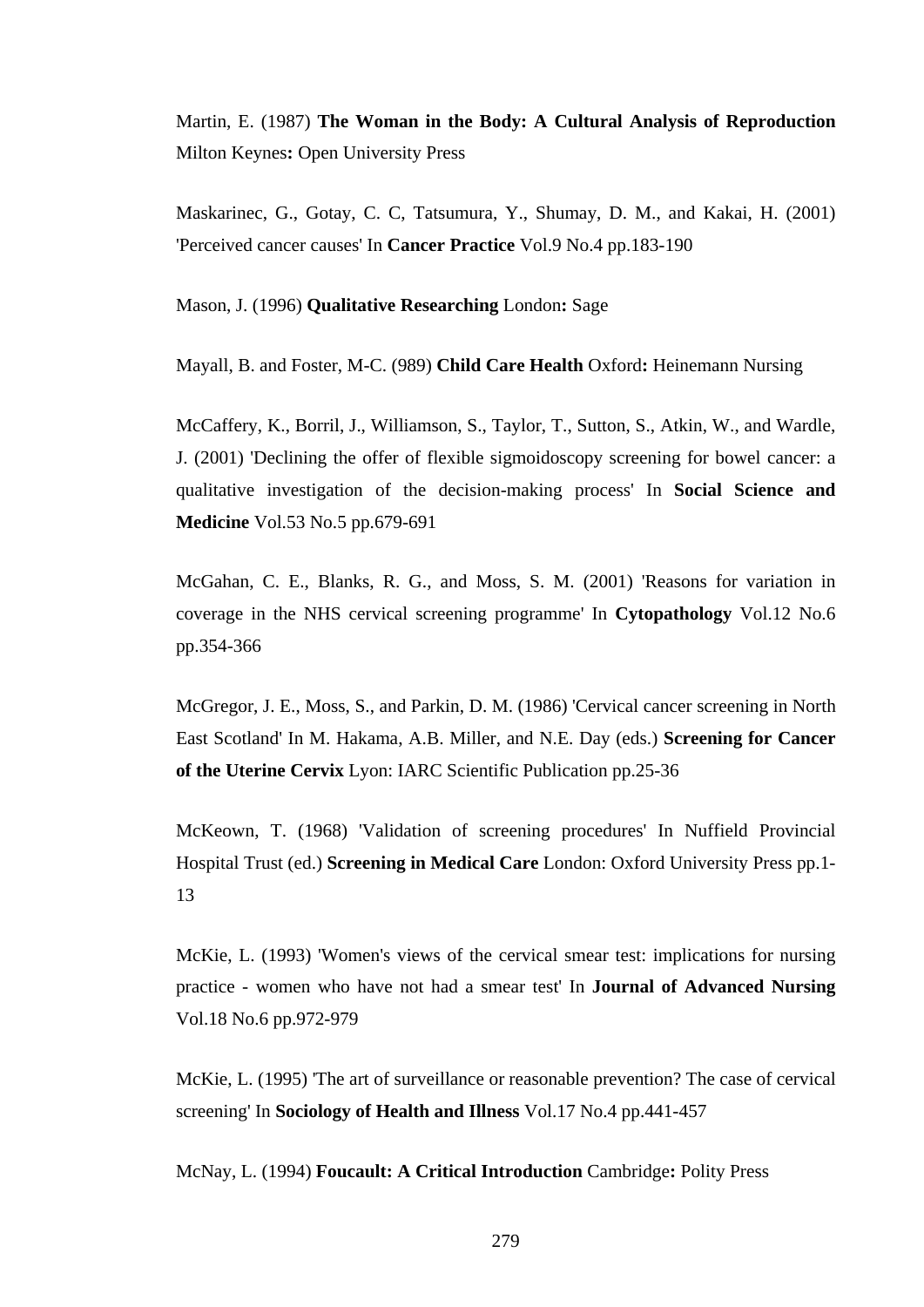Martin, E. (1987) **The Woman in the Body: A Cultural Analysis of Reproduction** Milton Keynes**:** Open University Press

Maskarinec, G., Gotay, C. C, Tatsumura, Y., Shumay, D. M., and Kakai, H. (2001) 'Perceived cancer causes' In **Cancer Practice** Vol.9 No.4 pp.183-190

Mason, J. (1996) **Qualitative Researching** London**:** Sage

Mayall, B. and Foster, M-C. (989) **Child Care Health** Oxford**:** Heinemann Nursing

McCaffery, K., Borril, J., Williamson, S., Taylor, T., Sutton, S., Atkin, W., and Wardle, J. (2001) 'Declining the offer of flexible sigmoidoscopy screening for bowel cancer: a qualitative investigation of the decision-making process' In **Social Science and Medicine** Vol.53 No.5 pp.679-691

McGahan, C. E., Blanks, R. G., and Moss, S. M. (2001) 'Reasons for variation in coverage in the NHS cervical screening programme' In **Cytopathology** Vol.12 No.6 pp.354-366

McGregor, J. E., Moss, S., and Parkin, D. M. (1986) 'Cervical cancer screening in North East Scotland' In M. Hakama, A.B. Miller, and N.E. Day (eds.) **Screening for Cancer of the Uterine Cervix** Lyon: IARC Scientific Publication pp.25-36

McKeown, T. (1968) 'Validation of screening procedures' In Nuffield Provincial Hospital Trust (ed.) **Screening in Medical Care** London: Oxford University Press pp.1-13

McKie, L. (1993) 'Women's views of the cervical smear test: implications for nursing practice - women who have not had a smear test' In **Journal of Advanced Nursing** Vol.18 No.6 pp.972-979

McKie, L. (1995) 'The art of surveillance or reasonable prevention? The case of cervical screening' In **Sociology of Health and Illness** Vol.17 No.4 pp.441-457

McNay, L. (1994) **Foucault: A Critical Introduction** Cambridge**:** Polity Press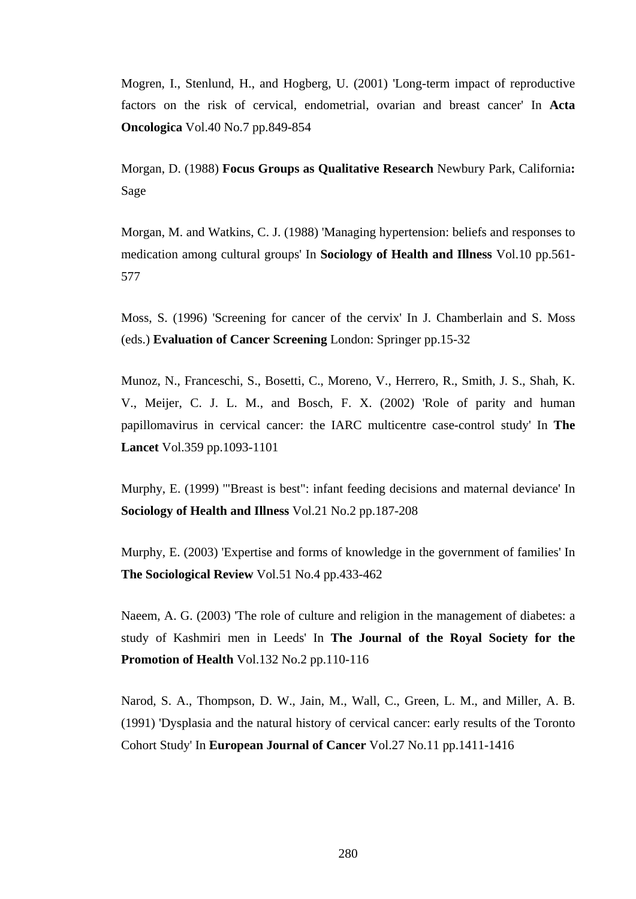Mogren, I., Stenlund, H., and Hogberg, U. (2001) 'Long-term impact of reproductive factors on the risk of cervical, endometrial, ovarian and breast cancer' In **Acta Oncologica** Vol.40 No.7 pp.849-854

Morgan, D. (1988) **Focus Groups as Qualitative Research** Newbury Park, California**:** Sage

Morgan, M. and Watkins, C. J. (1988) 'Managing hypertension: beliefs and responses to medication among cultural groups' In **Sociology of Health and Illness** Vol.10 pp.561-577

Moss, S. (1996) 'Screening for cancer of the cervix' In J. Chamberlain and S. Moss (eds.) **Evaluation of Cancer Screening** London: Springer pp.15-32

Munoz, N., Franceschi, S., Bosetti, C., Moreno, V., Herrero, R., Smith, J. S., Shah, K. V., Meijer, C. J. L. M., and Bosch, F. X. (2002) 'Role of parity and human papillomavirus in cervical cancer: the IARC multicentre case-control study' In **The Lancet** Vol.359 pp.1093-1101

Murphy, E. (1999) '"Breast is best": infant feeding decisions and maternal deviance' In **Sociology of Health and Illness** Vol.21 No.2 pp.187-208

Murphy, E. (2003) 'Expertise and forms of knowledge in the government of families' In **The Sociological Review** Vol.51 No.4 pp.433-462

Naeem, A. G. (2003) 'The role of culture and religion in the management of diabetes: a study of Kashmiri men in Leeds' In **The Journal of the Royal Society for the Promotion of Health** Vol.132 No.2 pp.110-116

Narod, S. A., Thompson, D. W., Jain, M., Wall, C., Green, L. M., and Miller, A. B. (1991) 'Dysplasia and the natural history of cervical cancer: early results of the Toronto Cohort Study' In **European Journal of Cancer** Vol.27 No.11 pp.1411-1416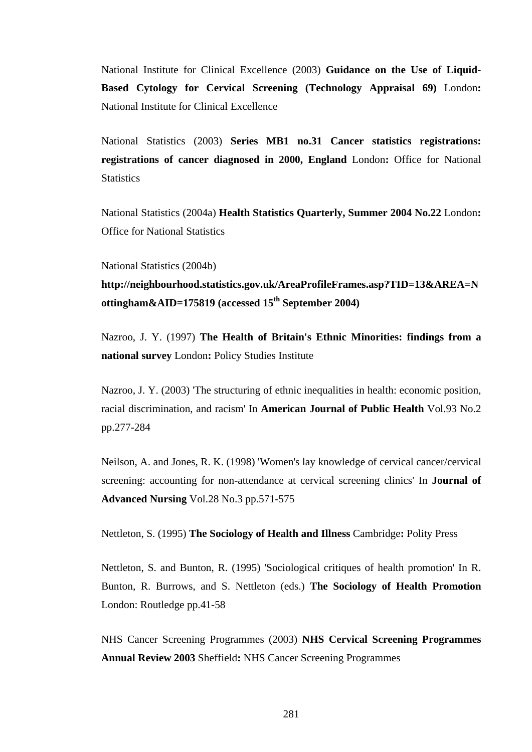National Institute for Clinical Excellence (2003) **Guidance on the Use of Liquid-Based Cytology for Cervical Screening (Technology Appraisal 69)** London**:** National Institute for Clinical Excellence

National Statistics (2003) **Series MB1 no.31 Cancer statistics registrations: registrations of cancer diagnosed in 2000, England** London**:** Office for National Statistics

National Statistics (2004a) **Health Statistics Quarterly, Summer 2004 No.22** London**:** Office for National Statistics

National Statistics (2004b) **http://neighbourhood.statistics.gov.uk/AreaProfileFrames.asp?TID=13&AREA=Nottingham&AID=175819 (accessed 15th September 2004)**

Nazroo, J. Y. (1997) **The Health of Britain's Ethnic Minorities: findings from a national survey** London**:** Policy Studies Institute

Nazroo, J. Y. (2003) 'The structuring of ethnic inequalities in health: economic position, racial discrimination, and racism' In **American Journal of Public Health** Vol.93 No.2 pp.277-284

Neilson, A. and Jones, R. K. (1998) 'Women's lay knowledge of cervical cancer/cervical screening: accounting for non-attendance at cervical screening clinics' In **Journal of Advanced Nursing** Vol.28 No.3 pp.571-575

Nettleton, S. (1995) **The Sociology of Health and Illness** Cambridge**:** Polity Press

Nettleton, S. and Bunton, R. (1995) 'Sociological critiques of health promotion' In R. Bunton, R. Burrows, and S. Nettleton (eds.) **The Sociology of Health Promotion** London: Routledge pp.41-58

NHS Cancer Screening Programmes (2003) **NHS Cervical Screening Programmes Annual Review 2003** Sheffield**:** NHS Cancer Screening Programmes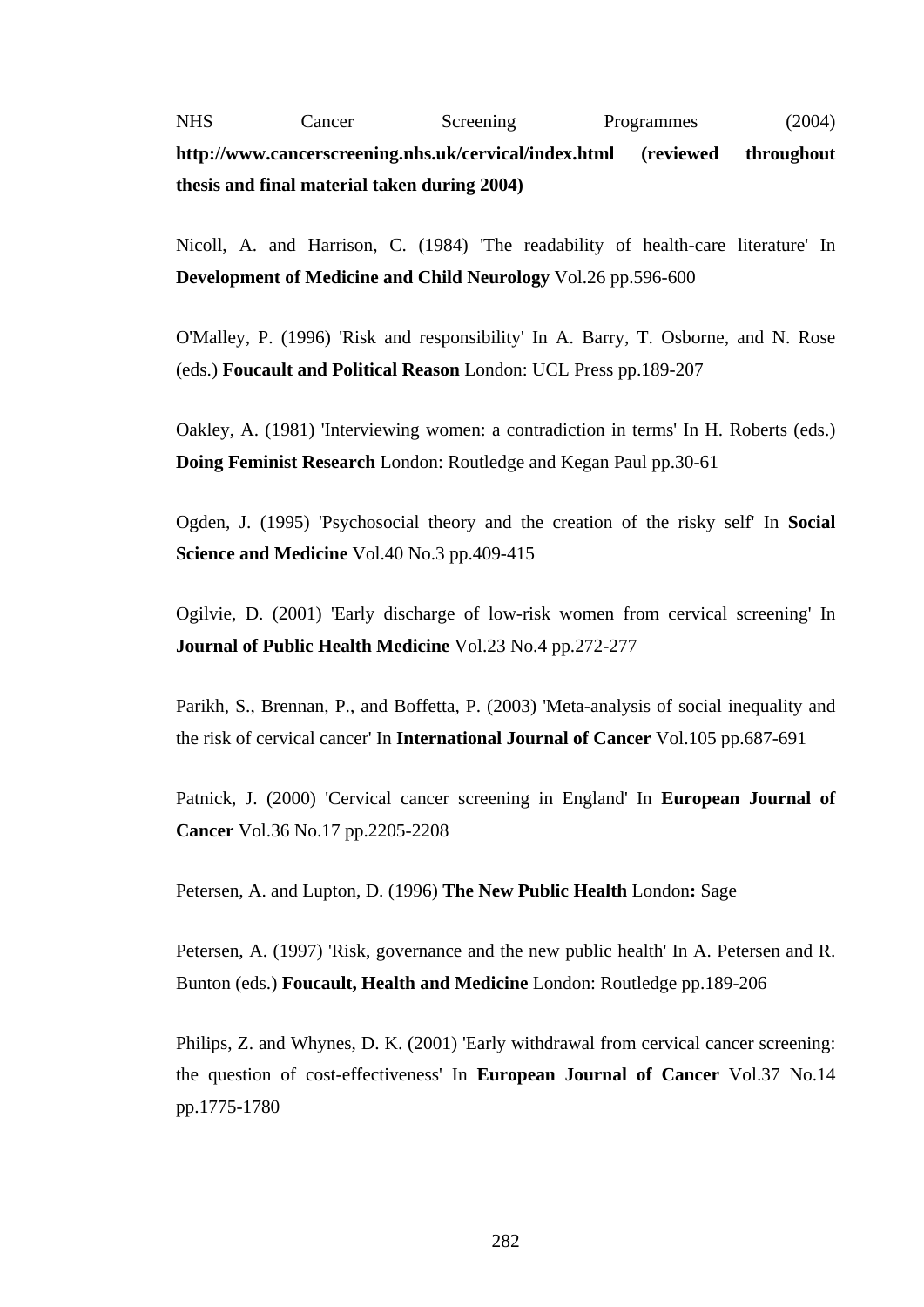NHS Cancer Screening Programmes (2004) **http://www.cancerscreening.nhs.uk/cervical/index.html (reviewed throughout thesis and final material taken during 2004)**

Nicoll, A. and Harrison, C. (1984) 'The readability of health-care literature' In **Development of Medicine and Child Neurology** Vol.26 pp.596-600

O'Malley, P. (1996) 'Risk and responsibility' In A. Barry, T. Osborne, and N. Rose (eds.) **Foucault and Political Reason** London: UCL Press pp.189-207

Oakley, A. (1981) 'Interviewing women: a contradiction in terms' In H. Roberts (eds.) **Doing Feminist Research** London: Routledge and Kegan Paul pp.30-61

Ogden, J. (1995) 'Psychosocial theory and the creation of the risky self' In **Social Science and Medicine** Vol.40 No.3 pp.409-415

Ogilvie, D. (2001) 'Early discharge of low-risk women from cervical screening' In **Journal of Public Health Medicine** Vol.23 No.4 pp.272-277

Parikh, S., Brennan, P., and Boffetta, P. (2003) 'Meta-analysis of social inequality and the risk of cervical cancer' In **International Journal of Cancer** Vol.105 pp.687-691

Patnick, J. (2000) 'Cervical cancer screening in England' In **European Journal of Cancer** Vol.36 No.17 pp.2205-2208

Petersen, A. and Lupton, D. (1996) **The New Public Health** London**:** Sage

Petersen, A. (1997) 'Risk, governance and the new public health' In A. Petersen and R. Bunton (eds.) **Foucault, Health and Medicine** London: Routledge pp.189-206

Philips, Z. and Whynes, D. K. (2001) 'Early withdrawal from cervical cancer screening: the question of cost-effectiveness' In **European Journal of Cancer** Vol.37 No.14 pp.1775-1780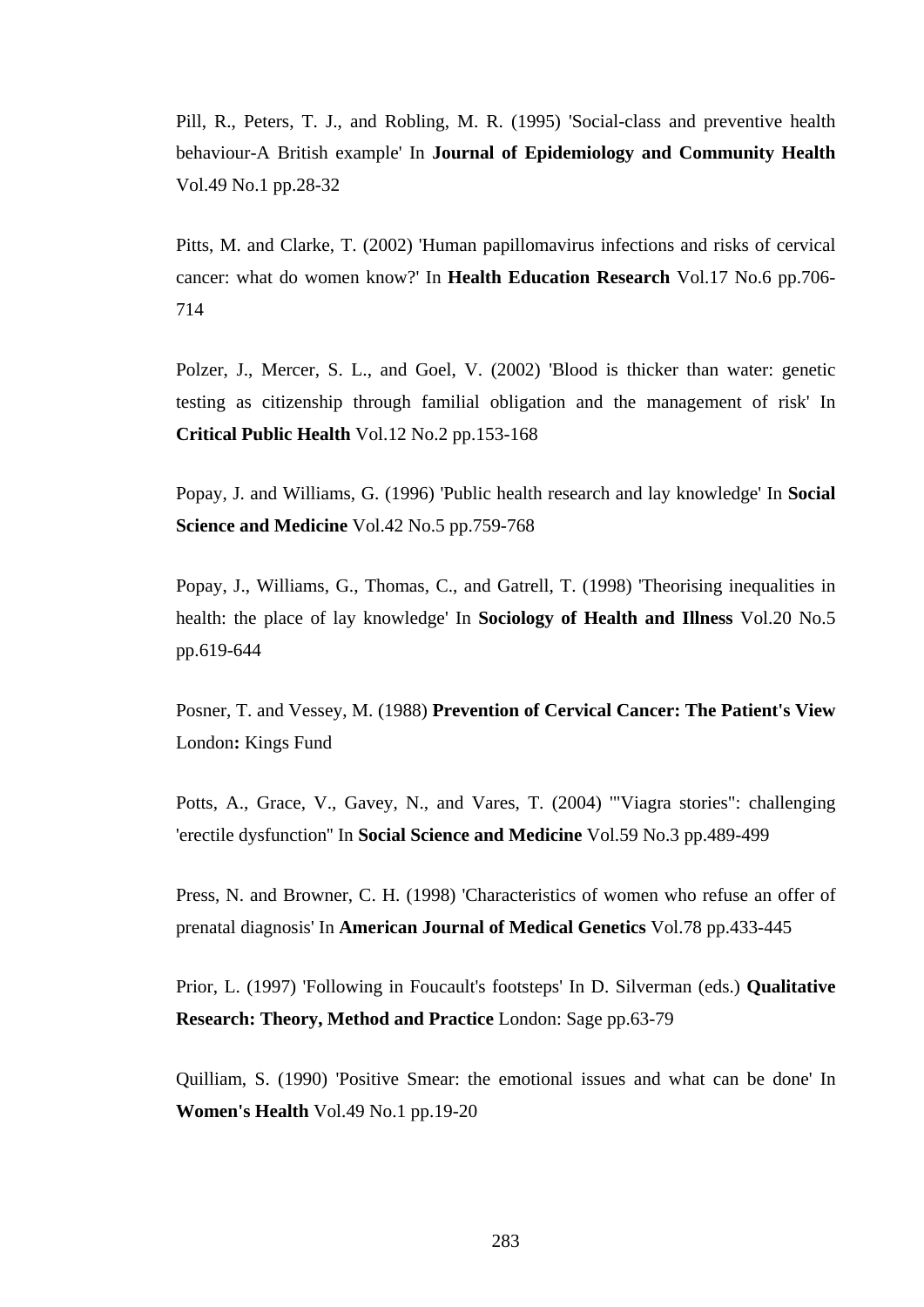Pill, R., Peters, T. J., and Robling, M. R. (1995) 'Social-class and preventive health behaviour-A British example' In **Journal of Epidemiology and Community Health** Vol.49 No.1 pp.28-32

Pitts, M. and Clarke, T. (2002) 'Human papillomavirus infections and risks of cervical cancer: what do women know?' In **Health Education Research** Vol.17 No.6 pp.706-714

Polzer, J., Mercer, S. L., and Goel, V. (2002) 'Blood is thicker than water: genetic testing as citizenship through familial obligation and the management of risk' In **Critical Public Health** Vol.12 No.2 pp.153-168

Popay, J. and Williams, G. (1996) 'Public health research and lay knowledge' In **Social Science and Medicine** Vol.42 No.5 pp.759-768

Popay, J., Williams, G., Thomas, C., and Gatrell, T. (1998) 'Theorising inequalities in health: the place of lay knowledge' In **Sociology of Health and Illness** Vol.20 No.5 pp.619-644

Posner, T. and Vessey, M. (1988) **Prevention of Cervical Cancer: The Patient's View** London**:** Kings Fund

Potts, A., Grace, V., Gavey, N., and Vares, T. (2004) '"Viagra stories": challenging 'erectile dysfunction'' In **Social Science and Medicine** Vol.59 No.3 pp.489-499

Press, N. and Browner, C. H. (1998) 'Characteristics of women who refuse an offer of prenatal diagnosis' In **American Journal of Medical Genetics** Vol.78 pp.433-445

Prior, L. (1997) 'Following in Foucault's footsteps' In D. Silverman (eds.) **Qualitative Research: Theory, Method and Practice** London: Sage pp.63-79

Quilliam, S. (1990) 'Positive Smear: the emotional issues and what can be done' In **Women's Health** Vol.49 No.1 pp.19-20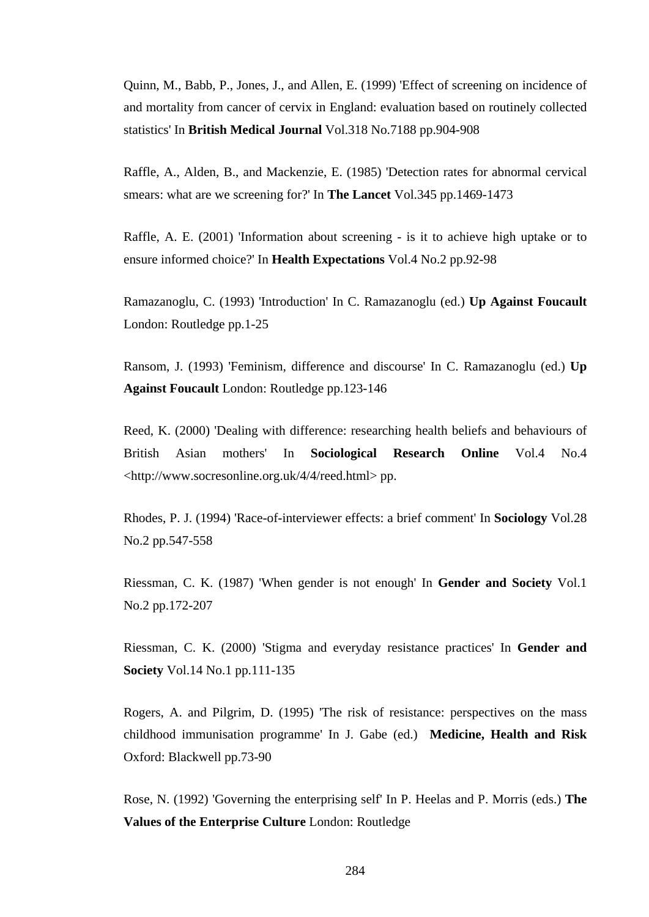Quinn, M., Babb, P., Jones, J., and Allen, E. (1999) 'Effect of screening on incidence of and mortality from cancer of cervix in England: evaluation based on routinely collected statistics' In **British Medical Journal** Vol.318 No.7188 pp.904-908

Raffle, A., Alden, B., and Mackenzie, E. (1985) 'Detection rates for abnormal cervical smears: what are we screening for?' In **The Lancet** Vol.345 pp.1469-1473

Raffle, A. E. (2001) 'Information about screening - is it to achieve high uptake or to ensure informed choice?' In **Health Expectations** Vol.4 No.2 pp.92-98

Ramazanoglu, C. (1993) 'Introduction' In C. Ramazanoglu (ed.) **Up Against Foucault** London: Routledge pp.1-25

Ransom, J. (1993) 'Feminism, difference and discourse' In C. Ramazanoglu (ed.) **Up Against Foucault** London: Routledge pp.123-146

Reed, K. (2000) 'Dealing with difference: researching health beliefs and behaviours of British Asian mothers' In **Sociological Research Online** Vol.4 No.4 <http://www.socresonline.org.uk/4/4/reed.html> pp.

Rhodes, P. J. (1994) 'Race-of-interviewer effects: a brief comment' In **Sociology** Vol.28 No.2 pp.547-558

Riessman, C. K. (1987) 'When gender is not enough' In **Gender and Society** Vol.1 No.2 pp.172-207

Riessman, C. K. (2000) 'Stigma and everyday resistance practices' In **Gender and Society** Vol.14 No.1 pp.111-135

Rogers, A. and Pilgrim, D. (1995) 'The risk of resistance: perspectives on the mass childhood immunisation programme' In J. Gabe (ed.) **Medicine, Health and Risk** Oxford: Blackwell pp.73-90

Rose, N. (1992) 'Governing the enterprising self' In P. Heelas and P. Morris (eds.) **The Values of the Enterprise Culture** London: Routledge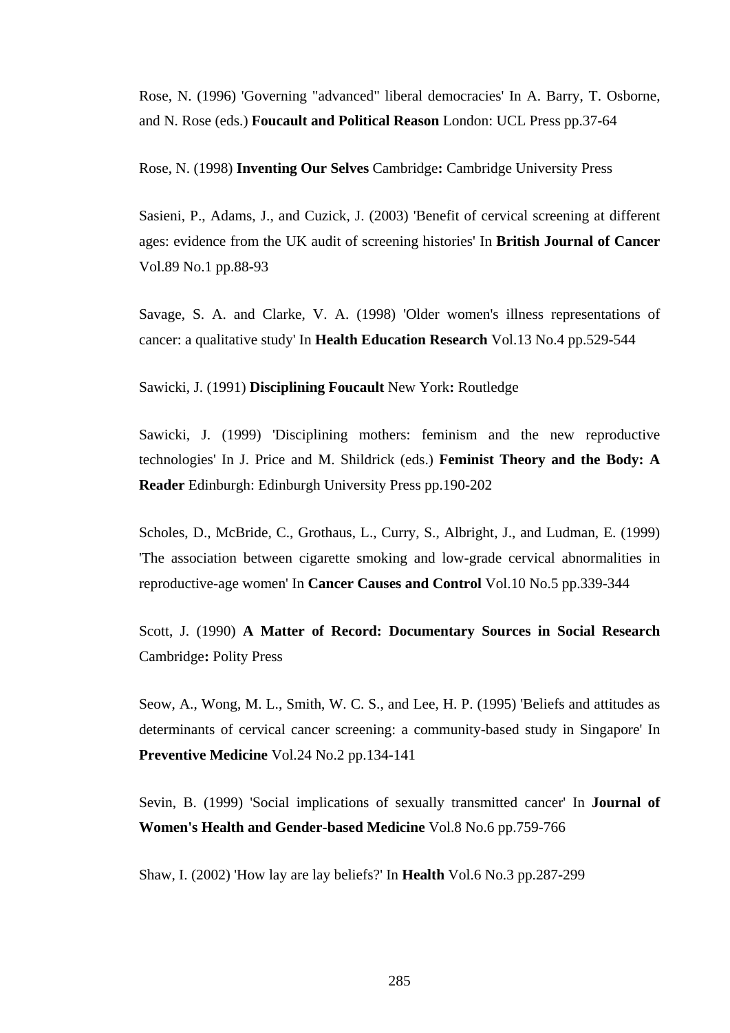Rose, N. (1996) 'Governing "advanced" liberal democracies' In A. Barry, T. Osborne, and N. Rose (eds.) **Foucault and Political Reason** London: UCL Press pp.37-64

Rose, N. (1998) **Inventing Our Selves** Cambridge**:** Cambridge University Press

Sasieni, P., Adams, J., and Cuzick, J. (2003) 'Benefit of cervical screening at different ages: evidence from the UK audit of screening histories' In **British Journal of Cancer** Vol.89 No.1 pp.88-93

Savage, S. A. and Clarke, V. A. (1998) 'Older women's illness representations of cancer: a qualitative study' In **Health Education Research** Vol.13 No.4 pp.529-544

Sawicki, J. (1991) **Disciplining Foucault** New York**:** Routledge

Sawicki, J. (1999) 'Disciplining mothers: feminism and the new reproductive technologies' In J. Price and M. Shildrick (eds.) **Feminist Theory and the Body: A Reader** Edinburgh: Edinburgh University Press pp.190-202

Scholes, D., McBride, C., Grothaus, L., Curry, S., Albright, J., and Ludman, E. (1999) 'The association between cigarette smoking and low-grade cervical abnormalities in reproductive-age women' In **Cancer Causes and Control** Vol.10 No.5 pp.339-344

Scott, J. (1990) **A Matter of Record: Documentary Sources in Social Research** Cambridge**:** Polity Press

Seow, A., Wong, M. L., Smith, W. C. S., and Lee, H. P. (1995) 'Beliefs and attitudes as determinants of cervical cancer screening: a community-based study in Singapore' In **Preventive Medicine** Vol.24 No.2 pp.134-141

Sevin, B. (1999) 'Social implications of sexually transmitted cancer' In **Journal of Women's Health and Gender-based Medicine** Vol.8 No.6 pp.759-766

Shaw, I. (2002) 'How lay are lay beliefs?' In **Health** Vol.6 No.3 pp.287-299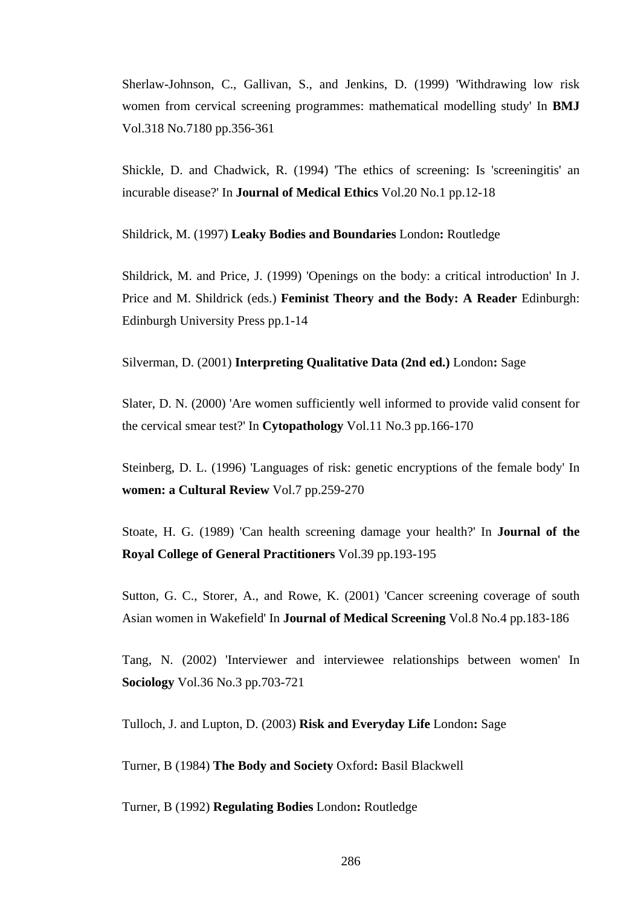Sherlaw-Johnson, C., Gallivan, S., and Jenkins, D. (1999) 'Withdrawing low risk women from cervical screening programmes: mathematical modelling study' In **BMJ** Vol.318 No.7180 pp.356-361

Shickle, D. and Chadwick, R. (1994) 'The ethics of screening: Is 'screeningitis' an incurable disease?' In **Journal of Medical Ethics** Vol.20 No.1 pp.12-18

Shildrick, M. (1997) **Leaky Bodies and Boundaries** London**:** Routledge

Shildrick, M. and Price, J. (1999) 'Openings on the body: a critical introduction' In J. Price and M. Shildrick (eds.) **Feminist Theory and the Body: A Reader** Edinburgh: Edinburgh University Press pp.1-14

Silverman, D. (2001) **Interpreting Qualitative Data (2nd ed.)** London**:** Sage

Slater, D. N. (2000) 'Are women sufficiently well informed to provide valid consent for the cervical smear test?' In **Cytopathology** Vol.11 No.3 pp.166-170

Steinberg, D. L. (1996) 'Languages of risk: genetic encryptions of the female body' In **women: a Cultural Review** Vol.7 pp.259-270

Stoate, H. G. (1989) 'Can health screening damage your health?' In **Journal of the Royal College of General Practitioners** Vol.39 pp.193-195

Sutton, G. C., Storer, A., and Rowe, K. (2001) 'Cancer screening coverage of south Asian women in Wakefield' In **Journal of Medical Screening** Vol.8 No.4 pp.183-186

Tang, N. (2002) 'Interviewer and interviewee relationships between women' In **Sociology** Vol.36 No.3 pp.703-721

Tulloch, J. and Lupton, D. (2003) **Risk and Everyday Life** London**:** Sage

Turner, B (1984) **The Body and Society** Oxford**:** Basil Blackwell

Turner, B (1992) **Regulating Bodies** London**:** Routledge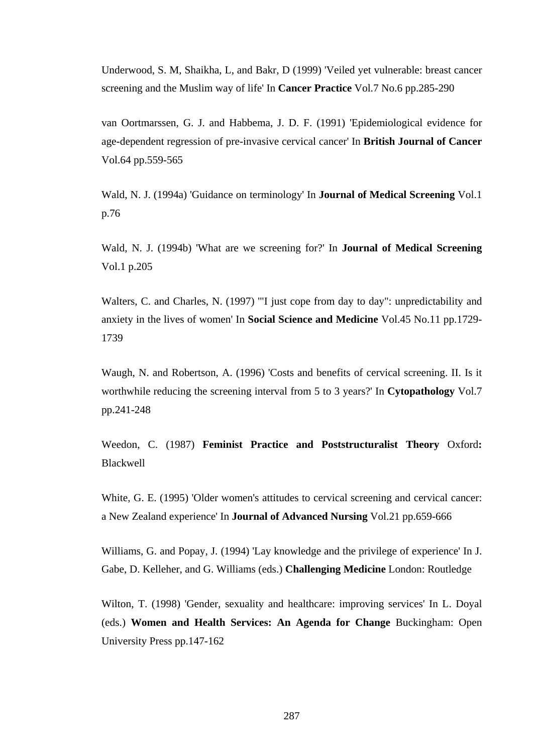Underwood, S. M, Shaikha, L, and Bakr, D (1999) 'Veiled yet vulnerable: breast cancer screening and the Muslim way of life' In **Cancer Practice** Vol.7 No.6 pp.285-290

van Oortmarssen, G. J. and Habbema, J. D. F. (1991) 'Epidemiological evidence for age-dependent regression of pre-invasive cervical cancer' In **British Journal of Cancer** Vol.64 pp.559-565

Wald, N. J. (1994a) 'Guidance on terminology' In **Journal of Medical Screening** Vol.1 p.76

Wald, N. J. (1994b) 'What are we screening for?' In **Journal of Medical Screening** Vol.1 p.205

Walters, C. and Charles, N. (1997) '"I just cope from day to day": unpredictability and anxiety in the lives of women' In **Social Science and Medicine** Vol.45 No.11 pp.1729-1739

Waugh, N. and Robertson, A. (1996) 'Costs and benefits of cervical screening. II. Is it worthwhile reducing the screening interval from 5 to 3 years?' In **Cytopathology** Vol.7 pp.241-248

Weedon, C. (1987) **Feminist Practice and Poststructuralist Theory** Oxford**:** Blackwell

White, G. E. (1995) 'Older women's attitudes to cervical screening and cervical cancer: a New Zealand experience' In **Journal of Advanced Nursing** Vol.21 pp.659-666

Williams, G. and Popay, J. (1994) 'Lay knowledge and the privilege of experience' In J. Gabe, D. Kelleher, and G. Williams (eds.) **Challenging Medicine** London: Routledge

Wilton, T. (1998) 'Gender, sexuality and healthcare: improving services' In L. Doyal (eds.) **Women and Health Services: An Agenda for Change** Buckingham: Open University Press pp.147-162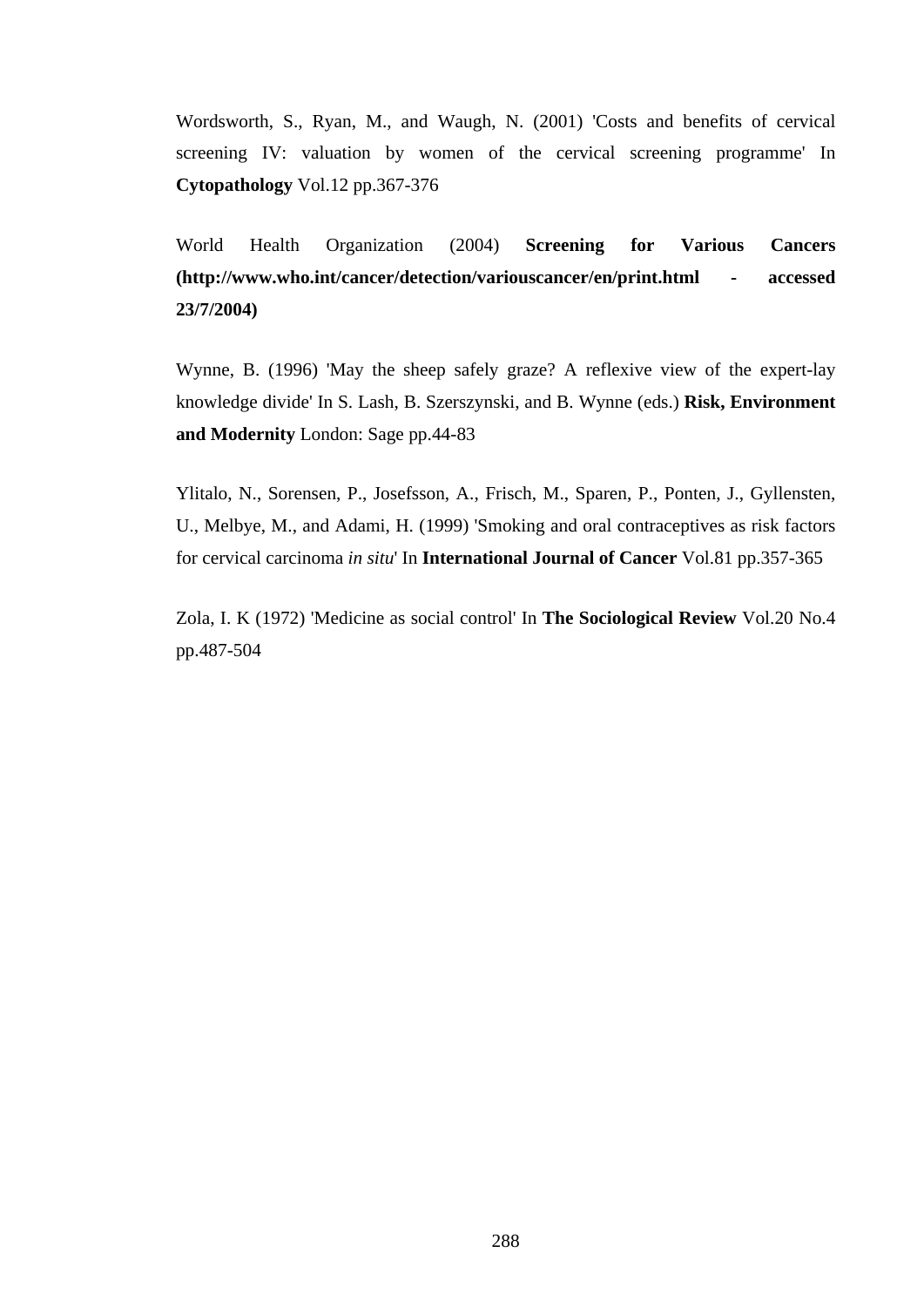Wordsworth, S., Ryan, M., and Waugh, N. (2001) 'Costs and benefits of cervical screening IV: valuation by women of the cervical screening programme' In **Cytopathology** Vol.12 pp.367-376

World Health Organization (2004) **Screening for Various Cancers (http://www.who.int/cancer/detection/variouscancer/en/print.html - accessed 23/7/2004)**

Wynne, B. (1996) 'May the sheep safely graze? A reflexive view of the expert-lay knowledge divide' In S. Lash, B. Szerszynski, and B. Wynne (eds.) **Risk, Environment and Modernity** London: Sage pp.44-83

Ylitalo, N., Sorensen, P., Josefsson, A., Frisch, M., Sparen, P., Ponten, J., Gyllensten, U., Melbye, M., and Adami, H. (1999) 'Smoking and oral contraceptives as risk factors for cervical carcinoma *in situ*' In **International Journal of Cancer** Vol.81 pp.357-365

Zola, I. K (1972) 'Medicine as social control' In **The Sociological Review** Vol.20 No.4 pp.487-504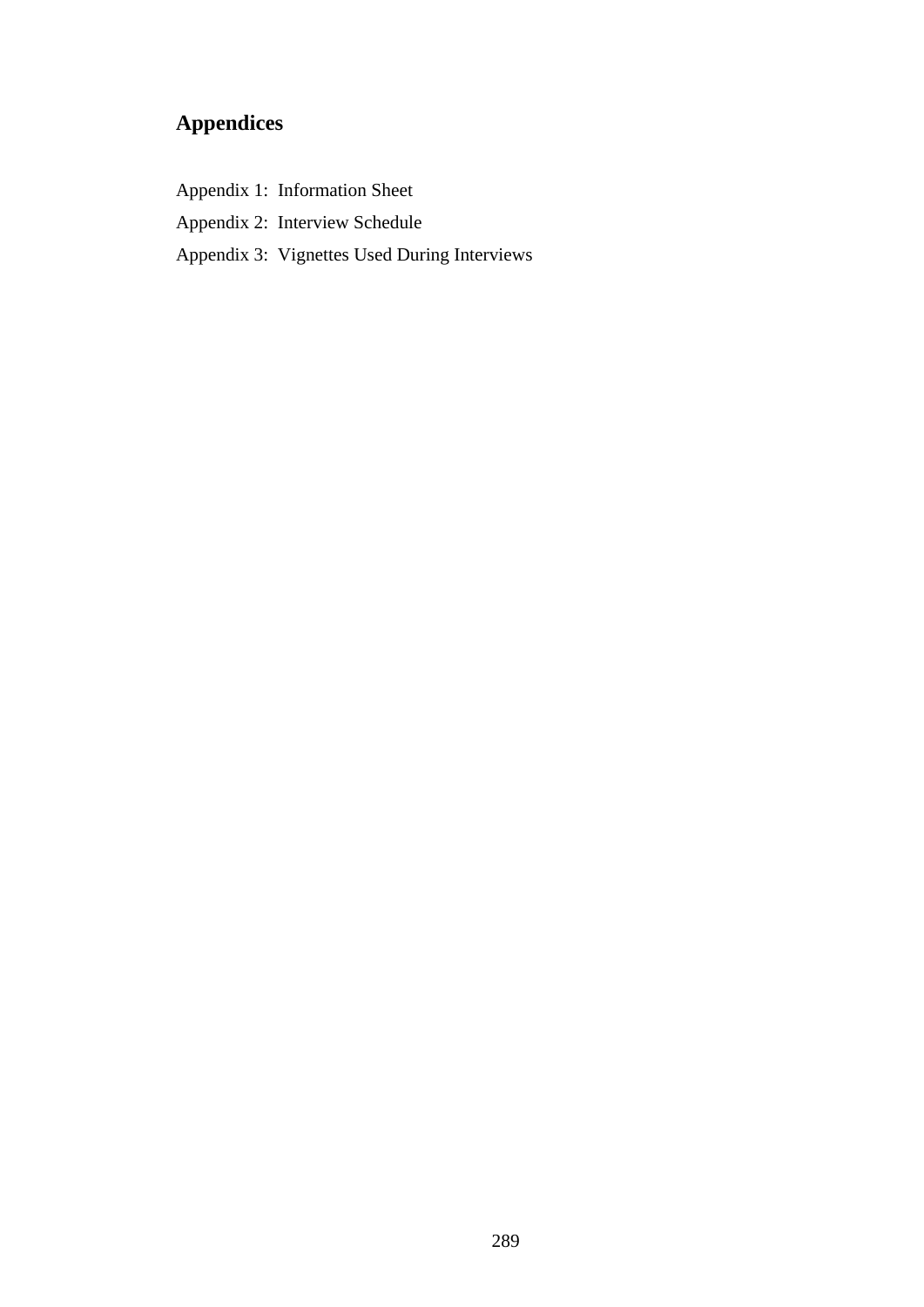# Appendices

Appendix 1: Information Sheet

Appendix 2: Interview Schedule

Appendix 3: Vignettes Used During Interviews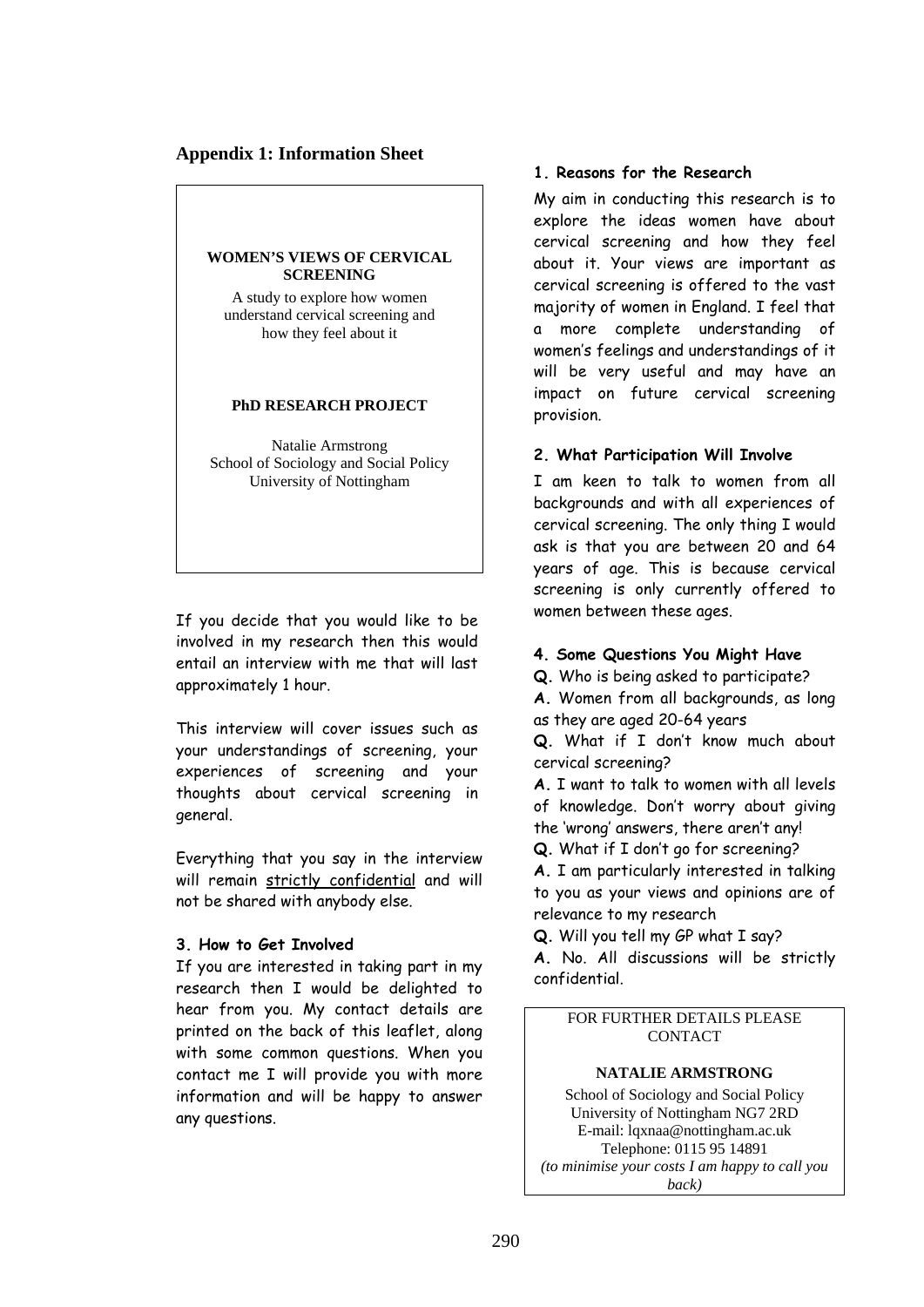## Appendix 1: Information Sheet

**WOMEN'S VIEWS OF CERVICAL SCREENING**

A study to explore how women understand cervical screening and how they feel about it

**PhD RESEARCH PROJECT**

Natalie Armstrong
School of Sociology and Social Policy
University of Nottingham

If you decide that you would like to be involved in my research then this would entail an interview with me that will last approximately 1 hour.

This interview will cover issues such as your understandings of screening, your experiences of screening and your thoughts about cervical screening in general.

Everything that you say in the interview will remain strictly confidential and will not be shared with anybody else.

**3. How to Get Involved**

If you are interested in taking part in my research then I would be delighted to hear from you. My contact details are printed on the back of this leaflet, along with some common questions. When you contact me I will provide you with more information and will be happy to answer any questions.

**1. Reasons for the Research**

My aim in conducting this research is to explore the ideas women have about cervical screening and how they feel about it. Your views are important as cervical screening is offered to the vast majority of women in England. I feel that a more complete understanding of women's feelings and understandings of it will be very useful and may have an impact on future cervical screening provision.

**2. What Participation Will Involve**

I am keen to talk to women from all backgrounds and with all experiences of cervical screening. The only thing I would ask is that you are between 20 and 64 years of age. This is because cervical screening is only currently offered to women between these ages.

**4. Some Questions You Might Have**

**Q.** Who is being asked to participate?

**A.** Women from all backgrounds, as long as they are aged 20-64 years

**Q.** What if I don't know much about cervical screening?

**A.** I want to talk to women with all levels of knowledge. Don't worry about giving the 'wrong' answers, there aren't any!

**Q.** What if I don't go for screening?

**A.** I am particularly interested in talking to you as your views and opinions are of relevance to my research

**Q.** Will you tell my GP what I say?

**A.** No. All discussions will be strictly confidential.

FOR FURTHER DETAILS PLEASE CONTACT

**NATALIE ARMSTRONG**

School of Sociology and Social Policy
University of Nottingham NG7 2RD
E-mail: lqxnaa@nottingham.ac.uk
Telephone: 0115 95 14891
*(to minimise your costs I am happy to call you back)*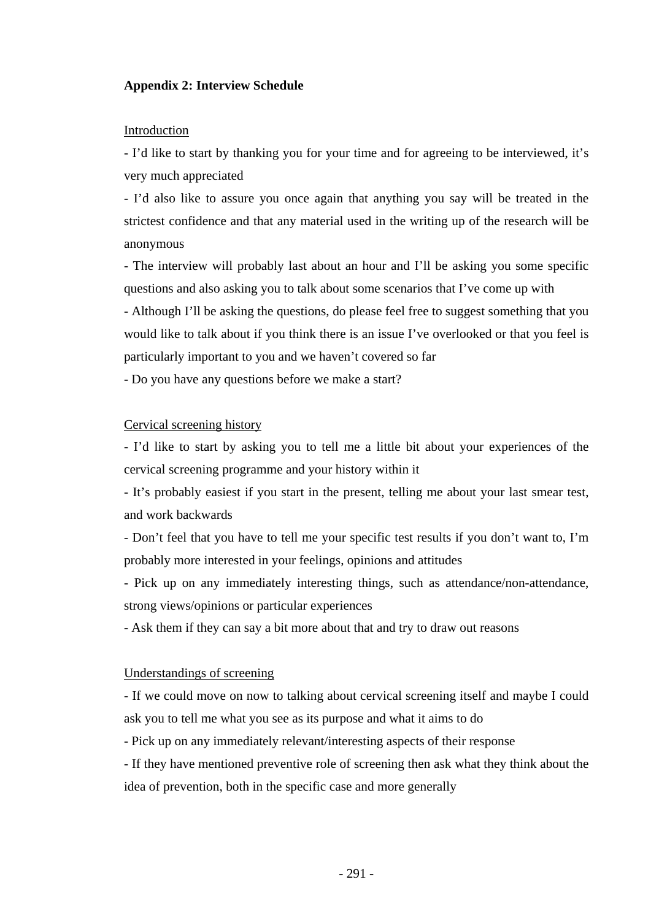**Appendix 2: Interview Schedule**

<u>Introduction</u>

- I'd like to start by thanking you for your time and for agreeing to be interviewed, it's very much appreciated
- I'd also like to assure you once again that anything you say will be treated in the strictest confidence and that any material used in the writing up of the research will be anonymous
- The interview will probably last about an hour and I'll be asking you some specific questions and also asking you to talk about some scenarios that I've come up with
- Although I'll be asking the questions, do please feel free to suggest something that you would like to talk about if you think there is an issue I've overlooked or that you feel is particularly important to you and we haven't covered so far
- Do you have any questions before we make a start?

<u>Cervical screening history</u>

- I'd like to start by asking you to tell me a little bit about your experiences of the cervical screening programme and your history within it
- It's probably easiest if you start in the present, telling me about your last smear test, and work backwards
- Don't feel that you have to tell me your specific test results if you don't want to, I'm probably more interested in your feelings, opinions and attitudes
- Pick up on any immediately interesting things, such as attendance/non-attendance, strong views/opinions or particular experiences
- Ask them if they can say a bit more about that and try to draw out reasons

<u>Understandings of screening</u>

- If we could move on now to talking about cervical screening itself and maybe I could ask you to tell me what you see as its purpose and what it aims to do
- Pick up on any immediately relevant/interesting aspects of their response
- If they have mentioned preventive role of screening then ask what they think about the idea of prevention, both in the specific case and more generally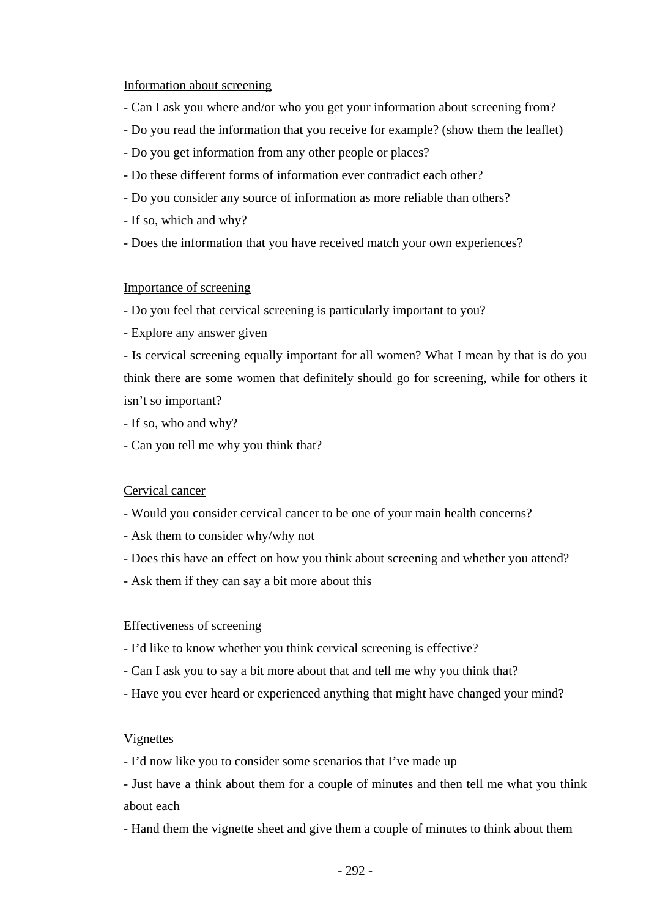Information about screening

- Can I ask you where and/or who you get your information about screening from?
- Do you read the information that you receive for example? (show them the leaflet)
- Do you get information from any other people or places?
- Do these different forms of information ever contradict each other?
- Do you consider any source of information as more reliable than others?
- If so, which and why?
- Does the information that you have received match your own experiences?

Importance of screening

- Do you feel that cervical screening is particularly important to you?
- Explore any answer given
- Is cervical screening equally important for all women? What I mean by that is do you think there are some women that definitely should go for screening, while for others it isn't so important?
- If so, who and why?
- Can you tell me why you think that?

Cervical cancer

- Would you consider cervical cancer to be one of your main health concerns?
- Ask them to consider why/why not
- Does this have an effect on how you think about screening and whether you attend?
- Ask them if they can say a bit more about this

Effectiveness of screening

- I'd like to know whether you think cervical screening is effective?
- Can I ask you to say a bit more about that and tell me why you think that?
- Have you ever heard or experienced anything that might have changed your mind?

Vignettes

- I'd now like you to consider some scenarios that I've made up
- Just have a think about them for a couple of minutes and then tell me what you think about each
- Hand them the vignette sheet and give them a couple of minutes to think about them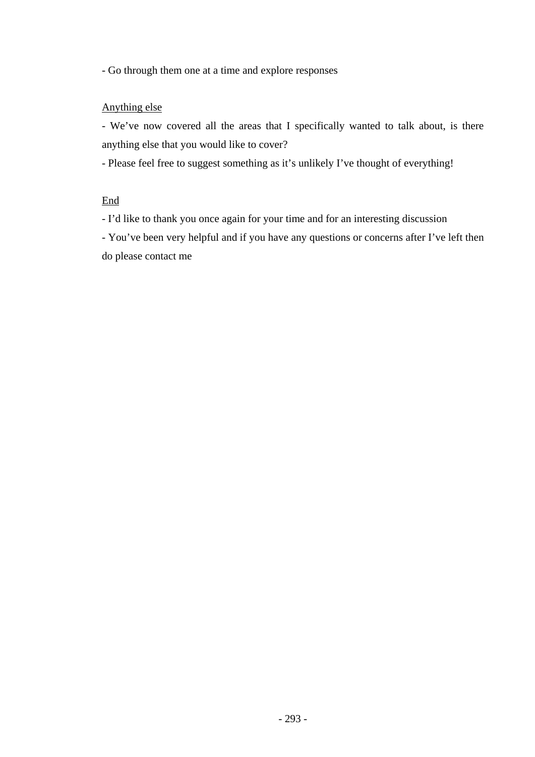- Go through them one at a time and explore responses

<u>Anything else</u>

- We've now covered all the areas that I specifically wanted to talk about, is there anything else that you would like to cover?
- Please feel free to suggest something as it's unlikely I've thought of everything!

<u>End</u>

- I'd like to thank you once again for your time and for an interesting discussion
- You've been very helpful and if you have any questions or concerns after I've left then do please contact me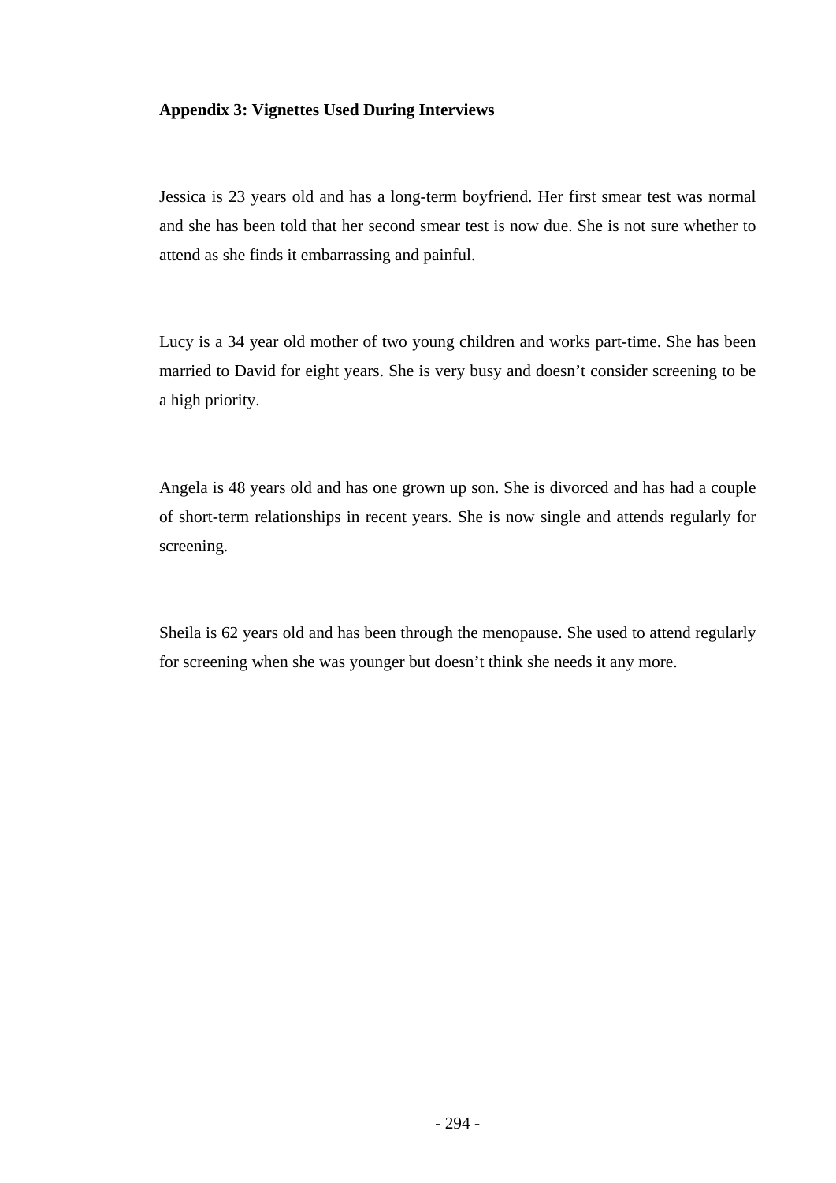**Appendix 3: Vignettes Used During Interviews**

Jessica is 23 years old and has a long-term boyfriend. Her first smear test was normal and she has been told that her second smear test is now due. She is not sure whether to attend as she finds it embarrassing and painful.

Lucy is a 34 year old mother of two young children and works part-time. She has been married to David for eight years. She is very busy and doesn't consider screening to be a high priority.

Angela is 48 years old and has one grown up son. She is divorced and has had a couple of short-term relationships in recent years. She is now single and attends regularly for screening.

Sheila is 62 years old and has been through the menopause. She used to attend regularly for screening when she was younger but doesn't think she needs it any more.